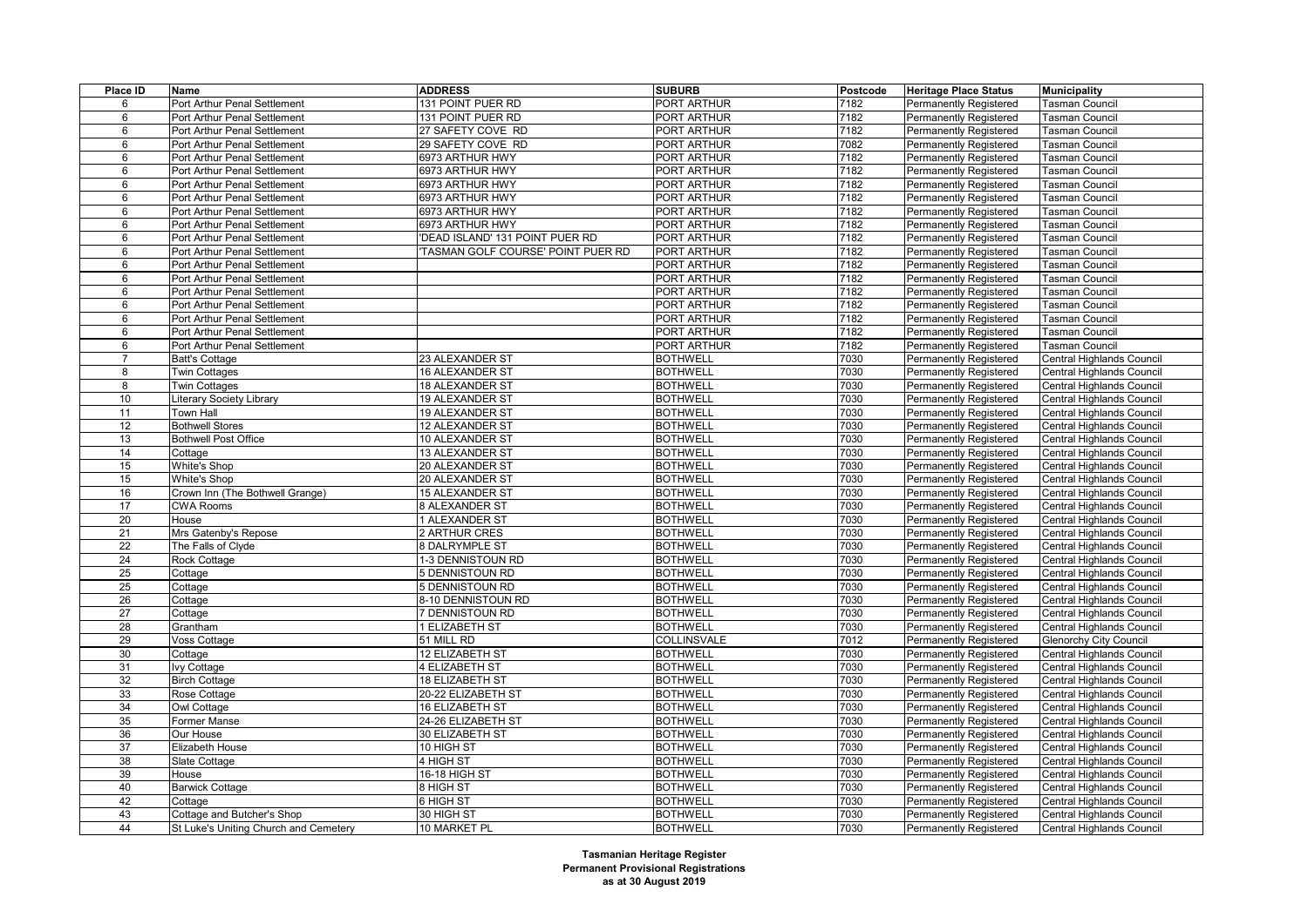| Place ID | Name | ADDRESS | SUBURB | Postcode | Heritage Place Status | Municipality |
|---|---|---|---|---|---|---|
| 6 | Port Arthur Penal Settlement | 131 POINT PUER RD | PORT ARTHUR | 7182 | Permanently Registered | Tasman Council |
| 6 | Port Arthur Penal Settlement | 131 POINT PUER RD | PORT ARTHUR | 7182 | Permanently Registered | Tasman Council |
| 6 | Port Arthur Penal Settlement | 27 SAFETY COVE RD | PORT ARTHUR | 7182 | Permanently Registered | Tasman Council |
| 6 | Port Arthur Penal Settlement | 29 SAFETY COVE RD | PORT ARTHUR | 7082 | Permanently Registered | Tasman Council |
| 6 | Port Arthur Penal Settlement | 6973 ARTHUR HWY | PORT ARTHUR | 7182 | Permanently Registered | Tasman Council |
| 6 | Port Arthur Penal Settlement | 6973 ARTHUR HWY | PORT ARTHUR | 7182 | Permanently Registered | Tasman Council |
| 6 | Port Arthur Penal Settlement | 6973 ARTHUR HWY | PORT ARTHUR | 7182 | Permanently Registered | Tasman Council |
| 6 | Port Arthur Penal Settlement | 6973 ARTHUR HWY | PORT ARTHUR | 7182 | Permanently Registered | Tasman Council |
| 6 | Port Arthur Penal Settlement | 6973 ARTHUR HWY | PORT ARTHUR | 7182 | Permanently Registered | Tasman Council |
| 6 | Port Arthur Penal Settlement | 6973 ARTHUR HWY | PORT ARTHUR | 7182 | Permanently Registered | Tasman Council |
| 6 | Port Arthur Penal Settlement | 'DEAD ISLAND' 131 POINT PUER RD | PORT ARTHUR | 7182 | Permanently Registered | Tasman Council |
| 6 | Port Arthur Penal Settlement | 'TASMAN GOLF COURSE' POINT PUER RD | PORT ARTHUR | 7182 | Permanently Registered | Tasman Council |
| 6 | Port Arthur Penal Settlement | | PORT ARTHUR | 7182 | Permanently Registered | Tasman Council |
| 6 | Port Arthur Penal Settlement | | PORT ARTHUR | 7182 | Permanently Registered | Tasman Council |
| 6 | Port Arthur Penal Settlement | | PORT ARTHUR | 7182 | Permanently Registered | Tasman Council |
| 6 | Port Arthur Penal Settlement | | PORT ARTHUR | 7182 | Permanently Registered | Tasman Council |
| 6 | Port Arthur Penal Settlement | | PORT ARTHUR | 7182 | Permanently Registered | Tasman Council |
| 6 | Port Arthur Penal Settlement | | PORT ARTHUR | 7182 | Permanently Registered | Tasman Council |
| 6 | Port Arthur Penal Settlement | | PORT ARTHUR | 7182 | Permanently Registered | Tasman Council |
| 7 | Batt's Cottage | 23 ALEXANDER ST | BOTHWELL | 7030 | Permanently Registered | Central Highlands Council |
| 8 | Twin Cottages | 16 ALEXANDER ST | BOTHWELL | 7030 | Permanently Registered | Central Highlands Council |
| 8 | Twin Cottages | 18 ALEXANDER ST | BOTHWELL | 7030 | Permanently Registered | Central Highlands Council |
| 10 | Literary Society Library | 19 ALEXANDER ST | BOTHWELL | 7030 | Permanently Registered | Central Highlands Council |
| 11 | Town Hall | 19 ALEXANDER ST | BOTHWELL | 7030 | Permanently Registered | Central Highlands Council |
| 12 | Bothwell Stores | 12 ALEXANDER ST | BOTHWELL | 7030 | Permanently Registered | Central Highlands Council |
| 13 | Bothwell Post Office | 10 ALEXANDER ST | BOTHWELL | 7030 | Permanently Registered | Central Highlands Council |
| 14 | Cottage | 13 ALEXANDER ST | BOTHWELL | 7030 | Permanently Registered | Central Highlands Council |
| 15 | White's Shop | 20 ALEXANDER ST | BOTHWELL | 7030 | Permanently Registered | Central Highlands Council |
| 15 | White's Shop | 20 ALEXANDER ST | BOTHWELL | 7030 | Permanently Registered | Central Highlands Council |
| 16 | Crown Inn (The Bothwell Grange) | 15 ALEXANDER ST | BOTHWELL | 7030 | Permanently Registered | Central Highlands Council |
| 17 | CWA Rooms | 8 ALEXANDER ST | BOTHWELL | 7030 | Permanently Registered | Central Highlands Council |
| 20 | House | 1 ALEXANDER ST | BOTHWELL | 7030 | Permanently Registered | Central Highlands Council |
| 21 | Mrs Gatenby's Repose | 2 ARTHUR CRES | BOTHWELL | 7030 | Permanently Registered | Central Highlands Council |
| 22 | The Falls of Clyde | 8 DALRYMPLE ST | BOTHWELL | 7030 | Permanently Registered | Central Highlands Council |
| 24 | Rock Cottage | 1-3 DENNISTOUN RD | BOTHWELL | 7030 | Permanently Registered | Central Highlands Council |
| 25 | Cottage | 5 DENNISTOUN RD | BOTHWELL | 7030 | Permanently Registered | Central Highlands Council |
| 25 | Cottage | 5 DENNISTOUN RD | BOTHWELL | 7030 | Permanently Registered | Central Highlands Council |
| 26 | Cottage | 8-10 DENNISTOUN RD | BOTHWELL | 7030 | Permanently Registered | Central Highlands Council |
| 27 | Cottage | 7 DENNISTOUN RD | BOTHWELL | 7030 | Permanently Registered | Central Highlands Council |
| 28 | Grantham | 1 ELIZABETH ST | BOTHWELL | 7030 | Permanently Registered | Central Highlands Council |
| 29 | Voss Cottage | 51 MILL RD | COLLINSVALE | 7012 | Permanently Registered | Glenorchy City Council |
| 30 | Cottage | 12 ELIZABETH ST | BOTHWELL | 7030 | Permanently Registered | Central Highlands Council |
| 31 | Ivy Cottage | 4 ELIZABETH ST | BOTHWELL | 7030 | Permanently Registered | Central Highlands Council |
| 32 | Birch Cottage | 18 ELIZABETH ST | BOTHWELL | 7030 | Permanently Registered | Central Highlands Council |
| 33 | Rose Cottage | 20-22 ELIZABETH ST | BOTHWELL | 7030 | Permanently Registered | Central Highlands Council |
| 34 | Owl Cottage | 16 ELIZABETH ST | BOTHWELL | 7030 | Permanently Registered | Central Highlands Council |
| 35 | Former Manse | 24-26 ELIZABETH ST | BOTHWELL | 7030 | Permanently Registered | Central Highlands Council |
| 36 | Our House | 30 ELIZABETH ST | BOTHWELL | 7030 | Permanently Registered | Central Highlands Council |
| 37 | Elizabeth House | 10 HIGH ST | BOTHWELL | 7030 | Permanently Registered | Central Highlands Council |
| 38 | Slate Cottage | 4 HIGH ST | BOTHWELL | 7030 | Permanently Registered | Central Highlands Council |
| 39 | House | 16-18 HIGH ST | BOTHWELL | 7030 | Permanently Registered | Central Highlands Council |
| 40 | Barwick Cottage | 8 HIGH ST | BOTHWELL | 7030 | Permanently Registered | Central Highlands Council |
| 42 | Cottage | 6 HIGH ST | BOTHWELL | 7030 | Permanently Registered | Central Highlands Council |
| 43 | Cottage and Butcher's Shop | 30 HIGH ST | BOTHWELL | 7030 | Permanently Registered | Central Highlands Council |
| 44 | St Luke's Uniting Church and Cemetery | 10 MARKET PL | BOTHWELL | 7030 | Permanently Registered | Central Highlands Council |

**Tasmanian Heritage Register**
**Permanent Provisional Registrations**
**as at 30 August 2019**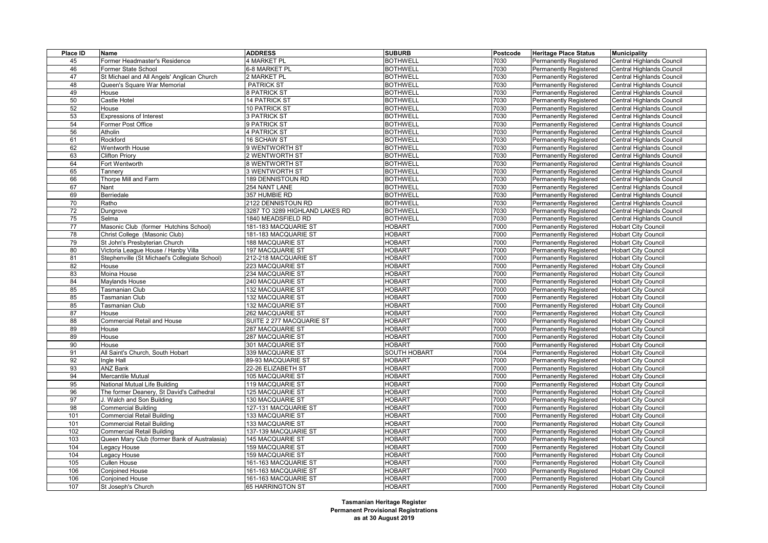| Place ID | Name | ADDRESS | SUBURB | Postcode | Heritage Place Status | Municipality |
|---|---|---|---|---|---|---|
| 45 | Former Headmaster's Residence | 4 MARKET PL | BOTHWELL | 7030 | Permanently Registered | Central Highlands Council |
| 46 | Former State School | 6-8 MARKET PL | BOTHWELL | 7030 | Permanently Registered | Central Highlands Council |
| 47 | St Michael and All Angels' Anglican Church | 2 MARKET PL | BOTHWELL | 7030 | Permanently Registered | Central Highlands Council |
| 48 | Queen's Square War Memorial | PATRICK ST | BOTHWELL | 7030 | Permanently Registered | Central Highlands Council |
| 49 | House | 8 PATRICK ST | BOTHWELL | 7030 | Permanently Registered | Central Highlands Council |
| 50 | Castle Hotel | 14 PATRICK ST | BOTHWELL | 7030 | Permanently Registered | Central Highlands Council |
| 52 | House | 10 PATRICK ST | BOTHWELL | 7030 | Permanently Registered | Central Highlands Council |
| 53 | Expressions of Interest | 3 PATRICK ST | BOTHWELL | 7030 | Permanently Registered | Central Highlands Council |
| 54 | Former Post Office | 9 PATRICK ST | BOTHWELL | 7030 | Permanently Registered | Central Highlands Council |
| 56 | Atholin | 4 PATRICK ST | BOTHWELL | 7030 | Permanently Registered | Central Highlands Council |
| 61 | Rockford | 16 SCHAW ST | BOTHWELL | 7030 | Permanently Registered | Central Highlands Council |
| 62 | Wentworth House | 9 WENTWORTH ST | BOTHWELL | 7030 | Permanently Registered | Central Highlands Council |
| 63 | Clifton Priory | 2 WENTWORTH ST | BOTHWELL | 7030 | Permanently Registered | Central Highlands Council |
| 64 | Fort Wentworth | 8 WENTWORTH ST | BOTHWELL | 7030 | Permanently Registered | Central Highlands Council |
| 65 | Tannery | 3 WENTWORTH ST | BOTHWELL | 7030 | Permanently Registered | Central Highlands Council |
| 66 | Thorpe Mill and Farm | 189 DENNISTOUN RD | BOTHWELL | 7030 | Permanently Registered | Central Highlands Council |
| 67 | Nant | 254 NANT LANE | BOTHWELL | 7030 | Permanently Registered | Central Highlands Council |
| 69 | Berriedale | 357 HUMBIE RD | BOTHWELL | 7030 | Permanently Registered | Central Highlands Council |
| 70 | Ratho | 2122 DENNISTOUN RD | BOTHWELL | 7030 | Permanently Registered | Central Highlands Council |
| 72 | Dungrove | 3287 TO 3289 HIGHLAND LAKES RD | BOTHWELL | 7030 | Permanently Registered | Central Highlands Council |
| 75 | Selma | 1840 MEADSFIELD RD | BOTHWELL | 7030 | Permanently Registered | Central Highlands Council |
| 77 | Masonic Club (former Hutchins School) | 181-183 MACQUARIE ST | HOBART | 7000 | Permanently Registered | Hobart City Council |
| 78 | Christ College (Masonic Club) | 181-183 MACQUARIE ST | HOBART | 7000 | Permanently Registered | Hobart City Council |
| 79 | St John's Presbyterian Church | 188 MACQUARIE ST | HOBART | 7000 | Permanently Registered | Hobart City Council |
| 80 | Victoria League House / Hanby Villa | 197 MACQUARIE ST | HOBART | 7000 | Permanently Registered | Hobart City Council |
| 81 | Stephenville (St Michael's Collegiate School) | 212-218 MACQUARIE ST | HOBART | 7000 | Permanently Registered | Hobart City Council |
| 82 | House | 223 MACQUARIE ST | HOBART | 7000 | Permanently Registered | Hobart City Council |
| 83 | Moina House | 234 MACQUARIE ST | HOBART | 7000 | Permanently Registered | Hobart City Council |
| 84 | Maylands House | 240 MACQUARIE ST | HOBART | 7000 | Permanently Registered | Hobart City Council |
| 85 | Tasmanian Club | 132 MACQUARIE ST | HOBART | 7000 | Permanently Registered | Hobart City Council |
| 85 | Tasmanian Club | 132 MACQUARIE ST | HOBART | 7000 | Permanently Registered | Hobart City Council |
| 85 | Tasmanian Club | 132 MACQUARIE ST | HOBART | 7000 | Permanently Registered | Hobart City Council |
| 87 | House | 262 MACQUARIE ST | HOBART | 7000 | Permanently Registered | Hobart City Council |
| 88 | Commercial Retail and House | SUITE 2 277 MACQUARIE ST | HOBART | 7000 | Permanently Registered | Hobart City Council |
| 89 | House | 287 MACQUARIE ST | HOBART | 7000 | Permanently Registered | Hobart City Council |
| 89 | House | 287 MACQUARIE ST | HOBART | 7000 | Permanently Registered | Hobart City Council |
| 90 | House | 301 MACQUARIE ST | HOBART | 7000 | Permanently Registered | Hobart City Council |
| 91 | All Saint's Church, South Hobart | 339 MACQUARIE ST | SOUTH HOBART | 7004 | Permanently Registered | Hobart City Council |
| 92 | Ingle Hall | 89-93 MACQUARIE ST | HOBART | 7000 | Permanently Registered | Hobart City Council |
| 93 | ANZ Bank | 22-26 ELIZABETH ST | HOBART | 7000 | Permanently Registered | Hobart City Council |
| 94 | Mercantile Mutual | 105 MACQUARIE ST | HOBART | 7000 | Permanently Registered | Hobart City Council |
| 95 | National Mutual Life Building | 119 MACQUARIE ST | HOBART | 7000 | Permanently Registered | Hobart City Council |
| 96 | The former Deanery, St David's Cathedral | 125 MACQUARIE ST | HOBART | 7000 | Permanently Registered | Hobart City Council |
| 97 | J. Walch and Son Building | 130 MACQUARIE ST | HOBART | 7000 | Permanently Registered | Hobart City Council |
| 98 | Commercial Building | 127-131 MACQUARIE ST | HOBART | 7000 | Permanently Registered | Hobart City Council |
| 101 | Commercial Retail Building | 133 MACQUARIE ST | HOBART | 7000 | Permanently Registered | Hobart City Council |
| 101 | Commercial Retail Building | 133 MACQUARIE ST | HOBART | 7000 | Permanently Registered | Hobart City Council |
| 102 | Commercial Retail Building | 137-139 MACQUARIE ST | HOBART | 7000 | Permanently Registered | Hobart City Council |
| 103 | Queen Mary Club (former Bank of Australasia) | 145 MACQUARIE ST | HOBART | 7000 | Permanently Registered | Hobart City Council |
| 104 | Legacy House | 159 MACQUARIE ST | HOBART | 7000 | Permanently Registered | Hobart City Council |
| 104 | Legacy House | 159 MACQUARIE ST | HOBART | 7000 | Permanently Registered | Hobart City Council |
| 105 | Cullen House | 161-163 MACQUARIE ST | HOBART | 7000 | Permanently Registered | Hobart City Council |
| 106 | Conjoined House | 161-163 MACQUARIE ST | HOBART | 7000 | Permanently Registered | Hobart City Council |
| 106 | Conjoined House | 161-163 MACQUARIE ST | HOBART | 7000 | Permanently Registered | Hobart City Council |
| 107 | St Joseph's Church | 65 HARRINGTON ST | HOBART | 7000 | Permanently Registered | Hobart City Council |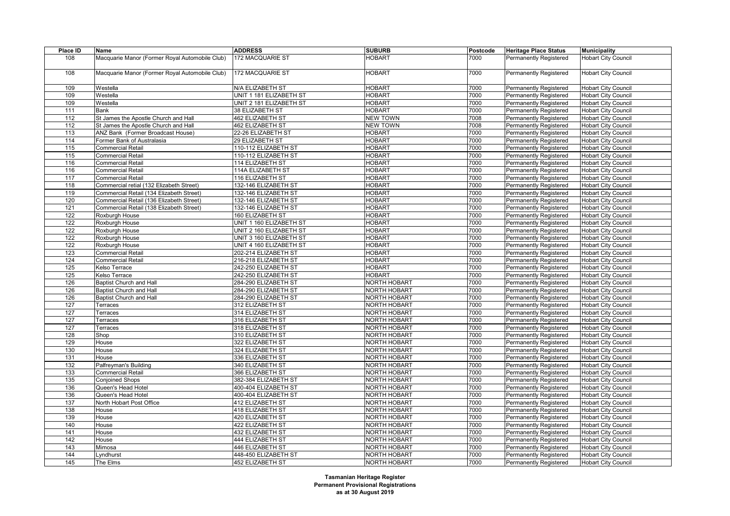| Place ID | Name | ADDRESS | SUBURB | Postcode | Heritage Place Status | Municipality |
|---|---|---|---|---|---|---|
| 108 | Macquarie Manor (Former Royal Automobile Club) | 172 MACQUARIE ST | HOBART | 7000 | Permanently Registered | Hobart City Council |
| 108 | Macquarie Manor (Former Royal Automobile Club) | 172 MACQUARIE ST | HOBART | 7000 | Permanently Registered | Hobart City Council |
| 109 | Westella | N/A ELIZABETH ST | HOBART | 7000 | Permanently Registered | Hobart City Council |
| 109 | Westella | UNIT 1 181 ELIZABETH ST | HOBART | 7000 | Permanently Registered | Hobart City Council |
| 109 | Westella | UNIT 2 181 ELIZABETH ST | HOBART | 7000 | Permanently Registered | Hobart City Council |
| 111 | Bank | 38 ELIZABETH ST | HOBART | 7000 | Permanently Registered | Hobart City Council |
| 112 | St James the Apostle Church and Hall | 462 ELIZABETH ST | NEW TOWN | 7008 | Permanently Registered | Hobart City Council |
| 112 | St James the Apostle Church and Hall | 462 ELIZABETH ST | NEW TOWN | 7008 | Permanently Registered | Hobart City Council |
| 113 | ANZ Bank (Former Broadcast House) | 22-26 ELIZABETH ST | HOBART | 7000 | Permanently Registered | Hobart City Council |
| 114 | Former Bank of Australasia | 29 ELIZABETH ST | HOBART | 7000 | Permanently Registered | Hobart City Council |
| 115 | Commercial Retail | 110-112 ELIZABETH ST | HOBART | 7000 | Permanently Registered | Hobart City Council |
| 115 | Commercial Retail | 110-112 ELIZABETH ST | HOBART | 7000 | Permanently Registered | Hobart City Council |
| 116 | Commercial Retail | 114 ELIZABETH ST | HOBART | 7000 | Permanently Registered | Hobart City Council |
| 116 | Commercial Retail | 114A ELIZABETH ST | HOBART | 7000 | Permanently Registered | Hobart City Council |
| 117 | Commercial Retail | 116 ELIZABETH ST | HOBART | 7000 | Permanently Registered | Hobart City Council |
| 118 | Commercial retial (132 Elizabeth Street) | 132-146 ELIZABETH ST | HOBART | 7000 | Permanently Registered | Hobart City Council |
| 119 | Commercial Retail (134 Elizabeth Street) | 132-146 ELIZABETH ST | HOBART | 7000 | Permanently Registered | Hobart City Council |
| 120 | Commercial Retail (136 Elizabeth Street) | 132-146 ELIZABETH ST | HOBART | 7000 | Permanently Registered | Hobart City Council |
| 121 | Commercial Retail (138 Elizabeth Street) | 132-146 ELIZABETH ST | HOBART | 7000 | Permanently Registered | Hobart City Council |
| 122 | Roxburgh House | 160 ELIZABETH ST | HOBART | 7000 | Permanently Registered | Hobart City Council |
| 122 | Roxburgh House | UNIT 1 160 ELIZABETH ST | HOBART | 7000 | Permanently Registered | Hobart City Council |
| 122 | Roxburgh House | UNIT 2 160 ELIZABETH ST | HOBART | 7000 | Permanently Registered | Hobart City Council |
| 122 | Roxburgh House | UNIT 3 160 ELIZABETH ST | HOBART | 7000 | Permanently Registered | Hobart City Council |
| 122 | Roxburgh House | UNIT 4 160 ELIZABETH ST | HOBART | 7000 | Permanently Registered | Hobart City Council |
| 123 | Commercial Retail | 202-214 ELIZABETH ST | HOBART | 7000 | Permanently Registered | Hobart City Council |
| 124 | Commercial Retail | 216-218 ELIZABETH ST | HOBART | 7000 | Permanently Registered | Hobart City Council |
| 125 | Kelso Terrace | 242-250 ELIZABETH ST | HOBART | 7000 | Permanently Registered | Hobart City Council |
| 125 | Kelso Terrace | 242-250 ELIZABETH ST | HOBART | 7000 | Permanently Registered | Hobart City Council |
| 126 | Baptist Church and Hall | 284-290 ELIZABETH ST | NORTH HOBART | 7000 | Permanently Registered | Hobart City Council |
| 126 | Baptist Church and Hall | 284-290 ELIZABETH ST | NORTH HOBART | 7000 | Permanently Registered | Hobart City Council |
| 126 | Baptist Church and Hall | 284-290 ELIZABETH ST | NORTH HOBART | 7000 | Permanently Registered | Hobart City Council |
| 127 | Terraces | 312 ELIZABETH ST | NORTH HOBART | 7000 | Permanently Registered | Hobart City Council |
| 127 | Terraces | 314 ELIZABETH ST | NORTH HOBART | 7000 | Permanently Registered | Hobart City Council |
| 127 | Terraces | 316 ELIZABETH ST | NORTH HOBART | 7000 | Permanently Registered | Hobart City Council |
| 127 | Terraces | 318 ELIZABETH ST | NORTH HOBART | 7000 | Permanently Registered | Hobart City Council |
| 128 | Shop | 310 ELIZABETH ST | NORTH HOBART | 7000 | Permanently Registered | Hobart City Council |
| 129 | House | 322 ELIZABETH ST | NORTH HOBART | 7000 | Permanently Registered | Hobart City Council |
| 130 | House | 324 ELIZABETH ST | NORTH HOBART | 7000 | Permanently Registered | Hobart City Council |
| 131 | House | 336 ELIZABETH ST | NORTH HOBART | 7000 | Permanently Registered | Hobart City Council |
| 132 | Palfreyman's Building | 340 ELIZABETH ST | NORTH HOBART | 7000 | Permanently Registered | Hobart City Council |
| 133 | Commercial Retail | 366 ELIZABETH ST | NORTH HOBART | 7000 | Permanently Registered | Hobart City Council |
| 135 | Conjoined Shops | 382-384 ELIZABETH ST | NORTH HOBART | 7000 | Permanently Registered | Hobart City Council |
| 136 | Queen's Head Hotel | 400-404 ELIZABETH ST | NORTH HOBART | 7000 | Permanently Registered | Hobart City Council |
| 136 | Queen's Head Hotel | 400-404 ELIZABETH ST | NORTH HOBART | 7000 | Permanently Registered | Hobart City Council |
| 137 | North Hobart Post Office | 412 ELIZABETH ST | NORTH HOBART | 7000 | Permanently Registered | Hobart City Council |
| 138 | House | 418 ELIZABETH ST | NORTH HOBART | 7000 | Permanently Registered | Hobart City Council |
| 139 | House | 420 ELIZABETH ST | NORTH HOBART | 7000 | Permanently Registered | Hobart City Council |
| 140 | House | 422 ELIZABETH ST | NORTH HOBART | 7000 | Permanently Registered | Hobart City Council |
| 141 | House | 432 ELIZABETH ST | NORTH HOBART | 7000 | Permanently Registered | Hobart City Council |
| 142 | House | 444 ELIZABETH ST | NORTH HOBART | 7000 | Permanently Registered | Hobart City Council |
| 143 | Mimosa | 446 ELIZABETH ST | NORTH HOBART | 7000 | Permanently Registered | Hobart City Council |
| 144 | Lyndhurst | 448-450 ELIZABETH ST | NORTH HOBART | 7000 | Permanently Registered | Hobart City Council |
| 145 | The Elms | 452 ELIZABETH ST | NORTH HOBART | 7000 | Permanently Registered | Hobart City Council |

**Tasmanian Heritage Register**
**Permanent Provisional Registrations**
**as at 30 August 2019**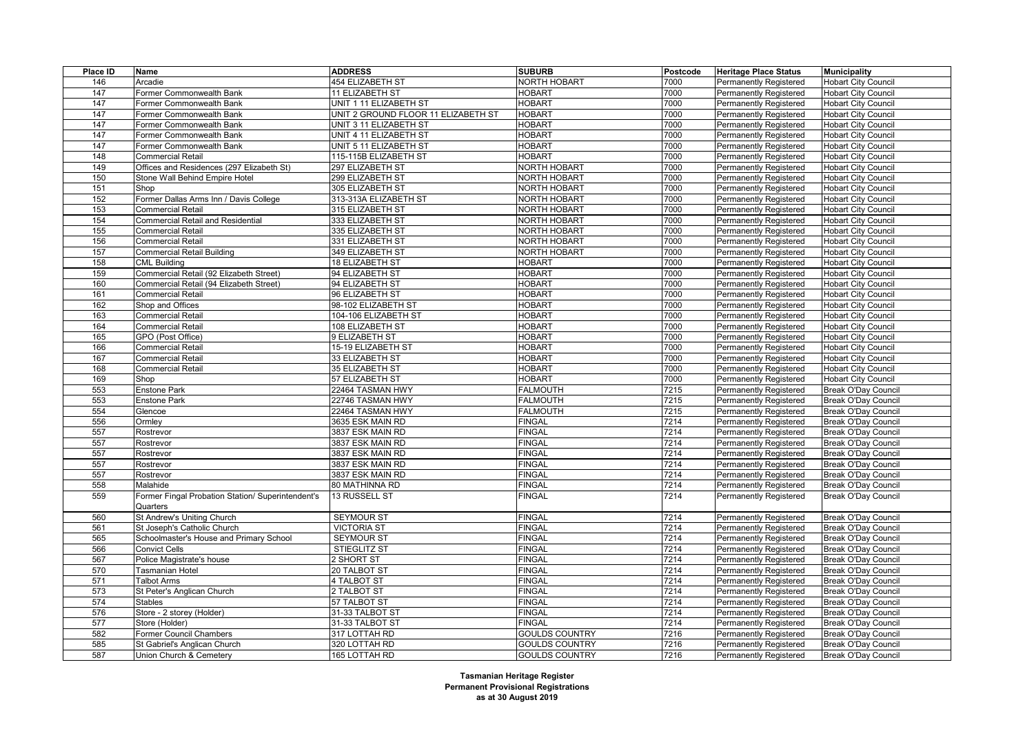| Place ID | Name | ADDRESS | SUBURB | Postcode | Heritage Place Status | Municipality |
|---|---|---|---|---|---|---|
| 146 | Arcadie | 454 ELIZABETH ST | NORTH HOBART | 7000 | Permanently Registered | Hobart City Council |
| 147 | Former Commonwealth Bank | 11 ELIZABETH ST | HOBART | 7000 | Permanently Registered | Hobart City Council |
| 147 | Former Commonwealth Bank | UNIT 1 11 ELIZABETH ST | HOBART | 7000 | Permanently Registered | Hobart City Council |
| 147 | Former Commonwealth Bank | UNIT 2 GROUND FLOOR 11 ELIZABETH ST | HOBART | 7000 | Permanently Registered | Hobart City Council |
| 147 | Former Commonwealth Bank | UNIT 3 11 ELIZABETH ST | HOBART | 7000 | Permanently Registered | Hobart City Council |
| 147 | Former Commonwealth Bank | UNIT 4 11 ELIZABETH ST | HOBART | 7000 | Permanently Registered | Hobart City Council |
| 147 | Former Commonwealth Bank | UNIT 5 11 ELIZABETH ST | HOBART | 7000 | Permanently Registered | Hobart City Council |
| 148 | Commercial Retail | 115-115B ELIZABETH ST | HOBART | 7000 | Permanently Registered | Hobart City Council |
| 149 | Offices and Residences (297 Elizabeth St) | 297 ELIZABETH ST | NORTH HOBART | 7000 | Permanently Registered | Hobart City Council |
| 150 | Stone Wall Behind Empire Hotel | 299 ELIZABETH ST | NORTH HOBART | 7000 | Permanently Registered | Hobart City Council |
| 151 | Shop | 305 ELIZABETH ST | NORTH HOBART | 7000 | Permanently Registered | Hobart City Council |
| 152 | Former Dallas Arms Inn / Davis College | 313-313A ELIZABETH ST | NORTH HOBART | 7000 | Permanently Registered | Hobart City Council |
| 153 | Commercial Retail | 315 ELIZABETH ST | NORTH HOBART | 7000 | Permanently Registered | Hobart City Council |
| 154 | Commercial Retail and Residential | 333 ELIZABETH ST | NORTH HOBART | 7000 | Permanently Registered | Hobart City Council |
| 155 | Commercial Retail | 335 ELIZABETH ST | NORTH HOBART | 7000 | Permanently Registered | Hobart City Council |
| 156 | Commercial Retail | 331 ELIZABETH ST | NORTH HOBART | 7000 | Permanently Registered | Hobart City Council |
| 157 | Commercial Retail Building | 349 ELIZABETH ST | NORTH HOBART | 7000 | Permanently Registered | Hobart City Council |
| 158 | CML Building | 18 ELIZABETH ST | HOBART | 7000 | Permanently Registered | Hobart City Council |
| 159 | Commercial Retail (92 Elizabeth Street) | 94 ELIZABETH ST | HOBART | 7000 | Permanently Registered | Hobart City Council |
| 160 | Commercial Retail (94 Elizabeth Street) | 94 ELIZABETH ST | HOBART | 7000 | Permanently Registered | Hobart City Council |
| 161 | Commercial Retail | 96 ELIZABETH ST | HOBART | 7000 | Permanently Registered | Hobart City Council |
| 162 | Shop and Offices | 98-102 ELIZABETH ST | HOBART | 7000 | Permanently Registered | Hobart City Council |
| 163 | Commercial Retail | 104-106 ELIZABETH ST | HOBART | 7000 | Permanently Registered | Hobart City Council |
| 164 | Commercial Retail | 108 ELIZABETH ST | HOBART | 7000 | Permanently Registered | Hobart City Council |
| 165 | GPO (Post Office) | 9 ELIZABETH ST | HOBART | 7000 | Permanently Registered | Hobart City Council |
| 166 | Commercial Retail | 15-19 ELIZABETH ST | HOBART | 7000 | Permanently Registered | Hobart City Council |
| 167 | Commercial Retail | 33 ELIZABETH ST | HOBART | 7000 | Permanently Registered | Hobart City Council |
| 168 | Commercial Retail | 35 ELIZABETH ST | HOBART | 7000 | Permanently Registered | Hobart City Council |
| 169 | Shop | 57 ELIZABETH ST | HOBART | 7000 | Permanently Registered | Hobart City Council |
| 553 | Enstone Park | 22464 TASMAN HWY | FALMOUTH | 7215 | Permanently Registered | Break O'Day Council |
| 553 | Enstone Park | 22746 TASMAN HWY | FALMOUTH | 7215 | Permanently Registered | Break O'Day Council |
| 554 | Glencoe | 22464 TASMAN HWY | FALMOUTH | 7215 | Permanently Registered | Break O'Day Council |
| 556 | Ormley | 3635 ESK MAIN RD | FINGAL | 7214 | Permanently Registered | Break O'Day Council |
| 557 | Rostrevor | 3837 ESK MAIN RD | FINGAL | 7214 | Permanently Registered | Break O'Day Council |
| 557 | Rostrevor | 3837 ESK MAIN RD | FINGAL | 7214 | Permanently Registered | Break O'Day Council |
| 557 | Rostrevor | 3837 ESK MAIN RD | FINGAL | 7214 | Permanently Registered | Break O'Day Council |
| 557 | Rostrevor | 3837 ESK MAIN RD | FINGAL | 7214 | Permanently Registered | Break O'Day Council |
| 557 | Rostrevor | 3837 ESK MAIN RD | FINGAL | 7214 | Permanently Registered | Break O'Day Council |
| 558 | Malahide | 80 MATHINNA RD | FINGAL | 7214 | Permanently Registered | Break O'Day Council |
| 559 | Former Fingal Probation Station/ Superintendent's Quarters | 13 RUSSELL ST | FINGAL | 7214 | Permanently Registered | Break O'Day Council |
| 560 | St Andrew's Uniting Church | SEYMOUR ST | FINGAL | 7214 | Permanently Registered | Break O'Day Council |
| 561 | St Joseph's Catholic Church | VICTORIA ST | FINGAL | 7214 | Permanently Registered | Break O'Day Council |
| 565 | Schoolmaster's House and Primary School | SEYMOUR ST | FINGAL | 7214 | Permanently Registered | Break O'Day Council |
| 566 | Convict Cells | STIEGLITZ ST | FINGAL | 7214 | Permanently Registered | Break O'Day Council |
| 567 | Police Magistrate's house | 2 SHORT ST | FINGAL | 7214 | Permanently Registered | Break O'Day Council |
| 570 | Tasmanian Hotel | 20 TALBOT ST | FINGAL | 7214 | Permanently Registered | Break O'Day Council |
| 571 | Talbot Arms | 4 TALBOT ST | FINGAL | 7214 | Permanently Registered | Break O'Day Council |
| 573 | St Peter's Anglican Church | 2 TALBOT ST | FINGAL | 7214 | Permanently Registered | Break O'Day Council |
| 574 | Stables | 57 TALBOT ST | FINGAL | 7214 | Permanently Registered | Break O'Day Council |
| 576 | Store - 2 storey (Holder) | 31-33 TALBOT ST | FINGAL | 7214 | Permanently Registered | Break O'Day Council |
| 577 | Store (Holder) | 31-33 TALBOT ST | FINGAL | 7214 | Permanently Registered | Break O'Day Council |
| 582 | Former Council Chambers | 317 LOTTAH RD | GOULDS COUNTRY | 7216 | Permanently Registered | Break O'Day Council |
| 585 | St Gabriel's Anglican Church | 320 LOTTAH RD | GOULDS COUNTRY | 7216 | Permanently Registered | Break O'Day Council |
| 587 | Union Church & Cemetery | 165 LOTTAH RD | GOULDS COUNTRY | 7216 | Permanently Registered | Break O'Day Council |

**Tasmanian Heritage Register**
**Permanent Provisional Registrations**
**as at 30 August 2019**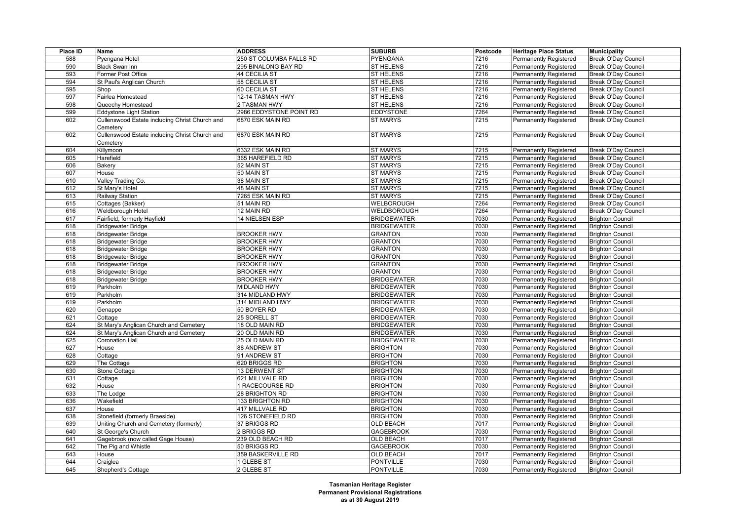| Place ID | Name | ADDRESS | SUBURB | Postcode | Heritage Place Status | Municipality |
|---|---|---|---|---|---|---|
| 588 | Pyengana Hotel | 250 ST COLUMBA FALLS RD | PYENGANA | 7216 | Permanently Registered | Break O'Day Council |
| 590 | Black Swan Inn | 295 BINALONG BAY RD | ST HELENS | 7216 | Permanently Registered | Break O'Day Council |
| 593 | Former Post Office | 44 CECILIA ST | ST HELENS | 7216 | Permanently Registered | Break O'Day Council |
| 594 | St Paul's Anglican Church | 58 CECILIA ST | ST HELENS | 7216 | Permanently Registered | Break O'Day Council |
| 595 | Shop | 60 CECILIA ST | ST HELENS | 7216 | Permanently Registered | Break O'Day Council |
| 597 | Fairlea Homestead | 12-14 TASMAN HWY | ST HELENS | 7216 | Permanently Registered | Break O'Day Council |
| 598 | Queechy Homestead | 2 TASMAN HWY | ST HELENS | 7216 | Permanently Registered | Break O'Day Council |
| 599 | Eddystone Light Station | 2986 EDDYSTONE POINT RD | EDDYSTONE | 7264 | Permanently Registered | Break O'Day Council |
| 602 | Cullenswood Estate including Christ Church and Cemetery | 6870 ESK MAIN RD | ST MARYS | 7215 | Permanently Registered | Break O'Day Council |
| 602 | Cullenswood Estate including Christ Church and Cemetery | 6870 ESK MAIN RD | ST MARYS | 7215 | Permanently Registered | Break O'Day Council |
| 604 | Killymoon | 6332 ESK MAIN RD | ST MARYS | 7215 | Permanently Registered | Break O'Day Council |
| 605 | Harefield | 365 HAREFIELD RD | ST MARYS | 7215 | Permanently Registered | Break O'Day Council |
| 606 | Bakery | 52 MAIN ST | ST MARYS | 7215 | Permanently Registered | Break O'Day Council |
| 607 | House | 50 MAIN ST | ST MARYS | 7215 | Permanently Registered | Break O'Day Council |
| 610 | Valley Trading Co. | 38 MAIN ST | ST MARYS | 7215 | Permanently Registered | Break O'Day Council |
| 612 | St Mary's Hotel | 48 MAIN ST | ST MARYS | 7215 | Permanently Registered | Break O'Day Council |
| 613 | Railway Station | 7265 ESK MAIN RD | ST MARYS | 7215 | Permanently Registered | Break O'Day Council |
| 615 | Cottages (Bakker) | 51 MAIN RD | WELBOROUGH | 7264 | Permanently Registered | Break O'Day Council |
| 616 | Weldborough Hotel | 12 MAIN RD | WELDBOROUGH | 7264 | Permanently Registered | Break O'Day Council |
| 617 | Fairfield, formerly Hayfield | 14 NIELSEN ESP | BRIDGEWATER | 7030 | Permanently Registered | Brighton Council |
| 618 | Bridgewater Bridge | | BRIDGEWATER | 7030 | Permanently Registered | Brighton Council |
| 618 | Bridgewater Bridge | BROOKER HWY | GRANTON | 7030 | Permanently Registered | Brighton Council |
| 618 | Bridgewater Bridge | BROOKER HWY | GRANTON | 7030 | Permanently Registered | Brighton Council |
| 618 | Bridgewater Bridge | BROOKER HWY | GRANTON | 7030 | Permanently Registered | Brighton Council |
| 618 | Bridgewater Bridge | BROOKER HWY | GRANTON | 7030 | Permanently Registered | Brighton Council |
| 618 | Bridgewater Bridge | BROOKER HWY | GRANTON | 7030 | Permanently Registered | Brighton Council |
| 618 | Bridgewater Bridge | BROOKER HWY | GRANTON | 7030 | Permanently Registered | Brighton Council |
| 618 | Bridgewater Bridge | BROOKER HWY | BRIDGEWATER | 7030 | Permanently Registered | Brighton Council |
| 619 | Parkholm | MIDLAND HWY | BRIDGEWATER | 7030 | Permanently Registered | Brighton Council |
| 619 | Parkholm | 314 MIDLAND HWY | BRIDGEWATER | 7030 | Permanently Registered | Brighton Council |
| 619 | Parkholm | 314 MIDLAND HWY | BRIDGEWATER | 7030 | Permanently Registered | Brighton Council |
| 620 | Genappe | 50 BOYER RD | BRIDGEWATER | 7030 | Permanently Registered | Brighton Council |
| 621 | Cottage | 25 SORELL ST | BRIDGEWATER | 7030 | Permanently Registered | Brighton Council |
| 624 | St Mary's Anglican Church and Cemetery | 18 OLD MAIN RD | BRIDGEWATER | 7030 | Permanently Registered | Brighton Council |
| 624 | St Mary's Anglican Church and Cemetery | 20 OLD MAIN RD | BRIDGEWATER | 7030 | Permanently Registered | Brighton Council |
| 625 | Coronation Hall | 25 OLD MAIN RD | BRIDGEWATER | 7030 | Permanently Registered | Brighton Council |
| 627 | House | 88 ANDREW ST | BRIGHTON | 7030 | Permanently Registered | Brighton Council |
| 628 | Cottage | 91 ANDREW ST | BRIGHTON | 7030 | Permanently Registered | Brighton Council |
| 629 | The Cottage | 620 BRIGGS RD | BRIGHTON | 7030 | Permanently Registered | Brighton Council |
| 630 | Stone Cottage | 13 DERWENT ST | BRIGHTON | 7030 | Permanently Registered | Brighton Council |
| 631 | Cottage | 621 MILLVALE RD | BRIGHTON | 7030 | Permanently Registered | Brighton Council |
| 632 | House | 1 RACECOURSE RD | BRIGHTON | 7030 | Permanently Registered | Brighton Council |
| 633 | The Lodge | 28 BRIGHTON RD | BRIGHTON | 7030 | Permanently Registered | Brighton Council |
| 636 | Wakefield | 133 BRIGHTON RD | BRIGHTON | 7030 | Permanently Registered | Brighton Council |
| 637 | House | 417 MILLVALE RD | BRIGHTON | 7030 | Permanently Registered | Brighton Council |
| 638 | Stonefield (formerly Braeside) | 126 STONEFIELD RD | BRIGHTON | 7030 | Permanently Registered | Brighton Council |
| 639 | Uniting Church and Cemetery (formerly) | 37 BRIGGS RD | OLD BEACH | 7017 | Permanently Registered | Brighton Council |
| 640 | St George's Church | 2 BRIGGS RD | GAGEBROOK | 7030 | Permanently Registered | Brighton Council |
| 641 | Gagebrook (now called Gage House) | 239 OLD BEACH RD | OLD BEACH | 7017 | Permanently Registered | Brighton Council |
| 642 | The Pig and Whistle | 50 BRIGGS RD | GAGEBROOK | 7030 | Permanently Registered | Brighton Council |
| 643 | House | 359 BASKERVILLE RD | OLD BEACH | 7017 | Permanently Registered | Brighton Council |
| 644 | Craiglea | 1 GLEBE ST | PONTVILLE | 7030 | Permanently Registered | Brighton Council |
| 645 | Shepherd's Cottage | 2 GLEBE ST | PONTVILLE | 7030 | Permanently Registered | Brighton Council |

**Tasmanian Heritage Register**
**Permanent Provisional Registrations**
**as at 30 August 2019**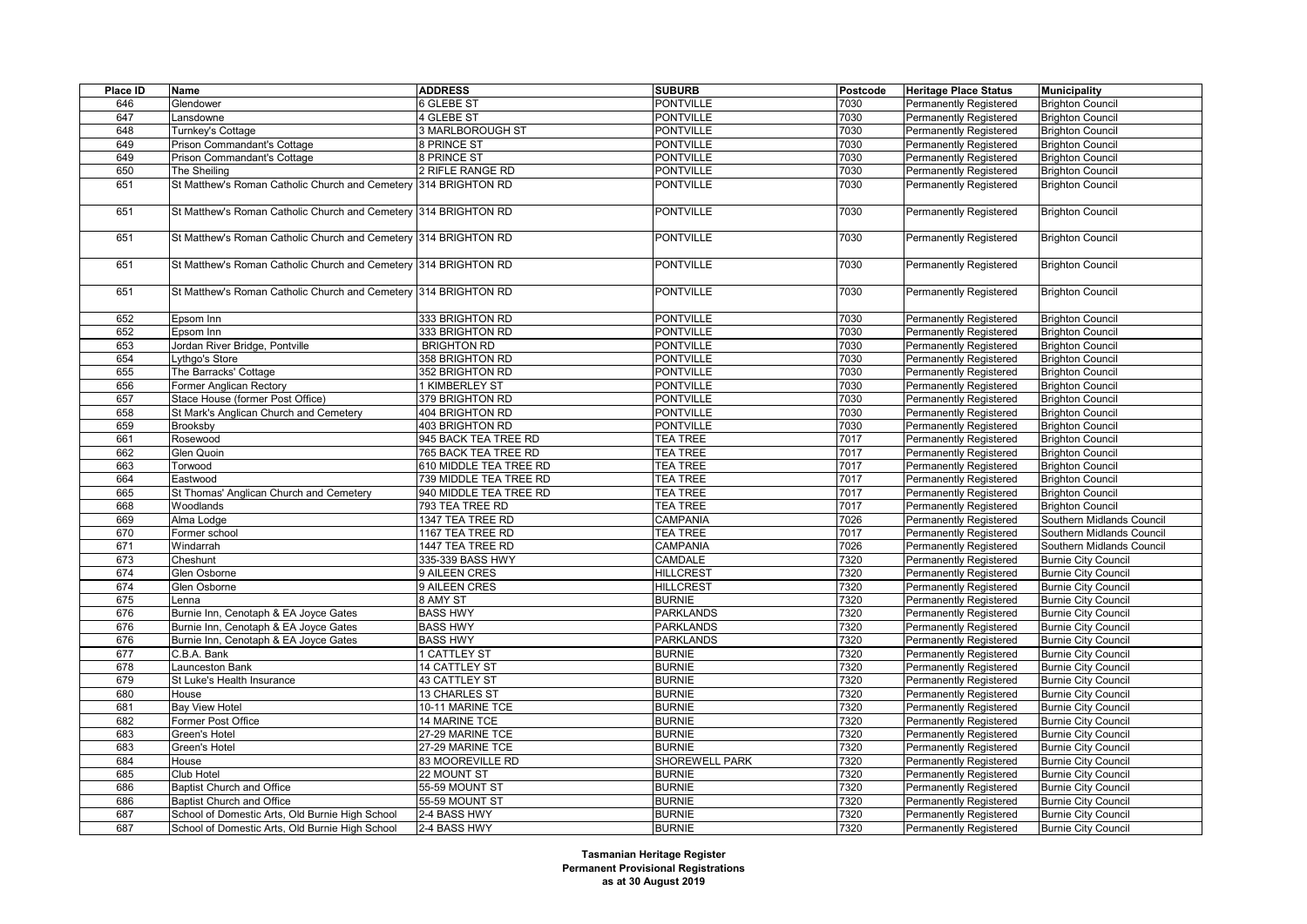| Place ID | Name | ADDRESS | SUBURB | Postcode | Heritage Place Status | Municipality |
|---|---|---|---|---|---|---|
| 646 | Glendower | 6 GLEBE ST | PONTVILLE | 7030 | Permanently Registered | Brighton Council |
| 647 | Lansdowne | 4 GLEBE ST | PONTVILLE | 7030 | Permanently Registered | Brighton Council |
| 648 | Turnkey's Cottage | 3 MARLBOROUGH ST | PONTVILLE | 7030 | Permanently Registered | Brighton Council |
| 649 | Prison Commandant's Cottage | 8 PRINCE ST | PONTVILLE | 7030 | Permanently Registered | Brighton Council |
| 649 | Prison Commandant's Cottage | 8 PRINCE ST | PONTVILLE | 7030 | Permanently Registered | Brighton Council |
| 650 | The Sheiling | 2 RIFLE RANGE RD | PONTVILLE | 7030 | Permanently Registered | Brighton Council |
| 651 | St Matthew's Roman Catholic Church and Cemetery | 314 BRIGHTON RD | PONTVILLE | 7030 | Permanently Registered | Brighton Council |
| 651 | St Matthew's Roman Catholic Church and Cemetery | 314 BRIGHTON RD | PONTVILLE | 7030 | Permanently Registered | Brighton Council |
| 651 | St Matthew's Roman Catholic Church and Cemetery | 314 BRIGHTON RD | PONTVILLE | 7030 | Permanently Registered | Brighton Council |
| 651 | St Matthew's Roman Catholic Church and Cemetery | 314 BRIGHTON RD | PONTVILLE | 7030 | Permanently Registered | Brighton Council |
| 651 | St Matthew's Roman Catholic Church and Cemetery | 314 BRIGHTON RD | PONTVILLE | 7030 | Permanently Registered | Brighton Council |
| 652 | Epsom Inn | 333 BRIGHTON RD | PONTVILLE | 7030 | Permanently Registered | Brighton Council |
| 652 | Epsom Inn | 333 BRIGHTON RD | PONTVILLE | 7030 | Permanently Registered | Brighton Council |
| 653 | Jordan River Bridge, Pontville | BRIGHTON RD | PONTVILLE | 7030 | Permanently Registered | Brighton Council |
| 654 | Lythgo's Store | 358 BRIGHTON RD | PONTVILLE | 7030 | Permanently Registered | Brighton Council |
| 655 | The Barracks' Cottage | 352 BRIGHTON RD | PONTVILLE | 7030 | Permanently Registered | Brighton Council |
| 656 | Former Anglican Rectory | 1 KIMBERLEY ST | PONTVILLE | 7030 | Permanently Registered | Brighton Council |
| 657 | Stace House (former Post Office) | 379 BRIGHTON RD | PONTVILLE | 7030 | Permanently Registered | Brighton Council |
| 658 | St Mark's Anglican Church and Cemetery | 404 BRIGHTON RD | PONTVILLE | 7030 | Permanently Registered | Brighton Council |
| 659 | Brooksby | 403 BRIGHTON RD | PONTVILLE | 7030 | Permanently Registered | Brighton Council |
| 661 | Rosewood | 945 BACK TEA TREE RD | TEA TREE | 7017 | Permanently Registered | Brighton Council |
| 662 | Glen Quoin | 765 BACK TEA TREE RD | TEA TREE | 7017 | Permanently Registered | Brighton Council |
| 663 | Torwood | 610 MIDDLE TEA TREE RD | TEA TREE | 7017 | Permanently Registered | Brighton Council |
| 664 | Eastwood | 739 MIDDLE TEA TREE RD | TEA TREE | 7017 | Permanently Registered | Brighton Council |
| 665 | St Thomas' Anglican Church and Cemetery | 940 MIDDLE TEA TREE RD | TEA TREE | 7017 | Permanently Registered | Brighton Council |
| 668 | Woodlands | 793 TEA TREE RD | TEA TREE | 7017 | Permanently Registered | Brighton Council |
| 669 | Alma Lodge | 1347 TEA TREE RD | CAMPANIA | 7026 | Permanently Registered | Southern Midlands Council |
| 670 | Former school | 1167 TEA TREE RD | TEA TREE | 7017 | Permanently Registered | Southern Midlands Council |
| 671 | Windarrah | 1447 TEA TREE RD | CAMPANIA | 7026 | Permanently Registered | Southern Midlands Council |
| 673 | Cheshunt | 335-339 BASS HWY | CAMDALE | 7320 | Permanently Registered | Burnie City Council |
| 674 | Glen Osborne | 9 AILEEN CRES | HILLCREST | 7320 | Permanently Registered | Burnie City Council |
| 674 | Glen Osborne | 9 AILEEN CRES | HILLCREST | 7320 | Permanently Registered | Burnie City Council |
| 675 | Lenna | 8 AMY ST | BURNIE | 7320 | Permanently Registered | Burnie City Council |
| 676 | Burnie Inn, Cenotaph & EA Joyce Gates | BASS HWY | PARKLANDS | 7320 | Permanently Registered | Burnie City Council |
| 676 | Burnie Inn, Cenotaph & EA Joyce Gates | BASS HWY | PARKLANDS | 7320 | Permanently Registered | Burnie City Council |
| 676 | Burnie Inn, Cenotaph & EA Joyce Gates | BASS HWY | PARKLANDS | 7320 | Permanently Registered | Burnie City Council |
| 677 | C.B.A. Bank | 1 CATTLEY ST | BURNIE | 7320 | Permanently Registered | Burnie City Council |
| 678 | Launceston Bank | 14 CATTLEY ST | BURNIE | 7320 | Permanently Registered | Burnie City Council |
| 679 | St Luke's Health Insurance | 43 CATTLEY ST | BURNIE | 7320 | Permanently Registered | Burnie City Council |
| 680 | House | 13 CHARLES ST | BURNIE | 7320 | Permanently Registered | Burnie City Council |
| 681 | Bay View Hotel | 10-11 MARINE TCE | BURNIE | 7320 | Permanently Registered | Burnie City Council |
| 682 | Former Post Office | 14 MARINE TCE | BURNIE | 7320 | Permanently Registered | Burnie City Council |
| 683 | Green's Hotel | 27-29 MARINE TCE | BURNIE | 7320 | Permanently Registered | Burnie City Council |
| 683 | Green's Hotel | 27-29 MARINE TCE | BURNIE | 7320 | Permanently Registered | Burnie City Council |
| 684 | House | 83 MOOREVILLE RD | SHOREWELL PARK | 7320 | Permanently Registered | Burnie City Council |
| 685 | Club Hotel | 22 MOUNT ST | BURNIE | 7320 | Permanently Registered | Burnie City Council |
| 686 | Baptist Church and Office | 55-59 MOUNT ST | BURNIE | 7320 | Permanently Registered | Burnie City Council |
| 686 | Baptist Church and Office | 55-59 MOUNT ST | BURNIE | 7320 | Permanently Registered | Burnie City Council |
| 687 | School of Domestic Arts, Old Burnie High School | 2-4 BASS HWY | BURNIE | 7320 | Permanently Registered | Burnie City Council |
| 687 | School of Domestic Arts, Old Burnie High School | 2-4 BASS HWY | BURNIE | 7320 | Permanently Registered | Burnie City Council |

**Tasmanian Heritage Register**
**Permanent Provisional Registrations**
**as at 30 August 2019**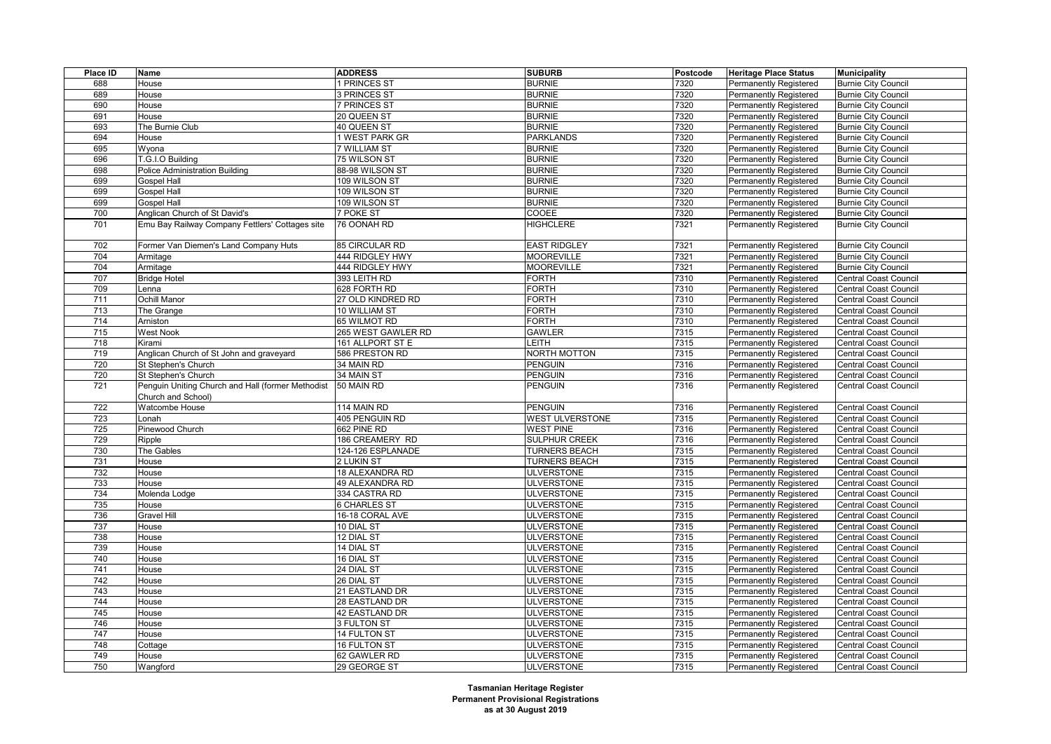| Place ID | Name | ADDRESS | SUBURB | Postcode | Heritage Place Status | Municipality |
| --- | --- | --- | --- | --- | --- | --- |
| 688 | House | 1 PRINCES ST | BURNIE | 7320 | Permanently Registered | Burnie City Council |
| 689 | House | 3 PRINCES ST | BURNIE | 7320 | Permanently Registered | Burnie City Council |
| 690 | House | 7 PRINCES ST | BURNIE | 7320 | Permanently Registered | Burnie City Council |
| 691 | House | 20 QUEEN ST | BURNIE | 7320 | Permanently Registered | Burnie City Council |
| 693 | The Burnie Club | 40 QUEEN ST | BURNIE | 7320 | Permanently Registered | Burnie City Council |
| 694 | House | 1 WEST PARK GR | PARKLANDS | 7320 | Permanently Registered | Burnie City Council |
| 695 | Wyona | 7 WILLIAM ST | BURNIE | 7320 | Permanently Registered | Burnie City Council |
| 696 | T.G.I.O Building | 75 WILSON ST | BURNIE | 7320 | Permanently Registered | Burnie City Council |
| 698 | Police Administration Building | 88-98 WILSON ST | BURNIE | 7320 | Permanently Registered | Burnie City Council |
| 699 | Gospel Hall | 109 WILSON ST | BURNIE | 7320 | Permanently Registered | Burnie City Council |
| 699 | Gospel Hall | 109 WILSON ST | BURNIE | 7320 | Permanently Registered | Burnie City Council |
| 699 | Gospel Hall | 109 WILSON ST | BURNIE | 7320 | Permanently Registered | Burnie City Council |
| 700 | Anglican Church of St David's | 7 POKE ST | COOEE | 7320 | Permanently Registered | Burnie City Council |
| 701 | Emu Bay Railway Company Fettlers' Cottages site | 76 OONAH RD | HIGHCLERE | 7321 | Permanently Registered | Burnie City Council |
| 702 | Former Van Diemen's Land Company Huts | 85 CIRCULAR RD | EAST RIDGLEY | 7321 | Permanently Registered | Burnie City Council |
| 704 | Armitage | 444 RIDGLEY HWY | MOOREVILLE | 7321 | Permanently Registered | Burnie City Council |
| 704 | Armitage | 444 RIDGLEY HWY | MOOREVILLE | 7321 | Permanently Registered | Burnie City Council |
| 707 | Bridge Hotel | 393 LEITH RD | FORTH | 7310 | Permanently Registered | Central Coast Council |
| 709 | Lenna | 628 FORTH RD | FORTH | 7310 | Permanently Registered | Central Coast Council |
| 711 | Ochill Manor | 27 OLD KINDRED RD | FORTH | 7310 | Permanently Registered | Central Coast Council |
| 713 | The Grange | 10 WILLIAM ST | FORTH | 7310 | Permanently Registered | Central Coast Council |
| 714 | Arniston | 65 WILMOT RD | FORTH | 7310 | Permanently Registered | Central Coast Council |
| 715 | West Nook | 265 WEST GAWLER RD | GAWLER | 7315 | Permanently Registered | Central Coast Council |
| 718 | Kirami | 161 ALLPORT ST E | LEITH | 7315 | Permanently Registered | Central Coast Council |
| 719 | Anglican Church of St John and graveyard | 586 PRESTON RD | NORTH MOTTON | 7315 | Permanently Registered | Central Coast Council |
| 720 | St Stephen's Church | 34 MAIN RD | PENGUIN | 7316 | Permanently Registered | Central Coast Council |
| 720 | St Stephen's Church | 34 MAIN ST | PENGUIN | 7316 | Permanently Registered | Central Coast Council |
| 721 | Penguin Uniting Church and Hall (former Methodist Church and School) | 50 MAIN RD | PENGUIN | 7316 | Permanently Registered | Central Coast Council |
| 722 | Watcombe House | 114 MAIN RD | PENGUIN | 7316 | Permanently Registered | Central Coast Council |
| 723 | Lonah | 405 PENGUIN RD | WEST ULVERSTONE | 7315 | Permanently Registered | Central Coast Council |
| 725 | Pinewood Church | 662 PINE RD | WEST PINE | 7316 | Permanently Registered | Central Coast Council |
| 729 | Ripple | 186 CREAMERY RD | SULPHUR CREEK | 7316 | Permanently Registered | Central Coast Council |
| 730 | The Gables | 124-126 ESPLANADE | TURNERS BEACH | 7315 | Permanently Registered | Central Coast Council |
| 731 | House | 2 LUKIN ST | TURNERS BEACH | 7315 | Permanently Registered | Central Coast Council |
| 732 | House | 18 ALEXANDRA RD | ULVERSTONE | 7315 | Permanently Registered | Central Coast Council |
| 733 | House | 49 ALEXANDRA RD | ULVERSTONE | 7315 | Permanently Registered | Central Coast Council |
| 734 | Molenda Lodge | 334 CASTRA RD | ULVERSTONE | 7315 | Permanently Registered | Central Coast Council |
| 735 | House | 6 CHARLES ST | ULVERSTONE | 7315 | Permanently Registered | Central Coast Council |
| 736 | Gravel Hill | 16-18 CORAL AVE | ULVERSTONE | 7315 | Permanently Registered | Central Coast Council |
| 737 | House | 10 DIAL ST | ULVERSTONE | 7315 | Permanently Registered | Central Coast Council |
| 738 | House | 12 DIAL ST | ULVERSTONE | 7315 | Permanently Registered | Central Coast Council |
| 739 | House | 14 DIAL ST | ULVERSTONE | 7315 | Permanently Registered | Central Coast Council |
| 740 | House | 16 DIAL ST | ULVERSTONE | 7315 | Permanently Registered | Central Coast Council |
| 741 | House | 24 DIAL ST | ULVERSTONE | 7315 | Permanently Registered | Central Coast Council |
| 742 | House | 26 DIAL ST | ULVERSTONE | 7315 | Permanently Registered | Central Coast Council |
| 743 | House | 21 EASTLAND DR | ULVERSTONE | 7315 | Permanently Registered | Central Coast Council |
| 744 | House | 28 EASTLAND DR | ULVERSTONE | 7315 | Permanently Registered | Central Coast Council |
| 745 | House | 42 EASTLAND DR | ULVERSTONE | 7315 | Permanently Registered | Central Coast Council |
| 746 | House | 3 FULTON ST | ULVERSTONE | 7315 | Permanently Registered | Central Coast Council |
| 747 | House | 14 FULTON ST | ULVERSTONE | 7315 | Permanently Registered | Central Coast Council |
| 748 | Cottage | 16 FULTON ST | ULVERSTONE | 7315 | Permanently Registered | Central Coast Council |
| 749 | House | 62 GAWLER RD | ULVERSTONE | 7315 | Permanently Registered | Central Coast Council |
| 750 | Wangford | 29 GEORGE ST | ULVERSTONE | 7315 | Permanently Registered | Central Coast Council |

**Tasmanian Heritage Register**
**Permanent Provisional Registrations**
**as at 30 August 2019**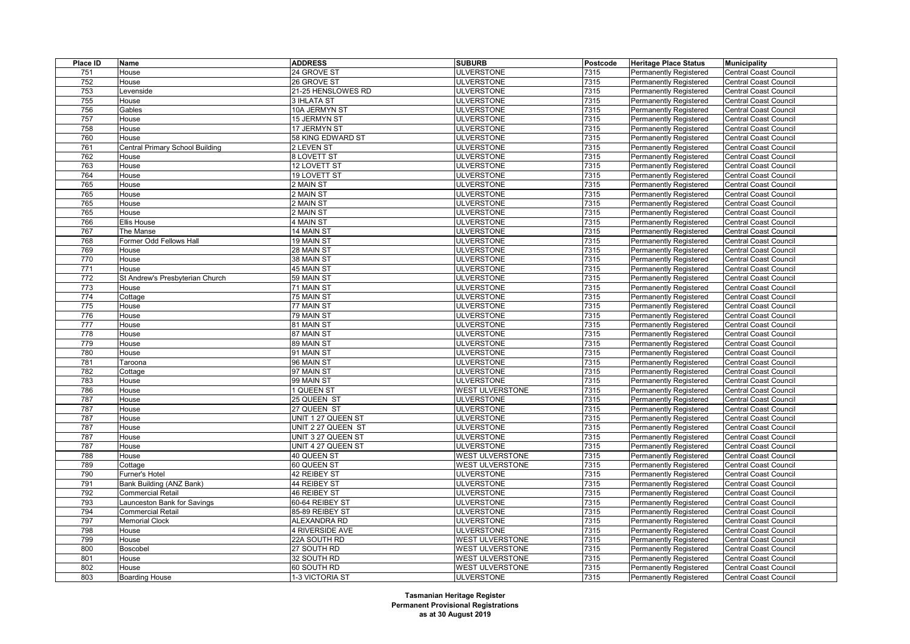| Place ID | Name | ADDRESS | SUBURB | Postcode | Heritage Place Status | Municipality |
|---|---|---|---|---|---|---|
| 751 | House | 24 GROVE ST | ULVERSTONE | 7315 | Permanently Registered | Central Coast Council |
| 752 | House | 26 GROVE ST | ULVERSTONE | 7315 | Permanently Registered | Central Coast Council |
| 753 | Levenside | 21-25 HENSLOWES RD | ULVERSTONE | 7315 | Permanently Registered | Central Coast Council |
| 755 | House | 3 IHLATA ST | ULVERSTONE | 7315 | Permanently Registered | Central Coast Council |
| 756 | Gables | 10A JERMYN ST | ULVERSTONE | 7315 | Permanently Registered | Central Coast Council |
| 757 | House | 15 JERMYN ST | ULVERSTONE | 7315 | Permanently Registered | Central Coast Council |
| 758 | House | 17 JERMYN ST | ULVERSTONE | 7315 | Permanently Registered | Central Coast Council |
| 760 | House | 58 KING EDWARD ST | ULVERSTONE | 7315 | Permanently Registered | Central Coast Council |
| 761 | Central Primary School Building | 2 LEVEN ST | ULVERSTONE | 7315 | Permanently Registered | Central Coast Council |
| 762 | House | 8 LOVETT ST | ULVERSTONE | 7315 | Permanently Registered | Central Coast Council |
| 763 | House | 12 LOVETT ST | ULVERSTONE | 7315 | Permanently Registered | Central Coast Council |
| 764 | House | 19 LOVETT ST | ULVERSTONE | 7315 | Permanently Registered | Central Coast Council |
| 765 | House | 2 MAIN ST | ULVERSTONE | 7315 | Permanently Registered | Central Coast Council |
| 765 | House | 2 MAIN ST | ULVERSTONE | 7315 | Permanently Registered | Central Coast Council |
| 765 | House | 2 MAIN ST | ULVERSTONE | 7315 | Permanently Registered | Central Coast Council |
| 765 | House | 2 MAIN ST | ULVERSTONE | 7315 | Permanently Registered | Central Coast Council |
| 766 | Ellis House | 4 MAIN ST | ULVERSTONE | 7315 | Permanently Registered | Central Coast Council |
| 767 | The Manse | 14 MAIN ST | ULVERSTONE | 7315 | Permanently Registered | Central Coast Council |
| 768 | Former Odd Fellows Hall | 19 MAIN ST | ULVERSTONE | 7315 | Permanently Registered | Central Coast Council |
| 769 | House | 28 MAIN ST | ULVERSTONE | 7315 | Permanently Registered | Central Coast Council |
| 770 | House | 38 MAIN ST | ULVERSTONE | 7315 | Permanently Registered | Central Coast Council |
| 771 | House | 45 MAIN ST | ULVERSTONE | 7315 | Permanently Registered | Central Coast Council |
| 772 | St Andrew's Presbyterian Church | 59 MAIN ST | ULVERSTONE | 7315 | Permanently Registered | Central Coast Council |
| 773 | House | 71 MAIN ST | ULVERSTONE | 7315 | Permanently Registered | Central Coast Council |
| 774 | Cottage | 75 MAIN ST | ULVERSTONE | 7315 | Permanently Registered | Central Coast Council |
| 775 | House | 77 MAIN ST | ULVERSTONE | 7315 | Permanently Registered | Central Coast Council |
| 776 | House | 79 MAIN ST | ULVERSTONE | 7315 | Permanently Registered | Central Coast Council |
| 777 | House | 81 MAIN ST | ULVERSTONE | 7315 | Permanently Registered | Central Coast Council |
| 778 | House | 87 MAIN ST | ULVERSTONE | 7315 | Permanently Registered | Central Coast Council |
| 779 | House | 89 MAIN ST | ULVERSTONE | 7315 | Permanently Registered | Central Coast Council |
| 780 | House | 91 MAIN ST | ULVERSTONE | 7315 | Permanently Registered | Central Coast Council |
| 781 | Taroona | 96 MAIN ST | ULVERSTONE | 7315 | Permanently Registered | Central Coast Council |
| 782 | Cottage | 97 MAIN ST | ULVERSTONE | 7315 | Permanently Registered | Central Coast Council |
| 783 | House | 99 MAIN ST | ULVERSTONE | 7315 | Permanently Registered | Central Coast Council |
| 786 | House | 1 QUEEN ST | WEST ULVERSTONE | 7315 | Permanently Registered | Central Coast Council |
| 787 | House | 25 QUEEN ST | ULVERSTONE | 7315 | Permanently Registered | Central Coast Council |
| 787 | House | 27 QUEEN ST | ULVERSTONE | 7315 | Permanently Registered | Central Coast Council |
| 787 | House | UNIT 1 27 QUEEN ST | ULVERSTONE | 7315 | Permanently Registered | Central Coast Council |
| 787 | House | UNIT 2 27 QUEEN ST | ULVERSTONE | 7315 | Permanently Registered | Central Coast Council |
| 787 | House | UNIT 3 27 QUEEN ST | ULVERSTONE | 7315 | Permanently Registered | Central Coast Council |
| 787 | House | UNIT 4 27 QUEEN ST | ULVERSTONE | 7315 | Permanently Registered | Central Coast Council |
| 788 | House | 40 QUEEN ST | WEST ULVERSTONE | 7315 | Permanently Registered | Central Coast Council |
| 789 | Cottage | 60 QUEEN ST | WEST ULVERSTONE | 7315 | Permanently Registered | Central Coast Council |
| 790 | Furner's Hotel | 42 REIBEY ST | ULVERSTONE | 7315 | Permanently Registered | Central Coast Council |
| 791 | Bank Building (ANZ Bank) | 44 REIBEY ST | ULVERSTONE | 7315 | Permanently Registered | Central Coast Council |
| 792 | Commercial Retail | 46 REIBEY ST | ULVERSTONE | 7315 | Permanently Registered | Central Coast Council |
| 793 | Launceston Bank for Savings | 60-64 REIBEY ST | ULVERSTONE | 7315 | Permanently Registered | Central Coast Council |
| 794 | Commercial Retail | 85-89 REIBEY ST | ULVERSTONE | 7315 | Permanently Registered | Central Coast Council |
| 797 | Memorial Clock | ALEXANDRA RD | ULVERSTONE | 7315 | Permanently Registered | Central Coast Council |
| 798 | House | 4 RIVERSIDE AVE | ULVERSTONE | 7315 | Permanently Registered | Central Coast Council |
| 799 | House | 22A SOUTH RD | WEST ULVERSTONE | 7315 | Permanently Registered | Central Coast Council |
| 800 | Boscobel | 27 SOUTH RD | WEST ULVERSTONE | 7315 | Permanently Registered | Central Coast Council |
| 801 | House | 32 SOUTH RD | WEST ULVERSTONE | 7315 | Permanently Registered | Central Coast Council |
| 802 | House | 60 SOUTH RD | WEST ULVERSTONE | 7315 | Permanently Registered | Central Coast Council |
| 803 | Boarding House | 1-3 VICTORIA ST | ULVERSTONE | 7315 | Permanently Registered | Central Coast Council |

**Tasmanian Heritage Register**
**Permanent Provisional Registrations**
**as at 30 August 2019**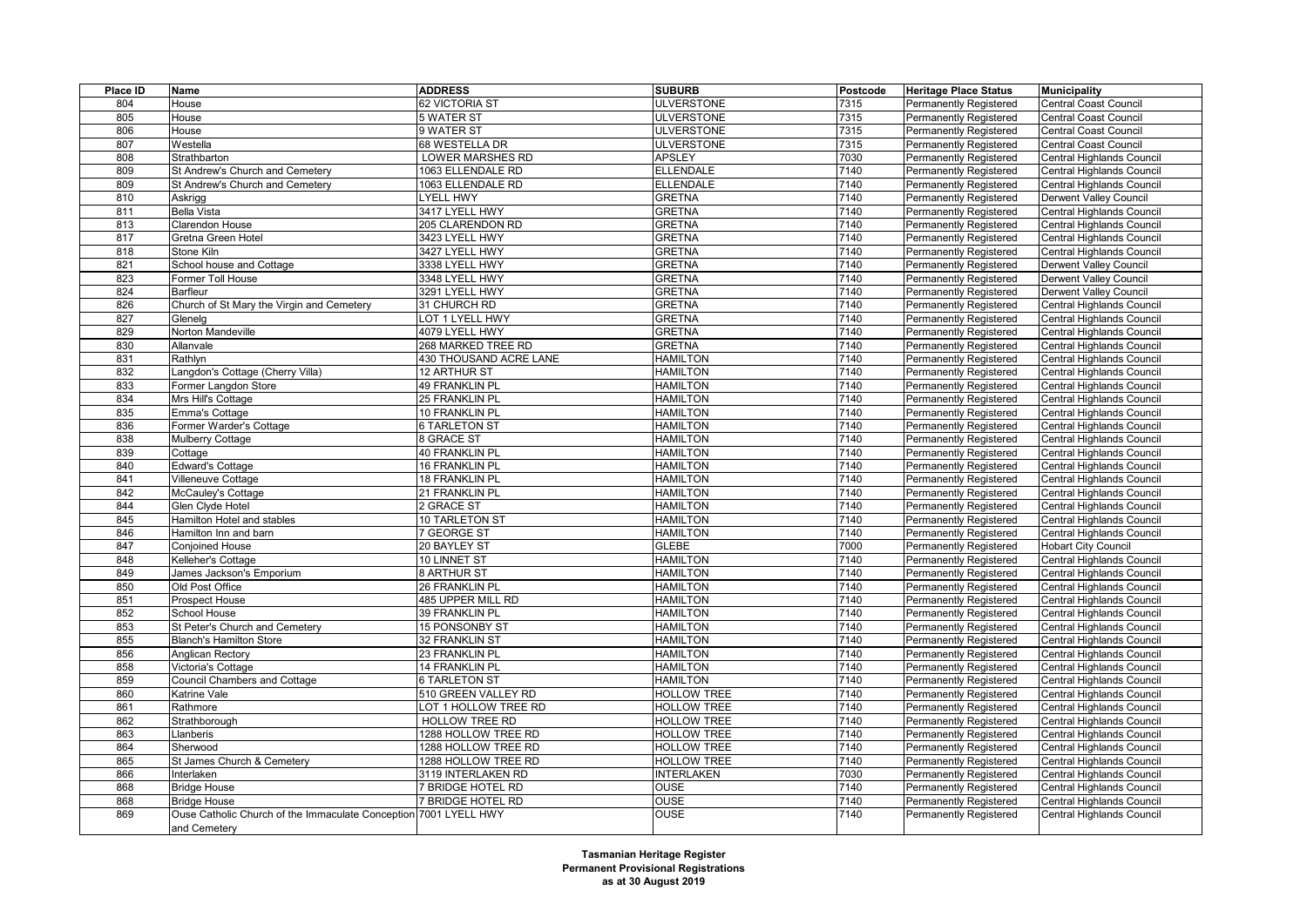| Place ID | Name | ADDRESS | SUBURB | Postcode | Heritage Place Status | Municipality |
|---|---|---|---|---|---|---|
| 804 | House | 62 VICTORIA ST | ULVERSTONE | 7315 | Permanently Registered | Central Coast Council |
| 805 | House | 5 WATER ST | ULVERSTONE | 7315 | Permanently Registered | Central Coast Council |
| 806 | House | 9 WATER ST | ULVERSTONE | 7315 | Permanently Registered | Central Coast Council |
| 807 | Westella | 68 WESTELLA DR | ULVERSTONE | 7315 | Permanently Registered | Central Coast Council |
| 808 | Strathbarton | LOWER MARSHES RD | APSLEY | 7030 | Permanently Registered | Central Highlands Council |
| 809 | St Andrew's Church and Cemetery | 1063 ELLENDALE RD | ELLENDALE | 7140 | Permanently Registered | Central Highlands Council |
| 809 | St Andrew's Church and Cemetery | 1063 ELLENDALE RD | ELLENDALE | 7140 | Permanently Registered | Central Highlands Council |
| 810 | Askrigg | LYELL HWY | GRETNA | 7140 | Permanently Registered | Derwent Valley Council |
| 811 | Bella Vista | 3417 LYELL HWY | GRETNA | 7140 | Permanently Registered | Central Highlands Council |
| 813 | Clarendon House | 205 CLARENDON RD | GRETNA | 7140 | Permanently Registered | Central Highlands Council |
| 817 | Gretna Green Hotel | 3423 LYELL HWY | GRETNA | 7140 | Permanently Registered | Central Highlands Council |
| 818 | Stone Kiln | 3427 LYELL HWY | GRETNA | 7140 | Permanently Registered | Central Highlands Council |
| 821 | School house and Cottage | 3338 LYELL HWY | GRETNA | 7140 | Permanently Registered | Derwent Valley Council |
| 823 | Former Toll House | 3348 LYELL HWY | GRETNA | 7140 | Permanently Registered | Derwent Valley Council |
| 824 | Barfleur | 3291 LYELL HWY | GRETNA | 7140 | Permanently Registered | Derwent Valley Council |
| 826 | Church of St Mary the Virgin and Cemetery | 31 CHURCH RD | GRETNA | 7140 | Permanently Registered | Central Highlands Council |
| 827 | Glenelg | LOT 1 LYELL HWY | GRETNA | 7140 | Permanently Registered | Central Highlands Council |
| 829 | Norton Mandeville | 4079 LYELL HWY | GRETNA | 7140 | Permanently Registered | Central Highlands Council |
| 830 | Allanvale | 268 MARKED TREE RD | GRETNA | 7140 | Permanently Registered | Central Highlands Council |
| 831 | Rathlyn | 430 THOUSAND ACRE LANE | HAMILTON | 7140 | Permanently Registered | Central Highlands Council |
| 832 | Langdon's Cottage (Cherry Villa) | 12 ARTHUR ST | HAMILTON | 7140 | Permanently Registered | Central Highlands Council |
| 833 | Former Langdon Store | 49 FRANKLIN PL | HAMILTON | 7140 | Permanently Registered | Central Highlands Council |
| 834 | Mrs Hill's Cottage | 25 FRANKLIN PL | HAMILTON | 7140 | Permanently Registered | Central Highlands Council |
| 835 | Emma's Cottage | 10 FRANKLIN PL | HAMILTON | 7140 | Permanently Registered | Central Highlands Council |
| 836 | Former Warder's Cottage | 6 TARLETON ST | HAMILTON | 7140 | Permanently Registered | Central Highlands Council |
| 838 | Mulberry Cottage | 8 GRACE ST | HAMILTON | 7140 | Permanently Registered | Central Highlands Council |
| 839 | Cottage | 40 FRANKLIN PL | HAMILTON | 7140 | Permanently Registered | Central Highlands Council |
| 840 | Edward's Cottage | 16 FRANKLIN PL | HAMILTON | 7140 | Permanently Registered | Central Highlands Council |
| 841 | Villeneuve Cottage | 18 FRANKLIN PL | HAMILTON | 7140 | Permanently Registered | Central Highlands Council |
| 842 | McCauley's Cottage | 21 FRANKLIN PL | HAMILTON | 7140 | Permanently Registered | Central Highlands Council |
| 844 | Glen Clyde Hotel | 2 GRACE ST | HAMILTON | 7140 | Permanently Registered | Central Highlands Council |
| 845 | Hamilton Hotel and stables | 10 TARLETON ST | HAMILTON | 7140 | Permanently Registered | Central Highlands Council |
| 846 | Hamilton Inn and barn | 7 GEORGE ST | HAMILTON | 7140 | Permanently Registered | Central Highlands Council |
| 847 | Conjoined House | 20 BAYLEY ST | GLEBE | 7000 | Permanently Registered | Hobart City Council |
| 848 | Kelleher's Cottage | 10 LINNET ST | HAMILTON | 7140 | Permanently Registered | Central Highlands Council |
| 849 | James Jackson's Emporium | 8 ARTHUR ST | HAMILTON | 7140 | Permanently Registered | Central Highlands Council |
| 850 | Old Post Office | 26 FRANKLIN PL | HAMILTON | 7140 | Permanently Registered | Central Highlands Council |
| 851 | Prospect House | 485 UPPER MILL RD | HAMILTON | 7140 | Permanently Registered | Central Highlands Council |
| 852 | School House | 39 FRANKLIN PL | HAMILTON | 7140 | Permanently Registered | Central Highlands Council |
| 853 | St Peter's Church and Cemetery | 15 PONSONBY ST | HAMILTON | 7140 | Permanently Registered | Central Highlands Council |
| 855 | Blanch's Hamilton Store | 32 FRANKLIN ST | HAMILTON | 7140 | Permanently Registered | Central Highlands Council |
| 856 | Anglican Rectory | 23 FRANKLIN PL | HAMILTON | 7140 | Permanently Registered | Central Highlands Council |
| 858 | Victoria's Cottage | 14 FRANKLIN PL | HAMILTON | 7140 | Permanently Registered | Central Highlands Council |
| 859 | Council Chambers and Cottage | 6 TARLETON ST | HAMILTON | 7140 | Permanently Registered | Central Highlands Council |
| 860 | Katrine Vale | 510 GREEN VALLEY RD | HOLLOW TREE | 7140 | Permanently Registered | Central Highlands Council |
| 861 | Rathmore | LOT 1 HOLLOW TREE RD | HOLLOW TREE | 7140 | Permanently Registered | Central Highlands Council |
| 862 | Strathborough | HOLLOW TREE RD | HOLLOW TREE | 7140 | Permanently Registered | Central Highlands Council |
| 863 | Llanberis | 1288 HOLLOW TREE RD | HOLLOW TREE | 7140 | Permanently Registered | Central Highlands Council |
| 864 | Sherwood | 1288 HOLLOW TREE RD | HOLLOW TREE | 7140 | Permanently Registered | Central Highlands Council |
| 865 | St James Church & Cemetery | 1288 HOLLOW TREE RD | HOLLOW TREE | 7140 | Permanently Registered | Central Highlands Council |
| 866 | Interlaken | 3119 INTERLAKEN RD | INTERLAKEN | 7030 | Permanently Registered | Central Highlands Council |
| 868 | Bridge House | 7 BRIDGE HOTEL RD | OUSE | 7140 | Permanently Registered | Central Highlands Council |
| 868 | Bridge House | 7 BRIDGE HOTEL RD | OUSE | 7140 | Permanently Registered | Central Highlands Council |
| 869 | Ouse Catholic Church of the Immaculate Conception and Cemetery | 7001 LYELL HWY | OUSE | 7140 | Permanently Registered | Central Highlands Council |

**Tasmanian Heritage Register**
**Permanent Provisional Registrations**
**as at 30 August 2019**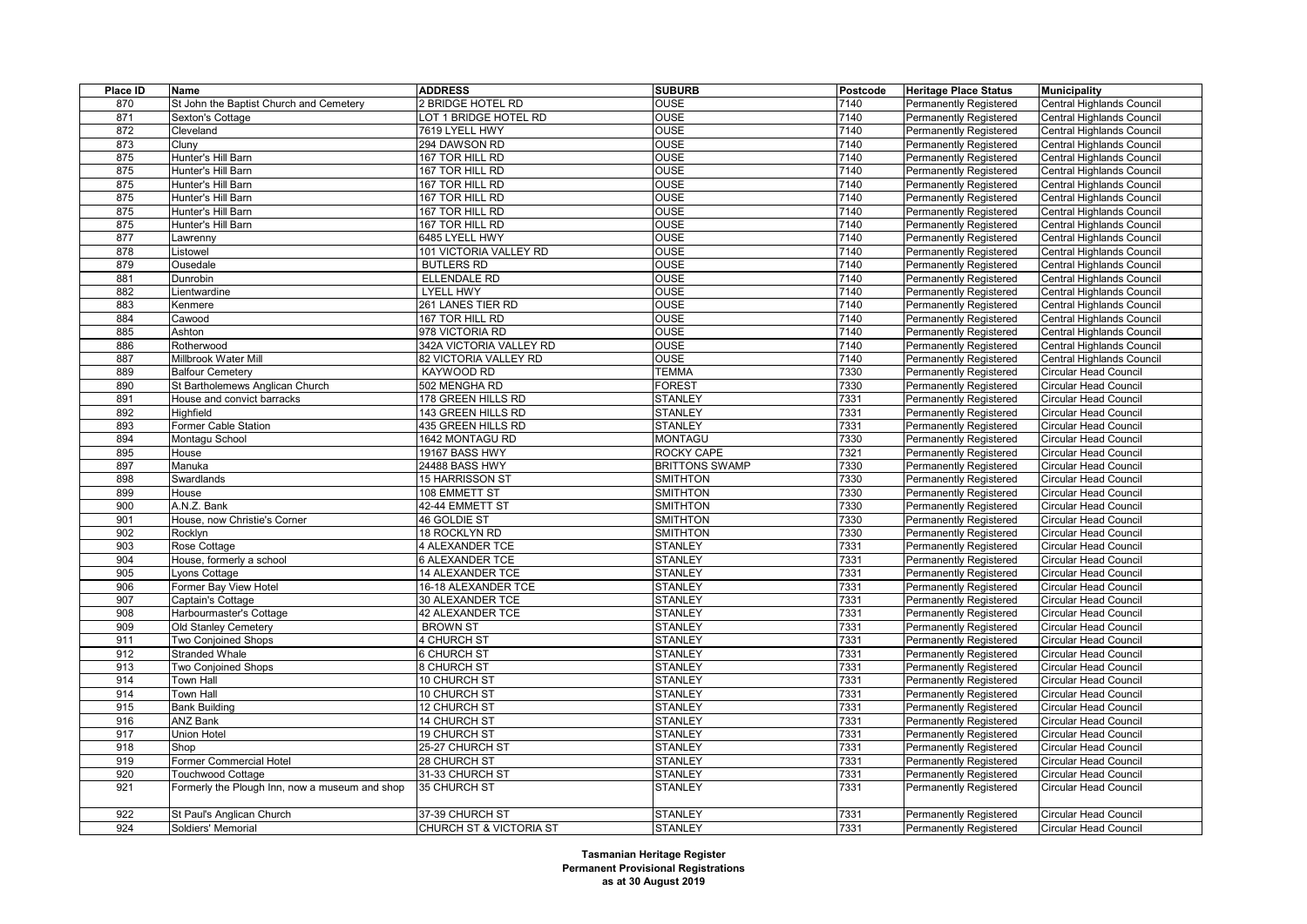| Place ID | Name | ADDRESS | SUBURB | Postcode | Heritage Place Status | Municipality |
|---|---|---|---|---|---|---|
| 870 | St John the Baptist Church and Cemetery | 2 BRIDGE HOTEL RD | OUSE | 7140 | Permanently Registered | Central Highlands Council |
| 871 | Sexton's Cottage | LOT 1 BRIDGE HOTEL RD | OUSE | 7140 | Permanently Registered | Central Highlands Council |
| 872 | Cleveland | 7619 LYELL HWY | OUSE | 7140 | Permanently Registered | Central Highlands Council |
| 873 | Cluny | 294 DAWSON RD | OUSE | 7140 | Permanently Registered | Central Highlands Council |
| 875 | Hunter's Hill Barn | 167 TOR HILL RD | OUSE | 7140 | Permanently Registered | Central Highlands Council |
| 875 | Hunter's Hill Barn | 167 TOR HILL RD | OUSE | 7140 | Permanently Registered | Central Highlands Council |
| 875 | Hunter's Hill Barn | 167 TOR HILL RD | OUSE | 7140 | Permanently Registered | Central Highlands Council |
| 875 | Hunter's Hill Barn | 167 TOR HILL RD | OUSE | 7140 | Permanently Registered | Central Highlands Council |
| 875 | Hunter's Hill Barn | 167 TOR HILL RD | OUSE | 7140 | Permanently Registered | Central Highlands Council |
| 875 | Hunter's Hill Barn | 167 TOR HILL RD | OUSE | 7140 | Permanently Registered | Central Highlands Council |
| 877 | Lawrenny | 6485 LYELL HWY | OUSE | 7140 | Permanently Registered | Central Highlands Council |
| 878 | Listowel | 101 VICTORIA VALLEY RD | OUSE | 7140 | Permanently Registered | Central Highlands Council |
| 879 | Ousedale | BUTLERS RD | OUSE | 7140 | Permanently Registered | Central Highlands Council |
| 881 | Dunrobin | ELLENDALE RD | OUSE | 7140 | Permanently Registered | Central Highlands Council |
| 882 | Lientwardine | LYELL HWY | OUSE | 7140 | Permanently Registered | Central Highlands Council |
| 883 | Kenmere | 261 LANES TIER RD | OUSE | 7140 | Permanently Registered | Central Highlands Council |
| 884 | Cawood | 167 TOR HILL RD | OUSE | 7140 | Permanently Registered | Central Highlands Council |
| 885 | Ashton | 978 VICTORIA RD | OUSE | 7140 | Permanently Registered | Central Highlands Council |
| 886 | Rotherwood | 342A VICTORIA VALLEY RD | OUSE | 7140 | Permanently Registered | Central Highlands Council |
| 887 | Millbrook Water Mill | 82 VICTORIA VALLEY RD | OUSE | 7140 | Permanently Registered | Central Highlands Council |
| 889 | Balfour Cemetery | KAYWOOD RD | TEMMA | 7330 | Permanently Registered | Circular Head Council |
| 890 | St Bartholemews Anglican Church | 502 MENGHA RD | FOREST | 7330 | Permanently Registered | Circular Head Council |
| 891 | House and convict barracks | 178 GREEN HILLS RD | STANLEY | 7331 | Permanently Registered | Circular Head Council |
| 892 | Highfield | 143 GREEN HILLS RD | STANLEY | 7331 | Permanently Registered | Circular Head Council |
| 893 | Former Cable Station | 435 GREEN HILLS RD | STANLEY | 7331 | Permanently Registered | Circular Head Council |
| 894 | Montagu School | 1642 MONTAGU RD | MONTAGU | 7330 | Permanently Registered | Circular Head Council |
| 895 | House | 19167 BASS HWY | ROCKY CAPE | 7321 | Permanently Registered | Circular Head Council |
| 897 | Manuka | 24488 BASS HWY | BRITTONS SWAMP | 7330 | Permanently Registered | Circular Head Council |
| 898 | Swardlands | 15 HARRISSON ST | SMITHTON | 7330 | Permanently Registered | Circular Head Council |
| 899 | House | 108 EMMETT ST | SMITHTON | 7330 | Permanently Registered | Circular Head Council |
| 900 | A.N.Z. Bank | 42-44 EMMETT ST | SMITHTON | 7330 | Permanently Registered | Circular Head Council |
| 901 | House, now Christie's Corner | 46 GOLDIE ST | SMITHTON | 7330 | Permanently Registered | Circular Head Council |
| 902 | Rocklyn | 18 ROCKLYN RD | SMITHTON | 7330 | Permanently Registered | Circular Head Council |
| 903 | Rose Cottage | 4 ALEXANDER TCE | STANLEY | 7331 | Permanently Registered | Circular Head Council |
| 904 | House, formerly a school | 6 ALEXANDER TCE | STANLEY | 7331 | Permanently Registered | Circular Head Council |
| 905 | Lyons Cottage | 14 ALEXANDER TCE | STANLEY | 7331 | Permanently Registered | Circular Head Council |
| 906 | Former Bay View Hotel | 16-18 ALEXANDER TCE | STANLEY | 7331 | Permanently Registered | Circular Head Council |
| 907 | Captain's Cottage | 30 ALEXANDER TCE | STANLEY | 7331 | Permanently Registered | Circular Head Council |
| 908 | Harbourmaster's Cottage | 42 ALEXANDER TCE | STANLEY | 7331 | Permanently Registered | Circular Head Council |
| 909 | Old Stanley Cemetery | BROWN ST | STANLEY | 7331 | Permanently Registered | Circular Head Council |
| 911 | Two Conjoined Shops | 4 CHURCH ST | STANLEY | 7331 | Permanently Registered | Circular Head Council |
| 912 | Stranded Whale | 6 CHURCH ST | STANLEY | 7331 | Permanently Registered | Circular Head Council |
| 913 | Two Conjoined Shops | 8 CHURCH ST | STANLEY | 7331 | Permanently Registered | Circular Head Council |
| 914 | Town Hall | 10 CHURCH ST | STANLEY | 7331 | Permanently Registered | Circular Head Council |
| 914 | Town Hall | 10 CHURCH ST | STANLEY | 7331 | Permanently Registered | Circular Head Council |
| 915 | Bank Building | 12 CHURCH ST | STANLEY | 7331 | Permanently Registered | Circular Head Council |
| 916 | ANZ Bank | 14 CHURCH ST | STANLEY | 7331 | Permanently Registered | Circular Head Council |
| 917 | Union Hotel | 19 CHURCH ST | STANLEY | 7331 | Permanently Registered | Circular Head Council |
| 918 | Shop | 25-27 CHURCH ST | STANLEY | 7331 | Permanently Registered | Circular Head Council |
| 919 | Former Commercial Hotel | 28 CHURCH ST | STANLEY | 7331 | Permanently Registered | Circular Head Council |
| 920 | Touchwood Cottage | 31-33 CHURCH ST | STANLEY | 7331 | Permanently Registered | Circular Head Council |
| 921 | Formerly the Plough Inn, now a museum and shop | 35 CHURCH ST | STANLEY | 7331 | Permanently Registered | Circular Head Council |
| 922 | St Paul's Anglican Church | 37-39 CHURCH ST | STANLEY | 7331 | Permanently Registered | Circular Head Council |
| 924 | Soldiers' Memorial | CHURCH ST & VICTORIA ST | STANLEY | 7331 | Permanently Registered | Circular Head Council |

**Tasmanian Heritage Register**
**Permanent Provisional Registrations**
**as at 30 August 2019**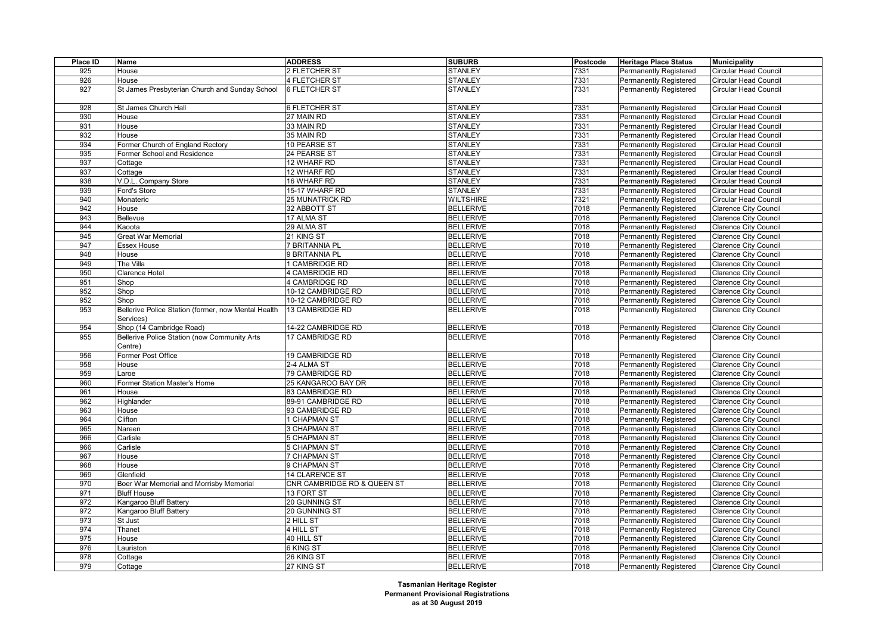| Place ID | Name | ADDRESS | SUBURB | Postcode | Heritage Place Status | Municipality |
|---|---|---|---|---|---|---|
| 925 | House | 2 FLETCHER ST | STANLEY | 7331 | Permanently Registered | Circular Head Council |
| 926 | House | 4 FLETCHER ST | STANLEY | 7331 | Permanently Registered | Circular Head Council |
| 927 | St James Presbyterian Church and Sunday School | 6 FLETCHER ST | STANLEY | 7331 | Permanently Registered | Circular Head Council |
| 928 | St James Church Hall | 6 FLETCHER ST | STANLEY | 7331 | Permanently Registered | Circular Head Council |
| 930 | House | 27 MAIN RD | STANLEY | 7331 | Permanently Registered | Circular Head Council |
| 931 | House | 33 MAIN RD | STANLEY | 7331 | Permanently Registered | Circular Head Council |
| 932 | House | 35 MAIN RD | STANLEY | 7331 | Permanently Registered | Circular Head Council |
| 934 | Former Church of England Rectory | 10 PEARSE ST | STANLEY | 7331 | Permanently Registered | Circular Head Council |
| 935 | Former School and Residence | 24 PEARSE ST | STANLEY | 7331 | Permanently Registered | Circular Head Council |
| 937 | Cottage | 12 WHARF RD | STANLEY | 7331 | Permanently Registered | Circular Head Council |
| 937 | Cottage | 12 WHARF RD | STANLEY | 7331 | Permanently Registered | Circular Head Council |
| 938 | V.D.L. Company Store | 16 WHARF RD | STANLEY | 7331 | Permanently Registered | Circular Head Council |
| 939 | Ford's Store | 15-17 WHARF RD | STANLEY | 7331 | Permanently Registered | Circular Head Council |
| 940 | Monateric | 25 MUNATRICK RD | WILTSHIRE | 7321 | Permanently Registered | Circular Head Council |
| 942 | House | 32 ABBOTT ST | BELLERIVE | 7018 | Permanently Registered | Clarence City Council |
| 943 | Bellevue | 17 ALMA ST | BELLERIVE | 7018 | Permanently Registered | Clarence City Council |
| 944 | Kaoota | 29 ALMA ST | BELLERIVE | 7018 | Permanently Registered | Clarence City Council |
| 945 | Great War Memorial | 21 KING ST | BELLERIVE | 7018 | Permanently Registered | Clarence City Council |
| 947 | Essex House | 7 BRITANNIA PL | BELLERIVE | 7018 | Permanently Registered | Clarence City Council |
| 948 | House | 9 BRITANNIA PL | BELLERIVE | 7018 | Permanently Registered | Clarence City Council |
| 949 | The Villa | 1 CAMBRIDGE RD | BELLERIVE | 7018 | Permanently Registered | Clarence City Council |
| 950 | Clarence Hotel | 4 CAMBRIDGE RD | BELLERIVE | 7018 | Permanently Registered | Clarence City Council |
| 951 | Shop | 4 CAMBRIDGE RD | BELLERIVE | 7018 | Permanently Registered | Clarence City Council |
| 952 | Shop | 10-12 CAMBRIDGE RD | BELLERIVE | 7018 | Permanently Registered | Clarence City Council |
| 952 | Shop | 10-12 CAMBRIDGE RD | BELLERIVE | 7018 | Permanently Registered | Clarence City Council |
| 953 | Bellerive Police Station (former, now Mental Health Services) | 13 CAMBRIDGE RD | BELLERIVE | 7018 | Permanently Registered | Clarence City Council |
| 954 | Shop (14 Cambridge Road) | 14-22 CAMBRIDGE RD | BELLERIVE | 7018 | Permanently Registered | Clarence City Council |
| 955 | Bellerive Police Station (now Community Arts Centre) | 17 CAMBRIDGE RD | BELLERIVE | 7018 | Permanently Registered | Clarence City Council |
| 956 | Former Post Office | 19 CAMBRIDGE RD | BELLERIVE | 7018 | Permanently Registered | Clarence City Council |
| 958 | House | 2-4 ALMA ST | BELLERIVE | 7018 | Permanently Registered | Clarence City Council |
| 959 | Laroe | 79 CAMBRIDGE RD | BELLERIVE | 7018 | Permanently Registered | Clarence City Council |
| 960 | Former Station Master's Home | 25 KANGAROO BAY DR | BELLERIVE | 7018 | Permanently Registered | Clarence City Council |
| 961 | House | 83 CAMBRIDGE RD | BELLERIVE | 7018 | Permanently Registered | Clarence City Council |
| 962 | Highlander | 89-91 CAMBRIDGE RD | BELLERIVE | 7018 | Permanently Registered | Clarence City Council |
| 963 | House | 93 CAMBRIDGE RD | BELLERIVE | 7018 | Permanently Registered | Clarence City Council |
| 964 | Clifton | 1 CHAPMAN ST | BELLERIVE | 7018 | Permanently Registered | Clarence City Council |
| 965 | Nareen | 3 CHAPMAN ST | BELLERIVE | 7018 | Permanently Registered | Clarence City Council |
| 966 | Carlisle | 5 CHAPMAN ST | BELLERIVE | 7018 | Permanently Registered | Clarence City Council |
| 966 | Carlisle | 5 CHAPMAN ST | BELLERIVE | 7018 | Permanently Registered | Clarence City Council |
| 967 | House | 7 CHAPMAN ST | BELLERIVE | 7018 | Permanently Registered | Clarence City Council |
| 968 | House | 9 CHAPMAN ST | BELLERIVE | 7018 | Permanently Registered | Clarence City Council |
| 969 | Glenfield | 14 CLARENCE ST | BELLERIVE | 7018 | Permanently Registered | Clarence City Council |
| 970 | Boer War Memorial and Morrisby Memorial | CNR CAMBRIDGE RD & QUEEN ST | BELLERIVE | 7018 | Permanently Registered | Clarence City Council |
| 971 | Bluff House | 13 FORT ST | BELLERIVE | 7018 | Permanently Registered | Clarence City Council |
| 972 | Kangaroo Bluff Battery | 20 GUNNING ST | BELLERIVE | 7018 | Permanently Registered | Clarence City Council |
| 972 | Kangaroo Bluff Battery | 20 GUNNING ST | BELLERIVE | 7018 | Permanently Registered | Clarence City Council |
| 973 | St Just | 2 HILL ST | BELLERIVE | 7018 | Permanently Registered | Clarence City Council |
| 974 | Thanet | 4 HILL ST | BELLERIVE | 7018 | Permanently Registered | Clarence City Council |
| 975 | House | 40 HILL ST | BELLERIVE | 7018 | Permanently Registered | Clarence City Council |
| 976 | Lauriston | 6 KING ST | BELLERIVE | 7018 | Permanently Registered | Clarence City Council |
| 978 | Cottage | 26 KING ST | BELLERIVE | 7018 | Permanently Registered | Clarence City Council |
| 979 | Cottage | 27 KING ST | BELLERIVE | 7018 | Permanently Registered | Clarence City Council |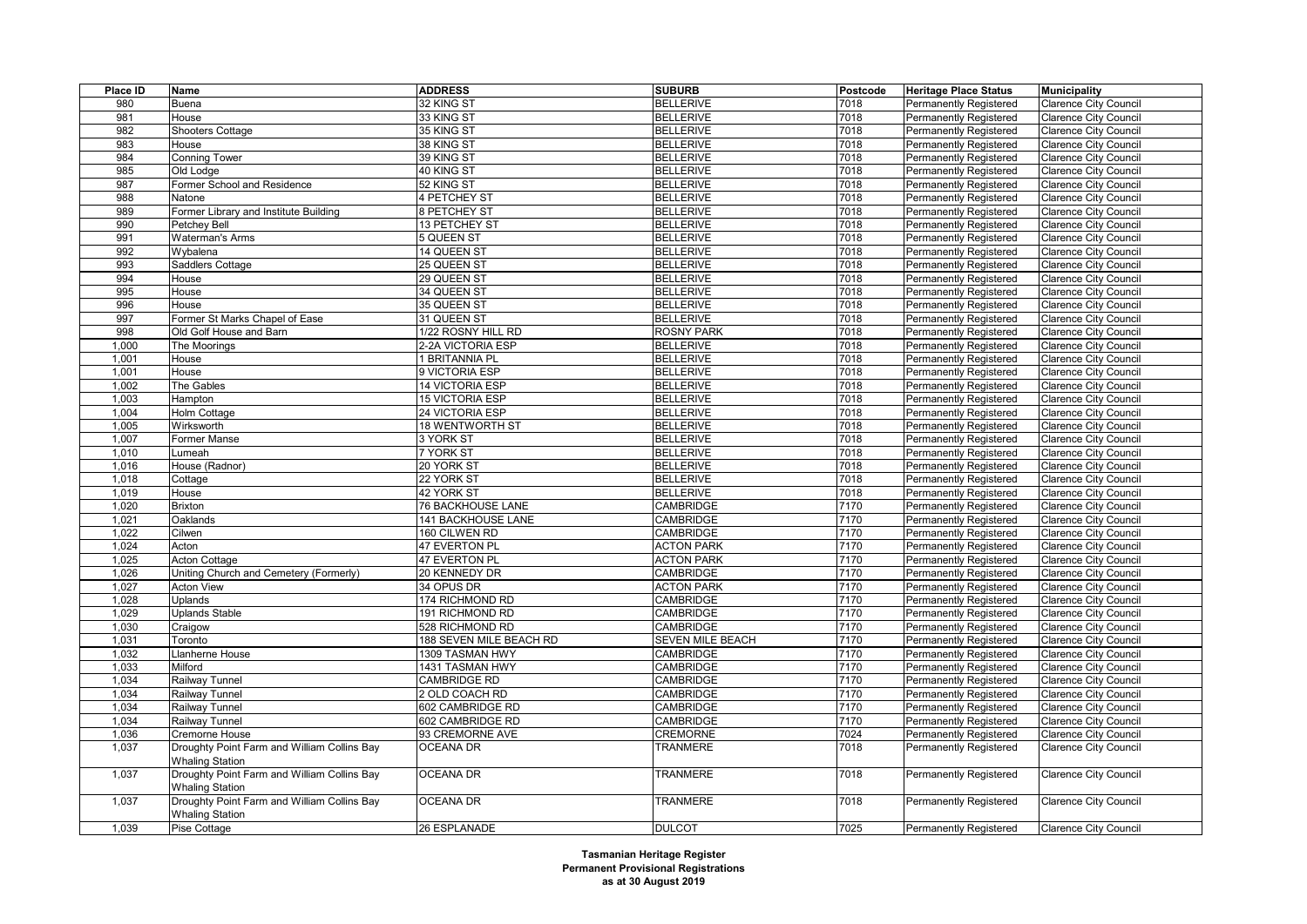| Place ID | Name | ADDRESS | SUBURB | Postcode | Heritage Place Status | Municipality |
|---|---|---|---|---|---|---|
| 980 | Buena | 32 KING ST | BELLERIVE | 7018 | Permanently Registered | Clarence City Council |
| 981 | House | 33 KING ST | BELLERIVE | 7018 | Permanently Registered | Clarence City Council |
| 982 | Shooters Cottage | 35 KING ST | BELLERIVE | 7018 | Permanently Registered | Clarence City Council |
| 983 | House | 38 KING ST | BELLERIVE | 7018 | Permanently Registered | Clarence City Council |
| 984 | Conning Tower | 39 KING ST | BELLERIVE | 7018 | Permanently Registered | Clarence City Council |
| 985 | Old Lodge | 40 KING ST | BELLERIVE | 7018 | Permanently Registered | Clarence City Council |
| 987 | Former School and Residence | 52 KING ST | BELLERIVE | 7018 | Permanently Registered | Clarence City Council |
| 988 | Natone | 4 PETCHEY ST | BELLERIVE | 7018 | Permanently Registered | Clarence City Council |
| 989 | Former Library and Institute Building | 8 PETCHEY ST | BELLERIVE | 7018 | Permanently Registered | Clarence City Council |
| 990 | Petchey Bell | 13 PETCHEY ST | BELLERIVE | 7018 | Permanently Registered | Clarence City Council |
| 991 | Waterman's Arms | 5 QUEEN ST | BELLERIVE | 7018 | Permanently Registered | Clarence City Council |
| 992 | Wybalena | 14 QUEEN ST | BELLERIVE | 7018 | Permanently Registered | Clarence City Council |
| 993 | Saddlers Cottage | 25 QUEEN ST | BELLERIVE | 7018 | Permanently Registered | Clarence City Council |
| 994 | House | 29 QUEEN ST | BELLERIVE | 7018 | Permanently Registered | Clarence City Council |
| 995 | House | 34 QUEEN ST | BELLERIVE | 7018 | Permanently Registered | Clarence City Council |
| 996 | House | 35 QUEEN ST | BELLERIVE | 7018 | Permanently Registered | Clarence City Council |
| 997 | Former St Marks Chapel of Ease | 31 QUEEN ST | BELLERIVE | 7018 | Permanently Registered | Clarence City Council |
| 998 | Old Golf House and Barn | 1/22 ROSNY HILL RD | ROSNY PARK | 7018 | Permanently Registered | Clarence City Council |
| 1,000 | The Moorings | 2-2A VICTORIA ESP | BELLERIVE | 7018 | Permanently Registered | Clarence City Council |
| 1,001 | House | 1 BRITANNIA PL | BELLERIVE | 7018 | Permanently Registered | Clarence City Council |
| 1,001 | House | 9 VICTORIA ESP | BELLERIVE | 7018 | Permanently Registered | Clarence City Council |
| 1,002 | The Gables | 14 VICTORIA ESP | BELLERIVE | 7018 | Permanently Registered | Clarence City Council |
| 1,003 | Hampton | 15 VICTORIA ESP | BELLERIVE | 7018 | Permanently Registered | Clarence City Council |
| 1,004 | Holm Cottage | 24 VICTORIA ESP | BELLERIVE | 7018 | Permanently Registered | Clarence City Council |
| 1,005 | Wirksworth | 18 WENTWORTH ST | BELLERIVE | 7018 | Permanently Registered | Clarence City Council |
| 1,007 | Former Manse | 3 YORK ST | BELLERIVE | 7018 | Permanently Registered | Clarence City Council |
| 1,010 | Lumeah | 7 YORK ST | BELLERIVE | 7018 | Permanently Registered | Clarence City Council |
| 1,016 | House (Radnor) | 20 YORK ST | BELLERIVE | 7018 | Permanently Registered | Clarence City Council |
| 1,018 | Cottage | 22 YORK ST | BELLERIVE | 7018 | Permanently Registered | Clarence City Council |
| 1,019 | House | 42 YORK ST | BELLERIVE | 7018 | Permanently Registered | Clarence City Council |
| 1,020 | Brixton | 76 BACKHOUSE LANE | CAMBRIDGE | 7170 | Permanently Registered | Clarence City Council |
| 1,021 | Oaklands | 141 BACKHOUSE LANE | CAMBRIDGE | 7170 | Permanently Registered | Clarence City Council |
| 1,022 | Cilwen | 160 CILWEN RD | CAMBRIDGE | 7170 | Permanently Registered | Clarence City Council |
| 1,024 | Acton | 47 EVERTON PL | ACTON PARK | 7170 | Permanently Registered | Clarence City Council |
| 1,025 | Acton Cottage | 47 EVERTON PL | ACTON PARK | 7170 | Permanently Registered | Clarence City Council |
| 1,026 | Uniting Church and Cemetery (Formerly) | 20 KENNEDY DR | CAMBRIDGE | 7170 | Permanently Registered | Clarence City Council |
| 1,027 | Acton View | 34 OPUS DR | ACTON PARK | 7170 | Permanently Registered | Clarence City Council |
| 1,028 | Uplands | 174 RICHMOND RD | CAMBRIDGE | 7170 | Permanently Registered | Clarence City Council |
| 1,029 | Uplands Stable | 191 RICHMOND RD | CAMBRIDGE | 7170 | Permanently Registered | Clarence City Council |
| 1,030 | Craigow | 528 RICHMOND RD | CAMBRIDGE | 7170 | Permanently Registered | Clarence City Council |
| 1,031 | Toronto | 188 SEVEN MILE BEACH RD | SEVEN MILE BEACH | 7170 | Permanently Registered | Clarence City Council |
| 1,032 | Llanherne House | 1309 TASMAN HWY | CAMBRIDGE | 7170 | Permanently Registered | Clarence City Council |
| 1,033 | Milford | 1431 TASMAN HWY | CAMBRIDGE | 7170 | Permanently Registered | Clarence City Council |
| 1,034 | Railway Tunnel | CAMBRIDGE RD | CAMBRIDGE | 7170 | Permanently Registered | Clarence City Council |
| 1,034 | Railway Tunnel | 2 OLD COACH RD | CAMBRIDGE | 7170 | Permanently Registered | Clarence City Council |
| 1,034 | Railway Tunnel | 602 CAMBRIDGE RD | CAMBRIDGE | 7170 | Permanently Registered | Clarence City Council |
| 1,034 | Railway Tunnel | 602 CAMBRIDGE RD | CAMBRIDGE | 7170 | Permanently Registered | Clarence City Council |
| 1,036 | Cremorne House | 93 CREMORNE AVE | CREMORNE | 7024 | Permanently Registered | Clarence City Council |
| 1,037 | Droughty Point Farm and William Collins Bay Whaling Station | OCEANA DR | TRANMERE | 7018 | Permanently Registered | Clarence City Council |
| 1,037 | Droughty Point Farm and William Collins Bay Whaling Station | OCEANA DR | TRANMERE | 7018 | Permanently Registered | Clarence City Council |
| 1,037 | Droughty Point Farm and William Collins Bay Whaling Station | OCEANA DR | TRANMERE | 7018 | Permanently Registered | Clarence City Council |
| 1,039 | Pise Cottage | 26 ESPLANADE | DULCOT | 7025 | Permanently Registered | Clarence City Council |

**Tasmanian Heritage Register**
**Permanent Provisional Registrations**
**as at 30 August 2019**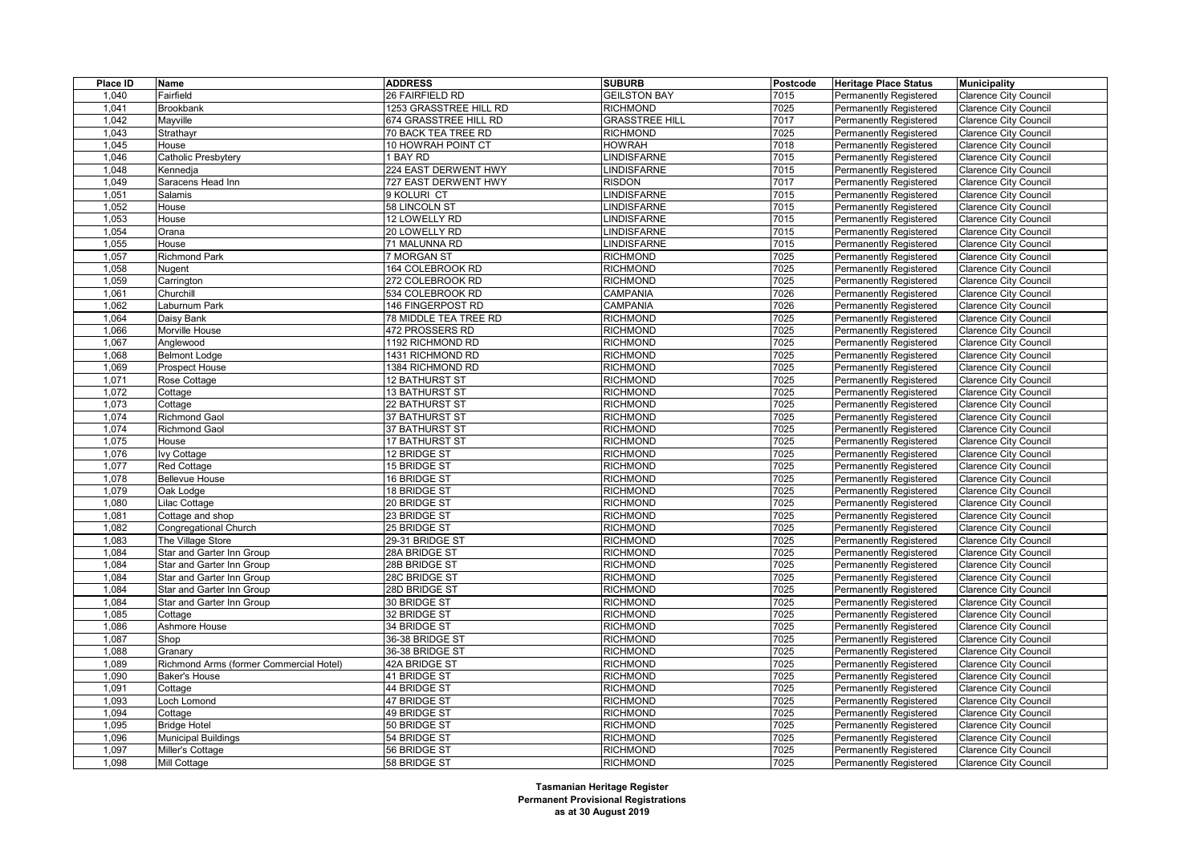| Place ID | Name | ADDRESS | SUBURB | Postcode | Heritage Place Status | Municipality |
| --- | --- | --- | --- | --- | --- | --- |
| 1,040 | Fairfield | 26 FAIRFIELD RD | GEILSTON BAY | 7015 | Permanently Registered | Clarence City Council |
| 1,041 | Brookbank | 1253 GRASSTREE HILL RD | RICHMOND | 7025 | Permanently Registered | Clarence City Council |
| 1,042 | Mayville | 674 GRASSTREE HILL RD | GRASSTREE HILL | 7017 | Permanently Registered | Clarence City Council |
| 1,043 | Strathayr | 70 BACK TEA TREE RD | RICHMOND | 7025 | Permanently Registered | Clarence City Council |
| 1,045 | House | 10 HOWRAH POINT CT | HOWRAH | 7018 | Permanently Registered | Clarence City Council |
| 1,046 | Catholic Presbytery | 1 BAY RD | LINDISFARNE | 7015 | Permanently Registered | Clarence City Council |
| 1,048 | Kennedja | 224 EAST DERWENT HWY | LINDISFARNE | 7015 | Permanently Registered | Clarence City Council |
| 1,049 | Saracens Head Inn | 727 EAST DERWENT HWY | RISDON | 7017 | Permanently Registered | Clarence City Council |
| 1,051 | Salamis | 9 KOLURI CT | LINDISFARNE | 7015 | Permanently Registered | Clarence City Council |
| 1,052 | House | 58 LINCOLN ST | LINDISFARNE | 7015 | Permanently Registered | Clarence City Council |
| 1,053 | House | 12 LOWELLY RD | LINDISFARNE | 7015 | Permanently Registered | Clarence City Council |
| 1,054 | Orana | 20 LOWELLY RD | LINDISFARNE | 7015 | Permanently Registered | Clarence City Council |
| 1,055 | House | 71 MALUNNA RD | LINDISFARNE | 7015 | Permanently Registered | Clarence City Council |
| 1,057 | Richmond Park | 7 MORGAN ST | RICHMOND | 7025 | Permanently Registered | Clarence City Council |
| 1,058 | Nugent | 164 COLEBROOK RD | RICHMOND | 7025 | Permanently Registered | Clarence City Council |
| 1,059 | Carrington | 272 COLEBROOK RD | RICHMOND | 7025 | Permanently Registered | Clarence City Council |
| 1,061 | Churchill | 534 COLEBROOK RD | CAMPANIA | 7026 | Permanently Registered | Clarence City Council |
| 1,062 | Laburnum Park | 146 FINGERPOST RD | CAMPANIA | 7026 | Permanently Registered | Clarence City Council |
| 1,064 | Daisy Bank | 78 MIDDLE TEA TREE RD | RICHMOND | 7025 | Permanently Registered | Clarence City Council |
| 1,066 | Morville House | 472 PROSSERS RD | RICHMOND | 7025 | Permanently Registered | Clarence City Council |
| 1,067 | Anglewood | 1192 RICHMOND RD | RICHMOND | 7025 | Permanently Registered | Clarence City Council |
| 1,068 | Belmont Lodge | 1431 RICHMOND RD | RICHMOND | 7025 | Permanently Registered | Clarence City Council |
| 1,069 | Prospect House | 1384 RICHMOND RD | RICHMOND | 7025 | Permanently Registered | Clarence City Council |
| 1,071 | Rose Cottage | 12 BATHURST ST | RICHMOND | 7025 | Permanently Registered | Clarence City Council |
| 1,072 | Cottage | 13 BATHURST ST | RICHMOND | 7025 | Permanently Registered | Clarence City Council |
| 1,073 | Cottage | 22 BATHURST ST | RICHMOND | 7025 | Permanently Registered | Clarence City Council |
| 1,074 | Richmond Gaol | 37 BATHURST ST | RICHMOND | 7025 | Permanently Registered | Clarence City Council |
| 1,074 | Richmond Gaol | 37 BATHURST ST | RICHMOND | 7025 | Permanently Registered | Clarence City Council |
| 1,075 | House | 17 BATHURST ST | RICHMOND | 7025 | Permanently Registered | Clarence City Council |
| 1,076 | Ivy Cottage | 12 BRIDGE ST | RICHMOND | 7025 | Permanently Registered | Clarence City Council |
| 1,077 | Red Cottage | 15 BRIDGE ST | RICHMOND | 7025 | Permanently Registered | Clarence City Council |
| 1,078 | Bellevue House | 16 BRIDGE ST | RICHMOND | 7025 | Permanently Registered | Clarence City Council |
| 1,079 | Oak Lodge | 18 BRIDGE ST | RICHMOND | 7025 | Permanently Registered | Clarence City Council |
| 1,080 | Lilac Cottage | 20 BRIDGE ST | RICHMOND | 7025 | Permanently Registered | Clarence City Council |
| 1,081 | Cottage and shop | 23 BRIDGE ST | RICHMOND | 7025 | Permanently Registered | Clarence City Council |
| 1,082 | Congregational Church | 25 BRIDGE ST | RICHMOND | 7025 | Permanently Registered | Clarence City Council |
| 1,083 | The Village Store | 29-31 BRIDGE ST | RICHMOND | 7025 | Permanently Registered | Clarence City Council |
| 1,084 | Star and Garter Inn Group | 28A BRIDGE ST | RICHMOND | 7025 | Permanently Registered | Clarence City Council |
| 1,084 | Star and Garter Inn Group | 28B BRIDGE ST | RICHMOND | 7025 | Permanently Registered | Clarence City Council |
| 1,084 | Star and Garter Inn Group | 28C BRIDGE ST | RICHMOND | 7025 | Permanently Registered | Clarence City Council |
| 1,084 | Star and Garter Inn Group | 28D BRIDGE ST | RICHMOND | 7025 | Permanently Registered | Clarence City Council |
| 1,084 | Star and Garter Inn Group | 30 BRIDGE ST | RICHMOND | 7025 | Permanently Registered | Clarence City Council |
| 1,085 | Cottage | 32 BRIDGE ST | RICHMOND | 7025 | Permanently Registered | Clarence City Council |
| 1,086 | Ashmore House | 34 BRIDGE ST | RICHMOND | 7025 | Permanently Registered | Clarence City Council |
| 1,087 | Shop | 36-38 BRIDGE ST | RICHMOND | 7025 | Permanently Registered | Clarence City Council |
| 1,088 | Granary | 36-38 BRIDGE ST | RICHMOND | 7025 | Permanently Registered | Clarence City Council |
| 1,089 | Richmond Arms (former Commercial Hotel) | 42A BRIDGE ST | RICHMOND | 7025 | Permanently Registered | Clarence City Council |
| 1,090 | Baker's House | 41 BRIDGE ST | RICHMOND | 7025 | Permanently Registered | Clarence City Council |
| 1,091 | Cottage | 44 BRIDGE ST | RICHMOND | 7025 | Permanently Registered | Clarence City Council |
| 1,093 | Loch Lomond | 47 BRIDGE ST | RICHMOND | 7025 | Permanently Registered | Clarence City Council |
| 1,094 | Cottage | 49 BRIDGE ST | RICHMOND | 7025 | Permanently Registered | Clarence City Council |
| 1,095 | Bridge Hotel | 50 BRIDGE ST | RICHMOND | 7025 | Permanently Registered | Clarence City Council |
| 1,096 | Municipal Buildings | 54 BRIDGE ST | RICHMOND | 7025 | Permanently Registered | Clarence City Council |
| 1,097 | Miller's Cottage | 56 BRIDGE ST | RICHMOND | 7025 | Permanently Registered | Clarence City Council |
| 1,098 | Mill Cottage | 58 BRIDGE ST | RICHMOND | 7025 | Permanently Registered | Clarence City Council |

**Tasmanian Heritage Register**
**Permanent Provisional Registrations**
**as at 30 August 2019**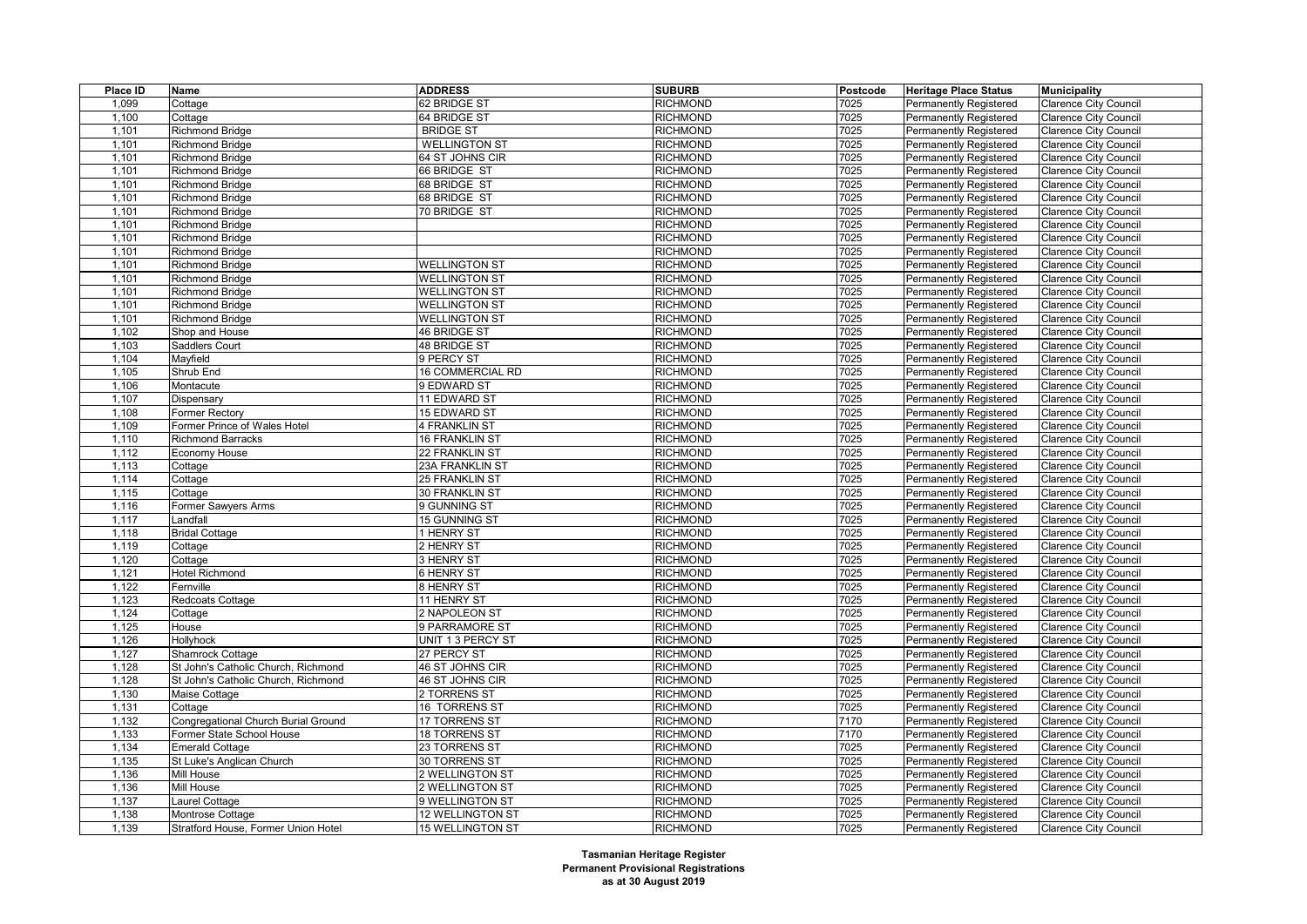| Place ID | Name | ADDRESS | SUBURB | Postcode | Heritage Place Status | Municipality |
|---|---|---|---|---|---|---|
| 1,099 | Cottage | 62 BRIDGE ST | RICHMOND | 7025 | Permanently Registered | Clarence City Council |
| 1,100 | Cottage | 64 BRIDGE ST | RICHMOND | 7025 | Permanently Registered | Clarence City Council |
| 1,101 | Richmond Bridge | BRIDGE ST | RICHMOND | 7025 | Permanently Registered | Clarence City Council |
| 1,101 | Richmond Bridge | WELLINGTON ST | RICHMOND | 7025 | Permanently Registered | Clarence City Council |
| 1,101 | Richmond Bridge | 64 ST JOHNS CIR | RICHMOND | 7025 | Permanently Registered | Clarence City Council |
| 1,101 | Richmond Bridge | 66 BRIDGE ST | RICHMOND | 7025 | Permanently Registered | Clarence City Council |
| 1,101 | Richmond Bridge | 68 BRIDGE ST | RICHMOND | 7025 | Permanently Registered | Clarence City Council |
| 1,101 | Richmond Bridge | 68 BRIDGE ST | RICHMOND | 7025 | Permanently Registered | Clarence City Council |
| 1,101 | Richmond Bridge | 70 BRIDGE ST | RICHMOND | 7025 | Permanently Registered | Clarence City Council |
| 1,101 | Richmond Bridge | | RICHMOND | 7025 | Permanently Registered | Clarence City Council |
| 1,101 | Richmond Bridge | | RICHMOND | 7025 | Permanently Registered | Clarence City Council |
| 1,101 | Richmond Bridge | | RICHMOND | 7025 | Permanently Registered | Clarence City Council |
| 1,101 | Richmond Bridge | WELLINGTON ST | RICHMOND | 7025 | Permanently Registered | Clarence City Council |
| 1,101 | Richmond Bridge | WELLINGTON ST | RICHMOND | 7025 | Permanently Registered | Clarence City Council |
| 1,101 | Richmond Bridge | WELLINGTON ST | RICHMOND | 7025 | Permanently Registered | Clarence City Council |
| 1,101 | Richmond Bridge | WELLINGTON ST | RICHMOND | 7025 | Permanently Registered | Clarence City Council |
| 1,101 | Richmond Bridge | WELLINGTON ST | RICHMOND | 7025 | Permanently Registered | Clarence City Council |
| 1,102 | Shop and House | 46 BRIDGE ST | RICHMOND | 7025 | Permanently Registered | Clarence City Council |
| 1,103 | Saddlers Court | 48 BRIDGE ST | RICHMOND | 7025 | Permanently Registered | Clarence City Council |
| 1,104 | Mayfield | 9 PERCY ST | RICHMOND | 7025 | Permanently Registered | Clarence City Council |
| 1,105 | Shrub End | 16 COMMERCIAL RD | RICHMOND | 7025 | Permanently Registered | Clarence City Council |
| 1,106 | Montacute | 9 EDWARD ST | RICHMOND | 7025 | Permanently Registered | Clarence City Council |
| 1,107 | Dispensary | 11 EDWARD ST | RICHMOND | 7025 | Permanently Registered | Clarence City Council |
| 1,108 | Former Rectory | 15 EDWARD ST | RICHMOND | 7025 | Permanently Registered | Clarence City Council |
| 1,109 | Former Prince of Wales Hotel | 4 FRANKLIN ST | RICHMOND | 7025 | Permanently Registered | Clarence City Council |
| 1,110 | Richmond Barracks | 16 FRANKLIN ST | RICHMOND | 7025 | Permanently Registered | Clarence City Council |
| 1,112 | Economy House | 22 FRANKLIN ST | RICHMOND | 7025 | Permanently Registered | Clarence City Council |
| 1,113 | Cottage | 23A FRANKLIN ST | RICHMOND | 7025 | Permanently Registered | Clarence City Council |
| 1,114 | Cottage | 25 FRANKLIN ST | RICHMOND | 7025 | Permanently Registered | Clarence City Council |
| 1,115 | Cottage | 30 FRANKLIN ST | RICHMOND | 7025 | Permanently Registered | Clarence City Council |
| 1,116 | Former Sawyers Arms | 9 GUNNING ST | RICHMOND | 7025 | Permanently Registered | Clarence City Council |
| 1,117 | Landfall | 15 GUNNING ST | RICHMOND | 7025 | Permanently Registered | Clarence City Council |
| 1,118 | Bridal Cottage | 1 HENRY ST | RICHMOND | 7025 | Permanently Registered | Clarence City Council |
| 1,119 | Cottage | 2 HENRY ST | RICHMOND | 7025 | Permanently Registered | Clarence City Council |
| 1,120 | Cottage | 3 HENRY ST | RICHMOND | 7025 | Permanently Registered | Clarence City Council |
| 1,121 | Hotel Richmond | 6 HENRY ST | RICHMOND | 7025 | Permanently Registered | Clarence City Council |
| 1,122 | Fernville | 8 HENRY ST | RICHMOND | 7025 | Permanently Registered | Clarence City Council |
| 1,123 | Redcoats Cottage | 11 HENRY ST | RICHMOND | 7025 | Permanently Registered | Clarence City Council |
| 1,124 | Cottage | 2 NAPOLEON ST | RICHMOND | 7025 | Permanently Registered | Clarence City Council |
| 1,125 | House | 9 PARRAMORE ST | RICHMOND | 7025 | Permanently Registered | Clarence City Council |
| 1,126 | Hollyhock | UNIT 1 3 PERCY ST | RICHMOND | 7025 | Permanently Registered | Clarence City Council |
| 1,127 | Shamrock Cottage | 27 PERCY ST | RICHMOND | 7025 | Permanently Registered | Clarence City Council |
| 1,128 | St John's Catholic Church, Richmond | 46 ST JOHNS CIR | RICHMOND | 7025 | Permanently Registered | Clarence City Council |
| 1,128 | St John's Catholic Church, Richmond | 46 ST JOHNS CIR | RICHMOND | 7025 | Permanently Registered | Clarence City Council |
| 1,130 | Maise Cottage | 2 TORRENS ST | RICHMOND | 7025 | Permanently Registered | Clarence City Council |
| 1,131 | Cottage | 16 TORRENS ST | RICHMOND | 7025 | Permanently Registered | Clarence City Council |
| 1,132 | Congregational Church Burial Ground | 17 TORRENS ST | RICHMOND | 7170 | Permanently Registered | Clarence City Council |
| 1,133 | Former State School House | 18 TORRENS ST | RICHMOND | 7170 | Permanently Registered | Clarence City Council |
| 1,134 | Emerald Cottage | 23 TORRENS ST | RICHMOND | 7025 | Permanently Registered | Clarence City Council |
| 1,135 | St Luke's Anglican Church | 30 TORRENS ST | RICHMOND | 7025 | Permanently Registered | Clarence City Council |
| 1,136 | Mill House | 2 WELLINGTON ST | RICHMOND | 7025 | Permanently Registered | Clarence City Council |
| 1,136 | Mill House | 2 WELLINGTON ST | RICHMOND | 7025 | Permanently Registered | Clarence City Council |
| 1,137 | Laurel Cottage | 9 WELLINGTON ST | RICHMOND | 7025 | Permanently Registered | Clarence City Council |
| 1,138 | Montrose Cottage | 12 WELLINGTON ST | RICHMOND | 7025 | Permanently Registered | Clarence City Council |
| 1,139 | Stratford House, Former Union Hotel | 15 WELLINGTON ST | RICHMOND | 7025 | Permanently Registered | Clarence City Council |

**Tasmanian Heritage Register**
**Permanent Provisional Registrations**
**as at 30 August 2019**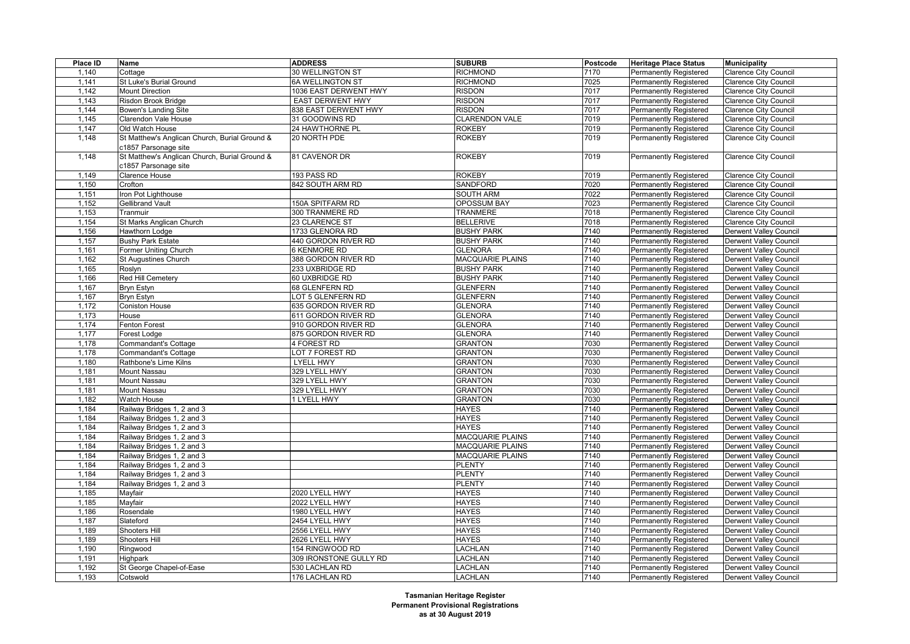| Place ID | Name | ADDRESS | SUBURB | Postcode | Heritage Place Status | Municipality |
|---|---|---|---|---|---|---|
| 1,140 | Cottage | 30 WELLINGTON ST | RICHMOND | 7170 | Permanently Registered | Clarence City Council |
| 1,141 | St Luke's Burial Ground | 6A WELLINGTON ST | RICHMOND | 7025 | Permanently Registered | Clarence City Council |
| 1,142 | Mount Direction | 1036 EAST DERWENT HWY | RISDON | 7017 | Permanently Registered | Clarence City Council |
| 1,143 | Risdon Brook Bridge | EAST DERWENT HWY | RISDON | 7017 | Permanently Registered | Clarence City Council |
| 1,144 | Bowen's Landing Site | 838 EAST DERWENT HWY | RISDON | 7017 | Permanently Registered | Clarence City Council |
| 1,145 | Clarendon Vale House | 31 GOODWINS RD | CLARENDON VALE | 7019 | Permanently Registered | Clarence City Council |
| 1,147 | Old Watch House | 24 HAWTHORNE PL | ROKEBY | 7019 | Permanently Registered | Clarence City Council |
| 1,148 | St Matthew's Anglican Church, Burial Ground & c1857 Parsonage site | 20 NORTH PDE | ROKEBY | 7019 | Permanently Registered | Clarence City Council |
| 1,148 | St Matthew's Anglican Church, Burial Ground & c1857 Parsonage site | 81 CAVENOR DR | ROKEBY | 7019 | Permanently Registered | Clarence City Council |
| 1,149 | Clarence House | 193 PASS RD | ROKEBY | 7019 | Permanently Registered | Clarence City Council |
| 1,150 | Crofton | 842 SOUTH ARM RD | SANDFORD | 7020 | Permanently Registered | Clarence City Council |
| 1,151 | Iron Pot Lighthouse | | SOUTH ARM | 7022 | Permanently Registered | Clarence City Council |
| 1,152 | Gellibrand Vault | 150A SPITFARM RD | OPOSSUM BAY | 7023 | Permanently Registered | Clarence City Council |
| 1,153 | Tranmuir | 300 TRANMERE RD | TRANMERE | 7018 | Permanently Registered | Clarence City Council |
| 1,154 | St Marks Anglican Church | 23 CLARENCE ST | BELLERIVE | 7018 | Permanently Registered | Clarence City Council |
| 1,156 | Hawthorn Lodge | 1733 GLENORA RD | BUSHY PARK | 7140 | Permanently Registered | Derwent Valley Council |
| 1,157 | Bushy Park Estate | 440 GORDON RIVER RD | BUSHY PARK | 7140 | Permanently Registered | Derwent Valley Council |
| 1,161 | Former Uniting Church | 6 KENMORE RD | GLENORA | 7140 | Permanently Registered | Derwent Valley Council |
| 1,162 | St Augustines Church | 388 GORDON RIVER RD | MACQUARIE PLAINS | 7140 | Permanently Registered | Derwent Valley Council |
| 1,165 | Roslyn | 233 UXBRIDGE RD | BUSHY PARK | 7140 | Permanently Registered | Derwent Valley Council |
| 1,166 | Red Hill Cemetery | 60 UXBRIDGE RD | BUSHY PARK | 7140 | Permanently Registered | Derwent Valley Council |
| 1,167 | Bryn Estyn | 68 GLENFERN RD | GLENFERN | 7140 | Permanently Registered | Derwent Valley Council |
| 1,167 | Bryn Estyn | LOT 5 GLENFERN RD | GLENFERN | 7140 | Permanently Registered | Derwent Valley Council |
| 1,172 | Coniston House | 635 GORDON RIVER RD | GLENORA | 7140 | Permanently Registered | Derwent Valley Council |
| 1,173 | House | 611 GORDON RIVER RD | GLENORA | 7140 | Permanently Registered | Derwent Valley Council |
| 1,174 | Fenton Forest | 910 GORDON RIVER RD | GLENORA | 7140 | Permanently Registered | Derwent Valley Council |
| 1,177 | Forest Lodge | 875 GORDON RIVER RD | GLENORA | 7140 | Permanently Registered | Derwent Valley Council |
| 1,178 | Commandant's Cottage | 4 FOREST RD | GRANTON | 7030 | Permanently Registered | Derwent Valley Council |
| 1,178 | Commandant's Cottage | LOT 7 FOREST RD | GRANTON | 7030 | Permanently Registered | Derwent Valley Council |
| 1,180 | Rathbone's Lime Kilns | LYELL HWY | GRANTON | 7030 | Permanently Registered | Derwent Valley Council |
| 1,181 | Mount Nassau | 329 LYELL HWY | GRANTON | 7030 | Permanently Registered | Derwent Valley Council |
| 1,181 | Mount Nassau | 329 LYELL HWY | GRANTON | 7030 | Permanently Registered | Derwent Valley Council |
| 1,181 | Mount Nassau | 329 LYELL HWY | GRANTON | 7030 | Permanently Registered | Derwent Valley Council |
| 1,182 | Watch House | 1 LYELL HWY | GRANTON | 7030 | Permanently Registered | Derwent Valley Council |
| 1,184 | Railway Bridges 1, 2 and 3 | | HAYES | 7140 | Permanently Registered | Derwent Valley Council |
| 1,184 | Railway Bridges 1, 2 and 3 | | HAYES | 7140 | Permanently Registered | Derwent Valley Council |
| 1,184 | Railway Bridges 1, 2 and 3 | | HAYES | 7140 | Permanently Registered | Derwent Valley Council |
| 1,184 | Railway Bridges 1, 2 and 3 | | MACQUARIE PLAINS | 7140 | Permanently Registered | Derwent Valley Council |
| 1,184 | Railway Bridges 1, 2 and 3 | | MACQUARIE PLAINS | 7140 | Permanently Registered | Derwent Valley Council |
| 1,184 | Railway Bridges 1, 2 and 3 | | MACQUARIE PLAINS | 7140 | Permanently Registered | Derwent Valley Council |
| 1,184 | Railway Bridges 1, 2 and 3 | | PLENTY | 7140 | Permanently Registered | Derwent Valley Council |
| 1,184 | Railway Bridges 1, 2 and 3 | | PLENTY | 7140 | Permanently Registered | Derwent Valley Council |
| 1,184 | Railway Bridges 1, 2 and 3 | | PLENTY | 7140 | Permanently Registered | Derwent Valley Council |
| 1,185 | Mayfair | 2020 LYELL HWY | HAYES | 7140 | Permanently Registered | Derwent Valley Council |
| 1,185 | Mayfair | 2022 LYELL HWY | HAYES | 7140 | Permanently Registered | Derwent Valley Council |
| 1,186 | Rosendale | 1980 LYELL HWY | HAYES | 7140 | Permanently Registered | Derwent Valley Council |
| 1,187 | Slateford | 2454 LYELL HWY | HAYES | 7140 | Permanently Registered | Derwent Valley Council |
| 1,189 | Shooters Hill | 2556 LYELL HWY | HAYES | 7140 | Permanently Registered | Derwent Valley Council |
| 1,189 | Shooters Hill | 2626 LYELL HWY | HAYES | 7140 | Permanently Registered | Derwent Valley Council |
| 1,190 | Ringwood | 154 RINGWOOD RD | LACHLAN | 7140 | Permanently Registered | Derwent Valley Council |
| 1,191 | Highpark | 309 IRONSTONE GULLY RD | LACHLAN | 7140 | Permanently Registered | Derwent Valley Council |
| 1,192 | St George Chapel-of-Ease | 530 LACHLAN RD | LACHLAN | 7140 | Permanently Registered | Derwent Valley Council |
| 1,193 | Cotswold | 176 LACHLAN RD | LACHLAN | 7140 | Permanently Registered | Derwent Valley Council |

**Tasmanian Heritage Register**
**Permanent Provisional Registrations**
**as at 30 August 2019**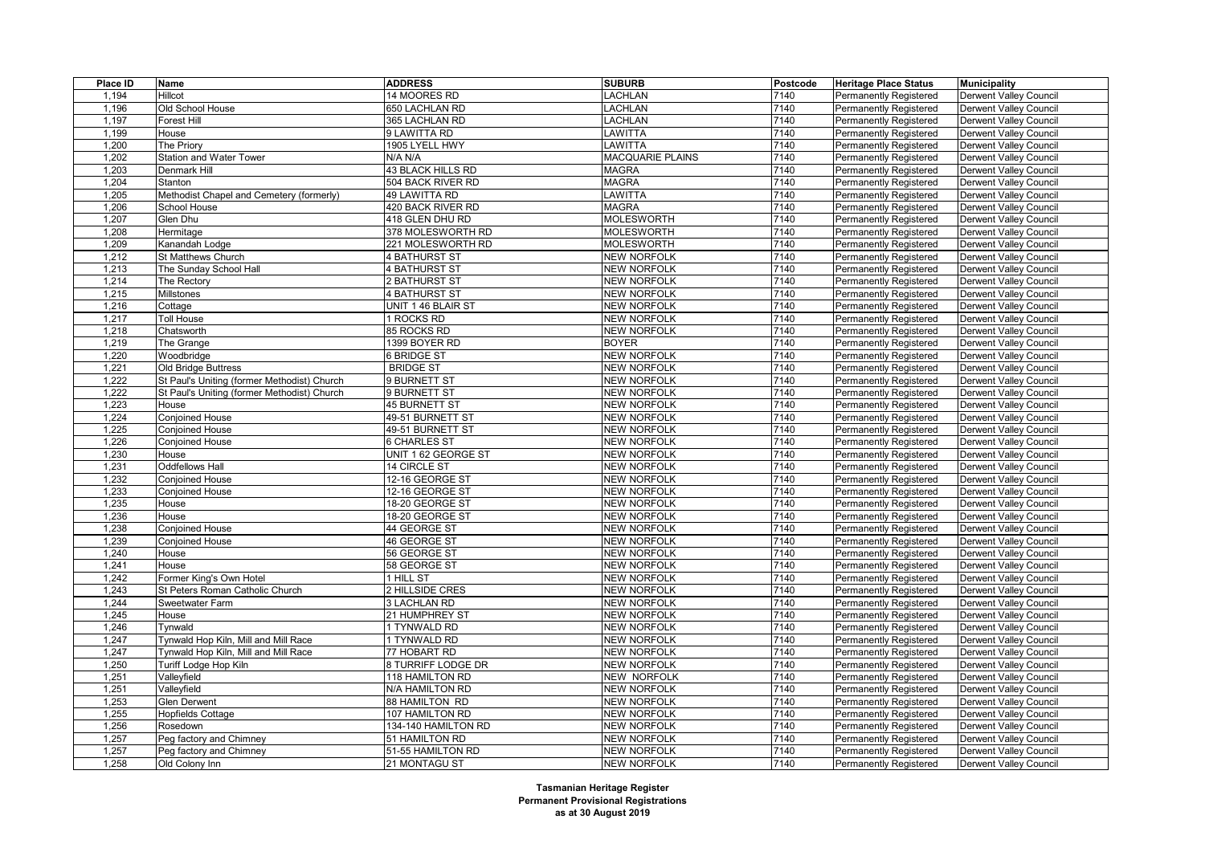| Place ID | Name | ADDRESS | SUBURB | Postcode | Heritage Place Status | Municipality |
|---|---|---|---|---|---|---|
| 1,194 | Hillcot | 14 MOORES RD | LACHLAN | 7140 | Permanently Registered | Derwent Valley Council |
| 1,196 | Old School House | 650 LACHLAN RD | LACHLAN | 7140 | Permanently Registered | Derwent Valley Council |
| 1,197 | Forest Hill | 365 LACHLAN RD | LACHLAN | 7140 | Permanently Registered | Derwent Valley Council |
| 1,199 | House | 9 LAWITTA RD | LAWITTA | 7140 | Permanently Registered | Derwent Valley Council |
| 1,200 | The Priory | 1905 LYELL HWY | LAWITTA | 7140 | Permanently Registered | Derwent Valley Council |
| 1,202 | Station and Water Tower | N/A N/A | MACQUARIE PLAINS | 7140 | Permanently Registered | Derwent Valley Council |
| 1,203 | Denmark Hill | 43 BLACK HILLS RD | MAGRA | 7140 | Permanently Registered | Derwent Valley Council |
| 1,204 | Stanton | 504 BACK RIVER RD | MAGRA | 7140 | Permanently Registered | Derwent Valley Council |
| 1,205 | Methodist Chapel and Cemetery (formerly) | 49 LAWITTA RD | LAWITTA | 7140 | Permanently Registered | Derwent Valley Council |
| 1,206 | School House | 420 BACK RIVER RD | MAGRA | 7140 | Permanently Registered | Derwent Valley Council |
| 1,207 | Glen Dhu | 418 GLEN DHU RD | MOLESWORTH | 7140 | Permanently Registered | Derwent Valley Council |
| 1,208 | Hermitage | 378 MOLESWORTH RD | MOLESWORTH | 7140 | Permanently Registered | Derwent Valley Council |
| 1,209 | Kanandah Lodge | 221 MOLESWORTH RD | MOLESWORTH | 7140 | Permanently Registered | Derwent Valley Council |
| 1,212 | St Matthews Church | 4 BATHURST ST | NEW NORFOLK | 7140 | Permanently Registered | Derwent Valley Council |
| 1,213 | The Sunday School Hall | 4 BATHURST ST | NEW NORFOLK | 7140 | Permanently Registered | Derwent Valley Council |
| 1,214 | The Rectory | 2 BATHURST ST | NEW NORFOLK | 7140 | Permanently Registered | Derwent Valley Council |
| 1,215 | Millstones | 4 BATHURST ST | NEW NORFOLK | 7140 | Permanently Registered | Derwent Valley Council |
| 1,216 | Cottage | UNIT 1 46 BLAIR ST | NEW NORFOLK | 7140 | Permanently Registered | Derwent Valley Council |
| 1,217 | Toll House | 1 ROCKS RD | NEW NORFOLK | 7140 | Permanently Registered | Derwent Valley Council |
| 1,218 | Chatsworth | 85 ROCKS RD | NEW NORFOLK | 7140 | Permanently Registered | Derwent Valley Council |
| 1,219 | The Grange | 1399 BOYER RD | BOYER | 7140 | Permanently Registered | Derwent Valley Council |
| 1,220 | Woodbridge | 6 BRIDGE ST | NEW NORFOLK | 7140 | Permanently Registered | Derwent Valley Council |
| 1,221 | Old Bridge Buttress | BRIDGE ST | NEW NORFOLK | 7140 | Permanently Registered | Derwent Valley Council |
| 1,222 | St Paul's Uniting (former Methodist) Church | 9 BURNETT ST | NEW NORFOLK | 7140 | Permanently Registered | Derwent Valley Council |
| 1,222 | St Paul's Uniting (former Methodist) Church | 9 BURNETT ST | NEW NORFOLK | 7140 | Permanently Registered | Derwent Valley Council |
| 1,223 | House | 45 BURNETT ST | NEW NORFOLK | 7140 | Permanently Registered | Derwent Valley Council |
| 1,224 | Conjoined House | 49-51 BURNETT ST | NEW NORFOLK | 7140 | Permanently Registered | Derwent Valley Council |
| 1,225 | Conjoined House | 49-51 BURNETT ST | NEW NORFOLK | 7140 | Permanently Registered | Derwent Valley Council |
| 1,226 | Conjoined House | 6 CHARLES ST | NEW NORFOLK | 7140 | Permanently Registered | Derwent Valley Council |
| 1,230 | House | UNIT 1 62 GEORGE ST | NEW NORFOLK | 7140 | Permanently Registered | Derwent Valley Council |
| 1,231 | Oddfellows Hall | 14 CIRCLE ST | NEW NORFOLK | 7140 | Permanently Registered | Derwent Valley Council |
| 1,232 | Conjoined House | 12-16 GEORGE ST | NEW NORFOLK | 7140 | Permanently Registered | Derwent Valley Council |
| 1,233 | Conjoined House | 12-16 GEORGE ST | NEW NORFOLK | 7140 | Permanently Registered | Derwent Valley Council |
| 1,235 | House | 18-20 GEORGE ST | NEW NORFOLK | 7140 | Permanently Registered | Derwent Valley Council |
| 1,236 | House | 18-20 GEORGE ST | NEW NORFOLK | 7140 | Permanently Registered | Derwent Valley Council |
| 1,238 | Conjoined House | 44 GEORGE ST | NEW NORFOLK | 7140 | Permanently Registered | Derwent Valley Council |
| 1,239 | Conjoined House | 46 GEORGE ST | NEW NORFOLK | 7140 | Permanently Registered | Derwent Valley Council |
| 1,240 | House | 56 GEORGE ST | NEW NORFOLK | 7140 | Permanently Registered | Derwent Valley Council |
| 1,241 | House | 58 GEORGE ST | NEW NORFOLK | 7140 | Permanently Registered | Derwent Valley Council |
| 1,242 | Former King's Own Hotel | 1 HILL ST | NEW NORFOLK | 7140 | Permanently Registered | Derwent Valley Council |
| 1,243 | St Peters Roman Catholic Church | 2 HILLSIDE CRES | NEW NORFOLK | 7140 | Permanently Registered | Derwent Valley Council |
| 1,244 | Sweetwater Farm | 3 LACHLAN RD | NEW NORFOLK | 7140 | Permanently Registered | Derwent Valley Council |
| 1,245 | House | 21 HUMPHREY ST | NEW NORFOLK | 7140 | Permanently Registered | Derwent Valley Council |
| 1,246 | Tynwald | 1 TYNWALD RD | NEW NORFOLK | 7140 | Permanently Registered | Derwent Valley Council |
| 1,247 | Tynwald Hop Kiln, Mill and Mill Race | 1 TYNWALD RD | NEW NORFOLK | 7140 | Permanently Registered | Derwent Valley Council |
| 1,247 | Tynwald Hop Kiln, Mill and Mill Race | 77 HOBART RD | NEW NORFOLK | 7140 | Permanently Registered | Derwent Valley Council |
| 1,250 | Turiff Lodge Hop Kiln | 8 TURRIFF LODGE DR | NEW NORFOLK | 7140 | Permanently Registered | Derwent Valley Council |
| 1,251 | Valleyfield | 118 HAMILTON RD | NEW NORFOLK | 7140 | Permanently Registered | Derwent Valley Council |
| 1,251 | Valleyfield | N/A HAMILTON RD | NEW NORFOLK | 7140 | Permanently Registered | Derwent Valley Council |
| 1,253 | Glen Derwent | 88 HAMILTON RD | NEW NORFOLK | 7140 | Permanently Registered | Derwent Valley Council |
| 1,255 | Hopfields Cottage | 107 HAMILTON RD | NEW NORFOLK | 7140 | Permanently Registered | Derwent Valley Council |
| 1,256 | Rosedown | 134-140 HAMILTON RD | NEW NORFOLK | 7140 | Permanently Registered | Derwent Valley Council |
| 1,257 | Peg factory and Chimney | 51 HAMILTON RD | NEW NORFOLK | 7140 | Permanently Registered | Derwent Valley Council |
| 1,257 | Peg factory and Chimney | 51-55 HAMILTON RD | NEW NORFOLK | 7140 | Permanently Registered | Derwent Valley Council |
| 1,258 | Old Colony Inn | 21 MONTAGU ST | NEW NORFOLK | 7140 | Permanently Registered | Derwent Valley Council |

**Tasmanian Heritage Register**
**Permanent Provisional Registrations**
**as at 30 August 2019**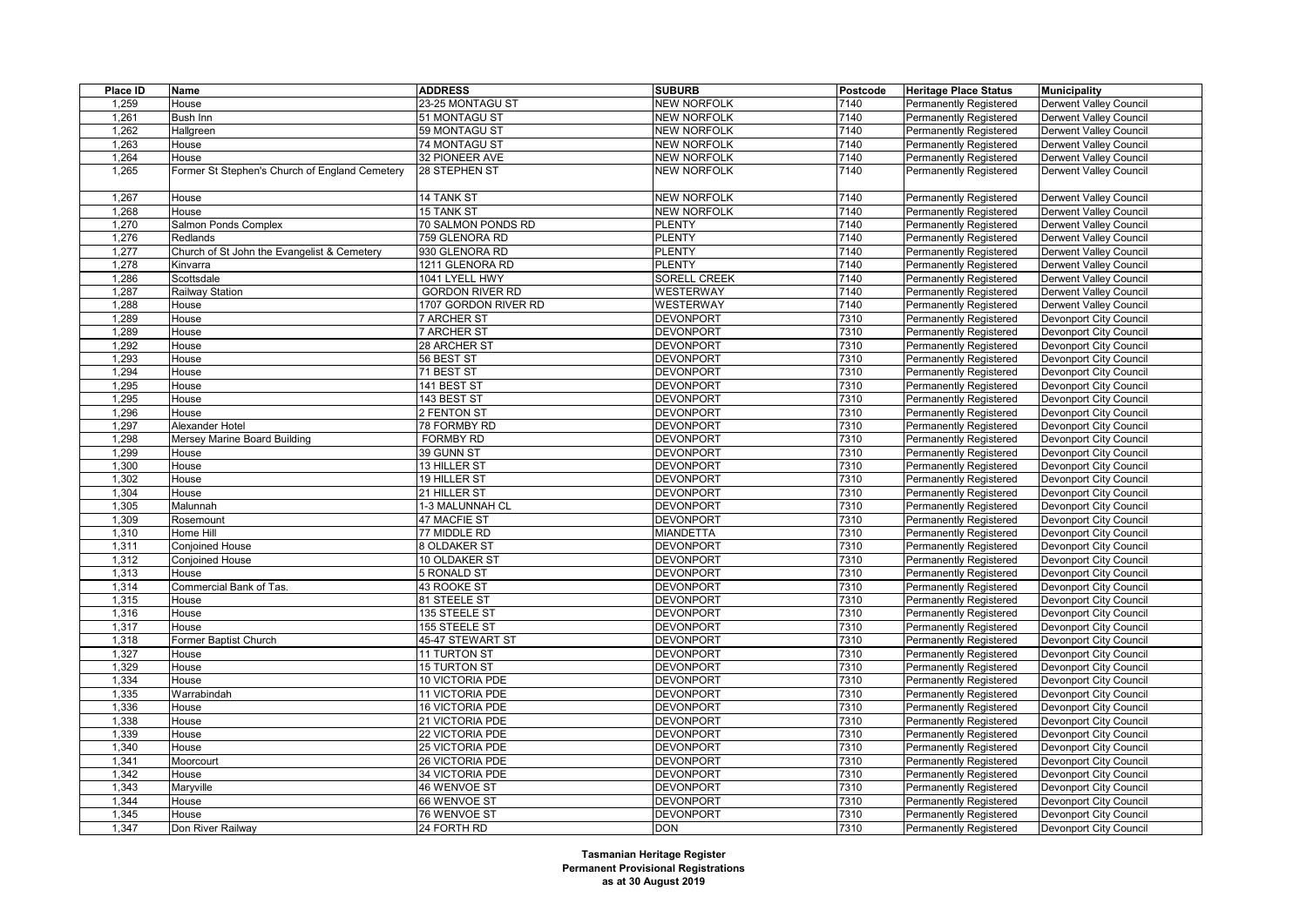| Place ID | Name | ADDRESS | SUBURB | Postcode | Heritage Place Status | Municipality |
|---|---|---|---|---|---|---|
| 1,259 | House | 23-25 MONTAGU ST | NEW NORFOLK | 7140 | Permanently Registered | Derwent Valley Council |
| 1,261 | Bush Inn | 51 MONTAGU ST | NEW NORFOLK | 7140 | Permanently Registered | Derwent Valley Council |
| 1,262 | Hallgreen | 59 MONTAGU ST | NEW NORFOLK | 7140 | Permanently Registered | Derwent Valley Council |
| 1,263 | House | 74 MONTAGU ST | NEW NORFOLK | 7140 | Permanently Registered | Derwent Valley Council |
| 1,264 | House | 32 PIONEER AVE | NEW NORFOLK | 7140 | Permanently Registered | Derwent Valley Council |
| 1,265 | Former St Stephen's Church of England Cemetery | 28 STEPHEN ST | NEW NORFOLK | 7140 | Permanently Registered | Derwent Valley Council |
| 1,267 | House | 14 TANK ST | NEW NORFOLK | 7140 | Permanently Registered | Derwent Valley Council |
| 1,268 | House | 15 TANK ST | NEW NORFOLK | 7140 | Permanently Registered | Derwent Valley Council |
| 1,270 | Salmon Ponds Complex | 70 SALMON PONDS RD | PLENTY | 7140 | Permanently Registered | Derwent Valley Council |
| 1,276 | Redlands | 759 GLENORA RD | PLENTY | 7140 | Permanently Registered | Derwent Valley Council |
| 1,277 | Church of St John the Evangelist & Cemetery | 930 GLENORA RD | PLENTY | 7140 | Permanently Registered | Derwent Valley Council |
| 1,278 | Kinvarra | 1211 GLENORA RD | PLENTY | 7140 | Permanently Registered | Derwent Valley Council |
| 1,286 | Scottsdale | 1041 LYELL HWY | SORELL CREEK | 7140 | Permanently Registered | Derwent Valley Council |
| 1,287 | Railway Station | GORDON RIVER RD | WESTERWAY | 7140 | Permanently Registered | Derwent Valley Council |
| 1,288 | House | 1707 GORDON RIVER RD | WESTERWAY | 7140 | Permanently Registered | Derwent Valley Council |
| 1,289 | House | 7 ARCHER ST | DEVONPORT | 7310 | Permanently Registered | Devonport City Council |
| 1,289 | House | 7 ARCHER ST | DEVONPORT | 7310 | Permanently Registered | Devonport City Council |
| 1,292 | House | 28 ARCHER ST | DEVONPORT | 7310 | Permanently Registered | Devonport City Council |
| 1,293 | House | 56 BEST ST | DEVONPORT | 7310 | Permanently Registered | Devonport City Council |
| 1,294 | House | 71 BEST ST | DEVONPORT | 7310 | Permanently Registered | Devonport City Council |
| 1,295 | House | 141 BEST ST | DEVONPORT | 7310 | Permanently Registered | Devonport City Council |
| 1,295 | House | 143 BEST ST | DEVONPORT | 7310 | Permanently Registered | Devonport City Council |
| 1,296 | House | 2 FENTON ST | DEVONPORT | 7310 | Permanently Registered | Devonport City Council |
| 1,297 | Alexander Hotel | 78 FORMBY RD | DEVONPORT | 7310 | Permanently Registered | Devonport City Council |
| 1,298 | Mersey Marine Board Building | FORMBY RD | DEVONPORT | 7310 | Permanently Registered | Devonport City Council |
| 1,299 | House | 39 GUNN ST | DEVONPORT | 7310 | Permanently Registered | Devonport City Council |
| 1,300 | House | 13 HILLER ST | DEVONPORT | 7310 | Permanently Registered | Devonport City Council |
| 1,302 | House | 19 HILLER ST | DEVONPORT | 7310 | Permanently Registered | Devonport City Council |
| 1,304 | House | 21 HILLER ST | DEVONPORT | 7310 | Permanently Registered | Devonport City Council |
| 1,305 | Malunnah | 1-3 MALUNNAH CL | DEVONPORT | 7310 | Permanently Registered | Devonport City Council |
| 1,309 | Rosemount | 47 MACFIE ST | DEVONPORT | 7310 | Permanently Registered | Devonport City Council |
| 1,310 | Home Hill | 77 MIDDLE RD | MIANDETTA | 7310 | Permanently Registered | Devonport City Council |
| 1,311 | Conjoined House | 8 OLDAKER ST | DEVONPORT | 7310 | Permanently Registered | Devonport City Council |
| 1,312 | Conjoined House | 10 OLDAKER ST | DEVONPORT | 7310 | Permanently Registered | Devonport City Council |
| 1,313 | House | 5 RONALD ST | DEVONPORT | 7310 | Permanently Registered | Devonport City Council |
| 1,314 | Commercial Bank of Tas. | 43 ROOKE ST | DEVONPORT | 7310 | Permanently Registered | Devonport City Council |
| 1,315 | House | 81 STEELE ST | DEVONPORT | 7310 | Permanently Registered | Devonport City Council |
| 1,316 | House | 135 STEELE ST | DEVONPORT | 7310 | Permanently Registered | Devonport City Council |
| 1,317 | House | 155 STEELE ST | DEVONPORT | 7310 | Permanently Registered | Devonport City Council |
| 1,318 | Former Baptist Church | 45-47 STEWART ST | DEVONPORT | 7310 | Permanently Registered | Devonport City Council |
| 1,327 | House | 11 TURTON ST | DEVONPORT | 7310 | Permanently Registered | Devonport City Council |
| 1,329 | House | 15 TURTON ST | DEVONPORT | 7310 | Permanently Registered | Devonport City Council |
| 1,334 | House | 10 VICTORIA PDE | DEVONPORT | 7310 | Permanently Registered | Devonport City Council |
| 1,335 | Warrabindah | 11 VICTORIA PDE | DEVONPORT | 7310 | Permanently Registered | Devonport City Council |
| 1,336 | House | 16 VICTORIA PDE | DEVONPORT | 7310 | Permanently Registered | Devonport City Council |
| 1,338 | House | 21 VICTORIA PDE | DEVONPORT | 7310 | Permanently Registered | Devonport City Council |
| 1,339 | House | 22 VICTORIA PDE | DEVONPORT | 7310 | Permanently Registered | Devonport City Council |
| 1,340 | House | 25 VICTORIA PDE | DEVONPORT | 7310 | Permanently Registered | Devonport City Council |
| 1,341 | Moorcourt | 26 VICTORIA PDE | DEVONPORT | 7310 | Permanently Registered | Devonport City Council |
| 1,342 | House | 34 VICTORIA PDE | DEVONPORT | 7310 | Permanently Registered | Devonport City Council |
| 1,343 | Maryville | 46 WENVOE ST | DEVONPORT | 7310 | Permanently Registered | Devonport City Council |
| 1,344 | House | 66 WENVOE ST | DEVONPORT | 7310 | Permanently Registered | Devonport City Council |
| 1,345 | House | 76 WENVOE ST | DEVONPORT | 7310 | Permanently Registered | Devonport City Council |
| 1,347 | Don River Railway | 24 FORTH RD | DON | 7310 | Permanently Registered | Devonport City Council |

**Tasmanian Heritage Register**
**Permanent Provisional Registrations**
**as at 30 August 2019**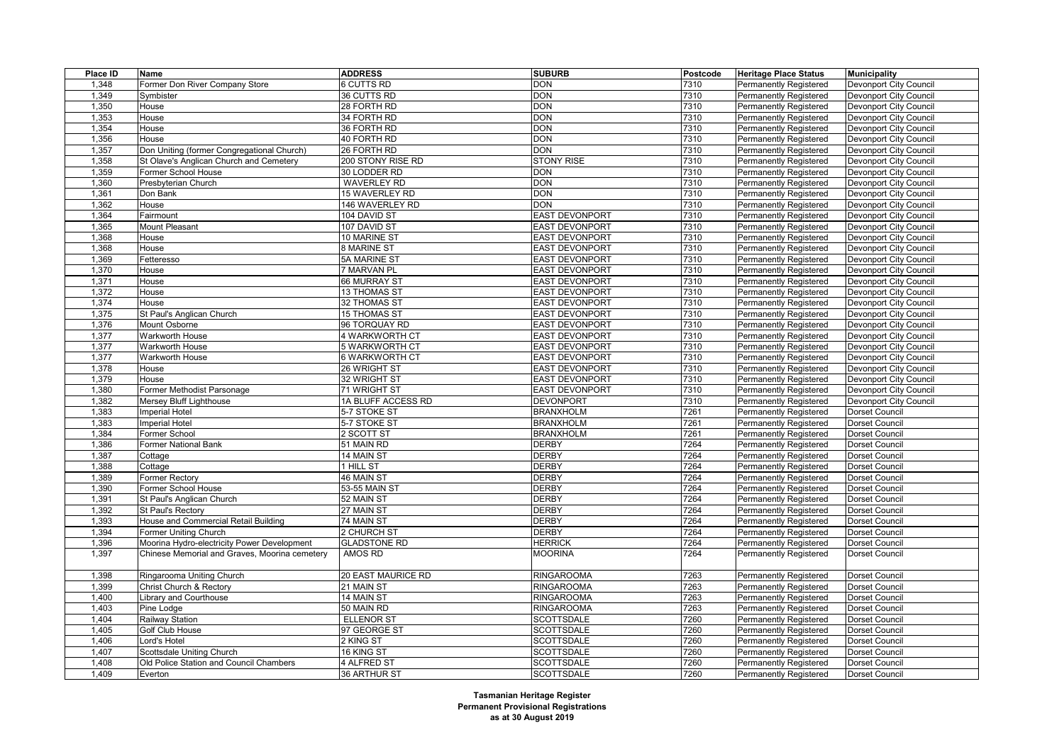| Place ID | Name | ADDRESS | SUBURB | Postcode | Heritage Place Status | Municipality |
|---|---|---|---|---|---|---|
| 1,348 | Former Don River Company Store | 6 CUTTS RD | DON | 7310 | Permanently Registered | Devonport City Council |
| 1,349 | Symbister | 36 CUTTS RD | DON | 7310 | Permanently Registered | Devonport City Council |
| 1,350 | House | 28 FORTH RD | DON | 7310 | Permanently Registered | Devonport City Council |
| 1,353 | House | 34 FORTH RD | DON | 7310 | Permanently Registered | Devonport City Council |
| 1,354 | House | 36 FORTH RD | DON | 7310 | Permanently Registered | Devonport City Council |
| 1,356 | House | 40 FORTH RD | DON | 7310 | Permanently Registered | Devonport City Council |
| 1,357 | Don Uniting (former Congregational Church) | 26 FORTH RD | DON | 7310 | Permanently Registered | Devonport City Council |
| 1,358 | St Olave's Anglican Church and Cemetery | 200 STONY RISE RD | STONY RISE | 7310 | Permanently Registered | Devonport City Council |
| 1,359 | Former School House | 30 LODDER RD | DON | 7310 | Permanently Registered | Devonport City Council |
| 1,360 | Presbyterian Church | WAVERLEY RD | DON | 7310 | Permanently Registered | Devonport City Council |
| 1,361 | Don Bank | 15 WAVERLEY RD | DON | 7310 | Permanently Registered | Devonport City Council |
| 1,362 | House | 146 WAVERLEY RD | DON | 7310 | Permanently Registered | Devonport City Council |
| 1,364 | Fairmount | 104 DAVID ST | EAST DEVONPORT | 7310 | Permanently Registered | Devonport City Council |
| 1,365 | Mount Pleasant | 107 DAVID ST | EAST DEVONPORT | 7310 | Permanently Registered | Devonport City Council |
| 1,368 | House | 10 MARINE ST | EAST DEVONPORT | 7310 | Permanently Registered | Devonport City Council |
| 1,368 | House | 8 MARINE ST | EAST DEVONPORT | 7310 | Permanently Registered | Devonport City Council |
| 1,369 | Fetteresso | 5A MARINE ST | EAST DEVONPORT | 7310 | Permanently Registered | Devonport City Council |
| 1,370 | House | 7 MARVAN PL | EAST DEVONPORT | 7310 | Permanently Registered | Devonport City Council |
| 1,371 | House | 66 MURRAY ST | EAST DEVONPORT | 7310 | Permanently Registered | Devonport City Council |
| 1,372 | House | 13 THOMAS ST | EAST DEVONPORT | 7310 | Permanently Registered | Devonport City Council |
| 1,374 | House | 32 THOMAS ST | EAST DEVONPORT | 7310 | Permanently Registered | Devonport City Council |
| 1,375 | St Paul's Anglican Church | 15 THOMAS ST | EAST DEVONPORT | 7310 | Permanently Registered | Devonport City Council |
| 1,376 | Mount Osborne | 96 TORQUAY RD | EAST DEVONPORT | 7310 | Permanently Registered | Devonport City Council |
| 1,377 | Warkworth House | 4 WARKWORTH CT | EAST DEVONPORT | 7310 | Permanently Registered | Devonport City Council |
| 1,377 | Warkworth House | 5 WARKWORTH CT | EAST DEVONPORT | 7310 | Permanently Registered | Devonport City Council |
| 1,377 | Warkworth House | 6 WARKWORTH CT | EAST DEVONPORT | 7310 | Permanently Registered | Devonport City Council |
| 1,378 | House | 26 WRIGHT ST | EAST DEVONPORT | 7310 | Permanently Registered | Devonport City Council |
| 1,379 | House | 32 WRIGHT ST | EAST DEVONPORT | 7310 | Permanently Registered | Devonport City Council |
| 1,380 | Former Methodist Parsonage | 71 WRIGHT ST | EAST DEVONPORT | 7310 | Permanently Registered | Devonport City Council |
| 1,382 | Mersey Bluff Lighthouse | 1A BLUFF ACCESS RD | DEVONPORT | 7310 | Permanently Registered | Devonport City Council |
| 1,383 | Imperial Hotel | 5-7 STOKE ST | BRANXHOLM | 7261 | Permanently Registered | Dorset Council |
| 1,383 | Imperial Hotel | 5-7 STOKE ST | BRANXHOLM | 7261 | Permanently Registered | Dorset Council |
| 1,384 | Former School | 2 SCOTT ST | BRANXHOLM | 7261 | Permanently Registered | Dorset Council |
| 1,386 | Former National Bank | 51 MAIN RD | DERBY | 7264 | Permanently Registered | Dorset Council |
| 1,387 | Cottage | 14 MAIN ST | DERBY | 7264 | Permanently Registered | Dorset Council |
| 1,388 | Cottage | 1 HILL ST | DERBY | 7264 | Permanently Registered | Dorset Council |
| 1,389 | Former Rectory | 46 MAIN ST | DERBY | 7264 | Permanently Registered | Dorset Council |
| 1,390 | Former School House | 53-55 MAIN ST | DERBY | 7264 | Permanently Registered | Dorset Council |
| 1,391 | St Paul's Anglican Church | 52 MAIN ST | DERBY | 7264 | Permanently Registered | Dorset Council |
| 1,392 | St Paul's Rectory | 27 MAIN ST | DERBY | 7264 | Permanently Registered | Dorset Council |
| 1,393 | House and Commercial Retail Building | 74 MAIN ST | DERBY | 7264 | Permanently Registered | Dorset Council |
| 1,394 | Former Uniting Church | 2 CHURCH ST | DERBY | 7264 | Permanently Registered | Dorset Council |
| 1,396 | Moorina Hydro-electricity Power Development | GLADSTONE RD | HERRICK | 7264 | Permanently Registered | Dorset Council |
| 1,397 | Chinese Memorial and Graves, Moorina cemetery | AMOS RD | MOORINA | 7264 | Permanently Registered | Dorset Council |
| 1,398 | Ringarooma Uniting Church | 20 EAST MAURICE RD | RINGAROOMA | 7263 | Permanently Registered | Dorset Council |
| 1,399 | Christ Church & Rectory | 21 MAIN ST | RINGAROOMA | 7263 | Permanently Registered | Dorset Council |
| 1,400 | Library and Courthouse | 14 MAIN ST | RINGAROOMA | 7263 | Permanently Registered | Dorset Council |
| 1,403 | Pine Lodge | 50 MAIN RD | RINGAROOMA | 7263 | Permanently Registered | Dorset Council |
| 1,404 | Railway Station | ELLENOR ST | SCOTTSDALE | 7260 | Permanently Registered | Dorset Council |
| 1,405 | Golf Club House | 97 GEORGE ST | SCOTTSDALE | 7260 | Permanently Registered | Dorset Council |
| 1,406 | Lord's Hotel | 2 KING ST | SCOTTSDALE | 7260 | Permanently Registered | Dorset Council |
| 1,407 | Scottsdale Uniting Church | 16 KING ST | SCOTTSDALE | 7260 | Permanently Registered | Dorset Council |
| 1,408 | Old Police Station and Council Chambers | 4 ALFRED ST | SCOTTSDALE | 7260 | Permanently Registered | Dorset Council |
| 1,409 | Everton | 36 ARTHUR ST | SCOTTSDALE | 7260 | Permanently Registered | Dorset Council |

**Tasmanian Heritage Register**
**Permanent Provisional Registrations**
**as at 30 August 2019**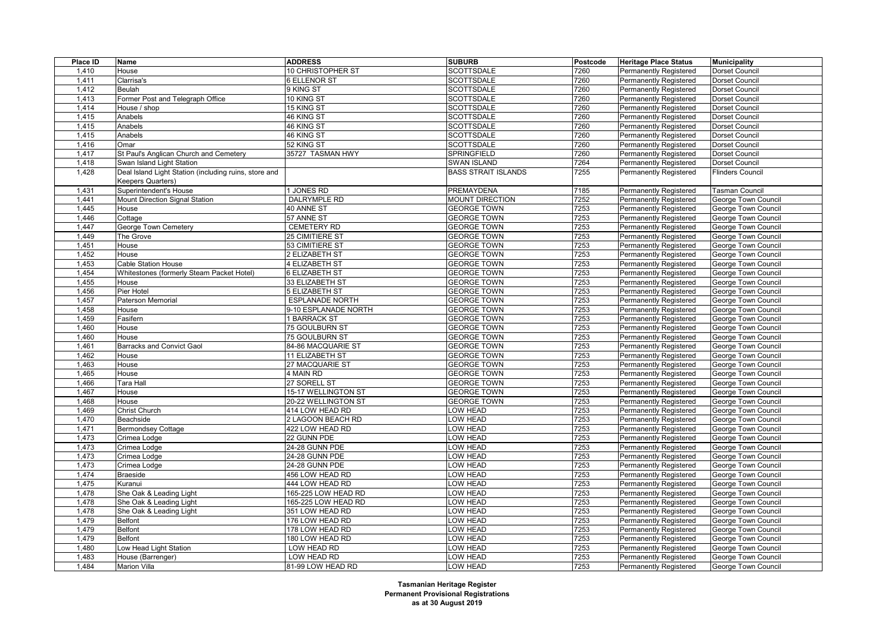| Place ID | Name | ADDRESS | SUBURB | Postcode | Heritage Place Status | Municipality |
|---|---|---|---|---|---|---|
| 1,410 | House | 10 CHRISTOPHER ST | SCOTTSDALE | 7260 | Permanently Registered | Dorset Council |
| 1,411 | Clarrisa's | 6 ELLENOR ST | SCOTTSDALE | 7260 | Permanently Registered | Dorset Council |
| 1,412 | Beulah | 9 KING ST | SCOTTSDALE | 7260 | Permanently Registered | Dorset Council |
| 1,413 | Former Post and Telegraph Office | 10 KING ST | SCOTTSDALE | 7260 | Permanently Registered | Dorset Council |
| 1,414 | House / shop | 15 KING ST | SCOTTSDALE | 7260 | Permanently Registered | Dorset Council |
| 1,415 | Anabels | 46 KING ST | SCOTTSDALE | 7260 | Permanently Registered | Dorset Council |
| 1,415 | Anabels | 46 KING ST | SCOTTSDALE | 7260 | Permanently Registered | Dorset Council |
| 1,415 | Anabels | 46 KING ST | SCOTTSDALE | 7260 | Permanently Registered | Dorset Council |
| 1,416 | Omar | 52 KING ST | SCOTTSDALE | 7260 | Permanently Registered | Dorset Council |
| 1,417 | St Paul's Anglican Church and Cemetery | 35727 TASMAN HWY | SPRINGFIELD | 7260 | Permanently Registered | Dorset Council |
| 1,418 | Swan Island Light Station | | SWAN ISLAND | 7264 | Permanently Registered | Dorset Council |
| 1,428 | Deal Island Light Station (including ruins, store and Keepers Quarters) | | BASS STRAIT ISLANDS | 7255 | Permanently Registered | Flinders Council |
| 1,431 | Superintendent's House | 1 JONES RD | PREMAYDENA | 7185 | Permanently Registered | Tasman Council |
| 1,441 | Mount Direction Signal Station | DALRYMPLE RD | MOUNT DIRECTION | 7252 | Permanently Registered | George Town Council |
| 1,445 | House | 40 ANNE ST | GEORGE TOWN | 7253 | Permanently Registered | George Town Council |
| 1,446 | Cottage | 57 ANNE ST | GEORGE TOWN | 7253 | Permanently Registered | George Town Council |
| 1,447 | George Town Cemetery | CEMETERY RD | GEORGE TOWN | 7253 | Permanently Registered | George Town Council |
| 1,449 | The Grove | 25 CIMITIERE ST | GEORGE TOWN | 7253 | Permanently Registered | George Town Council |
| 1,451 | House | 53 CIMITIERE ST | GEORGE TOWN | 7253 | Permanently Registered | George Town Council |
| 1,452 | House | 2 ELIZABETH ST | GEORGE TOWN | 7253 | Permanently Registered | George Town Council |
| 1,453 | Cable Station House | 4 ELIZABETH ST | GEORGE TOWN | 7253 | Permanently Registered | George Town Council |
| 1,454 | Whitestones (formerly Steam Packet Hotel) | 6 ELIZABETH ST | GEORGE TOWN | 7253 | Permanently Registered | George Town Council |
| 1,455 | House | 33 ELIZABETH ST | GEORGE TOWN | 7253 | Permanently Registered | George Town Council |
| 1,456 | Pier Hotel | 5 ELIZABETH ST | GEORGE TOWN | 7253 | Permanently Registered | George Town Council |
| 1,457 | Paterson Memorial | ESPLANADE NORTH | GEORGE TOWN | 7253 | Permanently Registered | George Town Council |
| 1,458 | House | 9-10 ESPLANADE NORTH | GEORGE TOWN | 7253 | Permanently Registered | George Town Council |
| 1,459 | Fasifern | 1 BARRACK ST | GEORGE TOWN | 7253 | Permanently Registered | George Town Council |
| 1,460 | House | 75 GOULBURN ST | GEORGE TOWN | 7253 | Permanently Registered | George Town Council |
| 1,460 | House | 75 GOULBURN ST | GEORGE TOWN | 7253 | Permanently Registered | George Town Council |
| 1,461 | Barracks and Convict Gaol | 84-86 MACQUARIE ST | GEORGE TOWN | 7253 | Permanently Registered | George Town Council |
| 1,462 | House | 11 ELIZABETH ST | GEORGE TOWN | 7253 | Permanently Registered | George Town Council |
| 1,463 | House | 27 MACQUARIE ST | GEORGE TOWN | 7253 | Permanently Registered | George Town Council |
| 1,465 | House | 4 MAIN RD | GEORGE TOWN | 7253 | Permanently Registered | George Town Council |
| 1,466 | Tara Hall | 27 SORELL ST | GEORGE TOWN | 7253 | Permanently Registered | George Town Council |
| 1,467 | House | 15-17 WELLINGTON ST | GEORGE TOWN | 7253 | Permanently Registered | George Town Council |
| 1,468 | House | 20-22 WELLINGTON ST | GEORGE TOWN | 7253 | Permanently Registered | George Town Council |
| 1,469 | Christ Church | 414 LOW HEAD RD | LOW HEAD | 7253 | Permanently Registered | George Town Council |
| 1,470 | Beachside | 2 LAGOON BEACH RD | LOW HEAD | 7253 | Permanently Registered | George Town Council |
| 1,471 | Bermondsey Cottage | 422 LOW HEAD RD | LOW HEAD | 7253 | Permanently Registered | George Town Council |
| 1,473 | Crimea Lodge | 22 GUNN PDE | LOW HEAD | 7253 | Permanently Registered | George Town Council |
| 1,473 | Crimea Lodge | 24-28 GUNN PDE | LOW HEAD | 7253 | Permanently Registered | George Town Council |
| 1,473 | Crimea Lodge | 24-28 GUNN PDE | LOW HEAD | 7253 | Permanently Registered | George Town Council |
| 1,473 | Crimea Lodge | 24-28 GUNN PDE | LOW HEAD | 7253 | Permanently Registered | George Town Council |
| 1,474 | Braeside | 456 LOW HEAD RD | LOW HEAD | 7253 | Permanently Registered | George Town Council |
| 1,475 | Kuranui | 444 LOW HEAD RD | LOW HEAD | 7253 | Permanently Registered | George Town Council |
| 1,478 | She Oak & Leading Light | 165-225 LOW HEAD RD | LOW HEAD | 7253 | Permanently Registered | George Town Council |
| 1,478 | She Oak & Leading Light | 165-225 LOW HEAD RD | LOW HEAD | 7253 | Permanently Registered | George Town Council |
| 1,478 | She Oak & Leading Light | 351 LOW HEAD RD | LOW HEAD | 7253 | Permanently Registered | George Town Council |
| 1,479 | Belfont | 176 LOW HEAD RD | LOW HEAD | 7253 | Permanently Registered | George Town Council |
| 1,479 | Belfont | 178 LOW HEAD RD | LOW HEAD | 7253 | Permanently Registered | George Town Council |
| 1,479 | Belfont | 180 LOW HEAD RD | LOW HEAD | 7253 | Permanently Registered | George Town Council |
| 1,480 | Low Head Light Station | LOW HEAD RD | LOW HEAD | 7253 | Permanently Registered | George Town Council |
| 1,483 | House (Barrenger) | LOW HEAD RD | LOW HEAD | 7253 | Permanently Registered | George Town Council |
| 1,484 | Marion Villa | 81-99 LOW HEAD RD | LOW HEAD | 7253 | Permanently Registered | George Town Council |

**Tasmanian Heritage Register**
**Permanent Provisional Registrations**
**as at 30 August 2019**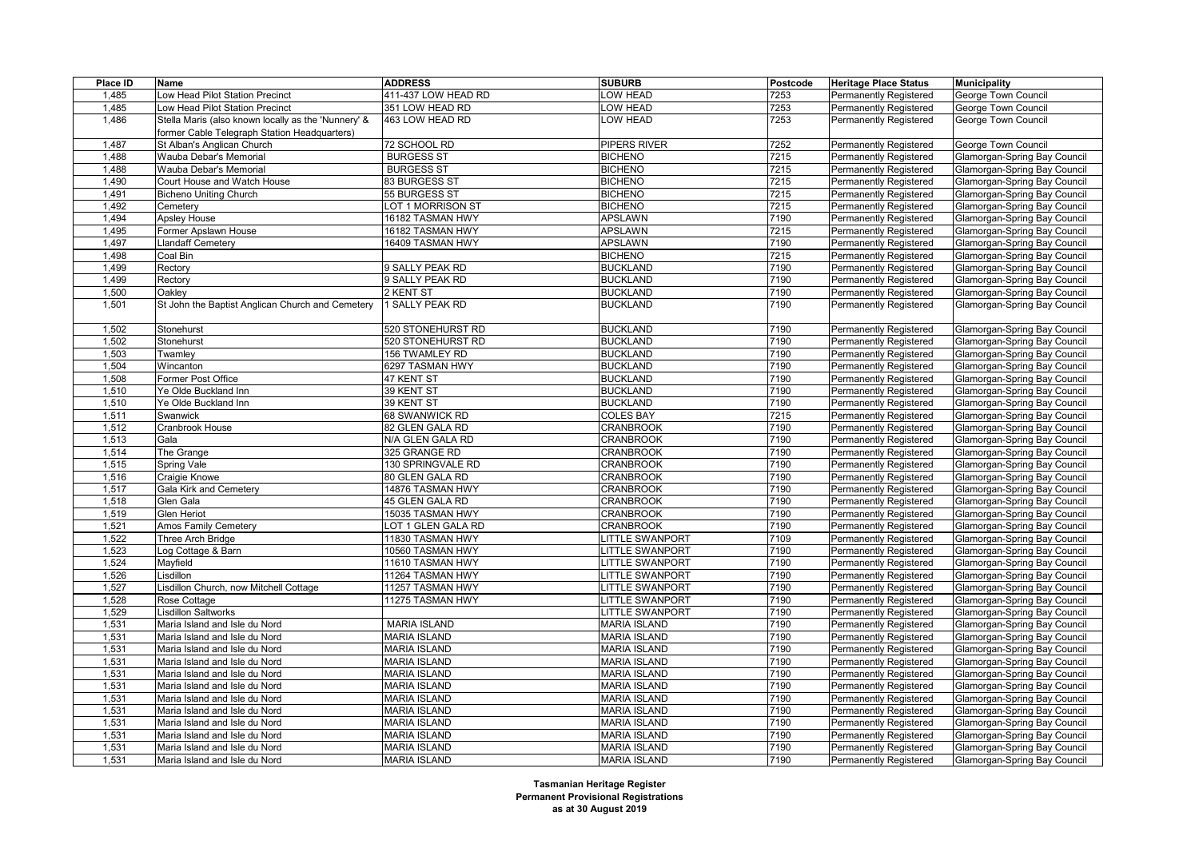| Place ID | Name | ADDRESS | SUBURB | Postcode | Heritage Place Status | Municipality |
|---|---|---|---|---|---|---|
| 1,485 | Low Head Pilot Station Precinct | 411-437 LOW HEAD RD | LOW HEAD | 7253 | Permanently Registered | George Town Council |
| 1,485 | Low Head Pilot Station Precinct | 351 LOW HEAD RD | LOW HEAD | 7253 | Permanently Registered | George Town Council |
| 1,486 | Stella Maris (also known locally as the 'Nunnery' & former Cable Telegraph Station Headquarters) | 463 LOW HEAD RD | LOW HEAD | 7253 | Permanently Registered | George Town Council |
| 1,487 | St Alban's Anglican Church | 72 SCHOOL RD | PIPERS RIVER | 7252 | Permanently Registered | George Town Council |
| 1,488 | Wauba Debar's Memorial | BURGESS ST | BICHENO | 7215 | Permanently Registered | Glamorgan-Spring Bay Council |
| 1,488 | Wauba Debar's Memorial | BURGESS ST | BICHENO | 7215 | Permanently Registered | Glamorgan-Spring Bay Council |
| 1,490 | Court House and Watch House | 83 BURGESS ST | BICHENO | 7215 | Permanently Registered | Glamorgan-Spring Bay Council |
| 1,491 | Bicheno Uniting Church | 55 BURGESS ST | BICHENO | 7215 | Permanently Registered | Glamorgan-Spring Bay Council |
| 1,492 | Cemetery | LOT 1 MORRISON ST | BICHENO | 7215 | Permanently Registered | Glamorgan-Spring Bay Council |
| 1,494 | Apsley House | 16182 TASMAN HWY | APSLAWN | 7190 | Permanently Registered | Glamorgan-Spring Bay Council |
| 1,495 | Former Apslawn House | 16182 TASMAN HWY | APSLAWN | 7215 | Permanently Registered | Glamorgan-Spring Bay Council |
| 1,497 | Llandaff Cemetery | 16409 TASMAN HWY | APSLAWN | 7190 | Permanently Registered | Glamorgan-Spring Bay Council |
| 1,498 | Coal Bin | | BICHENO | 7215 | Permanently Registered | Glamorgan-Spring Bay Council |
| 1,499 | Rectory | 9 SALLY PEAK RD | BUCKLAND | 7190 | Permanently Registered | Glamorgan-Spring Bay Council |
| 1,499 | Rectory | 9 SALLY PEAK RD | BUCKLAND | 7190 | Permanently Registered | Glamorgan-Spring Bay Council |
| 1,500 | Oakley | 2 KENT ST | BUCKLAND | 7190 | Permanently Registered | Glamorgan-Spring Bay Council |
| 1,501 | St John the Baptist Anglican Church and Cemetery | 1 SALLY PEAK RD | BUCKLAND | 7190 | Permanently Registered | Glamorgan-Spring Bay Council |
| 1,502 | Stonehurst | 520 STONEHURST RD | BUCKLAND | 7190 | Permanently Registered | Glamorgan-Spring Bay Council |
| 1,502 | Stonehurst | 520 STONEHURST RD | BUCKLAND | 7190 | Permanently Registered | Glamorgan-Spring Bay Council |
| 1,503 | Twamley | 156 TWAMLEY RD | BUCKLAND | 7190 | Permanently Registered | Glamorgan-Spring Bay Council |
| 1,504 | Wincanton | 6297 TASMAN HWY | BUCKLAND | 7190 | Permanently Registered | Glamorgan-Spring Bay Council |
| 1,508 | Former Post Office | 47 KENT ST | BUCKLAND | 7190 | Permanently Registered | Glamorgan-Spring Bay Council |
| 1,510 | Ye Olde Buckland Inn | 39 KENT ST | BUCKLAND | 7190 | Permanently Registered | Glamorgan-Spring Bay Council |
| 1,510 | Ye Olde Buckland Inn | 39 KENT ST | BUCKLAND | 7190 | Permanently Registered | Glamorgan-Spring Bay Council |
| 1,511 | Swanwick | 68 SWANWICK RD | COLES BAY | 7215 | Permanently Registered | Glamorgan-Spring Bay Council |
| 1,512 | Cranbrook House | 82 GLEN GALA RD | CRANBROOK | 7190 | Permanently Registered | Glamorgan-Spring Bay Council |
| 1,513 | Gala | N/A GLEN GALA RD | CRANBROOK | 7190 | Permanently Registered | Glamorgan-Spring Bay Council |
| 1,514 | The Grange | 325 GRANGE RD | CRANBROOK | 7190 | Permanently Registered | Glamorgan-Spring Bay Council |
| 1,515 | Spring Vale | 130 SPRINGVALE RD | CRANBROOK | 7190 | Permanently Registered | Glamorgan-Spring Bay Council |
| 1,516 | Craigie Knowe | 80 GLEN GALA RD | CRANBROOK | 7190 | Permanently Registered | Glamorgan-Spring Bay Council |
| 1,517 | Gala Kirk and Cemetery | 14876 TASMAN HWY | CRANBROOK | 7190 | Permanently Registered | Glamorgan-Spring Bay Council |
| 1,518 | Glen Gala | 45 GLEN GALA RD | CRANBROOK | 7190 | Permanently Registered | Glamorgan-Spring Bay Council |
| 1,519 | Glen Heriot | 15035 TASMAN HWY | CRANBROOK | 7190 | Permanently Registered | Glamorgan-Spring Bay Council |
| 1,521 | Amos Family Cemetery | LOT 1 GLEN GALA RD | CRANBROOK | 7190 | Permanently Registered | Glamorgan-Spring Bay Council |
| 1,522 | Three Arch Bridge | 11830 TASMAN HWY | LITTLE SWANPORT | 7109 | Permanently Registered | Glamorgan-Spring Bay Council |
| 1,523 | Log Cottage & Barn | 10560 TASMAN HWY | LITTLE SWANPORT | 7190 | Permanently Registered | Glamorgan-Spring Bay Council |
| 1,524 | Mayfield | 11610 TASMAN HWY | LITTLE SWANPORT | 7190 | Permanently Registered | Glamorgan-Spring Bay Council |
| 1,526 | Lisdillon | 11264 TASMAN HWY | LITTLE SWANPORT | 7190 | Permanently Registered | Glamorgan-Spring Bay Council |
| 1,527 | Lisdillon Church, now Mitchell Cottage | 11257 TASMAN HWY | LITTLE SWANPORT | 7190 | Permanently Registered | Glamorgan-Spring Bay Council |
| 1,528 | Rose Cottage | 11275 TASMAN HWY | LITTLE SWANPORT | 7190 | Permanently Registered | Glamorgan-Spring Bay Council |
| 1,529 | Lisdillon Saltworks | | LITTLE SWANPORT | 7190 | Permanently Registered | Glamorgan-Spring Bay Council |
| 1,531 | Maria Island and Isle du Nord | MARIA ISLAND | MARIA ISLAND | 7190 | Permanently Registered | Glamorgan-Spring Bay Council |
| 1,531 | Maria Island and Isle du Nord | MARIA ISLAND | MARIA ISLAND | 7190 | Permanently Registered | Glamorgan-Spring Bay Council |
| 1,531 | Maria Island and Isle du Nord | MARIA ISLAND | MARIA ISLAND | 7190 | Permanently Registered | Glamorgan-Spring Bay Council |
| 1,531 | Maria Island and Isle du Nord | MARIA ISLAND | MARIA ISLAND | 7190 | Permanently Registered | Glamorgan-Spring Bay Council |
| 1,531 | Maria Island and Isle du Nord | MARIA ISLAND | MARIA ISLAND | 7190 | Permanently Registered | Glamorgan-Spring Bay Council |
| 1,531 | Maria Island and Isle du Nord | MARIA ISLAND | MARIA ISLAND | 7190 | Permanently Registered | Glamorgan-Spring Bay Council |
| 1,531 | Maria Island and Isle du Nord | MARIA ISLAND | MARIA ISLAND | 7190 | Permanently Registered | Glamorgan-Spring Bay Council |
| 1,531 | Maria Island and Isle du Nord | MARIA ISLAND | MARIA ISLAND | 7190 | Permanently Registered | Glamorgan-Spring Bay Council |
| 1,531 | Maria Island and Isle du Nord | MARIA ISLAND | MARIA ISLAND | 7190 | Permanently Registered | Glamorgan-Spring Bay Council |
| 1,531 | Maria Island and Isle du Nord | MARIA ISLAND | MARIA ISLAND | 7190 | Permanently Registered | Glamorgan-Spring Bay Council |
| 1,531 | Maria Island and Isle du Nord | MARIA ISLAND | MARIA ISLAND | 7190 | Permanently Registered | Glamorgan-Spring Bay Council |
| 1,531 | Maria Island and Isle du Nord | MARIA ISLAND | MARIA ISLAND | 7190 | Permanently Registered | Glamorgan-Spring Bay Council |

**Tasmanian Heritage Register**
**Permanent Provisional Registrations**
**as at 30 August 2019**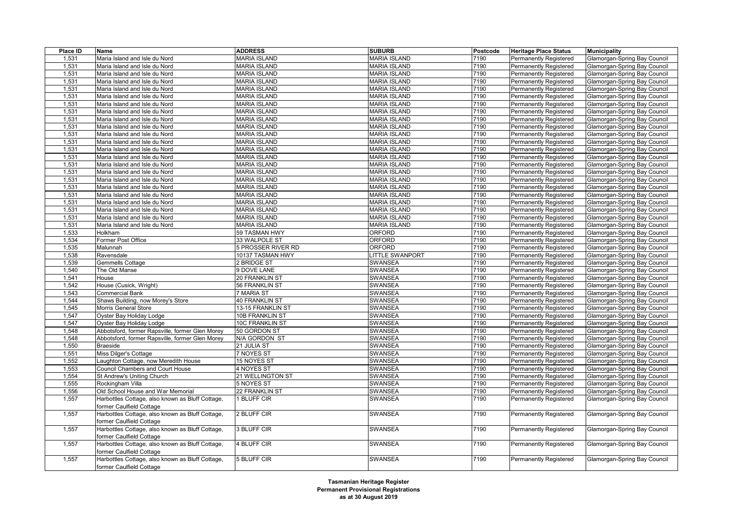| Place ID | Name | ADDRESS | SUBURB | Postcode | Heritage Place Status | Municipality |
|---|---|---|---|---|---|---|
| 1,531 | Maria Island and Isle du Nord | MARIA ISLAND | MARIA ISLAND | 7190 | Permanently Registered | Glamorgan-Spring Bay Council |
| 1,531 | Maria Island and Isle du Nord | MARIA ISLAND | MARIA ISLAND | 7190 | Permanently Registered | Glamorgan-Spring Bay Council |
| 1,531 | Maria Island and Isle du Nord | MARIA ISLAND | MARIA ISLAND | 7190 | Permanently Registered | Glamorgan-Spring Bay Council |
| 1,531 | Maria Island and Isle du Nord | MARIA ISLAND | MARIA ISLAND | 7190 | Permanently Registered | Glamorgan-Spring Bay Council |
| 1,531 | Maria Island and Isle du Nord | MARIA ISLAND | MARIA ISLAND | 7190 | Permanently Registered | Glamorgan-Spring Bay Council |
| 1,531 | Maria Island and Isle du Nord | MARIA ISLAND | MARIA ISLAND | 7190 | Permanently Registered | Glamorgan-Spring Bay Council |
| 1,531 | Maria Island and Isle du Nord | MARIA ISLAND | MARIA ISLAND | 7190 | Permanently Registered | Glamorgan-Spring Bay Council |
| 1,531 | Maria Island and Isle du Nord | MARIA ISLAND | MARIA ISLAND | 7190 | Permanently Registered | Glamorgan-Spring Bay Council |
| 1,531 | Maria Island and Isle du Nord | MARIA ISLAND | MARIA ISLAND | 7190 | Permanently Registered | Glamorgan-Spring Bay Council |
| 1,531 | Maria Island and Isle du Nord | MARIA ISLAND | MARIA ISLAND | 7190 | Permanently Registered | Glamorgan-Spring Bay Council |
| 1,531 | Maria Island and Isle du Nord | MARIA ISLAND | MARIA ISLAND | 7190 | Permanently Registered | Glamorgan-Spring Bay Council |
| 1,531 | Maria Island and Isle du Nord | MARIA ISLAND | MARIA ISLAND | 7190 | Permanently Registered | Glamorgan-Spring Bay Council |
| 1,531 | Maria Island and Isle du Nord | MARIA ISLAND | MARIA ISLAND | 7190 | Permanently Registered | Glamorgan-Spring Bay Council |
| 1,531 | Maria Island and Isle du Nord | MARIA ISLAND | MARIA ISLAND | 7190 | Permanently Registered | Glamorgan-Spring Bay Council |
| 1,531 | Maria Island and Isle du Nord | MARIA ISLAND | MARIA ISLAND | 7190 | Permanently Registered | Glamorgan-Spring Bay Council |
| 1,531 | Maria Island and Isle du Nord | MARIA ISLAND | MARIA ISLAND | 7190 | Permanently Registered | Glamorgan-Spring Bay Council |
| 1,531 | Maria Island and Isle du Nord | MARIA ISLAND | MARIA ISLAND | 7190 | Permanently Registered | Glamorgan-Spring Bay Council |
| 1,531 | Maria Island and Isle du Nord | MARIA ISLAND | MARIA ISLAND | 7190 | Permanently Registered | Glamorgan-Spring Bay Council |
| 1,531 | Maria Island and Isle du Nord | MARIA ISLAND | MARIA ISLAND | 7190 | Permanently Registered | Glamorgan-Spring Bay Council |
| 1,531 | Maria Island and Isle du Nord | MARIA ISLAND | MARIA ISLAND | 7190 | Permanently Registered | Glamorgan-Spring Bay Council |
| 1,531 | Maria Island and Isle du Nord | MARIA ISLAND | MARIA ISLAND | 7190 | Permanently Registered | Glamorgan-Spring Bay Council |
| 1,531 | Maria Island and Isle du Nord | MARIA ISLAND | MARIA ISLAND | 7190 | Permanently Registered | Glamorgan-Spring Bay Council |
| 1,531 | Maria Island and Isle du Nord | MARIA ISLAND | MARIA ISLAND | 7190 | Permanently Registered | Glamorgan-Spring Bay Council |
| 1,533 | Holkham | 59 TASMAN HWY | ORFORD | 7190 | Permanently Registered | Glamorgan-Spring Bay Council |
| 1,534 | Former Post Office | 33 WALPOLE ST | ORFORD | 7190 | Permanently Registered | Glamorgan-Spring Bay Council |
| 1,535 | Malunnah | 5 PROSSER RIVER RD | ORFORD | 7190 | Permanently Registered | Glamorgan-Spring Bay Council |
| 1,538 | Ravensdale | 10137 TASMAN HWY | LITTLE SWANPORT | 7190 | Permanently Registered | Glamorgan-Spring Bay Council |
| 1,539 | Gemmells Cottage | 2 BRIDGE ST | SWANSEA | 7190 | Permanently Registered | Glamorgan-Spring Bay Council |
| 1,540 | The Old Manse | 9 DOVE LANE | SWANSEA | 7190 | Permanently Registered | Glamorgan-Spring Bay Council |
| 1,541 | House | 20 FRANKLIN ST | SWANSEA | 7190 | Permanently Registered | Glamorgan-Spring Bay Council |
| 1,542 | House (Cusick, Wright) | 56 FRANKLIN ST | SWANSEA | 7190 | Permanently Registered | Glamorgan-Spring Bay Council |
| 1,543 | Commercial Bank | 7 MARIA ST | SWANSEA | 7190 | Permanently Registered | Glamorgan-Spring Bay Council |
| 1,544 | Shaws Building, now Morey's Store | 40 FRANKLIN ST | SWANSEA | 7190 | Permanently Registered | Glamorgan-Spring Bay Council |
| 1,545 | Morris General Store | 13-15 FRANKLIN ST | SWANSEA | 7190 | Permanently Registered | Glamorgan-Spring Bay Council |
| 1,547 | Oyster Bay Holiday Lodge | 10B FRANKLIN ST | SWANSEA | 7190 | Permanently Registered | Glamorgan-Spring Bay Council |
| 1,547 | Oyster Bay Holiday Lodge | 10C FRANKLIN ST | SWANSEA | 7190 | Permanently Registered | Glamorgan-Spring Bay Council |
| 1,548 | Abbotsford, former Rapsville, former Glen Morey | 50 GORDON ST | SWANSEA | 7190 | Permanently Registered | Glamorgan-Spring Bay Council |
| 1,548 | Abbotsford, former Rapsville, former Glen Morey | N/A GORDON ST | SWANSEA | 7190 | Permanently Registered | Glamorgan-Spring Bay Council |
| 1,550 | Braeside | 21 JULIA ST | SWANSEA | 7190 | Permanently Registered | Glamorgan-Spring Bay Council |
| 1,551 | Miss Dilger's Cottage | 7 NOYES ST | SWANSEA | 7190 | Permanently Registered | Glamorgan-Spring Bay Council |
| 1,552 | Laughton Cottage, now Meredith House | 15 NOYES ST | SWANSEA | 7190 | Permanently Registered | Glamorgan-Spring Bay Council |
| 1,553 | Council Chambers and Court House | 4 NOYES ST | SWANSEA | 7190 | Permanently Registered | Glamorgan-Spring Bay Council |
| 1,554 | St Andrew's Uniting Church | 21 WELLINGTON ST | SWANSEA | 7190 | Permanently Registered | Glamorgan-Spring Bay Council |
| 1,555 | Rockingham Villa | 5 NOYES ST | SWANSEA | 7190 | Permanently Registered | Glamorgan-Spring Bay Council |
| 1,556 | Old School House and War Memorial | 22 FRANKLIN ST | SWANSEA | 7190 | Permanently Registered | Glamorgan-Spring Bay Council |
| 1,557 | Harbottles Cottage, also known as Bluff Cottage, former Caulfield Cottage | 1 BLUFF CIR | SWANSEA | 7190 | Permanently Registered | Glamorgan-Spring Bay Council |
| 1,557 | Harbottles Cottage, also known as Bluff Cottage, former Caulfield Cottage | 2 BLUFF CIR | SWANSEA | 7190 | Permanently Registered | Glamorgan-Spring Bay Council |
| 1,557 | Harbottles Cottage, also known as Bluff Cottage, former Caulfield Cottage | 3 BLUFF CIR | SWANSEA | 7190 | Permanently Registered | Glamorgan-Spring Bay Council |
| 1,557 | Harbottles Cottage, also known as Bluff Cottage, former Caulfield Cottage | 4 BLUFF CIR | SWANSEA | 7190 | Permanently Registered | Glamorgan-Spring Bay Council |
| 1,557 | Harbottles Cottage, also known as Bluff Cottage, former Caulfield Cottage | 5 BLUFF CIR | SWANSEA | 7190 | Permanently Registered | Glamorgan-Spring Bay Council |

**Tasmanian Heritage Register**
**Permanent Provisional Registrations**
**as at 30 August 2019**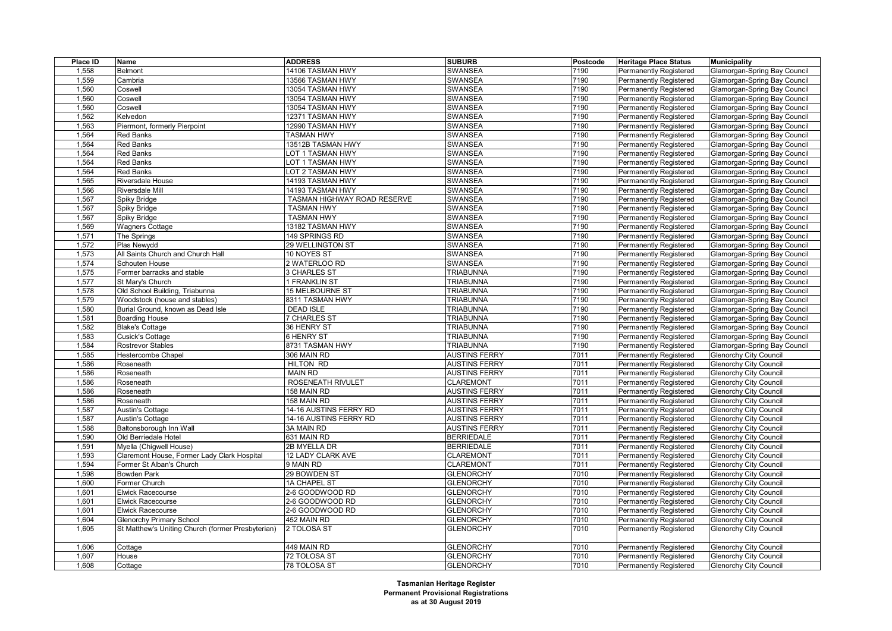| Place ID | Name | ADDRESS | SUBURB | Postcode | Heritage Place Status | Municipality |
|---|---|---|---|---|---|---|
| 1,558 | Belmont | 14106 TASMAN HWY | SWANSEA | 7190 | Permanently Registered | Glamorgan-Spring Bay Council |
| 1,559 | Cambria | 13566 TASMAN HWY | SWANSEA | 7190 | Permanently Registered | Glamorgan-Spring Bay Council |
| 1,560 | Coswell | 13054 TASMAN HWY | SWANSEA | 7190 | Permanently Registered | Glamorgan-Spring Bay Council |
| 1,560 | Coswell | 13054 TASMAN HWY | SWANSEA | 7190 | Permanently Registered | Glamorgan-Spring Bay Council |
| 1,560 | Coswell | 13054 TASMAN HWY | SWANSEA | 7190 | Permanently Registered | Glamorgan-Spring Bay Council |
| 1,562 | Kelvedon | 12371 TASMAN HWY | SWANSEA | 7190 | Permanently Registered | Glamorgan-Spring Bay Council |
| 1,563 | Piermont, formerly Pierpoint | 12990 TASMAN HWY | SWANSEA | 7190 | Permanently Registered | Glamorgan-Spring Bay Council |
| 1,564 | Red Banks | TASMAN HWY | SWANSEA | 7190 | Permanently Registered | Glamorgan-Spring Bay Council |
| 1,564 | Red Banks | 13512B TASMAN HWY | SWANSEA | 7190 | Permanently Registered | Glamorgan-Spring Bay Council |
| 1,564 | Red Banks | LOT 1 TASMAN HWY | SWANSEA | 7190 | Permanently Registered | Glamorgan-Spring Bay Council |
| 1,564 | Red Banks | LOT 1 TASMAN HWY | SWANSEA | 7190 | Permanently Registered | Glamorgan-Spring Bay Council |
| 1,564 | Red Banks | LOT 2 TASMAN HWY | SWANSEA | 7190 | Permanently Registered | Glamorgan-Spring Bay Council |
| 1,565 | Riversdale House | 14193 TASMAN HWY | SWANSEA | 7190 | Permanently Registered | Glamorgan-Spring Bay Council |
| 1,566 | Riversdale Mill | 14193 TASMAN HWY | SWANSEA | 7190 | Permanently Registered | Glamorgan-Spring Bay Council |
| 1,567 | Spiky Bridge | TASMAN HIGHWAY ROAD RESERVE | SWANSEA | 7190 | Permanently Registered | Glamorgan-Spring Bay Council |
| 1,567 | Spiky Bridge | TASMAN HWY | SWANSEA | 7190 | Permanently Registered | Glamorgan-Spring Bay Council |
| 1,567 | Spiky Bridge | TASMAN HWY | SWANSEA | 7190 | Permanently Registered | Glamorgan-Spring Bay Council |
| 1,569 | Wagners Cottage | 13182 TASMAN HWY | SWANSEA | 7190 | Permanently Registered | Glamorgan-Spring Bay Council |
| 1,571 | The Springs | 149 SPRINGS RD | SWANSEA | 7190 | Permanently Registered | Glamorgan-Spring Bay Council |
| 1,572 | Plas Newydd | 29 WELLINGTON ST | SWANSEA | 7190 | Permanently Registered | Glamorgan-Spring Bay Council |
| 1,573 | All Saints Church and Church Hall | 10 NOYES ST | SWANSEA | 7190 | Permanently Registered | Glamorgan-Spring Bay Council |
| 1,574 | Schouten House | 2 WATERLOO RD | SWANSEA | 7190 | Permanently Registered | Glamorgan-Spring Bay Council |
| 1,575 | Former barracks and stable | 3 CHARLES ST | TRIABUNNA | 7190 | Permanently Registered | Glamorgan-Spring Bay Council |
| 1,577 | St Mary's Church | 1 FRANKLIN ST | TRIABUNNA | 7190 | Permanently Registered | Glamorgan-Spring Bay Council |
| 1,578 | Old School Building, Triabunna | 15 MELBOURNE ST | TRIABUNNA | 7190 | Permanently Registered | Glamorgan-Spring Bay Council |
| 1,579 | Woodstock (house and stables) | 8311 TASMAN HWY | TRIABUNNA | 7190 | Permanently Registered | Glamorgan-Spring Bay Council |
| 1,580 | Burial Ground, known as Dead Isle | DEAD ISLE | TRIABUNNA | 7190 | Permanently Registered | Glamorgan-Spring Bay Council |
| 1,581 | Boarding House | 7 CHARLES ST | TRIABUNNA | 7190 | Permanently Registered | Glamorgan-Spring Bay Council |
| 1,582 | Blake's Cottage | 36 HENRY ST | TRIABUNNA | 7190 | Permanently Registered | Glamorgan-Spring Bay Council |
| 1,583 | Cusick's Cottage | 6 HENRY ST | TRIABUNNA | 7190 | Permanently Registered | Glamorgan-Spring Bay Council |
| 1,584 | Rostrevor Stables | 8731 TASMAN HWY | TRIABUNNA | 7190 | Permanently Registered | Glamorgan-Spring Bay Council |
| 1,585 | Hestercombe Chapel | 306 MAIN RD | AUSTINS FERRY | 7011 | Permanently Registered | Glenorchy City Council |
| 1,586 | Roseneath | HILTON RD | AUSTINS FERRY | 7011 | Permanently Registered | Glenorchy City Council |
| 1,586 | Roseneath | MAIN RD | AUSTINS FERRY | 7011 | Permanently Registered | Glenorchy City Council |
| 1,586 | Roseneath | ROSENEATH RIVULET | CLAREMONT | 7011 | Permanently Registered | Glenorchy City Council |
| 1,586 | Roseneath | 158 MAIN RD | AUSTINS FERRY | 7011 | Permanently Registered | Glenorchy City Council |
| 1,586 | Roseneath | 158 MAIN RD | AUSTINS FERRY | 7011 | Permanently Registered | Glenorchy City Council |
| 1,587 | Austin's Cottage | 14-16 AUSTINS FERRY RD | AUSTINS FERRY | 7011 | Permanently Registered | Glenorchy City Council |
| 1,587 | Austin's Cottage | 14-16 AUSTINS FERRY RD | AUSTINS FERRY | 7011 | Permanently Registered | Glenorchy City Council |
| 1,588 | Baltonsborough Inn Wall | 3A MAIN RD | AUSTINS FERRY | 7011 | Permanently Registered | Glenorchy City Council |
| 1,590 | Old Berriedale Hotel | 631 MAIN RD | BERRIEDALE | 7011 | Permanently Registered | Glenorchy City Council |
| 1,591 | Myella (Chigwell House) | 2B MYELLA DR | BERRIEDALE | 7011 | Permanently Registered | Glenorchy City Council |
| 1,593 | Claremont House, Former Lady Clark Hospital | 12 LADY CLARK AVE | CLAREMONT | 7011 | Permanently Registered | Glenorchy City Council |
| 1,594 | Former St Alban's Church | 9 MAIN RD | CLAREMONT | 7011 | Permanently Registered | Glenorchy City Council |
| 1,598 | Bowden Park | 29 BOWDEN ST | GLENORCHY | 7010 | Permanently Registered | Glenorchy City Council |
| 1,600 | Former Church | 1A CHAPEL ST | GLENORCHY | 7010 | Permanently Registered | Glenorchy City Council |
| 1,601 | Elwick Racecourse | 2-6 GOODWOOD RD | GLENORCHY | 7010 | Permanently Registered | Glenorchy City Council |
| 1,601 | Elwick Racecourse | 2-6 GOODWOOD RD | GLENORCHY | 7010 | Permanently Registered | Glenorchy City Council |
| 1,601 | Elwick Racecourse | 2-6 GOODWOOD RD | GLENORCHY | 7010 | Permanently Registered | Glenorchy City Council |
| 1,604 | Glenorchy Primary School | 452 MAIN RD | GLENORCHY | 7010 | Permanently Registered | Glenorchy City Council |
| 1,605 | St Matthew's Uniting Church (former Presbyterian) | 2 TOLOSA ST | GLENORCHY | 7010 | Permanently Registered | Glenorchy City Council |
| 1,606 | Cottage | 449 MAIN RD | GLENORCHY | 7010 | Permanently Registered | Glenorchy City Council |
| 1,607 | House | 72 TOLOSA ST | GLENORCHY | 7010 | Permanently Registered | Glenorchy City Council |
| 1,608 | Cottage | 78 TOLOSA ST | GLENORCHY | 7010 | Permanently Registered | Glenorchy City Council |

**Tasmanian Heritage Register**
**Permanent Provisional Registrations**
**as at 30 August 2019**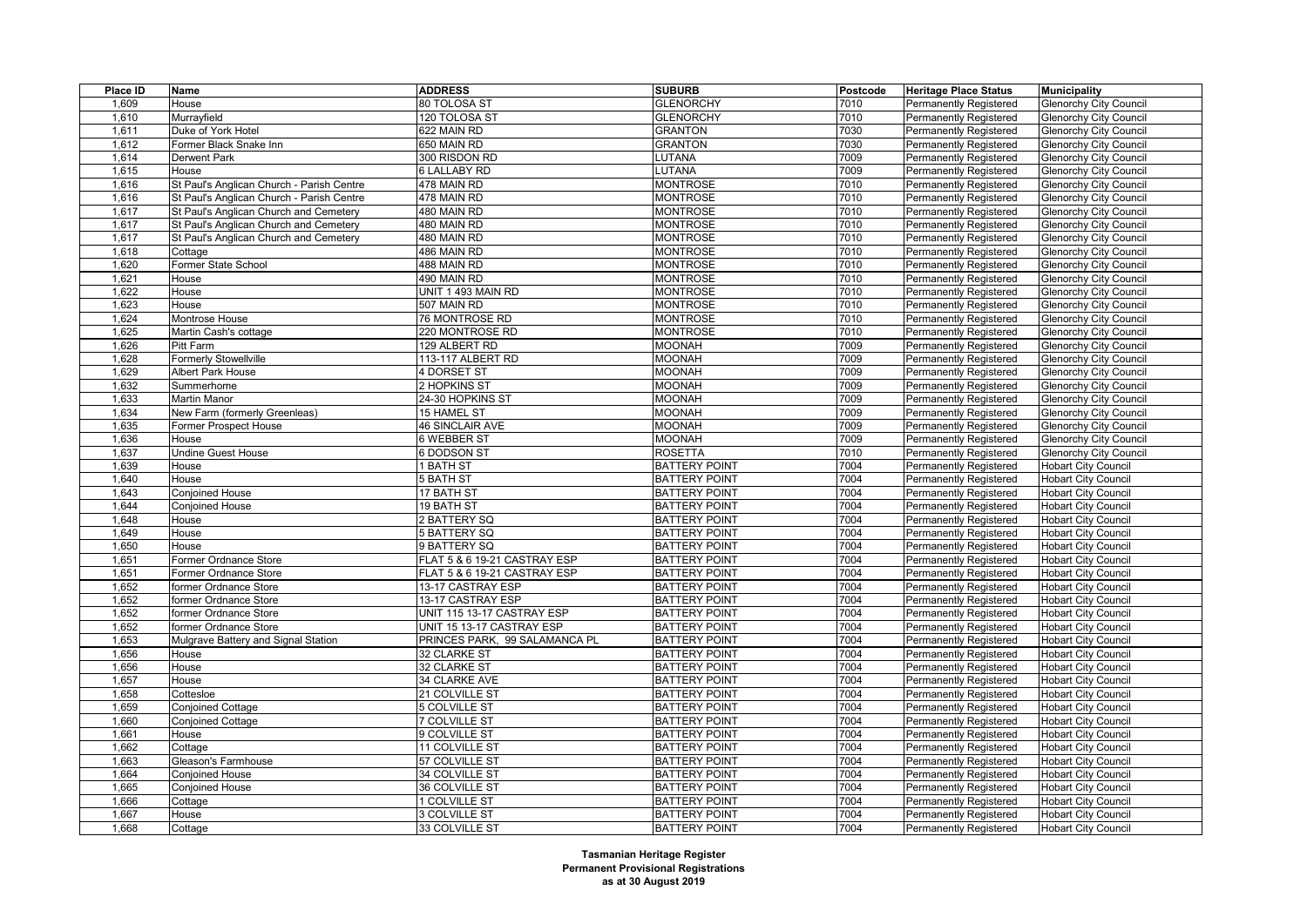| Place ID | Name | ADDRESS | SUBURB | Postcode | Heritage Place Status | Municipality |
|---|---|---|---|---|---|---|
| 1,609 | House | 80 TOLOSA ST | GLENORCHY | 7010 | Permanently Registered | Glenorchy City Council |
| 1,610 | Murrayfield | 120 TOLOSA ST | GLENORCHY | 7010 | Permanently Registered | Glenorchy City Council |
| 1,611 | Duke of York Hotel | 622 MAIN RD | GRANTON | 7030 | Permanently Registered | Glenorchy City Council |
| 1,612 | Former Black Snake Inn | 650 MAIN RD | GRANTON | 7030 | Permanently Registered | Glenorchy City Council |
| 1,614 | Derwent Park | 300 RISDON RD | LUTANA | 7009 | Permanently Registered | Glenorchy City Council |
| 1,615 | House | 6 LALLABY RD | LUTANA | 7009 | Permanently Registered | Glenorchy City Council |
| 1,616 | St Paul's Anglican Church - Parish Centre | 478 MAIN RD | MONTROSE | 7010 | Permanently Registered | Glenorchy City Council |
| 1,616 | St Paul's Anglican Church - Parish Centre | 478 MAIN RD | MONTROSE | 7010 | Permanently Registered | Glenorchy City Council |
| 1,617 | St Paul's Anglican Church and Cemetery | 480 MAIN RD | MONTROSE | 7010 | Permanently Registered | Glenorchy City Council |
| 1,617 | St Paul's Anglican Church and Cemetery | 480 MAIN RD | MONTROSE | 7010 | Permanently Registered | Glenorchy City Council |
| 1,617 | St Paul's Anglican Church and Cemetery | 480 MAIN RD | MONTROSE | 7010 | Permanently Registered | Glenorchy City Council |
| 1,618 | Cottage | 486 MAIN RD | MONTROSE | 7010 | Permanently Registered | Glenorchy City Council |
| 1,620 | Former State School | 488 MAIN RD | MONTROSE | 7010 | Permanently Registered | Glenorchy City Council |
| 1,621 | House | 490 MAIN RD | MONTROSE | 7010 | Permanently Registered | Glenorchy City Council |
| 1,622 | House | UNIT 1 493 MAIN RD | MONTROSE | 7010 | Permanently Registered | Glenorchy City Council |
| 1,623 | House | 507 MAIN RD | MONTROSE | 7010 | Permanently Registered | Glenorchy City Council |
| 1,624 | Montrose House | 76 MONTROSE RD | MONTROSE | 7010 | Permanently Registered | Glenorchy City Council |
| 1,625 | Martin Cash's cottage | 220 MONTROSE RD | MONTROSE | 7010 | Permanently Registered | Glenorchy City Council |
| 1,626 | Pitt Farm | 129 ALBERT RD | MOONAH | 7009 | Permanently Registered | Glenorchy City Council |
| 1,628 | Formerly Stowellville | 113-117 ALBERT RD | MOONAH | 7009 | Permanently Registered | Glenorchy City Council |
| 1,629 | Albert Park House | 4 DORSET ST | MOONAH | 7009 | Permanently Registered | Glenorchy City Council |
| 1,632 | Summerhome | 2 HOPKINS ST | MOONAH | 7009 | Permanently Registered | Glenorchy City Council |
| 1,633 | Martin Manor | 24-30 HOPKINS ST | MOONAH | 7009 | Permanently Registered | Glenorchy City Council |
| 1,634 | New Farm (formerly Greenleas) | 15 HAMEL ST | MOONAH | 7009 | Permanently Registered | Glenorchy City Council |
| 1,635 | Former Prospect House | 46 SINCLAIR AVE | MOONAH | 7009 | Permanently Registered | Glenorchy City Council |
| 1,636 | House | 6 WEBBER ST | MOONAH | 7009 | Permanently Registered | Glenorchy City Council |
| 1,637 | Undine Guest House | 6 DODSON ST | ROSETTA | 7010 | Permanently Registered | Glenorchy City Council |
| 1,639 | House | 1 BATH ST | BATTERY POINT | 7004 | Permanently Registered | Hobart City Council |
| 1,640 | House | 5 BATH ST | BATTERY POINT | 7004 | Permanently Registered | Hobart City Council |
| 1,643 | Conjoined House | 17 BATH ST | BATTERY POINT | 7004 | Permanently Registered | Hobart City Council |
| 1,644 | Conjoined House | 19 BATH ST | BATTERY POINT | 7004 | Permanently Registered | Hobart City Council |
| 1,648 | House | 2 BATTERY SQ | BATTERY POINT | 7004 | Permanently Registered | Hobart City Council |
| 1,649 | House | 5 BATTERY SQ | BATTERY POINT | 7004 | Permanently Registered | Hobart City Council |
| 1,650 | House | 9 BATTERY SQ | BATTERY POINT | 7004 | Permanently Registered | Hobart City Council |
| 1,651 | Former Ordnance Store | FLAT 5 & 6 19-21 CASTRAY ESP | BATTERY POINT | 7004 | Permanently Registered | Hobart City Council |
| 1,651 | Former Ordnance Store | FLAT 5 & 6 19-21 CASTRAY ESP | BATTERY POINT | 7004 | Permanently Registered | Hobart City Council |
| 1,652 | former Ordnance Store | 13-17 CASTRAY ESP | BATTERY POINT | 7004 | Permanently Registered | Hobart City Council |
| 1,652 | former Ordnance Store | 13-17 CASTRAY ESP | BATTERY POINT | 7004 | Permanently Registered | Hobart City Council |
| 1,652 | former Ordnance Store | UNIT 115 13-17 CASTRAY ESP | BATTERY POINT | 7004 | Permanently Registered | Hobart City Council |
| 1,652 | former Ordnance Store | UNIT 15 13-17 CASTRAY ESP | BATTERY POINT | 7004 | Permanently Registered | Hobart City Council |
| 1,653 | Mulgrave Battery and Signal Station | PRINCES PARK, 99 SALAMANCA PL | BATTERY POINT | 7004 | Permanently Registered | Hobart City Council |
| 1,656 | House | 32 CLARKE ST | BATTERY POINT | 7004 | Permanently Registered | Hobart City Council |
| 1,656 | House | 32 CLARKE ST | BATTERY POINT | 7004 | Permanently Registered | Hobart City Council |
| 1,657 | House | 34 CLARKE AVE | BATTERY POINT | 7004 | Permanently Registered | Hobart City Council |
| 1,658 | Cottesloe | 21 COLVILLE ST | BATTERY POINT | 7004 | Permanently Registered | Hobart City Council |
| 1,659 | Conjoined Cottage | 5 COLVILLE ST | BATTERY POINT | 7004 | Permanently Registered | Hobart City Council |
| 1,660 | Conjoined Cottage | 7 COLVILLE ST | BATTERY POINT | 7004 | Permanently Registered | Hobart City Council |
| 1,661 | House | 9 COLVILLE ST | BATTERY POINT | 7004 | Permanently Registered | Hobart City Council |
| 1,662 | Cottage | 11 COLVILLE ST | BATTERY POINT | 7004 | Permanently Registered | Hobart City Council |
| 1,663 | Gleason's Farmhouse | 57 COLVILLE ST | BATTERY POINT | 7004 | Permanently Registered | Hobart City Council |
| 1,664 | Conjoined House | 34 COLVILLE ST | BATTERY POINT | 7004 | Permanently Registered | Hobart City Council |
| 1,665 | Conjoined House | 36 COLVILLE ST | BATTERY POINT | 7004 | Permanently Registered | Hobart City Council |
| 1,666 | Cottage | 1 COLVILLE ST | BATTERY POINT | 7004 | Permanently Registered | Hobart City Council |
| 1,667 | House | 3 COLVILLE ST | BATTERY POINT | 7004 | Permanently Registered | Hobart City Council |
| 1,668 | Cottage | 33 COLVILLE ST | BATTERY POINT | 7004 | Permanently Registered | Hobart City Council |

**Tasmanian Heritage Register**
**Permanent Provisional Registrations**
**as at 30 August 2019**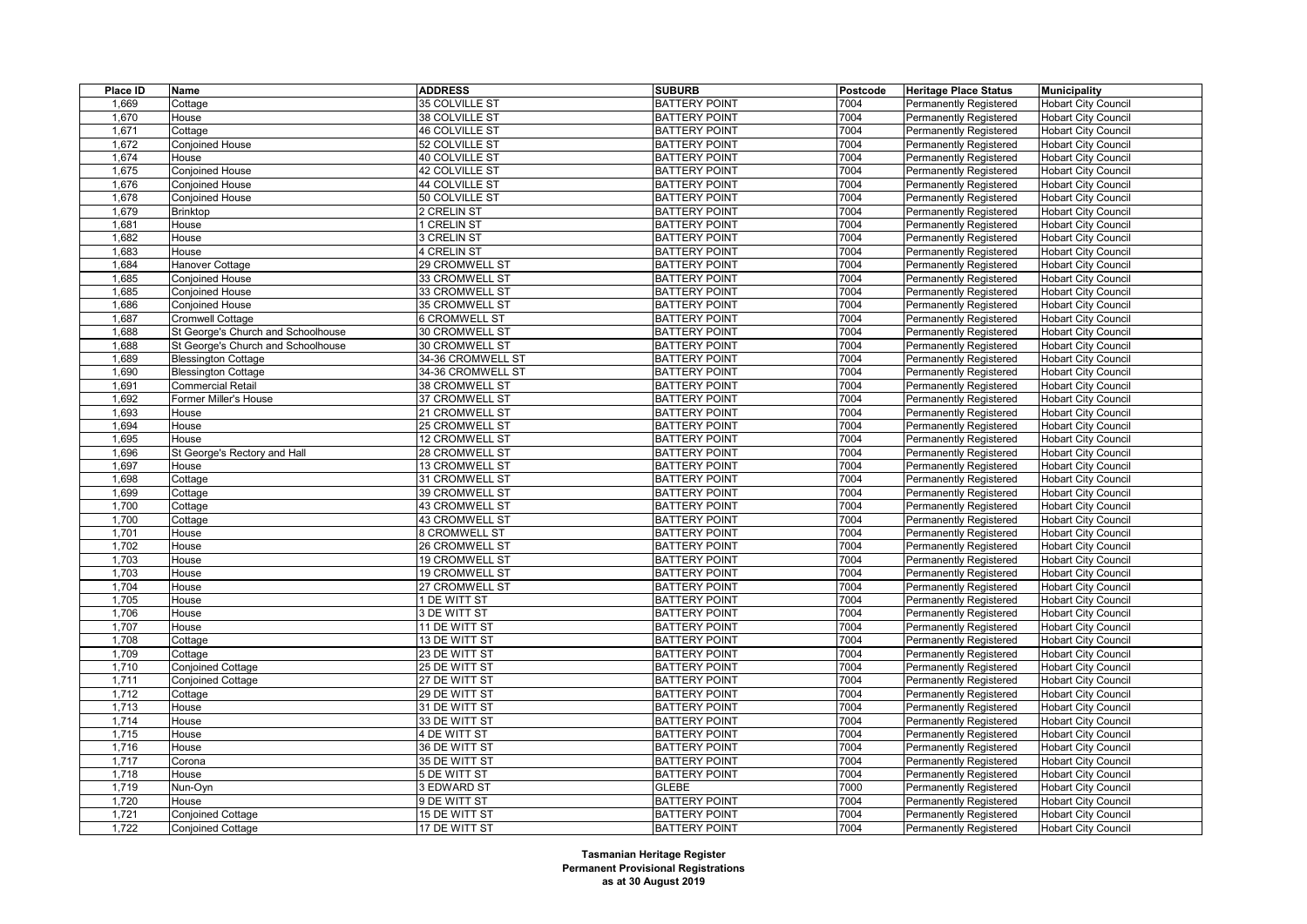| Place ID | Name | ADDRESS | SUBURB | Postcode | Heritage Place Status | Municipality |
|---|---|---|---|---|---|---|
| 1,669 | Cottage | 35 COLVILLE ST | BATTERY POINT | 7004 | Permanently Registered | Hobart City Council |
| 1,670 | House | 38 COLVILLE ST | BATTERY POINT | 7004 | Permanently Registered | Hobart City Council |
| 1,671 | Cottage | 46 COLVILLE ST | BATTERY POINT | 7004 | Permanently Registered | Hobart City Council |
| 1,672 | Conjoined House | 52 COLVILLE ST | BATTERY POINT | 7004 | Permanently Registered | Hobart City Council |
| 1,674 | House | 40 COLVILLE ST | BATTERY POINT | 7004 | Permanently Registered | Hobart City Council |
| 1,675 | Conjoined House | 42 COLVILLE ST | BATTERY POINT | 7004 | Permanently Registered | Hobart City Council |
| 1,676 | Conjoined House | 44 COLVILLE ST | BATTERY POINT | 7004 | Permanently Registered | Hobart City Council |
| 1,678 | Conjoined House | 50 COLVILLE ST | BATTERY POINT | 7004 | Permanently Registered | Hobart City Council |
| 1,679 | Brinktop | 2 CRELIN ST | BATTERY POINT | 7004 | Permanently Registered | Hobart City Council |
| 1,681 | House | 1 CRELIN ST | BATTERY POINT | 7004 | Permanently Registered | Hobart City Council |
| 1,682 | House | 3 CRELIN ST | BATTERY POINT | 7004 | Permanently Registered | Hobart City Council |
| 1,683 | House | 4 CRELIN ST | BATTERY POINT | 7004 | Permanently Registered | Hobart City Council |
| 1,684 | Hanover Cottage | 29 CROMWELL ST | BATTERY POINT | 7004 | Permanently Registered | Hobart City Council |
| 1,685 | Conjoined House | 33 CROMWELL ST | BATTERY POINT | 7004 | Permanently Registered | Hobart City Council |
| 1,685 | Conjoined House | 33 CROMWELL ST | BATTERY POINT | 7004 | Permanently Registered | Hobart City Council |
| 1,686 | Conjoined House | 35 CROMWELL ST | BATTERY POINT | 7004 | Permanently Registered | Hobart City Council |
| 1,687 | Cromwell Cottage | 6 CROMWELL ST | BATTERY POINT | 7004 | Permanently Registered | Hobart City Council |
| 1,688 | St George's Church and Schoolhouse | 30 CROMWELL ST | BATTERY POINT | 7004 | Permanently Registered | Hobart City Council |
| 1,688 | St George's Church and Schoolhouse | 30 CROMWELL ST | BATTERY POINT | 7004 | Permanently Registered | Hobart City Council |
| 1,689 | Blessington Cottage | 34-36 CROMWELL ST | BATTERY POINT | 7004 | Permanently Registered | Hobart City Council |
| 1,690 | Blessington Cottage | 34-36 CROMWELL ST | BATTERY POINT | 7004 | Permanently Registered | Hobart City Council |
| 1,691 | Commercial Retail | 38 CROMWELL ST | BATTERY POINT | 7004 | Permanently Registered | Hobart City Council |
| 1,692 | Former Miller's House | 37 CROMWELL ST | BATTERY POINT | 7004 | Permanently Registered | Hobart City Council |
| 1,693 | House | 21 CROMWELL ST | BATTERY POINT | 7004 | Permanently Registered | Hobart City Council |
| 1,694 | House | 25 CROMWELL ST | BATTERY POINT | 7004 | Permanently Registered | Hobart City Council |
| 1,695 | House | 12 CROMWELL ST | BATTERY POINT | 7004 | Permanently Registered | Hobart City Council |
| 1,696 | St George's Rectory and Hall | 28 CROMWELL ST | BATTERY POINT | 7004 | Permanently Registered | Hobart City Council |
| 1,697 | House | 13 CROMWELL ST | BATTERY POINT | 7004 | Permanently Registered | Hobart City Council |
| 1,698 | Cottage | 31 CROMWELL ST | BATTERY POINT | 7004 | Permanently Registered | Hobart City Council |
| 1,699 | Cottage | 39 CROMWELL ST | BATTERY POINT | 7004 | Permanently Registered | Hobart City Council |
| 1,700 | Cottage | 43 CROMWELL ST | BATTERY POINT | 7004 | Permanently Registered | Hobart City Council |
| 1,700 | Cottage | 43 CROMWELL ST | BATTERY POINT | 7004 | Permanently Registered | Hobart City Council |
| 1,701 | House | 8 CROMWELL ST | BATTERY POINT | 7004 | Permanently Registered | Hobart City Council |
| 1,702 | House | 26 CROMWELL ST | BATTERY POINT | 7004 | Permanently Registered | Hobart City Council |
| 1,703 | House | 19 CROMWELL ST | BATTERY POINT | 7004 | Permanently Registered | Hobart City Council |
| 1,703 | House | 19 CROMWELL ST | BATTERY POINT | 7004 | Permanently Registered | Hobart City Council |
| 1,704 | House | 27 CROMWELL ST | BATTERY POINT | 7004 | Permanently Registered | Hobart City Council |
| 1,705 | House | 1 DE WITT ST | BATTERY POINT | 7004 | Permanently Registered | Hobart City Council |
| 1,706 | House | 3 DE WITT ST | BATTERY POINT | 7004 | Permanently Registered | Hobart City Council |
| 1,707 | House | 11 DE WITT ST | BATTERY POINT | 7004 | Permanently Registered | Hobart City Council |
| 1,708 | Cottage | 13 DE WITT ST | BATTERY POINT | 7004 | Permanently Registered | Hobart City Council |
| 1,709 | Cottage | 23 DE WITT ST | BATTERY POINT | 7004 | Permanently Registered | Hobart City Council |
| 1,710 | Conjoined Cottage | 25 DE WITT ST | BATTERY POINT | 7004 | Permanently Registered | Hobart City Council |
| 1,711 | Conjoined Cottage | 27 DE WITT ST | BATTERY POINT | 7004 | Permanently Registered | Hobart City Council |
| 1,712 | Cottage | 29 DE WITT ST | BATTERY POINT | 7004 | Permanently Registered | Hobart City Council |
| 1,713 | House | 31 DE WITT ST | BATTERY POINT | 7004 | Permanently Registered | Hobart City Council |
| 1,714 | House | 33 DE WITT ST | BATTERY POINT | 7004 | Permanently Registered | Hobart City Council |
| 1,715 | House | 4 DE WITT ST | BATTERY POINT | 7004 | Permanently Registered | Hobart City Council |
| 1,716 | House | 36 DE WITT ST | BATTERY POINT | 7004 | Permanently Registered | Hobart City Council |
| 1,717 | Corona | 35 DE WITT ST | BATTERY POINT | 7004 | Permanently Registered | Hobart City Council |
| 1,718 | House | 5 DE WITT ST | BATTERY POINT | 7004 | Permanently Registered | Hobart City Council |
| 1,719 | Nun-Oyn | 3 EDWARD ST | GLEBE | 7000 | Permanently Registered | Hobart City Council |
| 1,720 | House | 9 DE WITT ST | BATTERY POINT | 7004 | Permanently Registered | Hobart City Council |
| 1,721 | Conjoined Cottage | 15 DE WITT ST | BATTERY POINT | 7004 | Permanently Registered | Hobart City Council |
| 1,722 | Conjoined Cottage | 17 DE WITT ST | BATTERY POINT | 7004 | Permanently Registered | Hobart City Council |

**Tasmanian Heritage Register**
**Permanent Provisional Registrations**
**as at 30 August 2019**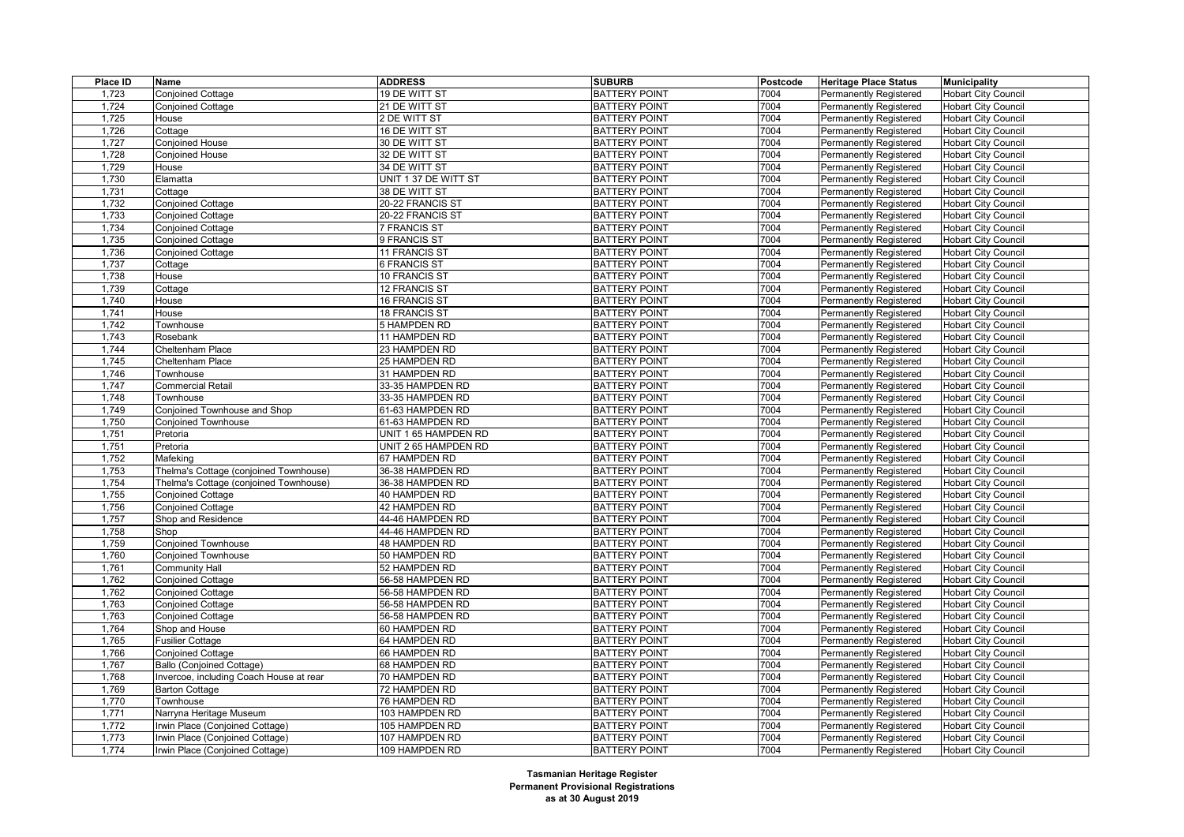| Place ID | Name | ADDRESS | SUBURB | Postcode | Heritage Place Status | Municipality |
|---|---|---|---|---|---|---|
| 1,723 | Conjoined Cottage | 19 DE WITT ST | BATTERY POINT | 7004 | Permanently Registered | Hobart City Council |
| 1,724 | Conjoined Cottage | 21 DE WITT ST | BATTERY POINT | 7004 | Permanently Registered | Hobart City Council |
| 1,725 | House | 2 DE WITT ST | BATTERY POINT | 7004 | Permanently Registered | Hobart City Council |
| 1,726 | Cottage | 16 DE WITT ST | BATTERY POINT | 7004 | Permanently Registered | Hobart City Council |
| 1,727 | Conjoined House | 30 DE WITT ST | BATTERY POINT | 7004 | Permanently Registered | Hobart City Council |
| 1,728 | Conjoined House | 32 DE WITT ST | BATTERY POINT | 7004 | Permanently Registered | Hobart City Council |
| 1,729 | House | 34 DE WITT ST | BATTERY POINT | 7004 | Permanently Registered | Hobart City Council |
| 1,730 | Elamatta | UNIT 1 37 DE WITT ST | BATTERY POINT | 7004 | Permanently Registered | Hobart City Council |
| 1,731 | Cottage | 38 DE WITT ST | BATTERY POINT | 7004 | Permanently Registered | Hobart City Council |
| 1,732 | Conjoined Cottage | 20-22 FRANCIS ST | BATTERY POINT | 7004 | Permanently Registered | Hobart City Council |
| 1,733 | Conjoined Cottage | 20-22 FRANCIS ST | BATTERY POINT | 7004 | Permanently Registered | Hobart City Council |
| 1,734 | Conjoined Cottage | 7 FRANCIS ST | BATTERY POINT | 7004 | Permanently Registered | Hobart City Council |
| 1,735 | Conjoined Cottage | 9 FRANCIS ST | BATTERY POINT | 7004 | Permanently Registered | Hobart City Council |
| 1,736 | Conjoined Cottage | 11 FRANCIS ST | BATTERY POINT | 7004 | Permanently Registered | Hobart City Council |
| 1,737 | Cottage | 6 FRANCIS ST | BATTERY POINT | 7004 | Permanently Registered | Hobart City Council |
| 1,738 | House | 10 FRANCIS ST | BATTERY POINT | 7004 | Permanently Registered | Hobart City Council |
| 1,739 | Cottage | 12 FRANCIS ST | BATTERY POINT | 7004 | Permanently Registered | Hobart City Council |
| 1,740 | House | 16 FRANCIS ST | BATTERY POINT | 7004 | Permanently Registered | Hobart City Council |
| 1,741 | House | 18 FRANCIS ST | BATTERY POINT | 7004 | Permanently Registered | Hobart City Council |
| 1,742 | Townhouse | 5 HAMPDEN RD | BATTERY POINT | 7004 | Permanently Registered | Hobart City Council |
| 1,743 | Rosebank | 11 HAMPDEN RD | BATTERY POINT | 7004 | Permanently Registered | Hobart City Council |
| 1,744 | Cheltenham Place | 23 HAMPDEN RD | BATTERY POINT | 7004 | Permanently Registered | Hobart City Council |
| 1,745 | Cheltenham Place | 25 HAMPDEN RD | BATTERY POINT | 7004 | Permanently Registered | Hobart City Council |
| 1,746 | Townhouse | 31 HAMPDEN RD | BATTERY POINT | 7004 | Permanently Registered | Hobart City Council |
| 1,747 | Commercial Retail | 33-35 HAMPDEN RD | BATTERY POINT | 7004 | Permanently Registered | Hobart City Council |
| 1,748 | Townhouse | 33-35 HAMPDEN RD | BATTERY POINT | 7004 | Permanently Registered | Hobart City Council |
| 1,749 | Conjoined Townhouse and Shop | 61-63 HAMPDEN RD | BATTERY POINT | 7004 | Permanently Registered | Hobart City Council |
| 1,750 | Conjoined Townhouse | 61-63 HAMPDEN RD | BATTERY POINT | 7004 | Permanently Registered | Hobart City Council |
| 1,751 | Pretoria | UNIT 1 65 HAMPDEN RD | BATTERY POINT | 7004 | Permanently Registered | Hobart City Council |
| 1,751 | Pretoria | UNIT 2 65 HAMPDEN RD | BATTERY POINT | 7004 | Permanently Registered | Hobart City Council |
| 1,752 | Mafeking | 67 HAMPDEN RD | BATTERY POINT | 7004 | Permanently Registered | Hobart City Council |
| 1,753 | Thelma's Cottage (conjoined Townhouse) | 36-38 HAMPDEN RD | BATTERY POINT | 7004 | Permanently Registered | Hobart City Council |
| 1,754 | Thelma's Cottage (conjoined Townhouse) | 36-38 HAMPDEN RD | BATTERY POINT | 7004 | Permanently Registered | Hobart City Council |
| 1,755 | Conjoined Cottage | 40 HAMPDEN RD | BATTERY POINT | 7004 | Permanently Registered | Hobart City Council |
| 1,756 | Conjoined Cottage | 42 HAMPDEN RD | BATTERY POINT | 7004 | Permanently Registered | Hobart City Council |
| 1,757 | Shop and Residence | 44-46 HAMPDEN RD | BATTERY POINT | 7004 | Permanently Registered | Hobart City Council |
| 1,758 | Shop | 44-46 HAMPDEN RD | BATTERY POINT | 7004 | Permanently Registered | Hobart City Council |
| 1,759 | Conjoined Townhouse | 48 HAMPDEN RD | BATTERY POINT | 7004 | Permanently Registered | Hobart City Council |
| 1,760 | Conjoined Townhouse | 50 HAMPDEN RD | BATTERY POINT | 7004 | Permanently Registered | Hobart City Council |
| 1,761 | Community Hall | 52 HAMPDEN RD | BATTERY POINT | 7004 | Permanently Registered | Hobart City Council |
| 1,762 | Conjoined Cottage | 56-58 HAMPDEN RD | BATTERY POINT | 7004 | Permanently Registered | Hobart City Council |
| 1,762 | Conjoined Cottage | 56-58 HAMPDEN RD | BATTERY POINT | 7004 | Permanently Registered | Hobart City Council |
| 1,763 | Conjoined Cottage | 56-58 HAMPDEN RD | BATTERY POINT | 7004 | Permanently Registered | Hobart City Council |
| 1,763 | Conjoined Cottage | 56-58 HAMPDEN RD | BATTERY POINT | 7004 | Permanently Registered | Hobart City Council |
| 1,764 | Shop and House | 60 HAMPDEN RD | BATTERY POINT | 7004 | Permanently Registered | Hobart City Council |
| 1,765 | Fusilier Cottage | 64 HAMPDEN RD | BATTERY POINT | 7004 | Permanently Registered | Hobart City Council |
| 1,766 | Conjoined Cottage | 66 HAMPDEN RD | BATTERY POINT | 7004 | Permanently Registered | Hobart City Council |
| 1,767 | Ballo (Conjoined Cottage) | 68 HAMPDEN RD | BATTERY POINT | 7004 | Permanently Registered | Hobart City Council |
| 1,768 | Invercoe, including Coach House at rear | 70 HAMPDEN RD | BATTERY POINT | 7004 | Permanently Registered | Hobart City Council |
| 1,769 | Barton Cottage | 72 HAMPDEN RD | BATTERY POINT | 7004 | Permanently Registered | Hobart City Council |
| 1,770 | Townhouse | 76 HAMPDEN RD | BATTERY POINT | 7004 | Permanently Registered | Hobart City Council |
| 1,771 | Narryna Heritage Museum | 103 HAMPDEN RD | BATTERY POINT | 7004 | Permanently Registered | Hobart City Council |
| 1,772 | Irwin Place (Conjoined Cottage) | 105 HAMPDEN RD | BATTERY POINT | 7004 | Permanently Registered | Hobart City Council |
| 1,773 | Irwin Place (Conjoined Cottage) | 107 HAMPDEN RD | BATTERY POINT | 7004 | Permanently Registered | Hobart City Council |
| 1,774 | Irwin Place (Conjoined Cottage) | 109 HAMPDEN RD | BATTERY POINT | 7004 | Permanently Registered | Hobart City Council |

**Tasmanian Heritage Register**
**Permanent Provisional Registrations**
**as at 30 August 2019**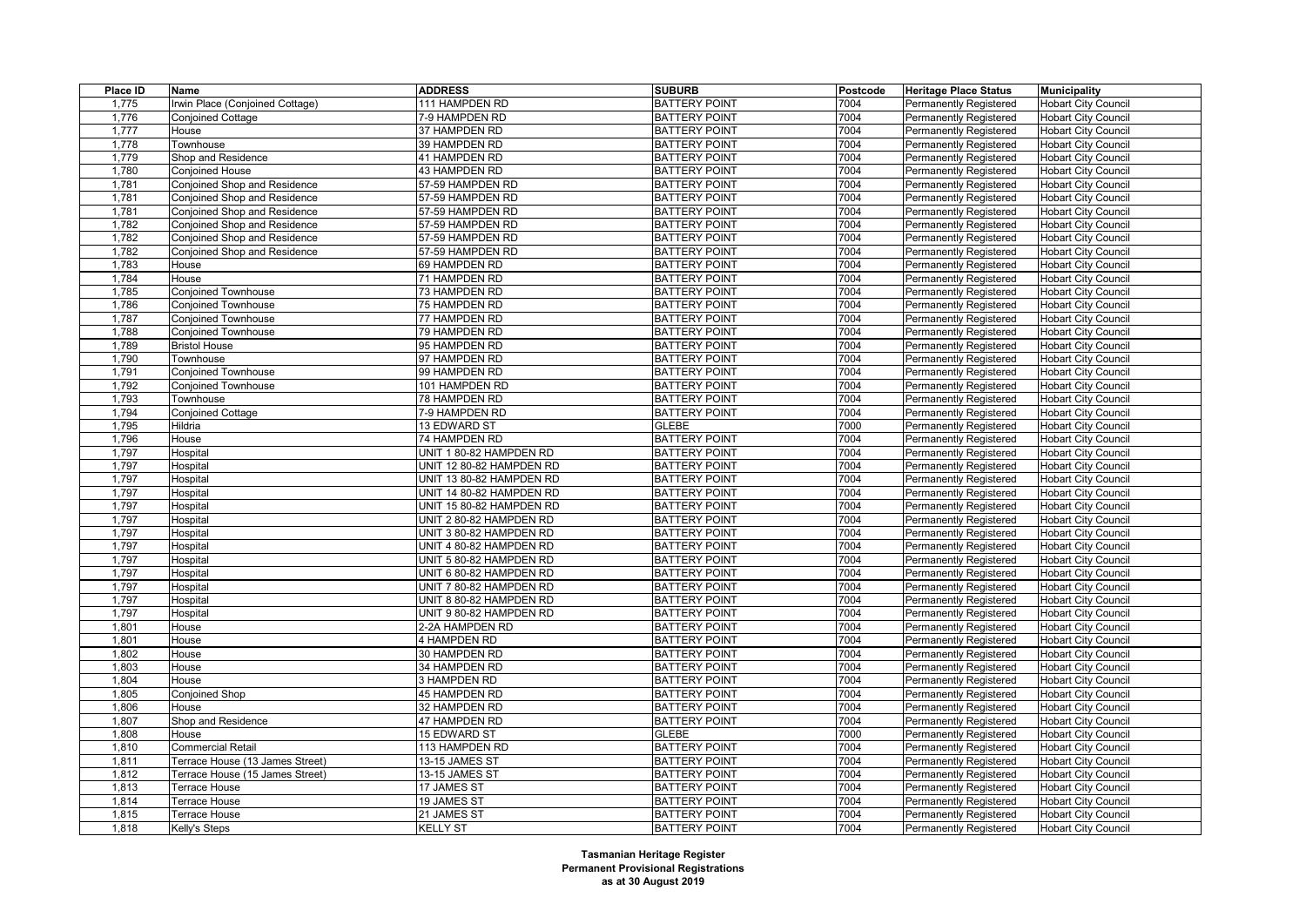| Place ID | Name | ADDRESS | SUBURB | Postcode | Heritage Place Status | Municipality |
|---|---|---|---|---|---|---|
| 1,775 | Irwin Place (Conjoined Cottage) | 111 HAMPDEN RD | BATTERY POINT | 7004 | Permanently Registered | Hobart City Council |
| 1,776 | Conjoined Cottage | 7-9 HAMPDEN RD | BATTERY POINT | 7004 | Permanently Registered | Hobart City Council |
| 1,777 | House | 37 HAMPDEN RD | BATTERY POINT | 7004 | Permanently Registered | Hobart City Council |
| 1,778 | Townhouse | 39 HAMPDEN RD | BATTERY POINT | 7004 | Permanently Registered | Hobart City Council |
| 1,779 | Shop and Residence | 41 HAMPDEN RD | BATTERY POINT | 7004 | Permanently Registered | Hobart City Council |
| 1,780 | Conjoined House | 43 HAMPDEN RD | BATTERY POINT | 7004 | Permanently Registered | Hobart City Council |
| 1,781 | Conjoined Shop and Residence | 57-59 HAMPDEN RD | BATTERY POINT | 7004 | Permanently Registered | Hobart City Council |
| 1,781 | Conjoined Shop and Residence | 57-59 HAMPDEN RD | BATTERY POINT | 7004 | Permanently Registered | Hobart City Council |
| 1,781 | Conjoined Shop and Residence | 57-59 HAMPDEN RD | BATTERY POINT | 7004 | Permanently Registered | Hobart City Council |
| 1,782 | Conjoined Shop and Residence | 57-59 HAMPDEN RD | BATTERY POINT | 7004 | Permanently Registered | Hobart City Council |
| 1,782 | Conjoined Shop and Residence | 57-59 HAMPDEN RD | BATTERY POINT | 7004 | Permanently Registered | Hobart City Council |
| 1,782 | Conjoined Shop and Residence | 57-59 HAMPDEN RD | BATTERY POINT | 7004 | Permanently Registered | Hobart City Council |
| 1,783 | House | 69 HAMPDEN RD | BATTERY POINT | 7004 | Permanently Registered | Hobart City Council |
| 1,784 | House | 71 HAMPDEN RD | BATTERY POINT | 7004 | Permanently Registered | Hobart City Council |
| 1,785 | Conjoined Townhouse | 73 HAMPDEN RD | BATTERY POINT | 7004 | Permanently Registered | Hobart City Council |
| 1,786 | Conjoined Townhouse | 75 HAMPDEN RD | BATTERY POINT | 7004 | Permanently Registered | Hobart City Council |
| 1,787 | Conjoined Townhouse | 77 HAMPDEN RD | BATTERY POINT | 7004 | Permanently Registered | Hobart City Council |
| 1,788 | Conjoined Townhouse | 79 HAMPDEN RD | BATTERY POINT | 7004 | Permanently Registered | Hobart City Council |
| 1,789 | Bristol House | 95 HAMPDEN RD | BATTERY POINT | 7004 | Permanently Registered | Hobart City Council |
| 1,790 | Townhouse | 97 HAMPDEN RD | BATTERY POINT | 7004 | Permanently Registered | Hobart City Council |
| 1,791 | Conjoined Townhouse | 99 HAMPDEN RD | BATTERY POINT | 7004 | Permanently Registered | Hobart City Council |
| 1,792 | Conjoined Townhouse | 101 HAMPDEN RD | BATTERY POINT | 7004 | Permanently Registered | Hobart City Council |
| 1,793 | Townhouse | 78 HAMPDEN RD | BATTERY POINT | 7004 | Permanently Registered | Hobart City Council |
| 1,794 | Conjoined Cottage | 7-9 HAMPDEN RD | BATTERY POINT | 7004 | Permanently Registered | Hobart City Council |
| 1,795 | Hildria | 13 EDWARD ST | GLEBE | 7000 | Permanently Registered | Hobart City Council |
| 1,796 | House | 74 HAMPDEN RD | BATTERY POINT | 7004 | Permanently Registered | Hobart City Council |
| 1,797 | Hospital | UNIT 1 80-82 HAMPDEN RD | BATTERY POINT | 7004 | Permanently Registered | Hobart City Council |
| 1,797 | Hospital | UNIT 12 80-82 HAMPDEN RD | BATTERY POINT | 7004 | Permanently Registered | Hobart City Council |
| 1,797 | Hospital | UNIT 13 80-82 HAMPDEN RD | BATTERY POINT | 7004 | Permanently Registered | Hobart City Council |
| 1,797 | Hospital | UNIT 14 80-82 HAMPDEN RD | BATTERY POINT | 7004 | Permanently Registered | Hobart City Council |
| 1,797 | Hospital | UNIT 15 80-82 HAMPDEN RD | BATTERY POINT | 7004 | Permanently Registered | Hobart City Council |
| 1,797 | Hospital | UNIT 2 80-82 HAMPDEN RD | BATTERY POINT | 7004 | Permanently Registered | Hobart City Council |
| 1,797 | Hospital | UNIT 3 80-82 HAMPDEN RD | BATTERY POINT | 7004 | Permanently Registered | Hobart City Council |
| 1,797 | Hospital | UNIT 4 80-82 HAMPDEN RD | BATTERY POINT | 7004 | Permanently Registered | Hobart City Council |
| 1,797 | Hospital | UNIT 5 80-82 HAMPDEN RD | BATTERY POINT | 7004 | Permanently Registered | Hobart City Council |
| 1,797 | Hospital | UNIT 6 80-82 HAMPDEN RD | BATTERY POINT | 7004 | Permanently Registered | Hobart City Council |
| 1,797 | Hospital | UNIT 7 80-82 HAMPDEN RD | BATTERY POINT | 7004 | Permanently Registered | Hobart City Council |
| 1,797 | Hospital | UNIT 8 80-82 HAMPDEN RD | BATTERY POINT | 7004 | Permanently Registered | Hobart City Council |
| 1,797 | Hospital | UNIT 9 80-82 HAMPDEN RD | BATTERY POINT | 7004 | Permanently Registered | Hobart City Council |
| 1,801 | House | 2-2A HAMPDEN RD | BATTERY POINT | 7004 | Permanently Registered | Hobart City Council |
| 1,801 | House | 4 HAMPDEN RD | BATTERY POINT | 7004 | Permanently Registered | Hobart City Council |
| 1,802 | House | 30 HAMPDEN RD | BATTERY POINT | 7004 | Permanently Registered | Hobart City Council |
| 1,803 | House | 34 HAMPDEN RD | BATTERY POINT | 7004 | Permanently Registered | Hobart City Council |
| 1,804 | House | 3 HAMPDEN RD | BATTERY POINT | 7004 | Permanently Registered | Hobart City Council |
| 1,805 | Conjoined Shop | 45 HAMPDEN RD | BATTERY POINT | 7004 | Permanently Registered | Hobart City Council |
| 1,806 | House | 32 HAMPDEN RD | BATTERY POINT | 7004 | Permanently Registered | Hobart City Council |
| 1,807 | Shop and Residence | 47 HAMPDEN RD | BATTERY POINT | 7004 | Permanently Registered | Hobart City Council |
| 1,808 | House | 15 EDWARD ST | GLEBE | 7000 | Permanently Registered | Hobart City Council |
| 1,810 | Commercial Retail | 113 HAMPDEN RD | BATTERY POINT | 7004 | Permanently Registered | Hobart City Council |
| 1,811 | Terrace House (13 James Street) | 13-15 JAMES ST | BATTERY POINT | 7004 | Permanently Registered | Hobart City Council |
| 1,812 | Terrace House (15 James Street) | 13-15 JAMES ST | BATTERY POINT | 7004 | Permanently Registered | Hobart City Council |
| 1,813 | Terrace House | 17 JAMES ST | BATTERY POINT | 7004 | Permanently Registered | Hobart City Council |
| 1,814 | Terrace House | 19 JAMES ST | BATTERY POINT | 7004 | Permanently Registered | Hobart City Council |
| 1,815 | Terrace House | 21 JAMES ST | BATTERY POINT | 7004 | Permanently Registered | Hobart City Council |
| 1,818 | Kelly's Steps | KELLY ST | BATTERY POINT | 7004 | Permanently Registered | Hobart City Council |

**Tasmanian Heritage Register**
**Permanent Provisional Registrations**
**as at 30 August 2019**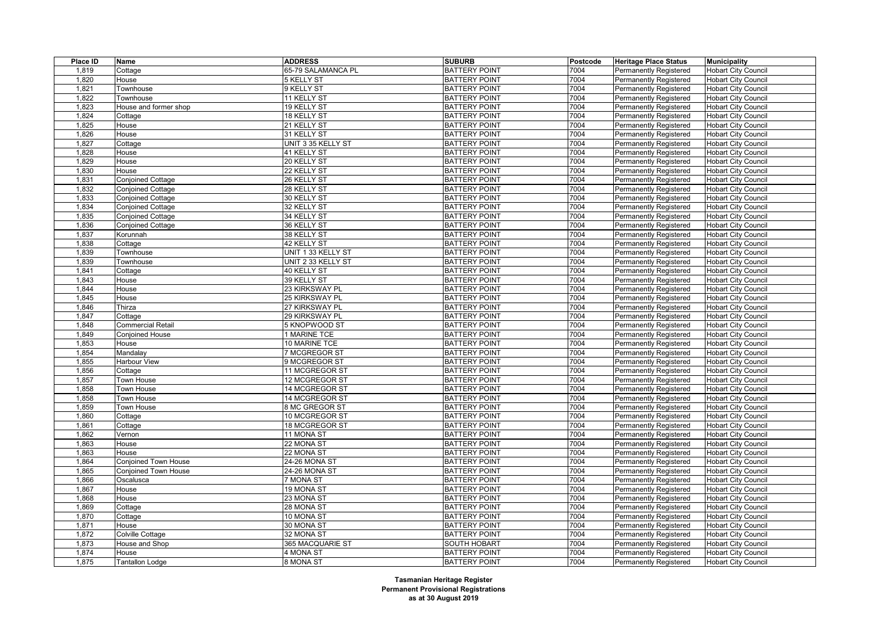| Place ID | Name | ADDRESS | SUBURB | Postcode | Heritage Place Status | Municipality |
|---|---|---|---|---|---|---|
| 1,819 | Cottage | 65-79 SALAMANCA PL | BATTERY POINT | 7004 | Permanently Registered | Hobart City Council |
| 1,820 | House | 5 KELLY ST | BATTERY POINT | 7004 | Permanently Registered | Hobart City Council |
| 1,821 | Townhouse | 9 KELLY ST | BATTERY POINT | 7004 | Permanently Registered | Hobart City Council |
| 1,822 | Townhouse | 11 KELLY ST | BATTERY POINT | 7004 | Permanently Registered | Hobart City Council |
| 1,823 | House and former shop | 19 KELLY ST | BATTERY POINT | 7004 | Permanently Registered | Hobart City Council |
| 1,824 | Cottage | 18 KELLY ST | BATTERY POINT | 7004 | Permanently Registered | Hobart City Council |
| 1,825 | House | 21 KELLY ST | BATTERY POINT | 7004 | Permanently Registered | Hobart City Council |
| 1,826 | House | 31 KELLY ST | BATTERY POINT | 7004 | Permanently Registered | Hobart City Council |
| 1,827 | Cottage | UNIT 3 35 KELLY ST | BATTERY POINT | 7004 | Permanently Registered | Hobart City Council |
| 1,828 | House | 41 KELLY ST | BATTERY POINT | 7004 | Permanently Registered | Hobart City Council |
| 1,829 | House | 20 KELLY ST | BATTERY POINT | 7004 | Permanently Registered | Hobart City Council |
| 1,830 | House | 22 KELLY ST | BATTERY POINT | 7004 | Permanently Registered | Hobart City Council |
| 1,831 | Conjoined Cottage | 26 KELLY ST | BATTERY POINT | 7004 | Permanently Registered | Hobart City Council |
| 1,832 | Conjoined Cottage | 28 KELLY ST | BATTERY POINT | 7004 | Permanently Registered | Hobart City Council |
| 1,833 | Conjoined Cottage | 30 KELLY ST | BATTERY POINT | 7004 | Permanently Registered | Hobart City Council |
| 1,834 | Conjoined Cottage | 32 KELLY ST | BATTERY POINT | 7004 | Permanently Registered | Hobart City Council |
| 1,835 | Conjoined Cottage | 34 KELLY ST | BATTERY POINT | 7004 | Permanently Registered | Hobart City Council |
| 1,836 | Conjoined Cottage | 36 KELLY ST | BATTERY POINT | 7004 | Permanently Registered | Hobart City Council |
| 1,837 | Korunnah | 38 KELLY ST | BATTERY POINT | 7004 | Permanently Registered | Hobart City Council |
| 1,838 | Cottage | 42 KELLY ST | BATTERY POINT | 7004 | Permanently Registered | Hobart City Council |
| 1,839 | Townhouse | UNIT 1 33 KELLY ST | BATTERY POINT | 7004 | Permanently Registered | Hobart City Council |
| 1,839 | Townhouse | UNIT 2 33 KELLY ST | BATTERY POINT | 7004 | Permanently Registered | Hobart City Council |
| 1,841 | Cottage | 40 KELLY ST | BATTERY POINT | 7004 | Permanently Registered | Hobart City Council |
| 1,843 | House | 39 KELLY ST | BATTERY POINT | 7004 | Permanently Registered | Hobart City Council |
| 1,844 | House | 23 KIRKSWAY PL | BATTERY POINT | 7004 | Permanently Registered | Hobart City Council |
| 1,845 | House | 25 KIRKSWAY PL | BATTERY POINT | 7004 | Permanently Registered | Hobart City Council |
| 1,846 | Thirza | 27 KIRKSWAY PL | BATTERY POINT | 7004 | Permanently Registered | Hobart City Council |
| 1,847 | Cottage | 29 KIRKSWAY PL | BATTERY POINT | 7004 | Permanently Registered | Hobart City Council |
| 1,848 | Commercial Retail | 5 KNOPWOOD ST | BATTERY POINT | 7004 | Permanently Registered | Hobart City Council |
| 1,849 | Conjoined House | 1 MARINE TCE | BATTERY POINT | 7004 | Permanently Registered | Hobart City Council |
| 1,853 | House | 10 MARINE TCE | BATTERY POINT | 7004 | Permanently Registered | Hobart City Council |
| 1,854 | Mandalay | 7 MCGREGOR ST | BATTERY POINT | 7004 | Permanently Registered | Hobart City Council |
| 1,855 | Harbour View | 9 MCGREGOR ST | BATTERY POINT | 7004 | Permanently Registered | Hobart City Council |
| 1,856 | Cottage | 11 MCGREGOR ST | BATTERY POINT | 7004 | Permanently Registered | Hobart City Council |
| 1,857 | Town House | 12 MCGREGOR ST | BATTERY POINT | 7004 | Permanently Registered | Hobart City Council |
| 1,858 | Town House | 14 MCGREGOR ST | BATTERY POINT | 7004 | Permanently Registered | Hobart City Council |
| 1,858 | Town House | 14 MCGREGOR ST | BATTERY POINT | 7004 | Permanently Registered | Hobart City Council |
| 1,859 | Town House | 8 MC GREGOR ST | BATTERY POINT | 7004 | Permanently Registered | Hobart City Council |
| 1,860 | Cottage | 10 MCGREGOR ST | BATTERY POINT | 7004 | Permanently Registered | Hobart City Council |
| 1,861 | Cottage | 18 MCGREGOR ST | BATTERY POINT | 7004 | Permanently Registered | Hobart City Council |
| 1,862 | Vernon | 11 MONA ST | BATTERY POINT | 7004 | Permanently Registered | Hobart City Council |
| 1,863 | House | 22 MONA ST | BATTERY POINT | 7004 | Permanently Registered | Hobart City Council |
| 1,863 | House | 22 MONA ST | BATTERY POINT | 7004 | Permanently Registered | Hobart City Council |
| 1,864 | Conjoined Town House | 24-26 MONA ST | BATTERY POINT | 7004 | Permanently Registered | Hobart City Council |
| 1,865 | Conjoined Town House | 24-26 MONA ST | BATTERY POINT | 7004 | Permanently Registered | Hobart City Council |
| 1,866 | Oscalusca | 7 MONA ST | BATTERY POINT | 7004 | Permanently Registered | Hobart City Council |
| 1,867 | House | 19 MONA ST | BATTERY POINT | 7004 | Permanently Registered | Hobart City Council |
| 1,868 | House | 23 MONA ST | BATTERY POINT | 7004 | Permanently Registered | Hobart City Council |
| 1,869 | Cottage | 28 MONA ST | BATTERY POINT | 7004 | Permanently Registered | Hobart City Council |
| 1,870 | Cottage | 10 MONA ST | BATTERY POINT | 7004 | Permanently Registered | Hobart City Council |
| 1,871 | House | 30 MONA ST | BATTERY POINT | 7004 | Permanently Registered | Hobart City Council |
| 1,872 | Colville Cottage | 32 MONA ST | BATTERY POINT | 7004 | Permanently Registered | Hobart City Council |
| 1,873 | House and Shop | 365 MACQUARIE ST | SOUTH HOBART | 7004 | Permanently Registered | Hobart City Council |
| 1,874 | House | 4 MONA ST | BATTERY POINT | 7004 | Permanently Registered | Hobart City Council |
| 1,875 | Tantallon Lodge | 8 MONA ST | BATTERY POINT | 7004 | Permanently Registered | Hobart City Council |

**Tasmanian Heritage Register**
**Permanent Provisional Registrations**
**as at 30 August 2019**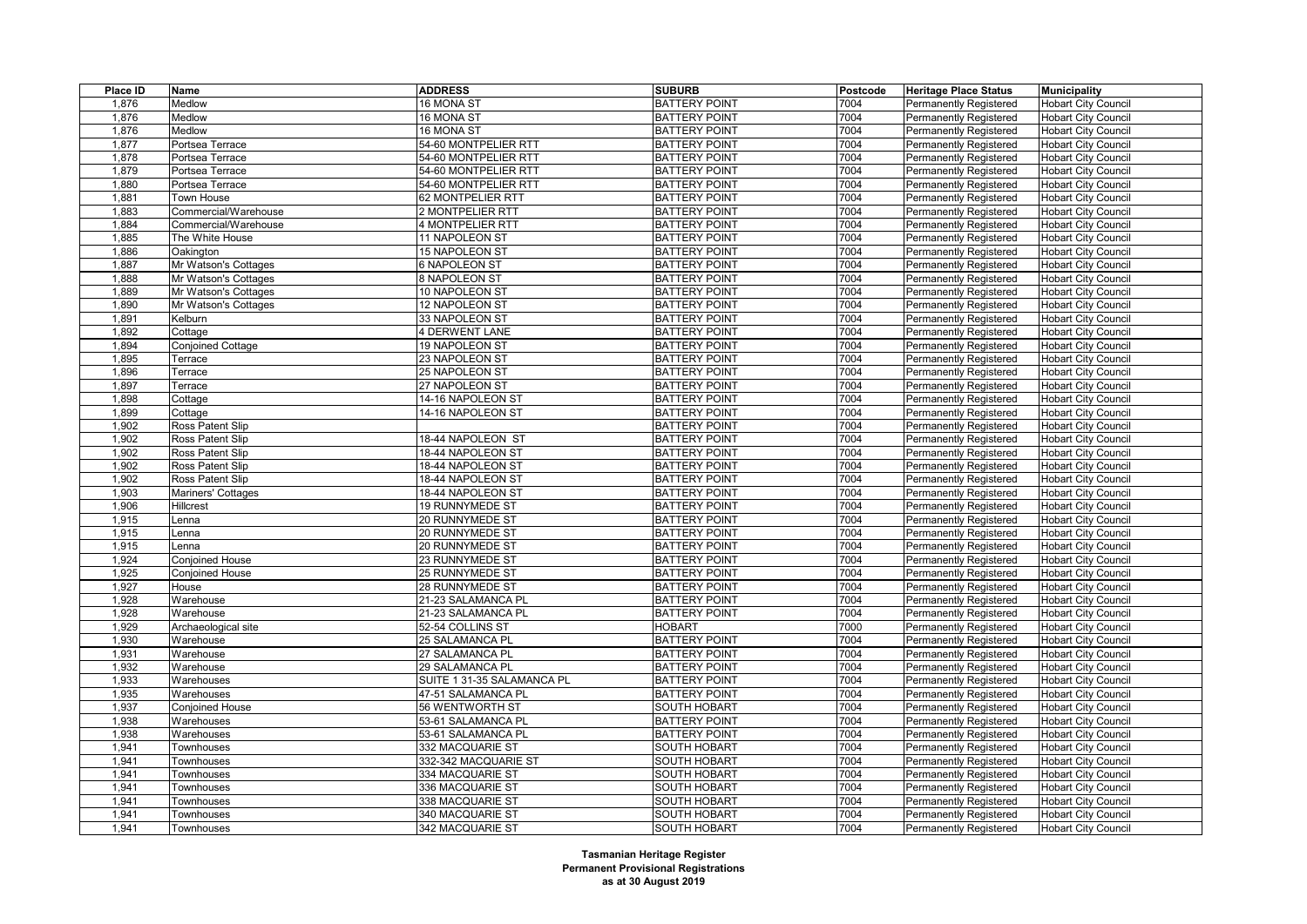| Place ID | Name | ADDRESS | SUBURB | Postcode | Heritage Place Status | Municipality |
|---|---|---|---|---|---|---|
| 1,876 | Medlow | 16 MONA ST | BATTERY POINT | 7004 | Permanently Registered | Hobart City Council |
| 1,876 | Medlow | 16 MONA ST | BATTERY POINT | 7004 | Permanently Registered | Hobart City Council |
| 1,876 | Medlow | 16 MONA ST | BATTERY POINT | 7004 | Permanently Registered | Hobart City Council |
| 1,877 | Portsea Terrace | 54-60 MONTPELIER RTT | BATTERY POINT | 7004 | Permanently Registered | Hobart City Council |
| 1,878 | Portsea Terrace | 54-60 MONTPELIER RTT | BATTERY POINT | 7004 | Permanently Registered | Hobart City Council |
| 1,879 | Portsea Terrace | 54-60 MONTPELIER RTT | BATTERY POINT | 7004 | Permanently Registered | Hobart City Council |
| 1,880 | Portsea Terrace | 54-60 MONTPELIER RTT | BATTERY POINT | 7004 | Permanently Registered | Hobart City Council |
| 1,881 | Town House | 62 MONTPELIER RTT | BATTERY POINT | 7004 | Permanently Registered | Hobart City Council |
| 1,883 | Commercial/Warehouse | 2 MONTPELIER RTT | BATTERY POINT | 7004 | Permanently Registered | Hobart City Council |
| 1,884 | Commercial/Warehouse | 4 MONTPELIER RTT | BATTERY POINT | 7004 | Permanently Registered | Hobart City Council |
| 1,885 | The White House | 11 NAPOLEON ST | BATTERY POINT | 7004 | Permanently Registered | Hobart City Council |
| 1,886 | Oakington | 15 NAPOLEON ST | BATTERY POINT | 7004 | Permanently Registered | Hobart City Council |
| 1,887 | Mr Watson's Cottages | 6 NAPOLEON ST | BATTERY POINT | 7004 | Permanently Registered | Hobart City Council |
| 1,888 | Mr Watson's Cottages | 8 NAPOLEON ST | BATTERY POINT | 7004 | Permanently Registered | Hobart City Council |
| 1,889 | Mr Watson's Cottages | 10 NAPOLEON ST | BATTERY POINT | 7004 | Permanently Registered | Hobart City Council |
| 1,890 | Mr Watson's Cottages | 12 NAPOLEON ST | BATTERY POINT | 7004 | Permanently Registered | Hobart City Council |
| 1,891 | Kelburn | 33 NAPOLEON ST | BATTERY POINT | 7004 | Permanently Registered | Hobart City Council |
| 1,892 | Cottage | 4 DERWENT LANE | BATTERY POINT | 7004 | Permanently Registered | Hobart City Council |
| 1,894 | Conjoined Cottage | 19 NAPOLEON ST | BATTERY POINT | 7004 | Permanently Registered | Hobart City Council |
| 1,895 | Terrace | 23 NAPOLEON ST | BATTERY POINT | 7004 | Permanently Registered | Hobart City Council |
| 1,896 | Terrace | 25 NAPOLEON ST | BATTERY POINT | 7004 | Permanently Registered | Hobart City Council |
| 1,897 | Terrace | 27 NAPOLEON ST | BATTERY POINT | 7004 | Permanently Registered | Hobart City Council |
| 1,898 | Cottage | 14-16 NAPOLEON ST | BATTERY POINT | 7004 | Permanently Registered | Hobart City Council |
| 1,899 | Cottage | 14-16 NAPOLEON ST | BATTERY POINT | 7004 | Permanently Registered | Hobart City Council |
| 1,902 | Ross Patent Slip | | BATTERY POINT | 7004 | Permanently Registered | Hobart City Council |
| 1,902 | Ross Patent Slip | 18-44 NAPOLEON ST | BATTERY POINT | 7004 | Permanently Registered | Hobart City Council |
| 1,902 | Ross Patent Slip | 18-44 NAPOLEON ST | BATTERY POINT | 7004 | Permanently Registered | Hobart City Council |
| 1,902 | Ross Patent Slip | 18-44 NAPOLEON ST | BATTERY POINT | 7004 | Permanently Registered | Hobart City Council |
| 1,902 | Ross Patent Slip | 18-44 NAPOLEON ST | BATTERY POINT | 7004 | Permanently Registered | Hobart City Council |
| 1,903 | Mariners' Cottages | 18-44 NAPOLEON ST | BATTERY POINT | 7004 | Permanently Registered | Hobart City Council |
| 1,906 | Hillcrest | 19 RUNNYMEDE ST | BATTERY POINT | 7004 | Permanently Registered | Hobart City Council |
| 1,915 | Lenna | 20 RUNNYMEDE ST | BATTERY POINT | 7004 | Permanently Registered | Hobart City Council |
| 1,915 | Lenna | 20 RUNNYMEDE ST | BATTERY POINT | 7004 | Permanently Registered | Hobart City Council |
| 1,915 | Lenna | 20 RUNNYMEDE ST | BATTERY POINT | 7004 | Permanently Registered | Hobart City Council |
| 1,924 | Conjoined House | 23 RUNNYMEDE ST | BATTERY POINT | 7004 | Permanently Registered | Hobart City Council |
| 1,925 | Conjoined House | 25 RUNNYMEDE ST | BATTERY POINT | 7004 | Permanently Registered | Hobart City Council |
| 1,927 | House | 28 RUNNYMEDE ST | BATTERY POINT | 7004 | Permanently Registered | Hobart City Council |
| 1,928 | Warehouse | 21-23 SALAMANCA PL | BATTERY POINT | 7004 | Permanently Registered | Hobart City Council |
| 1,928 | Warehouse | 21-23 SALAMANCA PL | BATTERY POINT | 7004 | Permanently Registered | Hobart City Council |
| 1,929 | Archaeological site | 52-54 COLLINS ST | HOBART | 7000 | Permanently Registered | Hobart City Council |
| 1,930 | Warehouse | 25 SALAMANCA PL | BATTERY POINT | 7004 | Permanently Registered | Hobart City Council |
| 1,931 | Warehouse | 27 SALAMANCA PL | BATTERY POINT | 7004 | Permanently Registered | Hobart City Council |
| 1,932 | Warehouse | 29 SALAMANCA PL | BATTERY POINT | 7004 | Permanently Registered | Hobart City Council |
| 1,933 | Warehouses | SUITE 1 31-35 SALAMANCA PL | BATTERY POINT | 7004 | Permanently Registered | Hobart City Council |
| 1,935 | Warehouses | 47-51 SALAMANCA PL | BATTERY POINT | 7004 | Permanently Registered | Hobart City Council |
| 1,937 | Conjoined House | 56 WENTWORTH ST | SOUTH HOBART | 7004 | Permanently Registered | Hobart City Council |
| 1,938 | Warehouses | 53-61 SALAMANCA PL | BATTERY POINT | 7004 | Permanently Registered | Hobart City Council |
| 1,938 | Warehouses | 53-61 SALAMANCA PL | BATTERY POINT | 7004 | Permanently Registered | Hobart City Council |
| 1,941 | Townhouses | 332 MACQUARIE ST | SOUTH HOBART | 7004 | Permanently Registered | Hobart City Council |
| 1,941 | Townhouses | 332-342 MACQUARIE ST | SOUTH HOBART | 7004 | Permanently Registered | Hobart City Council |
| 1,941 | Townhouses | 334 MACQUARIE ST | SOUTH HOBART | 7004 | Permanently Registered | Hobart City Council |
| 1,941 | Townhouses | 336 MACQUARIE ST | SOUTH HOBART | 7004 | Permanently Registered | Hobart City Council |
| 1,941 | Townhouses | 338 MACQUARIE ST | SOUTH HOBART | 7004 | Permanently Registered | Hobart City Council |
| 1,941 | Townhouses | 340 MACQUARIE ST | SOUTH HOBART | 7004 | Permanently Registered | Hobart City Council |
| 1,941 | Townhouses | 342 MACQUARIE ST | SOUTH HOBART | 7004 | Permanently Registered | Hobart City Council |

**Tasmanian Heritage Register**
**Permanent Provisional Registrations**
**as at 30 August 2019**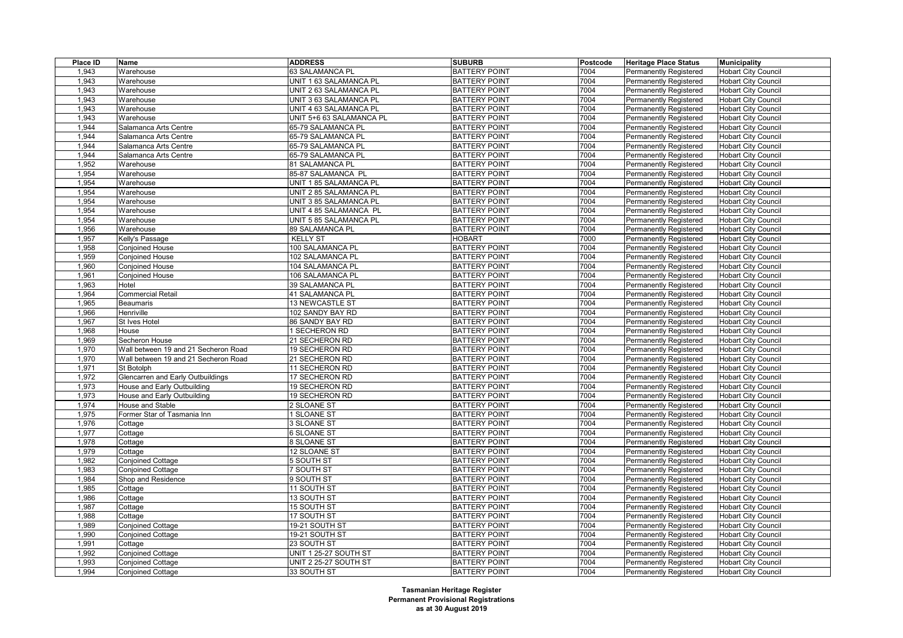| Place ID | Name | ADDRESS | SUBURB | Postcode | Heritage Place Status | Municipality |
|---|---|---|---|---|---|---|
| 1,943 | Warehouse | 63 SALAMANCA PL | BATTERY POINT | 7004 | Permanently Registered | Hobart City Council |
| 1,943 | Warehouse | UNIT 1 63 SALAMANCA PL | BATTERY POINT | 7004 | Permanently Registered | Hobart City Council |
| 1,943 | Warehouse | UNIT 2 63 SALAMANCA PL | BATTERY POINT | 7004 | Permanently Registered | Hobart City Council |
| 1,943 | Warehouse | UNIT 3 63 SALAMANCA PL | BATTERY POINT | 7004 | Permanently Registered | Hobart City Council |
| 1,943 | Warehouse | UNIT 4 63 SALAMANCA PL | BATTERY POINT | 7004 | Permanently Registered | Hobart City Council |
| 1,943 | Warehouse | UNIT 5+6 63 SALAMANCA PL | BATTERY POINT | 7004 | Permanently Registered | Hobart City Council |
| 1,944 | Salamanca Arts Centre | 65-79 SALAMANCA PL | BATTERY POINT | 7004 | Permanently Registered | Hobart City Council |
| 1,944 | Salamanca Arts Centre | 65-79 SALAMANCA PL | BATTERY POINT | 7004 | Permanently Registered | Hobart City Council |
| 1,944 | Salamanca Arts Centre | 65-79 SALAMANCA PL | BATTERY POINT | 7004 | Permanently Registered | Hobart City Council |
| 1,944 | Salamanca Arts Centre | 65-79 SALAMANCA PL | BATTERY POINT | 7004 | Permanently Registered | Hobart City Council |
| 1,952 | Warehouse | 81 SALAMANCA PL | BATTERY POINT | 7004 | Permanently Registered | Hobart City Council |
| 1,954 | Warehouse | 85-87 SALAMANCA PL | BATTERY POINT | 7004 | Permanently Registered | Hobart City Council |
| 1,954 | Warehouse | UNIT 1 85 SALAMANCA PL | BATTERY POINT | 7004 | Permanently Registered | Hobart City Council |
| 1,954 | Warehouse | UNIT 2 85 SALAMANCA PL | BATTERY POINT | 7004 | Permanently Registered | Hobart City Council |
| 1,954 | Warehouse | UNIT 3 85 SALAMANCA PL | BATTERY POINT | 7004 | Permanently Registered | Hobart City Council |
| 1,954 | Warehouse | UNIT 4 85 SALAMANCA PL | BATTERY POINT | 7004 | Permanently Registered | Hobart City Council |
| 1,954 | Warehouse | UNIT 5 85 SALAMANCA PL | BATTERY POINT | 7004 | Permanently Registered | Hobart City Council |
| 1,956 | Warehouse | 89 SALAMANCA PL | BATTERY POINT | 7004 | Permanently Registered | Hobart City Council |
| 1,957 | Kelly's Passage | KELLY ST | HOBART | 7000 | Permanently Registered | Hobart City Council |
| 1,958 | Conjoined House | 100 SALAMANCA PL | BATTERY POINT | 7004 | Permanently Registered | Hobart City Council |
| 1,959 | Conjoined House | 102 SALAMANCA PL | BATTERY POINT | 7004 | Permanently Registered | Hobart City Council |
| 1,960 | Conjoined House | 104 SALAMANCA PL | BATTERY POINT | 7004 | Permanently Registered | Hobart City Council |
| 1,961 | Conjoined House | 106 SALAMANCA PL | BATTERY POINT | 7004 | Permanently Registered | Hobart City Council |
| 1,963 | Hotel | 39 SALAMANCA PL | BATTERY POINT | 7004 | Permanently Registered | Hobart City Council |
| 1,964 | Commercial Retail | 41 SALAMANCA PL | BATTERY POINT | 7004 | Permanently Registered | Hobart City Council |
| 1,965 | Beaumaris | 13 NEWCASTLE ST | BATTERY POINT | 7004 | Permanently Registered | Hobart City Council |
| 1,966 | Henriville | 102 SANDY BAY RD | BATTERY POINT | 7004 | Permanently Registered | Hobart City Council |
| 1,967 | St Ives Hotel | 86 SANDY BAY RD | BATTERY POINT | 7004 | Permanently Registered | Hobart City Council |
| 1,968 | House | 1 SECHERON RD | BATTERY POINT | 7004 | Permanently Registered | Hobart City Council |
| 1,969 | Secheron House | 21 SECHERON RD | BATTERY POINT | 7004 | Permanently Registered | Hobart City Council |
| 1,970 | Wall between 19 and 21 Secheron Road | 19 SECHERON RD | BATTERY POINT | 7004 | Permanently Registered | Hobart City Council |
| 1,970 | Wall between 19 and 21 Secheron Road | 21 SECHERON RD | BATTERY POINT | 7004 | Permanently Registered | Hobart City Council |
| 1,971 | St Botolph | 11 SECHERON RD | BATTERY POINT | 7004 | Permanently Registered | Hobart City Council |
| 1,972 | Glencarren and Early Outbuildings | 17 SECHERON RD | BATTERY POINT | 7004 | Permanently Registered | Hobart City Council |
| 1,973 | House and Early Outbuilding | 19 SECHERON RD | BATTERY POINT | 7004 | Permanently Registered | Hobart City Council |
| 1,973 | House and Early Outbuilding | 19 SECHERON RD | BATTERY POINT | 7004 | Permanently Registered | Hobart City Council |
| 1,974 | House and Stable | 2 SLOANE ST | BATTERY POINT | 7004 | Permanently Registered | Hobart City Council |
| 1,975 | Former Star of Tasmania Inn | 1 SLOANE ST | BATTERY POINT | 7004 | Permanently Registered | Hobart City Council |
| 1,976 | Cottage | 3 SLOANE ST | BATTERY POINT | 7004 | Permanently Registered | Hobart City Council |
| 1,977 | Cottage | 6 SLOANE ST | BATTERY POINT | 7004 | Permanently Registered | Hobart City Council |
| 1,978 | Cottage | 8 SLOANE ST | BATTERY POINT | 7004 | Permanently Registered | Hobart City Council |
| 1,979 | Cottage | 12 SLOANE ST | BATTERY POINT | 7004 | Permanently Registered | Hobart City Council |
| 1,982 | Conjoined Cottage | 5 SOUTH ST | BATTERY POINT | 7004 | Permanently Registered | Hobart City Council |
| 1,983 | Conjoined Cottage | 7 SOUTH ST | BATTERY POINT | 7004 | Permanently Registered | Hobart City Council |
| 1,984 | Shop and Residence | 9 SOUTH ST | BATTERY POINT | 7004 | Permanently Registered | Hobart City Council |
| 1,985 | Cottage | 11 SOUTH ST | BATTERY POINT | 7004 | Permanently Registered | Hobart City Council |
| 1,986 | Cottage | 13 SOUTH ST | BATTERY POINT | 7004 | Permanently Registered | Hobart City Council |
| 1,987 | Cottage | 15 SOUTH ST | BATTERY POINT | 7004 | Permanently Registered | Hobart City Council |
| 1,988 | Cottage | 17 SOUTH ST | BATTERY POINT | 7004 | Permanently Registered | Hobart City Council |
| 1,989 | Conjoined Cottage | 19-21 SOUTH ST | BATTERY POINT | 7004 | Permanently Registered | Hobart City Council |
| 1,990 | Conjoined Cottage | 19-21 SOUTH ST | BATTERY POINT | 7004 | Permanently Registered | Hobart City Council |
| 1,991 | Cottage | 23 SOUTH ST | BATTERY POINT | 7004 | Permanently Registered | Hobart City Council |
| 1,992 | Conjoined Cottage | UNIT 1 25-27 SOUTH ST | BATTERY POINT | 7004 | Permanently Registered | Hobart City Council |
| 1,993 | Conjoined Cottage | UNIT 2 25-27 SOUTH ST | BATTERY POINT | 7004 | Permanently Registered | Hobart City Council |
| 1,994 | Conjoined Cottage | 33 SOUTH ST | BATTERY POINT | 7004 | Permanently Registered | Hobart City Council |

**Tasmanian Heritage Register**
**Permanent Provisional Registrations**
**as at 30 August 2019**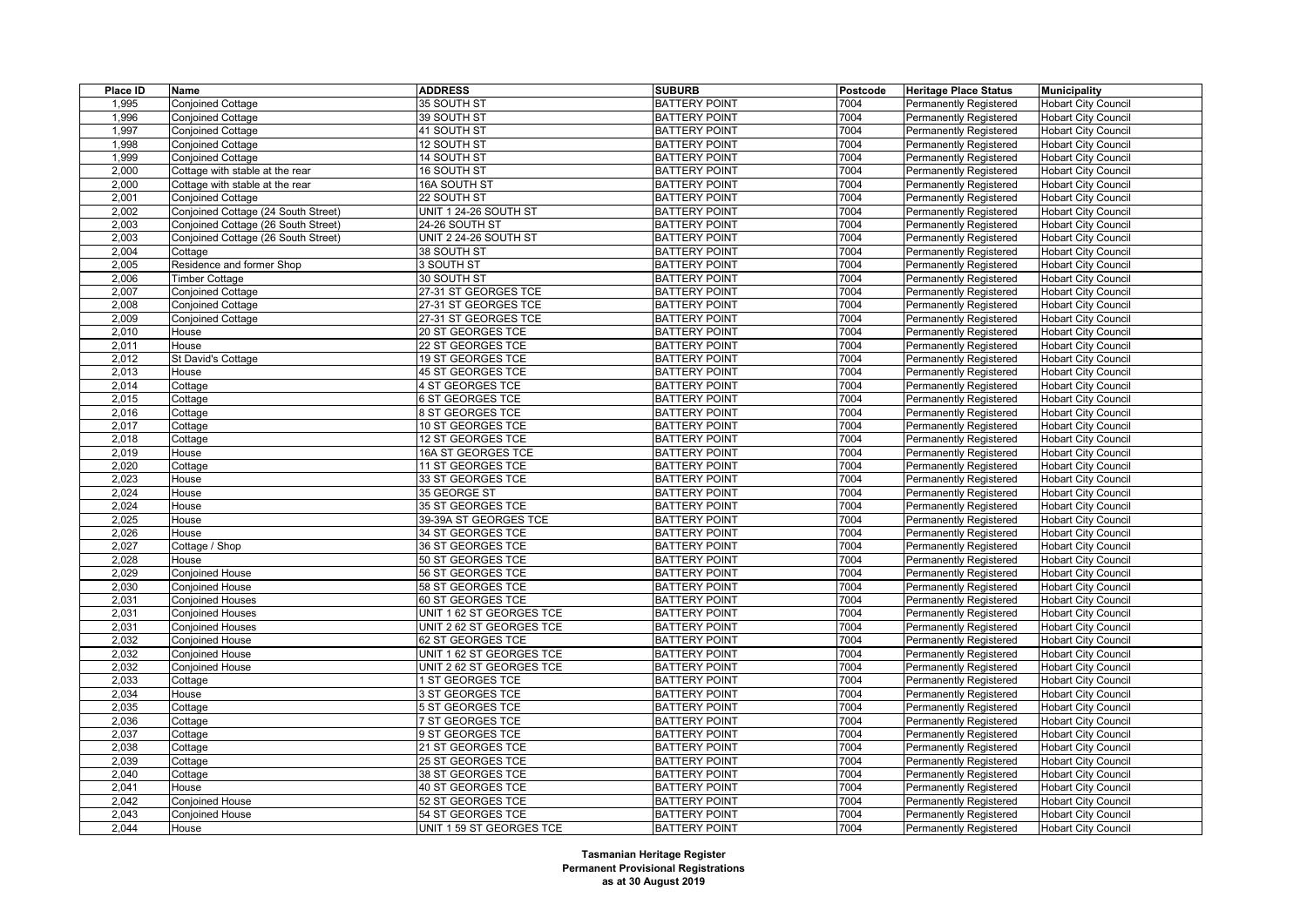| Place ID | Name | ADDRESS | SUBURB | Postcode | Heritage Place Status | Municipality |
|---|---|---|---|---|---|---|
| 1,995 | Conjoined Cottage | 35 SOUTH ST | BATTERY POINT | 7004 | Permanently Registered | Hobart City Council |
| 1,996 | Conjoined Cottage | 39 SOUTH ST | BATTERY POINT | 7004 | Permanently Registered | Hobart City Council |
| 1,997 | Conjoined Cottage | 41 SOUTH ST | BATTERY POINT | 7004 | Permanently Registered | Hobart City Council |
| 1,998 | Conjoined Cottage | 12 SOUTH ST | BATTERY POINT | 7004 | Permanently Registered | Hobart City Council |
| 1,999 | Conjoined Cottage | 14 SOUTH ST | BATTERY POINT | 7004 | Permanently Registered | Hobart City Council |
| 2,000 | Cottage with stable at the rear | 16 SOUTH ST | BATTERY POINT | 7004 | Permanently Registered | Hobart City Council |
| 2,000 | Cottage with stable at the rear | 16A SOUTH ST | BATTERY POINT | 7004 | Permanently Registered | Hobart City Council |
| 2,001 | Conjoined Cottage | 22 SOUTH ST | BATTERY POINT | 7004 | Permanently Registered | Hobart City Council |
| 2,002 | Conjoined Cottage (24 South Street) | UNIT 1 24-26 SOUTH ST | BATTERY POINT | 7004 | Permanently Registered | Hobart City Council |
| 2,003 | Conjoined Cottage (26 South Street) | 24-26 SOUTH ST | BATTERY POINT | 7004 | Permanently Registered | Hobart City Council |
| 2,003 | Conjoined Cottage (26 South Street) | UNIT 2 24-26 SOUTH ST | BATTERY POINT | 7004 | Permanently Registered | Hobart City Council |
| 2,004 | Cottage | 38 SOUTH ST | BATTERY POINT | 7004 | Permanently Registered | Hobart City Council |
| 2,005 | Residence and former Shop | 3 SOUTH ST | BATTERY POINT | 7004 | Permanently Registered | Hobart City Council |
| 2,006 | Timber Cottage | 30 SOUTH ST | BATTERY POINT | 7004 | Permanently Registered | Hobart City Council |
| 2,007 | Conjoined Cottage | 27-31 ST GEORGES TCE | BATTERY POINT | 7004 | Permanently Registered | Hobart City Council |
| 2,008 | Conjoined Cottage | 27-31 ST GEORGES TCE | BATTERY POINT | 7004 | Permanently Registered | Hobart City Council |
| 2,009 | Conjoined Cottage | 27-31 ST GEORGES TCE | BATTERY POINT | 7004 | Permanently Registered | Hobart City Council |
| 2,010 | House | 20 ST GEORGES TCE | BATTERY POINT | 7004 | Permanently Registered | Hobart City Council |
| 2,011 | House | 22 ST GEORGES TCE | BATTERY POINT | 7004 | Permanently Registered | Hobart City Council |
| 2,012 | St David's Cottage | 19 ST GEORGES TCE | BATTERY POINT | 7004 | Permanently Registered | Hobart City Council |
| 2,013 | House | 45 ST GEORGES TCE | BATTERY POINT | 7004 | Permanently Registered | Hobart City Council |
| 2,014 | Cottage | 4 ST GEORGES TCE | BATTERY POINT | 7004 | Permanently Registered | Hobart City Council |
| 2,015 | Cottage | 6 ST GEORGES TCE | BATTERY POINT | 7004 | Permanently Registered | Hobart City Council |
| 2,016 | Cottage | 8 ST GEORGES TCE | BATTERY POINT | 7004 | Permanently Registered | Hobart City Council |
| 2,017 | Cottage | 10 ST GEORGES TCE | BATTERY POINT | 7004 | Permanently Registered | Hobart City Council |
| 2,018 | Cottage | 12 ST GEORGES TCE | BATTERY POINT | 7004 | Permanently Registered | Hobart City Council |
| 2,019 | House | 16A ST GEORGES TCE | BATTERY POINT | 7004 | Permanently Registered | Hobart City Council |
| 2,020 | Cottage | 11 ST GEORGES TCE | BATTERY POINT | 7004 | Permanently Registered | Hobart City Council |
| 2,023 | House | 33 ST GEORGES TCE | BATTERY POINT | 7004 | Permanently Registered | Hobart City Council |
| 2,024 | House | 35 GEORGE ST | BATTERY POINT | 7004 | Permanently Registered | Hobart City Council |
| 2,024 | House | 35 ST GEORGES TCE | BATTERY POINT | 7004 | Permanently Registered | Hobart City Council |
| 2,025 | House | 39-39A ST GEORGES TCE | BATTERY POINT | 7004 | Permanently Registered | Hobart City Council |
| 2,026 | House | 34 ST GEORGES TCE | BATTERY POINT | 7004 | Permanently Registered | Hobart City Council |
| 2,027 | Cottage / Shop | 36 ST GEORGES TCE | BATTERY POINT | 7004 | Permanently Registered | Hobart City Council |
| 2,028 | House | 50 ST GEORGES TCE | BATTERY POINT | 7004 | Permanently Registered | Hobart City Council |
| 2,029 | Conjoined House | 56 ST GEORGES TCE | BATTERY POINT | 7004 | Permanently Registered | Hobart City Council |
| 2,030 | Conjoined House | 58 ST GEORGES TCE | BATTERY POINT | 7004 | Permanently Registered | Hobart City Council |
| 2,031 | Conjoined Houses | 60 ST GEORGES TCE | BATTERY POINT | 7004 | Permanently Registered | Hobart City Council |
| 2,031 | Conjoined Houses | UNIT 1 62 ST GEORGES TCE | BATTERY POINT | 7004 | Permanently Registered | Hobart City Council |
| 2,031 | Conjoined Houses | UNIT 2 62 ST GEORGES TCE | BATTERY POINT | 7004 | Permanently Registered | Hobart City Council |
| 2,032 | Conjoined House | 62 ST GEORGES TCE | BATTERY POINT | 7004 | Permanently Registered | Hobart City Council |
| 2,032 | Conjoined House | UNIT 1 62 ST GEORGES TCE | BATTERY POINT | 7004 | Permanently Registered | Hobart City Council |
| 2,032 | Conjoined House | UNIT 2 62 ST GEORGES TCE | BATTERY POINT | 7004 | Permanently Registered | Hobart City Council |
| 2,033 | Cottage | 1 ST GEORGES TCE | BATTERY POINT | 7004 | Permanently Registered | Hobart City Council |
| 2,034 | House | 3 ST GEORGES TCE | BATTERY POINT | 7004 | Permanently Registered | Hobart City Council |
| 2,035 | Cottage | 5 ST GEORGES TCE | BATTERY POINT | 7004 | Permanently Registered | Hobart City Council |
| 2,036 | Cottage | 7 ST GEORGES TCE | BATTERY POINT | 7004 | Permanently Registered | Hobart City Council |
| 2,037 | Cottage | 9 ST GEORGES TCE | BATTERY POINT | 7004 | Permanently Registered | Hobart City Council |
| 2,038 | Cottage | 21 ST GEORGES TCE | BATTERY POINT | 7004 | Permanently Registered | Hobart City Council |
| 2,039 | Cottage | 25 ST GEORGES TCE | BATTERY POINT | 7004 | Permanently Registered | Hobart City Council |
| 2,040 | Cottage | 38 ST GEORGES TCE | BATTERY POINT | 7004 | Permanently Registered | Hobart City Council |
| 2,041 | House | 40 ST GEORGES TCE | BATTERY POINT | 7004 | Permanently Registered | Hobart City Council |
| 2,042 | Conjoined House | 52 ST GEORGES TCE | BATTERY POINT | 7004 | Permanently Registered | Hobart City Council |
| 2,043 | Conjoined House | 54 ST GEORGES TCE | BATTERY POINT | 7004 | Permanently Registered | Hobart City Council |
| 2,044 | House | UNIT 1 59 ST GEORGES TCE | BATTERY POINT | 7004 | Permanently Registered | Hobart City Council |

**Tasmanian Heritage Register**
**Permanent Provisional Registrations**
**as at 30 August 2019**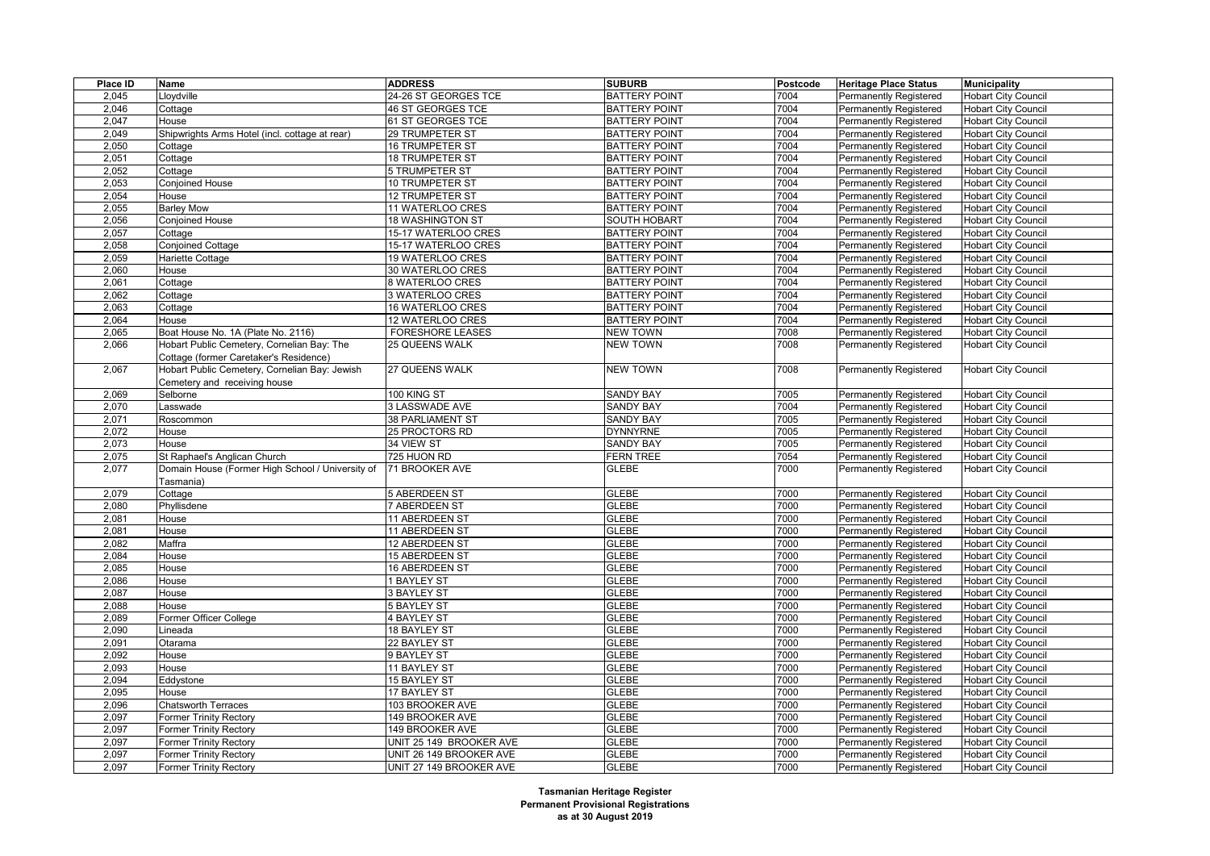| Place ID | Name | ADDRESS | SUBURB | Postcode | Heritage Place Status | Municipality |
|---|---|---|---|---|---|---|
| 2,045 | Lloydville | 24-26 ST GEORGES TCE | BATTERY POINT | 7004 | Permanently Registered | Hobart City Council |
| 2,046 | Cottage | 46 ST GEORGES TCE | BATTERY POINT | 7004 | Permanently Registered | Hobart City Council |
| 2,047 | House | 61 ST GEORGES TCE | BATTERY POINT | 7004 | Permanently Registered | Hobart City Council |
| 2,049 | Shipwrights Arms Hotel (incl. cottage at rear) | 29 TRUMPETER ST | BATTERY POINT | 7004 | Permanently Registered | Hobart City Council |
| 2,050 | Cottage | 16 TRUMPETER ST | BATTERY POINT | 7004 | Permanently Registered | Hobart City Council |
| 2,051 | Cottage | 18 TRUMPETER ST | BATTERY POINT | 7004 | Permanently Registered | Hobart City Council |
| 2,052 | Cottage | 5 TRUMPETER ST | BATTERY POINT | 7004 | Permanently Registered | Hobart City Council |
| 2,053 | Conjoined House | 10 TRUMPETER ST | BATTERY POINT | 7004 | Permanently Registered | Hobart City Council |
| 2,054 | House | 12 TRUMPETER ST | BATTERY POINT | 7004 | Permanently Registered | Hobart City Council |
| 2,055 | Barley Mow | 11 WATERLOO CRES | BATTERY POINT | 7004 | Permanently Registered | Hobart City Council |
| 2,056 | Conjoined House | 18 WASHINGTON ST | SOUTH HOBART | 7004 | Permanently Registered | Hobart City Council |
| 2,057 | Cottage | 15-17 WATERLOO CRES | BATTERY POINT | 7004 | Permanently Registered | Hobart City Council |
| 2,058 | Conjoined Cottage | 15-17 WATERLOO CRES | BATTERY POINT | 7004 | Permanently Registered | Hobart City Council |
| 2,059 | Hariette Cottage | 19 WATERLOO CRES | BATTERY POINT | 7004 | Permanently Registered | Hobart City Council |
| 2,060 | House | 30 WATERLOO CRES | BATTERY POINT | 7004 | Permanently Registered | Hobart City Council |
| 2,061 | Cottage | 8 WATERLOO CRES | BATTERY POINT | 7004 | Permanently Registered | Hobart City Council |
| 2,062 | Cottage | 3 WATERLOO CRES | BATTERY POINT | 7004 | Permanently Registered | Hobart City Council |
| 2,063 | Cottage | 16 WATERLOO CRES | BATTERY POINT | 7004 | Permanently Registered | Hobart City Council |
| 2,064 | House | 12 WATERLOO CRES | BATTERY POINT | 7004 | Permanently Registered | Hobart City Council |
| 2,065 | Boat House No. 1A (Plate No. 2116) | FORESHORE LEASES | NEW TOWN | 7008 | Permanently Registered | Hobart City Council |
| 2,066 | Hobart Public Cemetery, Cornelian Bay: The Cottage (former Caretaker's Residence) | 25 QUEENS WALK | NEW TOWN | 7008 | Permanently Registered | Hobart City Council |
| 2,067 | Hobart Public Cemetery, Cornelian Bay: Jewish Cemetery and receiving house | 27 QUEENS WALK | NEW TOWN | 7008 | Permanently Registered | Hobart City Council |
| 2,069 | Selborne | 100 KING ST | SANDY BAY | 7005 | Permanently Registered | Hobart City Council |
| 2,070 | Lasswade | 3 LASSWADE AVE | SANDY BAY | 7004 | Permanently Registered | Hobart City Council |
| 2,071 | Roscommon | 38 PARLIAMENT ST | SANDY BAY | 7005 | Permanently Registered | Hobart City Council |
| 2,072 | House | 25 PROCTORS RD | DYNNYRNE | 7005 | Permanently Registered | Hobart City Council |
| 2,073 | House | 34 VIEW ST | SANDY BAY | 7005 | Permanently Registered | Hobart City Council |
| 2,075 | St Raphael's Anglican Church | 725 HUON RD | FERN TREE | 7054 | Permanently Registered | Hobart City Council |
| 2,077 | Domain House (Former High School / University of Tasmania) | 71 BROOKER AVE | GLEBE | 7000 | Permanently Registered | Hobart City Council |
| 2,079 | Cottage | 5 ABERDEEN ST | GLEBE | 7000 | Permanently Registered | Hobart City Council |
| 2,080 | Phyllisdene | 7 ABERDEEN ST | GLEBE | 7000 | Permanently Registered | Hobart City Council |
| 2,081 | House | 11 ABERDEEN ST | GLEBE | 7000 | Permanently Registered | Hobart City Council |
| 2,081 | House | 11 ABERDEEN ST | GLEBE | 7000 | Permanently Registered | Hobart City Council |
| 2,082 | Maffra | 12 ABERDEEN ST | GLEBE | 7000 | Permanently Registered | Hobart City Council |
| 2,084 | House | 15 ABERDEEN ST | GLEBE | 7000 | Permanently Registered | Hobart City Council |
| 2,085 | House | 16 ABERDEEN ST | GLEBE | 7000 | Permanently Registered | Hobart City Council |
| 2,086 | House | 1 BAYLEY ST | GLEBE | 7000 | Permanently Registered | Hobart City Council |
| 2,087 | House | 3 BAYLEY ST | GLEBE | 7000 | Permanently Registered | Hobart City Council |
| 2,088 | House | 5 BAYLEY ST | GLEBE | 7000 | Permanently Registered | Hobart City Council |
| 2,089 | Former Officer College | 4 BAYLEY ST | GLEBE | 7000 | Permanently Registered | Hobart City Council |
| 2,090 | Lineada | 18 BAYLEY ST | GLEBE | 7000 | Permanently Registered | Hobart City Council |
| 2,091 | Otarama | 22 BAYLEY ST | GLEBE | 7000 | Permanently Registered | Hobart City Council |
| 2,092 | House | 9 BAYLEY ST | GLEBE | 7000 | Permanently Registered | Hobart City Council |
| 2,093 | House | 11 BAYLEY ST | GLEBE | 7000 | Permanently Registered | Hobart City Council |
| 2,094 | Eddystone | 15 BAYLEY ST | GLEBE | 7000 | Permanently Registered | Hobart City Council |
| 2,095 | House | 17 BAYLEY ST | GLEBE | 7000 | Permanently Registered | Hobart City Council |
| 2,096 | Chatsworth Terraces | 103 BROOKER AVE | GLEBE | 7000 | Permanently Registered | Hobart City Council |
| 2,097 | Former Trinity Rectory | 149 BROOKER AVE | GLEBE | 7000 | Permanently Registered | Hobart City Council |
| 2,097 | Former Trinity Rectory | 149 BROOKER AVE | GLEBE | 7000 | Permanently Registered | Hobart City Council |
| 2,097 | Former Trinity Rectory | UNIT 25 149 BROOKER AVE | GLEBE | 7000 | Permanently Registered | Hobart City Council |
| 2,097 | Former Trinity Rectory | UNIT 26 149 BROOKER AVE | GLEBE | 7000 | Permanently Registered | Hobart City Council |
| 2,097 | Former Trinity Rectory | UNIT 27 149 BROOKER AVE | GLEBE | 7000 | Permanently Registered | Hobart City Council |

**Tasmanian Heritage Register**
**Permanent Provisional Registrations**
**as at 30 August 2019**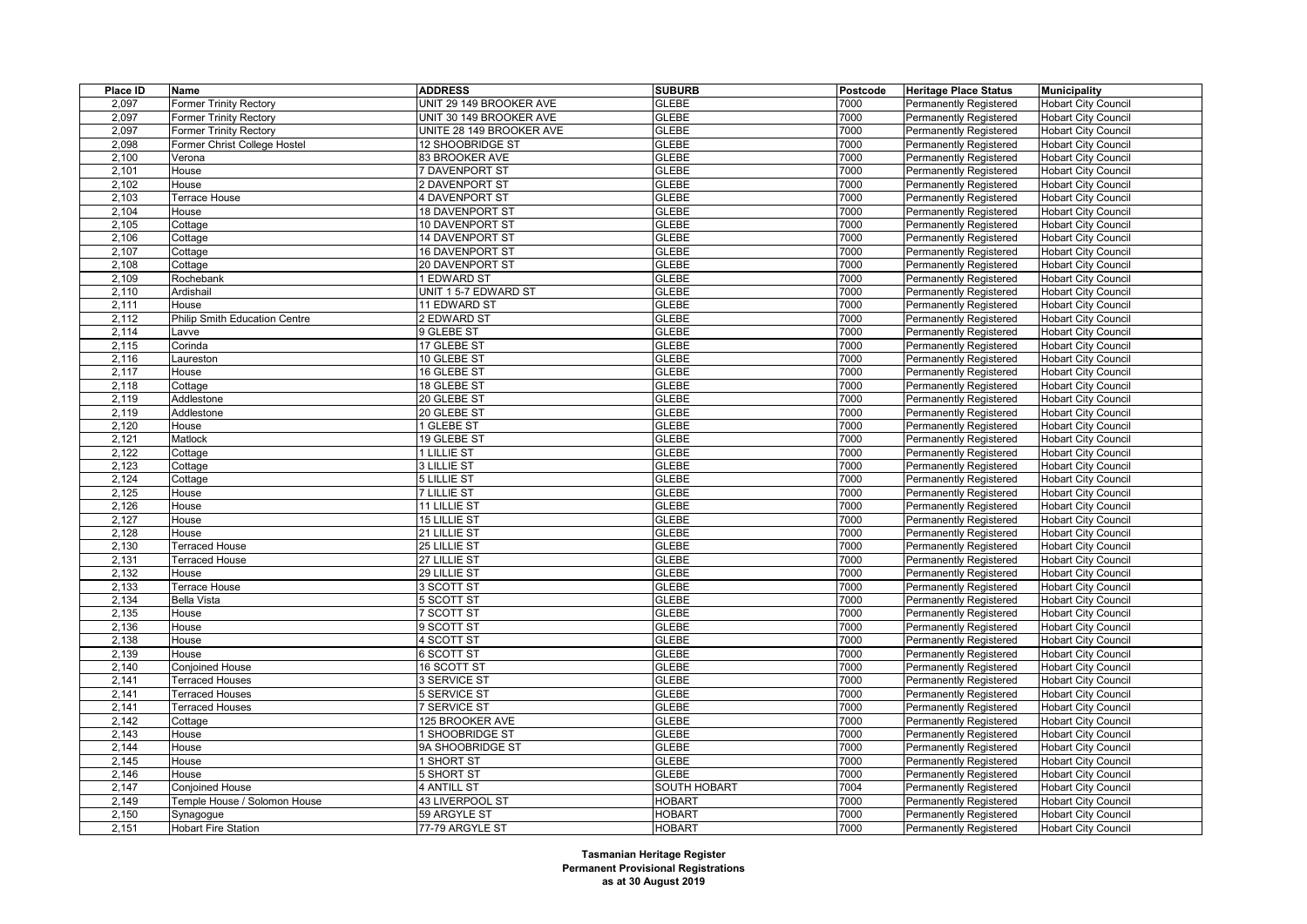| Place ID | Name | ADDRESS | SUBURB | Postcode | Heritage Place Status | Municipality |
|---|---|---|---|---|---|---|
| 2,097 | Former Trinity Rectory | UNIT 29 149 BROOKER AVE | GLEBE | 7000 | Permanently Registered | Hobart City Council |
| 2,097 | Former Trinity Rectory | UNIT 30 149 BROOKER AVE | GLEBE | 7000 | Permanently Registered | Hobart City Council |
| 2,097 | Former Trinity Rectory | UNITE 28 149 BROOKER AVE | GLEBE | 7000 | Permanently Registered | Hobart City Council |
| 2,098 | Former Christ College Hostel | 12 SHOOBRIDGE ST | GLEBE | 7000 | Permanently Registered | Hobart City Council |
| 2,100 | Verona | 83 BROOKER AVE | GLEBE | 7000 | Permanently Registered | Hobart City Council |
| 2,101 | House | 7 DAVENPORT ST | GLEBE | 7000 | Permanently Registered | Hobart City Council |
| 2,102 | House | 2 DAVENPORT ST | GLEBE | 7000 | Permanently Registered | Hobart City Council |
| 2,103 | Terrace House | 4 DAVENPORT ST | GLEBE | 7000 | Permanently Registered | Hobart City Council |
| 2,104 | House | 18 DAVENPORT ST | GLEBE | 7000 | Permanently Registered | Hobart City Council |
| 2,105 | Cottage | 10 DAVENPORT ST | GLEBE | 7000 | Permanently Registered | Hobart City Council |
| 2,106 | Cottage | 14 DAVENPORT ST | GLEBE | 7000 | Permanently Registered | Hobart City Council |
| 2,107 | Cottage | 16 DAVENPORT ST | GLEBE | 7000 | Permanently Registered | Hobart City Council |
| 2,108 | Cottage | 20 DAVENPORT ST | GLEBE | 7000 | Permanently Registered | Hobart City Council |
| 2,109 | Rochebank | 1 EDWARD ST | GLEBE | 7000 | Permanently Registered | Hobart City Council |
| 2,110 | Ardishail | UNIT 1 5-7 EDWARD ST | GLEBE | 7000 | Permanently Registered | Hobart City Council |
| 2,111 | House | 11 EDWARD ST | GLEBE | 7000 | Permanently Registered | Hobart City Council |
| 2,112 | Philip Smith Education Centre | 2 EDWARD ST | GLEBE | 7000 | Permanently Registered | Hobart City Council |
| 2,114 | Lavve | 9 GLEBE ST | GLEBE | 7000 | Permanently Registered | Hobart City Council |
| 2,115 | Corinda | 17 GLEBE ST | GLEBE | 7000 | Permanently Registered | Hobart City Council |
| 2,116 | Laureston | 10 GLEBE ST | GLEBE | 7000 | Permanently Registered | Hobart City Council |
| 2,117 | House | 16 GLEBE ST | GLEBE | 7000 | Permanently Registered | Hobart City Council |
| 2,118 | Cottage | 18 GLEBE ST | GLEBE | 7000 | Permanently Registered | Hobart City Council |
| 2,119 | Addlestone | 20 GLEBE ST | GLEBE | 7000 | Permanently Registered | Hobart City Council |
| 2,119 | Addlestone | 20 GLEBE ST | GLEBE | 7000 | Permanently Registered | Hobart City Council |
| 2,120 | House | 1 GLEBE ST | GLEBE | 7000 | Permanently Registered | Hobart City Council |
| 2,121 | Matlock | 19 GLEBE ST | GLEBE | 7000 | Permanently Registered | Hobart City Council |
| 2,122 | Cottage | 1 LILLIE ST | GLEBE | 7000 | Permanently Registered | Hobart City Council |
| 2,123 | Cottage | 3 LILLIE ST | GLEBE | 7000 | Permanently Registered | Hobart City Council |
| 2,124 | Cottage | 5 LILLIE ST | GLEBE | 7000 | Permanently Registered | Hobart City Council |
| 2,125 | House | 7 LILLIE ST | GLEBE | 7000 | Permanently Registered | Hobart City Council |
| 2,126 | House | 11 LILLIE ST | GLEBE | 7000 | Permanently Registered | Hobart City Council |
| 2,127 | House | 15 LILLIE ST | GLEBE | 7000 | Permanently Registered | Hobart City Council |
| 2,128 | House | 21 LILLIE ST | GLEBE | 7000 | Permanently Registered | Hobart City Council |
| 2,130 | Terraced House | 25 LILLIE ST | GLEBE | 7000 | Permanently Registered | Hobart City Council |
| 2,131 | Terraced House | 27 LILLIE ST | GLEBE | 7000 | Permanently Registered | Hobart City Council |
| 2,132 | House | 29 LILLIE ST | GLEBE | 7000 | Permanently Registered | Hobart City Council |
| 2,133 | Terrace House | 3 SCOTT ST | GLEBE | 7000 | Permanently Registered | Hobart City Council |
| 2,134 | Bella Vista | 5 SCOTT ST | GLEBE | 7000 | Permanently Registered | Hobart City Council |
| 2,135 | House | 7 SCOTT ST | GLEBE | 7000 | Permanently Registered | Hobart City Council |
| 2,136 | House | 9 SCOTT ST | GLEBE | 7000 | Permanently Registered | Hobart City Council |
| 2,138 | House | 4 SCOTT ST | GLEBE | 7000 | Permanently Registered | Hobart City Council |
| 2,139 | House | 6 SCOTT ST | GLEBE | 7000 | Permanently Registered | Hobart City Council |
| 2,140 | Conjoined House | 16 SCOTT ST | GLEBE | 7000 | Permanently Registered | Hobart City Council |
| 2,141 | Terraced Houses | 3 SERVICE ST | GLEBE | 7000 | Permanently Registered | Hobart City Council |
| 2,141 | Terraced Houses | 5 SERVICE ST | GLEBE | 7000 | Permanently Registered | Hobart City Council |
| 2,141 | Terraced Houses | 7 SERVICE ST | GLEBE | 7000 | Permanently Registered | Hobart City Council |
| 2,142 | Cottage | 125 BROOKER AVE | GLEBE | 7000 | Permanently Registered | Hobart City Council |
| 2,143 | House | 1 SHOOBRIDGE ST | GLEBE | 7000 | Permanently Registered | Hobart City Council |
| 2,144 | House | 9A SHOOBRIDGE ST | GLEBE | 7000 | Permanently Registered | Hobart City Council |
| 2,145 | House | 1 SHORT ST | GLEBE | 7000 | Permanently Registered | Hobart City Council |
| 2,146 | House | 5 SHORT ST | GLEBE | 7000 | Permanently Registered | Hobart City Council |
| 2,147 | Conjoined House | 4 ANTILL ST | SOUTH HOBART | 7004 | Permanently Registered | Hobart City Council |
| 2,149 | Temple House / Solomon House | 43 LIVERPOOL ST | HOBART | 7000 | Permanently Registered | Hobart City Council |
| 2,150 | Synagogue | 59 ARGYLE ST | HOBART | 7000 | Permanently Registered | Hobart City Council |
| 2,151 | Hobart Fire Station | 77-79 ARGYLE ST | HOBART | 7000 | Permanently Registered | Hobart City Council |

**Tasmanian Heritage Register**
**Permanent Provisional Registrations**
**as at 30 August 2019**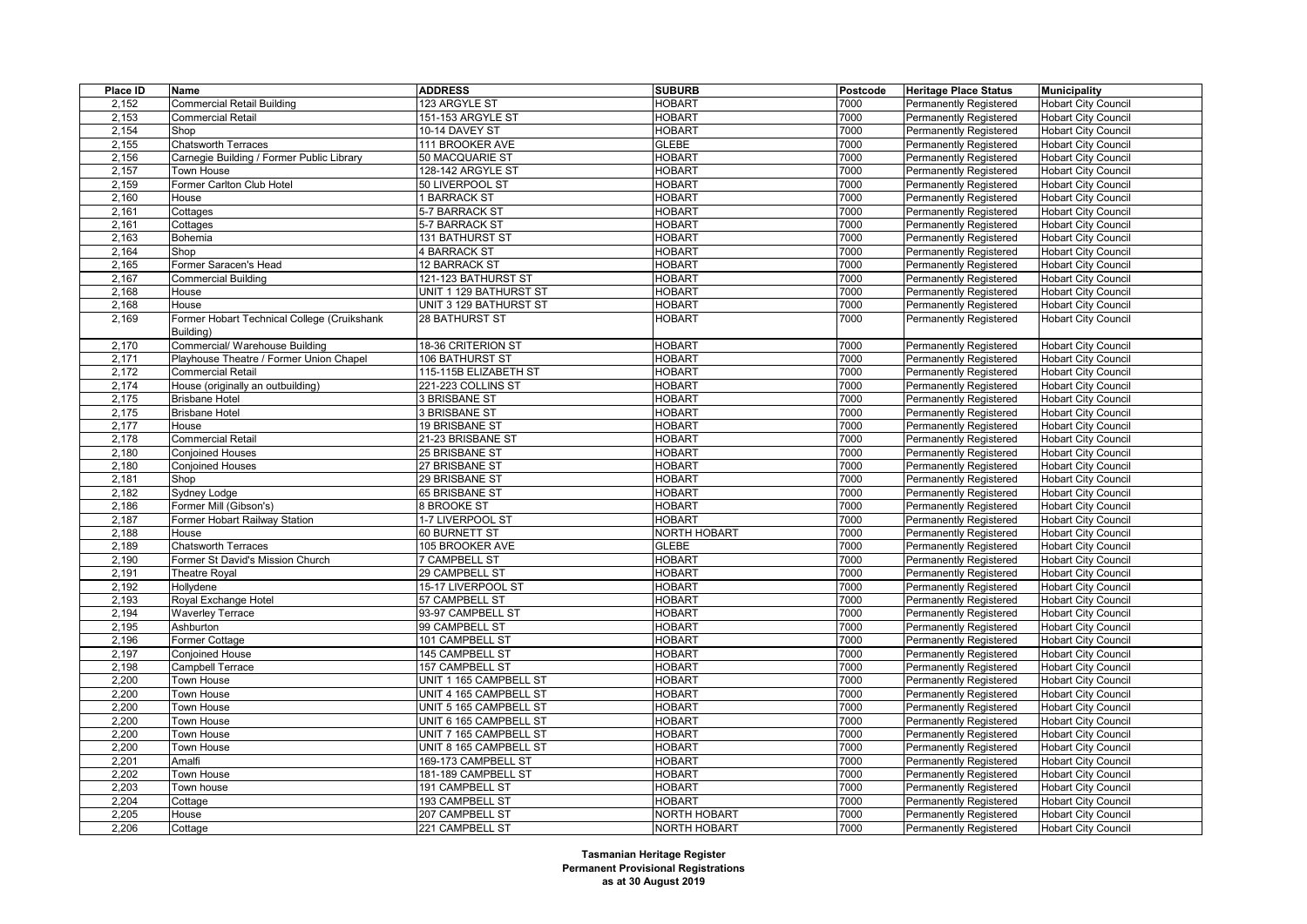| Place ID | Name | ADDRESS | SUBURB | Postcode | Heritage Place Status | Municipality |
|---|---|---|---|---|---|---|
| 2,152 | Commercial Retail Building | 123 ARGYLE ST | HOBART | 7000 | Permanently Registered | Hobart City Council |
| 2,153 | Commercial Retail | 151-153 ARGYLE ST | HOBART | 7000 | Permanently Registered | Hobart City Council |
| 2,154 | Shop | 10-14 DAVEY ST | HOBART | 7000 | Permanently Registered | Hobart City Council |
| 2,155 | Chatsworth Terraces | 111 BROOKER AVE | GLEBE | 7000 | Permanently Registered | Hobart City Council |
| 2,156 | Carnegie Building / Former Public Library | 50 MACQUARIE ST | HOBART | 7000 | Permanently Registered | Hobart City Council |
| 2,157 | Town House | 128-142 ARGYLE ST | HOBART | 7000 | Permanently Registered | Hobart City Council |
| 2,159 | Former Carlton Club Hotel | 50 LIVERPOOL ST | HOBART | 7000 | Permanently Registered | Hobart City Council |
| 2,160 | House | 1 BARRACK ST | HOBART | 7000 | Permanently Registered | Hobart City Council |
| 2,161 | Cottages | 5-7 BARRACK ST | HOBART | 7000 | Permanently Registered | Hobart City Council |
| 2,161 | Cottages | 5-7 BARRACK ST | HOBART | 7000 | Permanently Registered | Hobart City Council |
| 2,163 | Bohemia | 131 BATHURST ST | HOBART | 7000 | Permanently Registered | Hobart City Council |
| 2,164 | Shop | 4 BARRACK ST | HOBART | 7000 | Permanently Registered | Hobart City Council |
| 2,165 | Former Saracen's Head | 12 BARRACK ST | HOBART | 7000 | Permanently Registered | Hobart City Council |
| 2,167 | Commercial Building | 121-123 BATHURST ST | HOBART | 7000 | Permanently Registered | Hobart City Council |
| 2,168 | House | UNIT 1 129 BATHURST ST | HOBART | 7000 | Permanently Registered | Hobart City Council |
| 2,168 | House | UNIT 3 129 BATHURST ST | HOBART | 7000 | Permanently Registered | Hobart City Council |
| 2,169 | Former Hobart Technical College (Cruikshank Building) | 28 BATHURST ST | HOBART | 7000 | Permanently Registered | Hobart City Council |
| 2,170 | Commercial/ Warehouse Building | 18-36 CRITERION ST | HOBART | 7000 | Permanently Registered | Hobart City Council |
| 2,171 | Playhouse Theatre / Former Union Chapel | 106 BATHURST ST | HOBART | 7000 | Permanently Registered | Hobart City Council |
| 2,172 | Commercial Retail | 115-115B ELIZABETH ST | HOBART | 7000 | Permanently Registered | Hobart City Council |
| 2,174 | House (originally an outbuilding) | 221-223 COLLINS ST | HOBART | 7000 | Permanently Registered | Hobart City Council |
| 2,175 | Brisbane Hotel | 3 BRISBANE ST | HOBART | 7000 | Permanently Registered | Hobart City Council |
| 2,175 | Brisbane Hotel | 3 BRISBANE ST | HOBART | 7000 | Permanently Registered | Hobart City Council |
| 2,177 | House | 19 BRISBANE ST | HOBART | 7000 | Permanently Registered | Hobart City Council |
| 2,178 | Commercial Retail | 21-23 BRISBANE ST | HOBART | 7000 | Permanently Registered | Hobart City Council |
| 2,180 | Conjoined Houses | 25 BRISBANE ST | HOBART | 7000 | Permanently Registered | Hobart City Council |
| 2,180 | Conjoined Houses | 27 BRISBANE ST | HOBART | 7000 | Permanently Registered | Hobart City Council |
| 2,181 | Shop | 29 BRISBANE ST | HOBART | 7000 | Permanently Registered | Hobart City Council |
| 2,182 | Sydney Lodge | 65 BRISBANE ST | HOBART | 7000 | Permanently Registered | Hobart City Council |
| 2,186 | Former Mill (Gibson's) | 8 BROOKE ST | HOBART | 7000 | Permanently Registered | Hobart City Council |
| 2,187 | Former Hobart Railway Station | 1-7 LIVERPOOL ST | HOBART | 7000 | Permanently Registered | Hobart City Council |
| 2,188 | House | 60 BURNETT ST | NORTH HOBART | 7000 | Permanently Registered | Hobart City Council |
| 2,189 | Chatsworth Terraces | 105 BROOKER AVE | GLEBE | 7000 | Permanently Registered | Hobart City Council |
| 2,190 | Former St David's Mission Church | 7 CAMPBELL ST | HOBART | 7000 | Permanently Registered | Hobart City Council |
| 2,191 | Theatre Royal | 29 CAMPBELL ST | HOBART | 7000 | Permanently Registered | Hobart City Council |
| 2,192 | Hollydene | 15-17 LIVERPOOL ST | HOBART | 7000 | Permanently Registered | Hobart City Council |
| 2,193 | Royal Exchange Hotel | 57 CAMPBELL ST | HOBART | 7000 | Permanently Registered | Hobart City Council |
| 2,194 | Waverley Terrace | 93-97 CAMPBELL ST | HOBART | 7000 | Permanently Registered | Hobart City Council |
| 2,195 | Ashburton | 99 CAMPBELL ST | HOBART | 7000 | Permanently Registered | Hobart City Council |
| 2,196 | Former Cottage | 101 CAMPBELL ST | HOBART | 7000 | Permanently Registered | Hobart City Council |
| 2,197 | Conjoined House | 145 CAMPBELL ST | HOBART | 7000 | Permanently Registered | Hobart City Council |
| 2,198 | Campbell Terrace | 157 CAMPBELL ST | HOBART | 7000 | Permanently Registered | Hobart City Council |
| 2,200 | Town House | UNIT 1 165 CAMPBELL ST | HOBART | 7000 | Permanently Registered | Hobart City Council |
| 2,200 | Town House | UNIT 4 165 CAMPBELL ST | HOBART | 7000 | Permanently Registered | Hobart City Council |
| 2,200 | Town House | UNIT 5 165 CAMPBELL ST | HOBART | 7000 | Permanently Registered | Hobart City Council |
| 2,200 | Town House | UNIT 6 165 CAMPBELL ST | HOBART | 7000 | Permanently Registered | Hobart City Council |
| 2,200 | Town House | UNIT 7 165 CAMPBELL ST | HOBART | 7000 | Permanently Registered | Hobart City Council |
| 2,200 | Town House | UNIT 8 165 CAMPBELL ST | HOBART | 7000 | Permanently Registered | Hobart City Council |
| 2,201 | Amalfi | 169-173 CAMPBELL ST | HOBART | 7000 | Permanently Registered | Hobart City Council |
| 2,202 | Town House | 181-189 CAMPBELL ST | HOBART | 7000 | Permanently Registered | Hobart City Council |
| 2,203 | Town house | 191 CAMPBELL ST | HOBART | 7000 | Permanently Registered | Hobart City Council |
| 2,204 | Cottage | 193 CAMPBELL ST | HOBART | 7000 | Permanently Registered | Hobart City Council |
| 2,205 | House | 207 CAMPBELL ST | NORTH HOBART | 7000 | Permanently Registered | Hobart City Council |
| 2,206 | Cottage | 221 CAMPBELL ST | NORTH HOBART | 7000 | Permanently Registered | Hobart City Council |

**Tasmanian Heritage Register**
**Permanent Provisional Registrations**
**as at 30 August 2019**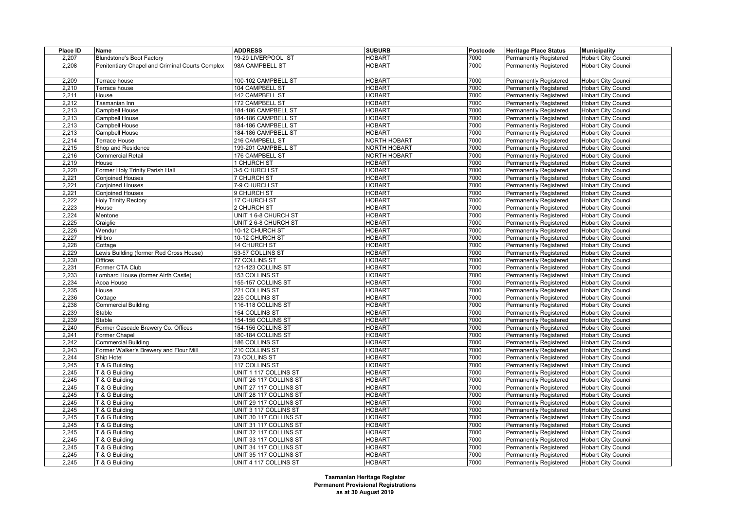| Place ID | Name | ADDRESS | SUBURB | Postcode | Heritage Place Status | Municipality |
|---|---|---|---|---|---|---|
| 2,207 | Blundstone's Boot Factory | 19-29 LIVERPOOL ST | HOBART | 7000 | Permanently Registered | Hobart City Council |
| 2,208 | Penitentiary Chapel and Criminal Courts Complex | 98A CAMPBELL ST | HOBART | 7000 | Permanently Registered | Hobart City Council |
| 2,209 | Terrace house | 100-102 CAMPBELL ST | HOBART | 7000 | Permanently Registered | Hobart City Council |
| 2,210 | Terrace house | 104 CAMPBELL ST | HOBART | 7000 | Permanently Registered | Hobart City Council |
| 2,211 | House | 142 CAMPBELL ST | HOBART | 7000 | Permanently Registered | Hobart City Council |
| 2,212 | Tasmanian Inn | 172 CAMPBELL ST | HOBART | 7000 | Permanently Registered | Hobart City Council |
| 2,213 | Campbell House | 184-186 CAMPBELL ST | HOBART | 7000 | Permanently Registered | Hobart City Council |
| 2,213 | Campbell House | 184-186 CAMPBELL ST | HOBART | 7000 | Permanently Registered | Hobart City Council |
| 2,213 | Campbell House | 184-186 CAMPBELL ST | HOBART | 7000 | Permanently Registered | Hobart City Council |
| 2,213 | Campbell House | 184-186 CAMPBELL ST | HOBART | 7000 | Permanently Registered | Hobart City Council |
| 2,214 | Terrace House | 216 CAMPBELL ST | NORTH HOBART | 7000 | Permanently Registered | Hobart City Council |
| 2,215 | Shop and Residence | 199-201 CAMPBELL ST | NORTH HOBART | 7000 | Permanently Registered | Hobart City Council |
| 2,216 | Commercial Retail | 176 CAMPBELL ST | NORTH HOBART | 7000 | Permanently Registered | Hobart City Council |
| 2,219 | House | 1 CHURCH ST | HOBART | 7000 | Permanently Registered | Hobart City Council |
| 2,220 | Former Holy Trinity Parish Hall | 3-5 CHURCH ST | HOBART | 7000 | Permanently Registered | Hobart City Council |
| 2,221 | Conjoined Houses | 7 CHURCH ST | HOBART | 7000 | Permanently Registered | Hobart City Council |
| 2,221 | Conjoined Houses | 7-9 CHURCH ST | HOBART | 7000 | Permanently Registered | Hobart City Council |
| 2,221 | Conjoined Houses | 9 CHURCH ST | HOBART | 7000 | Permanently Registered | Hobart City Council |
| 2,222 | Holy Trinity Rectory | 17 CHURCH ST | HOBART | 7000 | Permanently Registered | Hobart City Council |
| 2,223 | House | 2 CHURCH ST | HOBART | 7000 | Permanently Registered | Hobart City Council |
| 2,224 | Mentone | UNIT 1 6-8 CHURCH ST | HOBART | 7000 | Permanently Registered | Hobart City Council |
| 2,225 | Craiglie | UNIT 2 6-8 CHURCH ST | HOBART | 7000 | Permanently Registered | Hobart City Council |
| 2,226 | Wendur | 10-12 CHURCH ST | HOBART | 7000 | Permanently Registered | Hobart City Council |
| 2,227 | Hillbro | 10-12 CHURCH ST | HOBART | 7000 | Permanently Registered | Hobart City Council |
| 2,228 | Cottage | 14 CHURCH ST | HOBART | 7000 | Permanently Registered | Hobart City Council |
| 2,229 | Lewis Building (former Red Cross House) | 53-57 COLLINS ST | HOBART | 7000 | Permanently Registered | Hobart City Council |
| 2,230 | Offices | 77 COLLINS ST | HOBART | 7000 | Permanently Registered | Hobart City Council |
| 2,231 | Former CTA Club | 121-123 COLLINS ST | HOBART | 7000 | Permanently Registered | Hobart City Council |
| 2,233 | Lombard House (former Airth Castle) | 153 COLLINS ST | HOBART | 7000 | Permanently Registered | Hobart City Council |
| 2,234 | Acoa House | 155-157 COLLINS ST | HOBART | 7000 | Permanently Registered | Hobart City Council |
| 2,235 | House | 221 COLLINS ST | HOBART | 7000 | Permanently Registered | Hobart City Council |
| 2,236 | Cottage | 225 COLLINS ST | HOBART | 7000 | Permanently Registered | Hobart City Council |
| 2,238 | Commercial Building | 116-118 COLLINS ST | HOBART | 7000 | Permanently Registered | Hobart City Council |
| 2,239 | Stable | 154 COLLINS ST | HOBART | 7000 | Permanently Registered | Hobart City Council |
| 2,239 | Stable | 154-156 COLLINS ST | HOBART | 7000 | Permanently Registered | Hobart City Council |
| 2,240 | Former Cascade Brewery Co. Offices | 154-156 COLLINS ST | HOBART | 7000 | Permanently Registered | Hobart City Council |
| 2,241 | Former Chapel | 180-184 COLLINS ST | HOBART | 7000 | Permanently Registered | Hobart City Council |
| 2,242 | Commercial Building | 186 COLLINS ST | HOBART | 7000 | Permanently Registered | Hobart City Council |
| 2,243 | Former Walker's Brewery and Flour Mill | 210 COLLINS ST | HOBART | 7000 | Permanently Registered | Hobart City Council |
| 2,244 | Ship Hotel | 73 COLLINS ST | HOBART | 7000 | Permanently Registered | Hobart City Council |
| 2,245 | T & G Building | 117 COLLINS ST | HOBART | 7000 | Permanently Registered | Hobart City Council |
| 2,245 | T & G Building | UNIT 1 117 COLLINS ST | HOBART | 7000 | Permanently Registered | Hobart City Council |
| 2,245 | T & G Building | UNIT 26 117 COLLINS ST | HOBART | 7000 | Permanently Registered | Hobart City Council |
| 2,245 | T & G Building | UNIT 27 117 COLLINS ST | HOBART | 7000 | Permanently Registered | Hobart City Council |
| 2,245 | T & G Building | UNIT 28 117 COLLINS ST | HOBART | 7000 | Permanently Registered | Hobart City Council |
| 2,245 | T & G Building | UNIT 29 117 COLLINS ST | HOBART | 7000 | Permanently Registered | Hobart City Council |
| 2,245 | T & G Building | UNIT 3 117 COLLINS ST | HOBART | 7000 | Permanently Registered | Hobart City Council |
| 2,245 | T & G Building | UNIT 30 117 COLLINS ST | HOBART | 7000 | Permanently Registered | Hobart City Council |
| 2,245 | T & G Building | UNIT 31 117 COLLINS ST | HOBART | 7000 | Permanently Registered | Hobart City Council |
| 2,245 | T & G Building | UNIT 32 117 COLLINS ST | HOBART | 7000 | Permanently Registered | Hobart City Council |
| 2,245 | T & G Building | UNIT 33 117 COLLINS ST | HOBART | 7000 | Permanently Registered | Hobart City Council |
| 2,245 | T & G Building | UNIT 34 117 COLLINS ST | HOBART | 7000 | Permanently Registered | Hobart City Council |
| 2,245 | T & G Building | UNIT 35 117 COLLINS ST | HOBART | 7000 | Permanently Registered | Hobart City Council |
| 2,245 | T & G Building | UNIT 4 117 COLLINS ST | HOBART | 7000 | Permanently Registered | Hobart City Council |

**Tasmanian Heritage Register**
**Permanent Provisional Registrations**
**as at 30 August 2019**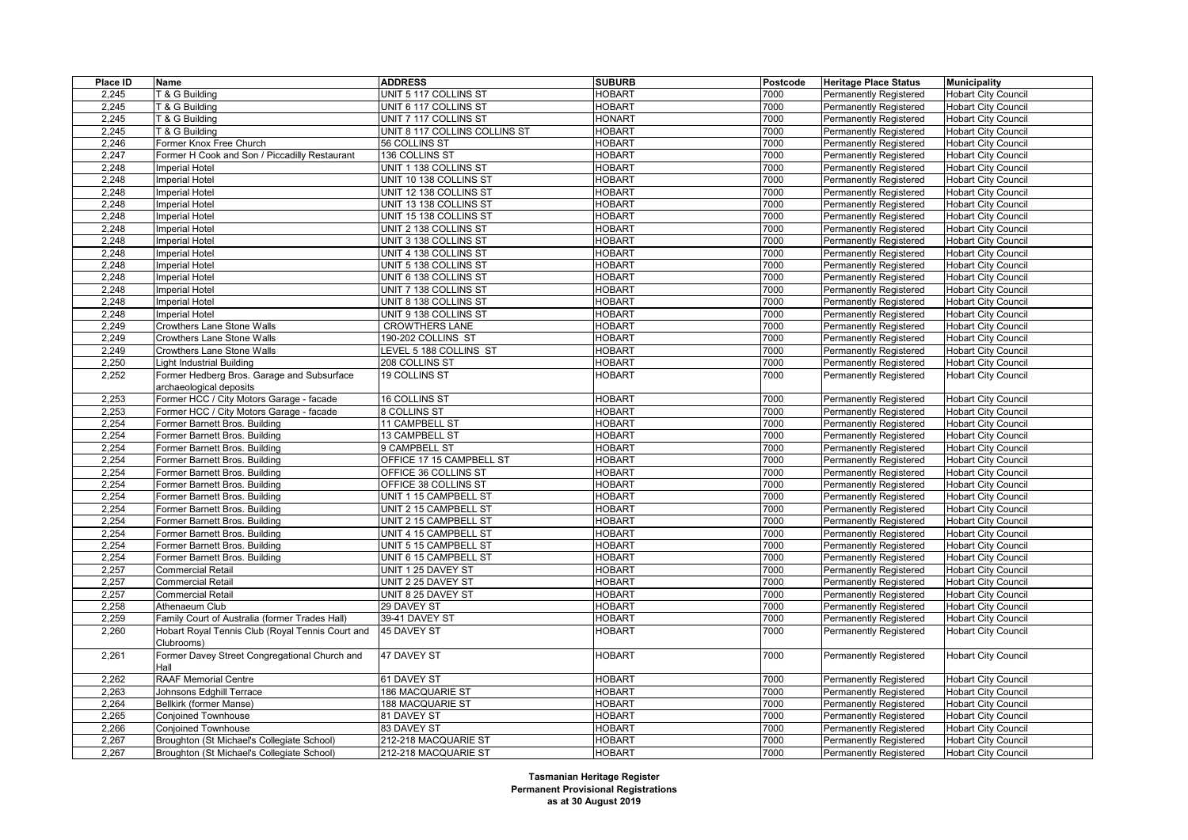| Place ID | Name | ADDRESS | SUBURB | Postcode | Heritage Place Status | Municipality |
|---|---|---|---|---|---|---|
| 2,245 | T & G Building | UNIT 5 117 COLLINS ST | HOBART | 7000 | Permanently Registered | Hobart City Council |
| 2,245 | T & G Building | UNIT 6 117 COLLINS ST | HOBART | 7000 | Permanently Registered | Hobart City Council |
| 2,245 | T & G Building | UNIT 7 117 COLLINS ST | HONART | 7000 | Permanently Registered | Hobart City Council |
| 2,245 | T & G Building | UNIT 8 117 COLLINS COLLINS ST | HOBART | 7000 | Permanently Registered | Hobart City Council |
| 2,246 | Former Knox Free Church | 56 COLLINS ST | HOBART | 7000 | Permanently Registered | Hobart City Council |
| 2,247 | Former H Cook and Son / Piccadilly Restaurant | 136 COLLINS ST | HOBART | 7000 | Permanently Registered | Hobart City Council |
| 2,248 | Imperial Hotel | UNIT 1 138 COLLINS ST | HOBART | 7000 | Permanently Registered | Hobart City Council |
| 2,248 | Imperial Hotel | UNIT 10 138 COLLINS ST | HOBART | 7000 | Permanently Registered | Hobart City Council |
| 2,248 | Imperial Hotel | UNIT 12 138 COLLINS ST | HOBART | 7000 | Permanently Registered | Hobart City Council |
| 2,248 | Imperial Hotel | UNIT 13 138 COLLINS ST | HOBART | 7000 | Permanently Registered | Hobart City Council |
| 2,248 | Imperial Hotel | UNIT 15 138 COLLINS ST | HOBART | 7000 | Permanently Registered | Hobart City Council |
| 2,248 | Imperial Hotel | UNIT 2 138 COLLINS ST | HOBART | 7000 | Permanently Registered | Hobart City Council |
| 2,248 | Imperial Hotel | UNIT 3 138 COLLINS ST | HOBART | 7000 | Permanently Registered | Hobart City Council |
| 2,248 | Imperial Hotel | UNIT 4 138 COLLINS ST | HOBART | 7000 | Permanently Registered | Hobart City Council |
| 2,248 | Imperial Hotel | UNIT 5 138 COLLINS ST | HOBART | 7000 | Permanently Registered | Hobart City Council |
| 2,248 | Imperial Hotel | UNIT 6 138 COLLINS ST | HOBART | 7000 | Permanently Registered | Hobart City Council |
| 2,248 | Imperial Hotel | UNIT 7 138 COLLINS ST | HOBART | 7000 | Permanently Registered | Hobart City Council |
| 2,248 | Imperial Hotel | UNIT 8 138 COLLINS ST | HOBART | 7000 | Permanently Registered | Hobart City Council |
| 2,248 | Imperial Hotel | UNIT 9 138 COLLINS ST | HOBART | 7000 | Permanently Registered | Hobart City Council |
| 2,249 | Crowthers Lane Stone Walls | CROWTHERS LANE | HOBART | 7000 | Permanently Registered | Hobart City Council |
| 2,249 | Crowthers Lane Stone Walls | 190-202 COLLINS ST | HOBART | 7000 | Permanently Registered | Hobart City Council |
| 2,249 | Crowthers Lane Stone Walls | LEVEL 5 188 COLLINS ST | HOBART | 7000 | Permanently Registered | Hobart City Council |
| 2,250 | Light Industrial Building | 208 COLLINS ST | HOBART | 7000 | Permanently Registered | Hobart City Council |
| 2,252 | Former Hedberg Bros. Garage and Subsurface archaeological deposits | 19 COLLINS ST | HOBART | 7000 | Permanently Registered | Hobart City Council |
| 2,253 | Former HCC / City Motors Garage - facade | 16 COLLINS ST | HOBART | 7000 | Permanently Registered | Hobart City Council |
| 2,253 | Former HCC / City Motors Garage - facade | 8 COLLINS ST | HOBART | 7000 | Permanently Registered | Hobart City Council |
| 2,254 | Former Barnett Bros. Building | 11 CAMPBELL ST | HOBART | 7000 | Permanently Registered | Hobart City Council |
| 2,254 | Former Barnett Bros. Building | 13 CAMPBELL ST | HOBART | 7000 | Permanently Registered | Hobart City Council |
| 2,254 | Former Barnett Bros. Building | 9 CAMPBELL ST | HOBART | 7000 | Permanently Registered | Hobart City Council |
| 2,254 | Former Barnett Bros. Building | OFFICE 17 15 CAMPBELL ST | HOBART | 7000 | Permanently Registered | Hobart City Council |
| 2,254 | Former Barnett Bros. Building | OFFICE 36 COLLINS ST | HOBART | 7000 | Permanently Registered | Hobart City Council |
| 2,254 | Former Barnett Bros. Building | OFFICE 38 COLLINS ST | HOBART | 7000 | Permanently Registered | Hobart City Council |
| 2,254 | Former Barnett Bros. Building | UNIT 1 15 CAMPBELL ST | HOBART | 7000 | Permanently Registered | Hobart City Council |
| 2,254 | Former Barnett Bros. Building | UNIT 2 15 CAMPBELL ST | HOBART | 7000 | Permanently Registered | Hobart City Council |
| 2,254 | Former Barnett Bros. Building | UNIT 2 15 CAMPBELL ST | HOBART | 7000 | Permanently Registered | Hobart City Council |
| 2,254 | Former Barnett Bros. Building | UNIT 4 15 CAMPBELL ST | HOBART | 7000 | Permanently Registered | Hobart City Council |
| 2,254 | Former Barnett Bros. Building | UNIT 5 15 CAMPBELL ST | HOBART | 7000 | Permanently Registered | Hobart City Council |
| 2,254 | Former Barnett Bros. Building | UNIT 6 15 CAMPBELL ST | HOBART | 7000 | Permanently Registered | Hobart City Council |
| 2,257 | Commercial Retail | UNIT 1 25 DAVEY ST | HOBART | 7000 | Permanently Registered | Hobart City Council |
| 2,257 | Commercial Retail | UNIT 2 25 DAVEY ST | HOBART | 7000 | Permanently Registered | Hobart City Council |
| 2,257 | Commercial Retail | UNIT 8 25 DAVEY ST | HOBART | 7000 | Permanently Registered | Hobart City Council |
| 2,258 | Athenaeum Club | 29 DAVEY ST | HOBART | 7000 | Permanently Registered | Hobart City Council |
| 2,259 | Family Court of Australia (former Trades Hall) | 39-41 DAVEY ST | HOBART | 7000 | Permanently Registered | Hobart City Council |
| 2,260 | Hobart Royal Tennis Club (Royal Tennis Court and Clubrooms) | 45 DAVEY ST | HOBART | 7000 | Permanently Registered | Hobart City Council |
| 2,261 | Former Davey Street Congregational Church and Hall | 47 DAVEY ST | HOBART | 7000 | Permanently Registered | Hobart City Council |
| 2,262 | RAAF Memorial Centre | 61 DAVEY ST | HOBART | 7000 | Permanently Registered | Hobart City Council |
| 2,263 | Johnsons Edghill Terrace | 186 MACQUARIE ST | HOBART | 7000 | Permanently Registered | Hobart City Council |
| 2,264 | Bellkirk (former Manse) | 188 MACQUARIE ST | HOBART | 7000 | Permanently Registered | Hobart City Council |
| 2,265 | Conjoined Townhouse | 81 DAVEY ST | HOBART | 7000 | Permanently Registered | Hobart City Council |
| 2,266 | Conjoined Townhouse | 83 DAVEY ST | HOBART | 7000 | Permanently Registered | Hobart City Council |
| 2,267 | Broughton (St Michael's Collegiate School) | 212-218 MACQUARIE ST | HOBART | 7000 | Permanently Registered | Hobart City Council |
| 2,267 | Broughton (St Michael's Collegiate School) | 212-218 MACQUARIE ST | HOBART | 7000 | Permanently Registered | Hobart City Council |

**Tasmanian Heritage Register**
**Permanent Provisional Registrations**
**as at 30 August 2019**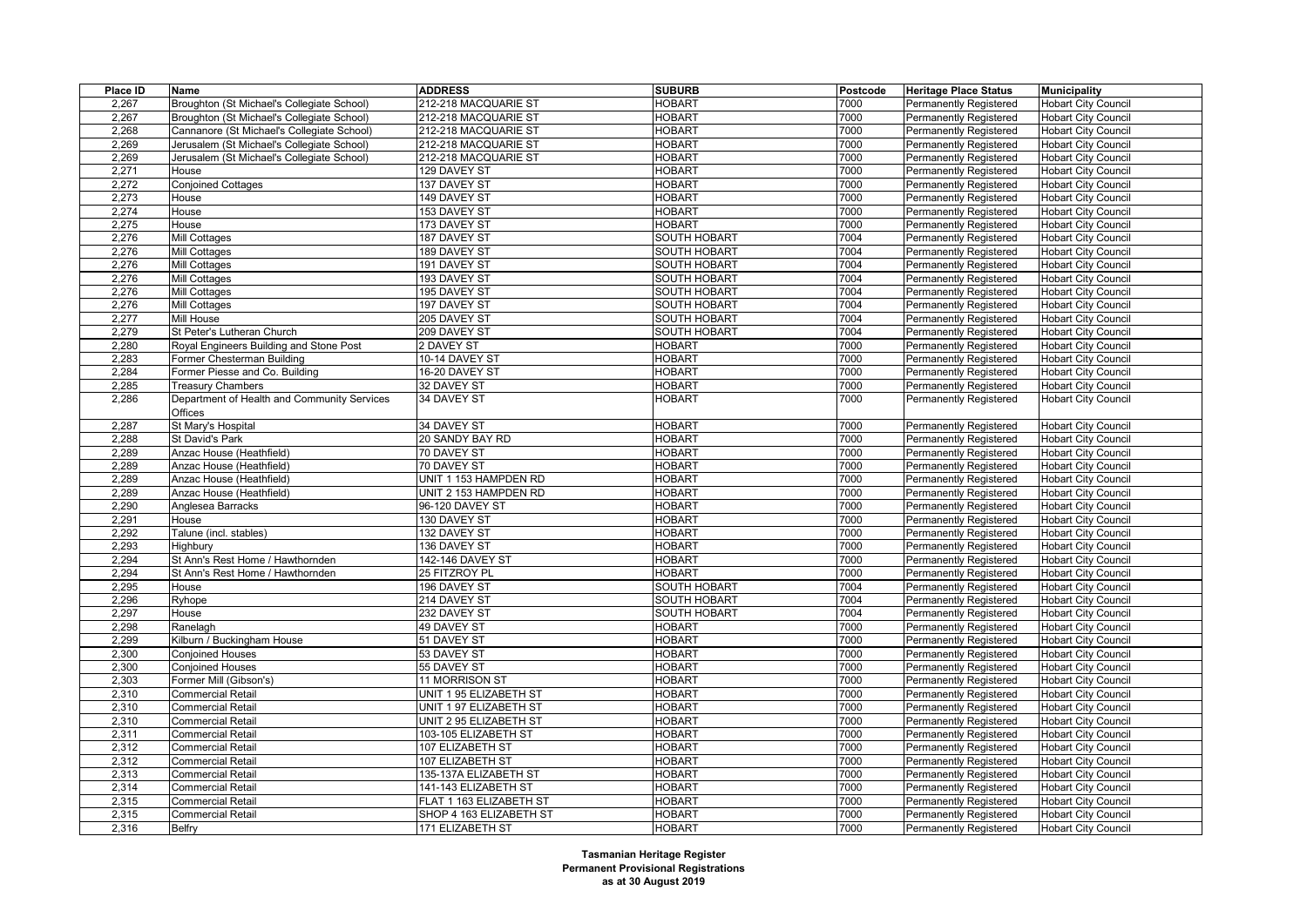| Place ID | Name | ADDRESS | SUBURB | Postcode | Heritage Place Status | Municipality |
|---|---|---|---|---|---|---|
| 2,267 | Broughton (St Michael's Collegiate School) | 212-218 MACQUARIE ST | HOBART | 7000 | Permanently Registered | Hobart City Council |
| 2,267 | Broughton (St Michael's Collegiate School) | 212-218 MACQUARIE ST | HOBART | 7000 | Permanently Registered | Hobart City Council |
| 2,268 | Cannanore (St Michael's Collegiate School) | 212-218 MACQUARIE ST | HOBART | 7000 | Permanently Registered | Hobart City Council |
| 2,269 | Jerusalem (St Michael's Collegiate School) | 212-218 MACQUARIE ST | HOBART | 7000 | Permanently Registered | Hobart City Council |
| 2,269 | Jerusalem (St Michael's Collegiate School) | 212-218 MACQUARIE ST | HOBART | 7000 | Permanently Registered | Hobart City Council |
| 2,271 | House | 129 DAVEY ST | HOBART | 7000 | Permanently Registered | Hobart City Council |
| 2,272 | Conjoined Cottages | 137 DAVEY ST | HOBART | 7000 | Permanently Registered | Hobart City Council |
| 2,273 | House | 149 DAVEY ST | HOBART | 7000 | Permanently Registered | Hobart City Council |
| 2,274 | House | 153 DAVEY ST | HOBART | 7000 | Permanently Registered | Hobart City Council |
| 2,275 | House | 173 DAVEY ST | HOBART | 7000 | Permanently Registered | Hobart City Council |
| 2,276 | Mill Cottages | 187 DAVEY ST | SOUTH HOBART | 7004 | Permanently Registered | Hobart City Council |
| 2,276 | Mill Cottages | 189 DAVEY ST | SOUTH HOBART | 7004 | Permanently Registered | Hobart City Council |
| 2,276 | Mill Cottages | 191 DAVEY ST | SOUTH HOBART | 7004 | Permanently Registered | Hobart City Council |
| 2,276 | Mill Cottages | 193 DAVEY ST | SOUTH HOBART | 7004 | Permanently Registered | Hobart City Council |
| 2,276 | Mill Cottages | 195 DAVEY ST | SOUTH HOBART | 7004 | Permanently Registered | Hobart City Council |
| 2,276 | Mill Cottages | 197 DAVEY ST | SOUTH HOBART | 7004 | Permanently Registered | Hobart City Council |
| 2,277 | Mill House | 205 DAVEY ST | SOUTH HOBART | 7004 | Permanently Registered | Hobart City Council |
| 2,279 | St Peter's Lutheran Church | 209 DAVEY ST | SOUTH HOBART | 7004 | Permanently Registered | Hobart City Council |
| 2,280 | Royal Engineers Building and Stone Post | 2 DAVEY ST | HOBART | 7000 | Permanently Registered | Hobart City Council |
| 2,283 | Former Chesterman Building | 10-14 DAVEY ST | HOBART | 7000 | Permanently Registered | Hobart City Council |
| 2,284 | Former Piesse and Co. Building | 16-20 DAVEY ST | HOBART | 7000 | Permanently Registered | Hobart City Council |
| 2,285 | Treasury Chambers | 32 DAVEY ST | HOBART | 7000 | Permanently Registered | Hobart City Council |
| 2,286 | Department of Health and Community Services Offices | 34 DAVEY ST | HOBART | 7000 | Permanently Registered | Hobart City Council |
| 2,287 | St Mary's Hospital | 34 DAVEY ST | HOBART | 7000 | Permanently Registered | Hobart City Council |
| 2,288 | St David's Park | 20 SANDY BAY RD | HOBART | 7000 | Permanently Registered | Hobart City Council |
| 2,289 | Anzac House (Heathfield) | 70 DAVEY ST | HOBART | 7000 | Permanently Registered | Hobart City Council |
| 2,289 | Anzac House (Heathfield) | 70 DAVEY ST | HOBART | 7000 | Permanently Registered | Hobart City Council |
| 2,289 | Anzac House (Heathfield) | UNIT 1 153 HAMPDEN RD | HOBART | 7000 | Permanently Registered | Hobart City Council |
| 2,289 | Anzac House (Heathfield) | UNIT 2 153 HAMPDEN RD | HOBART | 7000 | Permanently Registered | Hobart City Council |
| 2,290 | Anglesea Barracks | 96-120 DAVEY ST | HOBART | 7000 | Permanently Registered | Hobart City Council |
| 2,291 | House | 130 DAVEY ST | HOBART | 7000 | Permanently Registered | Hobart City Council |
| 2,292 | Talune (incl. stables) | 132 DAVEY ST | HOBART | 7000 | Permanently Registered | Hobart City Council |
| 2,293 | Highbury | 136 DAVEY ST | HOBART | 7000 | Permanently Registered | Hobart City Council |
| 2,294 | St Ann's Rest Home / Hawthornden | 142-146 DAVEY ST | HOBART | 7000 | Permanently Registered | Hobart City Council |
| 2,294 | St Ann's Rest Home / Hawthornden | 25 FITZROY PL | HOBART | 7000 | Permanently Registered | Hobart City Council |
| 2,295 | House | 196 DAVEY ST | SOUTH HOBART | 7004 | Permanently Registered | Hobart City Council |
| 2,296 | Ryhope | 214 DAVEY ST | SOUTH HOBART | 7004 | Permanently Registered | Hobart City Council |
| 2,297 | House | 232 DAVEY ST | SOUTH HOBART | 7004 | Permanently Registered | Hobart City Council |
| 2,298 | Ranelagh | 49 DAVEY ST | HOBART | 7000 | Permanently Registered | Hobart City Council |
| 2,299 | Kilburn / Buckingham House | 51 DAVEY ST | HOBART | 7000 | Permanently Registered | Hobart City Council |
| 2,300 | Conjoined Houses | 53 DAVEY ST | HOBART | 7000 | Permanently Registered | Hobart City Council |
| 2,300 | Conjoined Houses | 55 DAVEY ST | HOBART | 7000 | Permanently Registered | Hobart City Council |
| 2,303 | Former Mill (Gibson's) | 11 MORRISON ST | HOBART | 7000 | Permanently Registered | Hobart City Council |
| 2,310 | Commercial Retail | UNIT 1 95 ELIZABETH ST | HOBART | 7000 | Permanently Registered | Hobart City Council |
| 2,310 | Commercial Retail | UNIT 1 97 ELIZABETH ST | HOBART | 7000 | Permanently Registered | Hobart City Council |
| 2,310 | Commercial Retail | UNIT 2 95 ELIZABETH ST | HOBART | 7000 | Permanently Registered | Hobart City Council |
| 2,311 | Commercial Retail | 103-105 ELIZABETH ST | HOBART | 7000 | Permanently Registered | Hobart City Council |
| 2,312 | Commercial Retail | 107 ELIZABETH ST | HOBART | 7000 | Permanently Registered | Hobart City Council |
| 2,312 | Commercial Retail | 107 ELIZABETH ST | HOBART | 7000 | Permanently Registered | Hobart City Council |
| 2,313 | Commercial Retail | 135-137A ELIZABETH ST | HOBART | 7000 | Permanently Registered | Hobart City Council |
| 2,314 | Commercial Retail | 141-143 ELIZABETH ST | HOBART | 7000 | Permanently Registered | Hobart City Council |
| 2,315 | Commercial Retail | FLAT 1 163 ELIZABETH ST | HOBART | 7000 | Permanently Registered | Hobart City Council |
| 2,315 | Commercial Retail | SHOP 4 163 ELIZABETH ST | HOBART | 7000 | Permanently Registered | Hobart City Council |
| 2,316 | Belfry | 171 ELIZABETH ST | HOBART | 7000 | Permanently Registered | Hobart City Council |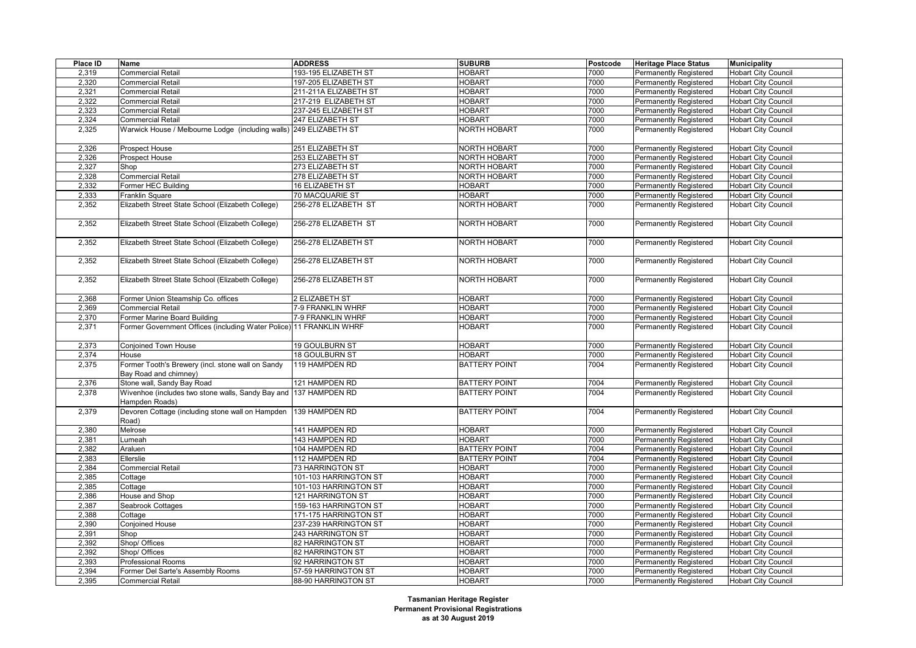| Place ID | Name | ADDRESS | SUBURB | Postcode | Heritage Place Status | Municipality |
|---|---|---|---|---|---|---|
| 2,319 | Commercial Retail | 193-195 ELIZABETH ST | HOBART | 7000 | Permanently Registered | Hobart City Council |
| 2,320 | Commercial Retail | 197-205 ELIZABETH ST | HOBART | 7000 | Permanently Registered | Hobart City Council |
| 2,321 | Commercial Retail | 211-211A ELIZABETH ST | HOBART | 7000 | Permanently Registered | Hobart City Council |
| 2,322 | Commercial Retail | 217-219 ELIZABETH ST | HOBART | 7000 | Permanently Registered | Hobart City Council |
| 2,323 | Commercial Retail | 237-245 ELIZABETH ST | HOBART | 7000 | Permanently Registered | Hobart City Council |
| 2,324 | Commercial Retail | 247 ELIZABETH ST | HOBART | 7000 | Permanently Registered | Hobart City Council |
| 2,325 | Warwick House / Melbourne Lodge (including walls) | 249 ELIZABETH ST | NORTH HOBART | 7000 | Permanently Registered | Hobart City Council |
| 2,326 | Prospect House | 251 ELIZABETH ST | NORTH HOBART | 7000 | Permanently Registered | Hobart City Council |
| 2,326 | Prospect House | 253 ELIZABETH ST | NORTH HOBART | 7000 | Permanently Registered | Hobart City Council |
| 2,327 | Shop | 273 ELIZABETH ST | NORTH HOBART | 7000 | Permanently Registered | Hobart City Council |
| 2,328 | Commercial Retail | 278 ELIZABETH ST | NORTH HOBART | 7000 | Permanently Registered | Hobart City Council |
| 2,332 | Former HEC Building | 16 ELIZABETH ST | HOBART | 7000 | Permanently Registered | Hobart City Council |
| 2,333 | Franklin Square | 70 MACQUARIE ST | HOBART | 7000 | Permanently Registered | Hobart City Council |
| 2,352 | Elizabeth Street State School (Elizabeth College) | 256-278 ELIZABETH ST | NORTH HOBART | 7000 | Permanently Registered | Hobart City Council |
| 2,352 | Elizabeth Street State School (Elizabeth College) | 256-278 ELIZABETH ST | NORTH HOBART | 7000 | Permanently Registered | Hobart City Council |
| 2,352 | Elizabeth Street State School (Elizabeth College) | 256-278 ELIZABETH ST | NORTH HOBART | 7000 | Permanently Registered | Hobart City Council |
| 2,352 | Elizabeth Street State School (Elizabeth College) | 256-278 ELIZABETH ST | NORTH HOBART | 7000 | Permanently Registered | Hobart City Council |
| 2,352 | Elizabeth Street State School (Elizabeth College) | 256-278 ELIZABETH ST | NORTH HOBART | 7000 | Permanently Registered | Hobart City Council |
| 2,368 | Former Union Steamship Co. offices | 2 ELIZABETH ST | HOBART | 7000 | Permanently Registered | Hobart City Council |
| 2,369 | Commercial Retail | 7-9 FRANKLIN WHRF | HOBART | 7000 | Permanently Registered | Hobart City Council |
| 2,370 | Former Marine Board Building | 7-9 FRANKLIN WHRF | HOBART | 7000 | Permanently Registered | Hobart City Council |
| 2,371 | Former Government Offices (including Water Police) | 11 FRANKLIN WHRF | HOBART | 7000 | Permanently Registered | Hobart City Council |
| 2,373 | Conjoined Town House | 19 GOULBURN ST | HOBART | 7000 | Permanently Registered | Hobart City Council |
| 2,374 | House | 18 GOULBURN ST | HOBART | 7000 | Permanently Registered | Hobart City Council |
| 2,375 | Former Tooth's Brewery (incl. stone wall on Sandy Bay Road and chimney) | 119 HAMPDEN RD | BATTERY POINT | 7004 | Permanently Registered | Hobart City Council |
| 2,376 | Stone wall, Sandy Bay Road | 121 HAMPDEN RD | BATTERY POINT | 7004 | Permanently Registered | Hobart City Council |
| 2,378 | Wivenhoe (includes two stone walls, Sandy Bay and Hampden Roads) | 137 HAMPDEN RD | BATTERY POINT | 7004 | Permanently Registered | Hobart City Council |
| 2,379 | Devoren Cottage (including stone wall on Hampden Road) | 139 HAMPDEN RD | BATTERY POINT | 7004 | Permanently Registered | Hobart City Council |
| 2,380 | Melrose | 141 HAMPDEN RD | HOBART | 7000 | Permanently Registered | Hobart City Council |
| 2,381 | Lumeah | 143 HAMPDEN RD | HOBART | 7000 | Permanently Registered | Hobart City Council |
| 2,382 | Araluen | 104 HAMPDEN RD | BATTERY POINT | 7004 | Permanently Registered | Hobart City Council |
| 2,383 | Ellerslie | 112 HAMPDEN RD | BATTERY POINT | 7004 | Permanently Registered | Hobart City Council |
| 2,384 | Commercial Retail | 73 HARRINGTON ST | HOBART | 7000 | Permanently Registered | Hobart City Council |
| 2,385 | Cottage | 101-103 HARRINGTON ST | HOBART | 7000 | Permanently Registered | Hobart City Council |
| 2,385 | Cottage | 101-103 HARRINGTON ST | HOBART | 7000 | Permanently Registered | Hobart City Council |
| 2,386 | House and Shop | 121 HARRINGTON ST | HOBART | 7000 | Permanently Registered | Hobart City Council |
| 2,387 | Seabrook Cottages | 159-163 HARRINGTON ST | HOBART | 7000 | Permanently Registered | Hobart City Council |
| 2,388 | Cottage | 171-175 HARRINGTON ST | HOBART | 7000 | Permanently Registered | Hobart City Council |
| 2,390 | Conjoined House | 237-239 HARRINGTON ST | HOBART | 7000 | Permanently Registered | Hobart City Council |
| 2,391 | Shop | 243 HARRINGTON ST | HOBART | 7000 | Permanently Registered | Hobart City Council |
| 2,392 | Shop/ Offices | 82 HARRINGTON ST | HOBART | 7000 | Permanently Registered | Hobart City Council |
| 2,392 | Shop/ Offices | 82 HARRINGTON ST | HOBART | 7000 | Permanently Registered | Hobart City Council |
| 2,393 | Professional Rooms | 92 HARRINGTON ST | HOBART | 7000 | Permanently Registered | Hobart City Council |
| 2,394 | Former Del Sarte's Assembly Rooms | 57-59 HARRINGTON ST | HOBART | 7000 | Permanently Registered | Hobart City Council |
| 2,395 | Commercial Retail | 88-90 HARRINGTON ST | HOBART | 7000 | Permanently Registered | Hobart City Council |

**Tasmanian Heritage Register**
**Permanent Provisional Registrations**
**as at 30 August 2019**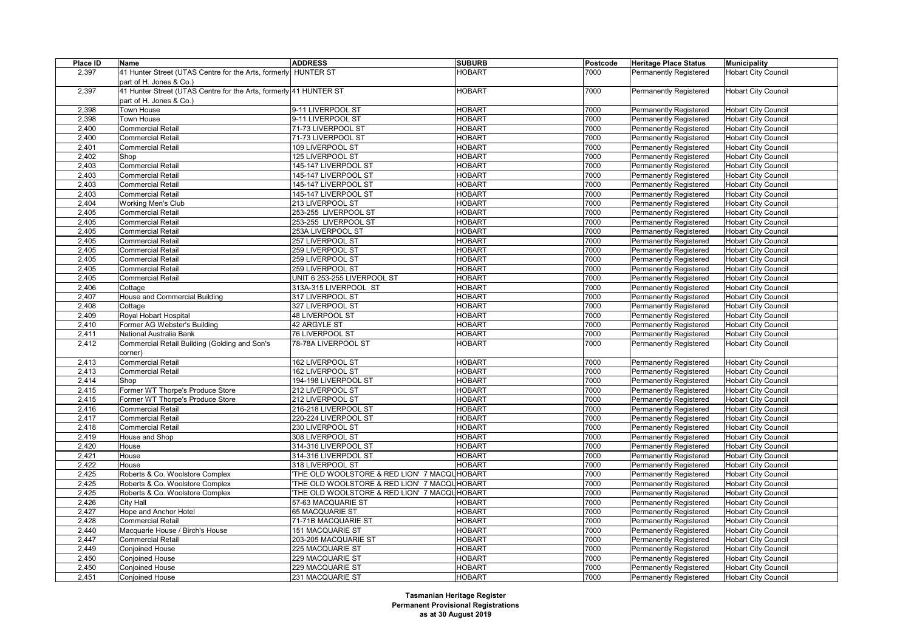| Place ID | Name | ADDRESS | SUBURB | Postcode | Heritage Place Status | Municipality |
|---|---|---|---|---|---|---|
| 2,397 | 41 Hunter Street (UTAS Centre for the Arts, formerly part of H. Jones & Co.) | HUNTER ST | HOBART | 7000 | Permanently Registered | Hobart City Council |
| 2,397 | 41 Hunter Street (UTAS Centre for the Arts, formerly part of H. Jones & Co.) | 41 HUNTER ST | HOBART | 7000 | Permanently Registered | Hobart City Council |
| 2,398 | Town House | 9-11 LIVERPOOL ST | HOBART | 7000 | Permanently Registered | Hobart City Council |
| 2,398 | Town House | 9-11 LIVERPOOL ST | HOBART | 7000 | Permanently Registered | Hobart City Council |
| 2,400 | Commercial Retail | 71-73 LIVERPOOL ST | HOBART | 7000 | Permanently Registered | Hobart City Council |
| 2,400 | Commercial Retail | 71-73 LIVERPOOL ST | HOBART | 7000 | Permanently Registered | Hobart City Council |
| 2,401 | Commercial Retail | 109 LIVERPOOL ST | HOBART | 7000 | Permanently Registered | Hobart City Council |
| 2,402 | Shop | 125 LIVERPOOL ST | HOBART | 7000 | Permanently Registered | Hobart City Council |
| 2,403 | Commercial Retail | 145-147 LIVERPOOL ST | HOBART | 7000 | Permanently Registered | Hobart City Council |
| 2,403 | Commercial Retail | 145-147 LIVERPOOL ST | HOBART | 7000 | Permanently Registered | Hobart City Council |
| 2,403 | Commercial Retail | 145-147 LIVERPOOL ST | HOBART | 7000 | Permanently Registered | Hobart City Council |
| 2,403 | Commercial Retail | 145-147 LIVERPOOL ST | HOBART | 7000 | Permanently Registered | Hobart City Council |
| 2,404 | Working Men's Club | 213 LIVERPOOL ST | HOBART | 7000 | Permanently Registered | Hobart City Council |
| 2,405 | Commercial Retail | 253-255 LIVERPOOL ST | HOBART | 7000 | Permanently Registered | Hobart City Council |
| 2,405 | Commercial Retail | 253-255 LIVERPOOL ST | HOBART | 7000 | Permanently Registered | Hobart City Council |
| 2,405 | Commercial Retail | 253A LIVERPOOL ST | HOBART | 7000 | Permanently Registered | Hobart City Council |
| 2,405 | Commercial Retail | 257 LIVERPOOL ST | HOBART | 7000 | Permanently Registered | Hobart City Council |
| 2,405 | Commercial Retail | 259 LIVERPOOL ST | HOBART | 7000 | Permanently Registered | Hobart City Council |
| 2,405 | Commercial Retail | 259 LIVERPOOL ST | HOBART | 7000 | Permanently Registered | Hobart City Council |
| 2,405 | Commercial Retail | 259 LIVERPOOL ST | HOBART | 7000 | Permanently Registered | Hobart City Council |
| 2,405 | Commercial Retail | UNIT 6 253-255 LIVERPOOL ST | HOBART | 7000 | Permanently Registered | Hobart City Council |
| 2,406 | Cottage | 313A-315 LIVERPOOL ST | HOBART | 7000 | Permanently Registered | Hobart City Council |
| 2,407 | House and Commercial Building | 317 LIVERPOOL ST | HOBART | 7000 | Permanently Registered | Hobart City Council |
| 2,408 | Cottage | 327 LIVERPOOL ST | HOBART | 7000 | Permanently Registered | Hobart City Council |
| 2,409 | Royal Hobart Hospital | 48 LIVERPOOL ST | HOBART | 7000 | Permanently Registered | Hobart City Council |
| 2,410 | Former AG Webster's Building | 42 ARGYLE ST | HOBART | 7000 | Permanently Registered | Hobart City Council |
| 2,411 | National Australia Bank | 76 LIVERPOOL ST | HOBART | 7000 | Permanently Registered | Hobart City Council |
| 2,412 | Commercial Retail Building (Golding and Son's corner) | 78-78A LIVERPOOL ST | HOBART | 7000 | Permanently Registered | Hobart City Council |
| 2,413 | Commercial Retail | 162 LIVERPOOL ST | HOBART | 7000 | Permanently Registered | Hobart City Council |
| 2,413 | Commercial Retail | 162 LIVERPOOL ST | HOBART | 7000 | Permanently Registered | Hobart City Council |
| 2,414 | Shop | 194-198 LIVERPOOL ST | HOBART | 7000 | Permanently Registered | Hobart City Council |
| 2,415 | Former WT Thorpe's Produce Store | 212 LIVERPOOL ST | HOBART | 7000 | Permanently Registered | Hobart City Council |
| 2,415 | Former WT Thorpe's Produce Store | 212 LIVERPOOL ST | HOBART | 7000 | Permanently Registered | Hobart City Council |
| 2,416 | Commercial Retail | 216-218 LIVERPOOL ST | HOBART | 7000 | Permanently Registered | Hobart City Council |
| 2,417 | Commercial Retail | 220-224 LIVERPOOL ST | HOBART | 7000 | Permanently Registered | Hobart City Council |
| 2,418 | Commercial Retail | 230 LIVERPOOL ST | HOBART | 7000 | Permanently Registered | Hobart City Council |
| 2,419 | House and Shop | 308 LIVERPOOL ST | HOBART | 7000 | Permanently Registered | Hobart City Council |
| 2,420 | House | 314-316 LIVERPOOL ST | HOBART | 7000 | Permanently Registered | Hobart City Council |
| 2,421 | House | 314-316 LIVERPOOL ST | HOBART | 7000 | Permanently Registered | Hobart City Council |
| 2,422 | House | 318 LIVERPOOL ST | HOBART | 7000 | Permanently Registered | Hobart City Council |
| 2,425 | Roberts & Co. Woolstore Complex | 'THE OLD WOOLSTORE & RED LION' 7 MACQU | HOBART | 7000 | Permanently Registered | Hobart City Council |
| 2,425 | Roberts & Co. Woolstore Complex | 'THE OLD WOOLSTORE & RED LION' 7 MACQU | HOBART | 7000 | Permanently Registered | Hobart City Council |
| 2,425 | Roberts & Co. Woolstore Complex | 'THE OLD WOOLSTORE & RED LION' 7 MACQU | HOBART | 7000 | Permanently Registered | Hobart City Council |
| 2,426 | City Hall | 57-63 MACQUARIE ST | HOBART | 7000 | Permanently Registered | Hobart City Council |
| 2,427 | Hope and Anchor Hotel | 65 MACQUARIE ST | HOBART | 7000 | Permanently Registered | Hobart City Council |
| 2,428 | Commercial Retail | 71-71B MACQUARIE ST | HOBART | 7000 | Permanently Registered | Hobart City Council |
| 2,440 | Macquarie House / Birch's House | 151 MACQUARIE ST | HOBART | 7000 | Permanently Registered | Hobart City Council |
| 2,447 | Commercial Retail | 203-205 MACQUARIE ST | HOBART | 7000 | Permanently Registered | Hobart City Council |
| 2,449 | Conjoined House | 225 MACQUARIE ST | HOBART | 7000 | Permanently Registered | Hobart City Council |
| 2,450 | Conjoined House | 229 MACQUARIE ST | HOBART | 7000 | Permanently Registered | Hobart City Council |
| 2,450 | Conjoined House | 229 MACQUARIE ST | HOBART | 7000 | Permanently Registered | Hobart City Council |
| 2,451 | Conjoined House | 231 MACQUARIE ST | HOBART | 7000 | Permanently Registered | Hobart City Council |

**Tasmanian Heritage Register**
**Permanent Provisional Registrations**
**as at 30 August 2019**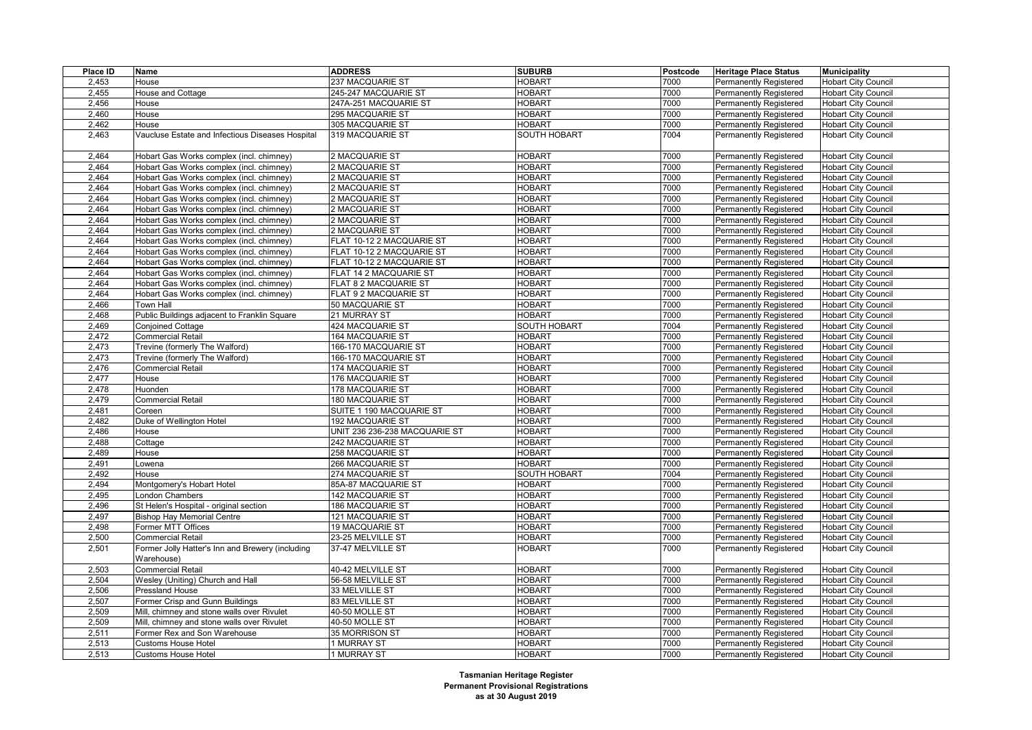| Place ID | Name | ADDRESS | SUBURB | Postcode | Heritage Place Status | Municipality |
|---|---|---|---|---|---|---|
| 2,453 | House | 237 MACQUARIE ST | HOBART | 7000 | Permanently Registered | Hobart City Council |
| 2,455 | House and Cottage | 245-247 MACQUARIE ST | HOBART | 7000 | Permanently Registered | Hobart City Council |
| 2,456 | House | 247A-251 MACQUARIE ST | HOBART | 7000 | Permanently Registered | Hobart City Council |
| 2,460 | House | 295 MACQUARIE ST | HOBART | 7000 | Permanently Registered | Hobart City Council |
| 2,462 | House | 305 MACQUARIE ST | HOBART | 7000 | Permanently Registered | Hobart City Council |
| 2,463 | Vaucluse Estate and Infectious Diseases Hospital | 319 MACQUARIE ST | SOUTH HOBART | 7004 | Permanently Registered | Hobart City Council |
| 2,464 | Hobart Gas Works complex (incl. chimney) | 2 MACQUARIE ST | HOBART | 7000 | Permanently Registered | Hobart City Council |
| 2,464 | Hobart Gas Works complex (incl. chimney) | 2 MACQUARIE ST | HOBART | 7000 | Permanently Registered | Hobart City Council |
| 2,464 | Hobart Gas Works complex (incl. chimney) | 2 MACQUARIE ST | HOBART | 7000 | Permanently Registered | Hobart City Council |
| 2,464 | Hobart Gas Works complex (incl. chimney) | 2 MACQUARIE ST | HOBART | 7000 | Permanently Registered | Hobart City Council |
| 2,464 | Hobart Gas Works complex (incl. chimney) | 2 MACQUARIE ST | HOBART | 7000 | Permanently Registered | Hobart City Council |
| 2,464 | Hobart Gas Works complex (incl. chimney) | 2 MACQUARIE ST | HOBART | 7000 | Permanently Registered | Hobart City Council |
| 2,464 | Hobart Gas Works complex (incl. chimney) | 2 MACQUARIE ST | HOBART | 7000 | Permanently Registered | Hobart City Council |
| 2,464 | Hobart Gas Works complex (incl. chimney) | 2 MACQUARIE ST | HOBART | 7000 | Permanently Registered | Hobart City Council |
| 2,464 | Hobart Gas Works complex (incl. chimney) | FLAT 10-12 2 MACQUARIE ST | HOBART | 7000 | Permanently Registered | Hobart City Council |
| 2,464 | Hobart Gas Works complex (incl. chimney) | FLAT 10-12 2 MACQUARIE ST | HOBART | 7000 | Permanently Registered | Hobart City Council |
| 2,464 | Hobart Gas Works complex (incl. chimney) | FLAT 10-12 2 MACQUARIE ST | HOBART | 7000 | Permanently Registered | Hobart City Council |
| 2,464 | Hobart Gas Works complex (incl. chimney) | FLAT 14 2 MACQUARIE ST | HOBART | 7000 | Permanently Registered | Hobart City Council |
| 2,464 | Hobart Gas Works complex (incl. chimney) | FLAT 8 2 MACQUARIE ST | HOBART | 7000 | Permanently Registered | Hobart City Council |
| 2,464 | Hobart Gas Works complex (incl. chimney) | FLAT 9 2 MACQUARIE ST | HOBART | 7000 | Permanently Registered | Hobart City Council |
| 2,466 | Town Hall | 50 MACQUARIE ST | HOBART | 7000 | Permanently Registered | Hobart City Council |
| 2,468 | Public Buildings adjacent to Franklin Square | 21 MURRAY ST | HOBART | 7000 | Permanently Registered | Hobart City Council |
| 2,469 | Conjoined Cottage | 424 MACQUARIE ST | SOUTH HOBART | 7004 | Permanently Registered | Hobart City Council |
| 2,472 | Commercial Retail | 164 MACQUARIE ST | HOBART | 7000 | Permanently Registered | Hobart City Council |
| 2,473 | Trevine (formerly The Walford) | 166-170 MACQUARIE ST | HOBART | 7000 | Permanently Registered | Hobart City Council |
| 2,473 | Trevine (formerly The Walford) | 166-170 MACQUARIE ST | HOBART | 7000 | Permanently Registered | Hobart City Council |
| 2,476 | Commercial Retail | 174 MACQUARIE ST | HOBART | 7000 | Permanently Registered | Hobart City Council |
| 2,477 | House | 176 MACQUARIE ST | HOBART | 7000 | Permanently Registered | Hobart City Council |
| 2,478 | Huonden | 178 MACQUARIE ST | HOBART | 7000 | Permanently Registered | Hobart City Council |
| 2,479 | Commercial Retail | 180 MACQUARIE ST | HOBART | 7000 | Permanently Registered | Hobart City Council |
| 2,481 | Coreen | SUITE 1 190 MACQUARIE ST | HOBART | 7000 | Permanently Registered | Hobart City Council |
| 2,482 | Duke of Wellington Hotel | 192 MACQUARIE ST | HOBART | 7000 | Permanently Registered | Hobart City Council |
| 2,486 | House | UNIT 236 236-238 MACQUARIE ST | HOBART | 7000 | Permanently Registered | Hobart City Council |
| 2,488 | Cottage | 242 MACQUARIE ST | HOBART | 7000 | Permanently Registered | Hobart City Council |
| 2,489 | House | 258 MACQUARIE ST | HOBART | 7000 | Permanently Registered | Hobart City Council |
| 2,491 | Lowena | 266 MACQUARIE ST | HOBART | 7000 | Permanently Registered | Hobart City Council |
| 2,492 | House | 274 MACQUARIE ST | SOUTH HOBART | 7004 | Permanently Registered | Hobart City Council |
| 2,494 | Montgomery's Hobart Hotel | 85A-87 MACQUARIE ST | HOBART | 7000 | Permanently Registered | Hobart City Council |
| 2,495 | London Chambers | 142 MACQUARIE ST | HOBART | 7000 | Permanently Registered | Hobart City Council |
| 2,496 | St Helen's Hospital - original section | 186 MACQUARIE ST | HOBART | 7000 | Permanently Registered | Hobart City Council |
| 2,497 | Bishop Hay Memorial Centre | 121 MACQUARIE ST | HOBART | 7000 | Permanently Registered | Hobart City Council |
| 2,498 | Former MTT Offices | 19 MACQUARIE ST | HOBART | 7000 | Permanently Registered | Hobart City Council |
| 2,500 | Commercial Retail | 23-25 MELVILLE ST | HOBART | 7000 | Permanently Registered | Hobart City Council |
| 2,501 | Former Jolly Hatter's Inn and Brewery (including Warehouse) | 37-47 MELVILLE ST | HOBART | 7000 | Permanently Registered | Hobart City Council |
| 2,503 | Commercial Retail | 40-42 MELVILLE ST | HOBART | 7000 | Permanently Registered | Hobart City Council |
| 2,504 | Wesley (Uniting) Church and Hall | 56-58 MELVILLE ST | HOBART | 7000 | Permanently Registered | Hobart City Council |
| 2,506 | Pressland House | 33 MELVILLE ST | HOBART | 7000 | Permanently Registered | Hobart City Council |
| 2,507 | Former Crisp and Gunn Buildings | 83 MELVILLE ST | HOBART | 7000 | Permanently Registered | Hobart City Council |
| 2,509 | Mill, chimney and stone walls over Rivulet | 40-50 MOLLE ST | HOBART | 7000 | Permanently Registered | Hobart City Council |
| 2,509 | Mill, chimney and stone walls over Rivulet | 40-50 MOLLE ST | HOBART | 7000 | Permanently Registered | Hobart City Council |
| 2,511 | Former Rex and Son Warehouse | 35 MORRISON ST | HOBART | 7000 | Permanently Registered | Hobart City Council |
| 2,513 | Customs House Hotel | 1 MURRAY ST | HOBART | 7000 | Permanently Registered | Hobart City Council |
| 2,513 | Customs House Hotel | 1 MURRAY ST | HOBART | 7000 | Permanently Registered | Hobart City Council |

**Tasmanian Heritage Register**
**Permanent Provisional Registrations**
**as at 30 August 2019**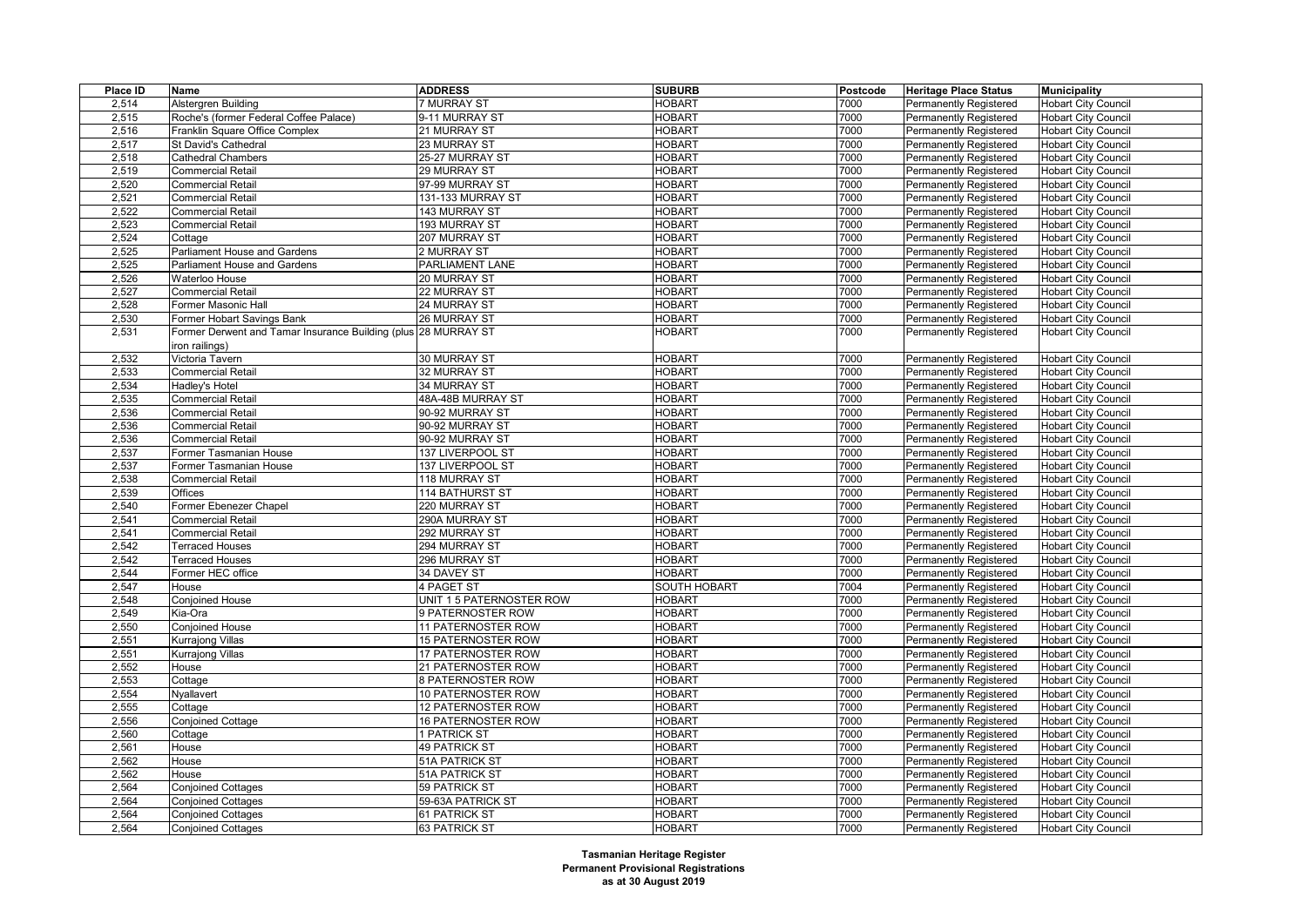| Place ID | Name | ADDRESS | SUBURB | Postcode | Heritage Place Status | Municipality |
|---|---|---|---|---|---|---|
| 2,514 | Alstergren Building | 7 MURRAY ST | HOBART | 7000 | Permanently Registered | Hobart City Council |
| 2,515 | Roche's (former Federal Coffee Palace) | 9-11 MURRAY ST | HOBART | 7000 | Permanently Registered | Hobart City Council |
| 2,516 | Franklin Square Office Complex | 21 MURRAY ST | HOBART | 7000 | Permanently Registered | Hobart City Council |
| 2,517 | St David's Cathedral | 23 MURRAY ST | HOBART | 7000 | Permanently Registered | Hobart City Council |
| 2,518 | Cathedral Chambers | 25-27 MURRAY ST | HOBART | 7000 | Permanently Registered | Hobart City Council |
| 2,519 | Commercial Retail | 29 MURRAY ST | HOBART | 7000 | Permanently Registered | Hobart City Council |
| 2,520 | Commercial Retail | 97-99 MURRAY ST | HOBART | 7000 | Permanently Registered | Hobart City Council |
| 2,521 | Commercial Retail | 131-133 MURRAY ST | HOBART | 7000 | Permanently Registered | Hobart City Council |
| 2,522 | Commercial Retail | 143 MURRAY ST | HOBART | 7000 | Permanently Registered | Hobart City Council |
| 2,523 | Commercial Retail | 193 MURRAY ST | HOBART | 7000 | Permanently Registered | Hobart City Council |
| 2,524 | Cottage | 207 MURRAY ST | HOBART | 7000 | Permanently Registered | Hobart City Council |
| 2,525 | Parliament House and Gardens | 2 MURRAY ST | HOBART | 7000 | Permanently Registered | Hobart City Council |
| 2,525 | Parliament House and Gardens | PARLIAMENT LANE | HOBART | 7000 | Permanently Registered | Hobart City Council |
| 2,526 | Waterloo House | 20 MURRAY ST | HOBART | 7000 | Permanently Registered | Hobart City Council |
| 2,527 | Commercial Retail | 22 MURRAY ST | HOBART | 7000 | Permanently Registered | Hobart City Council |
| 2,528 | Former Masonic Hall | 24 MURRAY ST | HOBART | 7000 | Permanently Registered | Hobart City Council |
| 2,530 | Former Hobart Savings Bank | 26 MURRAY ST | HOBART | 7000 | Permanently Registered | Hobart City Council |
| 2,531 | Former Derwent and Tamar Insurance Building (plus iron railings) | 28 MURRAY ST | HOBART | 7000 | Permanently Registered | Hobart City Council |
| 2,532 | Victoria Tavern | 30 MURRAY ST | HOBART | 7000 | Permanently Registered | Hobart City Council |
| 2,533 | Commercial Retail | 32 MURRAY ST | HOBART | 7000 | Permanently Registered | Hobart City Council |
| 2,534 | Hadley's Hotel | 34 MURRAY ST | HOBART | 7000 | Permanently Registered | Hobart City Council |
| 2,535 | Commercial Retail | 48A-48B MURRAY ST | HOBART | 7000 | Permanently Registered | Hobart City Council |
| 2,536 | Commercial Retail | 90-92 MURRAY ST | HOBART | 7000 | Permanently Registered | Hobart City Council |
| 2,536 | Commercial Retail | 90-92 MURRAY ST | HOBART | 7000 | Permanently Registered | Hobart City Council |
| 2,536 | Commercial Retail | 90-92 MURRAY ST | HOBART | 7000 | Permanently Registered | Hobart City Council |
| 2,537 | Former Tasmanian House | 137 LIVERPOOL ST | HOBART | 7000 | Permanently Registered | Hobart City Council |
| 2,537 | Former Tasmanian House | 137 LIVERPOOL ST | HOBART | 7000 | Permanently Registered | Hobart City Council |
| 2,538 | Commercial Retail | 118 MURRAY ST | HOBART | 7000 | Permanently Registered | Hobart City Council |
| 2,539 | Offices | 114 BATHURST ST | HOBART | 7000 | Permanently Registered | Hobart City Council |
| 2,540 | Former Ebenezer Chapel | 220 MURRAY ST | HOBART | 7000 | Permanently Registered | Hobart City Council |
| 2,541 | Commercial Retail | 290A MURRAY ST | HOBART | 7000 | Permanently Registered | Hobart City Council |
| 2,541 | Commercial Retail | 292 MURRAY ST | HOBART | 7000 | Permanently Registered | Hobart City Council |
| 2,542 | Terraced Houses | 294 MURRAY ST | HOBART | 7000 | Permanently Registered | Hobart City Council |
| 2,542 | Terraced Houses | 296 MURRAY ST | HOBART | 7000 | Permanently Registered | Hobart City Council |
| 2,544 | Former HEC office | 34 DAVEY ST | HOBART | 7000 | Permanently Registered | Hobart City Council |
| 2,547 | House | 4 PAGET ST | SOUTH HOBART | 7004 | Permanently Registered | Hobart City Council |
| 2,548 | Conjoined House | UNIT 1 5 PATERNOSTER ROW | HOBART | 7000 | Permanently Registered | Hobart City Council |
| 2,549 | Kia-Ora | 9 PATERNOSTER ROW | HOBART | 7000 | Permanently Registered | Hobart City Council |
| 2,550 | Conjoined House | 11 PATERNOSTER ROW | HOBART | 7000 | Permanently Registered | Hobart City Council |
| 2,551 | Kurrajong Villas | 15 PATERNOSTER ROW | HOBART | 7000 | Permanently Registered | Hobart City Council |
| 2,551 | Kurrajong Villas | 17 PATERNOSTER ROW | HOBART | 7000 | Permanently Registered | Hobart City Council |
| 2,552 | House | 21 PATERNOSTER ROW | HOBART | 7000 | Permanently Registered | Hobart City Council |
| 2,553 | Cottage | 8 PATERNOSTER ROW | HOBART | 7000 | Permanently Registered | Hobart City Council |
| 2,554 | Nyallavert | 10 PATERNOSTER ROW | HOBART | 7000 | Permanently Registered | Hobart City Council |
| 2,555 | Cottage | 12 PATERNOSTER ROW | HOBART | 7000 | Permanently Registered | Hobart City Council |
| 2,556 | Conjoined Cottage | 16 PATERNOSTER ROW | HOBART | 7000 | Permanently Registered | Hobart City Council |
| 2,560 | Cottage | 1 PATRICK ST | HOBART | 7000 | Permanently Registered | Hobart City Council |
| 2,561 | House | 49 PATRICK ST | HOBART | 7000 | Permanently Registered | Hobart City Council |
| 2,562 | House | 51A PATRICK ST | HOBART | 7000 | Permanently Registered | Hobart City Council |
| 2,562 | House | 51A PATRICK ST | HOBART | 7000 | Permanently Registered | Hobart City Council |
| 2,564 | Conjoined Cottages | 59 PATRICK ST | HOBART | 7000 | Permanently Registered | Hobart City Council |
| 2,564 | Conjoined Cottages | 59-63A PATRICK ST | HOBART | 7000 | Permanently Registered | Hobart City Council |
| 2,564 | Conjoined Cottages | 61 PATRICK ST | HOBART | 7000 | Permanently Registered | Hobart City Council |
| 2,564 | Conjoined Cottages | 63 PATRICK ST | HOBART | 7000 | Permanently Registered | Hobart City Council |

**Tasmanian Heritage Register**
**Permanent Provisional Registrations**
**as at 30 August 2019**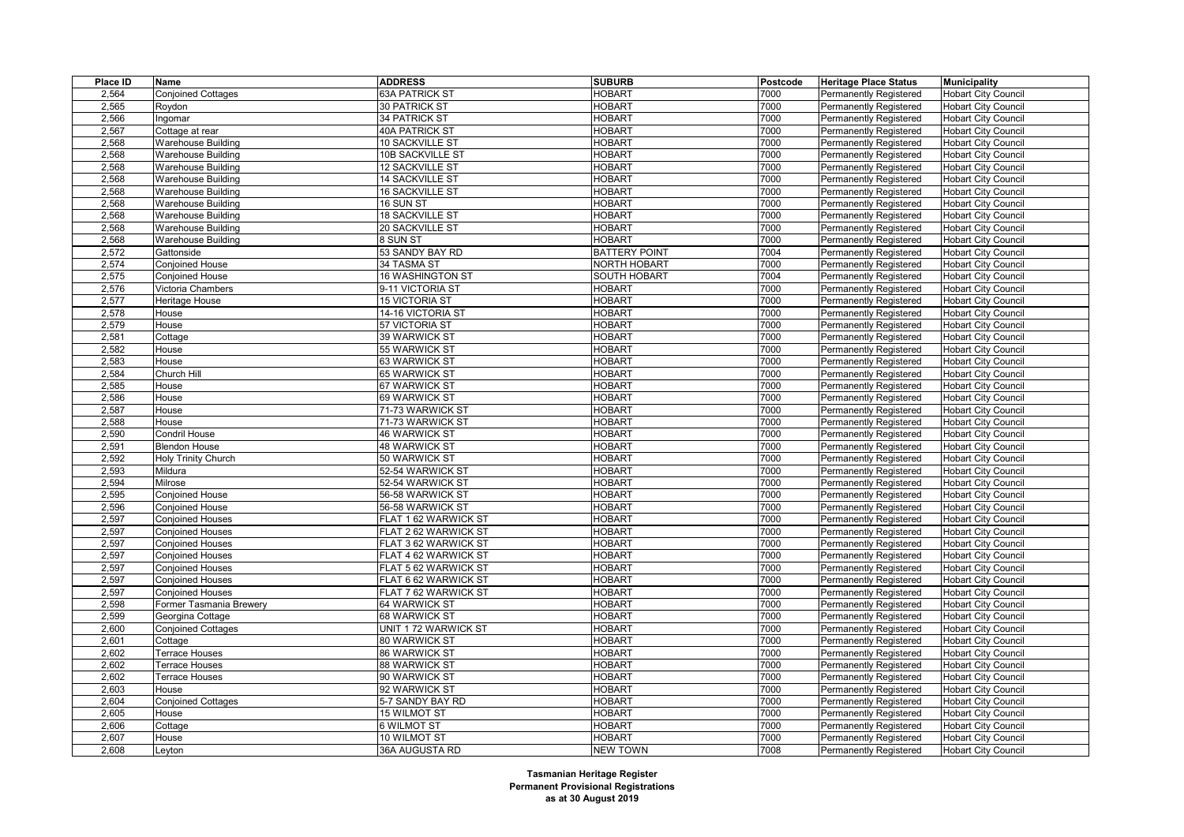| Place ID | Name | ADDRESS | SUBURB | Postcode | Heritage Place Status | Municipality |
|---|---|---|---|---|---|---|
| 2,564 | Conjoined Cottages | 63A PATRICK ST | HOBART | 7000 | Permanently Registered | Hobart City Council |
| 2,565 | Roydon | 30 PATRICK ST | HOBART | 7000 | Permanently Registered | Hobart City Council |
| 2,566 | Ingomar | 34 PATRICK ST | HOBART | 7000 | Permanently Registered | Hobart City Council |
| 2,567 | Cottage at rear | 40A PATRICK ST | HOBART | 7000 | Permanently Registered | Hobart City Council |
| 2,568 | Warehouse Building | 10 SACKVILLE ST | HOBART | 7000 | Permanently Registered | Hobart City Council |
| 2,568 | Warehouse Building | 10B SACKVILLE ST | HOBART | 7000 | Permanently Registered | Hobart City Council |
| 2,568 | Warehouse Building | 12 SACKVILLE ST | HOBART | 7000 | Permanently Registered | Hobart City Council |
| 2,568 | Warehouse Building | 14 SACKVILLE ST | HOBART | 7000 | Permanently Registered | Hobart City Council |
| 2,568 | Warehouse Building | 16 SACKVILLE ST | HOBART | 7000 | Permanently Registered | Hobart City Council |
| 2,568 | Warehouse Building | 16 SUN ST | HOBART | 7000 | Permanently Registered | Hobart City Council |
| 2,568 | Warehouse Building | 18 SACKVILLE ST | HOBART | 7000 | Permanently Registered | Hobart City Council |
| 2,568 | Warehouse Building | 20 SACKVILLE ST | HOBART | 7000 | Permanently Registered | Hobart City Council |
| 2,568 | Warehouse Building | 8 SUN ST | HOBART | 7000 | Permanently Registered | Hobart City Council |
| 2,572 | Gattonside | 53 SANDY BAY RD | BATTERY POINT | 7004 | Permanently Registered | Hobart City Council |
| 2,574 | Conjoined House | 34 TASMA ST | NORTH HOBART | 7000 | Permanently Registered | Hobart City Council |
| 2,575 | Conjoined House | 16 WASHINGTON ST | SOUTH HOBART | 7004 | Permanently Registered | Hobart City Council |
| 2,576 | Victoria Chambers | 9-11 VICTORIA ST | HOBART | 7000 | Permanently Registered | Hobart City Council |
| 2,577 | Heritage House | 15 VICTORIA ST | HOBART | 7000 | Permanently Registered | Hobart City Council |
| 2,578 | House | 14-16 VICTORIA ST | HOBART | 7000 | Permanently Registered | Hobart City Council |
| 2,579 | House | 57 VICTORIA ST | HOBART | 7000 | Permanently Registered | Hobart City Council |
| 2,581 | Cottage | 39 WARWICK ST | HOBART | 7000 | Permanently Registered | Hobart City Council |
| 2,582 | House | 55 WARWICK ST | HOBART | 7000 | Permanently Registered | Hobart City Council |
| 2,583 | House | 63 WARWICK ST | HOBART | 7000 | Permanently Registered | Hobart City Council |
| 2,584 | Church Hill | 65 WARWICK ST | HOBART | 7000 | Permanently Registered | Hobart City Council |
| 2,585 | House | 67 WARWICK ST | HOBART | 7000 | Permanently Registered | Hobart City Council |
| 2,586 | House | 69 WARWICK ST | HOBART | 7000 | Permanently Registered | Hobart City Council |
| 2,587 | House | 71-73 WARWICK ST | HOBART | 7000 | Permanently Registered | Hobart City Council |
| 2,588 | House | 71-73 WARWICK ST | HOBART | 7000 | Permanently Registered | Hobart City Council |
| 2,590 | Condril House | 46 WARWICK ST | HOBART | 7000 | Permanently Registered | Hobart City Council |
| 2,591 | Blendon House | 48 WARWICK ST | HOBART | 7000 | Permanently Registered | Hobart City Council |
| 2,592 | Holy Trinity Church | 50 WARWICK ST | HOBART | 7000 | Permanently Registered | Hobart City Council |
| 2,593 | Mildura | 52-54 WARWICK ST | HOBART | 7000 | Permanently Registered | Hobart City Council |
| 2,594 | Milrose | 52-54 WARWICK ST | HOBART | 7000 | Permanently Registered | Hobart City Council |
| 2,595 | Conjoined House | 56-58 WARWICK ST | HOBART | 7000 | Permanently Registered | Hobart City Council |
| 2,596 | Conjoined House | 56-58 WARWICK ST | HOBART | 7000 | Permanently Registered | Hobart City Council |
| 2,597 | Conjoined Houses | FLAT 1 62 WARWICK ST | HOBART | 7000 | Permanently Registered | Hobart City Council |
| 2,597 | Conjoined Houses | FLAT 2 62 WARWICK ST | HOBART | 7000 | Permanently Registered | Hobart City Council |
| 2,597 | Conjoined Houses | FLAT 3 62 WARWICK ST | HOBART | 7000 | Permanently Registered | Hobart City Council |
| 2,597 | Conjoined Houses | FLAT 4 62 WARWICK ST | HOBART | 7000 | Permanently Registered | Hobart City Council |
| 2,597 | Conjoined Houses | FLAT 5 62 WARWICK ST | HOBART | 7000 | Permanently Registered | Hobart City Council |
| 2,597 | Conjoined Houses | FLAT 6 62 WARWICK ST | HOBART | 7000 | Permanently Registered | Hobart City Council |
| 2,597 | Conjoined Houses | FLAT 7 62 WARWICK ST | HOBART | 7000 | Permanently Registered | Hobart City Council |
| 2,598 | Former Tasmania Brewery | 64 WARWICK ST | HOBART | 7000 | Permanently Registered | Hobart City Council |
| 2,599 | Georgina Cottage | 68 WARWICK ST | HOBART | 7000 | Permanently Registered | Hobart City Council |
| 2,600 | Conjoined Cottages | UNIT 1 72 WARWICK ST | HOBART | 7000 | Permanently Registered | Hobart City Council |
| 2,601 | Cottage | 80 WARWICK ST | HOBART | 7000 | Permanently Registered | Hobart City Council |
| 2,602 | Terrace Houses | 86 WARWICK ST | HOBART | 7000 | Permanently Registered | Hobart City Council |
| 2,602 | Terrace Houses | 88 WARWICK ST | HOBART | 7000 | Permanently Registered | Hobart City Council |
| 2,602 | Terrace Houses | 90 WARWICK ST | HOBART | 7000 | Permanently Registered | Hobart City Council |
| 2,603 | House | 92 WARWICK ST | HOBART | 7000 | Permanently Registered | Hobart City Council |
| 2,604 | Conjoined Cottages | 5-7 SANDY BAY RD | HOBART | 7000 | Permanently Registered | Hobart City Council |
| 2,605 | House | 15 WILMOT ST | HOBART | 7000 | Permanently Registered | Hobart City Council |
| 2,606 | Cottage | 6 WILMOT ST | HOBART | 7000 | Permanently Registered | Hobart City Council |
| 2,607 | House | 10 WILMOT ST | HOBART | 7000 | Permanently Registered | Hobart City Council |
| 2,608 | Leyton | 36A AUGUSTA RD | NEW TOWN | 7008 | Permanently Registered | Hobart City Council |

**Tasmanian Heritage Register**
**Permanent Provisional Registrations**
**as at 30 August 2019**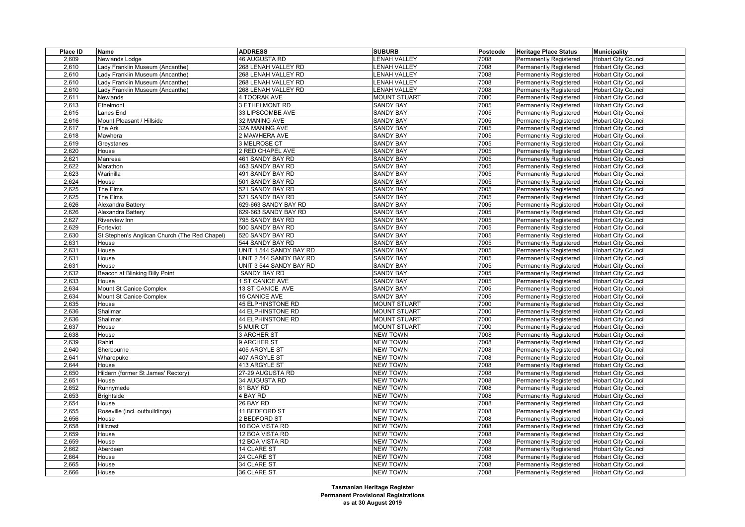| Place ID | Name | ADDRESS | SUBURB | Postcode | Heritage Place Status | Municipality |
|---|---|---|---|---|---|---|
| 2,609 | Newlands Lodge | 46 AUGUSTA RD | LENAH VALLEY | 7008 | Permanently Registered | Hobart City Council |
| 2,610 | Lady Franklin Museum (Ancanthe) | 268 LENAH VALLEY RD | LENAH VALLEY | 7008 | Permanently Registered | Hobart City Council |
| 2,610 | Lady Franklin Museum (Ancanthe) | 268 LENAH VALLEY RD | LENAH VALLEY | 7008 | Permanently Registered | Hobart City Council |
| 2,610 | Lady Franklin Museum (Ancanthe) | 268 LENAH VALLEY RD | LENAH VALLEY | 7008 | Permanently Registered | Hobart City Council |
| 2,610 | Lady Franklin Museum (Ancanthe) | 268 LENAH VALLEY RD | LENAH VALLEY | 7008 | Permanently Registered | Hobart City Council |
| 2,611 | Newlands | 4 TOORAK AVE | MOUNT STUART | 7000 | Permanently Registered | Hobart City Council |
| 2,613 | Ethelmont | 3 ETHELMONT RD | SANDY BAY | 7005 | Permanently Registered | Hobart City Council |
| 2,615 | Lanes End | 33 LIPSCOMBE AVE | SANDY BAY | 7005 | Permanently Registered | Hobart City Council |
| 2,616 | Mount Pleasant / Hillside | 32 MANING AVE | SANDY BAY | 7005 | Permanently Registered | Hobart City Council |
| 2,617 | The Ark | 32A MANING AVE | SANDY BAY | 7005 | Permanently Registered | Hobart City Council |
| 2,618 | Mawhera | 2 MAWHERA AVE | SANDY BAY | 7005 | Permanently Registered | Hobart City Council |
| 2,619 | Greystanes | 3 MELROSE CT | SANDY BAY | 7005 | Permanently Registered | Hobart City Council |
| 2,620 | House | 2 RED CHAPEL AVE | SANDY BAY | 7005 | Permanently Registered | Hobart City Council |
| 2,621 | Manresa | 461 SANDY BAY RD | SANDY BAY | 7005 | Permanently Registered | Hobart City Council |
| 2,622 | Marathon | 463 SANDY BAY RD | SANDY BAY | 7005 | Permanently Registered | Hobart City Council |
| 2,623 | Warinilla | 491 SANDY BAY RD | SANDY BAY | 7005 | Permanently Registered | Hobart City Council |
| 2,624 | House | 501 SANDY BAY RD | SANDY BAY | 7005 | Permanently Registered | Hobart City Council |
| 2,625 | The Elms | 521 SANDY BAY RD | SANDY BAY | 7005 | Permanently Registered | Hobart City Council |
| 2,625 | The Elms | 521 SANDY BAY RD | SANDY BAY | 7005 | Permanently Registered | Hobart City Council |
| 2,626 | Alexandra Battery | 629-663 SANDY BAY RD | SANDY BAY | 7005 | Permanently Registered | Hobart City Council |
| 2,626 | Alexandra Battery | 629-663 SANDY BAY RD | SANDY BAY | 7005 | Permanently Registered | Hobart City Council |
| 2,627 | Riverview Inn | 795 SANDY BAY RD | SANDY BAY | 7005 | Permanently Registered | Hobart City Council |
| 2,629 | Forteviot | 500 SANDY BAY RD | SANDY BAY | 7005 | Permanently Registered | Hobart City Council |
| 2,630 | St Stephen's Anglican Church (The Red Chapel) | 520 SANDY BAY RD | SANDY BAY | 7005 | Permanently Registered | Hobart City Council |
| 2,631 | House | 544 SANDY BAY RD | SANDY BAY | 7005 | Permanently Registered | Hobart City Council |
| 2,631 | House | UNIT 1 544 SANDY BAY RD | SANDY BAY | 7005 | Permanently Registered | Hobart City Council |
| 2,631 | House | UNIT 2 544 SANDY BAY RD | SANDY BAY | 7005 | Permanently Registered | Hobart City Council |
| 2,631 | House | UNIT 3 544 SANDY BAY RD | SANDY BAY | 7005 | Permanently Registered | Hobart City Council |
| 2,632 | Beacon at Blinking Billy Point | SANDY BAY RD | SANDY BAY | 7005 | Permanently Registered | Hobart City Council |
| 2,633 | House | 1 ST CANICE AVE | SANDY BAY | 7005 | Permanently Registered | Hobart City Council |
| 2,634 | Mount St Canice Complex | 13 ST CANICE AVE | SANDY BAY | 7005 | Permanently Registered | Hobart City Council |
| 2,634 | Mount St Canice Complex | 15 CANICE AVE | SANDY BAY | 7005 | Permanently Registered | Hobart City Council |
| 2,635 | House | 45 ELPHINSTONE RD | MOUNT STUART | 7000 | Permanently Registered | Hobart City Council |
| 2,636 | Shalimar | 44 ELPHINSTONE RD | MOUNT STUART | 7000 | Permanently Registered | Hobart City Council |
| 2,636 | Shalimar | 44 ELPHINSTONE RD | MOUNT STUART | 7000 | Permanently Registered | Hobart City Council |
| 2,637 | House | 5 MUIR CT | MOUNT STUART | 7000 | Permanently Registered | Hobart City Council |
| 2,638 | House | 3 ARCHER ST | NEW TOWN | 7008 | Permanently Registered | Hobart City Council |
| 2,639 | Rahiri | 9 ARCHER ST | NEW TOWN | 7008 | Permanently Registered | Hobart City Council |
| 2,640 | Sherbourne | 405 ARGYLE ST | NEW TOWN | 7008 | Permanently Registered | Hobart City Council |
| 2,641 | Wharepuke | 407 ARGYLE ST | NEW TOWN | 7008 | Permanently Registered | Hobart City Council |
| 2,644 | House | 413 ARGYLE ST | NEW TOWN | 7008 | Permanently Registered | Hobart City Council |
| 2,650 | Hildern (former St James' Rectory) | 27-29 AUGUSTA RD | NEW TOWN | 7008 | Permanently Registered | Hobart City Council |
| 2,651 | House | 34 AUGUSTA RD | NEW TOWN | 7008 | Permanently Registered | Hobart City Council |
| 2,652 | Runnymede | 61 BAY RD | NEW TOWN | 7008 | Permanently Registered | Hobart City Council |
| 2,653 | Brightside | 4 BAY RD | NEW TOWN | 7008 | Permanently Registered | Hobart City Council |
| 2,654 | House | 26 BAY RD | NEW TOWN | 7008 | Permanently Registered | Hobart City Council |
| 2,655 | Roseville (incl. outbuildings) | 11 BEDFORD ST | NEW TOWN | 7008 | Permanently Registered | Hobart City Council |
| 2,656 | House | 2 BEDFORD ST | NEW TOWN | 7008 | Permanently Registered | Hobart City Council |
| 2,658 | Hillcrest | 10 BOA VISTA RD | NEW TOWN | 7008 | Permanently Registered | Hobart City Council |
| 2,659 | House | 12 BOA VISTA RD | NEW TOWN | 7008 | Permanently Registered | Hobart City Council |
| 2,659 | House | 12 BOA VISTA RD | NEW TOWN | 7008 | Permanently Registered | Hobart City Council |
| 2,662 | Aberdeen | 14 CLARE ST | NEW TOWN | 7008 | Permanently Registered | Hobart City Council |
| 2,664 | House | 24 CLARE ST | NEW TOWN | 7008 | Permanently Registered | Hobart City Council |
| 2,665 | House | 34 CLARE ST | NEW TOWN | 7008 | Permanently Registered | Hobart City Council |
| 2,666 | House | 36 CLARE ST | NEW TOWN | 7008 | Permanently Registered | Hobart City Council |

**Tasmanian Heritage Register**
**Permanent Provisional Registrations**
**as at 30 August 2019**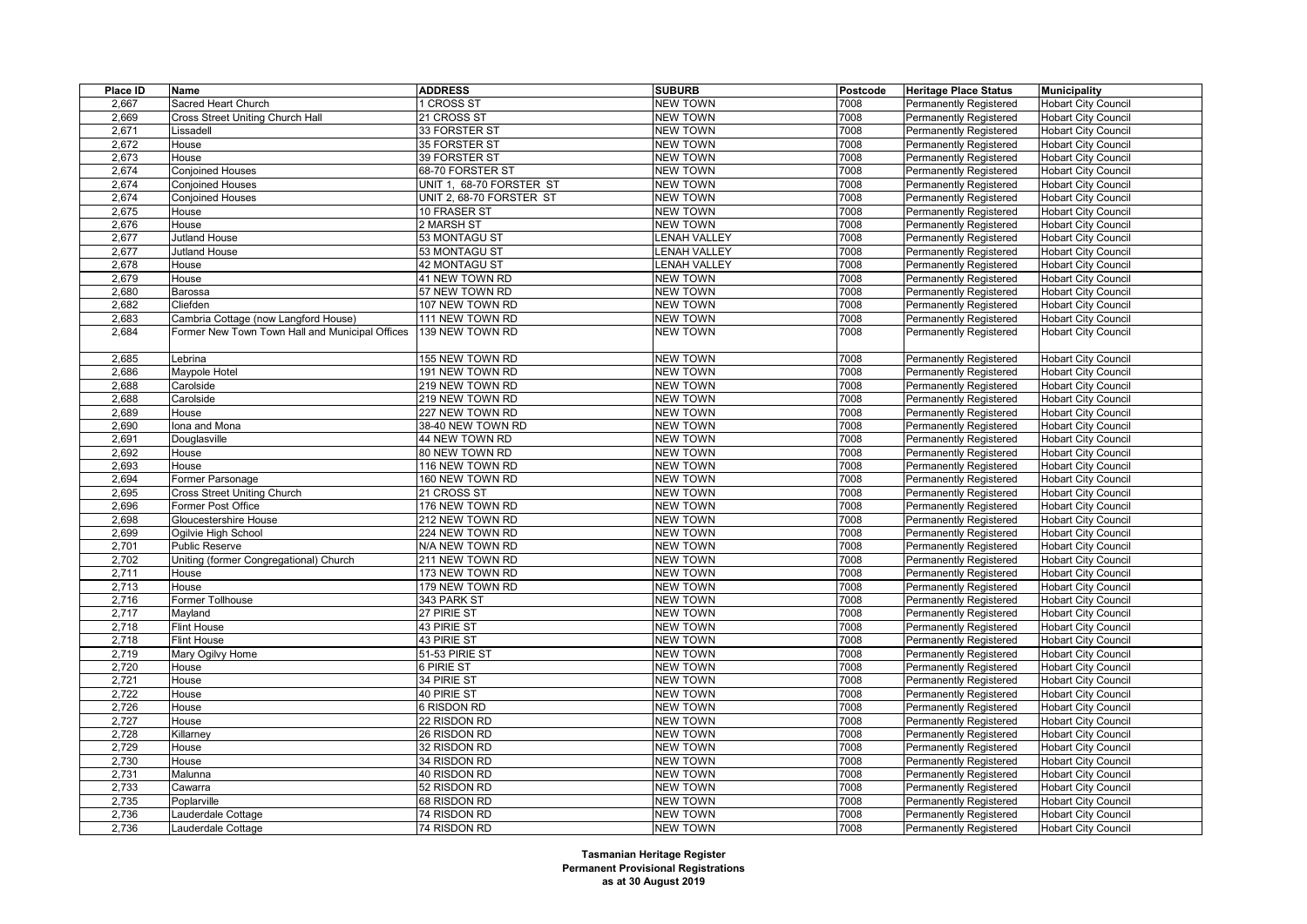| Place ID | Name | ADDRESS | SUBURB | Postcode | Heritage Place Status | Municipality |
|---|---|---|---|---|---|---|
| 2,667 | Sacred Heart Church | 1 CROSS ST | NEW TOWN | 7008 | Permanently Registered | Hobart City Council |
| 2,669 | Cross Street Uniting Church Hall | 21 CROSS ST | NEW TOWN | 7008 | Permanently Registered | Hobart City Council |
| 2,671 | Lissadell | 33 FORSTER ST | NEW TOWN | 7008 | Permanently Registered | Hobart City Council |
| 2,672 | House | 35 FORSTER ST | NEW TOWN | 7008 | Permanently Registered | Hobart City Council |
| 2,673 | House | 39 FORSTER ST | NEW TOWN | 7008 | Permanently Registered | Hobart City Council |
| 2,674 | Conjoined Houses | 68-70 FORSTER ST | NEW TOWN | 7008 | Permanently Registered | Hobart City Council |
| 2,674 | Conjoined Houses | UNIT 1, 68-70 FORSTER ST | NEW TOWN | 7008 | Permanently Registered | Hobart City Council |
| 2,674 | Conjoined Houses | UNIT 2, 68-70 FORSTER ST | NEW TOWN | 7008 | Permanently Registered | Hobart City Council |
| 2,675 | House | 10 FRASER ST | NEW TOWN | 7008 | Permanently Registered | Hobart City Council |
| 2,676 | House | 2 MARSH ST | NEW TOWN | 7008 | Permanently Registered | Hobart City Council |
| 2,677 | Jutland House | 53 MONTAGU ST | LENAH VALLEY | 7008 | Permanently Registered | Hobart City Council |
| 2,677 | Jutland House | 53 MONTAGU ST | LENAH VALLEY | 7008 | Permanently Registered | Hobart City Council |
| 2,678 | House | 42 MONTAGU ST | LENAH VALLEY | 7008 | Permanently Registered | Hobart City Council |
| 2,679 | House | 41 NEW TOWN RD | NEW TOWN | 7008 | Permanently Registered | Hobart City Council |
| 2,680 | Barossa | 57 NEW TOWN RD | NEW TOWN | 7008 | Permanently Registered | Hobart City Council |
| 2,682 | Cliefden | 107 NEW TOWN RD | NEW TOWN | 7008 | Permanently Registered | Hobart City Council |
| 2,683 | Cambria Cottage (now Langford House) | 111 NEW TOWN RD | NEW TOWN | 7008 | Permanently Registered | Hobart City Council |
| 2,684 | Former New Town Town Hall and Municipal Offices | 139 NEW TOWN RD | NEW TOWN | 7008 | Permanently Registered | Hobart City Council |
| 2,685 | Lebrina | 155 NEW TOWN RD | NEW TOWN | 7008 | Permanently Registered | Hobart City Council |
| 2,686 | Maypole Hotel | 191 NEW TOWN RD | NEW TOWN | 7008 | Permanently Registered | Hobart City Council |
| 2,688 | Carolside | 219 NEW TOWN RD | NEW TOWN | 7008 | Permanently Registered | Hobart City Council |
| 2,688 | Carolside | 219 NEW TOWN RD | NEW TOWN | 7008 | Permanently Registered | Hobart City Council |
| 2,689 | House | 227 NEW TOWN RD | NEW TOWN | 7008 | Permanently Registered | Hobart City Council |
| 2,690 | Iona and Mona | 38-40 NEW TOWN RD | NEW TOWN | 7008 | Permanently Registered | Hobart City Council |
| 2,691 | Douglasville | 44 NEW TOWN RD | NEW TOWN | 7008 | Permanently Registered | Hobart City Council |
| 2,692 | House | 80 NEW TOWN RD | NEW TOWN | 7008 | Permanently Registered | Hobart City Council |
| 2,693 | House | 116 NEW TOWN RD | NEW TOWN | 7008 | Permanently Registered | Hobart City Council |
| 2,694 | Former Parsonage | 160 NEW TOWN RD | NEW TOWN | 7008 | Permanently Registered | Hobart City Council |
| 2,695 | Cross Street Uniting Church | 21 CROSS ST | NEW TOWN | 7008 | Permanently Registered | Hobart City Council |
| 2,696 | Former Post Office | 176 NEW TOWN RD | NEW TOWN | 7008 | Permanently Registered | Hobart City Council |
| 2,698 | Gloucestershire House | 212 NEW TOWN RD | NEW TOWN | 7008 | Permanently Registered | Hobart City Council |
| 2,699 | Ogilvie High School | 224 NEW TOWN RD | NEW TOWN | 7008 | Permanently Registered | Hobart City Council |
| 2,701 | Public Reserve | N/A NEW TOWN RD | NEW TOWN | 7008 | Permanently Registered | Hobart City Council |
| 2,702 | Uniting (former Congregational) Church | 211 NEW TOWN RD | NEW TOWN | 7008 | Permanently Registered | Hobart City Council |
| 2,711 | House | 173 NEW TOWN RD | NEW TOWN | 7008 | Permanently Registered | Hobart City Council |
| 2,713 | House | 179 NEW TOWN RD | NEW TOWN | 7008 | Permanently Registered | Hobart City Council |
| 2,716 | Former Tollhouse | 343 PARK ST | NEW TOWN | 7008 | Permanently Registered | Hobart City Council |
| 2,717 | Mayland | 27 PIRIE ST | NEW TOWN | 7008 | Permanently Registered | Hobart City Council |
| 2,718 | Flint House | 43 PIRIE ST | NEW TOWN | 7008 | Permanently Registered | Hobart City Council |
| 2,718 | Flint House | 43 PIRIE ST | NEW TOWN | 7008 | Permanently Registered | Hobart City Council |
| 2,719 | Mary Ogilvy Home | 51-53 PIRIE ST | NEW TOWN | 7008 | Permanently Registered | Hobart City Council |
| 2,720 | House | 6 PIRIE ST | NEW TOWN | 7008 | Permanently Registered | Hobart City Council |
| 2,721 | House | 34 PIRIE ST | NEW TOWN | 7008 | Permanently Registered | Hobart City Council |
| 2,722 | House | 40 PIRIE ST | NEW TOWN | 7008 | Permanently Registered | Hobart City Council |
| 2,726 | House | 6 RISDON RD | NEW TOWN | 7008 | Permanently Registered | Hobart City Council |
| 2,727 | House | 22 RISDON RD | NEW TOWN | 7008 | Permanently Registered | Hobart City Council |
| 2,728 | Killarney | 26 RISDON RD | NEW TOWN | 7008 | Permanently Registered | Hobart City Council |
| 2,729 | House | 32 RISDON RD | NEW TOWN | 7008 | Permanently Registered | Hobart City Council |
| 2,730 | House | 34 RISDON RD | NEW TOWN | 7008 | Permanently Registered | Hobart City Council |
| 2,731 | Malunna | 40 RISDON RD | NEW TOWN | 7008 | Permanently Registered | Hobart City Council |
| 2,733 | Cawarra | 52 RISDON RD | NEW TOWN | 7008 | Permanently Registered | Hobart City Council |
| 2,735 | Poplarville | 68 RISDON RD | NEW TOWN | 7008 | Permanently Registered | Hobart City Council |
| 2,736 | Lauderdale Cottage | 74 RISDON RD | NEW TOWN | 7008 | Permanently Registered | Hobart City Council |
| 2,736 | Lauderdale Cottage | 74 RISDON RD | NEW TOWN | 7008 | Permanently Registered | Hobart City Council |

**Tasmanian Heritage Register**
**Permanent Provisional Registrations**
**as at 30 August 2019**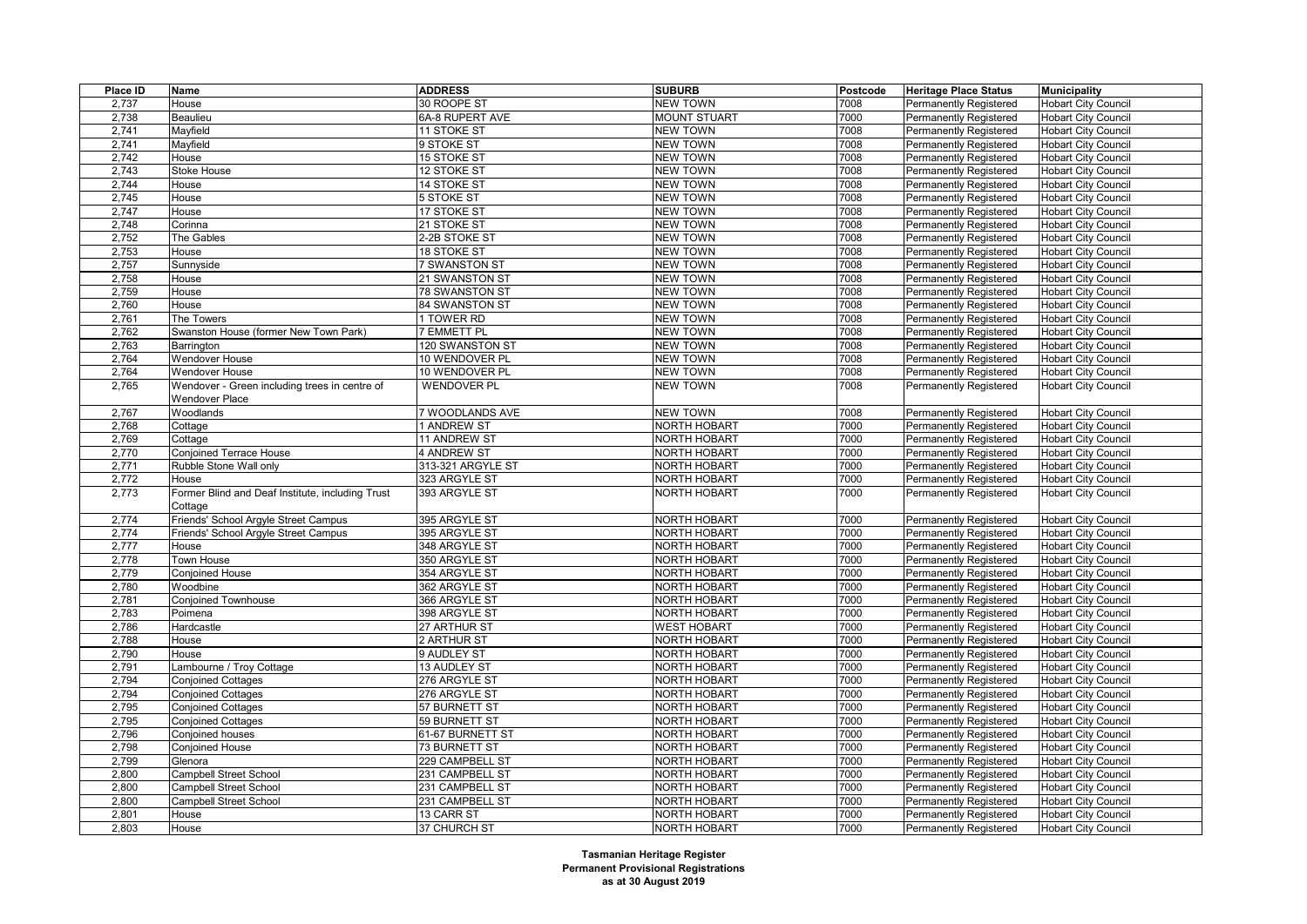| Place ID | Name | ADDRESS | SUBURB | Postcode | Heritage Place Status | Municipality |
|---|---|---|---|---|---|---|
| 2,737 | House | 30 ROOPE ST | NEW TOWN | 7008 | Permanently Registered | Hobart City Council |
| 2,738 | Beaulieu | 6A-8 RUPERT AVE | MOUNT STUART | 7000 | Permanently Registered | Hobart City Council |
| 2,741 | Mayfield | 11 STOKE ST | NEW TOWN | 7008 | Permanently Registered | Hobart City Council |
| 2,741 | Mayfield | 9 STOKE ST | NEW TOWN | 7008 | Permanently Registered | Hobart City Council |
| 2,742 | House | 15 STOKE ST | NEW TOWN | 7008 | Permanently Registered | Hobart City Council |
| 2,743 | Stoke House | 12 STOKE ST | NEW TOWN | 7008 | Permanently Registered | Hobart City Council |
| 2,744 | House | 14 STOKE ST | NEW TOWN | 7008 | Permanently Registered | Hobart City Council |
| 2,745 | House | 5 STOKE ST | NEW TOWN | 7008 | Permanently Registered | Hobart City Council |
| 2,747 | House | 17 STOKE ST | NEW TOWN | 7008 | Permanently Registered | Hobart City Council |
| 2,748 | Corinna | 21 STOKE ST | NEW TOWN | 7008 | Permanently Registered | Hobart City Council |
| 2,752 | The Gables | 2-2B STOKE ST | NEW TOWN | 7008 | Permanently Registered | Hobart City Council |
| 2,753 | House | 18 STOKE ST | NEW TOWN | 7008 | Permanently Registered | Hobart City Council |
| 2,757 | Sunnyside | 7 SWANSTON ST | NEW TOWN | 7008 | Permanently Registered | Hobart City Council |
| 2,758 | House | 21 SWANSTON ST | NEW TOWN | 7008 | Permanently Registered | Hobart City Council |
| 2,759 | House | 78 SWANSTON ST | NEW TOWN | 7008 | Permanently Registered | Hobart City Council |
| 2,760 | House | 84 SWANSTON ST | NEW TOWN | 7008 | Permanently Registered | Hobart City Council |
| 2,761 | The Towers | 1 TOWER RD | NEW TOWN | 7008 | Permanently Registered | Hobart City Council |
| 2,762 | Swanston House (former New Town Park) | 7 EMMETT PL | NEW TOWN | 7008 | Permanently Registered | Hobart City Council |
| 2,763 | Barrington | 120 SWANSTON ST | NEW TOWN | 7008 | Permanently Registered | Hobart City Council |
| 2,764 | Wendover House | 10 WENDOVER PL | NEW TOWN | 7008 | Permanently Registered | Hobart City Council |
| 2,764 | Wendover House | 10 WENDOVER PL | NEW TOWN | 7008 | Permanently Registered | Hobart City Council |
| 2,765 | Wendover - Green including trees in centre of Wendover Place | WENDOVER PL | NEW TOWN | 7008 | Permanently Registered | Hobart City Council |
| 2,767 | Woodlands | 7 WOODLANDS AVE | NEW TOWN | 7008 | Permanently Registered | Hobart City Council |
| 2,768 | Cottage | 1 ANDREW ST | NORTH HOBART | 7000 | Permanently Registered | Hobart City Council |
| 2,769 | Cottage | 11 ANDREW ST | NORTH HOBART | 7000 | Permanently Registered | Hobart City Council |
| 2,770 | Conjoined Terrace House | 4 ANDREW ST | NORTH HOBART | 7000 | Permanently Registered | Hobart City Council |
| 2,771 | Rubble Stone Wall only | 313-321 ARGYLE ST | NORTH HOBART | 7000 | Permanently Registered | Hobart City Council |
| 2,772 | House | 323 ARGYLE ST | NORTH HOBART | 7000 | Permanently Registered | Hobart City Council |
| 2,773 | Former Blind and Deaf Institute, including Trust Cottage | 393 ARGYLE ST | NORTH HOBART | 7000 | Permanently Registered | Hobart City Council |
| 2,774 | Friends' School Argyle Street Campus | 395 ARGYLE ST | NORTH HOBART | 7000 | Permanently Registered | Hobart City Council |
| 2,774 | Friends' School Argyle Street Campus | 395 ARGYLE ST | NORTH HOBART | 7000 | Permanently Registered | Hobart City Council |
| 2,777 | House | 348 ARGYLE ST | NORTH HOBART | 7000 | Permanently Registered | Hobart City Council |
| 2,778 | Town House | 350 ARGYLE ST | NORTH HOBART | 7000 | Permanently Registered | Hobart City Council |
| 2,779 | Conjoined House | 354 ARGYLE ST | NORTH HOBART | 7000 | Permanently Registered | Hobart City Council |
| 2,780 | Woodbine | 362 ARGYLE ST | NORTH HOBART | 7000 | Permanently Registered | Hobart City Council |
| 2,781 | Conjoined Townhouse | 366 ARGYLE ST | NORTH HOBART | 7000 | Permanently Registered | Hobart City Council |
| 2,783 | Poimena | 398 ARGYLE ST | NORTH HOBART | 7000 | Permanently Registered | Hobart City Council |
| 2,786 | Hardcastle | 27 ARTHUR ST | WEST HOBART | 7000 | Permanently Registered | Hobart City Council |
| 2,788 | House | 2 ARTHUR ST | NORTH HOBART | 7000 | Permanently Registered | Hobart City Council |
| 2,790 | House | 9 AUDLEY ST | NORTH HOBART | 7000 | Permanently Registered | Hobart City Council |
| 2,791 | Lambourne / Troy Cottage | 13 AUDLEY ST | NORTH HOBART | 7000 | Permanently Registered | Hobart City Council |
| 2,794 | Conjoined Cottages | 276 ARGYLE ST | NORTH HOBART | 7000 | Permanently Registered | Hobart City Council |
| 2,794 | Conjoined Cottages | 276 ARGYLE ST | NORTH HOBART | 7000 | Permanently Registered | Hobart City Council |
| 2,795 | Conjoined Cottages | 57 BURNETT ST | NORTH HOBART | 7000 | Permanently Registered | Hobart City Council |
| 2,795 | Conjoined Cottages | 59 BURNETT ST | NORTH HOBART | 7000 | Permanently Registered | Hobart City Council |
| 2,796 | Conjoined houses | 61-67 BURNETT ST | NORTH HOBART | 7000 | Permanently Registered | Hobart City Council |
| 2,798 | Conjoined House | 73 BURNETT ST | NORTH HOBART | 7000 | Permanently Registered | Hobart City Council |
| 2,799 | Glenora | 229 CAMPBELL ST | NORTH HOBART | 7000 | Permanently Registered | Hobart City Council |
| 2,800 | Campbell Street School | 231 CAMPBELL ST | NORTH HOBART | 7000 | Permanently Registered | Hobart City Council |
| 2,800 | Campbell Street School | 231 CAMPBELL ST | NORTH HOBART | 7000 | Permanently Registered | Hobart City Council |
| 2,800 | Campbell Street School | 231 CAMPBELL ST | NORTH HOBART | 7000 | Permanently Registered | Hobart City Council |
| 2,801 | House | 13 CARR ST | NORTH HOBART | 7000 | Permanently Registered | Hobart City Council |
| 2,803 | House | 37 CHURCH ST | NORTH HOBART | 7000 | Permanently Registered | Hobart City Council |

**Tasmanian Heritage Register**
**Permanent Provisional Registrations**
**as at 30 August 2019**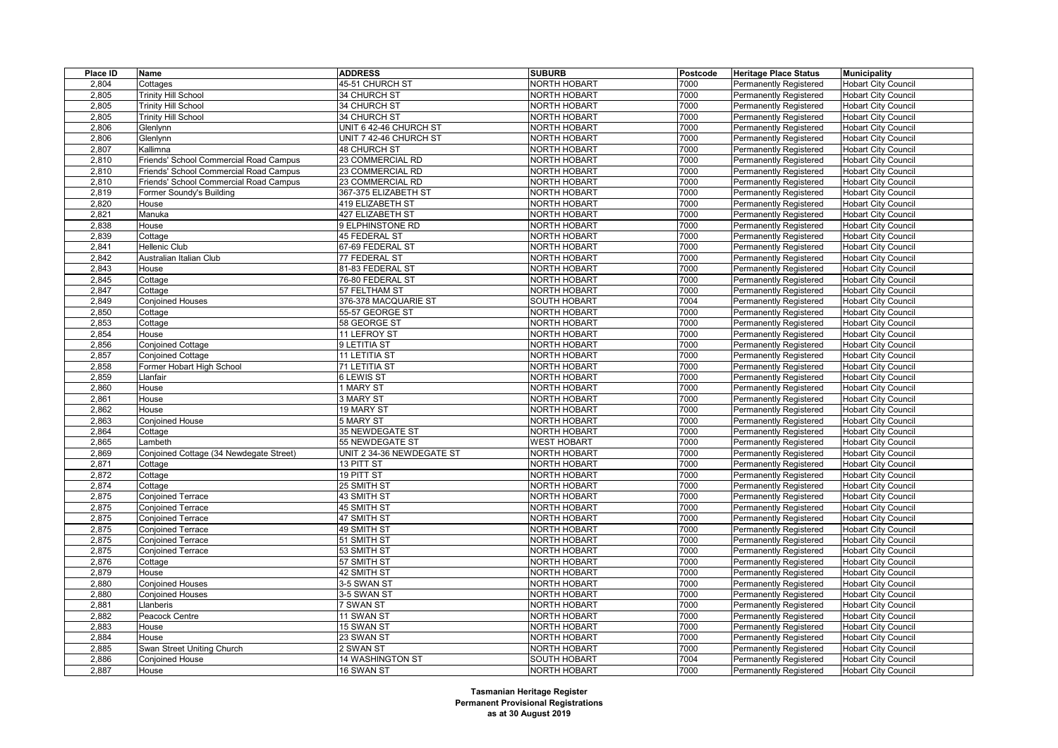| Place ID | Name | ADDRESS | SUBURB | Postcode | Heritage Place Status | Municipality |
|---|---|---|---|---|---|---|
| 2,804 | Cottages | 45-51 CHURCH ST | NORTH HOBART | 7000 | Permanently Registered | Hobart City Council |
| 2,805 | Trinity Hill School | 34 CHURCH ST | NORTH HOBART | 7000 | Permanently Registered | Hobart City Council |
| 2,805 | Trinity Hill School | 34 CHURCH ST | NORTH HOBART | 7000 | Permanently Registered | Hobart City Council |
| 2,805 | Trinity Hill School | 34 CHURCH ST | NORTH HOBART | 7000 | Permanently Registered | Hobart City Council |
| 2,806 | Glenlynn | UNIT 6 42-46 CHURCH ST | NORTH HOBART | 7000 | Permanently Registered | Hobart City Council |
| 2,806 | Glenlynn | UNIT 7 42-46 CHURCH ST | NORTH HOBART | 7000 | Permanently Registered | Hobart City Council |
| 2,807 | Kallimna | 48 CHURCH ST | NORTH HOBART | 7000 | Permanently Registered | Hobart City Council |
| 2,810 | Friends' School Commercial Road Campus | 23 COMMERCIAL RD | NORTH HOBART | 7000 | Permanently Registered | Hobart City Council |
| 2,810 | Friends' School Commercial Road Campus | 23 COMMERCIAL RD | NORTH HOBART | 7000 | Permanently Registered | Hobart City Council |
| 2,810 | Friends' School Commercial Road Campus | 23 COMMERCIAL RD | NORTH HOBART | 7000 | Permanently Registered | Hobart City Council |
| 2,819 | Former Soundy's Building | 367-375 ELIZABETH ST | NORTH HOBART | 7000 | Permanently Registered | Hobart City Council |
| 2,820 | House | 419 ELIZABETH ST | NORTH HOBART | 7000 | Permanently Registered | Hobart City Council |
| 2,821 | Manuka | 427 ELIZABETH ST | NORTH HOBART | 7000 | Permanently Registered | Hobart City Council |
| 2,838 | House | 9 ELPHINSTONE RD | NORTH HOBART | 7000 | Permanently Registered | Hobart City Council |
| 2,839 | Cottage | 45 FEDERAL ST | NORTH HOBART | 7000 | Permanently Registered | Hobart City Council |
| 2,841 | Hellenic Club | 67-69 FEDERAL ST | NORTH HOBART | 7000 | Permanently Registered | Hobart City Council |
| 2,842 | Australian Italian Club | 77 FEDERAL ST | NORTH HOBART | 7000 | Permanently Registered | Hobart City Council |
| 2,843 | House | 81-83 FEDERAL ST | NORTH HOBART | 7000 | Permanently Registered | Hobart City Council |
| 2,845 | Cottage | 76-80 FEDERAL ST | NORTH HOBART | 7000 | Permanently Registered | Hobart City Council |
| 2,847 | Cottage | 57 FELTHAM ST | NORTH HOBART | 7000 | Permanently Registered | Hobart City Council |
| 2,849 | Conjoined Houses | 376-378 MACQUARIE ST | SOUTH HOBART | 7004 | Permanently Registered | Hobart City Council |
| 2,850 | Cottage | 55-57 GEORGE ST | NORTH HOBART | 7000 | Permanently Registered | Hobart City Council |
| 2,853 | Cottage | 58 GEORGE ST | NORTH HOBART | 7000 | Permanently Registered | Hobart City Council |
| 2,854 | House | 11 LEFROY ST | NORTH HOBART | 7000 | Permanently Registered | Hobart City Council |
| 2,856 | Conjoined Cottage | 9 LETITIA ST | NORTH HOBART | 7000 | Permanently Registered | Hobart City Council |
| 2,857 | Conjoined Cottage | 11 LETITIA ST | NORTH HOBART | 7000 | Permanently Registered | Hobart City Council |
| 2,858 | Former Hobart High School | 71 LETITIA ST | NORTH HOBART | 7000 | Permanently Registered | Hobart City Council |
| 2,859 | Llanfair | 6 LEWIS ST | NORTH HOBART | 7000 | Permanently Registered | Hobart City Council |
| 2,860 | House | 1 MARY ST | NORTH HOBART | 7000 | Permanently Registered | Hobart City Council |
| 2,861 | House | 3 MARY ST | NORTH HOBART | 7000 | Permanently Registered | Hobart City Council |
| 2,862 | House | 19 MARY ST | NORTH HOBART | 7000 | Permanently Registered | Hobart City Council |
| 2,863 | Conjoined House | 5 MARY ST | NORTH HOBART | 7000 | Permanently Registered | Hobart City Council |
| 2,864 | Cottage | 35 NEWDEGATE ST | NORTH HOBART | 7000 | Permanently Registered | Hobart City Council |
| 2,865 | Lambeth | 55 NEWDEGATE ST | WEST HOBART | 7000 | Permanently Registered | Hobart City Council |
| 2,869 | Conjoined Cottage (34 Newdegate Street) | UNIT 2 34-36 NEWDEGATE ST | NORTH HOBART | 7000 | Permanently Registered | Hobart City Council |
| 2,871 | Cottage | 13 PITT ST | NORTH HOBART | 7000 | Permanently Registered | Hobart City Council |
| 2,872 | Cottage | 19 PITT ST | NORTH HOBART | 7000 | Permanently Registered | Hobart City Council |
| 2,874 | Cottage | 25 SMITH ST | NORTH HOBART | 7000 | Permanently Registered | Hobart City Council |
| 2,875 | Conjoined Terrace | 43 SMITH ST | NORTH HOBART | 7000 | Permanently Registered | Hobart City Council |
| 2,875 | Conjoined Terrace | 45 SMITH ST | NORTH HOBART | 7000 | Permanently Registered | Hobart City Council |
| 2,875 | Conjoined Terrace | 47 SMITH ST | NORTH HOBART | 7000 | Permanently Registered | Hobart City Council |
| 2,875 | Conjoined Terrace | 49 SMITH ST | NORTH HOBART | 7000 | Permanently Registered | Hobart City Council |
| 2,875 | Conjoined Terrace | 51 SMITH ST | NORTH HOBART | 7000 | Permanently Registered | Hobart City Council |
| 2,875 | Conjoined Terrace | 53 SMITH ST | NORTH HOBART | 7000 | Permanently Registered | Hobart City Council |
| 2,876 | Cottage | 57 SMITH ST | NORTH HOBART | 7000 | Permanently Registered | Hobart City Council |
| 2,879 | House | 42 SMITH ST | NORTH HOBART | 7000 | Permanently Registered | Hobart City Council |
| 2,880 | Conjoined Houses | 3-5 SWAN ST | NORTH HOBART | 7000 | Permanently Registered | Hobart City Council |
| 2,880 | Conjoined Houses | 3-5 SWAN ST | NORTH HOBART | 7000 | Permanently Registered | Hobart City Council |
| 2,881 | Llanberis | 7 SWAN ST | NORTH HOBART | 7000 | Permanently Registered | Hobart City Council |
| 2,882 | Peacock Centre | 11 SWAN ST | NORTH HOBART | 7000 | Permanently Registered | Hobart City Council |
| 2,883 | House | 15 SWAN ST | NORTH HOBART | 7000 | Permanently Registered | Hobart City Council |
| 2,884 | House | 23 SWAN ST | NORTH HOBART | 7000 | Permanently Registered | Hobart City Council |
| 2,885 | Swan Street Uniting Church | 2 SWAN ST | NORTH HOBART | 7000 | Permanently Registered | Hobart City Council |
| 2,886 | Conjoined House | 14 WASHINGTON ST | SOUTH HOBART | 7004 | Permanently Registered | Hobart City Council |
| 2,887 | House | 16 SWAN ST | NORTH HOBART | 7000 | Permanently Registered | Hobart City Council |

**Tasmanian Heritage Register**
**Permanent Provisional Registrations**
**as at 30 August 2019**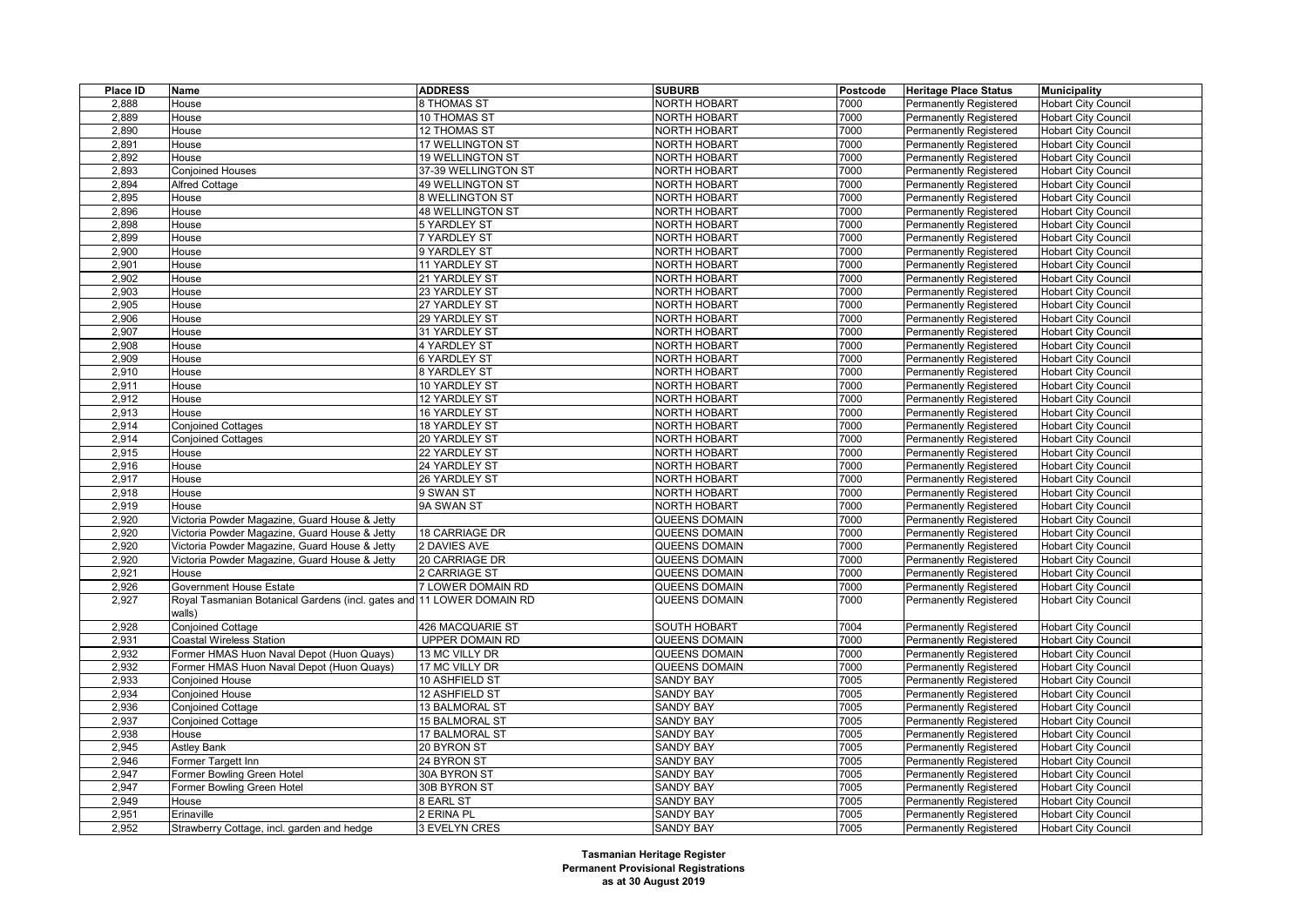| Place ID | Name | ADDRESS | SUBURB | Postcode | Heritage Place Status | Municipality |
|---|---|---|---|---|---|---|
| 2,888 | House | 8 THOMAS ST | NORTH HOBART | 7000 | Permanently Registered | Hobart City Council |
| 2,889 | House | 10 THOMAS ST | NORTH HOBART | 7000 | Permanently Registered | Hobart City Council |
| 2,890 | House | 12 THOMAS ST | NORTH HOBART | 7000 | Permanently Registered | Hobart City Council |
| 2,891 | House | 17 WELLINGTON ST | NORTH HOBART | 7000 | Permanently Registered | Hobart City Council |
| 2,892 | House | 19 WELLINGTON ST | NORTH HOBART | 7000 | Permanently Registered | Hobart City Council |
| 2,893 | Conjoined Houses | 37-39 WELLINGTON ST | NORTH HOBART | 7000 | Permanently Registered | Hobart City Council |
| 2,894 | Alfred Cottage | 49 WELLINGTON ST | NORTH HOBART | 7000 | Permanently Registered | Hobart City Council |
| 2,895 | House | 8 WELLINGTON ST | NORTH HOBART | 7000 | Permanently Registered | Hobart City Council |
| 2,896 | House | 48 WELLINGTON ST | NORTH HOBART | 7000 | Permanently Registered | Hobart City Council |
| 2,898 | House | 5 YARDLEY ST | NORTH HOBART | 7000 | Permanently Registered | Hobart City Council |
| 2,899 | House | 7 YARDLEY ST | NORTH HOBART | 7000 | Permanently Registered | Hobart City Council |
| 2,900 | House | 9 YARDLEY ST | NORTH HOBART | 7000 | Permanently Registered | Hobart City Council |
| 2,901 | House | 11 YARDLEY ST | NORTH HOBART | 7000 | Permanently Registered | Hobart City Council |
| 2,902 | House | 21 YARDLEY ST | NORTH HOBART | 7000 | Permanently Registered | Hobart City Council |
| 2,903 | House | 23 YARDLEY ST | NORTH HOBART | 7000 | Permanently Registered | Hobart City Council |
| 2,905 | House | 27 YARDLEY ST | NORTH HOBART | 7000 | Permanently Registered | Hobart City Council |
| 2,906 | House | 29 YARDLEY ST | NORTH HOBART | 7000 | Permanently Registered | Hobart City Council |
| 2,907 | House | 31 YARDLEY ST | NORTH HOBART | 7000 | Permanently Registered | Hobart City Council |
| 2,908 | House | 4 YARDLEY ST | NORTH HOBART | 7000 | Permanently Registered | Hobart City Council |
| 2,909 | House | 6 YARDLEY ST | NORTH HOBART | 7000 | Permanently Registered | Hobart City Council |
| 2,910 | House | 8 YARDLEY ST | NORTH HOBART | 7000 | Permanently Registered | Hobart City Council |
| 2,911 | House | 10 YARDLEY ST | NORTH HOBART | 7000 | Permanently Registered | Hobart City Council |
| 2,912 | House | 12 YARDLEY ST | NORTH HOBART | 7000 | Permanently Registered | Hobart City Council |
| 2,913 | House | 16 YARDLEY ST | NORTH HOBART | 7000 | Permanently Registered | Hobart City Council |
| 2,914 | Conjoined Cottages | 18 YARDLEY ST | NORTH HOBART | 7000 | Permanently Registered | Hobart City Council |
| 2,914 | Conjoined Cottages | 20 YARDLEY ST | NORTH HOBART | 7000 | Permanently Registered | Hobart City Council |
| 2,915 | House | 22 YARDLEY ST | NORTH HOBART | 7000 | Permanently Registered | Hobart City Council |
| 2,916 | House | 24 YARDLEY ST | NORTH HOBART | 7000 | Permanently Registered | Hobart City Council |
| 2,917 | House | 26 YARDLEY ST | NORTH HOBART | 7000 | Permanently Registered | Hobart City Council |
| 2,918 | House | 9 SWAN ST | NORTH HOBART | 7000 | Permanently Registered | Hobart City Council |
| 2,919 | House | 9A SWAN ST | NORTH HOBART | 7000 | Permanently Registered | Hobart City Council |
| 2,920 | Victoria Powder Magazine, Guard House & Jetty | | QUEENS DOMAIN | 7000 | Permanently Registered | Hobart City Council |
| 2,920 | Victoria Powder Magazine, Guard House & Jetty | 18 CARRIAGE DR | QUEENS DOMAIN | 7000 | Permanently Registered | Hobart City Council |
| 2,920 | Victoria Powder Magazine, Guard House & Jetty | 2 DAVIES AVE | QUEENS DOMAIN | 7000 | Permanently Registered | Hobart City Council |
| 2,920 | Victoria Powder Magazine, Guard House & Jetty | 20 CARRIAGE DR | QUEENS DOMAIN | 7000 | Permanently Registered | Hobart City Council |
| 2,921 | House | 2 CARRIAGE ST | QUEENS DOMAIN | 7000 | Permanently Registered | Hobart City Council |
| 2,926 | Government House Estate | 7 LOWER DOMAIN RD | QUEENS DOMAIN | 7000 | Permanently Registered | Hobart City Council |
| 2,927 | Royal Tasmanian Botanical Gardens (incl. gates and walls) | 11 LOWER DOMAIN RD | QUEENS DOMAIN | 7000 | Permanently Registered | Hobart City Council |
| 2,928 | Conjoined Cottage | 426 MACQUARIE ST | SOUTH HOBART | 7004 | Permanently Registered | Hobart City Council |
| 2,931 | Coastal Wireless Station | UPPER DOMAIN RD | QUEENS DOMAIN | 7000 | Permanently Registered | Hobart City Council |
| 2,932 | Former HMAS Huon Naval Depot (Huon Quays) | 13 MC VILLY DR | QUEENS DOMAIN | 7000 | Permanently Registered | Hobart City Council |
| 2,932 | Former HMAS Huon Naval Depot (Huon Quays) | 17 MC VILLY DR | QUEENS DOMAIN | 7000 | Permanently Registered | Hobart City Council |
| 2,933 | Conjoined House | 10 ASHFIELD ST | SANDY BAY | 7005 | Permanently Registered | Hobart City Council |
| 2,934 | Conjoined House | 12 ASHFIELD ST | SANDY BAY | 7005 | Permanently Registered | Hobart City Council |
| 2,936 | Conjoined Cottage | 13 BALMORAL ST | SANDY BAY | 7005 | Permanently Registered | Hobart City Council |
| 2,937 | Conjoined Cottage | 15 BALMORAL ST | SANDY BAY | 7005 | Permanently Registered | Hobart City Council |
| 2,938 | House | 17 BALMORAL ST | SANDY BAY | 7005 | Permanently Registered | Hobart City Council |
| 2,945 | Astley Bank | 20 BYRON ST | SANDY BAY | 7005 | Permanently Registered | Hobart City Council |
| 2,946 | Former Targett Inn | 24 BYRON ST | SANDY BAY | 7005 | Permanently Registered | Hobart City Council |
| 2,947 | Former Bowling Green Hotel | 30A BYRON ST | SANDY BAY | 7005 | Permanently Registered | Hobart City Council |
| 2,947 | Former Bowling Green Hotel | 30B BYRON ST | SANDY BAY | 7005 | Permanently Registered | Hobart City Council |
| 2,949 | House | 8 EARL ST | SANDY BAY | 7005 | Permanently Registered | Hobart City Council |
| 2,951 | Erinaville | 2 ERINA PL | SANDY BAY | 7005 | Permanently Registered | Hobart City Council |
| 2,952 | Strawberry Cottage, incl. garden and hedge | 3 EVELYN CRES | SANDY BAY | 7005 | Permanently Registered | Hobart City Council |

**Tasmanian Heritage Register**
**Permanent Provisional Registrations**
**as at 30 August 2019**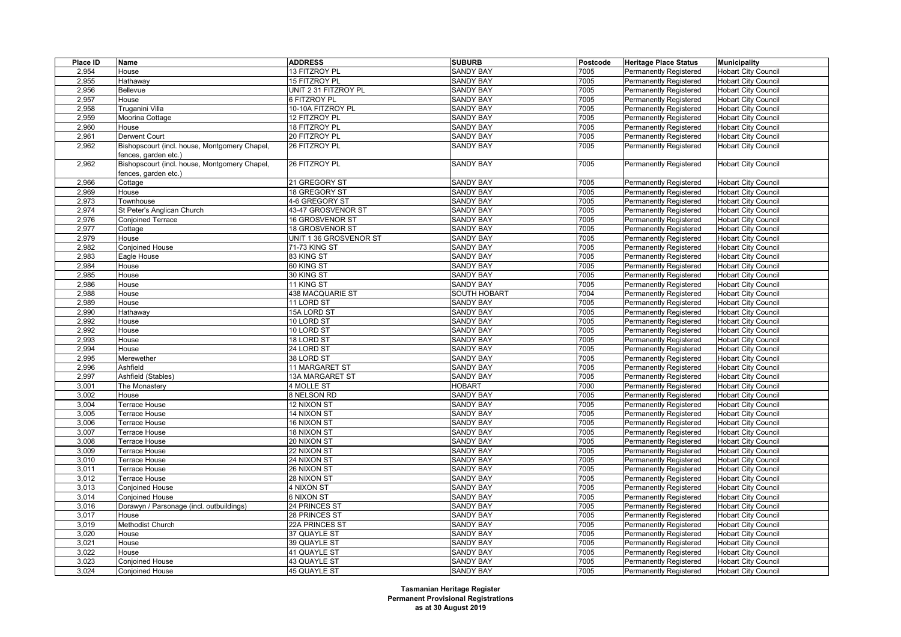| Place ID | Name | ADDRESS | SUBURB | Postcode | Heritage Place Status | Municipality |
|---|---|---|---|---|---|---|
| 2,954 | House | 13 FITZROY PL | SANDY BAY | 7005 | Permanently Registered | Hobart City Council |
| 2,955 | Hathaway | 15 FITZROY PL | SANDY BAY | 7005 | Permanently Registered | Hobart City Council |
| 2,956 | Bellevue | UNIT 2 31 FITZROY PL | SANDY BAY | 7005 | Permanently Registered | Hobart City Council |
| 2,957 | House | 6 FITZROY PL | SANDY BAY | 7005 | Permanently Registered | Hobart City Council |
| 2,958 | Truganini Villa | 10-10A FITZROY PL | SANDY BAY | 7005 | Permanently Registered | Hobart City Council |
| 2,959 | Moorina Cottage | 12 FITZROY PL | SANDY BAY | 7005 | Permanently Registered | Hobart City Council |
| 2,960 | House | 18 FITZROY PL | SANDY BAY | 7005 | Permanently Registered | Hobart City Council |
| 2,961 | Derwent Court | 20 FITZROY PL | SANDY BAY | 7005 | Permanently Registered | Hobart City Council |
| 2,962 | Bishopscourt (incl. house, Montgomery Chapel, fences, garden etc.) | 26 FITZROY PL | SANDY BAY | 7005 | Permanently Registered | Hobart City Council |
| 2,962 | Bishopscourt (incl. house, Montgomery Chapel, fences, garden etc.) | 26 FITZROY PL | SANDY BAY | 7005 | Permanently Registered | Hobart City Council |
| 2,966 | Cottage | 21 GREGORY ST | SANDY BAY | 7005 | Permanently Registered | Hobart City Council |
| 2,969 | House | 18 GREGORY ST | SANDY BAY | 7005 | Permanently Registered | Hobart City Council |
| 2,973 | Townhouse | 4-6 GREGORY ST | SANDY BAY | 7005 | Permanently Registered | Hobart City Council |
| 2,974 | St Peter's Anglican Church | 43-47 GROSVENOR ST | SANDY BAY | 7005 | Permanently Registered | Hobart City Council |
| 2,976 | Conjoined Terrace | 16 GROSVENOR ST | SANDY BAY | 7005 | Permanently Registered | Hobart City Council |
| 2,977 | Cottage | 18 GROSVENOR ST | SANDY BAY | 7005 | Permanently Registered | Hobart City Council |
| 2,979 | House | UNIT 1 36 GROSVENOR ST | SANDY BAY | 7005 | Permanently Registered | Hobart City Council |
| 2,982 | Conjoined House | 71-73 KING ST | SANDY BAY | 7005 | Permanently Registered | Hobart City Council |
| 2,983 | Eagle House | 83 KING ST | SANDY BAY | 7005 | Permanently Registered | Hobart City Council |
| 2,984 | House | 60 KING ST | SANDY BAY | 7005 | Permanently Registered | Hobart City Council |
| 2,985 | House | 30 KING ST | SANDY BAY | 7005 | Permanently Registered | Hobart City Council |
| 2,986 | House | 11 KING ST | SANDY BAY | 7005 | Permanently Registered | Hobart City Council |
| 2,988 | House | 438 MACQUARIE ST | SOUTH HOBART | 7004 | Permanently Registered | Hobart City Council |
| 2,989 | House | 11 LORD ST | SANDY BAY | 7005 | Permanently Registered | Hobart City Council |
| 2,990 | Hathaway | 15A LORD ST | SANDY BAY | 7005 | Permanently Registered | Hobart City Council |
| 2,992 | House | 10 LORD ST | SANDY BAY | 7005 | Permanently Registered | Hobart City Council |
| 2,992 | House | 10 LORD ST | SANDY BAY | 7005 | Permanently Registered | Hobart City Council |
| 2,993 | House | 18 LORD ST | SANDY BAY | 7005 | Permanently Registered | Hobart City Council |
| 2,994 | House | 24 LORD ST | SANDY BAY | 7005 | Permanently Registered | Hobart City Council |
| 2,995 | Merewether | 38 LORD ST | SANDY BAY | 7005 | Permanently Registered | Hobart City Council |
| 2,996 | Ashfield | 11 MARGARET ST | SANDY BAY | 7005 | Permanently Registered | Hobart City Council |
| 2,997 | Ashfield (Stables) | 13A MARGARET ST | SANDY BAY | 7005 | Permanently Registered | Hobart City Council |
| 3,001 | The Monastery | 4 MOLLE ST | HOBART | 7000 | Permanently Registered | Hobart City Council |
| 3,002 | House | 8 NELSON RD | SANDY BAY | 7005 | Permanently Registered | Hobart City Council |
| 3,004 | Terrace House | 12 NIXON ST | SANDY BAY | 7005 | Permanently Registered | Hobart City Council |
| 3,005 | Terrace House | 14 NIXON ST | SANDY BAY | 7005 | Permanently Registered | Hobart City Council |
| 3,006 | Terrace House | 16 NIXON ST | SANDY BAY | 7005 | Permanently Registered | Hobart City Council |
| 3,007 | Terrace House | 18 NIXON ST | SANDY BAY | 7005 | Permanently Registered | Hobart City Council |
| 3,008 | Terrace House | 20 NIXON ST | SANDY BAY | 7005 | Permanently Registered | Hobart City Council |
| 3,009 | Terrace House | 22 NIXON ST | SANDY BAY | 7005 | Permanently Registered | Hobart City Council |
| 3,010 | Terrace House | 24 NIXON ST | SANDY BAY | 7005 | Permanently Registered | Hobart City Council |
| 3,011 | Terrace House | 26 NIXON ST | SANDY BAY | 7005 | Permanently Registered | Hobart City Council |
| 3,012 | Terrace House | 28 NIXON ST | SANDY BAY | 7005 | Permanently Registered | Hobart City Council |
| 3,013 | Conjoined House | 4 NIXON ST | SANDY BAY | 7005 | Permanently Registered | Hobart City Council |
| 3,014 | Conjoined House | 6 NIXON ST | SANDY BAY | 7005 | Permanently Registered | Hobart City Council |
| 3,016 | Dorawyn / Parsonage (incl. outbuildings) | 24 PRINCES ST | SANDY BAY | 7005 | Permanently Registered | Hobart City Council |
| 3,017 | House | 28 PRINCES ST | SANDY BAY | 7005 | Permanently Registered | Hobart City Council |
| 3,019 | Methodist Church | 22A PRINCES ST | SANDY BAY | 7005 | Permanently Registered | Hobart City Council |
| 3,020 | House | 37 QUAYLE ST | SANDY BAY | 7005 | Permanently Registered | Hobart City Council |
| 3,021 | House | 39 QUAYLE ST | SANDY BAY | 7005 | Permanently Registered | Hobart City Council |
| 3,022 | House | 41 QUAYLE ST | SANDY BAY | 7005 | Permanently Registered | Hobart City Council |
| 3,023 | Conjoined House | 43 QUAYLE ST | SANDY BAY | 7005 | Permanently Registered | Hobart City Council |
| 3,024 | Conjoined House | 45 QUAYLE ST | SANDY BAY | 7005 | Permanently Registered | Hobart City Council |

**Tasmanian Heritage Register**
**Permanent Provisional Registrations**
**as at 30 August 2019**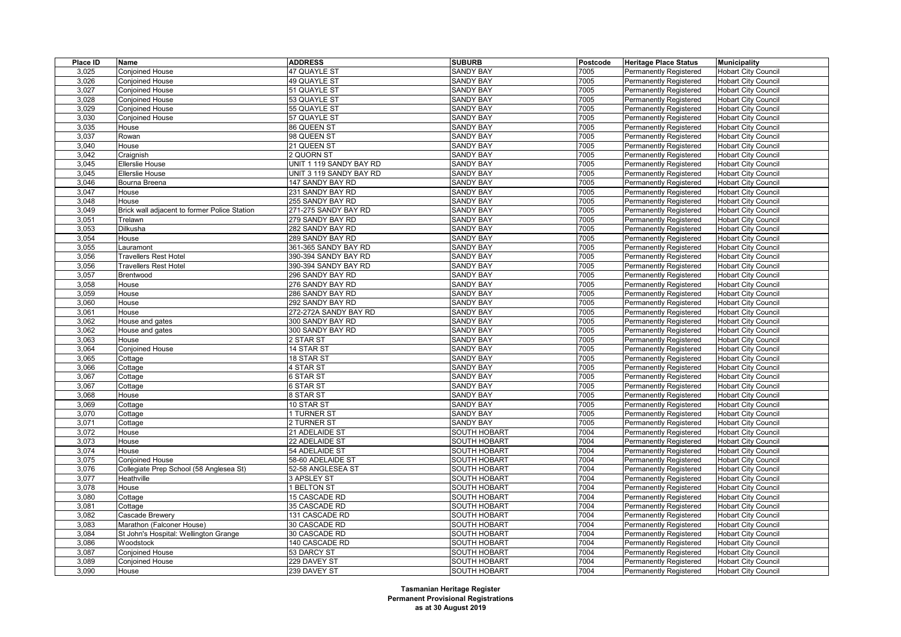| Place ID | Name | ADDRESS | SUBURB | Postcode | Heritage Place Status | Municipality |
|---|---|---|---|---|---|---|
| 3,025 | Conjoined House | 47 QUAYLE ST | SANDY BAY | 7005 | Permanently Registered | Hobart City Council |
| 3,026 | Conjoined House | 49 QUAYLE ST | SANDY BAY | 7005 | Permanently Registered | Hobart City Council |
| 3,027 | Conjoined House | 51 QUAYLE ST | SANDY BAY | 7005 | Permanently Registered | Hobart City Council |
| 3,028 | Conjoined House | 53 QUAYLE ST | SANDY BAY | 7005 | Permanently Registered | Hobart City Council |
| 3,029 | Conjoined House | 55 QUAYLE ST | SANDY BAY | 7005 | Permanently Registered | Hobart City Council |
| 3,030 | Conjoined House | 57 QUAYLE ST | SANDY BAY | 7005 | Permanently Registered | Hobart City Council |
| 3,035 | House | 86 QUEEN ST | SANDY BAY | 7005 | Permanently Registered | Hobart City Council |
| 3,037 | Rowan | 98 QUEEN ST | SANDY BAY | 7005 | Permanently Registered | Hobart City Council |
| 3,040 | House | 21 QUEEN ST | SANDY BAY | 7005 | Permanently Registered | Hobart City Council |
| 3,042 | Craignish | 2 QUORN ST | SANDY BAY | 7005 | Permanently Registered | Hobart City Council |
| 3,045 | Ellerslie House | UNIT 1 119 SANDY BAY RD | SANDY BAY | 7005 | Permanently Registered | Hobart City Council |
| 3,045 | Ellerslie House | UNIT 3 119 SANDY BAY RD | SANDY BAY | 7005 | Permanently Registered | Hobart City Council |
| 3,046 | Bourna Breena | 147 SANDY BAY RD | SANDY BAY | 7005 | Permanently Registered | Hobart City Council |
| 3,047 | House | 231 SANDY BAY RD | SANDY BAY | 7005 | Permanently Registered | Hobart City Council |
| 3,048 | House | 255 SANDY BAY RD | SANDY BAY | 7005 | Permanently Registered | Hobart City Council |
| 3,049 | Brick wall adjacent to former Police Station | 271-275 SANDY BAY RD | SANDY BAY | 7005 | Permanently Registered | Hobart City Council |
| 3,051 | Trelawn | 279 SANDY BAY RD | SANDY BAY | 7005 | Permanently Registered | Hobart City Council |
| 3,053 | Dilkusha | 282 SANDY BAY RD | SANDY BAY | 7005 | Permanently Registered | Hobart City Council |
| 3,054 | House | 289 SANDY BAY RD | SANDY BAY | 7005 | Permanently Registered | Hobart City Council |
| 3,055 | Lauramont | 361-365 SANDY BAY RD | SANDY BAY | 7005 | Permanently Registered | Hobart City Council |
| 3,056 | Travellers Rest Hotel | 390-394 SANDY BAY RD | SANDY BAY | 7005 | Permanently Registered | Hobart City Council |
| 3,056 | Travellers Rest Hotel | 390-394 SANDY BAY RD | SANDY BAY | 7005 | Permanently Registered | Hobart City Council |
| 3,057 | Brentwood | 296 SANDY BAY RD | SANDY BAY | 7005 | Permanently Registered | Hobart City Council |
| 3,058 | House | 276 SANDY BAY RD | SANDY BAY | 7005 | Permanently Registered | Hobart City Council |
| 3,059 | House | 286 SANDY BAY RD | SANDY BAY | 7005 | Permanently Registered | Hobart City Council |
| 3,060 | House | 292 SANDY BAY RD | SANDY BAY | 7005 | Permanently Registered | Hobart City Council |
| 3,061 | House | 272-272A SANDY BAY RD | SANDY BAY | 7005 | Permanently Registered | Hobart City Council |
| 3,062 | House and gates | 300 SANDY BAY RD | SANDY BAY | 7005 | Permanently Registered | Hobart City Council |
| 3,062 | House and gates | 300 SANDY BAY RD | SANDY BAY | 7005 | Permanently Registered | Hobart City Council |
| 3,063 | House | 2 STAR ST | SANDY BAY | 7005 | Permanently Registered | Hobart City Council |
| 3,064 | Conjoined House | 14 STAR ST | SANDY BAY | 7005 | Permanently Registered | Hobart City Council |
| 3,065 | Cottage | 18 STAR ST | SANDY BAY | 7005 | Permanently Registered | Hobart City Council |
| 3,066 | Cottage | 4 STAR ST | SANDY BAY | 7005 | Permanently Registered | Hobart City Council |
| 3,067 | Cottage | 6 STAR ST | SANDY BAY | 7005 | Permanently Registered | Hobart City Council |
| 3,067 | Cottage | 6 STAR ST | SANDY BAY | 7005 | Permanently Registered | Hobart City Council |
| 3,068 | House | 8 STAR ST | SANDY BAY | 7005 | Permanently Registered | Hobart City Council |
| 3,069 | Cottage | 10 STAR ST | SANDY BAY | 7005 | Permanently Registered | Hobart City Council |
| 3,070 | Cottage | 1 TURNER ST | SANDY BAY | 7005 | Permanently Registered | Hobart City Council |
| 3,071 | Cottage | 2 TURNER ST | SANDY BAY | 7005 | Permanently Registered | Hobart City Council |
| 3,072 | House | 21 ADELAIDE ST | SOUTH HOBART | 7004 | Permanently Registered | Hobart City Council |
| 3,073 | House | 22 ADELAIDE ST | SOUTH HOBART | 7004 | Permanently Registered | Hobart City Council |
| 3,074 | House | 54 ADELAIDE ST | SOUTH HOBART | 7004 | Permanently Registered | Hobart City Council |
| 3,075 | Conjoined House | 58-60 ADELAIDE ST | SOUTH HOBART | 7004 | Permanently Registered | Hobart City Council |
| 3,076 | Collegiate Prep School (58 Anglesea St) | 52-58 ANGLESEA ST | SOUTH HOBART | 7004 | Permanently Registered | Hobart City Council |
| 3,077 | Heathville | 3 APSLEY ST | SOUTH HOBART | 7004 | Permanently Registered | Hobart City Council |
| 3,078 | House | 1 BELTON ST | SOUTH HOBART | 7004 | Permanently Registered | Hobart City Council |
| 3,080 | Cottage | 15 CASCADE RD | SOUTH HOBART | 7004 | Permanently Registered | Hobart City Council |
| 3,081 | Cottage | 35 CASCADE RD | SOUTH HOBART | 7004 | Permanently Registered | Hobart City Council |
| 3,082 | Cascade Brewery | 131 CASCADE RD | SOUTH HOBART | 7004 | Permanently Registered | Hobart City Council |
| 3,083 | Marathon (Falconer House) | 30 CASCADE RD | SOUTH HOBART | 7004 | Permanently Registered | Hobart City Council |
| 3,084 | St John's Hospital: Wellington Grange | 30 CASCADE RD | SOUTH HOBART | 7004 | Permanently Registered | Hobart City Council |
| 3,086 | Woodstock | 140 CASCADE RD | SOUTH HOBART | 7004 | Permanently Registered | Hobart City Council |
| 3,087 | Conjoined House | 53 DARCY ST | SOUTH HOBART | 7004 | Permanently Registered | Hobart City Council |
| 3,089 | Conjoined House | 229 DAVEY ST | SOUTH HOBART | 7004 | Permanently Registered | Hobart City Council |
| 3,090 | House | 239 DAVEY ST | SOUTH HOBART | 7004 | Permanently Registered | Hobart City Council |

**Tasmanian Heritage Register**
**Permanent Provisional Registrations**
**as at 30 August 2019**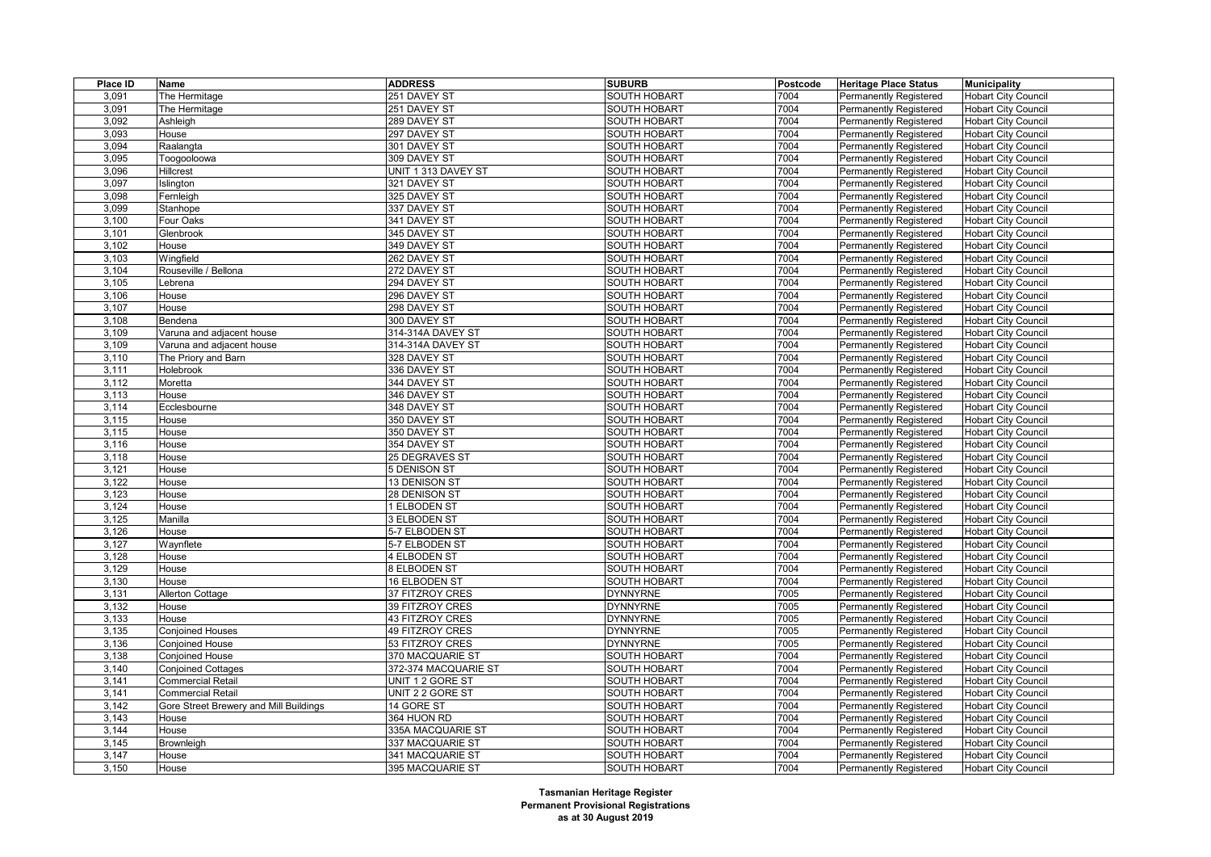| Place ID | Name | ADDRESS | SUBURB | Postcode | Heritage Place Status | Municipality |
|---|---|---|---|---|---|---|
| 3,091 | The Hermitage | 251 DAVEY ST | SOUTH HOBART | 7004 | Permanently Registered | Hobart City Council |
| 3,091 | The Hermitage | 251 DAVEY ST | SOUTH HOBART | 7004 | Permanently Registered | Hobart City Council |
| 3,092 | Ashleigh | 289 DAVEY ST | SOUTH HOBART | 7004 | Permanently Registered | Hobart City Council |
| 3,093 | House | 297 DAVEY ST | SOUTH HOBART | 7004 | Permanently Registered | Hobart City Council |
| 3,094 | Raalangta | 301 DAVEY ST | SOUTH HOBART | 7004 | Permanently Registered | Hobart City Council |
| 3,095 | Toogooloowa | 309 DAVEY ST | SOUTH HOBART | 7004 | Permanently Registered | Hobart City Council |
| 3,096 | Hillcrest | UNIT 1 313 DAVEY ST | SOUTH HOBART | 7004 | Permanently Registered | Hobart City Council |
| 3,097 | Islington | 321 DAVEY ST | SOUTH HOBART | 7004 | Permanently Registered | Hobart City Council |
| 3,098 | Fernleigh | 325 DAVEY ST | SOUTH HOBART | 7004 | Permanently Registered | Hobart City Council |
| 3,099 | Stanhope | 337 DAVEY ST | SOUTH HOBART | 7004 | Permanently Registered | Hobart City Council |
| 3,100 | Four Oaks | 341 DAVEY ST | SOUTH HOBART | 7004 | Permanently Registered | Hobart City Council |
| 3,101 | Glenbrook | 345 DAVEY ST | SOUTH HOBART | 7004 | Permanently Registered | Hobart City Council |
| 3,102 | House | 349 DAVEY ST | SOUTH HOBART | 7004 | Permanently Registered | Hobart City Council |
| 3,103 | Wingfield | 262 DAVEY ST | SOUTH HOBART | 7004 | Permanently Registered | Hobart City Council |
| 3,104 | Rouseville / Bellona | 272 DAVEY ST | SOUTH HOBART | 7004 | Permanently Registered | Hobart City Council |
| 3,105 | Lebrena | 294 DAVEY ST | SOUTH HOBART | 7004 | Permanently Registered | Hobart City Council |
| 3,106 | House | 296 DAVEY ST | SOUTH HOBART | 7004 | Permanently Registered | Hobart City Council |
| 3,107 | House | 298 DAVEY ST | SOUTH HOBART | 7004 | Permanently Registered | Hobart City Council |
| 3,108 | Bendena | 300 DAVEY ST | SOUTH HOBART | 7004 | Permanently Registered | Hobart City Council |
| 3,109 | Varuna and adjacent house | 314-314A DAVEY ST | SOUTH HOBART | 7004 | Permanently Registered | Hobart City Council |
| 3,109 | Varuna and adjacent house | 314-314A DAVEY ST | SOUTH HOBART | 7004 | Permanently Registered | Hobart City Council |
| 3,110 | The Priory and Barn | 328 DAVEY ST | SOUTH HOBART | 7004 | Permanently Registered | Hobart City Council |
| 3,111 | Holebrook | 336 DAVEY ST | SOUTH HOBART | 7004 | Permanently Registered | Hobart City Council |
| 3,112 | Moretta | 344 DAVEY ST | SOUTH HOBART | 7004 | Permanently Registered | Hobart City Council |
| 3,113 | House | 346 DAVEY ST | SOUTH HOBART | 7004 | Permanently Registered | Hobart City Council |
| 3,114 | Ecclesbourne | 348 DAVEY ST | SOUTH HOBART | 7004 | Permanently Registered | Hobart City Council |
| 3,115 | House | 350 DAVEY ST | SOUTH HOBART | 7004 | Permanently Registered | Hobart City Council |
| 3,115 | House | 350 DAVEY ST | SOUTH HOBART | 7004 | Permanently Registered | Hobart City Council |
| 3,116 | House | 354 DAVEY ST | SOUTH HOBART | 7004 | Permanently Registered | Hobart City Council |
| 3,118 | House | 25 DEGRAVES ST | SOUTH HOBART | 7004 | Permanently Registered | Hobart City Council |
| 3,121 | House | 5 DENISON ST | SOUTH HOBART | 7004 | Permanently Registered | Hobart City Council |
| 3,122 | House | 13 DENISON ST | SOUTH HOBART | 7004 | Permanently Registered | Hobart City Council |
| 3,123 | House | 28 DENISON ST | SOUTH HOBART | 7004 | Permanently Registered | Hobart City Council |
| 3,124 | House | 1 ELBODEN ST | SOUTH HOBART | 7004 | Permanently Registered | Hobart City Council |
| 3,125 | Manilla | 3 ELBODEN ST | SOUTH HOBART | 7004 | Permanently Registered | Hobart City Council |
| 3,126 | House | 5-7 ELBODEN ST | SOUTH HOBART | 7004 | Permanently Registered | Hobart City Council |
| 3,127 | Waynflete | 5-7 ELBODEN ST | SOUTH HOBART | 7004 | Permanently Registered | Hobart City Council |
| 3,128 | House | 4 ELBODEN ST | SOUTH HOBART | 7004 | Permanently Registered | Hobart City Council |
| 3,129 | House | 8 ELBODEN ST | SOUTH HOBART | 7004 | Permanently Registered | Hobart City Council |
| 3,130 | House | 16 ELBODEN ST | SOUTH HOBART | 7004 | Permanently Registered | Hobart City Council |
| 3,131 | Allerton Cottage | 37 FITZROY CRES | DYNNYRNE | 7005 | Permanently Registered | Hobart City Council |
| 3,132 | House | 39 FITZROY CRES | DYNNYRNE | 7005 | Permanently Registered | Hobart City Council |
| 3,133 | House | 43 FITZROY CRES | DYNNYRNE | 7005 | Permanently Registered | Hobart City Council |
| 3,135 | Conjoined Houses | 49 FITZROY CRES | DYNNYRNE | 7005 | Permanently Registered | Hobart City Council |
| 3,136 | Conjoined House | 53 FITZROY CRES | DYNNYRNE | 7005 | Permanently Registered | Hobart City Council |
| 3,138 | Conjoined House | 370 MACQUARIE ST | SOUTH HOBART | 7004 | Permanently Registered | Hobart City Council |
| 3,140 | Conjoined Cottages | 372-374 MACQUARIE ST | SOUTH HOBART | 7004 | Permanently Registered | Hobart City Council |
| 3,141 | Commercial Retail | UNIT 1 2 GORE ST | SOUTH HOBART | 7004 | Permanently Registered | Hobart City Council |
| 3,141 | Commercial Retail | UNIT 2 2 GORE ST | SOUTH HOBART | 7004 | Permanently Registered | Hobart City Council |
| 3,142 | Gore Street Brewery and Mill Buildings | 14 GORE ST | SOUTH HOBART | 7004 | Permanently Registered | Hobart City Council |
| 3,143 | House | 364 HUON RD | SOUTH HOBART | 7004 | Permanently Registered | Hobart City Council |
| 3,144 | House | 335A MACQUARIE ST | SOUTH HOBART | 7004 | Permanently Registered | Hobart City Council |
| 3,145 | Brownleigh | 337 MACQUARIE ST | SOUTH HOBART | 7004 | Permanently Registered | Hobart City Council |
| 3,147 | House | 341 MACQUARIE ST | SOUTH HOBART | 7004 | Permanently Registered | Hobart City Council |
| 3,150 | House | 395 MACQUARIE ST | SOUTH HOBART | 7004 | Permanently Registered | Hobart City Council |

**Tasmanian Heritage Register**
**Permanent Provisional Registrations**
**as at 30 August 2019**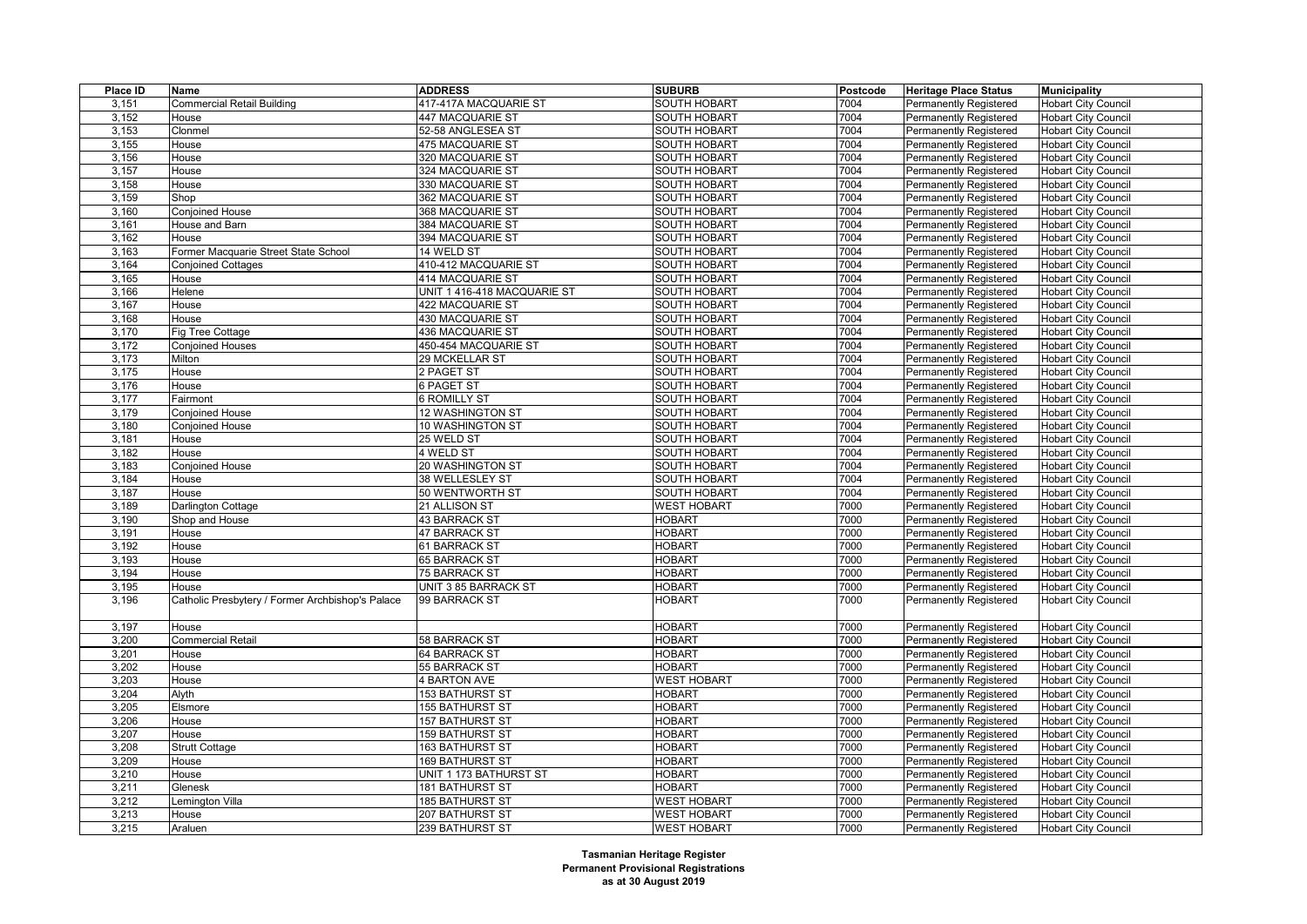| Place ID | Name | ADDRESS | SUBURB | Postcode | Heritage Place Status | Municipality |
|---|---|---|---|---|---|---|
| 3,151 | Commercial Retail Building | 417-417A MACQUARIE ST | SOUTH HOBART | 7004 | Permanently Registered | Hobart City Council |
| 3,152 | House | 447 MACQUARIE ST | SOUTH HOBART | 7004 | Permanently Registered | Hobart City Council |
| 3,153 | Clonmel | 52-58 ANGLESEA ST | SOUTH HOBART | 7004 | Permanently Registered | Hobart City Council |
| 3,155 | House | 475 MACQUARIE ST | SOUTH HOBART | 7004 | Permanently Registered | Hobart City Council |
| 3,156 | House | 320 MACQUARIE ST | SOUTH HOBART | 7004 | Permanently Registered | Hobart City Council |
| 3,157 | House | 324 MACQUARIE ST | SOUTH HOBART | 7004 | Permanently Registered | Hobart City Council |
| 3,158 | House | 330 MACQUARIE ST | SOUTH HOBART | 7004 | Permanently Registered | Hobart City Council |
| 3,159 | Shop | 362 MACQUARIE ST | SOUTH HOBART | 7004 | Permanently Registered | Hobart City Council |
| 3,160 | Conjoined House | 368 MACQUARIE ST | SOUTH HOBART | 7004 | Permanently Registered | Hobart City Council |
| 3,161 | House and Barn | 384 MACQUARIE ST | SOUTH HOBART | 7004 | Permanently Registered | Hobart City Council |
| 3,162 | House | 394 MACQUARIE ST | SOUTH HOBART | 7004 | Permanently Registered | Hobart City Council |
| 3,163 | Former Macquarie Street State School | 14 WELD ST | SOUTH HOBART | 7004 | Permanently Registered | Hobart City Council |
| 3,164 | Conjoined Cottages | 410-412 MACQUARIE ST | SOUTH HOBART | 7004 | Permanently Registered | Hobart City Council |
| 3,165 | House | 414 MACQUARIE ST | SOUTH HOBART | 7004 | Permanently Registered | Hobart City Council |
| 3,166 | Helene | UNIT 1 416-418 MACQUARIE ST | SOUTH HOBART | 7004 | Permanently Registered | Hobart City Council |
| 3,167 | House | 422 MACQUARIE ST | SOUTH HOBART | 7004 | Permanently Registered | Hobart City Council |
| 3,168 | House | 430 MACQUARIE ST | SOUTH HOBART | 7004 | Permanently Registered | Hobart City Council |
| 3,170 | Fig Tree Cottage | 436 MACQUARIE ST | SOUTH HOBART | 7004 | Permanently Registered | Hobart City Council |
| 3,172 | Conjoined Houses | 450-454 MACQUARIE ST | SOUTH HOBART | 7004 | Permanently Registered | Hobart City Council |
| 3,173 | Milton | 29 MCKELLAR ST | SOUTH HOBART | 7004 | Permanently Registered | Hobart City Council |
| 3,175 | House | 2 PAGET ST | SOUTH HOBART | 7004 | Permanently Registered | Hobart City Council |
| 3,176 | House | 6 PAGET ST | SOUTH HOBART | 7004 | Permanently Registered | Hobart City Council |
| 3,177 | Fairmont | 6 ROMILLY ST | SOUTH HOBART | 7004 | Permanently Registered | Hobart City Council |
| 3,179 | Conjoined House | 12 WASHINGTON ST | SOUTH HOBART | 7004 | Permanently Registered | Hobart City Council |
| 3,180 | Conjoined House | 10 WASHINGTON ST | SOUTH HOBART | 7004 | Permanently Registered | Hobart City Council |
| 3,181 | House | 25 WELD ST | SOUTH HOBART | 7004 | Permanently Registered | Hobart City Council |
| 3,182 | House | 4 WELD ST | SOUTH HOBART | 7004 | Permanently Registered | Hobart City Council |
| 3,183 | Conjoined House | 20 WASHINGTON ST | SOUTH HOBART | 7004 | Permanently Registered | Hobart City Council |
| 3,184 | House | 38 WELLESLEY ST | SOUTH HOBART | 7004 | Permanently Registered | Hobart City Council |
| 3,187 | House | 50 WENTWORTH ST | SOUTH HOBART | 7004 | Permanently Registered | Hobart City Council |
| 3,189 | Darlington Cottage | 21 ALLISON ST | WEST HOBART | 7000 | Permanently Registered | Hobart City Council |
| 3,190 | Shop and House | 43 BARRACK ST | HOBART | 7000 | Permanently Registered | Hobart City Council |
| 3,191 | House | 47 BARRACK ST | HOBART | 7000 | Permanently Registered | Hobart City Council |
| 3,192 | House | 61 BARRACK ST | HOBART | 7000 | Permanently Registered | Hobart City Council |
| 3,193 | House | 65 BARRACK ST | HOBART | 7000 | Permanently Registered | Hobart City Council |
| 3,194 | House | 75 BARRACK ST | HOBART | 7000 | Permanently Registered | Hobart City Council |
| 3,195 | House | UNIT 3 85 BARRACK ST | HOBART | 7000 | Permanently Registered | Hobart City Council |
| 3,196 | Catholic Presbytery / Former Archbishop's Palace | 99 BARRACK ST | HOBART | 7000 | Permanently Registered | Hobart City Council |
| 3,197 | House | | HOBART | 7000 | Permanently Registered | Hobart City Council |
| 3,200 | Commercial Retail | 58 BARRACK ST | HOBART | 7000 | Permanently Registered | Hobart City Council |
| 3,201 | House | 64 BARRACK ST | HOBART | 7000 | Permanently Registered | Hobart City Council |
| 3,202 | House | 55 BARRACK ST | HOBART | 7000 | Permanently Registered | Hobart City Council |
| 3,203 | House | 4 BARTON AVE | WEST HOBART | 7000 | Permanently Registered | Hobart City Council |
| 3,204 | Alyth | 153 BATHURST ST | HOBART | 7000 | Permanently Registered | Hobart City Council |
| 3,205 | Elsmore | 155 BATHURST ST | HOBART | 7000 | Permanently Registered | Hobart City Council |
| 3,206 | House | 157 BATHURST ST | HOBART | 7000 | Permanently Registered | Hobart City Council |
| 3,207 | House | 159 BATHURST ST | HOBART | 7000 | Permanently Registered | Hobart City Council |
| 3,208 | Strutt Cottage | 163 BATHURST ST | HOBART | 7000 | Permanently Registered | Hobart City Council |
| 3,209 | House | 169 BATHURST ST | HOBART | 7000 | Permanently Registered | Hobart City Council |
| 3,210 | House | UNIT 1 173 BATHURST ST | HOBART | 7000 | Permanently Registered | Hobart City Council |
| 3,211 | Glenesk | 181 BATHURST ST | HOBART | 7000 | Permanently Registered | Hobart City Council |
| 3,212 | Lemington Villa | 185 BATHURST ST | WEST HOBART | 7000 | Permanently Registered | Hobart City Council |
| 3,213 | House | 207 BATHURST ST | WEST HOBART | 7000 | Permanently Registered | Hobart City Council |
| 3,215 | Araluen | 239 BATHURST ST | WEST HOBART | 7000 | Permanently Registered | Hobart City Council |

**Tasmanian Heritage Register**
**Permanent Provisional Registrations**
**as at 30 August 2019**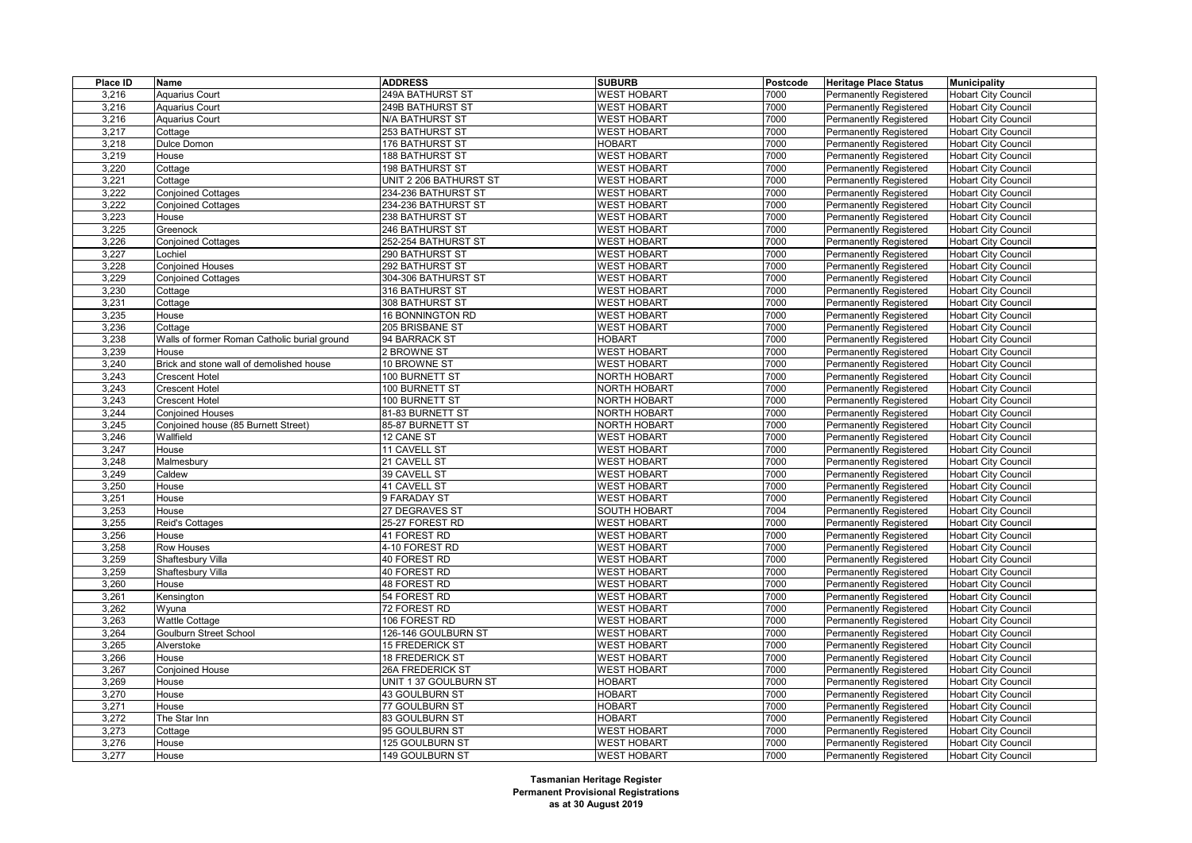| Place ID | Name | ADDRESS | SUBURB | Postcode | Heritage Place Status | Municipality |
|---|---|---|---|---|---|---|
| 3,216 | Aquarius Court | 249A BATHURST ST | WEST HOBART | 7000 | Permanently Registered | Hobart City Council |
| 3,216 | Aquarius Court | 249B BATHURST ST | WEST HOBART | 7000 | Permanently Registered | Hobart City Council |
| 3,216 | Aquarius Court | N/A BATHURST ST | WEST HOBART | 7000 | Permanently Registered | Hobart City Council |
| 3,217 | Cottage | 253 BATHURST ST | WEST HOBART | 7000 | Permanently Registered | Hobart City Council |
| 3,218 | Dulce Domon | 176 BATHURST ST | HOBART | 7000 | Permanently Registered | Hobart City Council |
| 3,219 | House | 188 BATHURST ST | WEST HOBART | 7000 | Permanently Registered | Hobart City Council |
| 3,220 | Cottage | 198 BATHURST ST | WEST HOBART | 7000 | Permanently Registered | Hobart City Council |
| 3,221 | Cottage | UNIT 2 206 BATHURST ST | WEST HOBART | 7000 | Permanently Registered | Hobart City Council |
| 3,222 | Conjoined Cottages | 234-236 BATHURST ST | WEST HOBART | 7000 | Permanently Registered | Hobart City Council |
| 3,222 | Conjoined Cottages | 234-236 BATHURST ST | WEST HOBART | 7000 | Permanently Registered | Hobart City Council |
| 3,223 | House | 238 BATHURST ST | WEST HOBART | 7000 | Permanently Registered | Hobart City Council |
| 3,225 | Greenock | 246 BATHURST ST | WEST HOBART | 7000 | Permanently Registered | Hobart City Council |
| 3,226 | Conjoined Cottages | 252-254 BATHURST ST | WEST HOBART | 7000 | Permanently Registered | Hobart City Council |
| 3,227 | Lochiel | 290 BATHURST ST | WEST HOBART | 7000 | Permanently Registered | Hobart City Council |
| 3,228 | Conjoined Houses | 292 BATHURST ST | WEST HOBART | 7000 | Permanently Registered | Hobart City Council |
| 3,229 | Conjoined Cottages | 304-306 BATHURST ST | WEST HOBART | 7000 | Permanently Registered | Hobart City Council |
| 3,230 | Cottage | 316 BATHURST ST | WEST HOBART | 7000 | Permanently Registered | Hobart City Council |
| 3,231 | Cottage | 308 BATHURST ST | WEST HOBART | 7000 | Permanently Registered | Hobart City Council |
| 3,235 | House | 16 BONNINGTON RD | WEST HOBART | 7000 | Permanently Registered | Hobart City Council |
| 3,236 | Cottage | 205 BRISBANE ST | WEST HOBART | 7000 | Permanently Registered | Hobart City Council |
| 3,238 | Walls of former Roman Catholic burial ground | 94 BARRACK ST | HOBART | 7000 | Permanently Registered | Hobart City Council |
| 3,239 | House | 2 BROWNE ST | WEST HOBART | 7000 | Permanently Registered | Hobart City Council |
| 3,240 | Brick and stone wall of demolished house | 10 BROWNE ST | WEST HOBART | 7000 | Permanently Registered | Hobart City Council |
| 3,243 | Crescent Hotel | 100 BURNETT ST | NORTH HOBART | 7000 | Permanently Registered | Hobart City Council |
| 3,243 | Crescent Hotel | 100 BURNETT ST | NORTH HOBART | 7000 | Permanently Registered | Hobart City Council |
| 3,243 | Crescent Hotel | 100 BURNETT ST | NORTH HOBART | 7000 | Permanently Registered | Hobart City Council |
| 3,244 | Conjoined Houses | 81-83 BURNETT ST | NORTH HOBART | 7000 | Permanently Registered | Hobart City Council |
| 3,245 | Conjoined house (85 Burnett Street) | 85-87 BURNETT ST | NORTH HOBART | 7000 | Permanently Registered | Hobart City Council |
| 3,246 | Wallfield | 12 CANE ST | WEST HOBART | 7000 | Permanently Registered | Hobart City Council |
| 3,247 | House | 11 CAVELL ST | WEST HOBART | 7000 | Permanently Registered | Hobart City Council |
| 3,248 | Malmesbury | 21 CAVELL ST | WEST HOBART | 7000 | Permanently Registered | Hobart City Council |
| 3,249 | Caldew | 39 CAVELL ST | WEST HOBART | 7000 | Permanently Registered | Hobart City Council |
| 3,250 | House | 41 CAVELL ST | WEST HOBART | 7000 | Permanently Registered | Hobart City Council |
| 3,251 | House | 9 FARADAY ST | WEST HOBART | 7000 | Permanently Registered | Hobart City Council |
| 3,253 | House | 27 DEGRAVES ST | SOUTH HOBART | 7004 | Permanently Registered | Hobart City Council |
| 3,255 | Reid's Cottages | 25-27 FOREST RD | WEST HOBART | 7000 | Permanently Registered | Hobart City Council |
| 3,256 | House | 41 FOREST RD | WEST HOBART | 7000 | Permanently Registered | Hobart City Council |
| 3,258 | Row Houses | 4-10 FOREST RD | WEST HOBART | 7000 | Permanently Registered | Hobart City Council |
| 3,259 | Shaftesbury Villa | 40 FOREST RD | WEST HOBART | 7000 | Permanently Registered | Hobart City Council |
| 3,259 | Shaftesbury Villa | 40 FOREST RD | WEST HOBART | 7000 | Permanently Registered | Hobart City Council |
| 3,260 | House | 48 FOREST RD | WEST HOBART | 7000 | Permanently Registered | Hobart City Council |
| 3,261 | Kensington | 54 FOREST RD | WEST HOBART | 7000 | Permanently Registered | Hobart City Council |
| 3,262 | Wyuna | 72 FOREST RD | WEST HOBART | 7000 | Permanently Registered | Hobart City Council |
| 3,263 | Wattle Cottage | 106 FOREST RD | WEST HOBART | 7000 | Permanently Registered | Hobart City Council |
| 3,264 | Goulburn Street School | 126-146 GOULBURN ST | WEST HOBART | 7000 | Permanently Registered | Hobart City Council |
| 3,265 | Alverstoke | 15 FREDERICK ST | WEST HOBART | 7000 | Permanently Registered | Hobart City Council |
| 3,266 | House | 18 FREDERICK ST | WEST HOBART | 7000 | Permanently Registered | Hobart City Council |
| 3,267 | Conjoined House | 26A FREDERICK ST | WEST HOBART | 7000 | Permanently Registered | Hobart City Council |
| 3,269 | House | UNIT 1 37 GOULBURN ST | HOBART | 7000 | Permanently Registered | Hobart City Council |
| 3,270 | House | 43 GOULBURN ST | HOBART | 7000 | Permanently Registered | Hobart City Council |
| 3,271 | House | 77 GOULBURN ST | HOBART | 7000 | Permanently Registered | Hobart City Council |
| 3,272 | The Star Inn | 83 GOULBURN ST | HOBART | 7000 | Permanently Registered | Hobart City Council |
| 3,273 | Cottage | 95 GOULBURN ST | WEST HOBART | 7000 | Permanently Registered | Hobart City Council |
| 3,276 | House | 125 GOULBURN ST | WEST HOBART | 7000 | Permanently Registered | Hobart City Council |
| 3,277 | House | 149 GOULBURN ST | WEST HOBART | 7000 | Permanently Registered | Hobart City Council |

**Tasmanian Heritage Register**
**Permanent Provisional Registrations**
**as at 30 August 2019**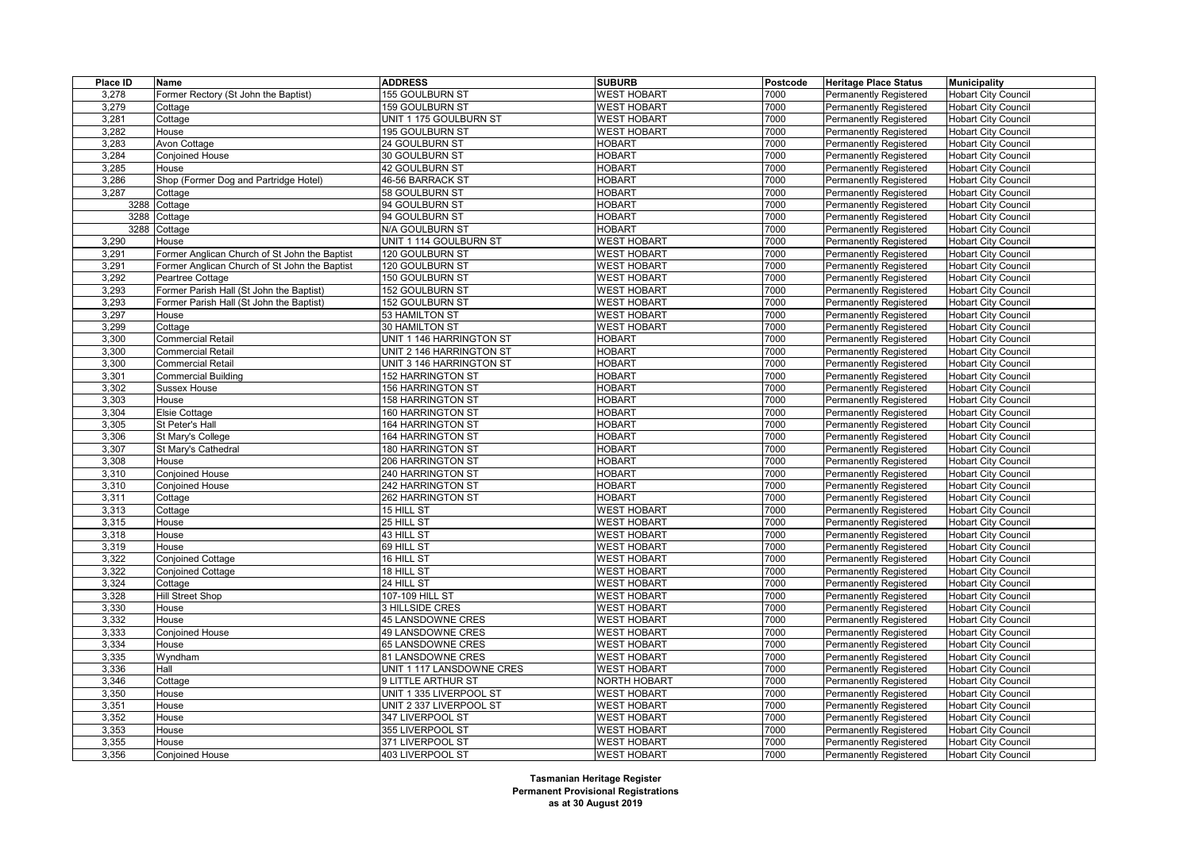| Place ID | Name | ADDRESS | SUBURB | Postcode | Heritage Place Status | Municipality |
|---|---|---|---|---|---|---|
| 3,278 | Former Rectory (St John the Baptist) | 155 GOULBURN ST | WEST HOBART | 7000 | Permanently Registered | Hobart City Council |
| 3,279 | Cottage | 159 GOULBURN ST | WEST HOBART | 7000 | Permanently Registered | Hobart City Council |
| 3,281 | Cottage | UNIT 1 175 GOULBURN ST | WEST HOBART | 7000 | Permanently Registered | Hobart City Council |
| 3,282 | House | 195 GOULBURN ST | WEST HOBART | 7000 | Permanently Registered | Hobart City Council |
| 3,283 | Avon Cottage | 24 GOULBURN ST | HOBART | 7000 | Permanently Registered | Hobart City Council |
| 3,284 | Conjoined House | 30 GOULBURN ST | HOBART | 7000 | Permanently Registered | Hobart City Council |
| 3,285 | House | 42 GOULBURN ST | HOBART | 7000 | Permanently Registered | Hobart City Council |
| 3,286 | Shop (Former Dog and Partridge Hotel) | 46-56 BARRACK ST | HOBART | 7000 | Permanently Registered | Hobart City Council |
| 3,287 | Cottage | 58 GOULBURN ST | HOBART | 7000 | Permanently Registered | Hobart City Council |
| 3288 | Cottage | 94 GOULBURN ST | HOBART | 7000 | Permanently Registered | Hobart City Council |
| 3288 | Cottage | 94 GOULBURN ST | HOBART | 7000 | Permanently Registered | Hobart City Council |
| 3288 | Cottage | N/A GOULBURN ST | HOBART | 7000 | Permanently Registered | Hobart City Council |
| 3,290 | House | UNIT 1 114 GOULBURN ST | WEST HOBART | 7000 | Permanently Registered | Hobart City Council |
| 3,291 | Former Anglican Church of St John the Baptist | 120 GOULBURN ST | WEST HOBART | 7000 | Permanently Registered | Hobart City Council |
| 3,291 | Former Anglican Church of St John the Baptist | 120 GOULBURN ST | WEST HOBART | 7000 | Permanently Registered | Hobart City Council |
| 3,292 | Peartree Cottage | 150 GOULBURN ST | WEST HOBART | 7000 | Permanently Registered | Hobart City Council |
| 3,293 | Former Parish Hall (St John the Baptist) | 152 GOULBURN ST | WEST HOBART | 7000 | Permanently Registered | Hobart City Council |
| 3,293 | Former Parish Hall (St John the Baptist) | 152 GOULBURN ST | WEST HOBART | 7000 | Permanently Registered | Hobart City Council |
| 3,297 | House | 53 HAMILTON ST | WEST HOBART | 7000 | Permanently Registered | Hobart City Council |
| 3,299 | Cottage | 30 HAMILTON ST | WEST HOBART | 7000 | Permanently Registered | Hobart City Council |
| 3,300 | Commercial Retail | UNIT 1 146 HARRINGTON ST | HOBART | 7000 | Permanently Registered | Hobart City Council |
| 3,300 | Commercial Retail | UNIT 2 146 HARRINGTON ST | HOBART | 7000 | Permanently Registered | Hobart City Council |
| 3,300 | Commercial Retail | UNIT 3 146 HARRINGTON ST | HOBART | 7000 | Permanently Registered | Hobart City Council |
| 3,301 | Commercial Building | 152 HARRINGTON ST | HOBART | 7000 | Permanently Registered | Hobart City Council |
| 3,302 | Sussex House | 156 HARRINGTON ST | HOBART | 7000 | Permanently Registered | Hobart City Council |
| 3,303 | House | 158 HARRINGTON ST | HOBART | 7000 | Permanently Registered | Hobart City Council |
| 3,304 | Elsie Cottage | 160 HARRINGTON ST | HOBART | 7000 | Permanently Registered | Hobart City Council |
| 3,305 | St Peter's Hall | 164 HARRINGTON ST | HOBART | 7000 | Permanently Registered | Hobart City Council |
| 3,306 | St Mary's College | 164 HARRINGTON ST | HOBART | 7000 | Permanently Registered | Hobart City Council |
| 3,307 | St Mary's Cathedral | 180 HARRINGTON ST | HOBART | 7000 | Permanently Registered | Hobart City Council |
| 3,308 | House | 206 HARRINGTON ST | HOBART | 7000 | Permanently Registered | Hobart City Council |
| 3,310 | Conjoined House | 240 HARRINGTON ST | HOBART | 7000 | Permanently Registered | Hobart City Council |
| 3,310 | Conjoined House | 242 HARRINGTON ST | HOBART | 7000 | Permanently Registered | Hobart City Council |
| 3,311 | Cottage | 262 HARRINGTON ST | HOBART | 7000 | Permanently Registered | Hobart City Council |
| 3,313 | Cottage | 15 HILL ST | WEST HOBART | 7000 | Permanently Registered | Hobart City Council |
| 3,315 | House | 25 HILL ST | WEST HOBART | 7000 | Permanently Registered | Hobart City Council |
| 3,318 | House | 43 HILL ST | WEST HOBART | 7000 | Permanently Registered | Hobart City Council |
| 3,319 | House | 69 HILL ST | WEST HOBART | 7000 | Permanently Registered | Hobart City Council |
| 3,322 | Conjoined Cottage | 16 HILL ST | WEST HOBART | 7000 | Permanently Registered | Hobart City Council |
| 3,322 | Conjoined Cottage | 18 HILL ST | WEST HOBART | 7000 | Permanently Registered | Hobart City Council |
| 3,324 | Cottage | 24 HILL ST | WEST HOBART | 7000 | Permanently Registered | Hobart City Council |
| 3,328 | Hill Street Shop | 107-109 HILL ST | WEST HOBART | 7000 | Permanently Registered | Hobart City Council |
| 3,330 | House | 3 HILLSIDE CRES | WEST HOBART | 7000 | Permanently Registered | Hobart City Council |
| 3,332 | House | 45 LANSDOWNE CRES | WEST HOBART | 7000 | Permanently Registered | Hobart City Council |
| 3,333 | Conjoined House | 49 LANSDOWNE CRES | WEST HOBART | 7000 | Permanently Registered | Hobart City Council |
| 3,334 | House | 65 LANSDOWNE CRES | WEST HOBART | 7000 | Permanently Registered | Hobart City Council |
| 3,335 | Wyndham | 81 LANSDOWNE CRES | WEST HOBART | 7000 | Permanently Registered | Hobart City Council |
| 3,336 | Hall | UNIT 1 117 LANSDOWNE CRES | WEST HOBART | 7000 | Permanently Registered | Hobart City Council |
| 3,346 | Cottage | 9 LITTLE ARTHUR ST | NORTH HOBART | 7000 | Permanently Registered | Hobart City Council |
| 3,350 | House | UNIT 1 335 LIVERPOOL ST | WEST HOBART | 7000 | Permanently Registered | Hobart City Council |
| 3,351 | House | UNIT 2 337 LIVERPOOL ST | WEST HOBART | 7000 | Permanently Registered | Hobart City Council |
| 3,352 | House | 347 LIVERPOOL ST | WEST HOBART | 7000 | Permanently Registered | Hobart City Council |
| 3,353 | House | 355 LIVERPOOL ST | WEST HOBART | 7000 | Permanently Registered | Hobart City Council |
| 3,355 | House | 371 LIVERPOOL ST | WEST HOBART | 7000 | Permanently Registered | Hobart City Council |
| 3,356 | Conjoined House | 403 LIVERPOOL ST | WEST HOBART | 7000 | Permanently Registered | Hobart City Council |

**Tasmanian Heritage Register**
**Permanent Provisional Registrations**
**as at 30 August 2019**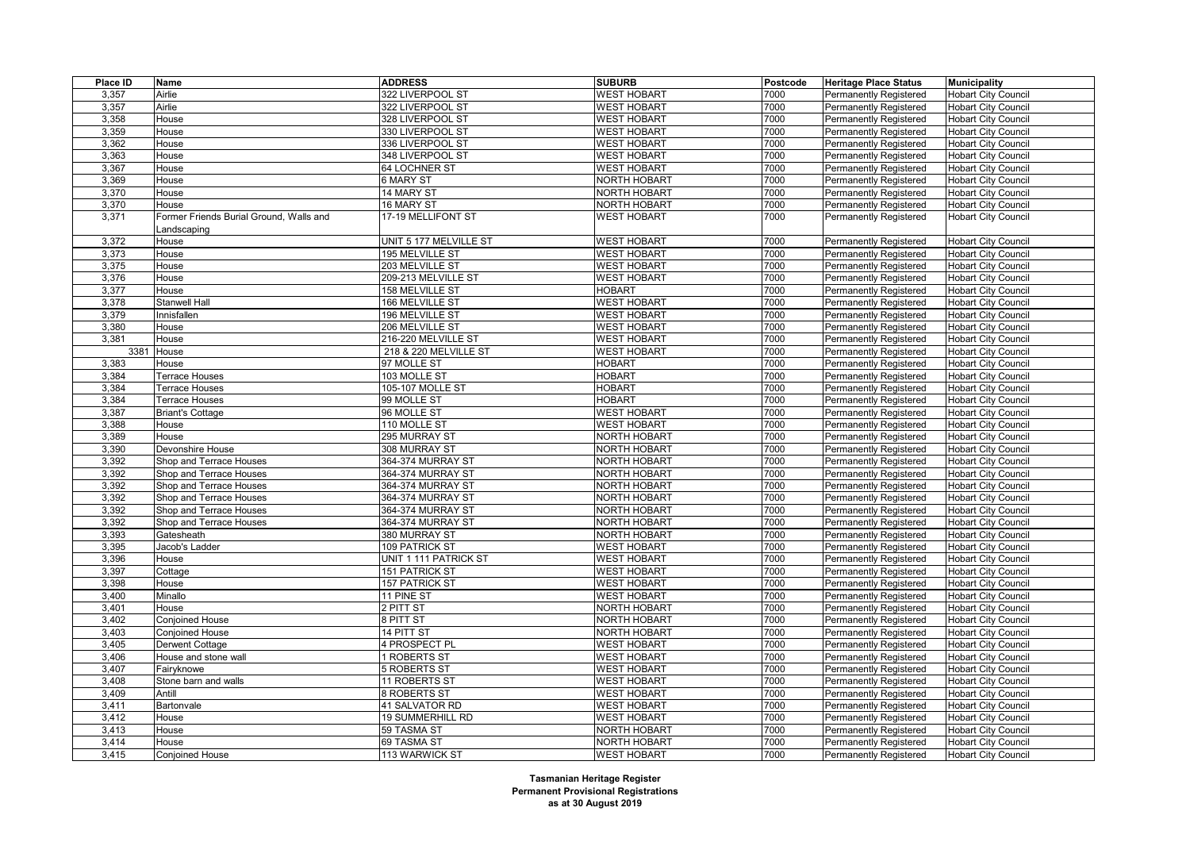| Place ID | Name | ADDRESS | SUBURB | Postcode | Heritage Place Status | Municipality |
|---|---|---|---|---|---|---|
| 3,357 | Airlie | 322 LIVERPOOL ST | WEST HOBART | 7000 | Permanently Registered | Hobart City Council |
| 3,357 | Airlie | 322 LIVERPOOL ST | WEST HOBART | 7000 | Permanently Registered | Hobart City Council |
| 3,358 | House | 328 LIVERPOOL ST | WEST HOBART | 7000 | Permanently Registered | Hobart City Council |
| 3,359 | House | 330 LIVERPOOL ST | WEST HOBART | 7000 | Permanently Registered | Hobart City Council |
| 3,362 | House | 336 LIVERPOOL ST | WEST HOBART | 7000 | Permanently Registered | Hobart City Council |
| 3,363 | House | 348 LIVERPOOL ST | WEST HOBART | 7000 | Permanently Registered | Hobart City Council |
| 3,367 | House | 64 LOCHNER ST | WEST HOBART | 7000 | Permanently Registered | Hobart City Council |
| 3,369 | House | 6 MARY ST | NORTH HOBART | 7000 | Permanently Registered | Hobart City Council |
| 3,370 | House | 14 MARY ST | NORTH HOBART | 7000 | Permanently Registered | Hobart City Council |
| 3,370 | House | 16 MARY ST | NORTH HOBART | 7000 | Permanently Registered | Hobart City Council |
| 3,371 | Former Friends Burial Ground, Walls and Landscaping | 17-19 MELLIFONT ST | WEST HOBART | 7000 | Permanently Registered | Hobart City Council |
| 3,372 | House | UNIT 5 177 MELVILLE ST | WEST HOBART | 7000 | Permanently Registered | Hobart City Council |
| 3,373 | House | 195 MELVILLE ST | WEST HOBART | 7000 | Permanently Registered | Hobart City Council |
| 3,375 | House | 203 MELVILLE ST | WEST HOBART | 7000 | Permanently Registered | Hobart City Council |
| 3,376 | House | 209-213 MELVILLE ST | WEST HOBART | 7000 | Permanently Registered | Hobart City Council |
| 3,377 | House | 158 MELVILLE ST | HOBART | 7000 | Permanently Registered | Hobart City Council |
| 3,378 | Stanwell Hall | 166 MELVILLE ST | WEST HOBART | 7000 | Permanently Registered | Hobart City Council |
| 3,379 | Innisfallen | 196 MELVILLE ST | WEST HOBART | 7000 | Permanently Registered | Hobart City Council |
| 3,380 | House | 206 MELVILLE ST | WEST HOBART | 7000 | Permanently Registered | Hobart City Council |
| 3,381 | House | 216-220 MELVILLE ST | WEST HOBART | 7000 | Permanently Registered | Hobart City Council |
| 3381 | House | 218 & 220 MELVILLE ST | WEST HOBART | 7000 | Permanently Registered | Hobart City Council |
| 3,383 | House | 97 MOLLE ST | HOBART | 7000 | Permanently Registered | Hobart City Council |
| 3,384 | Terrace Houses | 103 MOLLE ST | HOBART | 7000 | Permanently Registered | Hobart City Council |
| 3,384 | Terrace Houses | 105-107 MOLLE ST | HOBART | 7000 | Permanently Registered | Hobart City Council |
| 3,384 | Terrace Houses | 99 MOLLE ST | HOBART | 7000 | Permanently Registered | Hobart City Council |
| 3,387 | Briant's Cottage | 96 MOLLE ST | WEST HOBART | 7000 | Permanently Registered | Hobart City Council |
| 3,388 | House | 110 MOLLE ST | WEST HOBART | 7000 | Permanently Registered | Hobart City Council |
| 3,389 | House | 295 MURRAY ST | NORTH HOBART | 7000 | Permanently Registered | Hobart City Council |
| 3,390 | Devonshire House | 308 MURRAY ST | NORTH HOBART | 7000 | Permanently Registered | Hobart City Council |
| 3,392 | Shop and Terrace Houses | 364-374 MURRAY ST | NORTH HOBART | 7000 | Permanently Registered | Hobart City Council |
| 3,392 | Shop and Terrace Houses | 364-374 MURRAY ST | NORTH HOBART | 7000 | Permanently Registered | Hobart City Council |
| 3,392 | Shop and Terrace Houses | 364-374 MURRAY ST | NORTH HOBART | 7000 | Permanently Registered | Hobart City Council |
| 3,392 | Shop and Terrace Houses | 364-374 MURRAY ST | NORTH HOBART | 7000 | Permanently Registered | Hobart City Council |
| 3,392 | Shop and Terrace Houses | 364-374 MURRAY ST | NORTH HOBART | 7000 | Permanently Registered | Hobart City Council |
| 3,392 | Shop and Terrace Houses | 364-374 MURRAY ST | NORTH HOBART | 7000 | Permanently Registered | Hobart City Council |
| 3,393 | Gatesheath | 380 MURRAY ST | NORTH HOBART | 7000 | Permanently Registered | Hobart City Council |
| 3,395 | Jacob's Ladder | 109 PATRICK ST | WEST HOBART | 7000 | Permanently Registered | Hobart City Council |
| 3,396 | House | UNIT 1 111 PATRICK ST | WEST HOBART | 7000 | Permanently Registered | Hobart City Council |
| 3,397 | Cottage | 151 PATRICK ST | WEST HOBART | 7000 | Permanently Registered | Hobart City Council |
| 3,398 | House | 157 PATRICK ST | WEST HOBART | 7000 | Permanently Registered | Hobart City Council |
| 3,400 | Minallo | 11 PINE ST | WEST HOBART | 7000 | Permanently Registered | Hobart City Council |
| 3,401 | House | 2 PITT ST | NORTH HOBART | 7000 | Permanently Registered | Hobart City Council |
| 3,402 | Conjoined House | 8 PITT ST | NORTH HOBART | 7000 | Permanently Registered | Hobart City Council |
| 3,403 | Conjoined House | 14 PITT ST | NORTH HOBART | 7000 | Permanently Registered | Hobart City Council |
| 3,405 | Derwent Cottage | 4 PROSPECT PL | WEST HOBART | 7000 | Permanently Registered | Hobart City Council |
| 3,406 | House and stone wall | 1 ROBERTS ST | WEST HOBART | 7000 | Permanently Registered | Hobart City Council |
| 3,407 | Fairyknowe | 5 ROBERTS ST | WEST HOBART | 7000 | Permanently Registered | Hobart City Council |
| 3,408 | Stone barn and walls | 11 ROBERTS ST | WEST HOBART | 7000 | Permanently Registered | Hobart City Council |
| 3,409 | Antill | 8 ROBERTS ST | WEST HOBART | 7000 | Permanently Registered | Hobart City Council |
| 3,411 | Bartonvale | 41 SALVATOR RD | WEST HOBART | 7000 | Permanently Registered | Hobart City Council |
| 3,412 | House | 19 SUMMERHILL RD | WEST HOBART | 7000 | Permanently Registered | Hobart City Council |
| 3,413 | House | 59 TASMA ST | NORTH HOBART | 7000 | Permanently Registered | Hobart City Council |
| 3,414 | House | 69 TASMA ST | NORTH HOBART | 7000 | Permanently Registered | Hobart City Council |
| 3,415 | Conjoined House | 113 WARWICK ST | WEST HOBART | 7000 | Permanently Registered | Hobart City Council |

**Tasmanian Heritage Register**
**Permanent Provisional Registrations**
**as at 30 August 2019**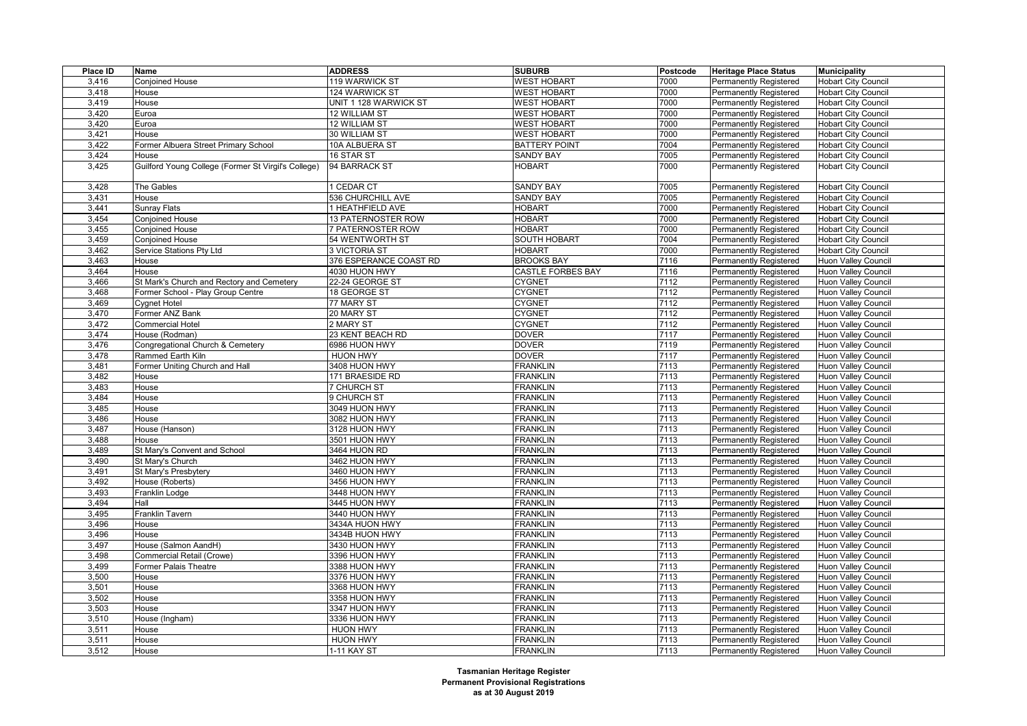| Place ID | Name | ADDRESS | SUBURB | Postcode | Heritage Place Status | Municipality |
|---|---|---|---|---|---|---|
| 3,416 | Conjoined House | 119 WARWICK ST | WEST HOBART | 7000 | Permanently Registered | Hobart City Council |
| 3,418 | House | 124 WARWICK ST | WEST HOBART | 7000 | Permanently Registered | Hobart City Council |
| 3,419 | House | UNIT 1 128 WARWICK ST | WEST HOBART | 7000 | Permanently Registered | Hobart City Council |
| 3,420 | Euroa | 12 WILLIAM ST | WEST HOBART | 7000 | Permanently Registered | Hobart City Council |
| 3,420 | Euroa | 12 WILLIAM ST | WEST HOBART | 7000 | Permanently Registered | Hobart City Council |
| 3,421 | House | 30 WILLIAM ST | WEST HOBART | 7000 | Permanently Registered | Hobart City Council |
| 3,422 | Former Albuera Street Primary School | 10A ALBUERA ST | BATTERY POINT | 7004 | Permanently Registered | Hobart City Council |
| 3,424 | House | 16 STAR ST | SANDY BAY | 7005 | Permanently Registered | Hobart City Council |
| 3,425 | Guilford Young College (Former St Virgil's College) | 94 BARRACK ST | HOBART | 7000 | Permanently Registered | Hobart City Council |
| 3,428 | The Gables | 1 CEDAR CT | SANDY BAY | 7005 | Permanently Registered | Hobart City Council |
| 3,431 | House | 536 CHURCHILL AVE | SANDY BAY | 7005 | Permanently Registered | Hobart City Council |
| 3,441 | Sunray Flats | 1 HEATHFIELD AVE | HOBART | 7000 | Permanently Registered | Hobart City Council |
| 3,454 | Conjoined House | 13 PATERNOSTER ROW | HOBART | 7000 | Permanently Registered | Hobart City Council |
| 3,455 | Conjoined House | 7 PATERNOSTER ROW | HOBART | 7000 | Permanently Registered | Hobart City Council |
| 3,459 | Conjoined House | 54 WENTWORTH ST | SOUTH HOBART | 7004 | Permanently Registered | Hobart City Council |
| 3,462 | Service Stations Pty Ltd | 3 VICTORIA ST | HOBART | 7000 | Permanently Registered | Hobart City Council |
| 3,463 | House | 376 ESPERANCE COAST RD | BROOKS BAY | 7116 | Permanently Registered | Huon Valley Council |
| 3,464 | House | 4030 HUON HWY | CASTLE FORBES BAY | 7116 | Permanently Registered | Huon Valley Council |
| 3,466 | St Mark's Church and Rectory and Cemetery | 22-24 GEORGE ST | CYGNET | 7112 | Permanently Registered | Huon Valley Council |
| 3,468 | Former School - Play Group Centre | 18 GEORGE ST | CYGNET | 7112 | Permanently Registered | Huon Valley Council |
| 3,469 | Cygnet Hotel | 77 MARY ST | CYGNET | 7112 | Permanently Registered | Huon Valley Council |
| 3,470 | Former ANZ Bank | 20 MARY ST | CYGNET | 7112 | Permanently Registered | Huon Valley Council |
| 3,472 | Commercial Hotel | 2 MARY ST | CYGNET | 7112 | Permanently Registered | Huon Valley Council |
| 3,474 | House (Rodman) | 23 KENT BEACH RD | DOVER | 7117 | Permanently Registered | Huon Valley Council |
| 3,476 | Congregational Church & Cemetery | 6986 HUON HWY | DOVER | 7119 | Permanently Registered | Huon Valley Council |
| 3,478 | Rammed Earth Kiln | HUON HWY | DOVER | 7117 | Permanently Registered | Huon Valley Council |
| 3,481 | Former Uniting Church and Hall | 3408 HUON HWY | FRANKLIN | 7113 | Permanently Registered | Huon Valley Council |
| 3,482 | House | 171 BRAESIDE RD | FRANKLIN | 7113 | Permanently Registered | Huon Valley Council |
| 3,483 | House | 7 CHURCH ST | FRANKLIN | 7113 | Permanently Registered | Huon Valley Council |
| 3,484 | House | 9 CHURCH ST | FRANKLIN | 7113 | Permanently Registered | Huon Valley Council |
| 3,485 | House | 3049 HUON HWY | FRANKLIN | 7113 | Permanently Registered | Huon Valley Council |
| 3,486 | House | 3082 HUON HWY | FRANKLIN | 7113 | Permanently Registered | Huon Valley Council |
| 3,487 | House (Hanson) | 3128 HUON HWY | FRANKLIN | 7113 | Permanently Registered | Huon Valley Council |
| 3,488 | House | 3501 HUON HWY | FRANKLIN | 7113 | Permanently Registered | Huon Valley Council |
| 3,489 | St Mary's Convent and School | 3464 HUON RD | FRANKLIN | 7113 | Permanently Registered | Huon Valley Council |
| 3,490 | St Mary's Church | 3462 HUON HWY | FRANKLIN | 7113 | Permanently Registered | Huon Valley Council |
| 3,491 | St Mary's Presbytery | 3460 HUON HWY | FRANKLIN | 7113 | Permanently Registered | Huon Valley Council |
| 3,492 | House (Roberts) | 3456 HUON HWY | FRANKLIN | 7113 | Permanently Registered | Huon Valley Council |
| 3,493 | Franklin Lodge | 3448 HUON HWY | FRANKLIN | 7113 | Permanently Registered | Huon Valley Council |
| 3,494 | Hall | 3445 HUON HWY | FRANKLIN | 7113 | Permanently Registered | Huon Valley Council |
| 3,495 | Franklin Tavern | 3440 HUON HWY | FRANKLIN | 7113 | Permanently Registered | Huon Valley Council |
| 3,496 | House | 3434A HUON HWY | FRANKLIN | 7113 | Permanently Registered | Huon Valley Council |
| 3,496 | House | 3434B HUON HWY | FRANKLIN | 7113 | Permanently Registered | Huon Valley Council |
| 3,497 | House (Salmon AandH) | 3430 HUON HWY | FRANKLIN | 7113 | Permanently Registered | Huon Valley Council |
| 3,498 | Commercial Retail (Crowe) | 3396 HUON HWY | FRANKLIN | 7113 | Permanently Registered | Huon Valley Council |
| 3,499 | Former Palais Theatre | 3388 HUON HWY | FRANKLIN | 7113 | Permanently Registered | Huon Valley Council |
| 3,500 | House | 3376 HUON HWY | FRANKLIN | 7113 | Permanently Registered | Huon Valley Council |
| 3,501 | House | 3368 HUON HWY | FRANKLIN | 7113 | Permanently Registered | Huon Valley Council |
| 3,502 | House | 3358 HUON HWY | FRANKLIN | 7113 | Permanently Registered | Huon Valley Council |
| 3,503 | House | 3347 HUON HWY | FRANKLIN | 7113 | Permanently Registered | Huon Valley Council |
| 3,510 | House (Ingham) | 3336 HUON HWY | FRANKLIN | 7113 | Permanently Registered | Huon Valley Council |
| 3,511 | House | HUON HWY | FRANKLIN | 7113 | Permanently Registered | Huon Valley Council |
| 3,511 | House | HUON HWY | FRANKLIN | 7113 | Permanently Registered | Huon Valley Council |
| 3,512 | House | 1-11 KAY ST | FRANKLIN | 7113 | Permanently Registered | Huon Valley Council |

**Tasmanian Heritage Register**
**Permanent Provisional Registrations**
**as at 30 August 2019**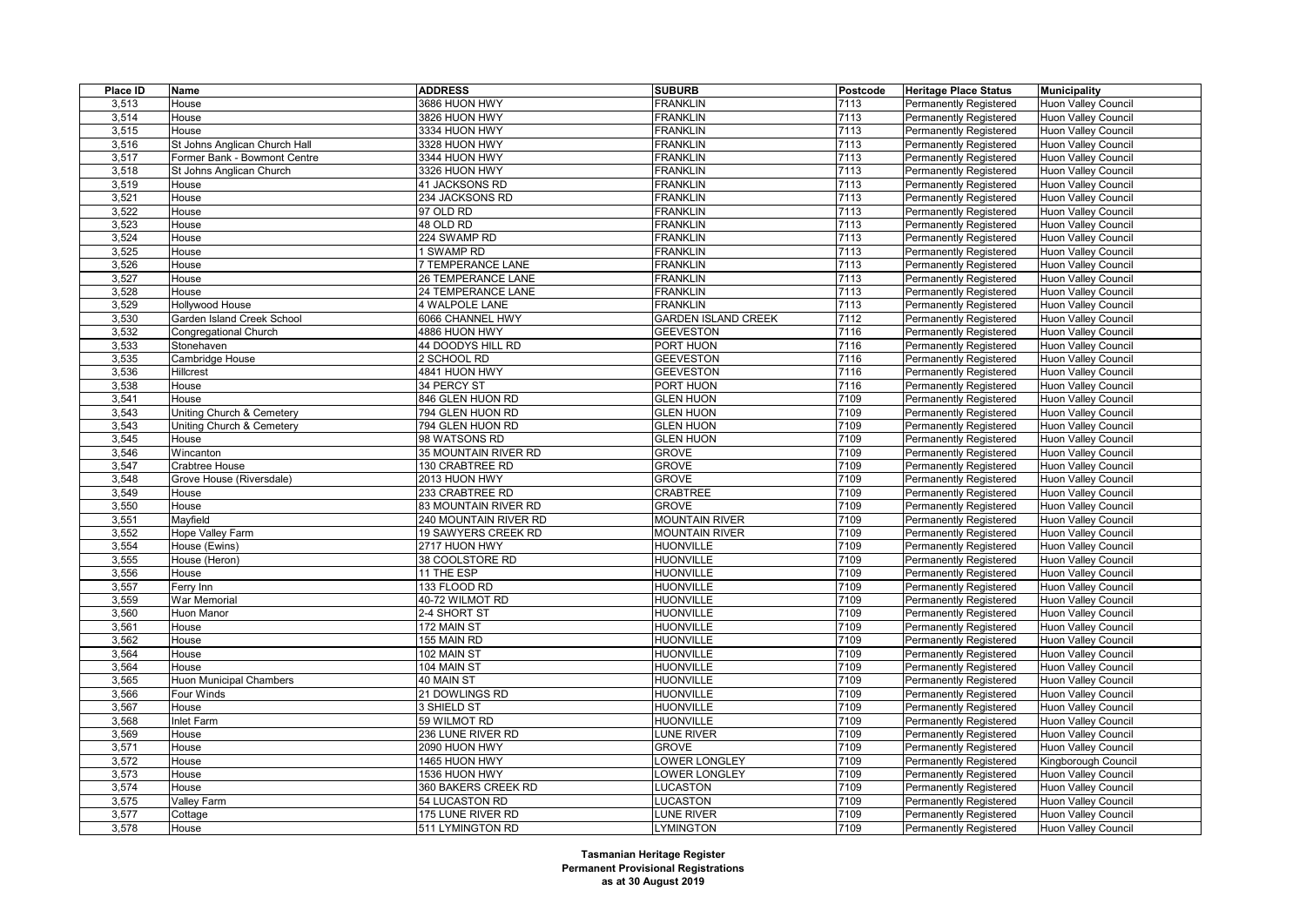| Place ID | Name | ADDRESS | SUBURB | Postcode | Heritage Place Status | Municipality |
|---|---|---|---|---|---|---|
| 3,513 | House | 3686 HUON HWY | FRANKLIN | 7113 | Permanently Registered | Huon Valley Council |
| 3,514 | House | 3826 HUON HWY | FRANKLIN | 7113 | Permanently Registered | Huon Valley Council |
| 3,515 | House | 3334 HUON HWY | FRANKLIN | 7113 | Permanently Registered | Huon Valley Council |
| 3,516 | St Johns Anglican Church Hall | 3328 HUON HWY | FRANKLIN | 7113 | Permanently Registered | Huon Valley Council |
| 3,517 | Former Bank - Bowmont Centre | 3344 HUON HWY | FRANKLIN | 7113 | Permanently Registered | Huon Valley Council |
| 3,518 | St Johns Anglican Church | 3326 HUON HWY | FRANKLIN | 7113 | Permanently Registered | Huon Valley Council |
| 3,519 | House | 41 JACKSONS RD | FRANKLIN | 7113 | Permanently Registered | Huon Valley Council |
| 3,521 | House | 234 JACKSONS RD | FRANKLIN | 7113 | Permanently Registered | Huon Valley Council |
| 3,522 | House | 97 OLD RD | FRANKLIN | 7113 | Permanently Registered | Huon Valley Council |
| 3,523 | House | 48 OLD RD | FRANKLIN | 7113 | Permanently Registered | Huon Valley Council |
| 3,524 | House | 224 SWAMP RD | FRANKLIN | 7113 | Permanently Registered | Huon Valley Council |
| 3,525 | House | 1 SWAMP RD | FRANKLIN | 7113 | Permanently Registered | Huon Valley Council |
| 3,526 | House | 7 TEMPERANCE LANE | FRANKLIN | 7113 | Permanently Registered | Huon Valley Council |
| 3,527 | House | 26 TEMPERANCE LANE | FRANKLIN | 7113 | Permanently Registered | Huon Valley Council |
| 3,528 | House | 24 TEMPERANCE LANE | FRANKLIN | 7113 | Permanently Registered | Huon Valley Council |
| 3,529 | Hollywood House | 4 WALPOLE LANE | FRANKLIN | 7113 | Permanently Registered | Huon Valley Council |
| 3,530 | Garden Island Creek School | 6066 CHANNEL HWY | GARDEN ISLAND CREEK | 7112 | Permanently Registered | Huon Valley Council |
| 3,532 | Congregational Church | 4886 HUON HWY | GEEVESTON | 7116 | Permanently Registered | Huon Valley Council |
| 3,533 | Stonehaven | 44 DOODYS HILL RD | PORT HUON | 7116 | Permanently Registered | Huon Valley Council |
| 3,535 | Cambridge House | 2 SCHOOL RD | GEEVESTON | 7116 | Permanently Registered | Huon Valley Council |
| 3,536 | Hillcrest | 4841 HUON HWY | GEEVESTON | 7116 | Permanently Registered | Huon Valley Council |
| 3,538 | House | 34 PERCY ST | PORT HUON | 7116 | Permanently Registered | Huon Valley Council |
| 3,541 | House | 846 GLEN HUON RD | GLEN HUON | 7109 | Permanently Registered | Huon Valley Council |
| 3,543 | Uniting Church & Cemetery | 794 GLEN HUON RD | GLEN HUON | 7109 | Permanently Registered | Huon Valley Council |
| 3,543 | Uniting Church & Cemetery | 794 GLEN HUON RD | GLEN HUON | 7109 | Permanently Registered | Huon Valley Council |
| 3,545 | House | 98 WATSONS RD | GLEN HUON | 7109 | Permanently Registered | Huon Valley Council |
| 3,546 | Wincanton | 35 MOUNTAIN RIVER RD | GROVE | 7109 | Permanently Registered | Huon Valley Council |
| 3,547 | Crabtree House | 130 CRABTREE RD | GROVE | 7109 | Permanently Registered | Huon Valley Council |
| 3,548 | Grove House (Riversdale) | 2013 HUON HWY | GROVE | 7109 | Permanently Registered | Huon Valley Council |
| 3,549 | House | 233 CRABTREE RD | CRABTREE | 7109 | Permanently Registered | Huon Valley Council |
| 3,550 | House | 83 MOUNTAIN RIVER RD | GROVE | 7109 | Permanently Registered | Huon Valley Council |
| 3,551 | Mayfield | 240 MOUNTAIN RIVER RD | MOUNTAIN RIVER | 7109 | Permanently Registered | Huon Valley Council |
| 3,552 | Hope Valley Farm | 19 SAWYERS CREEK RD | MOUNTAIN RIVER | 7109 | Permanently Registered | Huon Valley Council |
| 3,554 | House (Ewins) | 2717 HUON HWY | HUONVILLE | 7109 | Permanently Registered | Huon Valley Council |
| 3,555 | House (Heron) | 38 COOLSTORE RD | HUONVILLE | 7109 | Permanently Registered | Huon Valley Council |
| 3,556 | House | 11 THE ESP | HUONVILLE | 7109 | Permanently Registered | Huon Valley Council |
| 3,557 | Ferry Inn | 133 FLOOD RD | HUONVILLE | 7109 | Permanently Registered | Huon Valley Council |
| 3,559 | War Memorial | 40-72 WILMOT RD | HUONVILLE | 7109 | Permanently Registered | Huon Valley Council |
| 3,560 | Huon Manor | 2-4 SHORT ST | HUONVILLE | 7109 | Permanently Registered | Huon Valley Council |
| 3,561 | House | 172 MAIN ST | HUONVILLE | 7109 | Permanently Registered | Huon Valley Council |
| 3,562 | House | 155 MAIN RD | HUONVILLE | 7109 | Permanently Registered | Huon Valley Council |
| 3,564 | House | 102 MAIN ST | HUONVILLE | 7109 | Permanently Registered | Huon Valley Council |
| 3,564 | House | 104 MAIN ST | HUONVILLE | 7109 | Permanently Registered | Huon Valley Council |
| 3,565 | Huon Municipal Chambers | 40 MAIN ST | HUONVILLE | 7109 | Permanently Registered | Huon Valley Council |
| 3,566 | Four Winds | 21 DOWLINGS RD | HUONVILLE | 7109 | Permanently Registered | Huon Valley Council |
| 3,567 | House | 3 SHIELD ST | HUONVILLE | 7109 | Permanently Registered | Huon Valley Council |
| 3,568 | Inlet Farm | 59 WILMOT RD | HUONVILLE | 7109 | Permanently Registered | Huon Valley Council |
| 3,569 | House | 236 LUNE RIVER RD | LUNE RIVER | 7109 | Permanently Registered | Huon Valley Council |
| 3,571 | House | 2090 HUON HWY | GROVE | 7109 | Permanently Registered | Huon Valley Council |
| 3,572 | House | 1465 HUON HWY | LOWER LONGLEY | 7109 | Permanently Registered | Kingborough Council |
| 3,573 | House | 1536 HUON HWY | LOWER LONGLEY | 7109 | Permanently Registered | Huon Valley Council |
| 3,574 | House | 360 BAKERS CREEK RD | LUCASTON | 7109 | Permanently Registered | Huon Valley Council |
| 3,575 | Valley Farm | 54 LUCASTON RD | LUCASTON | 7109 | Permanently Registered | Huon Valley Council |
| 3,577 | Cottage | 175 LUNE RIVER RD | LUNE RIVER | 7109 | Permanently Registered | Huon Valley Council |
| 3,578 | House | 511 LYMINGTON RD | LYMINGTON | 7109 | Permanently Registered | Huon Valley Council |

**Tasmanian Heritage Register**
**Permanent Provisional Registrations**
**as at 30 August 2019**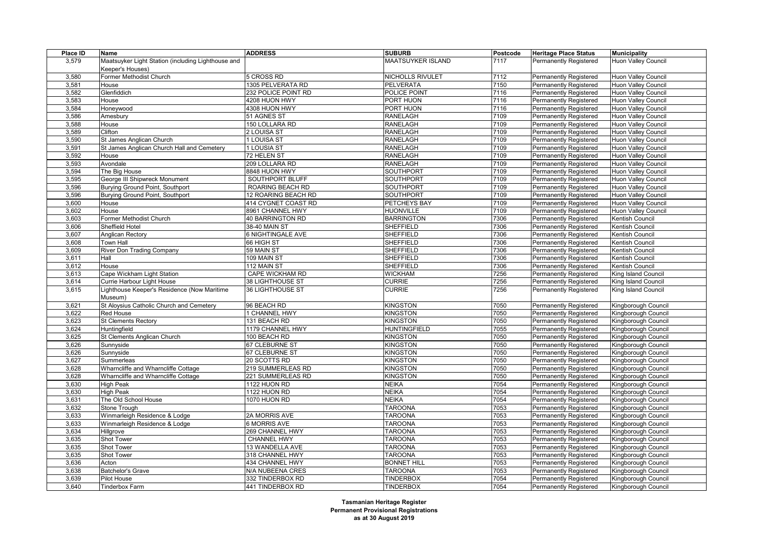| Place ID | Name | ADDRESS | SUBURB | Postcode | Heritage Place Status | Municipality |
| --- | --- | --- | --- | --- | --- | --- |
| 3,579 | Maatsuyker Light Station (including Lighthouse and Keeper's Houses) | | MAATSUYKER ISLAND | 7117 | Permanently Registered | Huon Valley Council |
| 3,580 | Former Methodist Church | 5 CROSS RD | NICHOLLS RIVULET | 7112 | Permanently Registered | Huon Valley Council |
| 3,581 | House | 1305 PELVERATA RD | PELVERATA | 7150 | Permanently Registered | Huon Valley Council |
| 3,582 | Glenfiddich | 232 POLICE POINT RD | POLICE POINT | 7116 | Permanently Registered | Huon Valley Council |
| 3,583 | House | 4208 HUON HWY | PORT HUON | 7116 | Permanently Registered | Huon Valley Council |
| 3,584 | Honeywood | 4308 HUON HWY | PORT HUON | 7116 | Permanently Registered | Huon Valley Council |
| 3,586 | Amesbury | 51 AGNES ST | RANELAGH | 7109 | Permanently Registered | Huon Valley Council |
| 3,588 | House | 150 LOLLARA RD | RANELAGH | 7109 | Permanently Registered | Huon Valley Council |
| 3,589 | Clifton | 2 LOUISA ST | RANELAGH | 7109 | Permanently Registered | Huon Valley Council |
| 3,590 | St James Anglican Church | 1 LOUISA ST | RANELAGH | 7109 | Permanently Registered | Huon Valley Council |
| 3,591 | St James Anglican Church Hall and Cemetery | 1 LOUSIA ST | RANELAGH | 7109 | Permanently Registered | Huon Valley Council |
| 3,592 | House | 72 HELEN ST | RANELAGH | 7109 | Permanently Registered | Huon Valley Council |
| 3,593 | Avondale | 209 LOLLARA RD | RANELAGH | 7109 | Permanently Registered | Huon Valley Council |
| 3,594 | The Big House | 8848 HUON HWY | SOUTHPORT | 7109 | Permanently Registered | Huon Valley Council |
| 3,595 | George III Shipwreck Monument | SOUTHPORT BLUFF | SOUTHPORT | 7109 | Permanently Registered | Huon Valley Council |
| 3,596 | Burying Ground Point, Southport | ROARING BEACH RD | SOUTHPORT | 7109 | Permanently Registered | Huon Valley Council |
| 3,596 | Burying Ground Point, Southport | 12 ROARING BEACH RD | SOUTHPORT | 7109 | Permanently Registered | Huon Valley Council |
| 3,600 | House | 414 CYGNET COAST RD | PETCHEYS BAY | 7109 | Permanently Registered | Huon Valley Council |
| 3,602 | House | 8961 CHANNEL HWY | HUONVILLE | 7109 | Permanently Registered | Huon Valley Council |
| 3,603 | Former Methodist Church | 40 BARRINGTON RD | BARRINGTON | 7306 | Permanently Registered | Kentish Council |
| 3,606 | Sheffield Hotel | 38-40 MAIN ST | SHEFFIELD | 7306 | Permanently Registered | Kentish Council |
| 3,607 | Anglican Rectory | 6 NIGHTINGALE AVE | SHEFFIELD | 7306 | Permanently Registered | Kentish Council |
| 3,608 | Town Hall | 66 HIGH ST | SHEFFIELD | 7306 | Permanently Registered | Kentish Council |
| 3,609 | River Don Trading Company | 59 MAIN ST | SHEFFIELD | 7306 | Permanently Registered | Kentish Council |
| 3,611 | Hall | 109 MAIN ST | SHEFFIELD | 7306 | Permanently Registered | Kentish Council |
| 3,612 | House | 112 MAIN ST | SHEFFIELD | 7306 | Permanently Registered | Kentish Council |
| 3,613 | Cape Wickham Light Station | CAPE WICKHAM RD | WICKHAM | 7256 | Permanently Registered | King Island Council |
| 3,614 | Currie Harbour Light House | 38 LIGHTHOUSE ST | CURRIE | 7256 | Permanently Registered | King Island Council |
| 3,615 | Lighthouse Keeper's Residence (Now Maritime Museum) | 36 LIGHTHOUSE ST | CURRIE | 7256 | Permanently Registered | King Island Council |
| 3,621 | St Aloysius Catholic Church and Cemetery | 96 BEACH RD | KINGSTON | 7050 | Permanently Registered | Kingborough Council |
| 3,622 | Red House | 1 CHANNEL HWY | KINGSTON | 7050 | Permanently Registered | Kingborough Council |
| 3,623 | St Clements Rectory | 131 BEACH RD | KINGSTON | 7050 | Permanently Registered | Kingborough Council |
| 3,624 | Huntingfield | 1179 CHANNEL HWY | HUNTINGFIELD | 7055 | Permanently Registered | Kingborough Council |
| 3,625 | St Clements Anglican Church | 100 BEACH RD | KINGSTON | 7050 | Permanently Registered | Kingborough Council |
| 3,626 | Sunnyside | 67 CLEBURNE ST | KINGSTON | 7050 | Permanently Registered | Kingborough Council |
| 3,626 | Sunnyside | 67 CLEBURNE ST | KINGSTON | 7050 | Permanently Registered | Kingborough Council |
| 3,627 | Summerleas | 20 SCOTTS RD | KINGSTON | 7050 | Permanently Registered | Kingborough Council |
| 3,628 | Wharncliffe and Wharncliffe Cottage | 219 SUMMERLEAS RD | KINGSTON | 7050 | Permanently Registered | Kingborough Council |
| 3,628 | Wharncliffe and Wharncliffe Cottage | 221 SUMMERLEAS RD | KINGSTON | 7050 | Permanently Registered | Kingborough Council |
| 3,630 | High Peak | 1122 HUON RD | NEIKA | 7054 | Permanently Registered | Kingborough Council |
| 3,630 | High Peak | 1122 HUON RD | NEIKA | 7054 | Permanently Registered | Kingborough Council |
| 3,631 | The Old School House | 1070 HUON RD | NEIKA | 7054 | Permanently Registered | Kingborough Council |
| 3,632 | Stone Trough | | TAROONA | 7053 | Permanently Registered | Kingborough Council |
| 3,633 | Winmarleigh Residence & Lodge | 2A MORRIS AVE | TAROONA | 7053 | Permanently Registered | Kingborough Council |
| 3,633 | Winmarleigh Residence & Lodge | 6 MORRIS AVE | TAROONA | 7053 | Permanently Registered | Kingborough Council |
| 3,634 | Hillgrove | 269 CHANNEL HWY | TAROONA | 7053 | Permanently Registered | Kingborough Council |
| 3,635 | Shot Tower | CHANNEL HWY | TAROONA | 7053 | Permanently Registered | Kingborough Council |
| 3,635 | Shot Tower | 13 WANDELLA AVE | TAROONA | 7053 | Permanently Registered | Kingborough Council |
| 3,635 | Shot Tower | 318 CHANNEL HWY | TAROONA | 7053 | Permanently Registered | Kingborough Council |
| 3,636 | Acton | 434 CHANNEL HWY | BONNET HILL | 7053 | Permanently Registered | Kingborough Council |
| 3,638 | Batchelor's Grave | N/A NUBEENA CRES | TAROONA | 7053 | Permanently Registered | Kingborough Council |
| 3,639 | Pilot House | 332 TINDERBOX RD | TINDERBOX | 7054 | Permanently Registered | Kingborough Council |
| 3,640 | Tinderbox Farm | 441 TINDERBOX RD | TINDERBOX | 7054 | Permanently Registered | Kingborough Council |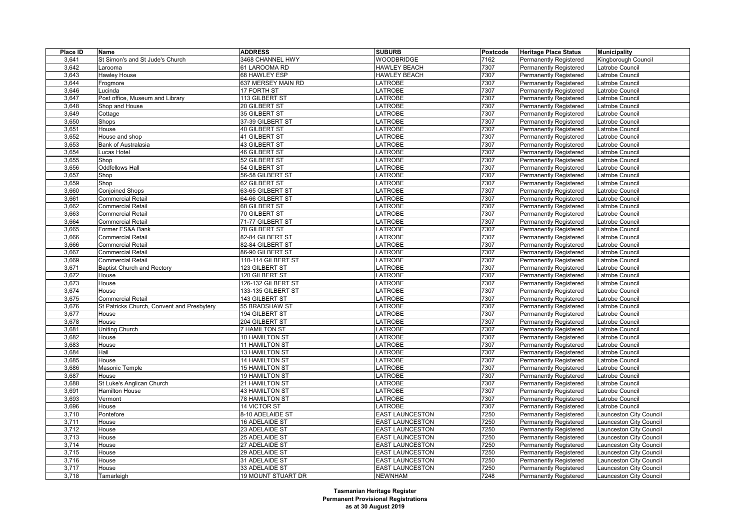| Place ID | Name | ADDRESS | SUBURB | Postcode | Heritage Place Status | Municipality |
|---|---|---|---|---|---|---|
| 3,641 | St Simon's and St Jude's Church | 3468 CHANNEL HWY | WOODBRIDGE | 7162 | Permanently Registered | Kingborough Council |
| 3,642 | Larooma | 61 LAROOMA RD | HAWLEY BEACH | 7307 | Permanently Registered | Latrobe Council |
| 3,643 | Hawley House | 68 HAWLEY ESP | HAWLEY BEACH | 7307 | Permanently Registered | Latrobe Council |
| 3,644 | Frogmore | 637 MERSEY MAIN RD | LATROBE | 7307 | Permanently Registered | Latrobe Council |
| 3,646 | Lucinda | 17 FORTH ST | LATROBE | 7307 | Permanently Registered | Latrobe Council |
| 3,647 | Post office, Museum and Library | 113 GILBERT ST | LATROBE | 7307 | Permanently Registered | Latrobe Council |
| 3,648 | Shop and House | 20 GILBERT ST | LATROBE | 7307 | Permanently Registered | Latrobe Council |
| 3,649 | Cottage | 35 GILBERT ST | LATROBE | 7307 | Permanently Registered | Latrobe Council |
| 3,650 | Shops | 37-39 GILBERT ST | LATROBE | 7307 | Permanently Registered | Latrobe Council |
| 3,651 | House | 40 GILBERT ST | LATROBE | 7307 | Permanently Registered | Latrobe Council |
| 3,652 | House and shop | 41 GILBERT ST | LATROBE | 7307 | Permanently Registered | Latrobe Council |
| 3,653 | Bank of Australasia | 43 GILBERT ST | LATROBE | 7307 | Permanently Registered | Latrobe Council |
| 3,654 | Lucas Hotel | 46 GILBERT ST | LATROBE | 7307 | Permanently Registered | Latrobe Council |
| 3,655 | Shop | 52 GILBERT ST | LATROBE | 7307 | Permanently Registered | Latrobe Council |
| 3,656 | Oddfellows Hall | 54 GILBERT ST | LATROBE | 7307 | Permanently Registered | Latrobe Council |
| 3,657 | Shop | 56-58 GILBERT ST | LATROBE | 7307 | Permanently Registered | Latrobe Council |
| 3,659 | Shop | 62 GILBERT ST | LATROBE | 7307 | Permanently Registered | Latrobe Council |
| 3,660 | Conjoined Shops | 63-65 GILBERT ST | LATROBE | 7307 | Permanently Registered | Latrobe Council |
| 3,661 | Commercial Retail | 64-66 GILBERT ST | LATROBE | 7307 | Permanently Registered | Latrobe Council |
| 3,662 | Commercial Retail | 68 GILBERT ST | LATROBE | 7307 | Permanently Registered | Latrobe Council |
| 3,663 | Commercial Retail | 70 GILBERT ST | LATROBE | 7307 | Permanently Registered | Latrobe Council |
| 3,664 | Commercial Retail | 71-77 GILBERT ST | LATROBE | 7307 | Permanently Registered | Latrobe Council |
| 3,665 | Former ES&A Bank | 78 GILBERT ST | LATROBE | 7307 | Permanently Registered | Latrobe Council |
| 3,666 | Commercial Retail | 82-84 GILBERT ST | LATROBE | 7307 | Permanently Registered | Latrobe Council |
| 3,666 | Commercial Retail | 82-84 GILBERT ST | LATROBE | 7307 | Permanently Registered | Latrobe Council |
| 3,667 | Commercial Retail | 86-90 GILBERT ST | LATROBE | 7307 | Permanently Registered | Latrobe Council |
| 3,669 | Commercial Retail | 110-114 GILBERT ST | LATROBE | 7307 | Permanently Registered | Latrobe Council |
| 3,671 | Baptist Church and Rectory | 123 GILBERT ST | LATROBE | 7307 | Permanently Registered | Latrobe Council |
| 3,672 | House | 120 GILBERT ST | LATROBE | 7307 | Permanently Registered | Latrobe Council |
| 3,673 | House | 126-132 GILBERT ST | LATROBE | 7307 | Permanently Registered | Latrobe Council |
| 3,674 | House | 133-135 GILBERT ST | LATROBE | 7307 | Permanently Registered | Latrobe Council |
| 3,675 | Commercial Retail | 143 GILBERT ST | LATROBE | 7307 | Permanently Registered | Latrobe Council |
| 3,676 | St Patricks Church, Convent and Presbytery | 55 BRADSHAW ST | LATROBE | 7307 | Permanently Registered | Latrobe Council |
| 3,677 | House | 194 GILBERT ST | LATROBE | 7307 | Permanently Registered | Latrobe Council |
| 3,678 | House | 204 GILBERT ST | LATROBE | 7307 | Permanently Registered | Latrobe Council |
| 3,681 | Uniting Church | 7 HAMILTON ST | LATROBE | 7307 | Permanently Registered | Latrobe Council |
| 3,682 | House | 10 HAMILTON ST | LATROBE | 7307 | Permanently Registered | Latrobe Council |
| 3,683 | House | 11 HAMILTON ST | LATROBE | 7307 | Permanently Registered | Latrobe Council |
| 3,684 | Hall | 13 HAMILTON ST | LATROBE | 7307 | Permanently Registered | Latrobe Council |
| 3,685 | House | 14 HAMILTON ST | LATROBE | 7307 | Permanently Registered | Latrobe Council |
| 3,686 | Masonic Temple | 15 HAMILTON ST | LATROBE | 7307 | Permanently Registered | Latrobe Council |
| 3,687 | House | 19 HAMILTON ST | LATROBE | 7307 | Permanently Registered | Latrobe Council |
| 3,688 | St Luke's Anglican Church | 21 HAMILTON ST | LATROBE | 7307 | Permanently Registered | Latrobe Council |
| 3,691 | Hamilton House | 43 HAMILTON ST | LATROBE | 7307 | Permanently Registered | Latrobe Council |
| 3,693 | Vermont | 78 HAMILTON ST | LATROBE | 7307 | Permanently Registered | Latrobe Council |
| 3,696 | House | 14 VICTOR ST | LATROBE | 7307 | Permanently Registered | Latrobe Council |
| 3,710 | Pontefore | 8-10 ADELAIDE ST | EAST LAUNCESTON | 7250 | Permanently Registered | Launceston City Council |
| 3,711 | House | 16 ADELAIDE ST | EAST LAUNCESTON | 7250 | Permanently Registered | Launceston City Council |
| 3,712 | House | 23 ADELAIDE ST | EAST LAUNCESTON | 7250 | Permanently Registered | Launceston City Council |
| 3,713 | House | 25 ADELAIDE ST | EAST LAUNCESTON | 7250 | Permanently Registered | Launceston City Council |
| 3,714 | House | 27 ADELAIDE ST | EAST LAUNCESTON | 7250 | Permanently Registered | Launceston City Council |
| 3,715 | House | 29 ADELAIDE ST | EAST LAUNCESTON | 7250 | Permanently Registered | Launceston City Council |
| 3,716 | House | 31 ADELAIDE ST | EAST LAUNCESTON | 7250 | Permanently Registered | Launceston City Council |
| 3,717 | House | 33 ADELAIDE ST | EAST LAUNCESTON | 7250 | Permanently Registered | Launceston City Council |
| 3,718 | Tamarleigh | 19 MOUNT STUART DR | NEWNHAM | 7248 | Permanently Registered | Launceston City Council |

**Tasmanian Heritage Register**
**Permanent Provisional Registrations**
**as at 30 August 2019**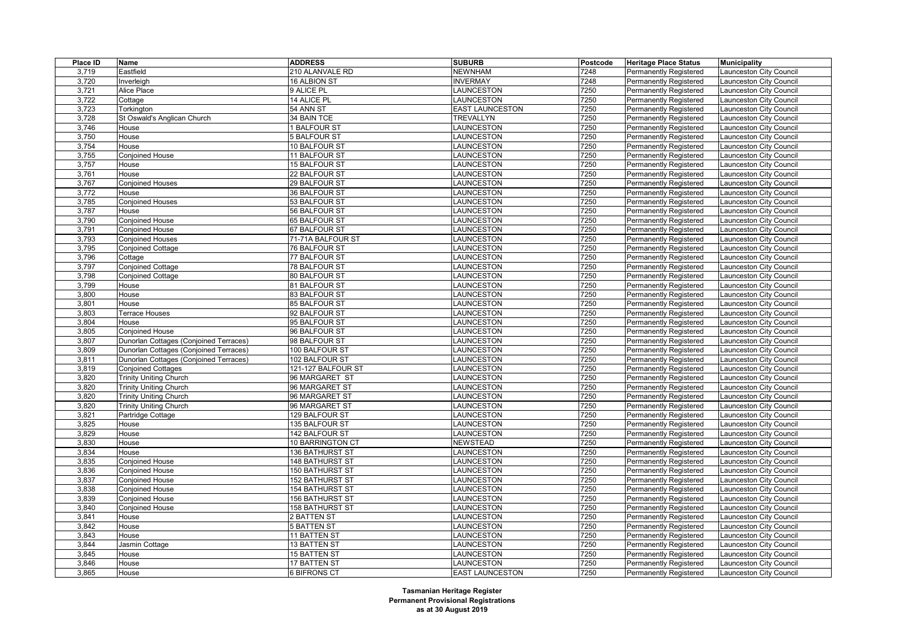| Place ID | Name | ADDRESS | SUBURB | Postcode | Heritage Place Status | Municipality |
|---|---|---|---|---|---|---|
| 3,719 | Eastfield | 210 ALANVALE RD | NEWNHAM | 7248 | Permanently Registered | Launceston City Council |
| 3,720 | Inverleigh | 16 ALBION ST | INVERMAY | 7248 | Permanently Registered | Launceston City Council |
| 3,721 | Alice Place | 9 ALICE PL | LAUNCESTON | 7250 | Permanently Registered | Launceston City Council |
| 3,722 | Cottage | 14 ALICE PL | LAUNCESTON | 7250 | Permanently Registered | Launceston City Council |
| 3,723 | Torkington | 54 ANN ST | EAST LAUNCESTON | 7250 | Permanently Registered | Launceston City Council |
| 3,728 | St Oswald's Anglican Church | 34 BAIN TCE | TREVALLYN | 7250 | Permanently Registered | Launceston City Council |
| 3,746 | House | 1 BALFOUR ST | LAUNCESTON | 7250 | Permanently Registered | Launceston City Council |
| 3,750 | House | 5 BALFOUR ST | LAUNCESTON | 7250 | Permanently Registered | Launceston City Council |
| 3,754 | House | 10 BALFOUR ST | LAUNCESTON | 7250 | Permanently Registered | Launceston City Council |
| 3,755 | Conjoined House | 11 BALFOUR ST | LAUNCESTON | 7250 | Permanently Registered | Launceston City Council |
| 3,757 | House | 15 BALFOUR ST | LAUNCESTON | 7250 | Permanently Registered | Launceston City Council |
| 3,761 | House | 22 BALFOUR ST | LAUNCESTON | 7250 | Permanently Registered | Launceston City Council |
| 3,767 | Conjoined Houses | 29 BALFOUR ST | LAUNCESTON | 7250 | Permanently Registered | Launceston City Council |
| 3,772 | House | 36 BALFOUR ST | LAUNCESTON | 7250 | Permanently Registered | Launceston City Council |
| 3,785 | Conjoined Houses | 53 BALFOUR ST | LAUNCESTON | 7250 | Permanently Registered | Launceston City Council |
| 3,787 | House | 56 BALFOUR ST | LAUNCESTON | 7250 | Permanently Registered | Launceston City Council |
| 3,790 | Conjoined House | 65 BALFOUR ST | LAUNCESTON | 7250 | Permanently Registered | Launceston City Council |
| 3,791 | Conjoined House | 67 BALFOUR ST | LAUNCESTON | 7250 | Permanently Registered | Launceston City Council |
| 3,793 | Conjoined Houses | 71-71A BALFOUR ST | LAUNCESTON | 7250 | Permanently Registered | Launceston City Council |
| 3,795 | Conjoined Cottage | 76 BALFOUR ST | LAUNCESTON | 7250 | Permanently Registered | Launceston City Council |
| 3,796 | Cottage | 77 BALFOUR ST | LAUNCESTON | 7250 | Permanently Registered | Launceston City Council |
| 3,797 | Conjoined Cottage | 78 BALFOUR ST | LAUNCESTON | 7250 | Permanently Registered | Launceston City Council |
| 3,798 | Conjoined Cottage | 80 BALFOUR ST | LAUNCESTON | 7250 | Permanently Registered | Launceston City Council |
| 3,799 | House | 81 BALFOUR ST | LAUNCESTON | 7250 | Permanently Registered | Launceston City Council |
| 3,800 | House | 83 BALFOUR ST | LAUNCESTON | 7250 | Permanently Registered | Launceston City Council |
| 3,801 | House | 85 BALFOUR ST | LAUNCESTON | 7250 | Permanently Registered | Launceston City Council |
| 3,803 | Terrace Houses | 92 BALFOUR ST | LAUNCESTON | 7250 | Permanently Registered | Launceston City Council |
| 3,804 | House | 95 BALFOUR ST | LAUNCESTON | 7250 | Permanently Registered | Launceston City Council |
| 3,805 | Conjoined House | 96 BALFOUR ST | LAUNCESTON | 7250 | Permanently Registered | Launceston City Council |
| 3,807 | Dunorlan Cottages (Conjoined Terraces) | 98 BALFOUR ST | LAUNCESTON | 7250 | Permanently Registered | Launceston City Council |
| 3,809 | Dunorlan Cottages (Conjoined Terraces) | 100 BALFOUR ST | LAUNCESTON | 7250 | Permanently Registered | Launceston City Council |
| 3,811 | Dunorlan Cottages (Conjoined Terraces) | 102 BALFOUR ST | LAUNCESTON | 7250 | Permanently Registered | Launceston City Council |
| 3,819 | Conjoined Cottages | 121-127 BALFOUR ST | LAUNCESTON | 7250 | Permanently Registered | Launceston City Council |
| 3,820 | Trinity Uniting Church | 96 MARGARET ST | LAUNCESTON | 7250 | Permanently Registered | Launceston City Council |
| 3,820 | Trinity Uniting Church | 96 MARGARET ST | LAUNCESTON | 7250 | Permanently Registered | Launceston City Council |
| 3,820 | Trinity Uniting Church | 96 MARGARET ST | LAUNCESTON | 7250 | Permanently Registered | Launceston City Council |
| 3,820 | Trinity Uniting Church | 96 MARGARET ST | LAUNCESTON | 7250 | Permanently Registered | Launceston City Council |
| 3,821 | Partridge Cottage | 129 BALFOUR ST | LAUNCESTON | 7250 | Permanently Registered | Launceston City Council |
| 3,825 | House | 135 BALFOUR ST | LAUNCESTON | 7250 | Permanently Registered | Launceston City Council |
| 3,829 | House | 142 BALFOUR ST | LAUNCESTON | 7250 | Permanently Registered | Launceston City Council |
| 3,830 | House | 10 BARRINGTON CT | NEWSTEAD | 7250 | Permanently Registered | Launceston City Council |
| 3,834 | House | 136 BATHURST ST | LAUNCESTON | 7250 | Permanently Registered | Launceston City Council |
| 3,835 | Conjoined House | 148 BATHURST ST | LAUNCESTON | 7250 | Permanently Registered | Launceston City Council |
| 3,836 | Conjoined House | 150 BATHURST ST | LAUNCESTON | 7250 | Permanently Registered | Launceston City Council |
| 3,837 | Conjoined House | 152 BATHURST ST | LAUNCESTON | 7250 | Permanently Registered | Launceston City Council |
| 3,838 | Conjoined House | 154 BATHURST ST | LAUNCESTON | 7250 | Permanently Registered | Launceston City Council |
| 3,839 | Conjoined House | 156 BATHURST ST | LAUNCESTON | 7250 | Permanently Registered | Launceston City Council |
| 3,840 | Conjoined House | 158 BATHURST ST | LAUNCESTON | 7250 | Permanently Registered | Launceston City Council |
| 3,841 | House | 2 BATTEN ST | LAUNCESTON | 7250 | Permanently Registered | Launceston City Council |
| 3,842 | House | 5 BATTEN ST | LAUNCESTON | 7250 | Permanently Registered | Launceston City Council |
| 3,843 | House | 11 BATTEN ST | LAUNCESTON | 7250 | Permanently Registered | Launceston City Council |
| 3,844 | Jasmin Cottage | 13 BATTEN ST | LAUNCESTON | 7250 | Permanently Registered | Launceston City Council |
| 3,845 | House | 15 BATTEN ST | LAUNCESTON | 7250 | Permanently Registered | Launceston City Council |
| 3,846 | House | 17 BATTEN ST | LAUNCESTON | 7250 | Permanently Registered | Launceston City Council |
| 3,865 | House | 6 BIFRONS CT | EAST LAUNCESTON | 7250 | Permanently Registered | Launceston City Council |

**Tasmanian Heritage Register**
**Permanent Provisional Registrations**
**as at 30 August 2019**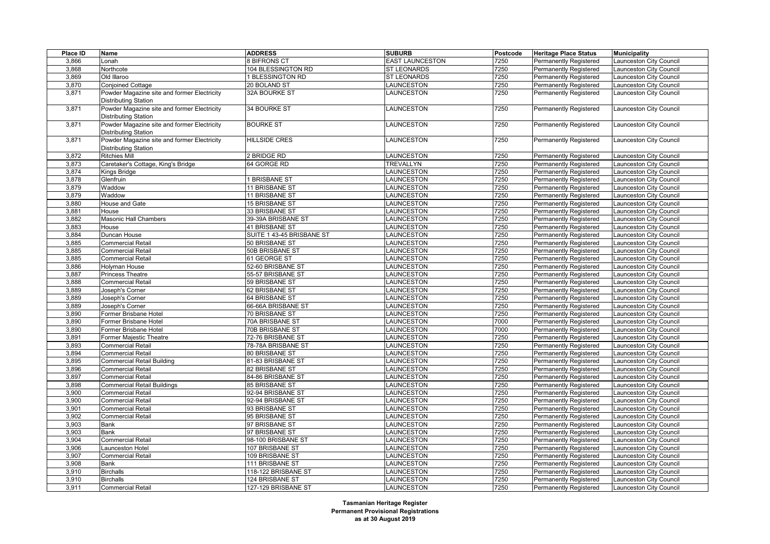| Place ID | Name | ADDRESS | SUBURB | Postcode | Heritage Place Status | Municipality |
| --- | --- | --- | --- | --- | --- | --- |
| 3,866 | Lonah | 8 BIFRONS CT | EAST LAUNCESTON | 7250 | Permanently Registered | Launceston City Council |
| 3,868 | Northcote | 104 BLESSINGTON RD | ST LEONARDS | 7250 | Permanently Registered | Launceston City Council |
| 3,869 | Old Illaroo | 1 BLESSINGTON RD | ST LEONARDS | 7250 | Permanently Registered | Launceston City Council |
| 3,870 | Conjoined Cottage | 20 BOLAND ST | LAUNCESTON | 7250 | Permanently Registered | Launceston City Council |
| 3,871 | Powder Magazine site and former Electricity Distributing Station | 32A BOURKE ST | LAUNCESTON | 7250 | Permanently Registered | Launceston City Council |
| 3,871 | Powder Magazine site and former Electricity Distributing Station | 34 BOURKE ST | LAUNCESTON | 7250 | Permanently Registered | Launceston City Council |
| 3,871 | Powder Magazine site and former Electricity Distributing Station | BOURKE ST | LAUNCESTON | 7250 | Permanently Registered | Launceston City Council |
| 3,871 | Powder Magazine site and former Electricity Distributing Station | HILLSIDE CRES | LAUNCESTON | 7250 | Permanently Registered | Launceston City Council |
| 3,872 | Ritchies Mill | 2 BRIDGE RD | LAUNCESTON | 7250 | Permanently Registered | Launceston City Council |
| 3,873 | Caretaker's Cottage, King's Bridge | 64 GORGE RD | TREVALLYN | 7250 | Permanently Registered | Launceston City Council |
| 3,874 | Kings Bridge | | LAUNCESTON | 7250 | Permanently Registered | Launceston City Council |
| 3,878 | Glenfruin | 1 BRISBANE ST | LAUNCESTON | 7250 | Permanently Registered | Launceston City Council |
| 3,879 | Waddow | 11 BRISBANE ST | LAUNCESTON | 7250 | Permanently Registered | Launceston City Council |
| 3,879 | Waddow | 11 BRISBANE ST | LAUNCESTON | 7250 | Permanently Registered | Launceston City Council |
| 3,880 | House and Gate | 15 BRISBANE ST | LAUNCESTON | 7250 | Permanently Registered | Launceston City Council |
| 3,881 | House | 33 BRISBANE ST | LAUNCESTON | 7250 | Permanently Registered | Launceston City Council |
| 3,882 | Masonic Hall Chambers | 39-39A BRISBANE ST | LAUNCESTON | 7250 | Permanently Registered | Launceston City Council |
| 3,883 | House | 41 BRISBANE ST | LAUNCESTON | 7250 | Permanently Registered | Launceston City Council |
| 3,884 | Duncan House | SUITE 1 43-45 BRISBANE ST | LAUNCESTON | 7250 | Permanently Registered | Launceston City Council |
| 3,885 | Commercial Retail | 50 BRISBANE ST | LAUNCESTON | 7250 | Permanently Registered | Launceston City Council |
| 3,885 | Commercial Retail | 50B BRISBANE ST | LAUNCESTON | 7250 | Permanently Registered | Launceston City Council |
| 3,885 | Commercial Retail | 61 GEORGE ST | LAUNCESTON | 7250 | Permanently Registered | Launceston City Council |
| 3,886 | Holyman House | 52-60 BRISBANE ST | LAUNCESTON | 7250 | Permanently Registered | Launceston City Council |
| 3,887 | Princess Theatre | 55-57 BRISBANE ST | LAUNCESTON | 7250 | Permanently Registered | Launceston City Council |
| 3,888 | Commercial Retail | 59 BRISBANE ST | LAUNCESTON | 7250 | Permanently Registered | Launceston City Council |
| 3,889 | Joseph's Corner | 62 BRISBANE ST | LAUNCESTON | 7250 | Permanently Registered | Launceston City Council |
| 3,889 | Joseph's Corner | 64 BRISBANE ST | LAUNCESTON | 7250 | Permanently Registered | Launceston City Council |
| 3,889 | Joseph's Corner | 66-66A BRISBANE ST | LAUNCESTON | 7250 | Permanently Registered | Launceston City Council |
| 3,890 | Former Brisbane Hotel | 70 BRISBANE ST | LAUNCESTON | 7250 | Permanently Registered | Launceston City Council |
| 3,890 | Former Brisbane Hotel | 70A BRISBANE ST | LAUNCESTON | 7000 | Permanently Registered | Launceston City Council |
| 3,890 | Former Brisbane Hotel | 70B BRISBANE ST | LAUNCESTON | 7000 | Permanently Registered | Launceston City Council |
| 3,891 | Former Majestic Theatre | 72-76 BRISBANE ST | LAUNCESTON | 7250 | Permanently Registered | Launceston City Council |
| 3,893 | Commercial Retail | 78-78A BRISBANE ST | LAUNCESTON | 7250 | Permanently Registered | Launceston City Council |
| 3,894 | Commercial Retail | 80 BRISBANE ST | LAUNCESTON | 7250 | Permanently Registered | Launceston City Council |
| 3,895 | Commercial Retail Building | 81-83 BRISBANE ST | LAUNCESTON | 7250 | Permanently Registered | Launceston City Council |
| 3,896 | Commercial Retail | 82 BRISBANE ST | LAUNCESTON | 7250 | Permanently Registered | Launceston City Council |
| 3,897 | Commercial Retail | 84-86 BRISBANE ST | LAUNCESTON | 7250 | Permanently Registered | Launceston City Council |
| 3,898 | Commercial Retail Buildings | 85 BRISBANE ST | LAUNCESTON | 7250 | Permanently Registered | Launceston City Council |
| 3,900 | Commercial Retail | 92-94 BRISBANE ST | LAUNCESTON | 7250 | Permanently Registered | Launceston City Council |
| 3,900 | Commercial Retail | 92-94 BRISBANE ST | LAUNCESTON | 7250 | Permanently Registered | Launceston City Council |
| 3,901 | Commercial Retail | 93 BRISBANE ST | LAUNCESTON | 7250 | Permanently Registered | Launceston City Council |
| 3,902 | Commercial Retail | 95 BRISBANE ST | LAUNCESTON | 7250 | Permanently Registered | Launceston City Council |
| 3,903 | Bank | 97 BRISBANE ST | LAUNCESTON | 7250 | Permanently Registered | Launceston City Council |
| 3,903 | Bank | 97 BRISBANE ST | LAUNCESTON | 7250 | Permanently Registered | Launceston City Council |
| 3,904 | Commercial Retail | 98-100 BRISBANE ST | LAUNCESTON | 7250 | Permanently Registered | Launceston City Council |
| 3,906 | Launceston Hotel | 107 BRISBANE ST | LAUNCESTON | 7250 | Permanently Registered | Launceston City Council |
| 3,907 | Commercial Retail | 109 BRISBANE ST | LAUNCESTON | 7250 | Permanently Registered | Launceston City Council |
| 3,908 | Bank | 111 BRISBANE ST | LAUNCESTON | 7250 | Permanently Registered | Launceston City Council |
| 3,910 | Birchalls | 118-122 BRISBANE ST | LAUNCESTON | 7250 | Permanently Registered | Launceston City Council |
| 3,910 | Birchalls | 124 BRISBANE ST | LAUNCESTON | 7250 | Permanently Registered | Launceston City Council |
| 3,911 | Commercial Retail | 127-129 BRISBANE ST | LAUNCESTON | 7250 | Permanently Registered | Launceston City Council |

**Tasmanian Heritage Register**
**Permanent Provisional Registrations**
**as at 30 August 2019**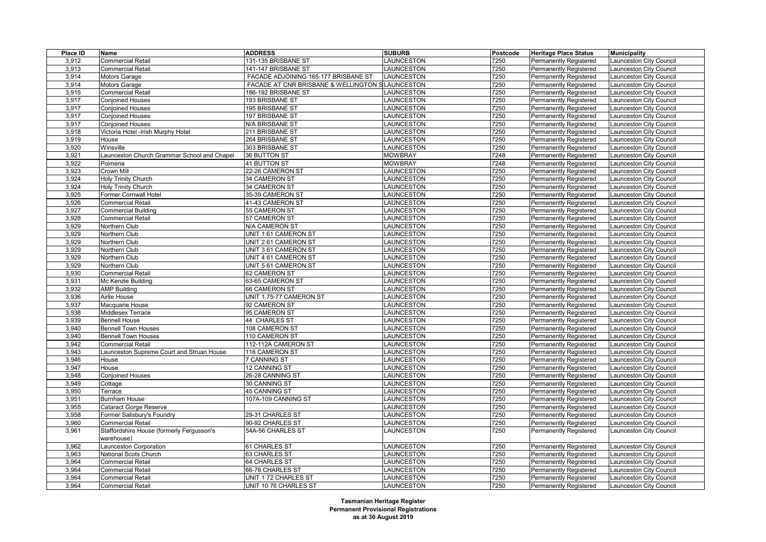| Place ID | Name | ADDRESS | SUBURB | Postcode | Heritage Place Status | Municipality |
| --- | --- | --- | --- | --- | --- | --- |
| 3,912 | Commercial Retail | 131-135 BRISBANE ST | LAUNCESTON | 7250 | Permanently Registered | Launceston City Council |
| 3,913 | Commercial Retail | 141-147 BRISBANE ST | LAUNCESTON | 7250 | Permanently Registered | Launceston City Council |
| 3,914 | Motors Garage | FACADE ADJOINING 165-177 BRISBANE ST | LAUNCESTON | 7250 | Permanently Registered | Launceston City Council |
| 3,914 | Motors Garage | FACADE AT CNR BRISBANE & WELLINGTON S | LAUNCESTON | 7250 | Permanently Registered | Launceston City Council |
| 3,915 | Commercial Retail | 186-192 BRISBANE ST | LAUNCESTON | 7250 | Permanently Registered | Launceston City Council |
| 3,917 | Conjoined Houses | 193 BRISBANE ST | LAUNCESTON | 7250 | Permanently Registered | Launceston City Council |
| 3,917 | Conjoined Houses | 195 BRISBANE ST | LAUNCESTON | 7250 | Permanently Registered | Launceston City Council |
| 3,917 | Conjoined Houses | 197 BRISBANE ST | LAUNCESTON | 7250 | Permanently Registered | Launceston City Council |
| 3,917 | Conjoined Houses | N/A BRISBANE ST | LAUNCESTON | 7250 | Permanently Registered | Launceston City Council |
| 3,918 | Victoria Hotel -Irish Murphy Hotel | 211 BRISBANE ST | LAUNCESTON | 7250 | Permanently Registered | Launceston City Council |
| 3,919 | House | 264 BRISBANE ST | LAUNCESTON | 7250 | Permanently Registered | Launceston City Council |
| 3,920 | Winsville | 303 BRISBANE ST | LAUNCESTON | 7250 | Permanently Registered | Launceston City Council |
| 3,921 | Launceston Church Grammar School and Chapel | 36 BUTTON ST | MOWBRAY | 7248 | Permanently Registered | Launceston City Council |
| 3,922 | Poimena | 41 BUTTON ST | MOWBRAY | 7248 | Permanently Registered | Launceston City Council |
| 3,923 | Crown Mill | 22-26 CAMERON ST | LAUNCESTON | 7250 | Permanently Registered | Launceston City Council |
| 3,924 | Holy Trinity Church | 34 CAMERON ST | LAUNCESTON | 7250 | Permanently Registered | Launceston City Council |
| 3,924 | Holy Trinity Church | 34 CAMERON ST | LAUNCESTON | 7250 | Permanently Registered | Launceston City Council |
| 3,925 | Former Cornwall Hotel | 35-39 CAMERON ST | LAUNCESTON | 7250 | Permanently Registered | Launceston City Council |
| 3,926 | Commercial Retail | 41-43 CAMERON ST | LAUNCESTON | 7250 | Permanently Registered | Launceston City Council |
| 3,927 | Commercial Building | 55 CAMERON ST | LAUNCESTON | 7250 | Permanently Registered | Launceston City Council |
| 3,928 | Commercial Retail | 57 CAMERON ST | LAUNCESTON | 7250 | Permanently Registered | Launceston City Council |
| 3,929 | Northern Club | N/A CAMERON ST | LAUNCESTON | 7250 | Permanently Registered | Launceston City Council |
| 3,929 | Northern Club | UNIT 1 61 CAMERON ST | LAUNCESTON | 7250 | Permanently Registered | Launceston City Council |
| 3,929 | Northern Club | UNIT 2 61 CAMERON ST | LAUNCESTON | 7250 | Permanently Registered | Launceston City Council |
| 3,929 | Northern Club | UNIT 3 61 CAMERON ST | LAUNCESTON | 7250 | Permanently Registered | Launceston City Council |
| 3,929 | Northern Club | UNIT 4 61 CAMERON ST | LAUNCESTON | 7250 | Permanently Registered | Launceston City Council |
| 3,929 | Northern Club | UNIT 5 61 CAMERON ST | LAUNCESTON | 7250 | Permanently Registered | Launceston City Council |
| 3,930 | Commercial Retail | 62 CAMERON ST | LAUNCESTON | 7250 | Permanently Registered | Launceston City Council |
| 3,931 | Mc Kenzie Building | 63-65 CAMERON ST | LAUNCESTON | 7250 | Permanently Registered | Launceston City Council |
| 3,932 | AMP Building | 66 CAMERON ST | LAUNCESTON | 7250 | Permanently Registered | Launceston City Council |
| 3,936 | Airlie House | UNIT 1 75-77 CAMERON ST | LAUNCESTON | 7250 | Permanently Registered | Launceston City Council |
| 3,937 | Macquarie House | 92 CAMERON ST | LAUNCESTON | 7250 | Permanently Registered | Launceston City Council |
| 3,938 | Middlesex Terrace | 95 CAMERON ST | LAUNCESTON | 7250 | Permanently Registered | Launceston City Council |
| 3,939 | Bennell House | 44 CHARLES ST | LAUNCESTON | 7250 | Permanently Registered | Launceston City Council |
| 3,940 | Bennell Town Houses | 108 CAMERON ST | LAUNCESTON | 7250 | Permanently Registered | Launceston City Council |
| 3,940 | Bennell Town Houses | 110 CAMERON ST | LAUNCESTON | 7250 | Permanently Registered | Launceston City Council |
| 3,942 | Commercial Retail | 112-112A CAMERON ST | LAUNCESTON | 7250 | Permanently Registered | Launceston City Council |
| 3,943 | Launceston Supreme Court and Struan House | 116 CAMERON ST | LAUNCESTON | 7250 | Permanently Registered | Launceston City Council |
| 3,946 | House | 7 CANNING ST | LAUNCESTON | 7250 | Permanently Registered | Launceston City Council |
| 3,947 | House | 12 CANNING ST | LAUNCESTON | 7250 | Permanently Registered | Launceston City Council |
| 3,948 | Conjoined Houses | 26-28 CANNING ST | LAUNCESTON | 7250 | Permanently Registered | Launceston City Council |
| 3,949 | Cottage | 30 CANNING ST | LAUNCESTON | 7250 | Permanently Registered | Launceston City Council |
| 3,950 | Terrace | 45 CANNING ST | LAUNCESTON | 7250 | Permanently Registered | Launceston City Council |
| 3,951 | Burnham House | 107A-109 CANNING ST | LAUNCESTON | 7250 | Permanently Registered | Launceston City Council |
| 3,955 | Cataract Gorge Reserve | | LAUNCESTON | 7250 | Permanently Registered | Launceston City Council |
| 3,958 | Former Salisbury's Foundry | 29-31 CHARLES ST | LAUNCESTON | 7250 | Permanently Registered | Launceston City Council |
| 3,960 | Commercial Retail | 90-92 CHARLES ST | LAUNCESTON | 7250 | Permanently Registered | Launceston City Council |
| 3,961 | Staffordshire House (formerly Fergusson's warehouse) | 54A-56 CHARLES ST | LAUNCESTON | 7250 | Permanently Registered | Launceston City Council |
| 3,962 | Launceston Corporation | 61 CHARLES ST | LAUNCESTON | 7250 | Permanently Registered | Launceston City Council |
| 3,963 | National Scots Church | 63 CHARLES ST | LAUNCESTON | 7250 | Permanently Registered | Launceston City Council |
| 3,964 | Commercial Retail | 64 CHARLES ST | LAUNCESTON | 7250 | Permanently Registered | Launceston City Council |
| 3,964 | Commercial Retail | 66-76 CHARLES ST | LAUNCESTON | 7250 | Permanently Registered | Launceston City Council |
| 3,964 | Commercial Retail | UNIT 1 72 CHARLES ST | LAUNCESTON | 7250 | Permanently Registered | Launceston City Council |
| 3,964 | Commercial Retail | UNIT 10 76 CHARLES ST | LAUNCESTON | 7250 | Permanently Registered | Launceston City Council |

**Tasmanian Heritage Register**
**Permanent Provisional Registrations**
**as at 30 August 2019**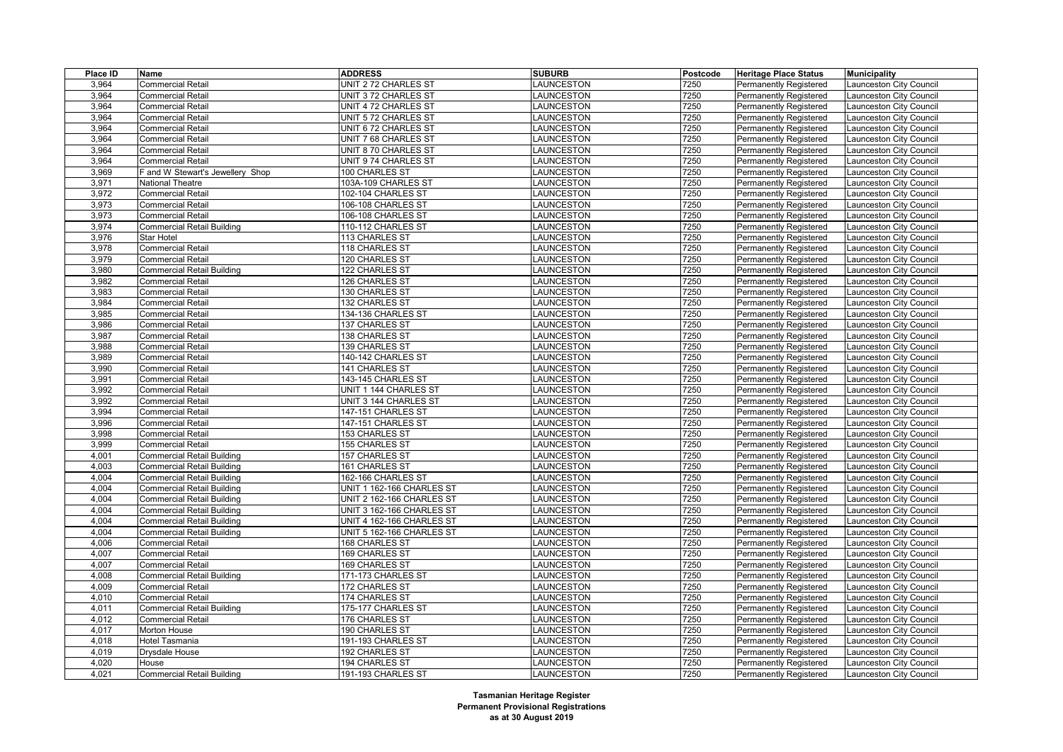| Place ID | Name | ADDRESS | SUBURB | Postcode | Heritage Place Status | Municipality |
|---|---|---|---|---|---|---|
| 3,964 | Commercial Retail | UNIT 2 72 CHARLES ST | LAUNCESTON | 7250 | Permanently Registered | Launceston City Council |
| 3,964 | Commercial Retail | UNIT 3 72 CHARLES ST | LAUNCESTON | 7250 | Permanently Registered | Launceston City Council |
| 3,964 | Commercial Retail | UNIT 4 72 CHARLES ST | LAUNCESTON | 7250 | Permanently Registered | Launceston City Council |
| 3,964 | Commercial Retail | UNIT 5 72 CHARLES ST | LAUNCESTON | 7250 | Permanently Registered | Launceston City Council |
| 3,964 | Commercial Retail | UNIT 6 72 CHARLES ST | LAUNCESTON | 7250 | Permanently Registered | Launceston City Council |
| 3,964 | Commercial Retail | UNIT 7 68 CHARLES ST | LAUNCESTON | 7250 | Permanently Registered | Launceston City Council |
| 3,964 | Commercial Retail | UNIT 8 70 CHARLES ST | LAUNCESTON | 7250 | Permanently Registered | Launceston City Council |
| 3,964 | Commercial Retail | UNIT 9 74 CHARLES ST | LAUNCESTON | 7250 | Permanently Registered | Launceston City Council |
| 3,969 | F and W Stewart's Jewellery Shop | 100 CHARLES ST | LAUNCESTON | 7250 | Permanently Registered | Launceston City Council |
| 3,971 | National Theatre | 103A-109 CHARLES ST | LAUNCESTON | 7250 | Permanently Registered | Launceston City Council |
| 3,972 | Commercial Retail | 102-104 CHARLES ST | LAUNCESTON | 7250 | Permanently Registered | Launceston City Council |
| 3,973 | Commercial Retail | 106-108 CHARLES ST | LAUNCESTON | 7250 | Permanently Registered | Launceston City Council |
| 3,973 | Commercial Retail | 106-108 CHARLES ST | LAUNCESTON | 7250 | Permanently Registered | Launceston City Council |
| 3,974 | Commercial Retail Building | 110-112 CHARLES ST | LAUNCESTON | 7250 | Permanently Registered | Launceston City Council |
| 3,976 | Star Hotel | 113 CHARLES ST | LAUNCESTON | 7250 | Permanently Registered | Launceston City Council |
| 3,978 | Commercial Retail | 118 CHARLES ST | LAUNCESTON | 7250 | Permanently Registered | Launceston City Council |
| 3,979 | Commercial Retail | 120 CHARLES ST | LAUNCESTON | 7250 | Permanently Registered | Launceston City Council |
| 3,980 | Commercial Retail Building | 122 CHARLES ST | LAUNCESTON | 7250 | Permanently Registered | Launceston City Council |
| 3,982 | Commercial Retail | 126 CHARLES ST | LAUNCESTON | 7250 | Permanently Registered | Launceston City Council |
| 3,983 | Commercial Retail | 130 CHARLES ST | LAUNCESTON | 7250 | Permanently Registered | Launceston City Council |
| 3,984 | Commercial Retail | 132 CHARLES ST | LAUNCESTON | 7250 | Permanently Registered | Launceston City Council |
| 3,985 | Commercial Retail | 134-136 CHARLES ST | LAUNCESTON | 7250 | Permanently Registered | Launceston City Council |
| 3,986 | Commercial Retail | 137 CHARLES ST | LAUNCESTON | 7250 | Permanently Registered | Launceston City Council |
| 3,987 | Commercial Retail | 138 CHARLES ST | LAUNCESTON | 7250 | Permanently Registered | Launceston City Council |
| 3,988 | Commercial Retail | 139 CHARLES ST | LAUNCESTON | 7250 | Permanently Registered | Launceston City Council |
| 3,989 | Commercial Retail | 140-142 CHARLES ST | LAUNCESTON | 7250 | Permanently Registered | Launceston City Council |
| 3,990 | Commercial Retail | 141 CHARLES ST | LAUNCESTON | 7250 | Permanently Registered | Launceston City Council |
| 3,991 | Commercial Retail | 143-145 CHARLES ST | LAUNCESTON | 7250 | Permanently Registered | Launceston City Council |
| 3,992 | Commercial Retail | UNIT 1 144 CHARLES ST | LAUNCESTON | 7250 | Permanently Registered | Launceston City Council |
| 3,992 | Commercial Retail | UNIT 3 144 CHARLES ST | LAUNCESTON | 7250 | Permanently Registered | Launceston City Council |
| 3,994 | Commercial Retail | 147-151 CHARLES ST | LAUNCESTON | 7250 | Permanently Registered | Launceston City Council |
| 3,996 | Commercial Retail | 147-151 CHARLES ST | LAUNCESTON | 7250 | Permanently Registered | Launceston City Council |
| 3,998 | Commercial Retail | 153 CHARLES ST | LAUNCESTON | 7250 | Permanently Registered | Launceston City Council |
| 3,999 | Commercial Retail | 155 CHARLES ST | LAUNCESTON | 7250 | Permanently Registered | Launceston City Council |
| 4,001 | Commercial Retail Building | 157 CHARLES ST | LAUNCESTON | 7250 | Permanently Registered | Launceston City Council |
| 4,003 | Commercial Retail Building | 161 CHARLES ST | LAUNCESTON | 7250 | Permanently Registered | Launceston City Council |
| 4,004 | Commercial Retail Building | 162-166 CHARLES ST | LAUNCESTON | 7250 | Permanently Registered | Launceston City Council |
| 4,004 | Commercial Retail Building | UNIT 1 162-166 CHARLES ST | LAUNCESTON | 7250 | Permanently Registered | Launceston City Council |
| 4,004 | Commercial Retail Building | UNIT 2 162-166 CHARLES ST | LAUNCESTON | 7250 | Permanently Registered | Launceston City Council |
| 4,004 | Commercial Retail Building | UNIT 3 162-166 CHARLES ST | LAUNCESTON | 7250 | Permanently Registered | Launceston City Council |
| 4,004 | Commercial Retail Building | UNIT 4 162-166 CHARLES ST | LAUNCESTON | 7250 | Permanently Registered | Launceston City Council |
| 4,004 | Commercial Retail Building | UNIT 5 162-166 CHARLES ST | LAUNCESTON | 7250 | Permanently Registered | Launceston City Council |
| 4,006 | Commercial Retail | 168 CHARLES ST | LAUNCESTON | 7250 | Permanently Registered | Launceston City Council |
| 4,007 | Commercial Retail | 169 CHARLES ST | LAUNCESTON | 7250 | Permanently Registered | Launceston City Council |
| 4,007 | Commercial Retail | 169 CHARLES ST | LAUNCESTON | 7250 | Permanently Registered | Launceston City Council |
| 4,008 | Commercial Retail Building | 171-173 CHARLES ST | LAUNCESTON | 7250 | Permanently Registered | Launceston City Council |
| 4,009 | Commercial Retail | 172 CHARLES ST | LAUNCESTON | 7250 | Permanently Registered | Launceston City Council |
| 4,010 | Commercial Retail | 174 CHARLES ST | LAUNCESTON | 7250 | Permanently Registered | Launceston City Council |
| 4,011 | Commercial Retail Building | 175-177 CHARLES ST | LAUNCESTON | 7250 | Permanently Registered | Launceston City Council |
| 4,012 | Commercial Retail | 176 CHARLES ST | LAUNCESTON | 7250 | Permanently Registered | Launceston City Council |
| 4,017 | Morton House | 190 CHARLES ST | LAUNCESTON | 7250 | Permanently Registered | Launceston City Council |
| 4,018 | Hotel Tasmania | 191-193 CHARLES ST | LAUNCESTON | 7250 | Permanently Registered | Launceston City Council |
| 4,019 | Drysdale House | 192 CHARLES ST | LAUNCESTON | 7250 | Permanently Registered | Launceston City Council |
| 4,020 | House | 194 CHARLES ST | LAUNCESTON | 7250 | Permanently Registered | Launceston City Council |
| 4,021 | Commercial Retail Building | 191-193 CHARLES ST | LAUNCESTON | 7250 | Permanently Registered | Launceston City Council |

**Tasmanian Heritage Register**
**Permanent Provisional Registrations**
**as at 30 August 2019**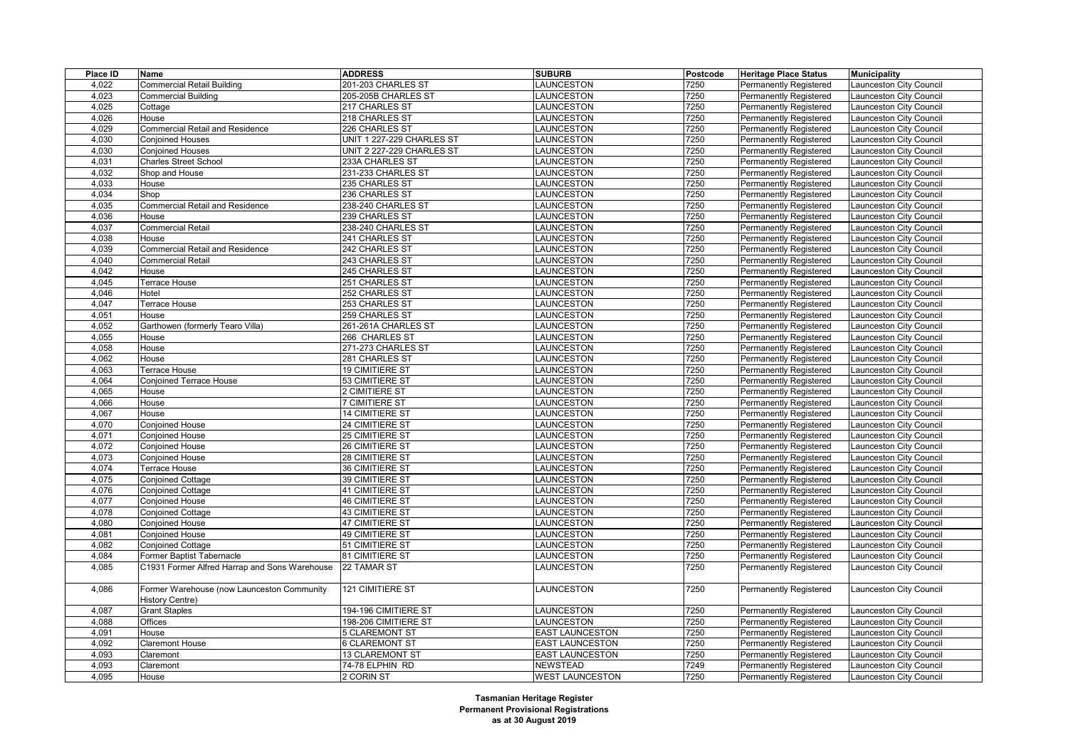| Place ID | Name | ADDRESS | SUBURB | Postcode | Heritage Place Status | Municipality |
|---|---|---|---|---|---|---|
| 4,022 | Commercial Retail Building | 201-203 CHARLES ST | LAUNCESTON | 7250 | Permanently Registered | Launceston City Council |
| 4,023 | Commercial Building | 205-205B CHARLES ST | LAUNCESTON | 7250 | Permanently Registered | Launceston City Council |
| 4,025 | Cottage | 217 CHARLES ST | LAUNCESTON | 7250 | Permanently Registered | Launceston City Council |
| 4,026 | House | 218 CHARLES ST | LAUNCESTON | 7250 | Permanently Registered | Launceston City Council |
| 4,029 | Commercial Retail and Residence | 226 CHARLES ST | LAUNCESTON | 7250 | Permanently Registered | Launceston City Council |
| 4,030 | Conjoined Houses | UNIT 1 227-229 CHARLES ST | LAUNCESTON | 7250 | Permanently Registered | Launceston City Council |
| 4,030 | Conjoined Houses | UNIT 2 227-229 CHARLES ST | LAUNCESTON | 7250 | Permanently Registered | Launceston City Council |
| 4,031 | Charles Street School | 233A CHARLES ST | LAUNCESTON | 7250 | Permanently Registered | Launceston City Council |
| 4,032 | Shop and House | 231-233 CHARLES ST | LAUNCESTON | 7250 | Permanently Registered | Launceston City Council |
| 4,033 | House | 235 CHARLES ST | LAUNCESTON | 7250 | Permanently Registered | Launceston City Council |
| 4,034 | Shop | 236 CHARLES ST | LAUNCESTON | 7250 | Permanently Registered | Launceston City Council |
| 4,035 | Commercial Retail and Residence | 238-240 CHARLES ST | LAUNCESTON | 7250 | Permanently Registered | Launceston City Council |
| 4,036 | House | 239 CHARLES ST | LAUNCESTON | 7250 | Permanently Registered | Launceston City Council |
| 4,037 | Commercial Retail | 238-240 CHARLES ST | LAUNCESTON | 7250 | Permanently Registered | Launceston City Council |
| 4,038 | House | 241 CHARLES ST | LAUNCESTON | 7250 | Permanently Registered | Launceston City Council |
| 4,039 | Commercial Retail and Residence | 242 CHARLES ST | LAUNCESTON | 7250 | Permanently Registered | Launceston City Council |
| 4,040 | Commercial Retail | 243 CHARLES ST | LAUNCESTON | 7250 | Permanently Registered | Launceston City Council |
| 4,042 | House | 245 CHARLES ST | LAUNCESTON | 7250 | Permanently Registered | Launceston City Council |
| 4,045 | Terrace House | 251 CHARLES ST | LAUNCESTON | 7250 | Permanently Registered | Launceston City Council |
| 4,046 | Hotel | 252 CHARLES ST | LAUNCESTON | 7250 | Permanently Registered | Launceston City Council |
| 4,047 | Terrace House | 253 CHARLES ST | LAUNCESTON | 7250 | Permanently Registered | Launceston City Council |
| 4,051 | House | 259 CHARLES ST | LAUNCESTON | 7250 | Permanently Registered | Launceston City Council |
| 4,052 | Garthowen (formerly Tearo Villa) | 261-261A CHARLES ST | LAUNCESTON | 7250 | Permanently Registered | Launceston City Council |
| 4,055 | House | 266 CHARLES ST | LAUNCESTON | 7250 | Permanently Registered | Launceston City Council |
| 4,058 | House | 271-273 CHARLES ST | LAUNCESTON | 7250 | Permanently Registered | Launceston City Council |
| 4,062 | House | 281 CHARLES ST | LAUNCESTON | 7250 | Permanently Registered | Launceston City Council |
| 4,063 | Terrace House | 19 CIMITIERE ST | LAUNCESTON | 7250 | Permanently Registered | Launceston City Council |
| 4,064 | Conjoined Terrace House | 53 CIMITIERE ST | LAUNCESTON | 7250 | Permanently Registered | Launceston City Council |
| 4,065 | House | 2 CIMITIERE ST | LAUNCESTON | 7250 | Permanently Registered | Launceston City Council |
| 4,066 | House | 7 CIMITIERE ST | LAUNCESTON | 7250 | Permanently Registered | Launceston City Council |
| 4,067 | House | 14 CIMITIERE ST | LAUNCESTON | 7250 | Permanently Registered | Launceston City Council |
| 4,070 | Conjoined House | 24 CIMITIERE ST | LAUNCESTON | 7250 | Permanently Registered | Launceston City Council |
| 4,071 | Conjoined House | 25 CIMITIERE ST | LAUNCESTON | 7250 | Permanently Registered | Launceston City Council |
| 4,072 | Conjoined House | 26 CIMITIERE ST | LAUNCESTON | 7250 | Permanently Registered | Launceston City Council |
| 4,073 | Conjoined House | 28 CIMITIERE ST | LAUNCESTON | 7250 | Permanently Registered | Launceston City Council |
| 4,074 | Terrace House | 36 CIMITIERE ST | LAUNCESTON | 7250 | Permanently Registered | Launceston City Council |
| 4,075 | Conjoined Cottage | 39 CIMITIERE ST | LAUNCESTON | 7250 | Permanently Registered | Launceston City Council |
| 4,076 | Conjoined Cottage | 41 CIMITIERE ST | LAUNCESTON | 7250 | Permanently Registered | Launceston City Council |
| 4,077 | Conjoined House | 46 CIMITIERE ST | LAUNCESTON | 7250 | Permanently Registered | Launceston City Council |
| 4,078 | Conjoined Cottage | 43 CIMITIERE ST | LAUNCESTON | 7250 | Permanently Registered | Launceston City Council |
| 4,080 | Conjoined House | 47 CIMITIERE ST | LAUNCESTON | 7250 | Permanently Registered | Launceston City Council |
| 4,081 | Conjoined House | 49 CIMITIERE ST | LAUNCESTON | 7250 | Permanently Registered | Launceston City Council |
| 4,082 | Conjoined Cottage | 51 CIMITIERE ST | LAUNCESTON | 7250 | Permanently Registered | Launceston City Council |
| 4,084 | Former Baptist Tabernacle | 81 CIMITIERE ST | LAUNCESTON | 7250 | Permanently Registered | Launceston City Council |
| 4,085 | C1931 Former Alfred Harrap and Sons Warehouse | 22 TAMAR ST | LAUNCESTON | 7250 | Permanently Registered | Launceston City Council |
| 4,086 | Former Warehouse (now Launceston Community History Centre) | 121 CIMITIERE ST | LAUNCESTON | 7250 | Permanently Registered | Launceston City Council |
| 4,087 | Grant Staples | 194-196 CIMITIERE ST | LAUNCESTON | 7250 | Permanently Registered | Launceston City Council |
| 4,088 | Offices | 198-206 CIMITIERE ST | LAUNCESTON | 7250 | Permanently Registered | Launceston City Council |
| 4,091 | House | 5 CLAREMONT ST | EAST LAUNCESTON | 7250 | Permanently Registered | Launceston City Council |
| 4,092 | Claremont House | 6 CLAREMONT ST | EAST LAUNCESTON | 7250 | Permanently Registered | Launceston City Council |
| 4,093 | Claremont | 13 CLAREMONT ST | EAST LAUNCESTON | 7250 | Permanently Registered | Launceston City Council |
| 4,093 | Claremont | 74-78 ELPHIN RD | NEWSTEAD | 7249 | Permanently Registered | Launceston City Council |
| 4,095 | House | 2 CORIN ST | WEST LAUNCESTON | 7250 | Permanently Registered | Launceston City Council |

**Tasmanian Heritage Register**
**Permanent Provisional Registrations**
**as at 30 August 2019**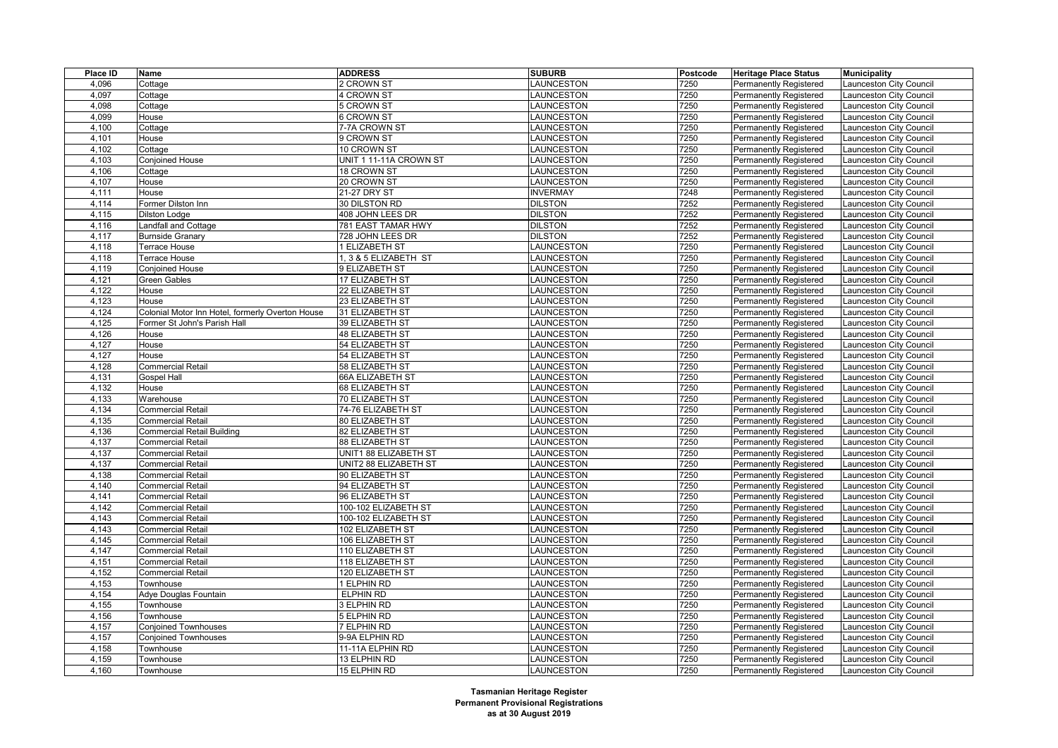| Place ID | Name | ADDRESS | SUBURB | Postcode | Heritage Place Status | Municipality |
|---|---|---|---|---|---|---|
| 4,096 | Cottage | 2 CROWN ST | LAUNCESTON | 7250 | Permanently Registered | Launceston City Council |
| 4,097 | Cottage | 4 CROWN ST | LAUNCESTON | 7250 | Permanently Registered | Launceston City Council |
| 4,098 | Cottage | 5 CROWN ST | LAUNCESTON | 7250 | Permanently Registered | Launceston City Council |
| 4,099 | House | 6 CROWN ST | LAUNCESTON | 7250 | Permanently Registered | Launceston City Council |
| 4,100 | Cottage | 7-7A CROWN ST | LAUNCESTON | 7250 | Permanently Registered | Launceston City Council |
| 4,101 | House | 9 CROWN ST | LAUNCESTON | 7250 | Permanently Registered | Launceston City Council |
| 4,102 | Cottage | 10 CROWN ST | LAUNCESTON | 7250 | Permanently Registered | Launceston City Council |
| 4,103 | Conjoined House | UNIT 1 11-11A CROWN ST | LAUNCESTON | 7250 | Permanently Registered | Launceston City Council |
| 4,106 | Cottage | 18 CROWN ST | LAUNCESTON | 7250 | Permanently Registered | Launceston City Council |
| 4,107 | House | 20 CROWN ST | LAUNCESTON | 7250 | Permanently Registered | Launceston City Council |
| 4,111 | House | 21-27 DRY ST | INVERMAY | 7248 | Permanently Registered | Launceston City Council |
| 4,114 | Former Dilston Inn | 30 DILSTON RD | DILSTON | 7252 | Permanently Registered | Launceston City Council |
| 4,115 | Dilston Lodge | 408 JOHN LEES DR | DILSTON | 7252 | Permanently Registered | Launceston City Council |
| 4,116 | Landfall and Cottage | 781 EAST TAMAR HWY | DILSTON | 7252 | Permanently Registered | Launceston City Council |
| 4,117 | Burnside Granary | 728 JOHN LEES DR | DILSTON | 7252 | Permanently Registered | Launceston City Council |
| 4,118 | Terrace House | 1 ELIZABETH ST | LAUNCESTON | 7250 | Permanently Registered | Launceston City Council |
| 4,118 | Terrace House | 1, 3 & 5 ELIZABETH ST | LAUNCESTON | 7250 | Permanently Registered | Launceston City Council |
| 4,119 | Conjoined House | 9 ELIZABETH ST | LAUNCESTON | 7250 | Permanently Registered | Launceston City Council |
| 4,121 | Green Gables | 17 ELIZABETH ST | LAUNCESTON | 7250 | Permanently Registered | Launceston City Council |
| 4,122 | House | 22 ELIZABETH ST | LAUNCESTON | 7250 | Permanently Registered | Launceston City Council |
| 4,123 | House | 23 ELIZABETH ST | LAUNCESTON | 7250 | Permanently Registered | Launceston City Council |
| 4,124 | Colonial Motor Inn Hotel, formerly Overton House | 31 ELIZABETH ST | LAUNCESTON | 7250 | Permanently Registered | Launceston City Council |
| 4,125 | Former St John's Parish Hall | 39 ELIZABETH ST | LAUNCESTON | 7250 | Permanently Registered | Launceston City Council |
| 4,126 | House | 48 ELIZABETH ST | LAUNCESTON | 7250 | Permanently Registered | Launceston City Council |
| 4,127 | House | 54 ELIZABETH ST | LAUNCESTON | 7250 | Permanently Registered | Launceston City Council |
| 4,127 | House | 54 ELIZABETH ST | LAUNCESTON | 7250 | Permanently Registered | Launceston City Council |
| 4,128 | Commercial Retail | 58 ELIZABETH ST | LAUNCESTON | 7250 | Permanently Registered | Launceston City Council |
| 4,131 | Gospel Hall | 66A ELIZABETH ST | LAUNCESTON | 7250 | Permanently Registered | Launceston City Council |
| 4,132 | House | 68 ELIZABETH ST | LAUNCESTON | 7250 | Permanently Registered | Launceston City Council |
| 4,133 | Warehouse | 70 ELIZABETH ST | LAUNCESTON | 7250 | Permanently Registered | Launceston City Council |
| 4,134 | Commercial Retail | 74-76 ELIZABETH ST | LAUNCESTON | 7250 | Permanently Registered | Launceston City Council |
| 4,135 | Commercial Retail | 80 ELIZABETH ST | LAUNCESTON | 7250 | Permanently Registered | Launceston City Council |
| 4,136 | Commercial Retail Building | 82 ELIZABETH ST | LAUNCESTON | 7250 | Permanently Registered | Launceston City Council |
| 4,137 | Commercial Retail | 88 ELIZABETH ST | LAUNCESTON | 7250 | Permanently Registered | Launceston City Council |
| 4,137 | Commercial Retail | UNIT1 88 ELIZABETH ST | LAUNCESTON | 7250 | Permanently Registered | Launceston City Council |
| 4,137 | Commercial Retail | UNIT2 88 ELIZABETH ST | LAUNCESTON | 7250 | Permanently Registered | Launceston City Council |
| 4,138 | Commercial Retail | 90 ELIZABETH ST | LAUNCESTON | 7250 | Permanently Registered | Launceston City Council |
| 4,140 | Commercial Retail | 94 ELIZABETH ST | LAUNCESTON | 7250 | Permanently Registered | Launceston City Council |
| 4,141 | Commercial Retail | 96 ELIZABETH ST | LAUNCESTON | 7250 | Permanently Registered | Launceston City Council |
| 4,142 | Commercial Retail | 100-102 ELIZABETH ST | LAUNCESTON | 7250 | Permanently Registered | Launceston City Council |
| 4,143 | Commercial Retail | 100-102 ELIZABETH ST | LAUNCESTON | 7250 | Permanently Registered | Launceston City Council |
| 4,143 | Commercial Retail | 102 ELIZABETH ST | LAUNCESTON | 7250 | Permanently Registered | Launceston City Council |
| 4,145 | Commercial Retail | 106 ELIZABETH ST | LAUNCESTON | 7250 | Permanently Registered | Launceston City Council |
| 4,147 | Commercial Retail | 110 ELIZABETH ST | LAUNCESTON | 7250 | Permanently Registered | Launceston City Council |
| 4,151 | Commercial Retail | 118 ELIZABETH ST | LAUNCESTON | 7250 | Permanently Registered | Launceston City Council |
| 4,152 | Commercial Retail | 120 ELIZABETH ST | LAUNCESTON | 7250 | Permanently Registered | Launceston City Council |
| 4,153 | Townhouse | 1 ELPHIN RD | LAUNCESTON | 7250 | Permanently Registered | Launceston City Council |
| 4,154 | Adye Douglas Fountain | ELPHIN RD | LAUNCESTON | 7250 | Permanently Registered | Launceston City Council |
| 4,155 | Townhouse | 3 ELPHIN RD | LAUNCESTON | 7250 | Permanently Registered | Launceston City Council |
| 4,156 | Townhouse | 5 ELPHIN RD | LAUNCESTON | 7250 | Permanently Registered | Launceston City Council |
| 4,157 | Conjoined Townhouses | 7 ELPHIN RD | LAUNCESTON | 7250 | Permanently Registered | Launceston City Council |
| 4,157 | Conjoined Townhouses | 9-9A ELPHIN RD | LAUNCESTON | 7250 | Permanently Registered | Launceston City Council |
| 4,158 | Townhouse | 11-11A ELPHIN RD | LAUNCESTON | 7250 | Permanently Registered | Launceston City Council |
| 4,159 | Townhouse | 13 ELPHIN RD | LAUNCESTON | 7250 | Permanently Registered | Launceston City Council |
| 4,160 | Townhouse | 15 ELPHIN RD | LAUNCESTON | 7250 | Permanently Registered | Launceston City Council |

**Tasmanian Heritage Register**
**Permanent Provisional Registrations**
**as at 30 August 2019**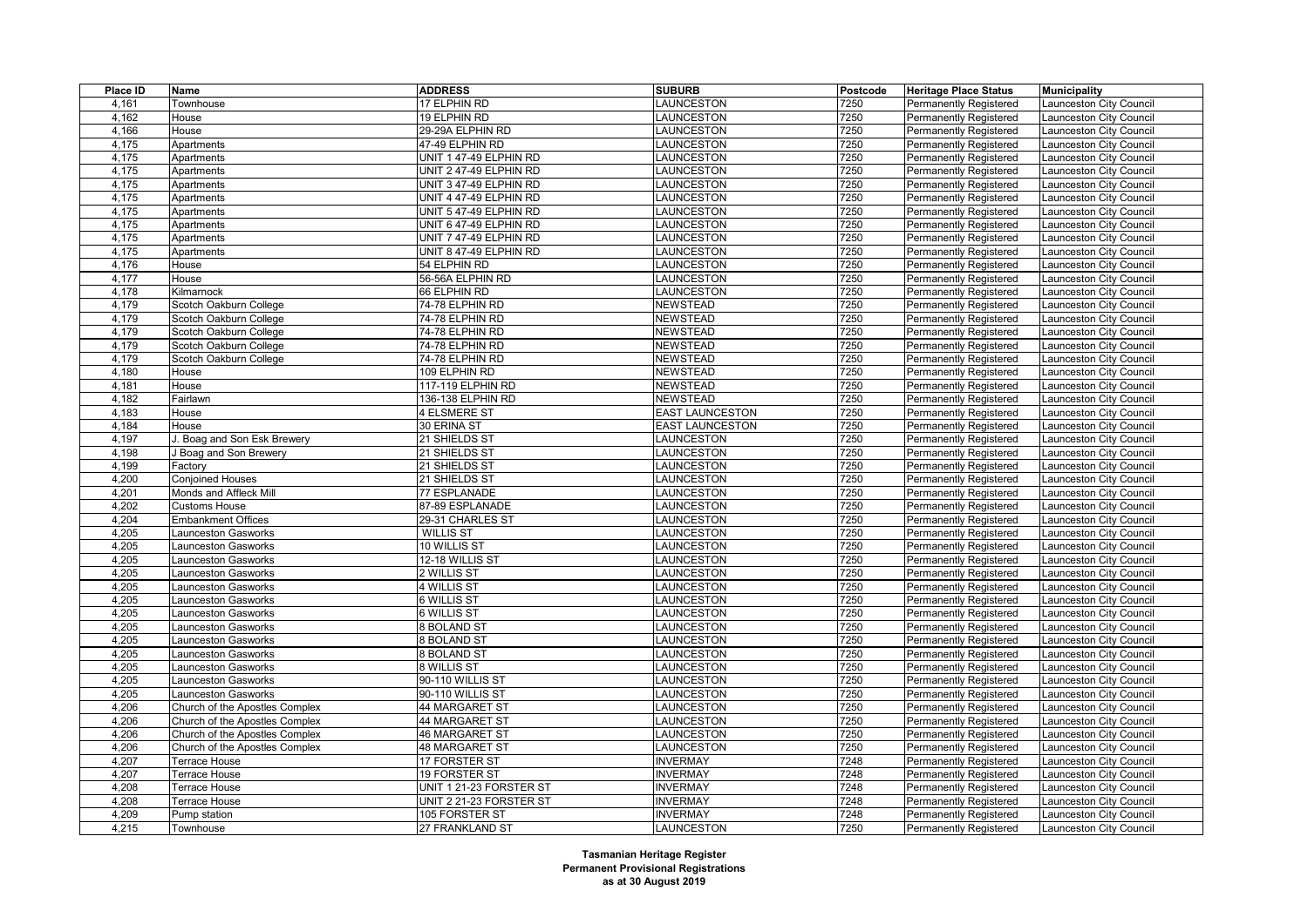| Place ID | Name | ADDRESS | SUBURB | Postcode | Heritage Place Status | Municipality |
|---|---|---|---|---|---|---|
| 4,161 | Townhouse | 17 ELPHIN RD | LAUNCESTON | 7250 | Permanently Registered | Launceston City Council |
| 4,162 | House | 19 ELPHIN RD | LAUNCESTON | 7250 | Permanently Registered | Launceston City Council |
| 4,166 | House | 29-29A ELPHIN RD | LAUNCESTON | 7250 | Permanently Registered | Launceston City Council |
| 4,175 | Apartments | 47-49 ELPHIN RD | LAUNCESTON | 7250 | Permanently Registered | Launceston City Council |
| 4,175 | Apartments | UNIT 1 47-49 ELPHIN RD | LAUNCESTON | 7250 | Permanently Registered | Launceston City Council |
| 4,175 | Apartments | UNIT 2 47-49 ELPHIN RD | LAUNCESTON | 7250 | Permanently Registered | Launceston City Council |
| 4,175 | Apartments | UNIT 3 47-49 ELPHIN RD | LAUNCESTON | 7250 | Permanently Registered | Launceston City Council |
| 4,175 | Apartments | UNIT 4 47-49 ELPHIN RD | LAUNCESTON | 7250 | Permanently Registered | Launceston City Council |
| 4,175 | Apartments | UNIT 5 47-49 ELPHIN RD | LAUNCESTON | 7250 | Permanently Registered | Launceston City Council |
| 4,175 | Apartments | UNIT 6 47-49 ELPHIN RD | LAUNCESTON | 7250 | Permanently Registered | Launceston City Council |
| 4,175 | Apartments | UNIT 7 47-49 ELPHIN RD | LAUNCESTON | 7250 | Permanently Registered | Launceston City Council |
| 4,175 | Apartments | UNIT 8 47-49 ELPHIN RD | LAUNCESTON | 7250 | Permanently Registered | Launceston City Council |
| 4,176 | House | 54 ELPHIN RD | LAUNCESTON | 7250 | Permanently Registered | Launceston City Council |
| 4,177 | House | 56-56A ELPHIN RD | LAUNCESTON | 7250 | Permanently Registered | Launceston City Council |
| 4,178 | Kilmarnock | 66 ELPHIN RD | LAUNCESTON | 7250 | Permanently Registered | Launceston City Council |
| 4,179 | Scotch Oakburn College | 74-78 ELPHIN RD | NEWSTEAD | 7250 | Permanently Registered | Launceston City Council |
| 4,179 | Scotch Oakburn College | 74-78 ELPHIN RD | NEWSTEAD | 7250 | Permanently Registered | Launceston City Council |
| 4,179 | Scotch Oakburn College | 74-78 ELPHIN RD | NEWSTEAD | 7250 | Permanently Registered | Launceston City Council |
| 4,179 | Scotch Oakburn College | 74-78 ELPHIN RD | NEWSTEAD | 7250 | Permanently Registered | Launceston City Council |
| 4,179 | Scotch Oakburn College | 74-78 ELPHIN RD | NEWSTEAD | 7250 | Permanently Registered | Launceston City Council |
| 4,180 | House | 109 ELPHIN RD | NEWSTEAD | 7250 | Permanently Registered | Launceston City Council |
| 4,181 | House | 117-119 ELPHIN RD | NEWSTEAD | 7250 | Permanently Registered | Launceston City Council |
| 4,182 | Fairlawn | 136-138 ELPHIN RD | NEWSTEAD | 7250 | Permanently Registered | Launceston City Council |
| 4,183 | House | 4 ELSMERE ST | EAST LAUNCESTON | 7250 | Permanently Registered | Launceston City Council |
| 4,184 | House | 30 ERINA ST | EAST LAUNCESTON | 7250 | Permanently Registered | Launceston City Council |
| 4,197 | J. Boag and Son Esk Brewery | 21 SHIELDS ST | LAUNCESTON | 7250 | Permanently Registered | Launceston City Council |
| 4,198 | J Boag and Son Brewery | 21 SHIELDS ST | LAUNCESTON | 7250 | Permanently Registered | Launceston City Council |
| 4,199 | Factory | 21 SHIELDS ST | LAUNCESTON | 7250 | Permanently Registered | Launceston City Council |
| 4,200 | Conjoined Houses | 21 SHIELDS ST | LAUNCESTON | 7250 | Permanently Registered | Launceston City Council |
| 4,201 | Monds and Affleck Mill | 77 ESPLANADE | LAUNCESTON | 7250 | Permanently Registered | Launceston City Council |
| 4,202 | Customs House | 87-89 ESPLANADE | LAUNCESTON | 7250 | Permanently Registered | Launceston City Council |
| 4,204 | Embankment Offices | 29-31 CHARLES ST | LAUNCESTON | 7250 | Permanently Registered | Launceston City Council |
| 4,205 | Launceston Gasworks | WILLIS ST | LAUNCESTON | 7250 | Permanently Registered | Launceston City Council |
| 4,205 | Launceston Gasworks | 10 WILLIS ST | LAUNCESTON | 7250 | Permanently Registered | Launceston City Council |
| 4,205 | Launceston Gasworks | 12-18 WILLIS ST | LAUNCESTON | 7250 | Permanently Registered | Launceston City Council |
| 4,205 | Launceston Gasworks | 2 WILLIS ST | LAUNCESTON | 7250 | Permanently Registered | Launceston City Council |
| 4,205 | Launceston Gasworks | 4 WILLIS ST | LAUNCESTON | 7250 | Permanently Registered | Launceston City Council |
| 4,205 | Launceston Gasworks | 6 WILLIS ST | LAUNCESTON | 7250 | Permanently Registered | Launceston City Council |
| 4,205 | Launceston Gasworks | 6 WILLIS ST | LAUNCESTON | 7250 | Permanently Registered | Launceston City Council |
| 4,205 | Launceston Gasworks | 8 BOLAND ST | LAUNCESTON | 7250 | Permanently Registered | Launceston City Council |
| 4,205 | Launceston Gasworks | 8 BOLAND ST | LAUNCESTON | 7250 | Permanently Registered | Launceston City Council |
| 4,205 | Launceston Gasworks | 8 BOLAND ST | LAUNCESTON | 7250 | Permanently Registered | Launceston City Council |
| 4,205 | Launceston Gasworks | 8 WILLIS ST | LAUNCESTON | 7250 | Permanently Registered | Launceston City Council |
| 4,205 | Launceston Gasworks | 90-110 WILLIS ST | LAUNCESTON | 7250 | Permanently Registered | Launceston City Council |
| 4,205 | Launceston Gasworks | 90-110 WILLIS ST | LAUNCESTON | 7250 | Permanently Registered | Launceston City Council |
| 4,206 | Church of the Apostles Complex | 44 MARGARET ST | LAUNCESTON | 7250 | Permanently Registered | Launceston City Council |
| 4,206 | Church of the Apostles Complex | 44 MARGARET ST | LAUNCESTON | 7250 | Permanently Registered | Launceston City Council |
| 4,206 | Church of the Apostles Complex | 46 MARGARET ST | LAUNCESTON | 7250 | Permanently Registered | Launceston City Council |
| 4,206 | Church of the Apostles Complex | 48 MARGARET ST | LAUNCESTON | 7250 | Permanently Registered | Launceston City Council |
| 4,207 | Terrace House | 17 FORSTER ST | INVERMAY | 7248 | Permanently Registered | Launceston City Council |
| 4,207 | Terrace House | 19 FORSTER ST | INVERMAY | 7248 | Permanently Registered | Launceston City Council |
| 4,208 | Terrace House | UNIT 1 21-23 FORSTER ST | INVERMAY | 7248 | Permanently Registered | Launceston City Council |
| 4,208 | Terrace House | UNIT 2 21-23 FORSTER ST | INVERMAY | 7248 | Permanently Registered | Launceston City Council |
| 4,209 | Pump station | 105 FORSTER ST | INVERMAY | 7248 | Permanently Registered | Launceston City Council |
| 4,215 | Townhouse | 27 FRANKLAND ST | LAUNCESTON | 7250 | Permanently Registered | Launceston City Council |

**Tasmanian Heritage Register**
**Permanent Provisional Registrations**
**as at 30 August 2019**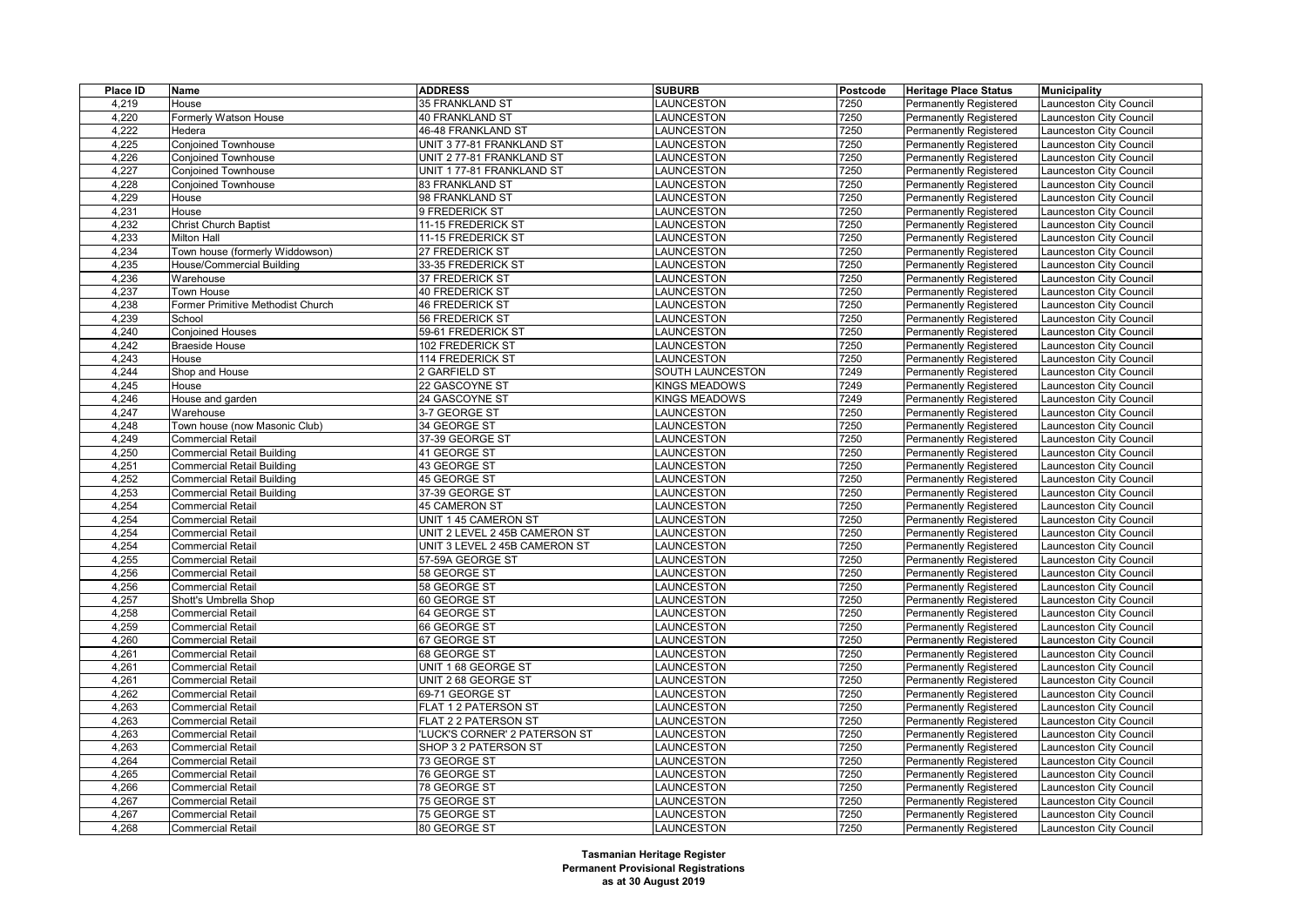| Place ID | Name | ADDRESS | SUBURB | Postcode | Heritage Place Status | Municipality |
| --- | --- | --- | --- | --- | --- | --- |
| 4,219 | House | 35 FRANKLAND ST | LAUNCESTON | 7250 | Permanently Registered | Launceston City Council |
| 4,220 | Formerly Watson House | 40 FRANKLAND ST | LAUNCESTON | 7250 | Permanently Registered | Launceston City Council |
| 4,222 | Hedera | 46-48 FRANKLAND ST | LAUNCESTON | 7250 | Permanently Registered | Launceston City Council |
| 4,225 | Conjoined Townhouse | UNIT 3 77-81 FRANKLAND ST | LAUNCESTON | 7250 | Permanently Registered | Launceston City Council |
| 4,226 | Conjoined Townhouse | UNIT 2 77-81 FRANKLAND ST | LAUNCESTON | 7250 | Permanently Registered | Launceston City Council |
| 4,227 | Conjoined Townhouse | UNIT 1 77-81 FRANKLAND ST | LAUNCESTON | 7250 | Permanently Registered | Launceston City Council |
| 4,228 | Conjoined Townhouse | 83 FRANKLAND ST | LAUNCESTON | 7250 | Permanently Registered | Launceston City Council |
| 4,229 | House | 98 FRANKLAND ST | LAUNCESTON | 7250 | Permanently Registered | Launceston City Council |
| 4,231 | House | 9 FREDERICK ST | LAUNCESTON | 7250 | Permanently Registered | Launceston City Council |
| 4,232 | Christ Church Baptist | 11-15 FREDERICK ST | LAUNCESTON | 7250 | Permanently Registered | Launceston City Council |
| 4,233 | Milton Hall | 11-15 FREDERICK ST | LAUNCESTON | 7250 | Permanently Registered | Launceston City Council |
| 4,234 | Town house (formerly Widdowson) | 27 FREDERICK ST | LAUNCESTON | 7250 | Permanently Registered | Launceston City Council |
| 4,235 | House/Commercial Building | 33-35 FREDERICK ST | LAUNCESTON | 7250 | Permanently Registered | Launceston City Council |
| 4,236 | Warehouse | 37 FREDERICK ST | LAUNCESTON | 7250 | Permanently Registered | Launceston City Council |
| 4,237 | Town House | 40 FREDERICK ST | LAUNCESTON | 7250 | Permanently Registered | Launceston City Council |
| 4,238 | Former Primitive Methodist Church | 46 FREDERICK ST | LAUNCESTON | 7250 | Permanently Registered | Launceston City Council |
| 4,239 | School | 56 FREDERICK ST | LAUNCESTON | 7250 | Permanently Registered | Launceston City Council |
| 4,240 | Conjoined Houses | 59-61 FREDERICK ST | LAUNCESTON | 7250 | Permanently Registered | Launceston City Council |
| 4,242 | Braeside House | 102 FREDERICK ST | LAUNCESTON | 7250 | Permanently Registered | Launceston City Council |
| 4,243 | House | 114 FREDERICK ST | LAUNCESTON | 7250 | Permanently Registered | Launceston City Council |
| 4,244 | Shop and House | 2 GARFIELD ST | SOUTH LAUNCESTON | 7249 | Permanently Registered | Launceston City Council |
| 4,245 | House | 22 GASCOYNE ST | KINGS MEADOWS | 7249 | Permanently Registered | Launceston City Council |
| 4,246 | House and garden | 24 GASCOYNE ST | KINGS MEADOWS | 7249 | Permanently Registered | Launceston City Council |
| 4,247 | Warehouse | 3-7 GEORGE ST | LAUNCESTON | 7250 | Permanently Registered | Launceston City Council |
| 4,248 | Town house (now Masonic Club) | 34 GEORGE ST | LAUNCESTON | 7250 | Permanently Registered | Launceston City Council |
| 4,249 | Commercial Retail | 37-39 GEORGE ST | LAUNCESTON | 7250 | Permanently Registered | Launceston City Council |
| 4,250 | Commercial Retail Building | 41 GEORGE ST | LAUNCESTON | 7250 | Permanently Registered | Launceston City Council |
| 4,251 | Commercial Retail Building | 43 GEORGE ST | LAUNCESTON | 7250 | Permanently Registered | Launceston City Council |
| 4,252 | Commercial Retail Building | 45 GEORGE ST | LAUNCESTON | 7250 | Permanently Registered | Launceston City Council |
| 4,253 | Commercial Retail Building | 37-39 GEORGE ST | LAUNCESTON | 7250 | Permanently Registered | Launceston City Council |
| 4,254 | Commercial Retail | 45 CAMERON ST | LAUNCESTON | 7250 | Permanently Registered | Launceston City Council |
| 4,254 | Commercial Retail | UNIT 1 45 CAMERON ST | LAUNCESTON | 7250 | Permanently Registered | Launceston City Council |
| 4,254 | Commercial Retail | UNIT 2 LEVEL 2 45B CAMERON ST | LAUNCESTON | 7250 | Permanently Registered | Launceston City Council |
| 4,254 | Commercial Retail | UNIT 3 LEVEL 2 45B CAMERON ST | LAUNCESTON | 7250 | Permanently Registered | Launceston City Council |
| 4,255 | Commercial Retail | 57-59A GEORGE ST | LAUNCESTON | 7250 | Permanently Registered | Launceston City Council |
| 4,256 | Commercial Retail | 58 GEORGE ST | LAUNCESTON | 7250 | Permanently Registered | Launceston City Council |
| 4,256 | Commercial Retail | 58 GEORGE ST | LAUNCESTON | 7250 | Permanently Registered | Launceston City Council |
| 4,257 | Shott's Umbrella Shop | 60 GEORGE ST | LAUNCESTON | 7250 | Permanently Registered | Launceston City Council |
| 4,258 | Commercial Retail | 64 GEORGE ST | LAUNCESTON | 7250 | Permanently Registered | Launceston City Council |
| 4,259 | Commercial Retail | 66 GEORGE ST | LAUNCESTON | 7250 | Permanently Registered | Launceston City Council |
| 4,260 | Commercial Retail | 67 GEORGE ST | LAUNCESTON | 7250 | Permanently Registered | Launceston City Council |
| 4,261 | Commercial Retail | 68 GEORGE ST | LAUNCESTON | 7250 | Permanently Registered | Launceston City Council |
| 4,261 | Commercial Retail | UNIT 1 68 GEORGE ST | LAUNCESTON | 7250 | Permanently Registered | Launceston City Council |
| 4,261 | Commercial Retail | UNIT 2 68 GEORGE ST | LAUNCESTON | 7250 | Permanently Registered | Launceston City Council |
| 4,262 | Commercial Retail | 69-71 GEORGE ST | LAUNCESTON | 7250 | Permanently Registered | Launceston City Council |
| 4,263 | Commercial Retail | FLAT 1 2 PATERSON ST | LAUNCESTON | 7250 | Permanently Registered | Launceston City Council |
| 4,263 | Commercial Retail | FLAT 2 2 PATERSON ST | LAUNCESTON | 7250 | Permanently Registered | Launceston City Council |
| 4,263 | Commercial Retail | 'LUCK'S CORNER' 2 PATERSON ST | LAUNCESTON | 7250 | Permanently Registered | Launceston City Council |
| 4,263 | Commercial Retail | SHOP 3 2 PATERSON ST | LAUNCESTON | 7250 | Permanently Registered | Launceston City Council |
| 4,264 | Commercial Retail | 73 GEORGE ST | LAUNCESTON | 7250 | Permanently Registered | Launceston City Council |
| 4,265 | Commercial Retail | 76 GEORGE ST | LAUNCESTON | 7250 | Permanently Registered | Launceston City Council |
| 4,266 | Commercial Retail | 78 GEORGE ST | LAUNCESTON | 7250 | Permanently Registered | Launceston City Council |
| 4,267 | Commercial Retail | 75 GEORGE ST | LAUNCESTON | 7250 | Permanently Registered | Launceston City Council |
| 4,267 | Commercial Retail | 75 GEORGE ST | LAUNCESTON | 7250 | Permanently Registered | Launceston City Council |
| 4,268 | Commercial Retail | 80 GEORGE ST | LAUNCESTON | 7250 | Permanently Registered | Launceston City Council |

**Tasmanian Heritage Register**
**Permanent Provisional Registrations**
**as at 30 August 2019**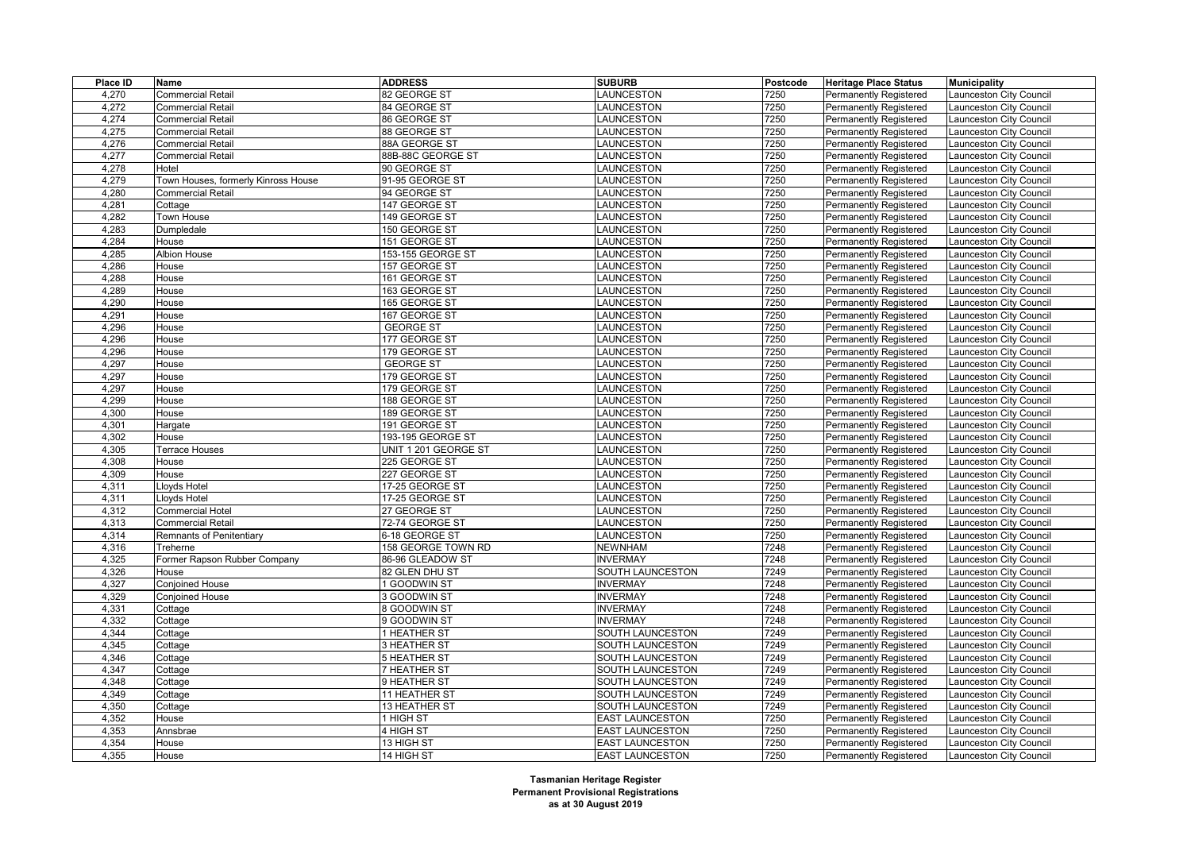| Place ID | Name | ADDRESS | SUBURB | Postcode | Heritage Place Status | Municipality |
|---|---|---|---|---|---|---|
| 4,270 | Commercial Retail | 82 GEORGE ST | LAUNCESTON | 7250 | Permanently Registered | Launceston City Council |
| 4,272 | Commercial Retail | 84 GEORGE ST | LAUNCESTON | 7250 | Permanently Registered | Launceston City Council |
| 4,274 | Commercial Retail | 86 GEORGE ST | LAUNCESTON | 7250 | Permanently Registered | Launceston City Council |
| 4,275 | Commercial Retail | 88 GEORGE ST | LAUNCESTON | 7250 | Permanently Registered | Launceston City Council |
| 4,276 | Commercial Retail | 88A GEORGE ST | LAUNCESTON | 7250 | Permanently Registered | Launceston City Council |
| 4,277 | Commercial Retail | 88B-88C GEORGE ST | LAUNCESTON | 7250 | Permanently Registered | Launceston City Council |
| 4,278 | Hotel | 90 GEORGE ST | LAUNCESTON | 7250 | Permanently Registered | Launceston City Council |
| 4,279 | Town Houses, formerly Kinross House | 91-95 GEORGE ST | LAUNCESTON | 7250 | Permanently Registered | Launceston City Council |
| 4,280 | Commercial Retail | 94 GEORGE ST | LAUNCESTON | 7250 | Permanently Registered | Launceston City Council |
| 4,281 | Cottage | 147 GEORGE ST | LAUNCESTON | 7250 | Permanently Registered | Launceston City Council |
| 4,282 | Town House | 149 GEORGE ST | LAUNCESTON | 7250 | Permanently Registered | Launceston City Council |
| 4,283 | Dumpledale | 150 GEORGE ST | LAUNCESTON | 7250 | Permanently Registered | Launceston City Council |
| 4,284 | House | 151 GEORGE ST | LAUNCESTON | 7250 | Permanently Registered | Launceston City Council |
| 4,285 | Albion House | 153-155 GEORGE ST | LAUNCESTON | 7250 | Permanently Registered | Launceston City Council |
| 4,286 | House | 157 GEORGE ST | LAUNCESTON | 7250 | Permanently Registered | Launceston City Council |
| 4,288 | House | 161 GEORGE ST | LAUNCESTON | 7250 | Permanently Registered | Launceston City Council |
| 4,289 | House | 163 GEORGE ST | LAUNCESTON | 7250 | Permanently Registered | Launceston City Council |
| 4,290 | House | 165 GEORGE ST | LAUNCESTON | 7250 | Permanently Registered | Launceston City Council |
| 4,291 | House | 167 GEORGE ST | LAUNCESTON | 7250 | Permanently Registered | Launceston City Council |
| 4,296 | House | GEORGE ST | LAUNCESTON | 7250 | Permanently Registered | Launceston City Council |
| 4,296 | House | 177 GEORGE ST | LAUNCESTON | 7250 | Permanently Registered | Launceston City Council |
| 4,296 | House | 179 GEORGE ST | LAUNCESTON | 7250 | Permanently Registered | Launceston City Council |
| 4,297 | House | GEORGE ST | LAUNCESTON | 7250 | Permanently Registered | Launceston City Council |
| 4,297 | House | 179 GEORGE ST | LAUNCESTON | 7250 | Permanently Registered | Launceston City Council |
| 4,297 | House | 179 GEORGE ST | LAUNCESTON | 7250 | Permanently Registered | Launceston City Council |
| 4,299 | House | 188 GEORGE ST | LAUNCESTON | 7250 | Permanently Registered | Launceston City Council |
| 4,300 | House | 189 GEORGE ST | LAUNCESTON | 7250 | Permanently Registered | Launceston City Council |
| 4,301 | Hargate | 191 GEORGE ST | LAUNCESTON | 7250 | Permanently Registered | Launceston City Council |
| 4,302 | House | 193-195 GEORGE ST | LAUNCESTON | 7250 | Permanently Registered | Launceston City Council |
| 4,305 | Terrace Houses | UNIT 1 201 GEORGE ST | LAUNCESTON | 7250 | Permanently Registered | Launceston City Council |
| 4,308 | House | 225 GEORGE ST | LAUNCESTON | 7250 | Permanently Registered | Launceston City Council |
| 4,309 | House | 227 GEORGE ST | LAUNCESTON | 7250 | Permanently Registered | Launceston City Council |
| 4,311 | Lloyds Hotel | 17-25 GEORGE ST | LAUNCESTON | 7250 | Permanently Registered | Launceston City Council |
| 4,311 | Lloyds Hotel | 17-25 GEORGE ST | LAUNCESTON | 7250 | Permanently Registered | Launceston City Council |
| 4,312 | Commercial Hotel | 27 GEORGE ST | LAUNCESTON | 7250 | Permanently Registered | Launceston City Council |
| 4,313 | Commercial Retail | 72-74 GEORGE ST | LAUNCESTON | 7250 | Permanently Registered | Launceston City Council |
| 4,314 | Remnants of Penitentiary | 6-18 GEORGE ST | LAUNCESTON | 7250 | Permanently Registered | Launceston City Council |
| 4,316 | Treherne | 158 GEORGE TOWN RD | NEWNHAM | 7248 | Permanently Registered | Launceston City Council |
| 4,325 | Former Rapson Rubber Company | 86-96 GLEADOW ST | INVERMAY | 7248 | Permanently Registered | Launceston City Council |
| 4,326 | House | 82 GLEN DHU ST | SOUTH LAUNCESTON | 7249 | Permanently Registered | Launceston City Council |
| 4,327 | Conjoined House | 1 GOODWIN ST | INVERMAY | 7248 | Permanently Registered | Launceston City Council |
| 4,329 | Conjoined House | 3 GOODWIN ST | INVERMAY | 7248 | Permanently Registered | Launceston City Council |
| 4,331 | Cottage | 8 GOODWIN ST | INVERMAY | 7248 | Permanently Registered | Launceston City Council |
| 4,332 | Cottage | 9 GOODWIN ST | INVERMAY | 7248 | Permanently Registered | Launceston City Council |
| 4,344 | Cottage | 1 HEATHER ST | SOUTH LAUNCESTON | 7249 | Permanently Registered | Launceston City Council |
| 4,345 | Cottage | 3 HEATHER ST | SOUTH LAUNCESTON | 7249 | Permanently Registered | Launceston City Council |
| 4,346 | Cottage | 5 HEATHER ST | SOUTH LAUNCESTON | 7249 | Permanently Registered | Launceston City Council |
| 4,347 | Cottage | 7 HEATHER ST | SOUTH LAUNCESTON | 7249 | Permanently Registered | Launceston City Council |
| 4,348 | Cottage | 9 HEATHER ST | SOUTH LAUNCESTON | 7249 | Permanently Registered | Launceston City Council |
| 4,349 | Cottage | 11 HEATHER ST | SOUTH LAUNCESTON | 7249 | Permanently Registered | Launceston City Council |
| 4,350 | Cottage | 13 HEATHER ST | SOUTH LAUNCESTON | 7249 | Permanently Registered | Launceston City Council |
| 4,352 | House | 1 HIGH ST | EAST LAUNCESTON | 7250 | Permanently Registered | Launceston City Council |
| 4,353 | Annsbrae | 4 HIGH ST | EAST LAUNCESTON | 7250 | Permanently Registered | Launceston City Council |
| 4,354 | House | 13 HIGH ST | EAST LAUNCESTON | 7250 | Permanently Registered | Launceston City Council |
| 4,355 | House | 14 HIGH ST | EAST LAUNCESTON | 7250 | Permanently Registered | Launceston City Council |

**Tasmanian Heritage Register**
**Permanent Provisional Registrations**
**as at 30 August 2019**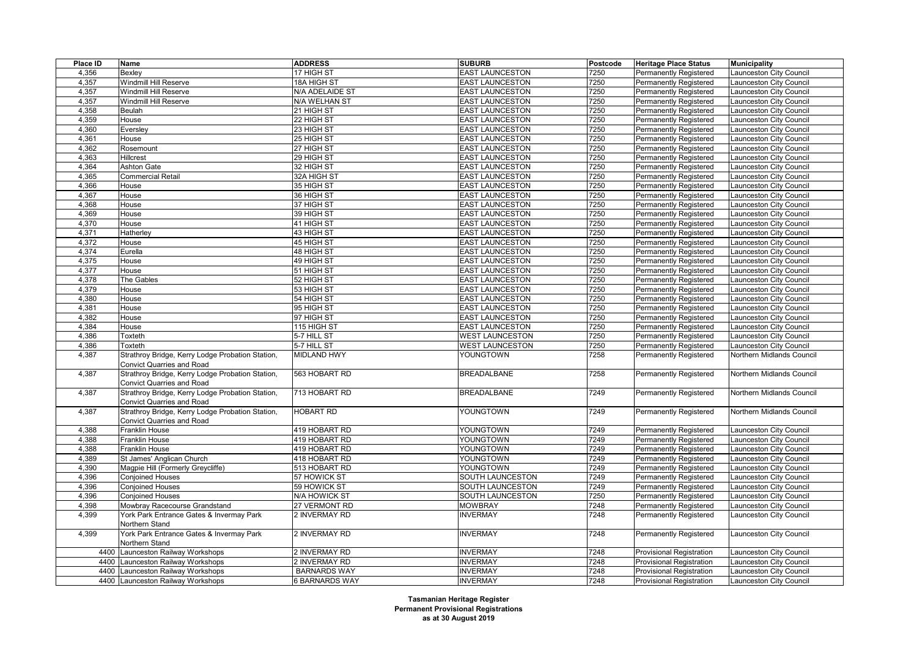| Place ID | Name | ADDRESS | SUBURB | Postcode | Heritage Place Status | Municipality |
|---|---|---|---|---|---|---|
| 4,356 | Bexley | 17 HIGH ST | EAST LAUNCESTON | 7250 | Permanently Registered | Launceston City Council |
| 4,357 | Windmill Hill Reserve | 18A HIGH ST | EAST LAUNCESTON | 7250 | Permanently Registered | Launceston City Council |
| 4,357 | Windmill Hill Reserve | N/A ADELAIDE ST | EAST LAUNCESTON | 7250 | Permanently Registered | Launceston City Council |
| 4,357 | Windmill Hill Reserve | N/A WELHAN ST | EAST LAUNCESTON | 7250 | Permanently Registered | Launceston City Council |
| 4,358 | Beulah | 21 HIGH ST | EAST LAUNCESTON | 7250 | Permanently Registered | Launceston City Council |
| 4,359 | House | 22 HIGH ST | EAST LAUNCESTON | 7250 | Permanently Registered | Launceston City Council |
| 4,360 | Eversley | 23 HIGH ST | EAST LAUNCESTON | 7250 | Permanently Registered | Launceston City Council |
| 4,361 | House | 25 HIGH ST | EAST LAUNCESTON | 7250 | Permanently Registered | Launceston City Council |
| 4,362 | Rosemount | 27 HIGH ST | EAST LAUNCESTON | 7250 | Permanently Registered | Launceston City Council |
| 4,363 | Hillcrest | 29 HIGH ST | EAST LAUNCESTON | 7250 | Permanently Registered | Launceston City Council |
| 4,364 | Ashton Gate | 32 HIGH ST | EAST LAUNCESTON | 7250 | Permanently Registered | Launceston City Council |
| 4,365 | Commercial Retail | 32A HIGH ST | EAST LAUNCESTON | 7250 | Permanently Registered | Launceston City Council |
| 4,366 | House | 35 HIGH ST | EAST LAUNCESTON | 7250 | Permanently Registered | Launceston City Council |
| 4,367 | House | 36 HIGH ST | EAST LAUNCESTON | 7250 | Permanently Registered | Launceston City Council |
| 4,368 | House | 37 HIGH ST | EAST LAUNCESTON | 7250 | Permanently Registered | Launceston City Council |
| 4,369 | House | 39 HIGH ST | EAST LAUNCESTON | 7250 | Permanently Registered | Launceston City Council |
| 4,370 | House | 41 HIGH ST | EAST LAUNCESTON | 7250 | Permanently Registered | Launceston City Council |
| 4,371 | Hatherley | 43 HIGH ST | EAST LAUNCESTON | 7250 | Permanently Registered | Launceston City Council |
| 4,372 | House | 45 HIGH ST | EAST LAUNCESTON | 7250 | Permanently Registered | Launceston City Council |
| 4,374 | Eurella | 48 HIGH ST | EAST LAUNCESTON | 7250 | Permanently Registered | Launceston City Council |
| 4,375 | House | 49 HIGH ST | EAST LAUNCESTON | 7250 | Permanently Registered | Launceston City Council |
| 4,377 | House | 51 HIGH ST | EAST LAUNCESTON | 7250 | Permanently Registered | Launceston City Council |
| 4,378 | The Gables | 52 HIGH ST | EAST LAUNCESTON | 7250 | Permanently Registered | Launceston City Council |
| 4,379 | House | 53 HIGH ST | EAST LAUNCESTON | 7250 | Permanently Registered | Launceston City Council |
| 4,380 | House | 54 HIGH ST | EAST LAUNCESTON | 7250 | Permanently Registered | Launceston City Council |
| 4,381 | House | 95 HIGH ST | EAST LAUNCESTON | 7250 | Permanently Registered | Launceston City Council |
| 4,382 | House | 97 HIGH ST | EAST LAUNCESTON | 7250 | Permanently Registered | Launceston City Council |
| 4,384 | House | 115 HIGH ST | EAST LAUNCESTON | 7250 | Permanently Registered | Launceston City Council |
| 4,386 | Toxteth | 5-7 HILL ST | WEST LAUNCESTON | 7250 | Permanently Registered | Launceston City Council |
| 4,386 | Toxteth | 5-7 HILL ST | WEST LAUNCESTON | 7250 | Permanently Registered | Launceston City Council |
| 4,387 | Strathroy Bridge, Kerry Lodge Probation Station, Convict Quarries and Road | MIDLAND HWY | YOUNGTOWN | 7258 | Permanently Registered | Northern Midlands Council |
| 4,387 | Strathroy Bridge, Kerry Lodge Probation Station, Convict Quarries and Road | 563 HOBART RD | BREADALBANE | 7258 | Permanently Registered | Northern Midlands Council |
| 4,387 | Strathroy Bridge, Kerry Lodge Probation Station, Convict Quarries and Road | 713 HOBART RD | BREADALBANE | 7249 | Permanently Registered | Northern Midlands Council |
| 4,387 | Strathroy Bridge, Kerry Lodge Probation Station, Convict Quarries and Road | HOBART RD | YOUNGTOWN | 7249 | Permanently Registered | Northern Midlands Council |
| 4,388 | Franklin House | 419 HOBART RD | YOUNGTOWN | 7249 | Permanently Registered | Launceston City Council |
| 4,388 | Franklin House | 419 HOBART RD | YOUNGTOWN | 7249 | Permanently Registered | Launceston City Council |
| 4,388 | Franklin House | 419 HOBART RD | YOUNGTOWN | 7249 | Permanently Registered | Launceston City Council |
| 4,389 | St James' Anglican Church | 418 HOBART RD | YOUNGTOWN | 7249 | Permanently Registered | Launceston City Council |
| 4,390 | Magpie Hill (Formerly Greycliffe) | 513 HOBART RD | YOUNGTOWN | 7249 | Permanently Registered | Launceston City Council |
| 4,396 | Conjoined Houses | 57 HOWICK ST | SOUTH LAUNCESTON | 7249 | Permanently Registered | Launceston City Council |
| 4,396 | Conjoined Houses | 59 HOWICK ST | SOUTH LAUNCESTON | 7249 | Permanently Registered | Launceston City Council |
| 4,396 | Conjoined Houses | N/A HOWICK ST | SOUTH LAUNCESTON | 7250 | Permanently Registered | Launceston City Council |
| 4,398 | Mowbray Racecourse Grandstand | 27 VERMONT RD | MOWBRAY | 7248 | Permanently Registered | Launceston City Council |
| 4,399 | York Park Entrance Gates & Invermay Park Northern Stand | 2 INVERMAY RD | INVERMAY | 7248 | Permanently Registered | Launceston City Council |
| 4,399 | York Park Entrance Gates & Invermay Park Northern Stand | 2 INVERMAY RD | INVERMAY | 7248 | Permanently Registered | Launceston City Council |
| 4400 | Launceston Railway Workshops | 2 INVERMAY RD | INVERMAY | 7248 | Provisional Registration | Launceston City Council |
| 4400 | Launceston Railway Workshops | 2 INVERMAY RD | INVERMAY | 7248 | Provisional Registration | Launceston City Council |
| 4400 | Launceston Railway Workshops | BARNARDS WAY | INVERMAY | 7248 | Provisional Registration | Launceston City Council |
| 4400 | Launceston Railway Workshops | 6 BARNARDS WAY | INVERMAY | 7248 | Provisional Registration | Launceston City Council |

**Tasmanian Heritage Register**
**Permanent Provisional Registrations**
**as at 30 August 2019**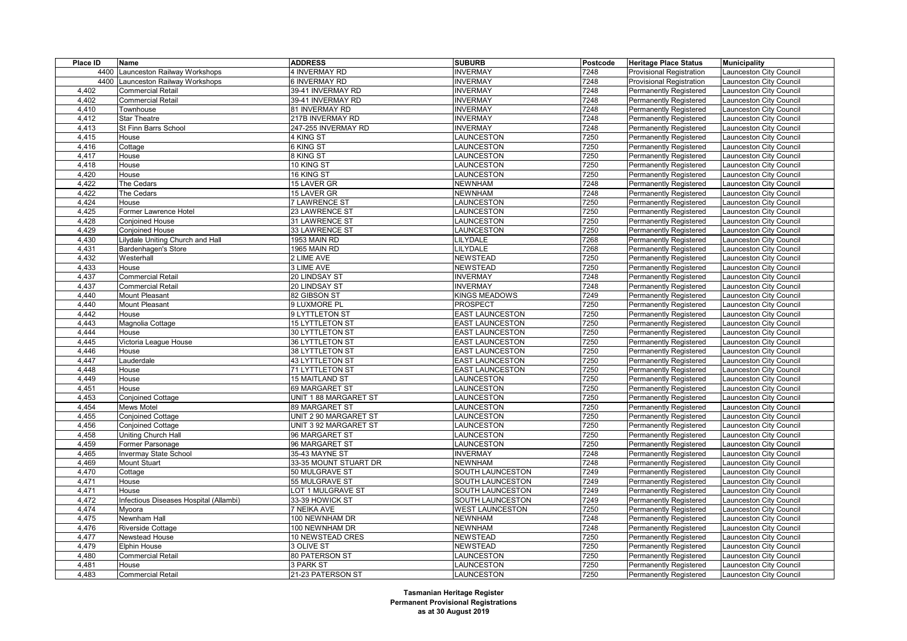| Place ID | Name | ADDRESS | SUBURB | Postcode | Heritage Place Status | Municipality |
|---|---|---|---|---|---|---|
| 4400 | Launceston Railway Workshops | 4 INVERMAY RD | INVERMAY | 7248 | Provisional Registration | Launceston City Council |
| 4400 | Launceston Railway Workshops | 6 INVERMAY RD | INVERMAY | 7248 | Provisional Registration | Launceston City Council |
| 4,402 | Commercial Retail | 39-41 INVERMAY RD | INVERMAY | 7248 | Permanently Registered | Launceston City Council |
| 4,402 | Commercial Retail | 39-41 INVERMAY RD | INVERMAY | 7248 | Permanently Registered | Launceston City Council |
| 4,410 | Townhouse | 81 INVERMAY RD | INVERMAY | 7248 | Permanently Registered | Launceston City Council |
| 4,412 | Star Theatre | 217B INVERMAY RD | INVERMAY | 7248 | Permanently Registered | Launceston City Council |
| 4,413 | St Finn Barrs School | 247-255 INVERMAY RD | INVERMAY | 7248 | Permanently Registered | Launceston City Council |
| 4,415 | House | 4 KING ST | LAUNCESTON | 7250 | Permanently Registered | Launceston City Council |
| 4,416 | Cottage | 6 KING ST | LAUNCESTON | 7250 | Permanently Registered | Launceston City Council |
| 4,417 | House | 8 KING ST | LAUNCESTON | 7250 | Permanently Registered | Launceston City Council |
| 4,418 | House | 10 KING ST | LAUNCESTON | 7250 | Permanently Registered | Launceston City Council |
| 4,420 | House | 16 KING ST | LAUNCESTON | 7250 | Permanently Registered | Launceston City Council |
| 4,422 | The Cedars | 15 LAVER GR | NEWNHAM | 7248 | Permanently Registered | Launceston City Council |
| 4,422 | The Cedars | 15 LAVER GR | NEWNHAM | 7248 | Permanently Registered | Launceston City Council |
| 4,424 | House | 7 LAWRENCE ST | LAUNCESTON | 7250 | Permanently Registered | Launceston City Council |
| 4,425 | Former Lawrence Hotel | 23 LAWRENCE ST | LAUNCESTON | 7250 | Permanently Registered | Launceston City Council |
| 4,428 | Conjoined House | 31 LAWRENCE ST | LAUNCESTON | 7250 | Permanently Registered | Launceston City Council |
| 4,429 | Conjoined House | 33 LAWRENCE ST | LAUNCESTON | 7250 | Permanently Registered | Launceston City Council |
| 4,430 | Lilydale Uniting Church and Hall | 1953 MAIN RD | LILYDALE | 7268 | Permanently Registered | Launceston City Council |
| 4,431 | Bardenhagen's Store | 1965 MAIN RD | LILYDALE | 7268 | Permanently Registered | Launceston City Council |
| 4,432 | Westerhall | 2 LIME AVE | NEWSTEAD | 7250 | Permanently Registered | Launceston City Council |
| 4,433 | House | 3 LIME AVE | NEWSTEAD | 7250 | Permanently Registered | Launceston City Council |
| 4,437 | Commercial Retail | 20 LINDSAY ST | INVERMAY | 7248 | Permanently Registered | Launceston City Council |
| 4,437 | Commercial Retail | 20 LINDSAY ST | INVERMAY | 7248 | Permanently Registered | Launceston City Council |
| 4,440 | Mount Pleasant | 82 GIBSON ST | KINGS MEADOWS | 7249 | Permanently Registered | Launceston City Council |
| 4,440 | Mount Pleasant | 9 LUXMORE PL | PROSPECT | 7250 | Permanently Registered | Launceston City Council |
| 4,442 | House | 9 LYTTLETON ST | EAST LAUNCESTON | 7250 | Permanently Registered | Launceston City Council |
| 4,443 | Magnolia Cottage | 15 LYTTLETON ST | EAST LAUNCESTON | 7250 | Permanently Registered | Launceston City Council |
| 4,444 | House | 30 LYTTLETON ST | EAST LAUNCESTON | 7250 | Permanently Registered | Launceston City Council |
| 4,445 | Victoria League House | 36 LYTTLETON ST | EAST LAUNCESTON | 7250 | Permanently Registered | Launceston City Council |
| 4,446 | House | 38 LYTTLETON ST | EAST LAUNCESTON | 7250 | Permanently Registered | Launceston City Council |
| 4,447 | Lauderdale | 43 LYTTLETON ST | EAST LAUNCESTON | 7250 | Permanently Registered | Launceston City Council |
| 4,448 | House | 71 LYTTLETON ST | EAST LAUNCESTON | 7250 | Permanently Registered | Launceston City Council |
| 4,449 | House | 15 MAITLAND ST | LAUNCESTON | 7250 | Permanently Registered | Launceston City Council |
| 4,451 | House | 69 MARGARET ST | LAUNCESTON | 7250 | Permanently Registered | Launceston City Council |
| 4,453 | Conjoined Cottage | UNIT 1 88 MARGARET ST | LAUNCESTON | 7250 | Permanently Registered | Launceston City Council |
| 4,454 | Mews Motel | 89 MARGARET ST | LAUNCESTON | 7250 | Permanently Registered | Launceston City Council |
| 4,455 | Conjoined Cottage | UNIT 2 90 MARGARET ST | LAUNCESTON | 7250 | Permanently Registered | Launceston City Council |
| 4,456 | Conjoined Cottage | UNIT 3 92 MARGARET ST | LAUNCESTON | 7250 | Permanently Registered | Launceston City Council |
| 4,458 | Uniting Church Hall | 96 MARGARET ST | LAUNCESTON | 7250 | Permanently Registered | Launceston City Council |
| 4,459 | Former Parsonage | 96 MARGARET ST | LAUNCESTON | 7250 | Permanently Registered | Launceston City Council |
| 4,465 | Invermay State School | 35-43 MAYNE ST | INVERMAY | 7248 | Permanently Registered | Launceston City Council |
| 4,469 | Mount Stuart | 33-35 MOUNT STUART DR | NEWNHAM | 7248 | Permanently Registered | Launceston City Council |
| 4,470 | Cottage | 50 MULGRAVE ST | SOUTH LAUNCESTON | 7249 | Permanently Registered | Launceston City Council |
| 4,471 | House | 55 MULGRAVE ST | SOUTH LAUNCESTON | 7249 | Permanently Registered | Launceston City Council |
| 4,471 | House | LOT 1 MULGRAVE ST | SOUTH LAUNCESTON | 7249 | Permanently Registered | Launceston City Council |
| 4,472 | Infectious Diseases Hospital (Allambi) | 33-39 HOWICK ST | SOUTH LAUNCESTON | 7249 | Permanently Registered | Launceston City Council |
| 4,474 | Myoora | 7 NEIKA AVE | WEST LAUNCESTON | 7250 | Permanently Registered | Launceston City Council |
| 4,475 | Newnham Hall | 100 NEWNHAM DR | NEWNHAM | 7248 | Permanently Registered | Launceston City Council |
| 4,476 | Riverside Cottage | 100 NEWNHAM DR | NEWNHAM | 7248 | Permanently Registered | Launceston City Council |
| 4,477 | Newstead House | 10 NEWSTEAD CRES | NEWSTEAD | 7250 | Permanently Registered | Launceston City Council |
| 4,479 | Elphin House | 3 OLIVE ST | NEWSTEAD | 7250 | Permanently Registered | Launceston City Council |
| 4,480 | Commercial Retail | 80 PATERSON ST | LAUNCESTON | 7250 | Permanently Registered | Launceston City Council |
| 4,481 | House | 3 PARK ST | LAUNCESTON | 7250 | Permanently Registered | Launceston City Council |
| 4,483 | Commercial Retail | 21-23 PATERSON ST | LAUNCESTON | 7250 | Permanently Registered | Launceston City Council |

**Tasmanian Heritage Register**
**Permanent Provisional Registrations**
**as at 30 August 2019**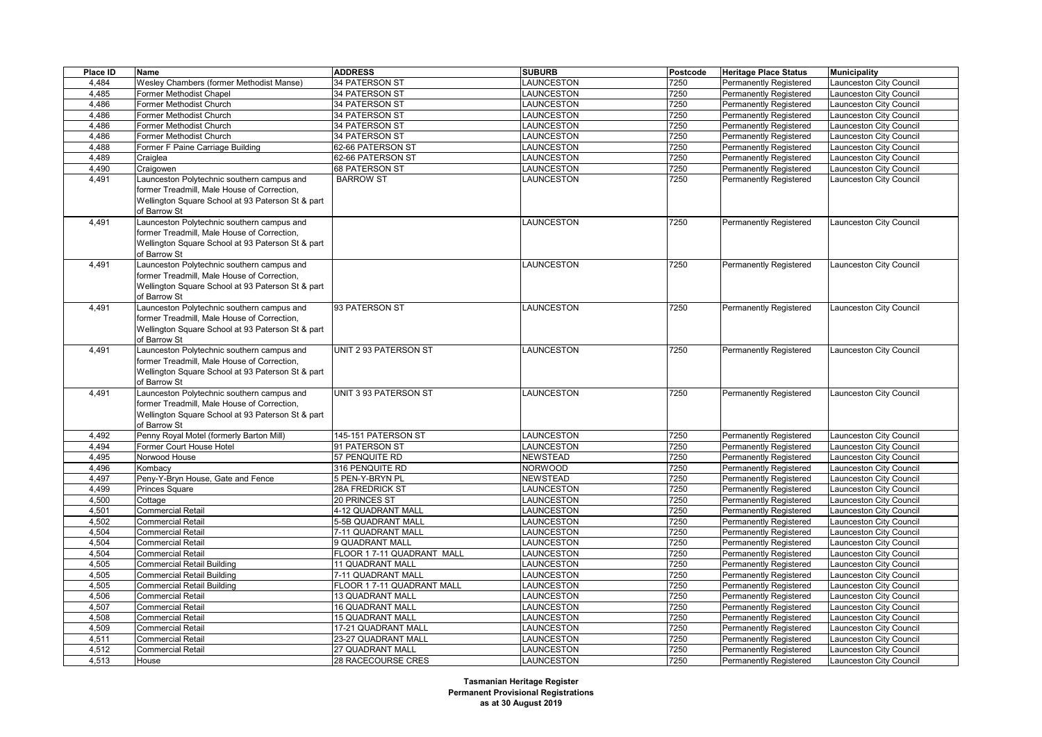| Place ID | Name | ADDRESS | SUBURB | Postcode | Heritage Place Status | Municipality |
| --- | --- | --- | --- | --- | --- | --- |
| 4,484 | Wesley Chambers (former Methodist Manse) | 34 PATERSON ST | LAUNCESTON | 7250 | Permanently Registered | Launceston City Council |
| 4,485 | Former Methodist Chapel | 34 PATERSON ST | LAUNCESTON | 7250 | Permanently Registered | Launceston City Council |
| 4,486 | Former Methodist Church | 34 PATERSON ST | LAUNCESTON | 7250 | Permanently Registered | Launceston City Council |
| 4,486 | Former Methodist Church | 34 PATERSON ST | LAUNCESTON | 7250 | Permanently Registered | Launceston City Council |
| 4,486 | Former Methodist Church | 34 PATERSON ST | LAUNCESTON | 7250 | Permanently Registered | Launceston City Council |
| 4,486 | Former Methodist Church | 34 PATERSON ST | LAUNCESTON | 7250 | Permanently Registered | Launceston City Council |
| 4,488 | Former F Paine Carriage Building | 62-66 PATERSON ST | LAUNCESTON | 7250 | Permanently Registered | Launceston City Council |
| 4,489 | Craiglea | 62-66 PATERSON ST | LAUNCESTON | 7250 | Permanently Registered | Launceston City Council |
| 4,490 | Craigowen | 68 PATERSON ST | LAUNCESTON | 7250 | Permanently Registered | Launceston City Council |
| 4,491 | Launceston Polytechnic southern campus and former Treadmill, Male House of Correction, Wellington Square School at 93 Paterson St & part of Barrow St | BARROW ST | LAUNCESTON | 7250 | Permanently Registered | Launceston City Council |
| 4,491 | Launceston Polytechnic southern campus and former Treadmill, Male House of Correction, Wellington Square School at 93 Paterson St & part of Barrow St | | LAUNCESTON | 7250 | Permanently Registered | Launceston City Council |
| 4,491 | Launceston Polytechnic southern campus and former Treadmill, Male House of Correction, Wellington Square School at 93 Paterson St & part of Barrow St | | LAUNCESTON | 7250 | Permanently Registered | Launceston City Council |
| 4,491 | Launceston Polytechnic southern campus and former Treadmill, Male House of Correction, Wellington Square School at 93 Paterson St & part of Barrow St | 93 PATERSON ST | LAUNCESTON | 7250 | Permanently Registered | Launceston City Council |
| 4,491 | Launceston Polytechnic southern campus and former Treadmill, Male House of Correction, Wellington Square School at 93 Paterson St & part of Barrow St | UNIT 2 93 PATERSON ST | LAUNCESTON | 7250 | Permanently Registered | Launceston City Council |
| 4,491 | Launceston Polytechnic southern campus and former Treadmill, Male House of Correction, Wellington Square School at 93 Paterson St & part of Barrow St | UNIT 3 93 PATERSON ST | LAUNCESTON | 7250 | Permanently Registered | Launceston City Council |
| 4,492 | Penny Royal Motel (formerly Barton Mill) | 145-151 PATERSON ST | LAUNCESTON | 7250 | Permanently Registered | Launceston City Council |
| 4,494 | Former Court House Hotel | 91 PATERSON ST | LAUNCESTON | 7250 | Permanently Registered | Launceston City Council |
| 4,495 | Norwood House | 57 PENQUITE RD | NEWSTEAD | 7250 | Permanently Registered | Launceston City Council |
| 4,496 | Kombacy | 316 PENQUITE RD | NORWOOD | 7250 | Permanently Registered | Launceston City Council |
| 4,497 | Peny-Y-Bryn House, Gate and Fence | 5 PEN-Y-BRYN PL | NEWSTEAD | 7250 | Permanently Registered | Launceston City Council |
| 4,499 | Princes Square | 28A FREDRICK ST | LAUNCESTON | 7250 | Permanently Registered | Launceston City Council |
| 4,500 | Cottage | 20 PRINCES ST | LAUNCESTON | 7250 | Permanently Registered | Launceston City Council |
| 4,501 | Commercial Retail | 4-12 QUADRANT MALL | LAUNCESTON | 7250 | Permanently Registered | Launceston City Council |
| 4,502 | Commercial Retail | 5-5B QUADRANT MALL | LAUNCESTON | 7250 | Permanently Registered | Launceston City Council |
| 4,504 | Commercial Retail | 7-11 QUADRANT MALL | LAUNCESTON | 7250 | Permanently Registered | Launceston City Council |
| 4,504 | Commercial Retail | 9 QUADRANT MALL | LAUNCESTON | 7250 | Permanently Registered | Launceston City Council |
| 4,504 | Commercial Retail | FLOOR 1 7-11 QUADRANT MALL | LAUNCESTON | 7250 | Permanently Registered | Launceston City Council |
| 4,505 | Commercial Retail Building | 11 QUADRANT MALL | LAUNCESTON | 7250 | Permanently Registered | Launceston City Council |
| 4,505 | Commercial Retail Building | 7-11 QUADRANT MALL | LAUNCESTON | 7250 | Permanently Registered | Launceston City Council |
| 4,505 | Commercial Retail Building | FLOOR 1 7-11 QUADRANT MALL | LAUNCESTON | 7250 | Permanently Registered | Launceston City Council |
| 4,506 | Commercial Retail | 13 QUADRANT MALL | LAUNCESTON | 7250 | Permanently Registered | Launceston City Council |
| 4,507 | Commercial Retail | 16 QUADRANT MALL | LAUNCESTON | 7250 | Permanently Registered | Launceston City Council |
| 4,508 | Commercial Retail | 15 QUADRANT MALL | LAUNCESTON | 7250 | Permanently Registered | Launceston City Council |
| 4,509 | Commercial Retail | 17-21 QUADRANT MALL | LAUNCESTON | 7250 | Permanently Registered | Launceston City Council |
| 4,511 | Commercial Retail | 23-27 QUADRANT MALL | LAUNCESTON | 7250 | Permanently Registered | Launceston City Council |
| 4,512 | Commercial Retail | 27 QUADRANT MALL | LAUNCESTON | 7250 | Permanently Registered | Launceston City Council |
| 4,513 | House | 28 RACECOURSE CRES | LAUNCESTON | 7250 | Permanently Registered | Launceston City Council |

**Tasmanian Heritage Register**
**Permanent Provisional Registrations**
**as at 30 August 2019**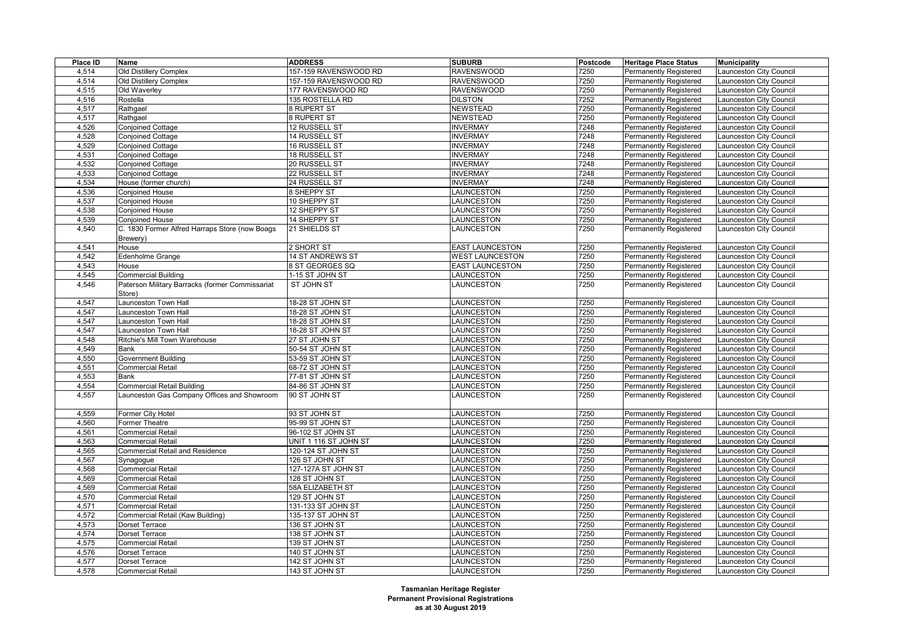| Place ID | Name | ADDRESS | SUBURB | Postcode | Heritage Place Status | Municipality |
|---|---|---|---|---|---|---|
| 4,514 | Old Distillery Complex | 157-159 RAVENSWOOD RD | RAVENSWOOD | 7250 | Permanently Registered | Launceston City Council |
| 4,514 | Old Distillery Complex | 157-159 RAVENSWOOD RD | RAVENSWOOD | 7250 | Permanently Registered | Launceston City Council |
| 4,515 | Old Waverley | 177 RAVENSWOOD RD | RAVENSWOOD | 7250 | Permanently Registered | Launceston City Council |
| 4,516 | Rostella | 135 ROSTELLA RD | DILSTON | 7252 | Permanently Registered | Launceston City Council |
| 4,517 | Rathgael | 8 RUPERT ST | NEWSTEAD | 7250 | Permanently Registered | Launceston City Council |
| 4,517 | Rathgael | 8 RUPERT ST | NEWSTEAD | 7250 | Permanently Registered | Launceston City Council |
| 4,526 | Conjoined Cottage | 12 RUSSELL ST | INVERMAY | 7248 | Permanently Registered | Launceston City Council |
| 4,528 | Conjoined Cottage | 14 RUSSELL ST | INVERMAY | 7248 | Permanently Registered | Launceston City Council |
| 4,529 | Conjoined Cottage | 16 RUSSELL ST | INVERMAY | 7248 | Permanently Registered | Launceston City Council |
| 4,531 | Conjoined Cottage | 18 RUSSELL ST | INVERMAY | 7248 | Permanently Registered | Launceston City Council |
| 4,532 | Conjoined Cottage | 20 RUSSELL ST | INVERMAY | 7248 | Permanently Registered | Launceston City Council |
| 4,533 | Conjoined Cottage | 22 RUSSELL ST | INVERMAY | 7248 | Permanently Registered | Launceston City Council |
| 4,534 | House (former church) | 24 RUSSELL ST | INVERMAY | 7248 | Permanently Registered | Launceston City Council |
| 4,536 | Conjoined House | 8 SHEPPY ST | LAUNCESTON | 7250 | Permanently Registered | Launceston City Council |
| 4,537 | Conjoined House | 10 SHEPPY ST | LAUNCESTON | 7250 | Permanently Registered | Launceston City Council |
| 4,538 | Conjoined House | 12 SHEPPY ST | LAUNCESTON | 7250 | Permanently Registered | Launceston City Council |
| 4,539 | Conjoined House | 14 SHEPPY ST | LAUNCESTON | 7250 | Permanently Registered | Launceston City Council |
| 4,540 | C. 1830 Former Alfred Harraps Store (now Boags Brewery) | 21 SHIELDS ST | LAUNCESTON | 7250 | Permanently Registered | Launceston City Council |
| 4,541 | House | 2 SHORT ST | EAST LAUNCESTON | 7250 | Permanently Registered | Launceston City Council |
| 4,542 | Edenholme Grange | 14 ST ANDREWS ST | WEST LAUNCESTON | 7250 | Permanently Registered | Launceston City Council |
| 4,543 | House | 8 ST GEORGES SQ | EAST LAUNCESTON | 7250 | Permanently Registered | Launceston City Council |
| 4,545 | Commercial Building | 1-15 ST JOHN ST | LAUNCESTON | 7250 | Permanently Registered | Launceston City Council |
| 4,546 | Paterson Military Barracks (former Commissariat Store) | ST JOHN ST | LAUNCESTON | 7250 | Permanently Registered | Launceston City Council |
| 4,547 | Launceston Town Hall | 18-28 ST JOHN ST | LAUNCESTON | 7250 | Permanently Registered | Launceston City Council |
| 4,547 | Launceston Town Hall | 18-28 ST JOHN ST | LAUNCESTON | 7250 | Permanently Registered | Launceston City Council |
| 4,547 | Launceston Town Hall | 18-28 ST JOHN ST | LAUNCESTON | 7250 | Permanently Registered | Launceston City Council |
| 4,547 | Launceston Town Hall | 18-28 ST JOHN ST | LAUNCESTON | 7250 | Permanently Registered | Launceston City Council |
| 4,548 | Ritchie's Mill Town Warehouse | 27 ST JOHN ST | LAUNCESTON | 7250 | Permanently Registered | Launceston City Council |
| 4,549 | Bank | 50-54 ST JOHN ST | LAUNCESTON | 7250 | Permanently Registered | Launceston City Council |
| 4,550 | Government Building | 53-59 ST JOHN ST | LAUNCESTON | 7250 | Permanently Registered | Launceston City Council |
| 4,551 | Commercial Retail | 68-72 ST JOHN ST | LAUNCESTON | 7250 | Permanently Registered | Launceston City Council |
| 4,553 | Bank | 77-81 ST JOHN ST | LAUNCESTON | 7250 | Permanently Registered | Launceston City Council |
| 4,554 | Commercial Retail Building | 84-86 ST JOHN ST | LAUNCESTON | 7250 | Permanently Registered | Launceston City Council |
| 4,557 | Launceston Gas Company Offices and Showroom | 90 ST JOHN ST | LAUNCESTON | 7250 | Permanently Registered | Launceston City Council |
| 4,559 | Former City Hotel | 93 ST JOHN ST | LAUNCESTON | 7250 | Permanently Registered | Launceston City Council |
| 4,560 | Former Theatre | 95-99 ST JOHN ST | LAUNCESTON | 7250 | Permanently Registered | Launceston City Council |
| 4,561 | Commercial Retail | 96-102 ST JOHN ST | LAUNCESTON | 7250 | Permanently Registered | Launceston City Council |
| 4,563 | Commercial Retail | UNIT 1 116 ST JOHN ST | LAUNCESTON | 7250 | Permanently Registered | Launceston City Council |
| 4,565 | Commercial Retail and Residence | 120-124 ST JOHN ST | LAUNCESTON | 7250 | Permanently Registered | Launceston City Council |
| 4,567 | Synagogue | 126 ST JOHN ST | LAUNCESTON | 7250 | Permanently Registered | Launceston City Council |
| 4,568 | Commercial Retail | 127-127A ST JOHN ST | LAUNCESTON | 7250 | Permanently Registered | Launceston City Council |
| 4,569 | Commercial Retail | 128 ST JOHN ST | LAUNCESTON | 7250 | Permanently Registered | Launceston City Council |
| 4,569 | Commercial Retail | 58A ELIZABETH ST | LAUNCESTON | 7250 | Permanently Registered | Launceston City Council |
| 4,570 | Commercial Retail | 129 ST JOHN ST | LAUNCESTON | 7250 | Permanently Registered | Launceston City Council |
| 4,571 | Commercial Retail | 131-133 ST JOHN ST | LAUNCESTON | 7250 | Permanently Registered | Launceston City Council |
| 4,572 | Commercial Retail (Kaw Building) | 135-137 ST JOHN ST | LAUNCESTON | 7250 | Permanently Registered | Launceston City Council |
| 4,573 | Dorset Terrace | 136 ST JOHN ST | LAUNCESTON | 7250 | Permanently Registered | Launceston City Council |
| 4,574 | Dorset Terrace | 138 ST JOHN ST | LAUNCESTON | 7250 | Permanently Registered | Launceston City Council |
| 4,575 | Commercial Retail | 139 ST JOHN ST | LAUNCESTON | 7250 | Permanently Registered | Launceston City Council |
| 4,576 | Dorset Terrace | 140 ST JOHN ST | LAUNCESTON | 7250 | Permanently Registered | Launceston City Council |
| 4,577 | Dorset Terrace | 142 ST JOHN ST | LAUNCESTON | 7250 | Permanently Registered | Launceston City Council |
| 4,578 | Commercial Retail | 143 ST JOHN ST | LAUNCESTON | 7250 | Permanently Registered | Launceston City Council |

**Tasmanian Heritage Register**
**Permanent Provisional Registrations**
**as at 30 August 2019**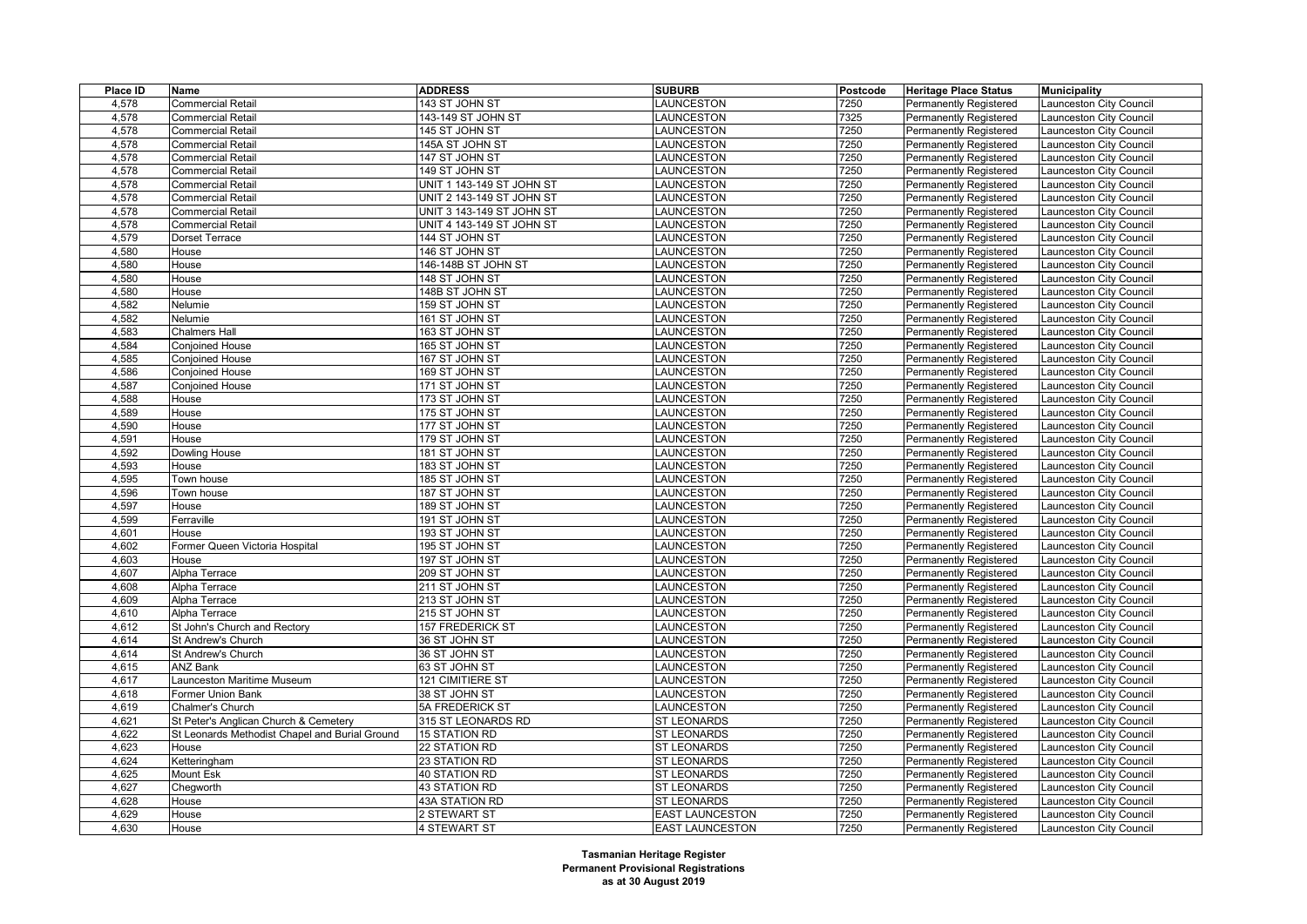| Place ID | Name | ADDRESS | SUBURB | Postcode | Heritage Place Status | Municipality |
|---|---|---|---|---|---|---|
| 4,578 | Commercial Retail | 143 ST JOHN ST | LAUNCESTON | 7250 | Permanently Registered | Launceston City Council |
| 4,578 | Commercial Retail | 143-149 ST JOHN ST | LAUNCESTON | 7325 | Permanently Registered | Launceston City Council |
| 4,578 | Commercial Retail | 145 ST JOHN ST | LAUNCESTON | 7250 | Permanently Registered | Launceston City Council |
| 4,578 | Commercial Retail | 145A ST JOHN ST | LAUNCESTON | 7250 | Permanently Registered | Launceston City Council |
| 4,578 | Commercial Retail | 147 ST JOHN ST | LAUNCESTON | 7250 | Permanently Registered | Launceston City Council |
| 4,578 | Commercial Retail | 149 ST JOHN ST | LAUNCESTON | 7250 | Permanently Registered | Launceston City Council |
| 4,578 | Commercial Retail | UNIT 1 143-149 ST JOHN ST | LAUNCESTON | 7250 | Permanently Registered | Launceston City Council |
| 4,578 | Commercial Retail | UNIT 2 143-149 ST JOHN ST | LAUNCESTON | 7250 | Permanently Registered | Launceston City Council |
| 4,578 | Commercial Retail | UNIT 3 143-149 ST JOHN ST | LAUNCESTON | 7250 | Permanently Registered | Launceston City Council |
| 4,578 | Commercial Retail | UNIT 4 143-149 ST JOHN ST | LAUNCESTON | 7250 | Permanently Registered | Launceston City Council |
| 4,579 | Dorset Terrace | 144 ST JOHN ST | LAUNCESTON | 7250 | Permanently Registered | Launceston City Council |
| 4,580 | House | 146 ST JOHN ST | LAUNCESTON | 7250 | Permanently Registered | Launceston City Council |
| 4,580 | House | 146-148B ST JOHN ST | LAUNCESTON | 7250 | Permanently Registered | Launceston City Council |
| 4,580 | House | 148 ST JOHN ST | LAUNCESTON | 7250 | Permanently Registered | Launceston City Council |
| 4,580 | House | 148B ST JOHN ST | LAUNCESTON | 7250 | Permanently Registered | Launceston City Council |
| 4,582 | Nelumie | 159 ST JOHN ST | LAUNCESTON | 7250 | Permanently Registered | Launceston City Council |
| 4,582 | Nelumie | 161 ST JOHN ST | LAUNCESTON | 7250 | Permanently Registered | Launceston City Council |
| 4,583 | Chalmers Hall | 163 ST JOHN ST | LAUNCESTON | 7250 | Permanently Registered | Launceston City Council |
| 4,584 | Conjoined House | 165 ST JOHN ST | LAUNCESTON | 7250 | Permanently Registered | Launceston City Council |
| 4,585 | Conjoined House | 167 ST JOHN ST | LAUNCESTON | 7250 | Permanently Registered | Launceston City Council |
| 4,586 | Conjoined House | 169 ST JOHN ST | LAUNCESTON | 7250 | Permanently Registered | Launceston City Council |
| 4,587 | Conjoined House | 171 ST JOHN ST | LAUNCESTON | 7250 | Permanently Registered | Launceston City Council |
| 4,588 | House | 173 ST JOHN ST | LAUNCESTON | 7250 | Permanently Registered | Launceston City Council |
| 4,589 | House | 175 ST JOHN ST | LAUNCESTON | 7250 | Permanently Registered | Launceston City Council |
| 4,590 | House | 177 ST JOHN ST | LAUNCESTON | 7250 | Permanently Registered | Launceston City Council |
| 4,591 | House | 179 ST JOHN ST | LAUNCESTON | 7250 | Permanently Registered | Launceston City Council |
| 4,592 | Dowling House | 181 ST JOHN ST | LAUNCESTON | 7250 | Permanently Registered | Launceston City Council |
| 4,593 | House | 183 ST JOHN ST | LAUNCESTON | 7250 | Permanently Registered | Launceston City Council |
| 4,595 | Town house | 185 ST JOHN ST | LAUNCESTON | 7250 | Permanently Registered | Launceston City Council |
| 4,596 | Town house | 187 ST JOHN ST | LAUNCESTON | 7250 | Permanently Registered | Launceston City Council |
| 4,597 | House | 189 ST JOHN ST | LAUNCESTON | 7250 | Permanently Registered | Launceston City Council |
| 4,599 | Ferraville | 191 ST JOHN ST | LAUNCESTON | 7250 | Permanently Registered | Launceston City Council |
| 4,601 | House | 193 ST JOHN ST | LAUNCESTON | 7250 | Permanently Registered | Launceston City Council |
| 4,602 | Former Queen Victoria Hospital | 195 ST JOHN ST | LAUNCESTON | 7250 | Permanently Registered | Launceston City Council |
| 4,603 | House | 197 ST JOHN ST | LAUNCESTON | 7250 | Permanently Registered | Launceston City Council |
| 4,607 | Alpha Terrace | 209 ST JOHN ST | LAUNCESTON | 7250 | Permanently Registered | Launceston City Council |
| 4,608 | Alpha Terrace | 211 ST JOHN ST | LAUNCESTON | 7250 | Permanently Registered | Launceston City Council |
| 4,609 | Alpha Terrace | 213 ST JOHN ST | LAUNCESTON | 7250 | Permanently Registered | Launceston City Council |
| 4,610 | Alpha Terrace | 215 ST JOHN ST | LAUNCESTON | 7250 | Permanently Registered | Launceston City Council |
| 4,612 | St John's Church and Rectory | 157 FREDERICK ST | LAUNCESTON | 7250 | Permanently Registered | Launceston City Council |
| 4,614 | St Andrew's Church | 36 ST JOHN ST | LAUNCESTON | 7250 | Permanently Registered | Launceston City Council |
| 4,614 | St Andrew's Church | 36 ST JOHN ST | LAUNCESTON | 7250 | Permanently Registered | Launceston City Council |
| 4,615 | ANZ Bank | 63 ST JOHN ST | LAUNCESTON | 7250 | Permanently Registered | Launceston City Council |
| 4,617 | Launceston Maritime Museum | 121 CIMITIERE ST | LAUNCESTON | 7250 | Permanently Registered | Launceston City Council |
| 4,618 | Former Union Bank | 38 ST JOHN ST | LAUNCESTON | 7250 | Permanently Registered | Launceston City Council |
| 4,619 | Chalmer's Church | 5A FREDERICK ST | LAUNCESTON | 7250 | Permanently Registered | Launceston City Council |
| 4,621 | St Peter's Anglican Church & Cemetery | 315 ST LEONARDS RD | ST LEONARDS | 7250 | Permanently Registered | Launceston City Council |
| 4,622 | St Leonards Methodist Chapel and Burial Ground | 15 STATION RD | ST LEONARDS | 7250 | Permanently Registered | Launceston City Council |
| 4,623 | House | 22 STATION RD | ST LEONARDS | 7250 | Permanently Registered | Launceston City Council |
| 4,624 | Ketteringham | 23 STATION RD | ST LEONARDS | 7250 | Permanently Registered | Launceston City Council |
| 4,625 | Mount Esk | 40 STATION RD | ST LEONARDS | 7250 | Permanently Registered | Launceston City Council |
| 4,627 | Chegworth | 43 STATION RD | ST LEONARDS | 7250 | Permanently Registered | Launceston City Council |
| 4,628 | House | 43A STATION RD | ST LEONARDS | 7250 | Permanently Registered | Launceston City Council |
| 4,629 | House | 2 STEWART ST | EAST LAUNCESTON | 7250 | Permanently Registered | Launceston City Council |
| 4,630 | House | 4 STEWART ST | EAST LAUNCESTON | 7250 | Permanently Registered | Launceston City Council |

**Tasmanian Heritage Register**
**Permanent Provisional Registrations**
**as at 30 August 2019**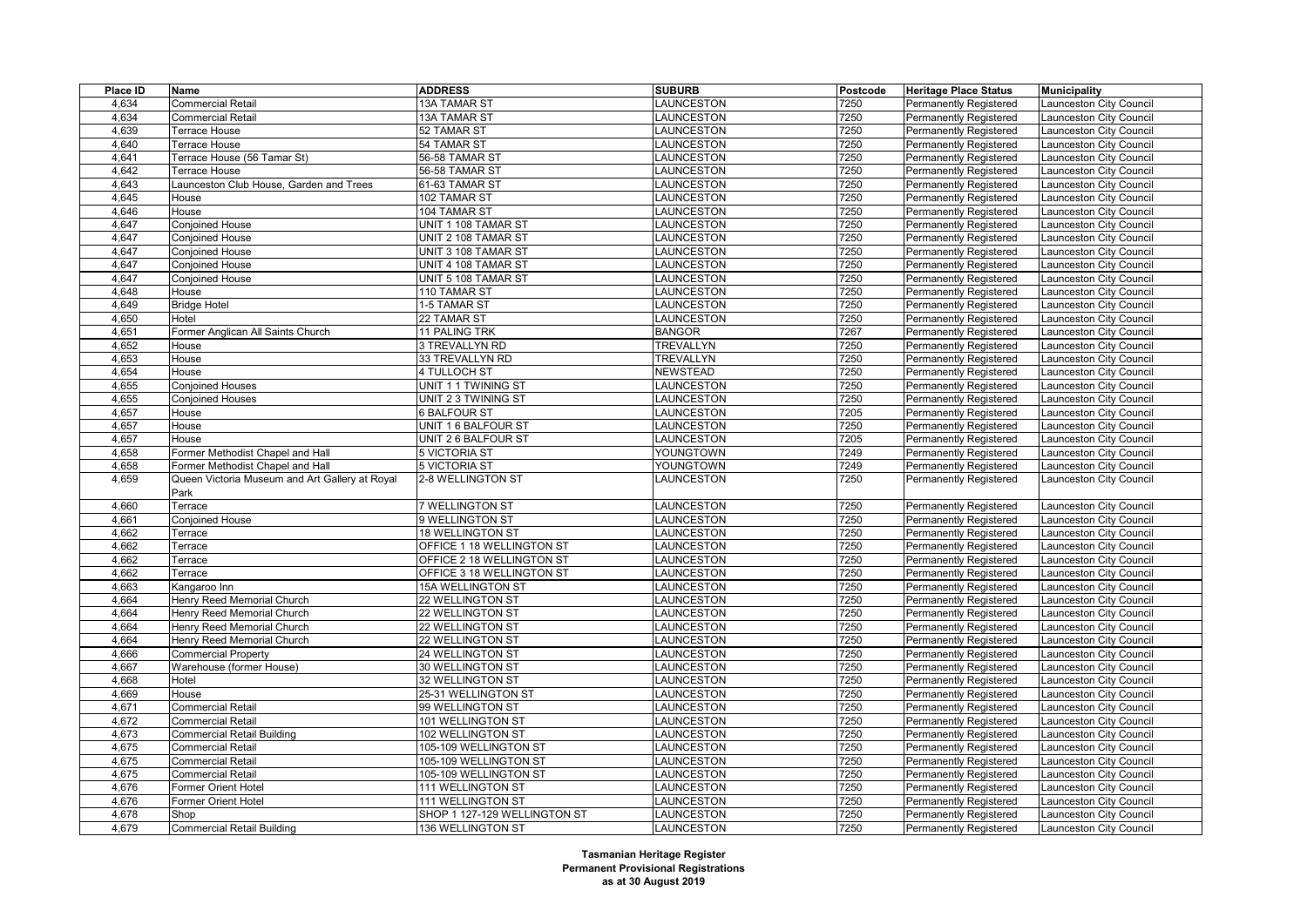| Place ID | Name | ADDRESS | SUBURB | Postcode | Heritage Place Status | Municipality |
|---|---|---|---|---|---|---|
| 4,634 | Commercial Retail | 13A TAMAR ST | LAUNCESTON | 7250 | Permanently Registered | Launceston City Council |
| 4,634 | Commercial Retail | 13A TAMAR ST | LAUNCESTON | 7250 | Permanently Registered | Launceston City Council |
| 4,639 | Terrace House | 52 TAMAR ST | LAUNCESTON | 7250 | Permanently Registered | Launceston City Council |
| 4,640 | Terrace House | 54 TAMAR ST | LAUNCESTON | 7250 | Permanently Registered | Launceston City Council |
| 4,641 | Terrace House (56 Tamar St) | 56-58 TAMAR ST | LAUNCESTON | 7250 | Permanently Registered | Launceston City Council |
| 4,642 | Terrace House | 56-58 TAMAR ST | LAUNCESTON | 7250 | Permanently Registered | Launceston City Council |
| 4,643 | Launceston Club House, Garden and Trees | 61-63 TAMAR ST | LAUNCESTON | 7250 | Permanently Registered | Launceston City Council |
| 4,645 | House | 102 TAMAR ST | LAUNCESTON | 7250 | Permanently Registered | Launceston City Council |
| 4,646 | House | 104 TAMAR ST | LAUNCESTON | 7250 | Permanently Registered | Launceston City Council |
| 4,647 | Conjoined House | UNIT 1 108 TAMAR ST | LAUNCESTON | 7250 | Permanently Registered | Launceston City Council |
| 4,647 | Conjoined House | UNIT 2 108 TAMAR ST | LAUNCESTON | 7250 | Permanently Registered | Launceston City Council |
| 4,647 | Conjoined House | UNIT 3 108 TAMAR ST | LAUNCESTON | 7250 | Permanently Registered | Launceston City Council |
| 4,647 | Conjoined House | UNIT 4 108 TAMAR ST | LAUNCESTON | 7250 | Permanently Registered | Launceston City Council |
| 4,647 | Conjoined House | UNIT 5 108 TAMAR ST | LAUNCESTON | 7250 | Permanently Registered | Launceston City Council |
| 4,648 | House | 110 TAMAR ST | LAUNCESTON | 7250 | Permanently Registered | Launceston City Council |
| 4,649 | Bridge Hotel | 1-5 TAMAR ST | LAUNCESTON | 7250 | Permanently Registered | Launceston City Council |
| 4,650 | Hotel | 22 TAMAR ST | LAUNCESTON | 7250 | Permanently Registered | Launceston City Council |
| 4,651 | Former Anglican All Saints Church | 11 PALING TRK | BANGOR | 7267 | Permanently Registered | Launceston City Council |
| 4,652 | House | 3 TREVALLYN RD | TREVALLYN | 7250 | Permanently Registered | Launceston City Council |
| 4,653 | House | 33 TREVALLYN RD | TREVALLYN | 7250 | Permanently Registered | Launceston City Council |
| 4,654 | House | 4 TULLOCH ST | NEWSTEAD | 7250 | Permanently Registered | Launceston City Council |
| 4,655 | Conjoined Houses | UNIT 1 1 TWINING ST | LAUNCESTON | 7250 | Permanently Registered | Launceston City Council |
| 4,655 | Conjoined Houses | UNIT 2 3 TWINING ST | LAUNCESTON | 7250 | Permanently Registered | Launceston City Council |
| 4,657 | House | 6 BALFOUR ST | LAUNCESTON | 7205 | Permanently Registered | Launceston City Council |
| 4,657 | House | UNIT 1 6 BALFOUR ST | LAUNCESTON | 7250 | Permanently Registered | Launceston City Council |
| 4,657 | House | UNIT 2 6 BALFOUR ST | LAUNCESTON | 7205 | Permanently Registered | Launceston City Council |
| 4,658 | Former Methodist Chapel and Hall | 5 VICTORIA ST | YOUNGTOWN | 7249 | Permanently Registered | Launceston City Council |
| 4,658 | Former Methodist Chapel and Hall | 5 VICTORIA ST | YOUNGTOWN | 7249 | Permanently Registered | Launceston City Council |
| 4,659 | Queen Victoria Museum and Art Gallery at Royal Park | 2-8 WELLINGTON ST | LAUNCESTON | 7250 | Permanently Registered | Launceston City Council |
| 4,660 | Terrace | 7 WELLINGTON ST | LAUNCESTON | 7250 | Permanently Registered | Launceston City Council |
| 4,661 | Conjoined House | 9 WELLINGTON ST | LAUNCESTON | 7250 | Permanently Registered | Launceston City Council |
| 4,662 | Terrace | 18 WELLINGTON ST | LAUNCESTON | 7250 | Permanently Registered | Launceston City Council |
| 4,662 | Terrace | OFFICE 1 18 WELLINGTON ST | LAUNCESTON | 7250 | Permanently Registered | Launceston City Council |
| 4,662 | Terrace | OFFICE 2 18 WELLINGTON ST | LAUNCESTON | 7250 | Permanently Registered | Launceston City Council |
| 4,662 | Terrace | OFFICE 3 18 WELLINGTON ST | LAUNCESTON | 7250 | Permanently Registered | Launceston City Council |
| 4,663 | Kangaroo Inn | 15A WELLINGTON ST | LAUNCESTON | 7250 | Permanently Registered | Launceston City Council |
| 4,664 | Henry Reed Memorial Church | 22 WELLINGTON ST | LAUNCESTON | 7250 | Permanently Registered | Launceston City Council |
| 4,664 | Henry Reed Memorial Church | 22 WELLINGTON ST | LAUNCESTON | 7250 | Permanently Registered | Launceston City Council |
| 4,664 | Henry Reed Memorial Church | 22 WELLINGTON ST | LAUNCESTON | 7250 | Permanently Registered | Launceston City Council |
| 4,664 | Henry Reed Memorial Church | 22 WELLINGTON ST | LAUNCESTON | 7250 | Permanently Registered | Launceston City Council |
| 4,666 | Commercial Property | 24 WELLINGTON ST | LAUNCESTON | 7250 | Permanently Registered | Launceston City Council |
| 4,667 | Warehouse (former House) | 30 WELLINGTON ST | LAUNCESTON | 7250 | Permanently Registered | Launceston City Council |
| 4,668 | Hotel | 32 WELLINGTON ST | LAUNCESTON | 7250 | Permanently Registered | Launceston City Council |
| 4,669 | House | 25-31 WELLINGTON ST | LAUNCESTON | 7250 | Permanently Registered | Launceston City Council |
| 4,671 | Commercial Retail | 99 WELLINGTON ST | LAUNCESTON | 7250 | Permanently Registered | Launceston City Council |
| 4,672 | Commercial Retail | 101 WELLINGTON ST | LAUNCESTON | 7250 | Permanently Registered | Launceston City Council |
| 4,673 | Commercial Retail Building | 102 WELLINGTON ST | LAUNCESTON | 7250 | Permanently Registered | Launceston City Council |
| 4,675 | Commercial Retail | 105-109 WELLINGTON ST | LAUNCESTON | 7250 | Permanently Registered | Launceston City Council |
| 4,675 | Commercial Retail | 105-109 WELLINGTON ST | LAUNCESTON | 7250 | Permanently Registered | Launceston City Council |
| 4,675 | Commercial Retail | 105-109 WELLINGTON ST | LAUNCESTON | 7250 | Permanently Registered | Launceston City Council |
| 4,676 | Former Orient Hotel | 111 WELLINGTON ST | LAUNCESTON | 7250 | Permanently Registered | Launceston City Council |
| 4,676 | Former Orient Hotel | 111 WELLINGTON ST | LAUNCESTON | 7250 | Permanently Registered | Launceston City Council |
| 4,678 | Shop | SHOP 1 127-129 WELLINGTON ST | LAUNCESTON | 7250 | Permanently Registered | Launceston City Council |
| 4,679 | Commercial Retail Building | 136 WELLINGTON ST | LAUNCESTON | 7250 | Permanently Registered | Launceston City Council |

**Tasmanian Heritage Register**
**Permanent Provisional Registrations**
**as at 30 August 2019**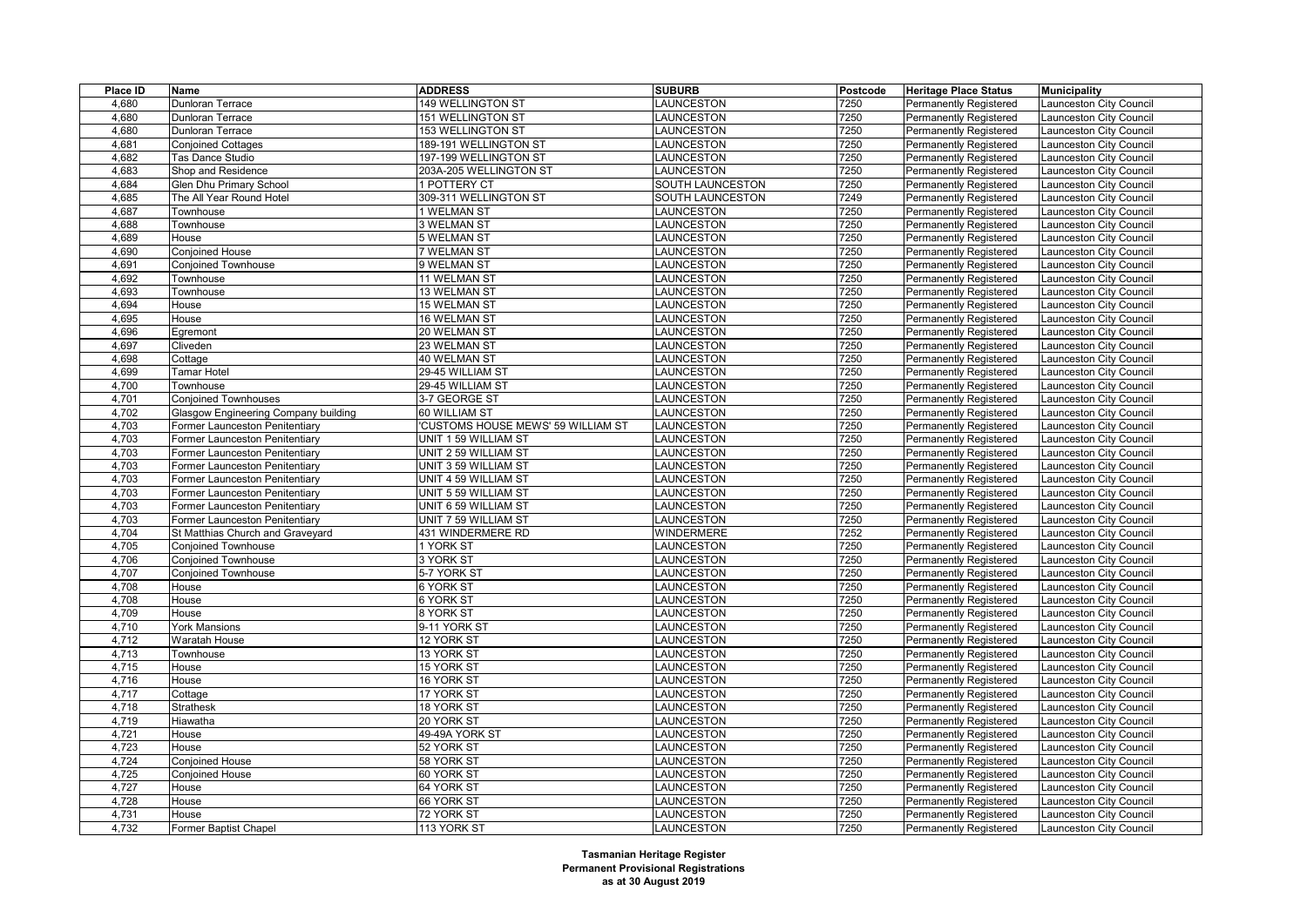| Place ID | Name | ADDRESS | SUBURB | Postcode | Heritage Place Status | Municipality |
|---|---|---|---|---|---|---|
| 4,680 | Dunloran Terrace | 149 WELLINGTON ST | LAUNCESTON | 7250 | Permanently Registered | Launceston City Council |
| 4,680 | Dunloran Terrace | 151 WELLINGTON ST | LAUNCESTON | 7250 | Permanently Registered | Launceston City Council |
| 4,680 | Dunloran Terrace | 153 WELLINGTON ST | LAUNCESTON | 7250 | Permanently Registered | Launceston City Council |
| 4,681 | Conjoined Cottages | 189-191 WELLINGTON ST | LAUNCESTON | 7250 | Permanently Registered | Launceston City Council |
| 4,682 | Tas Dance Studio | 197-199 WELLINGTON ST | LAUNCESTON | 7250 | Permanently Registered | Launceston City Council |
| 4,683 | Shop and Residence | 203A-205 WELLINGTON ST | LAUNCESTON | 7250 | Permanently Registered | Launceston City Council |
| 4,684 | Glen Dhu Primary School | 1 POTTERY CT | SOUTH LAUNCESTON | 7250 | Permanently Registered | Launceston City Council |
| 4,685 | The All Year Round Hotel | 309-311 WELLINGTON ST | SOUTH LAUNCESTON | 7249 | Permanently Registered | Launceston City Council |
| 4,687 | Townhouse | 1 WELMAN ST | LAUNCESTON | 7250 | Permanently Registered | Launceston City Council |
| 4,688 | Townhouse | 3 WELMAN ST | LAUNCESTON | 7250 | Permanently Registered | Launceston City Council |
| 4,689 | House | 5 WELMAN ST | LAUNCESTON | 7250 | Permanently Registered | Launceston City Council |
| 4,690 | Conjoined House | 7 WELMAN ST | LAUNCESTON | 7250 | Permanently Registered | Launceston City Council |
| 4,691 | Conjoined Townhouse | 9 WELMAN ST | LAUNCESTON | 7250 | Permanently Registered | Launceston City Council |
| 4,692 | Townhouse | 11 WELMAN ST | LAUNCESTON | 7250 | Permanently Registered | Launceston City Council |
| 4,693 | Townhouse | 13 WELMAN ST | LAUNCESTON | 7250 | Permanently Registered | Launceston City Council |
| 4,694 | House | 15 WELMAN ST | LAUNCESTON | 7250 | Permanently Registered | Launceston City Council |
| 4,695 | House | 16 WELMAN ST | LAUNCESTON | 7250 | Permanently Registered | Launceston City Council |
| 4,696 | Egremont | 20 WELMAN ST | LAUNCESTON | 7250 | Permanently Registered | Launceston City Council |
| 4,697 | Cliveden | 23 WELMAN ST | LAUNCESTON | 7250 | Permanently Registered | Launceston City Council |
| 4,698 | Cottage | 40 WELMAN ST | LAUNCESTON | 7250 | Permanently Registered | Launceston City Council |
| 4,699 | Tamar Hotel | 29-45 WILLIAM ST | LAUNCESTON | 7250 | Permanently Registered | Launceston City Council |
| 4,700 | Townhouse | 29-45 WILLIAM ST | LAUNCESTON | 7250 | Permanently Registered | Launceston City Council |
| 4,701 | Conjoined Townhouses | 3-7 GEORGE ST | LAUNCESTON | 7250 | Permanently Registered | Launceston City Council |
| 4,702 | Glasgow Engineering Company building | 60 WILLIAM ST | LAUNCESTON | 7250 | Permanently Registered | Launceston City Council |
| 4,703 | Former Launceston Penitentiary | 'CUSTOMS HOUSE MEWS' 59 WILLIAM ST | LAUNCESTON | 7250 | Permanently Registered | Launceston City Council |
| 4,703 | Former Launceston Penitentiary | UNIT 1 59 WILLIAM ST | LAUNCESTON | 7250 | Permanently Registered | Launceston City Council |
| 4,703 | Former Launceston Penitentiary | UNIT 2 59 WILLIAM ST | LAUNCESTON | 7250 | Permanently Registered | Launceston City Council |
| 4,703 | Former Launceston Penitentiary | UNIT 3 59 WILLIAM ST | LAUNCESTON | 7250 | Permanently Registered | Launceston City Council |
| 4,703 | Former Launceston Penitentiary | UNIT 4 59 WILLIAM ST | LAUNCESTON | 7250 | Permanently Registered | Launceston City Council |
| 4,703 | Former Launceston Penitentiary | UNIT 5 59 WILLIAM ST | LAUNCESTON | 7250 | Permanently Registered | Launceston City Council |
| 4,703 | Former Launceston Penitentiary | UNIT 6 59 WILLIAM ST | LAUNCESTON | 7250 | Permanently Registered | Launceston City Council |
| 4,703 | Former Launceston Penitentiary | UNIT 7 59 WILLIAM ST | LAUNCESTON | 7250 | Permanently Registered | Launceston City Council |
| 4,704 | St Matthias Church and Graveyard | 431 WINDERMERE RD | WINDERMERE | 7252 | Permanently Registered | Launceston City Council |
| 4,705 | Conjoined Townhouse | 1 YORK ST | LAUNCESTON | 7250 | Permanently Registered | Launceston City Council |
| 4,706 | Conjoined Townhouse | 3 YORK ST | LAUNCESTON | 7250 | Permanently Registered | Launceston City Council |
| 4,707 | Conjoined Townhouse | 5-7 YORK ST | LAUNCESTON | 7250 | Permanently Registered | Launceston City Council |
| 4,708 | House | 6 YORK ST | LAUNCESTON | 7250 | Permanently Registered | Launceston City Council |
| 4,708 | House | 6 YORK ST | LAUNCESTON | 7250 | Permanently Registered | Launceston City Council |
| 4,709 | House | 8 YORK ST | LAUNCESTON | 7250 | Permanently Registered | Launceston City Council |
| 4,710 | York Mansions | 9-11 YORK ST | LAUNCESTON | 7250 | Permanently Registered | Launceston City Council |
| 4,712 | Waratah House | 12 YORK ST | LAUNCESTON | 7250 | Permanently Registered | Launceston City Council |
| 4,713 | Townhouse | 13 YORK ST | LAUNCESTON | 7250 | Permanently Registered | Launceston City Council |
| 4,715 | House | 15 YORK ST | LAUNCESTON | 7250 | Permanently Registered | Launceston City Council |
| 4,716 | House | 16 YORK ST | LAUNCESTON | 7250 | Permanently Registered | Launceston City Council |
| 4,717 | Cottage | 17 YORK ST | LAUNCESTON | 7250 | Permanently Registered | Launceston City Council |
| 4,718 | Strathesk | 18 YORK ST | LAUNCESTON | 7250 | Permanently Registered | Launceston City Council |
| 4,719 | Hiawatha | 20 YORK ST | LAUNCESTON | 7250 | Permanently Registered | Launceston City Council |
| 4,721 | House | 49-49A YORK ST | LAUNCESTON | 7250 | Permanently Registered | Launceston City Council |
| 4,723 | House | 52 YORK ST | LAUNCESTON | 7250 | Permanently Registered | Launceston City Council |
| 4,724 | Conjoined House | 58 YORK ST | LAUNCESTON | 7250 | Permanently Registered | Launceston City Council |
| 4,725 | Conjoined House | 60 YORK ST | LAUNCESTON | 7250 | Permanently Registered | Launceston City Council |
| 4,727 | House | 64 YORK ST | LAUNCESTON | 7250 | Permanently Registered | Launceston City Council |
| 4,728 | House | 66 YORK ST | LAUNCESTON | 7250 | Permanently Registered | Launceston City Council |
| 4,731 | House | 72 YORK ST | LAUNCESTON | 7250 | Permanently Registered | Launceston City Council |
| 4,732 | Former Baptist Chapel | 113 YORK ST | LAUNCESTON | 7250 | Permanently Registered | Launceston City Council |

**Tasmanian Heritage Register**
**Permanent Provisional Registrations**
**as at 30 August 2019**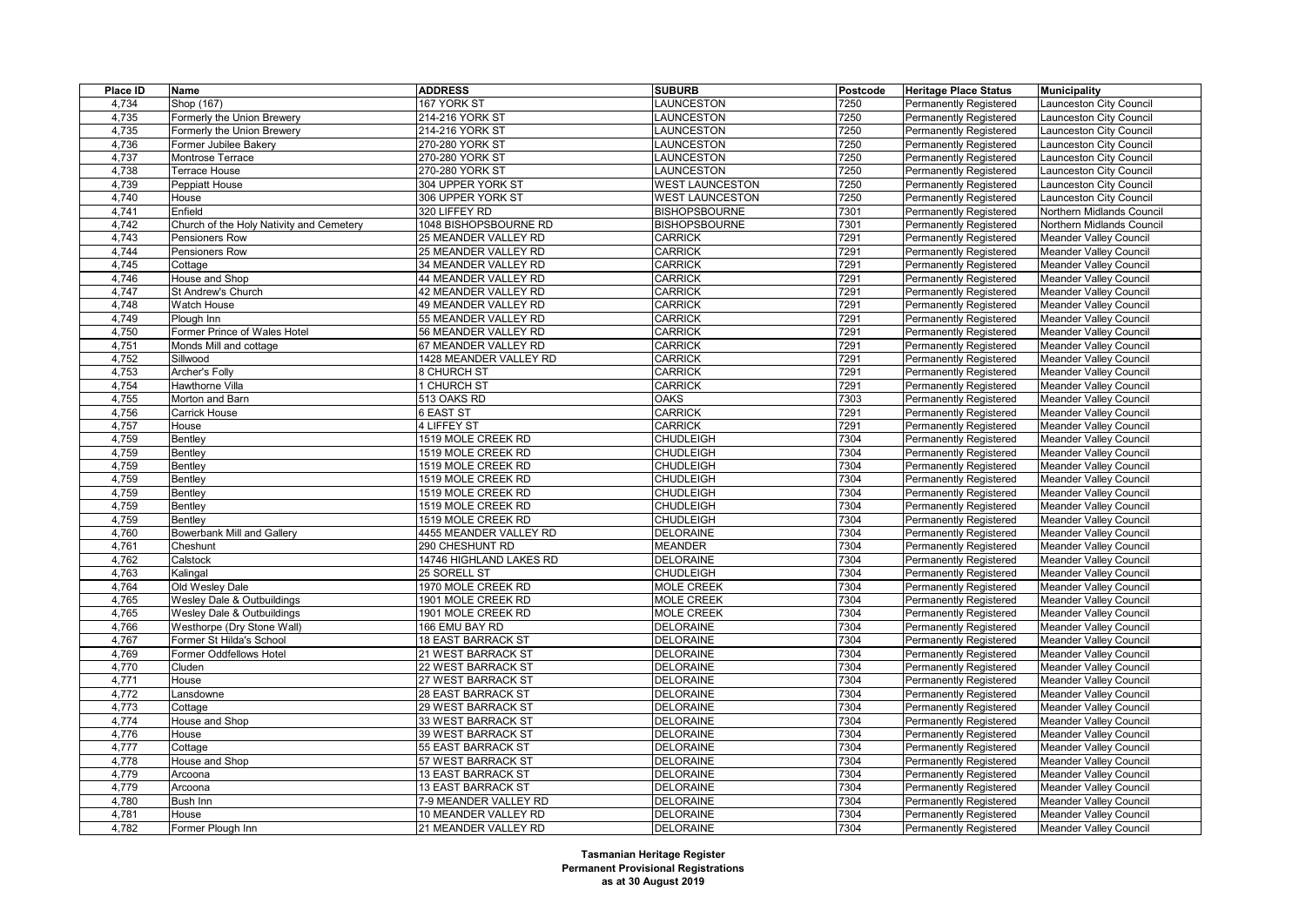| Place ID | Name | ADDRESS | SUBURB | Postcode | Heritage Place Status | Municipality |
| --- | --- | --- | --- | --- | --- | --- |
| 4,734 | Shop (167) | 167 YORK ST | LAUNCESTON | 7250 | Permanently Registered | Launceston City Council |
| 4,735 | Formerly the Union Brewery | 214-216 YORK ST | LAUNCESTON | 7250 | Permanently Registered | Launceston City Council |
| 4,735 | Formerly the Union Brewery | 214-216 YORK ST | LAUNCESTON | 7250 | Permanently Registered | Launceston City Council |
| 4,736 | Former Jubilee Bakery | 270-280 YORK ST | LAUNCESTON | 7250 | Permanently Registered | Launceston City Council |
| 4,737 | Montrose Terrace | 270-280 YORK ST | LAUNCESTON | 7250 | Permanently Registered | Launceston City Council |
| 4,738 | Terrace House | 270-280 YORK ST | LAUNCESTON | 7250 | Permanently Registered | Launceston City Council |
| 4,739 | Peppiatt House | 304 UPPER YORK ST | WEST LAUNCESTON | 7250 | Permanently Registered | Launceston City Council |
| 4,740 | House | 306 UPPER YORK ST | WEST LAUNCESTON | 7250 | Permanently Registered | Launceston City Council |
| 4,741 | Enfield | 320 LIFFEY RD | BISHOPSBOURNE | 7301 | Permanently Registered | Northern Midlands Council |
| 4,742 | Church of the Holy Nativity and Cemetery | 1048 BISHOPSBOURNE RD | BISHOPSBOURNE | 7301 | Permanently Registered | Northern Midlands Council |
| 4,743 | Pensioners Row | 25 MEANDER VALLEY RD | CARRICK | 7291 | Permanently Registered | Meander Valley Council |
| 4,744 | Pensioners Row | 25 MEANDER VALLEY RD | CARRICK | 7291 | Permanently Registered | Meander Valley Council |
| 4,745 | Cottage | 34 MEANDER VALLEY RD | CARRICK | 7291 | Permanently Registered | Meander Valley Council |
| 4,746 | House and Shop | 44 MEANDER VALLEY RD | CARRICK | 7291 | Permanently Registered | Meander Valley Council |
| 4,747 | St Andrew's Church | 42 MEANDER VALLEY RD | CARRICK | 7291 | Permanently Registered | Meander Valley Council |
| 4,748 | Watch House | 49 MEANDER VALLEY RD | CARRICK | 7291 | Permanently Registered | Meander Valley Council |
| 4,749 | Plough Inn | 55 MEANDER VALLEY RD | CARRICK | 7291 | Permanently Registered | Meander Valley Council |
| 4,750 | Former Prince of Wales Hotel | 56 MEANDER VALLEY RD | CARRICK | 7291 | Permanently Registered | Meander Valley Council |
| 4,751 | Monds Mill and cottage | 67 MEANDER VALLEY RD | CARRICK | 7291 | Permanently Registered | Meander Valley Council |
| 4,752 | Sillwood | 1428 MEANDER VALLEY RD | CARRICK | 7291 | Permanently Registered | Meander Valley Council |
| 4,753 | Archer's Folly | 8 CHURCH ST | CARRICK | 7291 | Permanently Registered | Meander Valley Council |
| 4,754 | Hawthorne Villa | 1 CHURCH ST | CARRICK | 7291 | Permanently Registered | Meander Valley Council |
| 4,755 | Morton and Barn | 513 OAKS RD | OAKS | 7303 | Permanently Registered | Meander Valley Council |
| 4,756 | Carrick House | 6 EAST ST | CARRICK | 7291 | Permanently Registered | Meander Valley Council |
| 4,757 | House | 4 LIFFEY ST | CARRICK | 7291 | Permanently Registered | Meander Valley Council |
| 4,759 | Bentley | 1519 MOLE CREEK RD | CHUDLEIGH | 7304 | Permanently Registered | Meander Valley Council |
| 4,759 | Bentley | 1519 MOLE CREEK RD | CHUDLEIGH | 7304 | Permanently Registered | Meander Valley Council |
| 4,759 | Bentley | 1519 MOLE CREEK RD | CHUDLEIGH | 7304 | Permanently Registered | Meander Valley Council |
| 4,759 | Bentley | 1519 MOLE CREEK RD | CHUDLEIGH | 7304 | Permanently Registered | Meander Valley Council |
| 4,759 | Bentley | 1519 MOLE CREEK RD | CHUDLEIGH | 7304 | Permanently Registered | Meander Valley Council |
| 4,759 | Bentley | 1519 MOLE CREEK RD | CHUDLEIGH | 7304 | Permanently Registered | Meander Valley Council |
| 4,759 | Bentley | 1519 MOLE CREEK RD | CHUDLEIGH | 7304 | Permanently Registered | Meander Valley Council |
| 4,760 | Bowerbank Mill and Gallery | 4455 MEANDER VALLEY RD | DELORAINE | 7304 | Permanently Registered | Meander Valley Council |
| 4,761 | Cheshunt | 290 CHESHUNT RD | MEANDER | 7304 | Permanently Registered | Meander Valley Council |
| 4,762 | Calstock | 14746 HIGHLAND LAKES RD | DELORAINE | 7304 | Permanently Registered | Meander Valley Council |
| 4,763 | Kalingal | 25 SORELL ST | CHUDLEIGH | 7304 | Permanently Registered | Meander Valley Council |
| 4,764 | Old Wesley Dale | 1970 MOLE CREEK RD | MOLE CREEK | 7304 | Permanently Registered | Meander Valley Council |
| 4,765 | Wesley Dale & Outbuildings | 1901 MOLE CREEK RD | MOLE CREEK | 7304 | Permanently Registered | Meander Valley Council |
| 4,765 | Wesley Dale & Outbuildings | 1901 MOLE CREEK RD | MOLE CREEK | 7304 | Permanently Registered | Meander Valley Council |
| 4,766 | Westhorpe (Dry Stone Wall) | 166 EMU BAY RD | DELORAINE | 7304 | Permanently Registered | Meander Valley Council |
| 4,767 | Former St Hilda's School | 18 EAST BARRACK ST | DELORAINE | 7304 | Permanently Registered | Meander Valley Council |
| 4,769 | Former Oddfellows Hotel | 21 WEST BARRACK ST | DELORAINE | 7304 | Permanently Registered | Meander Valley Council |
| 4,770 | Cluden | 22 WEST BARRACK ST | DELORAINE | 7304 | Permanently Registered | Meander Valley Council |
| 4,771 | House | 27 WEST BARRACK ST | DELORAINE | 7304 | Permanently Registered | Meander Valley Council |
| 4,772 | Lansdowne | 28 EAST BARRACK ST | DELORAINE | 7304 | Permanently Registered | Meander Valley Council |
| 4,773 | Cottage | 29 WEST BARRACK ST | DELORAINE | 7304 | Permanently Registered | Meander Valley Council |
| 4,774 | House and Shop | 33 WEST BARRACK ST | DELORAINE | 7304 | Permanently Registered | Meander Valley Council |
| 4,776 | House | 39 WEST BARRACK ST | DELORAINE | 7304 | Permanently Registered | Meander Valley Council |
| 4,777 | Cottage | 55 EAST BARRACK ST | DELORAINE | 7304 | Permanently Registered | Meander Valley Council |
| 4,778 | House and Shop | 57 WEST BARRACK ST | DELORAINE | 7304 | Permanently Registered | Meander Valley Council |
| 4,779 | Arcoona | 13 EAST BARRACK ST | DELORAINE | 7304 | Permanently Registered | Meander Valley Council |
| 4,779 | Arcoona | 13 EAST BARRACK ST | DELORAINE | 7304 | Permanently Registered | Meander Valley Council |
| 4,780 | Bush Inn | 7-9 MEANDER VALLEY RD | DELORAINE | 7304 | Permanently Registered | Meander Valley Council |
| 4,781 | House | 10 MEANDER VALLEY RD | DELORAINE | 7304 | Permanently Registered | Meander Valley Council |
| 4,782 | Former Plough Inn | 21 MEANDER VALLEY RD | DELORAINE | 7304 | Permanently Registered | Meander Valley Council |

**Tasmanian Heritage Register**
**Permanent Provisional Registrations**
**as at 30 August 2019**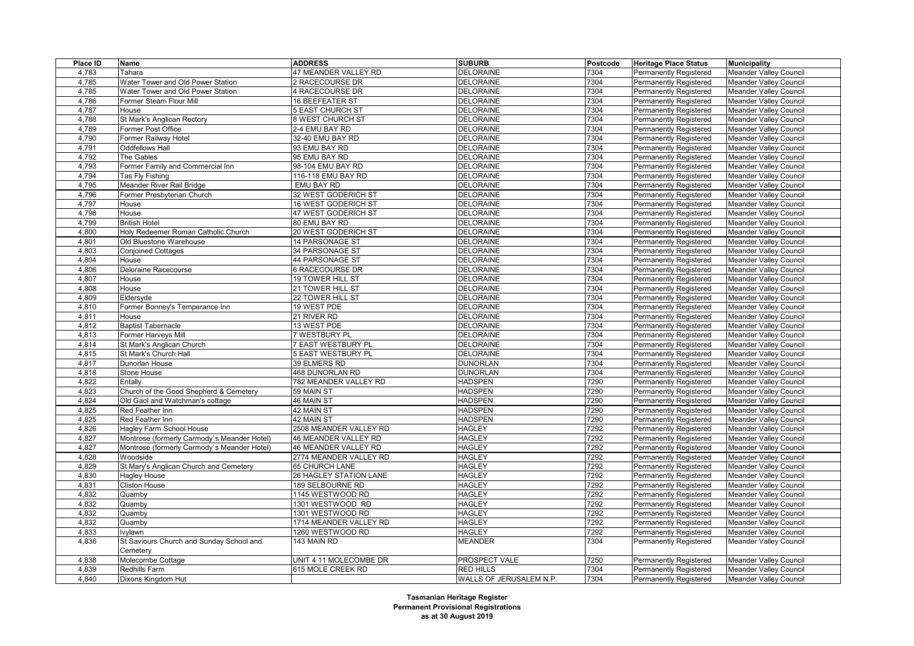| Place ID | Name | ADDRESS | SUBURB | Postcode | Heritage Place Status | Municipality |
|---|---|---|---|---|---|---|
| 4,783 | Tahara | 47 MEANDER VALLEY RD | DELORAINE | 7304 | Permanently Registered | Meander Valley Council |
| 4,785 | Water Tower and Old Power Station | 2 RACECOURSE DR | DELORAINE | 7304 | Permanently Registered | Meander Valley Council |
| 4,785 | Water Tower and Old Power Station | 4 RACECOURSE DR | DELORAINE | 7304 | Permanently Registered | Meander Valley Council |
| 4,786 | Former Steam Flour Mill | 16 BEEFEATER ST | DELORAINE | 7304 | Permanently Registered | Meander Valley Council |
| 4,787 | House | 5 EAST CHURCH ST | DELORAINE | 7304 | Permanently Registered | Meander Valley Council |
| 4,788 | St Mark's Anglican Rectory | 8 WEST CHURCH ST | DELORAINE | 7304 | Permanently Registered | Meander Valley Council |
| 4,789 | Former Post Office | 2-4 EMU BAY RD | DELORAINE | 7304 | Permanently Registered | Meander Valley Council |
| 4,790 | Former Railway Hotel | 32-40 EMU BAY RD | DELORAINE | 7304 | Permanently Registered | Meander Valley Council |
| 4,791 | Oddfellows Hall | 93 EMU BAY RD | DELORAINE | 7304 | Permanently Registered | Meander Valley Council |
| 4,792 | The Gables | 95 EMU BAY RD | DELORAINE | 7304 | Permanently Registered | Meander Valley Council |
| 4,793 | Former Family and Commercial Inn | 98-104 EMU BAY RD | DELORAINE | 7304 | Permanently Registered | Meander Valley Council |
| 4,794 | Tas Fly Fishing | 116-118 EMU BAY RD | DELORAINE | 7304 | Permanently Registered | Meander Valley Council |
| 4,795 | Meander River Rail Bridge | EMU BAY RD | DELORAINE | 7304 | Permanently Registered | Meander Valley Council |
| 4,796 | Former Presbyterian Church | 32 WEST GODERICH ST | DELORAINE | 7304 | Permanently Registered | Meander Valley Council |
| 4,797 | House | 16 WEST GODERICH ST | DELORAINE | 7304 | Permanently Registered | Meander Valley Council |
| 4,798 | House | 47 WEST GODERICH ST | DELORAINE | 7304 | Permanently Registered | Meander Valley Council |
| 4,799 | British Hotel | 80 EMU BAY RD | DELORAINE | 7304 | Permanently Registered | Meander Valley Council |
| 4,800 | Holy Redeemer Roman Catholic Church | 20 WEST GODERICH ST | DELORAINE | 7304 | Permanently Registered | Meander Valley Council |
| 4,801 | Old Bluestone Warehouse | 14 PARSONAGE ST | DELORAINE | 7304 | Permanently Registered | Meander Valley Council |
| 4,803 | Conjoined Cottages | 34 PARSONAGE ST | DELORAINE | 7304 | Permanently Registered | Meander Valley Council |
| 4,804 | House | 44 PARSONAGE ST | DELORAINE | 7304 | Permanently Registered | Meander Valley Council |
| 4,806 | Deloraine Racecourse | 6 RACECOURSE DR | DELORAINE | 7304 | Permanently Registered | Meander Valley Council |
| 4,807 | House | 19 TOWER HILL ST | DELORAINE | 7304 | Permanently Registered | Meander Valley Council |
| 4,808 | House | 21 TOWER HILL ST | DELORAINE | 7304 | Permanently Registered | Meander Valley Council |
| 4,809 | Eldersyde | 22 TOWER HILL ST | DELORAINE | 7304 | Permanently Registered | Meander Valley Council |
| 4,810 | Former Bonney's Temperance Inn | 19 WEST PDE | DELORAINE | 7304 | Permanently Registered | Meander Valley Council |
| 4,811 | House | 21 RIVER RD | DELORAINE | 7304 | Permanently Registered | Meander Valley Council |
| 4,812 | Baptist Tabernacle | 13 WEST PDE | DELORAINE | 7304 | Permanently Registered | Meander Valley Council |
| 4,813 | Former Harveys Mill | 7 WESTBURY PL | DELORAINE | 7304 | Permanently Registered | Meander Valley Council |
| 4,814 | St Mark's Anglican Church | 7 EAST WESTBURY PL | DELORAINE | 7304 | Permanently Registered | Meander Valley Council |
| 4,815 | St Mark's Church Hall | 5 EAST WESTBURY PL | DELORAINE | 7304 | Permanently Registered | Meander Valley Council |
| 4,817 | Dunorlan House | 39 ELMERS RD | DUNORLAN | 7304 | Permanently Registered | Meander Valley Council |
| 4,818 | Stone House | 468 DUNORLAN RD | DUNORLAN | 7304 | Permanently Registered | Meander Valley Council |
| 4,822 | Entally | 782 MEANDER VALLEY RD | HADSPEN | 7290 | Permanently Registered | Meander Valley Council |
| 4,823 | Church of the Good Shepherd & Cemetery | 59 MAIN ST | HADSPEN | 7290 | Permanently Registered | Meander Valley Council |
| 4,824 | Old Gaol and Watchman's cottage | 46 MAIN ST | HADSPEN | 7290 | Permanently Registered | Meander Valley Council |
| 4,825 | Red Feather Inn | 42 MAIN ST | HADSPEN | 7290 | Permanently Registered | Meander Valley Council |
| 4,825 | Red Feather Inn | 42 MAIN ST | HADSPEN | 7290 | Permanently Registered | Meander Valley Council |
| 4,826 | Hagley Farm School House | 2508 MEANDER VALLEY RD | HAGLEY | 7292 | Permanently Registered | Meander Valley Council |
| 4,827 | Montrose (formerly Carmody`s Meander Hotel) | 46 MEANDER VALLEY RD | HAGLEY | 7292 | Permanently Registered | Meander Valley Council |
| 4,827 | Montrose (formerly Carmody`s Meander Hotel) | 46 MEANDER VALLEY RD | HAGLEY | 7292 | Permanently Registered | Meander Valley Council |
| 4,828 | Woodside | 2774 MEANDER VALLEY RD | HAGLEY | 7292 | Permanently Registered | Meander Valley Council |
| 4,829 | St Mary's Anglican Church and Cemetery | 65 CHURCH LANE | HAGLEY | 7292 | Permanently Registered | Meander Valley Council |
| 4,830 | Hagley House | 26 HAGLEY STATION LANE | HAGLEY | 7292 | Permanently Registered | Meander Valley Council |
| 4,831 | Cliston House | 189 SELBOURNE RD | HAGLEY | 7292 | Permanently Registered | Meander Valley Council |
| 4,832 | Quamby | 1145 WESTWOOD RD | HAGLEY | 7292 | Permanently Registered | Meander Valley Council |
| 4,832 | Quamby | 1301 WESTWOOD RD | HAGLEY | 7292 | Permanently Registered | Meander Valley Council |
| 4,832 | Quamby | 1301 WESTWOOD RD | HAGLEY | 7292 | Permanently Registered | Meander Valley Council |
| 4,832 | Quamby | 1714 MEANDER VALLEY RD | HAGLEY | 7292 | Permanently Registered | Meander Valley Council |
| 4,833 | Ivylawn | 1260 WESTWOOD RD | HAGLEY | 7292 | Permanently Registered | Meander Valley Council |
| 4,836 | St Saviours Church and Sunday School and Cemetery | 143 MAIN RD | MEANDER | 7304 | Permanently Registered | Meander Valley Council |
| 4,838 | Molecombe Cottage | UNIT 4 11 MOLECOMBE DR | PROSPECT VALE | 7250 | Permanently Registered | Meander Valley Council |
| 4,839 | Redhills Farm | 615 MOLE CREEK RD | RED HILLS | 7304 | Permanently Registered | Meander Valley Council |
| 4,840 | Dixons Kingdom Hut | | WALLS OF JERUSALEM N.P. | 7304 | Permanently Registered | Meander Valley Council |

**Tasmanian Heritage Register**
**Permanent Provisional Registrations**
**as at 30 August 2019**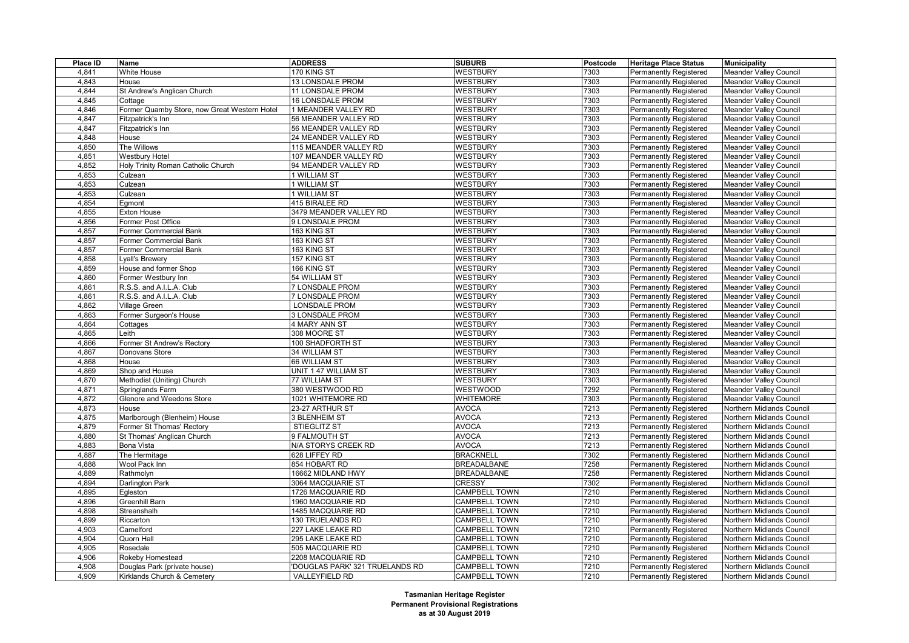| Place ID | Name | ADDRESS | SUBURB | Postcode | Heritage Place Status | Municipality |
|---|---|---|---|---|---|---|
| 4,841 | White House | 170 KING ST | WESTBURY | 7303 | Permanently Registered | Meander Valley Council |
| 4,843 | House | 13 LONSDALE PROM | WESTBURY | 7303 | Permanently Registered | Meander Valley Council |
| 4,844 | St Andrew's Anglican Church | 11 LONSDALE PROM | WESTBURY | 7303 | Permanently Registered | Meander Valley Council |
| 4,845 | Cottage | 16 LONSDALE PROM | WESTBURY | 7303 | Permanently Registered | Meander Valley Council |
| 4,846 | Former Quamby Store, now Great Western Hotel | 1 MEANDER VALLEY RD | WESTBURY | 7303 | Permanently Registered | Meander Valley Council |
| 4,847 | Fitzpatrick's Inn | 56 MEANDER VALLEY RD | WESTBURY | 7303 | Permanently Registered | Meander Valley Council |
| 4,847 | Fitzpatrick's Inn | 56 MEANDER VALLEY RD | WESTBURY | 7303 | Permanently Registered | Meander Valley Council |
| 4,848 | House | 24 MEANDER VALLEY RD | WESTBURY | 7303 | Permanently Registered | Meander Valley Council |
| 4,850 | The Willows | 115 MEANDER VALLEY RD | WESTBURY | 7303 | Permanently Registered | Meander Valley Council |
| 4,851 | Westbury Hotel | 107 MEANDER VALLEY RD | WESTBURY | 7303 | Permanently Registered | Meander Valley Council |
| 4,852 | Holy Trinity Roman Catholic Church | 94 MEANDER VALLEY RD | WESTBURY | 7303 | Permanently Registered | Meander Valley Council |
| 4,853 | Culzean | 1 WILLIAM ST | WESTBURY | 7303 | Permanently Registered | Meander Valley Council |
| 4,853 | Culzean | 1 WILLIAM ST | WESTBURY | 7303 | Permanently Registered | Meander Valley Council |
| 4,853 | Culzean | 1 WILLIAM ST | WESTBURY | 7303 | Permanently Registered | Meander Valley Council |
| 4,854 | Egmont | 415 BIRALEE RD | WESTBURY | 7303 | Permanently Registered | Meander Valley Council |
| 4,855 | Exton House | 3479 MEANDER VALLEY RD | WESTBURY | 7303 | Permanently Registered | Meander Valley Council |
| 4,856 | Former Post Office | 9 LONSDALE PROM | WESTBURY | 7303 | Permanently Registered | Meander Valley Council |
| 4,857 | Former Commercial Bank | 163 KING ST | WESTBURY | 7303 | Permanently Registered | Meander Valley Council |
| 4,857 | Former Commercial Bank | 163 KING ST | WESTBURY | 7303 | Permanently Registered | Meander Valley Council |
| 4,857 | Former Commercial Bank | 163 KING ST | WESTBURY | 7303 | Permanently Registered | Meander Valley Council |
| 4,858 | Lyall's Brewery | 157 KING ST | WESTBURY | 7303 | Permanently Registered | Meander Valley Council |
| 4,859 | House and former Shop | 166 KING ST | WESTBURY | 7303 | Permanently Registered | Meander Valley Council |
| 4,860 | Former Westbury Inn | 54 WILLIAM ST | WESTBURY | 7303 | Permanently Registered | Meander Valley Council |
| 4,861 | R.S.S. and A.I.L.A. Club | 7 LONSDALE PROM | WESTBURY | 7303 | Permanently Registered | Meander Valley Council |
| 4,861 | R.S.S. and A.I.L.A. Club | 7 LONSDALE PROM | WESTBURY | 7303 | Permanently Registered | Meander Valley Council |
| 4,862 | Village Green | LONSDALE PROM | WESTBURY | 7303 | Permanently Registered | Meander Valley Council |
| 4,863 | Former Surgeon's House | 3 LONSDALE PROM | WESTBURY | 7303 | Permanently Registered | Meander Valley Council |
| 4,864 | Cottages | 4 MARY ANN ST | WESTBURY | 7303 | Permanently Registered | Meander Valley Council |
| 4,865 | Leith | 308 MOORE ST | WESTBURY | 7303 | Permanently Registered | Meander Valley Council |
| 4,866 | Former St Andrew's Rectory | 100 SHADFORTH ST | WESTBURY | 7303 | Permanently Registered | Meander Valley Council |
| 4,867 | Donovans Store | 34 WILLIAM ST | WESTBURY | 7303 | Permanently Registered | Meander Valley Council |
| 4,868 | House | 66 WILLIAM ST | WESTBURY | 7303 | Permanently Registered | Meander Valley Council |
| 4,869 | Shop and House | UNIT 1 47 WILLIAM ST | WESTBURY | 7303 | Permanently Registered | Meander Valley Council |
| 4,870 | Methodist (Uniting) Church | 77 WILLIAM ST | WESTBURY | 7303 | Permanently Registered | Meander Valley Council |
| 4,871 | Springlands Farm | 380 WESTWOOD RD | WESTWOOD | 7292 | Permanently Registered | Meander Valley Council |
| 4,872 | Glenore and Weedons Store | 1021 WHITEMORE RD | WHITEMORE | 7303 | Permanently Registered | Meander Valley Council |
| 4,873 | House | 23-27 ARTHUR ST | AVOCA | 7213 | Permanently Registered | Northern Midlands Council |
| 4,875 | Marlborough (Blenheim) House | 3 BLENHEIM ST | AVOCA | 7213 | Permanently Registered | Northern Midlands Council |
| 4,879 | Former St Thomas' Rectory | STIEGLITZ ST | AVOCA | 7213 | Permanently Registered | Northern Midlands Council |
| 4,880 | St Thomas' Anglican Church | 9 FALMOUTH ST | AVOCA | 7213 | Permanently Registered | Northern Midlands Council |
| 4,883 | Bona Vista | N/A STORYS CREEK RD | AVOCA | 7213 | Permanently Registered | Northern Midlands Council |
| 4,887 | The Hermitage | 628 LIFFEY RD | BRACKNELL | 7302 | Permanently Registered | Northern Midlands Council |
| 4,888 | Wool Pack Inn | 854 HOBART RD | BREADALBANE | 7258 | Permanently Registered | Northern Midlands Council |
| 4,889 | Rathmolyn | 16662 MIDLAND HWY | BREADALBANE | 7258 | Permanently Registered | Northern Midlands Council |
| 4,894 | Darlington Park | 3064 MACQUARIE ST | CRESSY | 7302 | Permanently Registered | Northern Midlands Council |
| 4,895 | Egleston | 1726 MACQUARIE RD | CAMPBELL TOWN | 7210 | Permanently Registered | Northern Midlands Council |
| 4,896 | Greenhill Barn | 1960 MACQUARIE RD | CAMPBELL TOWN | 7210 | Permanently Registered | Northern Midlands Council |
| 4,898 | Streanshalh | 1485 MACQUARIE RD | CAMPBELL TOWN | 7210 | Permanently Registered | Northern Midlands Council |
| 4,899 | Riccarton | 130 TRUELANDS RD | CAMPBELL TOWN | 7210 | Permanently Registered | Northern Midlands Council |
| 4,903 | Camelford | 227 LAKE LEAKE RD | CAMPBELL TOWN | 7210 | Permanently Registered | Northern Midlands Council |
| 4,904 | Quorn Hall | 295 LAKE LEAKE RD | CAMPBELL TOWN | 7210 | Permanently Registered | Northern Midlands Council |
| 4,905 | Rosedale | 505 MACQUARIE RD | CAMPBELL TOWN | 7210 | Permanently Registered | Northern Midlands Council |
| 4,906 | Rokeby Homestead | 2208 MACQUARIE RD | CAMPBELL TOWN | 7210 | Permanently Registered | Northern Midlands Council |
| 4,908 | Douglas Park (private house) | 'DOUGLAS PARK' 321 TRUELANDS RD | CAMPBELL TOWN | 7210 | Permanently Registered | Northern Midlands Council |
| 4,909 | Kirklands Church & Cemetery | VALLEYFIELD RD | CAMPBELL TOWN | 7210 | Permanently Registered | Northern Midlands Council |

**Tasmanian Heritage Register**
**Permanent Provisional Registrations**
**as at 30 August 2019**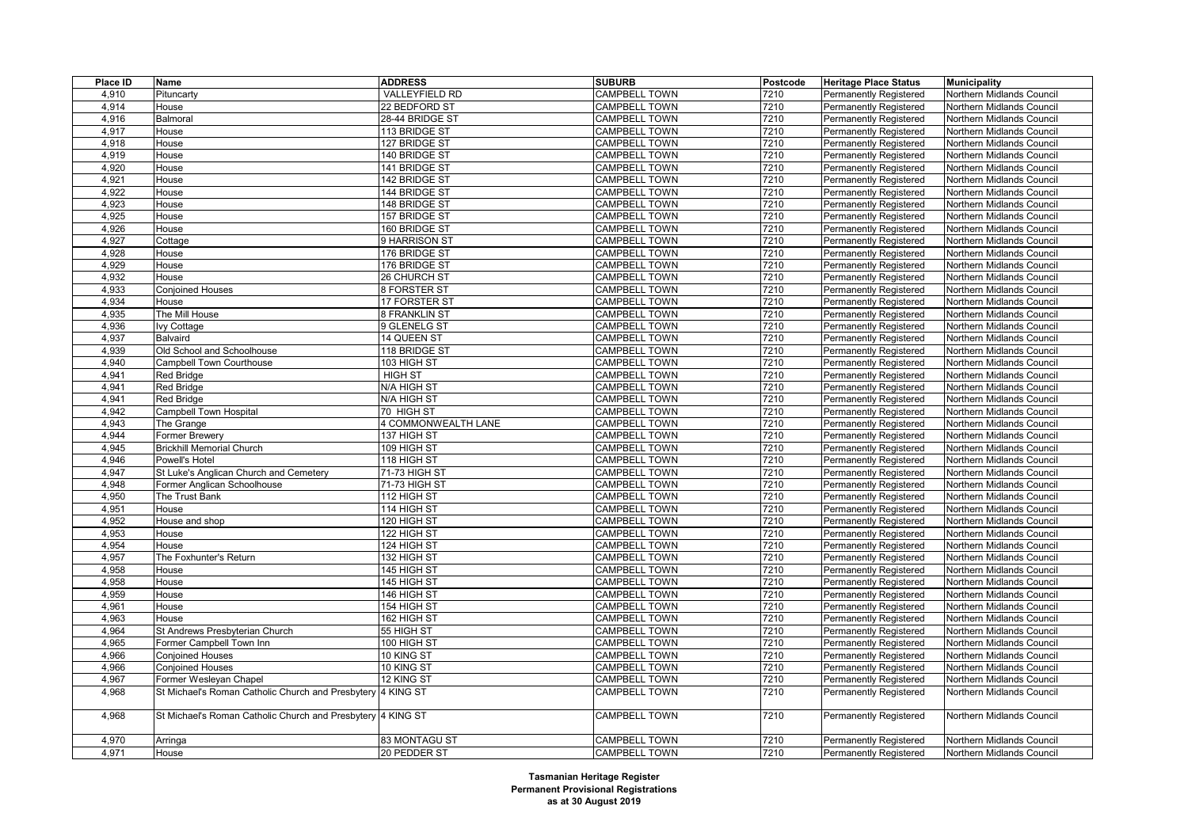| Place ID | Name | ADDRESS | SUBURB | Postcode | Heritage Place Status | Municipality |
|---|---|---|---|---|---|---|
| 4,910 | Pituncarty | VALLEYFIELD RD | CAMPBELL TOWN | 7210 | Permanently Registered | Northern Midlands Council |
| 4,914 | House | 22 BEDFORD ST | CAMPBELL TOWN | 7210 | Permanently Registered | Northern Midlands Council |
| 4,916 | Balmoral | 28-44 BRIDGE ST | CAMPBELL TOWN | 7210 | Permanently Registered | Northern Midlands Council |
| 4,917 | House | 113 BRIDGE ST | CAMPBELL TOWN | 7210 | Permanently Registered | Northern Midlands Council |
| 4,918 | House | 127 BRIDGE ST | CAMPBELL TOWN | 7210 | Permanently Registered | Northern Midlands Council |
| 4,919 | House | 140 BRIDGE ST | CAMPBELL TOWN | 7210 | Permanently Registered | Northern Midlands Council |
| 4,920 | House | 141 BRIDGE ST | CAMPBELL TOWN | 7210 | Permanently Registered | Northern Midlands Council |
| 4,921 | House | 142 BRIDGE ST | CAMPBELL TOWN | 7210 | Permanently Registered | Northern Midlands Council |
| 4,922 | House | 144 BRIDGE ST | CAMPBELL TOWN | 7210 | Permanently Registered | Northern Midlands Council |
| 4,923 | House | 148 BRIDGE ST | CAMPBELL TOWN | 7210 | Permanently Registered | Northern Midlands Council |
| 4,925 | House | 157 BRIDGE ST | CAMPBELL TOWN | 7210 | Permanently Registered | Northern Midlands Council |
| 4,926 | House | 160 BRIDGE ST | CAMPBELL TOWN | 7210 | Permanently Registered | Northern Midlands Council |
| 4,927 | Cottage | 9 HARRISON ST | CAMPBELL TOWN | 7210 | Permanently Registered | Northern Midlands Council |
| 4,928 | House | 176 BRIDGE ST | CAMPBELL TOWN | 7210 | Permanently Registered | Northern Midlands Council |
| 4,929 | House | 176 BRIDGE ST | CAMPBELL TOWN | 7210 | Permanently Registered | Northern Midlands Council |
| 4,932 | House | 26 CHURCH ST | CAMPBELL TOWN | 7210 | Permanently Registered | Northern Midlands Council |
| 4,933 | Conjoined Houses | 8 FORSTER ST | CAMPBELL TOWN | 7210 | Permanently Registered | Northern Midlands Council |
| 4,934 | House | 17 FORSTER ST | CAMPBELL TOWN | 7210 | Permanently Registered | Northern Midlands Council |
| 4,935 | The Mill House | 8 FRANKLIN ST | CAMPBELL TOWN | 7210 | Permanently Registered | Northern Midlands Council |
| 4,936 | Ivy Cottage | 9 GLENELG ST | CAMPBELL TOWN | 7210 | Permanently Registered | Northern Midlands Council |
| 4,937 | Balvaird | 14 QUEEN ST | CAMPBELL TOWN | 7210 | Permanently Registered | Northern Midlands Council |
| 4,939 | Old School and Schoolhouse | 118 BRIDGE ST | CAMPBELL TOWN | 7210 | Permanently Registered | Northern Midlands Council |
| 4,940 | Campbell Town Courthouse | 103 HIGH ST | CAMPBELL TOWN | 7210 | Permanently Registered | Northern Midlands Council |
| 4,941 | Red Bridge | HIGH ST | CAMPBELL TOWN | 7210 | Permanently Registered | Northern Midlands Council |
| 4,941 | Red Bridge | N/A HIGH ST | CAMPBELL TOWN | 7210 | Permanently Registered | Northern Midlands Council |
| 4,941 | Red Bridge | N/A HIGH ST | CAMPBELL TOWN | 7210 | Permanently Registered | Northern Midlands Council |
| 4,942 | Campbell Town Hospital | 70 HIGH ST | CAMPBELL TOWN | 7210 | Permanently Registered | Northern Midlands Council |
| 4,943 | The Grange | 4 COMMONWEALTH LANE | CAMPBELL TOWN | 7210 | Permanently Registered | Northern Midlands Council |
| 4,944 | Former Brewery | 137 HIGH ST | CAMPBELL TOWN | 7210 | Permanently Registered | Northern Midlands Council |
| 4,945 | Brickhill Memorial Church | 109 HIGH ST | CAMPBELL TOWN | 7210 | Permanently Registered | Northern Midlands Council |
| 4,946 | Powell's Hotel | 118 HIGH ST | CAMPBELL TOWN | 7210 | Permanently Registered | Northern Midlands Council |
| 4,947 | St Luke's Anglican Church and Cemetery | 71-73 HIGH ST | CAMPBELL TOWN | 7210 | Permanently Registered | Northern Midlands Council |
| 4,948 | Former Anglican Schoolhouse | 71-73 HIGH ST | CAMPBELL TOWN | 7210 | Permanently Registered | Northern Midlands Council |
| 4,950 | The Trust Bank | 112 HIGH ST | CAMPBELL TOWN | 7210 | Permanently Registered | Northern Midlands Council |
| 4,951 | House | 114 HIGH ST | CAMPBELL TOWN | 7210 | Permanently Registered | Northern Midlands Council |
| 4,952 | House and shop | 120 HIGH ST | CAMPBELL TOWN | 7210 | Permanently Registered | Northern Midlands Council |
| 4,953 | House | 122 HIGH ST | CAMPBELL TOWN | 7210 | Permanently Registered | Northern Midlands Council |
| 4,954 | House | 124 HIGH ST | CAMPBELL TOWN | 7210 | Permanently Registered | Northern Midlands Council |
| 4,957 | The Foxhunter's Return | 132 HIGH ST | CAMPBELL TOWN | 7210 | Permanently Registered | Northern Midlands Council |
| 4,958 | House | 145 HIGH ST | CAMPBELL TOWN | 7210 | Permanently Registered | Northern Midlands Council |
| 4,958 | House | 145 HIGH ST | CAMPBELL TOWN | 7210 | Permanently Registered | Northern Midlands Council |
| 4,959 | House | 146 HIGH ST | CAMPBELL TOWN | 7210 | Permanently Registered | Northern Midlands Council |
| 4,961 | House | 154 HIGH ST | CAMPBELL TOWN | 7210 | Permanently Registered | Northern Midlands Council |
| 4,963 | House | 162 HIGH ST | CAMPBELL TOWN | 7210 | Permanently Registered | Northern Midlands Council |
| 4,964 | St Andrews Presbyterian Church | 55 HIGH ST | CAMPBELL TOWN | 7210 | Permanently Registered | Northern Midlands Council |
| 4,965 | Former Campbell Town Inn | 100 HIGH ST | CAMPBELL TOWN | 7210 | Permanently Registered | Northern Midlands Council |
| 4,966 | Conjoined Houses | 10 KING ST | CAMPBELL TOWN | 7210 | Permanently Registered | Northern Midlands Council |
| 4,966 | Conjoined Houses | 10 KING ST | CAMPBELL TOWN | 7210 | Permanently Registered | Northern Midlands Council |
| 4,967 | Former Wesleyan Chapel | 12 KING ST | CAMPBELL TOWN | 7210 | Permanently Registered | Northern Midlands Council |
| 4,968 | St Michael's Roman Catholic Church and Presbytery | 4 KING ST | CAMPBELL TOWN | 7210 | Permanently Registered | Northern Midlands Council |
| 4,968 | St Michael's Roman Catholic Church and Presbytery | 4 KING ST | CAMPBELL TOWN | 7210 | Permanently Registered | Northern Midlands Council |
| 4,970 | Arringa | 83 MONTAGU ST | CAMPBELL TOWN | 7210 | Permanently Registered | Northern Midlands Council |
| 4,971 | House | 20 PEDDER ST | CAMPBELL TOWN | 7210 | Permanently Registered | Northern Midlands Council |

**Tasmanian Heritage Register**
**Permanent Provisional Registrations**
**as at 30 August 2019**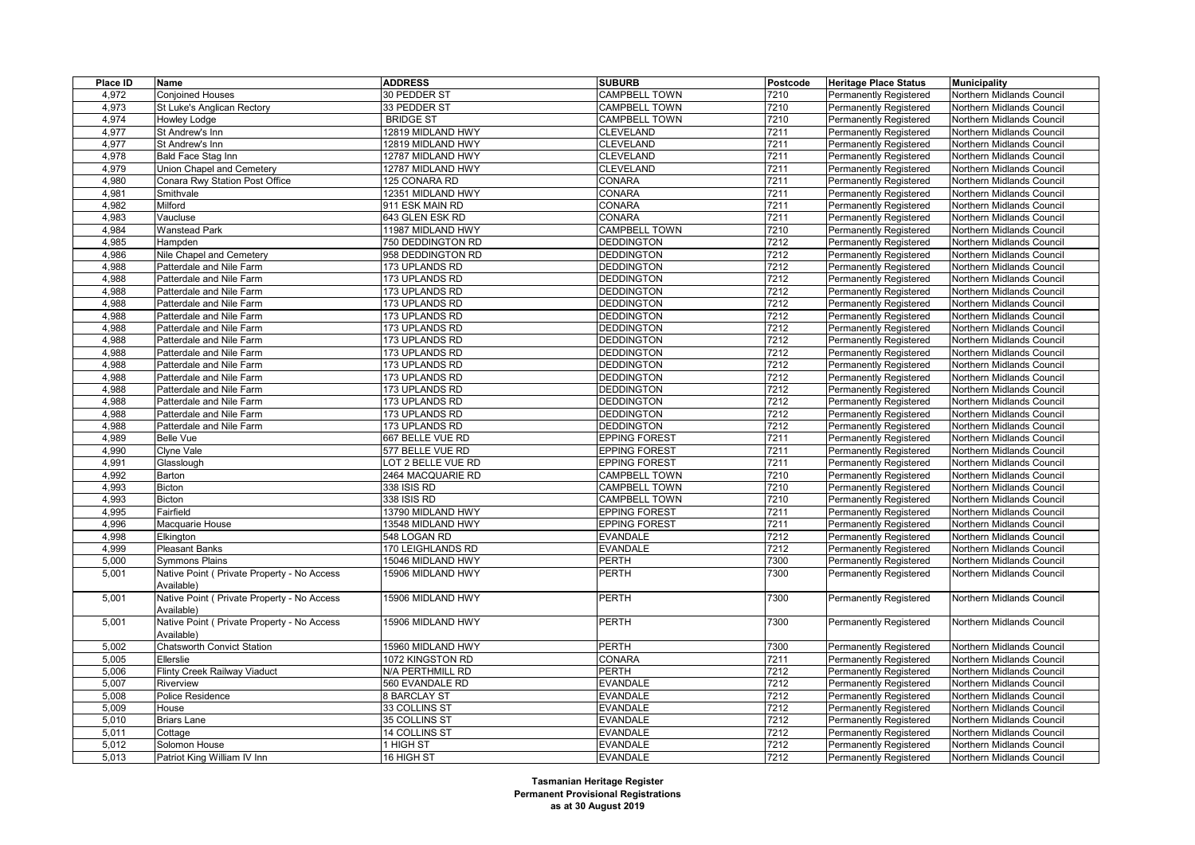| Place ID | Name | ADDRESS | SUBURB | Postcode | Heritage Place Status | Municipality |
|---|---|---|---|---|---|---|
| 4,972 | Conjoined Houses | 30 PEDDER ST | CAMPBELL TOWN | 7210 | Permanently Registered | Northern Midlands Council |
| 4,973 | St Luke's Anglican Rectory | 33 PEDDER ST | CAMPBELL TOWN | 7210 | Permanently Registered | Northern Midlands Council |
| 4,974 | Howley Lodge | BRIDGE ST | CAMPBELL TOWN | 7210 | Permanently Registered | Northern Midlands Council |
| 4,977 | St Andrew's Inn | 12819 MIDLAND HWY | CLEVELAND | 7211 | Permanently Registered | Northern Midlands Council |
| 4,977 | St Andrew's Inn | 12819 MIDLAND HWY | CLEVELAND | 7211 | Permanently Registered | Northern Midlands Council |
| 4,978 | Bald Face Stag Inn | 12787 MIDLAND HWY | CLEVELAND | 7211 | Permanently Registered | Northern Midlands Council |
| 4,979 | Union Chapel and Cemetery | 12787 MIDLAND HWY | CLEVELAND | 7211 | Permanently Registered | Northern Midlands Council |
| 4,980 | Conara Rwy Station Post Office | 125 CONARA RD | CONARA | 7211 | Permanently Registered | Northern Midlands Council |
| 4,981 | Smithvale | 12351 MIDLAND HWY | CONARA | 7211 | Permanently Registered | Northern Midlands Council |
| 4,982 | Milford | 911 ESK MAIN RD | CONARA | 7211 | Permanently Registered | Northern Midlands Council |
| 4,983 | Vaucluse | 643 GLEN ESK RD | CONARA | 7211 | Permanently Registered | Northern Midlands Council |
| 4,984 | Wanstead Park | 11987 MIDLAND HWY | CAMPBELL TOWN | 7210 | Permanently Registered | Northern Midlands Council |
| 4,985 | Hampden | 750 DEDDINGTON RD | DEDDINGTON | 7212 | Permanently Registered | Northern Midlands Council |
| 4,986 | Nile Chapel and Cemetery | 958 DEDDINGTON RD | DEDDINGTON | 7212 | Permanently Registered | Northern Midlands Council |
| 4,988 | Patterdale and Nile Farm | 173 UPLANDS RD | DEDDINGTON | 7212 | Permanently Registered | Northern Midlands Council |
| 4,988 | Patterdale and Nile Farm | 173 UPLANDS RD | DEDDINGTON | 7212 | Permanently Registered | Northern Midlands Council |
| 4,988 | Patterdale and Nile Farm | 173 UPLANDS RD | DEDDINGTON | 7212 | Permanently Registered | Northern Midlands Council |
| 4,988 | Patterdale and Nile Farm | 173 UPLANDS RD | DEDDINGTON | 7212 | Permanently Registered | Northern Midlands Council |
| 4,988 | Patterdale and Nile Farm | 173 UPLANDS RD | DEDDINGTON | 7212 | Permanently Registered | Northern Midlands Council |
| 4,988 | Patterdale and Nile Farm | 173 UPLANDS RD | DEDDINGTON | 7212 | Permanently Registered | Northern Midlands Council |
| 4,988 | Patterdale and Nile Farm | 173 UPLANDS RD | DEDDINGTON | 7212 | Permanently Registered | Northern Midlands Council |
| 4,988 | Patterdale and Nile Farm | 173 UPLANDS RD | DEDDINGTON | 7212 | Permanently Registered | Northern Midlands Council |
| 4,988 | Patterdale and Nile Farm | 173 UPLANDS RD | DEDDINGTON | 7212 | Permanently Registered | Northern Midlands Council |
| 4,988 | Patterdale and Nile Farm | 173 UPLANDS RD | DEDDINGTON | 7212 | Permanently Registered | Northern Midlands Council |
| 4,988 | Patterdale and Nile Farm | 173 UPLANDS RD | DEDDINGTON | 7212 | Permanently Registered | Northern Midlands Council |
| 4,988 | Patterdale and Nile Farm | 173 UPLANDS RD | DEDDINGTON | 7212 | Permanently Registered | Northern Midlands Council |
| 4,988 | Patterdale and Nile Farm | 173 UPLANDS RD | DEDDINGTON | 7212 | Permanently Registered | Northern Midlands Council |
| 4,988 | Patterdale and Nile Farm | 173 UPLANDS RD | DEDDINGTON | 7212 | Permanently Registered | Northern Midlands Council |
| 4,989 | Belle Vue | 667 BELLE VUE RD | EPPING FOREST | 7211 | Permanently Registered | Northern Midlands Council |
| 4,990 | Clyne Vale | 577 BELLE VUE RD | EPPING FOREST | 7211 | Permanently Registered | Northern Midlands Council |
| 4,991 | Glasslough | LOT 2 BELLE VUE RD | EPPING FOREST | 7211 | Permanently Registered | Northern Midlands Council |
| 4,992 | Barton | 2464 MACQUARIE RD | CAMPBELL TOWN | 7210 | Permanently Registered | Northern Midlands Council |
| 4,993 | Bicton | 338 ISIS RD | CAMPBELL TOWN | 7210 | Permanently Registered | Northern Midlands Council |
| 4,993 | Bicton | 338 ISIS RD | CAMPBELL TOWN | 7210 | Permanently Registered | Northern Midlands Council |
| 4,995 | Fairfield | 13790 MIDLAND HWY | EPPING FOREST | 7211 | Permanently Registered | Northern Midlands Council |
| 4,996 | Macquarie House | 13548 MIDLAND HWY | EPPING FOREST | 7211 | Permanently Registered | Northern Midlands Council |
| 4,998 | Elkington | 548 LOGAN RD | EVANDALE | 7212 | Permanently Registered | Northern Midlands Council |
| 4,999 | Pleasant Banks | 170 LEIGHLANDS RD | EVANDALE | 7212 | Permanently Registered | Northern Midlands Council |
| 5,000 | Symmons Plains | 15046 MIDLAND HWY | PERTH | 7300 | Permanently Registered | Northern Midlands Council |
| 5,001 | Native Point ( Private Property - No Access Available) | 15906 MIDLAND HWY | PERTH | 7300 | Permanently Registered | Northern Midlands Council |
| 5,001 | Native Point ( Private Property - No Access Available) | 15906 MIDLAND HWY | PERTH | 7300 | Permanently Registered | Northern Midlands Council |
| 5,001 | Native Point ( Private Property - No Access Available) | 15906 MIDLAND HWY | PERTH | 7300 | Permanently Registered | Northern Midlands Council |
| 5,002 | Chatsworth Convict Station | 15960 MIDLAND HWY | PERTH | 7300 | Permanently Registered | Northern Midlands Council |
| 5,005 | Ellerslie | 1072 KINGSTON RD | CONARA | 7211 | Permanently Registered | Northern Midlands Council |
| 5,006 | Flinty Creek Railway Viaduct | N/A PERTHMILL RD | PERTH | 7212 | Permanently Registered | Northern Midlands Council |
| 5,007 | Riverview | 560 EVANDALE RD | EVANDALE | 7212 | Permanently Registered | Northern Midlands Council |
| 5,008 | Police Residence | 8 BARCLAY ST | EVANDALE | 7212 | Permanently Registered | Northern Midlands Council |
| 5,009 | House | 33 COLLINS ST | EVANDALE | 7212 | Permanently Registered | Northern Midlands Council |
| 5,010 | Briars Lane | 35 COLLINS ST | EVANDALE | 7212 | Permanently Registered | Northern Midlands Council |
| 5,011 | Cottage | 14 COLLINS ST | EVANDALE | 7212 | Permanently Registered | Northern Midlands Council |
| 5,012 | Solomon House | 1 HIGH ST | EVANDALE | 7212 | Permanently Registered | Northern Midlands Council |
| 5,013 | Patriot King William IV Inn | 16 HIGH ST | EVANDALE | 7212 | Permanently Registered | Northern Midlands Council |

**Tasmanian Heritage Register**
**Permanent Provisional Registrations**
**as at 30 August 2019**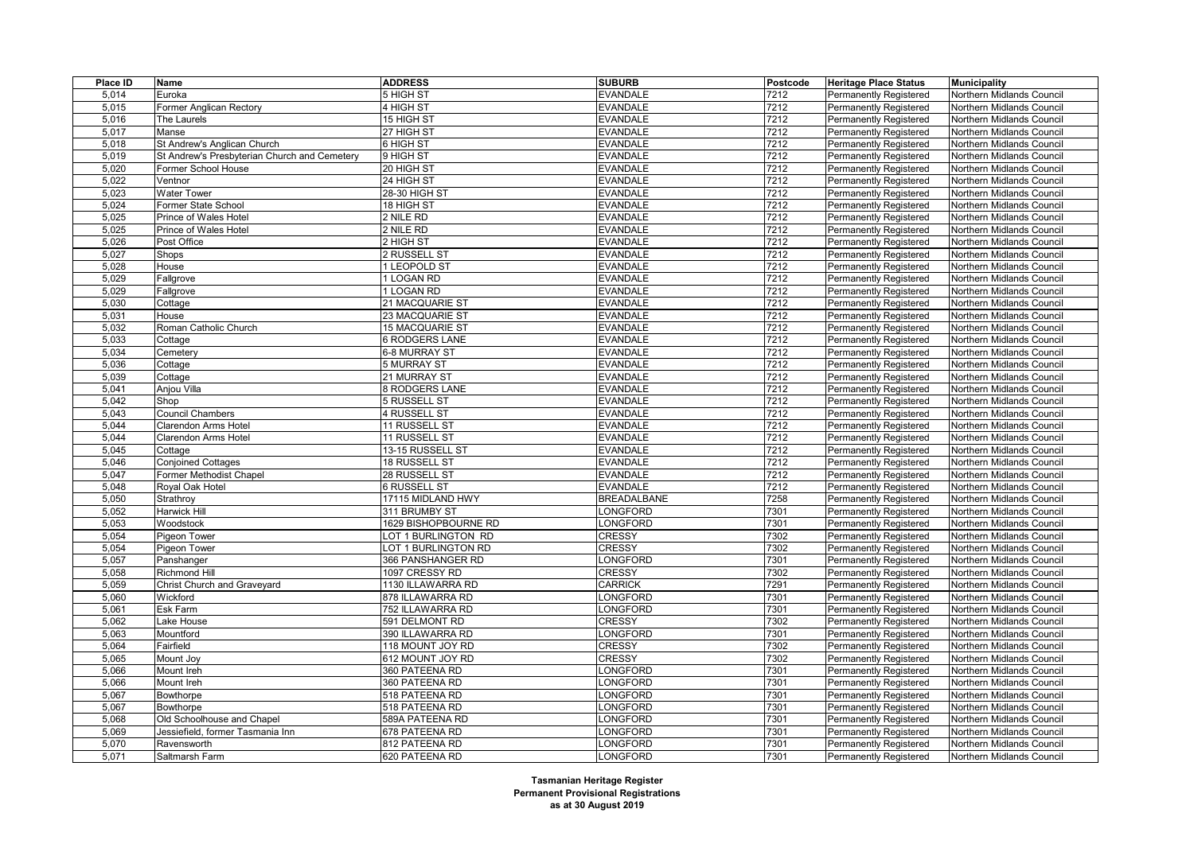| Place ID | Name | ADDRESS | SUBURB | Postcode | Heritage Place Status | Municipality |
|---|---|---|---|---|---|---|
| 5,014 | Euroka | 5 HIGH ST | EVANDALE | 7212 | Permanently Registered | Northern Midlands Council |
| 5,015 | Former Anglican Rectory | 4 HIGH ST | EVANDALE | 7212 | Permanently Registered | Northern Midlands Council |
| 5,016 | The Laurels | 15 HIGH ST | EVANDALE | 7212 | Permanently Registered | Northern Midlands Council |
| 5,017 | Manse | 27 HIGH ST | EVANDALE | 7212 | Permanently Registered | Northern Midlands Council |
| 5,018 | St Andrew's Anglican Church | 6 HIGH ST | EVANDALE | 7212 | Permanently Registered | Northern Midlands Council |
| 5,019 | St Andrew's Presbyterian Church and Cemetery | 9 HIGH ST | EVANDALE | 7212 | Permanently Registered | Northern Midlands Council |
| 5,020 | Former School House | 20 HIGH ST | EVANDALE | 7212 | Permanently Registered | Northern Midlands Council |
| 5,022 | Ventnor | 24 HIGH ST | EVANDALE | 7212 | Permanently Registered | Northern Midlands Council |
| 5,023 | Water Tower | 28-30 HIGH ST | EVANDALE | 7212 | Permanently Registered | Northern Midlands Council |
| 5,024 | Former State School | 18 HIGH ST | EVANDALE | 7212 | Permanently Registered | Northern Midlands Council |
| 5,025 | Prince of Wales Hotel | 2 NILE RD | EVANDALE | 7212 | Permanently Registered | Northern Midlands Council |
| 5,025 | Prince of Wales Hotel | 2 NILE RD | EVANDALE | 7212 | Permanently Registered | Northern Midlands Council |
| 5,026 | Post Office | 2 HIGH ST | EVANDALE | 7212 | Permanently Registered | Northern Midlands Council |
| 5,027 | Shops | 2 RUSSELL ST | EVANDALE | 7212 | Permanently Registered | Northern Midlands Council |
| 5,028 | House | 1 LEOPOLD ST | EVANDALE | 7212 | Permanently Registered | Northern Midlands Council |
| 5,029 | Fallgrove | 1 LOGAN RD | EVANDALE | 7212 | Permanently Registered | Northern Midlands Council |
| 5,029 | Fallgrove | 1 LOGAN RD | EVANDALE | 7212 | Permanently Registered | Northern Midlands Council |
| 5,030 | Cottage | 21 MACQUARIE ST | EVANDALE | 7212 | Permanently Registered | Northern Midlands Council |
| 5,031 | House | 23 MACQUARIE ST | EVANDALE | 7212 | Permanently Registered | Northern Midlands Council |
| 5,032 | Roman Catholic Church | 15 MACQUARIE ST | EVANDALE | 7212 | Permanently Registered | Northern Midlands Council |
| 5,033 | Cottage | 6 RODGERS LANE | EVANDALE | 7212 | Permanently Registered | Northern Midlands Council |
| 5,034 | Cemetery | 6-8 MURRAY ST | EVANDALE | 7212 | Permanently Registered | Northern Midlands Council |
| 5,036 | Cottage | 5 MURRAY ST | EVANDALE | 7212 | Permanently Registered | Northern Midlands Council |
| 5,039 | Cottage | 21 MURRAY ST | EVANDALE | 7212 | Permanently Registered | Northern Midlands Council |
| 5,041 | Anjou Villa | 8 RODGERS LANE | EVANDALE | 7212 | Permanently Registered | Northern Midlands Council |
| 5,042 | Shop | 5 RUSSELL ST | EVANDALE | 7212 | Permanently Registered | Northern Midlands Council |
| 5,043 | Council Chambers | 4 RUSSELL ST | EVANDALE | 7212 | Permanently Registered | Northern Midlands Council |
| 5,044 | Clarendon Arms Hotel | 11 RUSSELL ST | EVANDALE | 7212 | Permanently Registered | Northern Midlands Council |
| 5,044 | Clarendon Arms Hotel | 11 RUSSELL ST | EVANDALE | 7212 | Permanently Registered | Northern Midlands Council |
| 5,045 | Cottage | 13-15 RUSSELL ST | EVANDALE | 7212 | Permanently Registered | Northern Midlands Council |
| 5,046 | Conjoined Cottages | 18 RUSSELL ST | EVANDALE | 7212 | Permanently Registered | Northern Midlands Council |
| 5,047 | Former Methodist Chapel | 28 RUSSELL ST | EVANDALE | 7212 | Permanently Registered | Northern Midlands Council |
| 5,048 | Royal Oak Hotel | 6 RUSSELL ST | EVANDALE | 7212 | Permanently Registered | Northern Midlands Council |
| 5,050 | Strathroy | 17115 MIDLAND HWY | BREADALBANE | 7258 | Permanently Registered | Northern Midlands Council |
| 5,052 | Harwick Hill | 311 BRUMBY ST | LONGFORD | 7301 | Permanently Registered | Northern Midlands Council |
| 5,053 | Woodstock | 1629 BISHOPBOURNE RD | LONGFORD | 7301 | Permanently Registered | Northern Midlands Council |
| 5,054 | Pigeon Tower | LOT 1 BURLINGTON RD | CRESSY | 7302 | Permanently Registered | Northern Midlands Council |
| 5,054 | Pigeon Tower | LOT 1 BURLINGTON RD | CRESSY | 7302 | Permanently Registered | Northern Midlands Council |
| 5,057 | Panshanger | 366 PANSHANGER RD | LONGFORD | 7301 | Permanently Registered | Northern Midlands Council |
| 5,058 | Richmond Hill | 1097 CRESSY RD | CRESSY | 7302 | Permanently Registered | Northern Midlands Council |
| 5,059 | Christ Church and Graveyard | 1130 ILLAWARRA RD | CARRICK | 7291 | Permanently Registered | Northern Midlands Council |
| 5,060 | Wickford | 878 ILLAWARRA RD | LONGFORD | 7301 | Permanently Registered | Northern Midlands Council |
| 5,061 | Esk Farm | 752 ILLAWARRA RD | LONGFORD | 7301 | Permanently Registered | Northern Midlands Council |
| 5,062 | Lake House | 591 DELMONT RD | CRESSY | 7302 | Permanently Registered | Northern Midlands Council |
| 5,063 | Mountford | 390 ILLAWARRA RD | LONGFORD | 7301 | Permanently Registered | Northern Midlands Council |
| 5,064 | Fairfield | 118 MOUNT JOY RD | CRESSY | 7302 | Permanently Registered | Northern Midlands Council |
| 5,065 | Mount Joy | 612 MOUNT JOY RD | CRESSY | 7302 | Permanently Registered | Northern Midlands Council |
| 5,066 | Mount Ireh | 360 PATEENA RD | LONGFORD | 7301 | Permanently Registered | Northern Midlands Council |
| 5,066 | Mount Ireh | 360 PATEENA RD | LONGFORD | 7301 | Permanently Registered | Northern Midlands Council |
| 5,067 | Bowthorpe | 518 PATEENA RD | LONGFORD | 7301 | Permanently Registered | Northern Midlands Council |
| 5,067 | Bowthorpe | 518 PATEENA RD | LONGFORD | 7301 | Permanently Registered | Northern Midlands Council |
| 5,068 | Old Schoolhouse and Chapel | 589A PATEENA RD | LONGFORD | 7301 | Permanently Registered | Northern Midlands Council |
| 5,069 | Jessiefield, former Tasmania Inn | 678 PATEENA RD | LONGFORD | 7301 | Permanently Registered | Northern Midlands Council |
| 5,070 | Ravensworth | 812 PATEENA RD | LONGFORD | 7301 | Permanently Registered | Northern Midlands Council |
| 5,071 | Saltmarsh Farm | 620 PATEENA RD | LONGFORD | 7301 | Permanently Registered | Northern Midlands Council |

**Tasmanian Heritage Register**
**Permanent Provisional Registrations**
**as at 30 August 2019**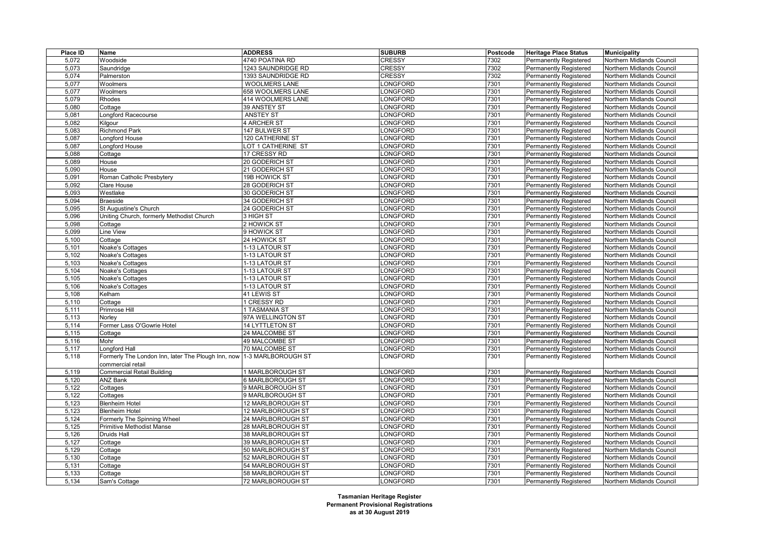| Place ID | Name | ADDRESS | SUBURB | Postcode | Heritage Place Status | Municipality |
|---|---|---|---|---|---|---|
| 5,072 | Woodside | 4740 POATINA RD | CRESSY | 7302 | Permanently Registered | Northern Midlands Council |
| 5,073 | Saundridge | 1243 SAUNDRIDGE RD | CRESSY | 7302 | Permanently Registered | Northern Midlands Council |
| 5,074 | Palmerston | 1393 SAUNDRIDGE RD | CRESSY | 7302 | Permanently Registered | Northern Midlands Council |
| 5,077 | Woolmers | WOOLMERS LANE | LONGFORD | 7301 | Permanently Registered | Northern Midlands Council |
| 5,077 | Woolmers | 658 WOOLMERS LANE | LONGFORD | 7301 | Permanently Registered | Northern Midlands Council |
| 5,079 | Rhodes | 414 WOOLMERS LANE | LONGFORD | 7301 | Permanently Registered | Northern Midlands Council |
| 5,080 | Cottage | 39 ANSTEY ST | LONGFORD | 7301 | Permanently Registered | Northern Midlands Council |
| 5,081 | Longford Racecourse | ANSTEY ST | LONGFORD | 7301 | Permanently Registered | Northern Midlands Council |
| 5,082 | Kilgour | 4 ARCHER ST | LONGFORD | 7301 | Permanently Registered | Northern Midlands Council |
| 5,083 | Richmond Park | 147 BULWER ST | LONGFORD | 7301 | Permanently Registered | Northern Midlands Council |
| 5,087 | Longford House | 120 CATHERINE ST | LONGFORD | 7301 | Permanently Registered | Northern Midlands Council |
| 5,087 | Longford House | LOT 1 CATHERINE ST | LONGFORD | 7301 | Permanently Registered | Northern Midlands Council |
| 5,088 | Cottage | 17 CRESSY RD | LONGFORD | 7301 | Permanently Registered | Northern Midlands Council |
| 5,089 | House | 20 GODERICH ST | LONGFORD | 7301 | Permanently Registered | Northern Midlands Council |
| 5,090 | House | 21 GODERICH ST | LONGFORD | 7301 | Permanently Registered | Northern Midlands Council |
| 5,091 | Roman Catholic Presbytery | 19B HOWICK ST | LONGFORD | 7301 | Permanently Registered | Northern Midlands Council |
| 5,092 | Clare House | 28 GODERICH ST | LONGFORD | 7301 | Permanently Registered | Northern Midlands Council |
| 5,093 | Westlake | 30 GODERICH ST | LONGFORD | 7301 | Permanently Registered | Northern Midlands Council |
| 5,094 | Braeside | 34 GODERICH ST | LONGFORD | 7301 | Permanently Registered | Northern Midlands Council |
| 5,095 | St Augustine's Church | 24 GODERICH ST | LONGFORD | 7301 | Permanently Registered | Northern Midlands Council |
| 5,096 | Uniting Church, formerly Methodist Church | 3 HIGH ST | LONGFORD | 7301 | Permanently Registered | Northern Midlands Council |
| 5,098 | Cottage | 2 HOWICK ST | LONGFORD | 7301 | Permanently Registered | Northern Midlands Council |
| 5,099 | Line View | 9 HOWICK ST | LONGFORD | 7301 | Permanently Registered | Northern Midlands Council |
| 5,100 | Cottage | 24 HOWICK ST | LONGFORD | 7301 | Permanently Registered | Northern Midlands Council |
| 5,101 | Noake's Cottages | 1-13 LATOUR ST | LONGFORD | 7301 | Permanently Registered | Northern Midlands Council |
| 5,102 | Noake's Cottages | 1-13 LATOUR ST | LONGFORD | 7301 | Permanently Registered | Northern Midlands Council |
| 5,103 | Noake's Cottages | 1-13 LATOUR ST | LONGFORD | 7301 | Permanently Registered | Northern Midlands Council |
| 5,104 | Noake's Cottages | 1-13 LATOUR ST | LONGFORD | 7301 | Permanently Registered | Northern Midlands Council |
| 5,105 | Noake's Cottages | 1-13 LATOUR ST | LONGFORD | 7301 | Permanently Registered | Northern Midlands Council |
| 5,106 | Noake's Cottages | 1-13 LATOUR ST | LONGFORD | 7301 | Permanently Registered | Northern Midlands Council |
| 5,108 | Kelham | 41 LEWIS ST | LONGFORD | 7301 | Permanently Registered | Northern Midlands Council |
| 5,110 | Cottage | 1 CRESSY RD | LONGFORD | 7301 | Permanently Registered | Northern Midlands Council |
| 5,111 | Primrose Hill | 1 TASMANIA ST | LONGFORD | 7301 | Permanently Registered | Northern Midlands Council |
| 5,113 | Norley | 97A WELLINGTON ST | LONGFORD | 7301 | Permanently Registered | Northern Midlands Council |
| 5,114 | Former Lass O'Gowrie Hotel | 14 LYTTLETON ST | LONGFORD | 7301 | Permanently Registered | Northern Midlands Council |
| 5,115 | Cottage | 24 MALCOMBE ST | LONGFORD | 7301 | Permanently Registered | Northern Midlands Council |
| 5,116 | Mohr | 49 MALCOMBE ST | LONGFORD | 7301 | Permanently Registered | Northern Midlands Council |
| 5,117 | Longford Hall | 70 MALCOMBE ST | LONGFORD | 7301 | Permanently Registered | Northern Midlands Council |
| 5,118 | Formerly The London Inn, later The Plough Inn, now commercial retail | 1-3 MARLBOROUGH ST | LONGFORD | 7301 | Permanently Registered | Northern Midlands Council |
| 5,119 | Commercial Retail Building | 1 MARLBOROUGH ST | LONGFORD | 7301 | Permanently Registered | Northern Midlands Council |
| 5,120 | ANZ Bank | 6 MARLBOROUGH ST | LONGFORD | 7301 | Permanently Registered | Northern Midlands Council |
| 5,122 | Cottages | 9 MARLBOROUGH ST | LONGFORD | 7301 | Permanently Registered | Northern Midlands Council |
| 5,122 | Cottages | 9 MARLBOROUGH ST | LONGFORD | 7301 | Permanently Registered | Northern Midlands Council |
| 5,123 | Blenheim Hotel | 12 MARLBOROUGH ST | LONGFORD | 7301 | Permanently Registered | Northern Midlands Council |
| 5,123 | Blenheim Hotel | 12 MARLBOROUGH ST | LONGFORD | 7301 | Permanently Registered | Northern Midlands Council |
| 5,124 | Formerly The Spinning Wheel | 24 MARLBOROUGH ST | LONGFORD | 7301 | Permanently Registered | Northern Midlands Council |
| 5,125 | Primitive Methodist Manse | 28 MARLBOROUGH ST | LONGFORD | 7301 | Permanently Registered | Northern Midlands Council |
| 5,126 | Druids Hall | 38 MARLBOROUGH ST | LONGFORD | 7301 | Permanently Registered | Northern Midlands Council |
| 5,127 | Cottage | 39 MARLBOROUGH ST | LONGFORD | 7301 | Permanently Registered | Northern Midlands Council |
| 5,129 | Cottage | 50 MARLBOROUGH ST | LONGFORD | 7301 | Permanently Registered | Northern Midlands Council |
| 5,130 | Cottage | 52 MARLBOROUGH ST | LONGFORD | 7301 | Permanently Registered | Northern Midlands Council |
| 5,131 | Cottage | 54 MARLBOROUGH ST | LONGFORD | 7301 | Permanently Registered | Northern Midlands Council |
| 5,133 | Cottage | 58 MARLBOROUGH ST | LONGFORD | 7301 | Permanently Registered | Northern Midlands Council |
| 5,134 | Sam's Cottage | 72 MARLBOROUGH ST | LONGFORD | 7301 | Permanently Registered | Northern Midlands Council |

**Tasmanian Heritage Register**
**Permanent Provisional Registrations**
**as at 30 August 2019**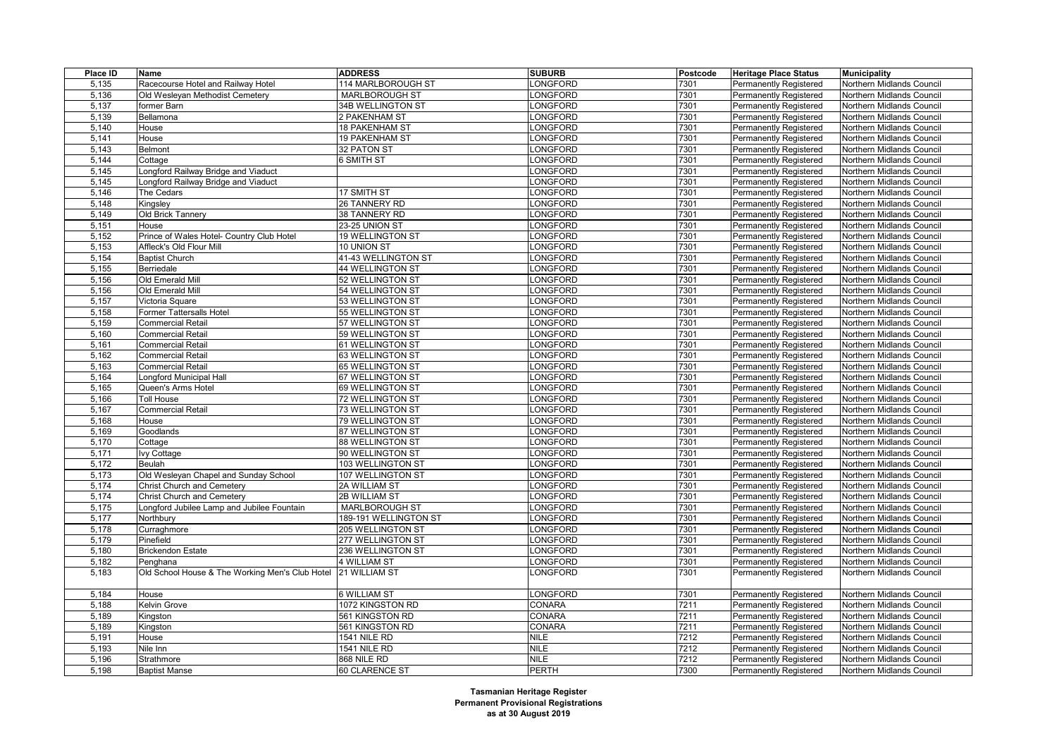| Place ID | Name | ADDRESS | SUBURB | Postcode | Heritage Place Status | Municipality |
| --- | --- | --- | --- | --- | --- | --- |
| 5,135 | Racecourse Hotel and Railway Hotel | 114 MARLBOROUGH ST | LONGFORD | 7301 | Permanently Registered | Northern Midlands Council |
| 5,136 | Old Wesleyan Methodist Cemetery | MARLBOROUGH ST | LONGFORD | 7301 | Permanently Registered | Northern Midlands Council |
| 5,137 | former Barn | 34B WELLINGTON ST | LONGFORD | 7301 | Permanently Registered | Northern Midlands Council |
| 5,139 | Bellamona | 2 PAKENHAM ST | LONGFORD | 7301 | Permanently Registered | Northern Midlands Council |
| 5,140 | House | 18 PAKENHAM ST | LONGFORD | 7301 | Permanently Registered | Northern Midlands Council |
| 5,141 | House | 19 PAKENHAM ST | LONGFORD | 7301 | Permanently Registered | Northern Midlands Council |
| 5,143 | Belmont | 32 PATON ST | LONGFORD | 7301 | Permanently Registered | Northern Midlands Council |
| 5,144 | Cottage | 6 SMITH ST | LONGFORD | 7301 | Permanently Registered | Northern Midlands Council |
| 5,145 | Longford Railway Bridge and Viaduct | | LONGFORD | 7301 | Permanently Registered | Northern Midlands Council |
| 5,145 | Longford Railway Bridge and Viaduct | | LONGFORD | 7301 | Permanently Registered | Northern Midlands Council |
| 5,146 | The Cedars | 17 SMITH ST | LONGFORD | 7301 | Permanently Registered | Northern Midlands Council |
| 5,148 | Kingsley | 26 TANNERY RD | LONGFORD | 7301 | Permanently Registered | Northern Midlands Council |
| 5,149 | Old Brick Tannery | 38 TANNERY RD | LONGFORD | 7301 | Permanently Registered | Northern Midlands Council |
| 5,151 | House | 23-25 UNION ST | LONGFORD | 7301 | Permanently Registered | Northern Midlands Council |
| 5,152 | Prince of Wales Hotel- Country Club Hotel | 19 WELLINGTON ST | LONGFORD | 7301 | Permanently Registered | Northern Midlands Council |
| 5,153 | Affleck's Old Flour Mill | 10 UNION ST | LONGFORD | 7301 | Permanently Registered | Northern Midlands Council |
| 5,154 | Baptist Church | 41-43 WELLINGTON ST | LONGFORD | 7301 | Permanently Registered | Northern Midlands Council |
| 5,155 | Berriedale | 44 WELLINGTON ST | LONGFORD | 7301 | Permanently Registered | Northern Midlands Council |
| 5,156 | Old Emerald Mill | 52 WELLINGTON ST | LONGFORD | 7301 | Permanently Registered | Northern Midlands Council |
| 5,156 | Old Emerald Mill | 54 WELLINGTON ST | LONGFORD | 7301 | Permanently Registered | Northern Midlands Council |
| 5,157 | Victoria Square | 53 WELLINGTON ST | LONGFORD | 7301 | Permanently Registered | Northern Midlands Council |
| 5,158 | Former Tattersalls Hotel | 55 WELLINGTON ST | LONGFORD | 7301 | Permanently Registered | Northern Midlands Council |
| 5,159 | Commercial Retail | 57 WELLINGTON ST | LONGFORD | 7301 | Permanently Registered | Northern Midlands Council |
| 5,160 | Commercial Retail | 59 WELLINGTON ST | LONGFORD | 7301 | Permanently Registered | Northern Midlands Council |
| 5,161 | Commercial Retail | 61 WELLINGTON ST | LONGFORD | 7301 | Permanently Registered | Northern Midlands Council |
| 5,162 | Commercial Retail | 63 WELLINGTON ST | LONGFORD | 7301 | Permanently Registered | Northern Midlands Council |
| 5,163 | Commercial Retail | 65 WELLINGTON ST | LONGFORD | 7301 | Permanently Registered | Northern Midlands Council |
| 5,164 | Longford Municipal Hall | 67 WELLINGTON ST | LONGFORD | 7301 | Permanently Registered | Northern Midlands Council |
| 5,165 | Queen's Arms Hotel | 69 WELLINGTON ST | LONGFORD | 7301 | Permanently Registered | Northern Midlands Council |
| 5,166 | Toll House | 72 WELLINGTON ST | LONGFORD | 7301 | Permanently Registered | Northern Midlands Council |
| 5,167 | Commercial Retail | 73 WELLINGTON ST | LONGFORD | 7301 | Permanently Registered | Northern Midlands Council |
| 5,168 | House | 79 WELLINGTON ST | LONGFORD | 7301 | Permanently Registered | Northern Midlands Council |
| 5,169 | Goodlands | 87 WELLINGTON ST | LONGFORD | 7301 | Permanently Registered | Northern Midlands Council |
| 5,170 | Cottage | 88 WELLINGTON ST | LONGFORD | 7301 | Permanently Registered | Northern Midlands Council |
| 5,171 | Ivy Cottage | 90 WELLINGTON ST | LONGFORD | 7301 | Permanently Registered | Northern Midlands Council |
| 5,172 | Beulah | 103 WELLINGTON ST | LONGFORD | 7301 | Permanently Registered | Northern Midlands Council |
| 5,173 | Old Wesleyan Chapel and Sunday School | 107 WELLINGTON ST | LONGFORD | 7301 | Permanently Registered | Northern Midlands Council |
| 5,174 | Christ Church and Cemetery | 2A WILLIAM ST | LONGFORD | 7301 | Permanently Registered | Northern Midlands Council |
| 5,174 | Christ Church and Cemetery | 2B WILLIAM ST | LONGFORD | 7301 | Permanently Registered | Northern Midlands Council |
| 5,175 | Longford Jubilee Lamp and Jubilee Fountain | MARLBOROUGH ST | LONGFORD | 7301 | Permanently Registered | Northern Midlands Council |
| 5,177 | Northbury | 189-191 WELLINGTON ST | LONGFORD | 7301 | Permanently Registered | Northern Midlands Council |
| 5,178 | Curraghmore | 205 WELLINGTON ST | LONGFORD | 7301 | Permanently Registered | Northern Midlands Council |
| 5,179 | Pinefield | 277 WELLINGTON ST | LONGFORD | 7301 | Permanently Registered | Northern Midlands Council |
| 5,180 | Brickendon Estate | 236 WELLINGTON ST | LONGFORD | 7301 | Permanently Registered | Northern Midlands Council |
| 5,182 | Penghana | 4 WILLIAM ST | LONGFORD | 7301 | Permanently Registered | Northern Midlands Council |
| 5,183 | Old School House & The Working Men's Club Hotel | 21 WILLIAM ST | LONGFORD | 7301 | Permanently Registered | Northern Midlands Council |
| 5,184 | House | 6 WILLIAM ST | LONGFORD | 7301 | Permanently Registered | Northern Midlands Council |
| 5,188 | Kelvin Grove | 1072 KINGSTON RD | CONARA | 7211 | Permanently Registered | Northern Midlands Council |
| 5,189 | Kingston | 561 KINGSTON RD | CONARA | 7211 | Permanently Registered | Northern Midlands Council |
| 5,189 | Kingston | 561 KINGSTON RD | CONARA | 7211 | Permanently Registered | Northern Midlands Council |
| 5,191 | House | 1541 NILE RD | NILE | 7212 | Permanently Registered | Northern Midlands Council |
| 5,193 | Nile Inn | 1541 NILE RD | NILE | 7212 | Permanently Registered | Northern Midlands Council |
| 5,196 | Strathmore | 868 NILE RD | NILE | 7212 | Permanently Registered | Northern Midlands Council |
| 5,198 | Baptist Manse | 60 CLARENCE ST | PERTH | 7300 | Permanently Registered | Northern Midlands Council |

**Tasmanian Heritage Register**
**Permanent Provisional Registrations**
**as at 30 August 2019**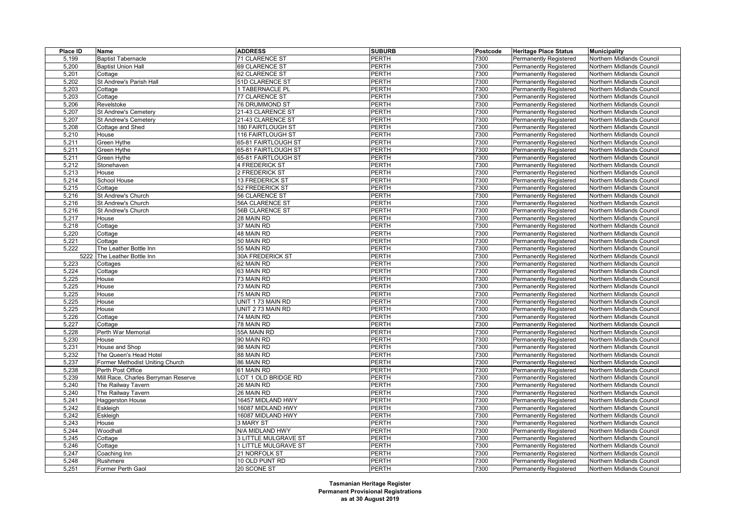| Place ID | Name | ADDRESS | SUBURB | Postcode | Heritage Place Status | Municipality |
|---|---|---|---|---|---|---|
| 5,199 | Baptist Tabernacle | 71 CLARENCE ST | PERTH | 7300 | Permanently Registered | Northern Midlands Council |
| 5,200 | Baptist Union Hall | 69 CLARENCE ST | PERTH | 7300 | Permanently Registered | Northern Midlands Council |
| 5,201 | Cottage | 62 CLARENCE ST | PERTH | 7300 | Permanently Registered | Northern Midlands Council |
| 5,202 | St Andrew's Parish Hall | 51D CLARENCE ST | PERTH | 7300 | Permanently Registered | Northern Midlands Council |
| 5,203 | Cottage | 1 TABERNACLE PL | PERTH | 7300 | Permanently Registered | Northern Midlands Council |
| 5,203 | Cottage | 77 CLARENCE ST | PERTH | 7300 | Permanently Registered | Northern Midlands Council |
| 5,206 | Revelstoke | 76 DRUMMOND ST | PERTH | 7300 | Permanently Registered | Northern Midlands Council |
| 5,207 | St Andrew's Cemetery | 21-43 CLARENCE ST | PERTH | 7300 | Permanently Registered | Northern Midlands Council |
| 5,207 | St Andrew's Cemetery | 21-43 CLARENCE ST | PERTH | 7300 | Permanently Registered | Northern Midlands Council |
| 5,208 | Cottage and Shed | 180 FAIRTLOUGH ST | PERTH | 7300 | Permanently Registered | Northern Midlands Council |
| 5,210 | House | 116 FAIRTLOUGH ST | PERTH | 7300 | Permanently Registered | Northern Midlands Council |
| 5,211 | Green Hythe | 65-81 FAIRTLOUGH ST | PERTH | 7300 | Permanently Registered | Northern Midlands Council |
| 5,211 | Green Hythe | 65-81 FAIRTLOUGH ST | PERTH | 7300 | Permanently Registered | Northern Midlands Council |
| 5,211 | Green Hythe | 65-81 FAIRTLOUGH ST | PERTH | 7300 | Permanently Registered | Northern Midlands Council |
| 5,212 | Stonehaven | 4 FREDERICK ST | PERTH | 7300 | Permanently Registered | Northern Midlands Council |
| 5,213 | House | 2 FREDERICK ST | PERTH | 7300 | Permanently Registered | Northern Midlands Council |
| 5,214 | School House | 13 FREDERICK ST | PERTH | 7300 | Permanently Registered | Northern Midlands Council |
| 5,215 | Cottage | 52 FREDERICK ST | PERTH | 7300 | Permanently Registered | Northern Midlands Council |
| 5,216 | St Andrew's Church | 56 CLARENCE ST | PERTH | 7300 | Permanently Registered | Northern Midlands Council |
| 5,216 | St Andrew's Church | 56A CLARENCE ST | PERTH | 7300 | Permanently Registered | Northern Midlands Council |
| 5,216 | St Andrew's Church | 56B CLARENCE ST | PERTH | 7300 | Permanently Registered | Northern Midlands Council |
| 5,217 | House | 28 MAIN RD | PERTH | 7300 | Permanently Registered | Northern Midlands Council |
| 5,218 | Cottage | 37 MAIN RD | PERTH | 7300 | Permanently Registered | Northern Midlands Council |
| 5,220 | Cottage | 48 MAIN RD | PERTH | 7300 | Permanently Registered | Northern Midlands Council |
| 5,221 | Cottage | 50 MAIN RD | PERTH | 7300 | Permanently Registered | Northern Midlands Council |
| 5,222 | The Leather Bottle Inn | 55 MAIN RD | PERTH | 7300 | Permanently Registered | Northern Midlands Council |
| 5222 | The Leather Bottle Inn | 30A FREDERICK ST | PERTH | 7300 | Permanently Registered | Northern Midlands Council |
| 5,223 | Cottages | 62 MAIN RD | PERTH | 7300 | Permanently Registered | Northern Midlands Council |
| 5,224 | Cottage | 63 MAIN RD | PERTH | 7300 | Permanently Registered | Northern Midlands Council |
| 5,225 | House | 73 MAIN RD | PERTH | 7300 | Permanently Registered | Northern Midlands Council |
| 5,225 | House | 73 MAIN RD | PERTH | 7300 | Permanently Registered | Northern Midlands Council |
| 5,225 | House | 75 MAIN RD | PERTH | 7300 | Permanently Registered | Northern Midlands Council |
| 5,225 | House | UNIT 1 73 MAIN RD | PERTH | 7300 | Permanently Registered | Northern Midlands Council |
| 5,225 | House | UNIT 2 73 MAIN RD | PERTH | 7300 | Permanently Registered | Northern Midlands Council |
| 5,226 | Cottage | 74 MAIN RD | PERTH | 7300 | Permanently Registered | Northern Midlands Council |
| 5,227 | Cottage | 78 MAIN RD | PERTH | 7300 | Permanently Registered | Northern Midlands Council |
| 5,228 | Perth War Memorial | 55A MAIN RD | PERTH | 7300 | Permanently Registered | Northern Midlands Council |
| 5,230 | House | 90 MAIN RD | PERTH | 7300 | Permanently Registered | Northern Midlands Council |
| 5,231 | House and Shop | 98 MAIN RD | PERTH | 7300 | Permanently Registered | Northern Midlands Council |
| 5,232 | The Queen's Head Hotel | 88 MAIN RD | PERTH | 7300 | Permanently Registered | Northern Midlands Council |
| 5,237 | Former Methodist Uniting Church | 86 MAIN RD | PERTH | 7300 | Permanently Registered | Northern Midlands Council |
| 5,238 | Perth Post Office | 61 MAIN RD | PERTH | 7300 | Permanently Registered | Northern Midlands Council |
| 5,239 | Mill Race, Charles Berryman Reserve | LOT 1 OLD BRIDGE RD | PERTH | 7300 | Permanently Registered | Northern Midlands Council |
| 5,240 | The Railway Tavern | 26 MAIN RD | PERTH | 7300 | Permanently Registered | Northern Midlands Council |
| 5,240 | The Railway Tavern | 26 MAIN RD | PERTH | 7300 | Permanently Registered | Northern Midlands Council |
| 5,241 | Haggerston House | 16457 MIDLAND HWY | PERTH | 7300 | Permanently Registered | Northern Midlands Council |
| 5,242 | Eskleigh | 16087 MIDLAND HWY | PERTH | 7300 | Permanently Registered | Northern Midlands Council |
| 5,242 | Eskleigh | 16087 MIDLAND HWY | PERTH | 7300 | Permanently Registered | Northern Midlands Council |
| 5,243 | House | 3 MARY ST | PERTH | 7300 | Permanently Registered | Northern Midlands Council |
| 5,244 | Woodhall | N/A MIDLAND HWY | PERTH | 7300 | Permanently Registered | Northern Midlands Council |
| 5,245 | Cottage | 3 LITTLE MULGRAVE ST | PERTH | 7300 | Permanently Registered | Northern Midlands Council |
| 5,246 | Cottage | 1 LITTLE MULGRAVE ST | PERTH | 7300 | Permanently Registered | Northern Midlands Council |
| 5,247 | Coaching Inn | 21 NORFOLK ST | PERTH | 7300 | Permanently Registered | Northern Midlands Council |
| 5,248 | Rushmere | 10 OLD PUNT RD | PERTH | 7300 | Permanently Registered | Northern Midlands Council |
| 5,251 | Former Perth Gaol | 20 SCONE ST | PERTH | 7300 | Permanently Registered | Northern Midlands Council |

**Tasmanian Heritage Register**
**Permanent Provisional Registrations**
**as at 30 August 2019**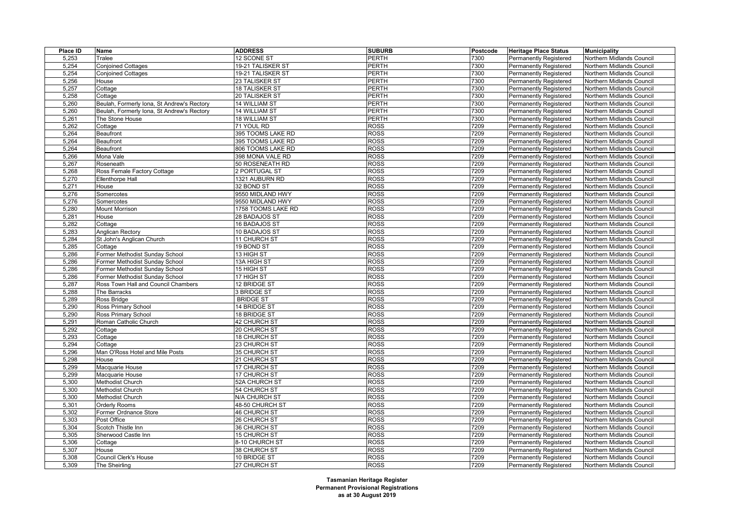| Place ID | Name | ADDRESS | SUBURB | Postcode | Heritage Place Status | Municipality |
|---|---|---|---|---|---|---|
| 5,253 | Tralee | 12 SCONE ST | PERTH | 7300 | Permanently Registered | Northern Midlands Council |
| 5,254 | Conjoined Cottages | 19-21 TALISKER ST | PERTH | 7300 | Permanently Registered | Northern Midlands Council |
| 5,254 | Conjoined Cottages | 19-21 TALISKER ST | PERTH | 7300 | Permanently Registered | Northern Midlands Council |
| 5,256 | House | 23 TALISKER ST | PERTH | 7300 | Permanently Registered | Northern Midlands Council |
| 5,257 | Cottage | 18 TALISKER ST | PERTH | 7300 | Permanently Registered | Northern Midlands Council |
| 5,258 | Cottage | 20 TALISKER ST | PERTH | 7300 | Permanently Registered | Northern Midlands Council |
| 5,260 | Beulah, Formerly Iona, St Andrew's Rectory | 14 WILLIAM ST | PERTH | 7300 | Permanently Registered | Northern Midlands Council |
| 5,260 | Beulah, Formerly Iona, St Andrew's Rectory | 14 WILLIAM ST | PERTH | 7300 | Permanently Registered | Northern Midlands Council |
| 5,261 | The Stone House | 18 WILLIAM ST | PERTH | 7300 | Permanently Registered | Northern Midlands Council |
| 5,262 | Cottage | 71 YOUL RD | ROSS | 7209 | Permanently Registered | Northern Midlands Council |
| 5,264 | Beaufront | 395 TOOMS LAKE RD | ROSS | 7209 | Permanently Registered | Northern Midlands Council |
| 5,264 | Beaufront | 395 TOOMS LAKE RD | ROSS | 7209 | Permanently Registered | Northern Midlands Council |
| 5,264 | Beaufront | 806 TOOMS LAKE RD | ROSS | 7209 | Permanently Registered | Northern Midlands Council |
| 5,266 | Mona Vale | 398 MONA VALE RD | ROSS | 7209 | Permanently Registered | Northern Midlands Council |
| 5,267 | Roseneath | 50 ROSENEATH RD | ROSS | 7209 | Permanently Registered | Northern Midlands Council |
| 5,268 | Ross Female Factory Cottage | 2 PORTUGAL ST | ROSS | 7209 | Permanently Registered | Northern Midlands Council |
| 5,270 | Ellenthorpe Hall | 1321 AUBURN RD | ROSS | 7209 | Permanently Registered | Northern Midlands Council |
| 5,271 | House | 32 BOND ST | ROSS | 7209 | Permanently Registered | Northern Midlands Council |
| 5,276 | Somercotes | 9550 MIDLAND HWY | ROSS | 7209 | Permanently Registered | Northern Midlands Council |
| 5,276 | Somercotes | 9550 MIDLAND HWY | ROSS | 7209 | Permanently Registered | Northern Midlands Council |
| 5,280 | Mount Morrison | 1758 TOOMS LAKE RD | ROSS | 7209 | Permanently Registered | Northern Midlands Council |
| 5,281 | House | 28 BADAJOS ST | ROSS | 7209 | Permanently Registered | Northern Midlands Council |
| 5,282 | Cottage | 16 BADAJOS ST | ROSS | 7209 | Permanently Registered | Northern Midlands Council |
| 5,283 | Anglican Rectory | 10 BADAJOS ST | ROSS | 7209 | Permanently Registered | Northern Midlands Council |
| 5,284 | St John's Anglican Church | 11 CHURCH ST | ROSS | 7209 | Permanently Registered | Northern Midlands Council |
| 5,285 | Cottage | 19 BOND ST | ROSS | 7209 | Permanently Registered | Northern Midlands Council |
| 5,286 | Former Methodist Sunday School | 13 HIGH ST | ROSS | 7209 | Permanently Registered | Northern Midlands Council |
| 5,286 | Former Methodist Sunday School | 13A HIGH ST | ROSS | 7209 | Permanently Registered | Northern Midlands Council |
| 5,286 | Former Methodist Sunday School | 15 HIGH ST | ROSS | 7209 | Permanently Registered | Northern Midlands Council |
| 5,286 | Former Methodist Sunday School | 17 HIGH ST | ROSS | 7209 | Permanently Registered | Northern Midlands Council |
| 5,287 | Ross Town Hall and Council Chambers | 12 BRIDGE ST | ROSS | 7209 | Permanently Registered | Northern Midlands Council |
| 5,288 | The Barracks | 3 BRIDGE ST | ROSS | 7209 | Permanently Registered | Northern Midlands Council |
| 5,289 | Ross Bridge | BRIDGE ST | ROSS | 7209 | Permanently Registered | Northern Midlands Council |
| 5,290 | Ross Primary School | 14 BRIDGE ST | ROSS | 7209 | Permanently Registered | Northern Midlands Council |
| 5,290 | Ross Primary School | 18 BRIDGE ST | ROSS | 7209 | Permanently Registered | Northern Midlands Council |
| 5,291 | Roman Catholic Church | 42 CHURCH ST | ROSS | 7209 | Permanently Registered | Northern Midlands Council |
| 5,292 | Cottage | 20 CHURCH ST | ROSS | 7209 | Permanently Registered | Northern Midlands Council |
| 5,293 | Cottage | 18 CHURCH ST | ROSS | 7209 | Permanently Registered | Northern Midlands Council |
| 5,294 | Cottage | 23 CHURCH ST | ROSS | 7209 | Permanently Registered | Northern Midlands Council |
| 5,296 | Man O'Ross Hotel and Mile Posts | 35 CHURCH ST | ROSS | 7209 | Permanently Registered | Northern Midlands Council |
| 5,298 | House | 21 CHURCH ST | ROSS | 7209 | Permanently Registered | Northern Midlands Council |
| 5,299 | Macquarie House | 17 CHURCH ST | ROSS | 7209 | Permanently Registered | Northern Midlands Council |
| 5,299 | Macquarie House | 17 CHURCH ST | ROSS | 7209 | Permanently Registered | Northern Midlands Council |
| 5,300 | Methodist Church | 52A CHURCH ST | ROSS | 7209 | Permanently Registered | Northern Midlands Council |
| 5,300 | Methodist Church | 54 CHURCH ST | ROSS | 7209 | Permanently Registered | Northern Midlands Council |
| 5,300 | Methodist Church | N/A CHURCH ST | ROSS | 7209 | Permanently Registered | Northern Midlands Council |
| 5,301 | Orderly Rooms | 48-50 CHURCH ST | ROSS | 7209 | Permanently Registered | Northern Midlands Council |
| 5,302 | Former Ordnance Store | 46 CHURCH ST | ROSS | 7209 | Permanently Registered | Northern Midlands Council |
| 5,303 | Post Office | 26 CHURCH ST | ROSS | 7209 | Permanently Registered | Northern Midlands Council |
| 5,304 | Scotch Thistle Inn | 36 CHURCH ST | ROSS | 7209 | Permanently Registered | Northern Midlands Council |
| 5,305 | Sherwood Castle Inn | 15 CHURCH ST | ROSS | 7209 | Permanently Registered | Northern Midlands Council |
| 5,306 | Cottage | 8-10 CHURCH ST | ROSS | 7209 | Permanently Registered | Northern Midlands Council |
| 5,307 | House | 38 CHURCH ST | ROSS | 7209 | Permanently Registered | Northern Midlands Council |
| 5,308 | Council Clerk's House | 10 BRIDGE ST | ROSS | 7209 | Permanently Registered | Northern Midlands Council |
| 5,309 | The Sheirling | 27 CHURCH ST | ROSS | 7209 | Permanently Registered | Northern Midlands Council |

**Tasmanian Heritage Register**
**Permanent Provisional Registrations**
**as at 30 August 2019**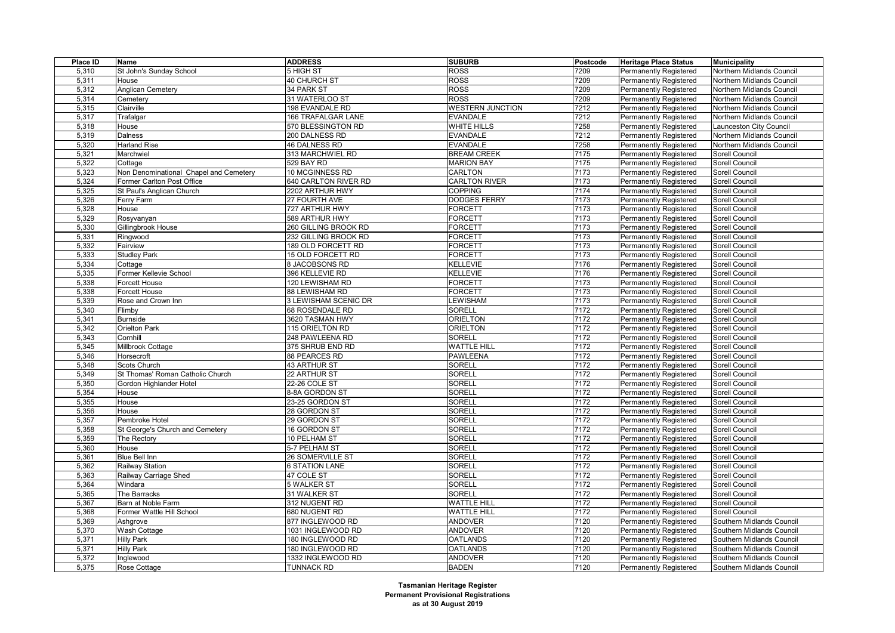| Place ID | Name | ADDRESS | SUBURB | Postcode | Heritage Place Status | Municipality |
|---|---|---|---|---|---|---|
| 5,310 | St John's Sunday School | 5 HIGH ST | ROSS | 7209 | Permanently Registered | Northern Midlands Council |
| 5,311 | House | 40 CHURCH ST | ROSS | 7209 | Permanently Registered | Northern Midlands Council |
| 5,312 | Anglican Cemetery | 34 PARK ST | ROSS | 7209 | Permanently Registered | Northern Midlands Council |
| 5,314 | Cemetery | 31 WATERLOO ST | ROSS | 7209 | Permanently Registered | Northern Midlands Council |
| 5,315 | Clairville | 198 EVANDALE RD | WESTERN JUNCTION | 7212 | Permanently Registered | Northern Midlands Council |
| 5,317 | Trafalgar | 166 TRAFALGAR LANE | EVANDALE | 7212 | Permanently Registered | Northern Midlands Council |
| 5,318 | House | 570 BLESSINGTON RD | WHITE HILLS | 7258 | Permanently Registered | Launceston City Council |
| 5,319 | Dalness | 200 DALNESS RD | EVANDALE | 7212 | Permanently Registered | Northern Midlands Council |
| 5,320 | Harland Rise | 46 DALNESS RD | EVANDALE | 7258 | Permanently Registered | Northern Midlands Council |
| 5,321 | Marchwiel | 313 MARCHWIEL RD | BREAM CREEK | 7175 | Permanently Registered | Sorell Council |
| 5,322 | Cottage | 529 BAY RD | MARION BAY | 7175 | Permanently Registered | Sorell Council |
| 5,323 | Non Denominational Chapel and Cemetery | 10 MCGINNESS RD | CARLTON | 7173 | Permanently Registered | Sorell Council |
| 5,324 | Former Carlton Post Office | 640 CARLTON RIVER RD | CARLTON RIVER | 7173 | Permanently Registered | Sorell Council |
| 5,325 | St Paul's Anglican Church | 2202 ARTHUR HWY | COPPING | 7174 | Permanently Registered | Sorell Council |
| 5,326 | Ferry Farm | 27 FOURTH AVE | DODGES FERRY | 7173 | Permanently Registered | Sorell Council |
| 5,328 | House | 727 ARTHUR HWY | FORCETT | 7173 | Permanently Registered | Sorell Council |
| 5,329 | Rosyvanyan | 589 ARTHUR HWY | FORCETT | 7173 | Permanently Registered | Sorell Council |
| 5,330 | Gillingbrook House | 260 GILLING BROOK RD | FORCETT | 7173 | Permanently Registered | Sorell Council |
| 5,331 | Ringwood | 232 GILLING BROOK RD | FORCETT | 7173 | Permanently Registered | Sorell Council |
| 5,332 | Fairview | 189 OLD FORCETT RD | FORCETT | 7173 | Permanently Registered | Sorell Council |
| 5,333 | Studley Park | 15 OLD FORCETT RD | FORCETT | 7173 | Permanently Registered | Sorell Council |
| 5,334 | Cottage | 8 JACOBSONS RD | KELLEVIE | 7176 | Permanently Registered | Sorell Council |
| 5,335 | Former Kellevie School | 396 KELLEVIE RD | KELLEVIE | 7176 | Permanently Registered | Sorell Council |
| 5,338 | Forcett House | 120 LEWISHAM RD | FORCETT | 7173 | Permanently Registered | Sorell Council |
| 5,338 | Forcett House | 88 LEWISHAM RD | FORCETT | 7173 | Permanently Registered | Sorell Council |
| 5,339 | Rose and Crown Inn | 3 LEWISHAM SCENIC DR | LEWISHAM | 7173 | Permanently Registered | Sorell Council |
| 5,340 | Flimby | 68 ROSENDALE RD | SORELL | 7172 | Permanently Registered | Sorell Council |
| 5,341 | Burnside | 3620 TASMAN HWY | ORIELTON | 7172 | Permanently Registered | Sorell Council |
| 5,342 | Orielton Park | 115 ORIELTON RD | ORIELTON | 7172 | Permanently Registered | Sorell Council |
| 5,343 | Cornhill | 248 PAWLEENA RD | SORELL | 7172 | Permanently Registered | Sorell Council |
| 5,345 | Millbrook Cottage | 375 SHRUB END RD | WATTLE HILL | 7172 | Permanently Registered | Sorell Council |
| 5,346 | Horsecroft | 88 PEARCES RD | PAWLEENA | 7172 | Permanently Registered | Sorell Council |
| 5,348 | Scots Church | 43 ARTHUR ST | SORELL | 7172 | Permanently Registered | Sorell Council |
| 5,349 | St Thomas' Roman Catholic Church | 22 ARTHUR ST | SORELL | 7172 | Permanently Registered | Sorell Council |
| 5,350 | Gordon Highlander Hotel | 22-26 COLE ST | SORELL | 7172 | Permanently Registered | Sorell Council |
| 5,354 | House | 8-8A GORDON ST | SORELL | 7172 | Permanently Registered | Sorell Council |
| 5,355 | House | 23-25 GORDON ST | SORELL | 7172 | Permanently Registered | Sorell Council |
| 5,356 | House | 28 GORDON ST | SORELL | 7172 | Permanently Registered | Sorell Council |
| 5,357 | Pembroke Hotel | 29 GORDON ST | SORELL | 7172 | Permanently Registered | Sorell Council |
| 5,358 | St George's Church and Cemetery | 16 GORDON ST | SORELL | 7172 | Permanently Registered | Sorell Council |
| 5,359 | The Rectory | 10 PELHAM ST | SORELL | 7172 | Permanently Registered | Sorell Council |
| 5,360 | House | 5-7 PELHAM ST | SORELL | 7172 | Permanently Registered | Sorell Council |
| 5,361 | Blue Bell Inn | 26 SOMERVILLE ST | SORELL | 7172 | Permanently Registered | Sorell Council |
| 5,362 | Railway Station | 6 STATION LANE | SORELL | 7172 | Permanently Registered | Sorell Council |
| 5,363 | Railway Carriage Shed | 47 COLE ST | SORELL | 7172 | Permanently Registered | Sorell Council |
| 5,364 | Windara | 5 WALKER ST | SORELL | 7172 | Permanently Registered | Sorell Council |
| 5,365 | The Barracks | 31 WALKER ST | SORELL | 7172 | Permanently Registered | Sorell Council |
| 5,367 | Barn at Noble Farm | 312 NUGENT RD | WATTLE HILL | 7172 | Permanently Registered | Sorell Council |
| 5,368 | Former Wattle Hill School | 680 NUGENT RD | WATTLE HILL | 7172 | Permanently Registered | Sorell Council |
| 5,369 | Ashgrove | 877 INGLEWOOD RD | ANDOVER | 7120 | Permanently Registered | Southern Midlands Council |
| 5,370 | Wash Cottage | 1031 INGLEWOOD RD | ANDOVER | 7120 | Permanently Registered | Southern Midlands Council |
| 5,371 | Hilly Park | 180 INGLEWOOD RD | OATLANDS | 7120 | Permanently Registered | Southern Midlands Council |
| 5,371 | Hilly Park | 180 INGLEWOOD RD | OATLANDS | 7120 | Permanently Registered | Southern Midlands Council |
| 5,372 | Inglewood | 1332 INGLEWOOD RD | ANDOVER | 7120 | Permanently Registered | Southern Midlands Council |
| 5,375 | Rose Cottage | TUNNACK RD | BADEN | 7120 | Permanently Registered | Southern Midlands Council |

**Tasmanian Heritage Register**
**Permanent Provisional Registrations**
**as at 30 August 2019**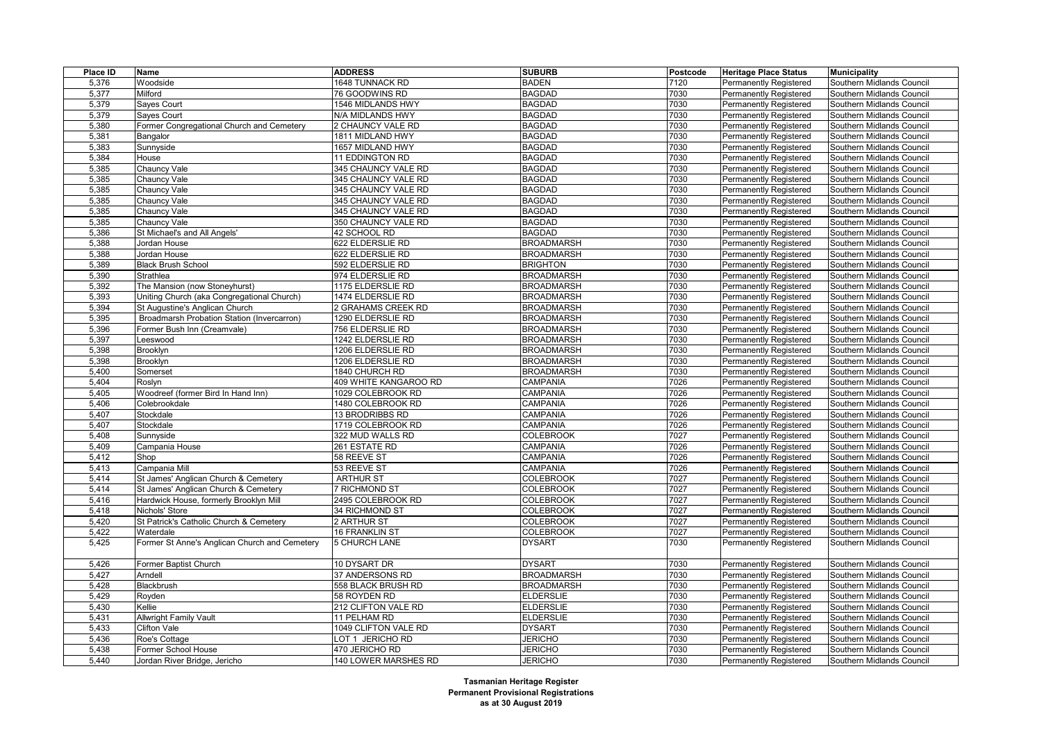| Place ID | Name | ADDRESS | SUBURB | Postcode | Heritage Place Status | Municipality |
|---|---|---|---|---|---|---|
| 5,376 | Woodside | 1648 TUNNACK RD | BADEN | 7120 | Permanently Registered | Southern Midlands Council |
| 5,377 | Milford | 76 GOODWINS RD | BAGDAD | 7030 | Permanently Registered | Southern Midlands Council |
| 5,379 | Sayes Court | 1546 MIDLANDS HWY | BAGDAD | 7030 | Permanently Registered | Southern Midlands Council |
| 5,379 | Sayes Court | N/A MIDLANDS HWY | BAGDAD | 7030 | Permanently Registered | Southern Midlands Council |
| 5,380 | Former Congregational Church and Cemetery | 2 CHAUNCY VALE RD | BAGDAD | 7030 | Permanently Registered | Southern Midlands Council |
| 5,381 | Bangalor | 1811 MIDLAND HWY | BAGDAD | 7030 | Permanently Registered | Southern Midlands Council |
| 5,383 | Sunnyside | 1657 MIDLAND HWY | BAGDAD | 7030 | Permanently Registered | Southern Midlands Council |
| 5,384 | House | 11 EDDINGTON RD | BAGDAD | 7030 | Permanently Registered | Southern Midlands Council |
| 5,385 | Chauncy Vale | 345 CHAUNCY VALE RD | BAGDAD | 7030 | Permanently Registered | Southern Midlands Council |
| 5,385 | Chauncy Vale | 345 CHAUNCY VALE RD | BAGDAD | 7030 | Permanently Registered | Southern Midlands Council |
| 5,385 | Chauncy Vale | 345 CHAUNCY VALE RD | BAGDAD | 7030 | Permanently Registered | Southern Midlands Council |
| 5,385 | Chauncy Vale | 345 CHAUNCY VALE RD | BAGDAD | 7030 | Permanently Registered | Southern Midlands Council |
| 5,385 | Chauncy Vale | 345 CHAUNCY VALE RD | BAGDAD | 7030 | Permanently Registered | Southern Midlands Council |
| 5,385 | Chauncy Vale | 350 CHAUNCY VALE RD | BAGDAD | 7030 | Permanently Registered | Southern Midlands Council |
| 5,386 | St Michael's and All Angels' | 42 SCHOOL RD | BAGDAD | 7030 | Permanently Registered | Southern Midlands Council |
| 5,388 | Jordan House | 622 ELDERSLIE RD | BROADMARSH | 7030 | Permanently Registered | Southern Midlands Council |
| 5,388 | Jordan House | 622 ELDERSLIE RD | BROADMARSH | 7030 | Permanently Registered | Southern Midlands Council |
| 5,389 | Black Brush School | 592 ELDERSLIE RD | BRIGHTON | 7030 | Permanently Registered | Southern Midlands Council |
| 5,390 | Strathlea | 974 ELDERSLIE RD | BROADMARSH | 7030 | Permanently Registered | Southern Midlands Council |
| 5,392 | The Mansion (now Stoneyhurst) | 1175 ELDERSLIE RD | BROADMARSH | 7030 | Permanently Registered | Southern Midlands Council |
| 5,393 | Uniting Church (aka Congregational Church) | 1474 ELDERSLIE RD | BROADMARSH | 7030 | Permanently Registered | Southern Midlands Council |
| 5,394 | St Augustine's Anglican Church | 2 GRAHAMS CREEK RD | BROADMARSH | 7030 | Permanently Registered | Southern Midlands Council |
| 5,395 | Broadmarsh Probation Station (Invercarron) | 1290 ELDERSLIE RD | BROADMARSH | 7030 | Permanently Registered | Southern Midlands Council |
| 5,396 | Former Bush Inn (Creamvale) | 756 ELDERSLIE RD | BROADMARSH | 7030 | Permanently Registered | Southern Midlands Council |
| 5,397 | Leeswood | 1242 ELDERSLIE RD | BROADMARSH | 7030 | Permanently Registered | Southern Midlands Council |
| 5,398 | Brooklyn | 1206 ELDERSLIE RD | BROADMARSH | 7030 | Permanently Registered | Southern Midlands Council |
| 5,398 | Brooklyn | 1206 ELDERSLIE RD | BROADMARSH | 7030 | Permanently Registered | Southern Midlands Council |
| 5,400 | Somerset | 1840 CHURCH RD | BROADMARSH | 7030 | Permanently Registered | Southern Midlands Council |
| 5,404 | Roslyn | 409 WHITE KANGAROO RD | CAMPANIA | 7026 | Permanently Registered | Southern Midlands Council |
| 5,405 | Woodreef (former Bird In Hand Inn) | 1029 COLEBROOK RD | CAMPANIA | 7026 | Permanently Registered | Southern Midlands Council |
| 5,406 | Colebrookdale | 1480 COLEBROOK RD | CAMPANIA | 7026 | Permanently Registered | Southern Midlands Council |
| 5,407 | Stockdale | 13 BRODRIBBS RD | CAMPANIA | 7026 | Permanently Registered | Southern Midlands Council |
| 5,407 | Stockdale | 1719 COLEBROOK RD | CAMPANIA | 7026 | Permanently Registered | Southern Midlands Council |
| 5,408 | Sunnyside | 322 MUD WALLS RD | COLEBROOK | 7027 | Permanently Registered | Southern Midlands Council |
| 5,409 | Campania House | 261 ESTATE RD | CAMPANIA | 7026 | Permanently Registered | Southern Midlands Council |
| 5,412 | Shop | 58 REEVE ST | CAMPANIA | 7026 | Permanently Registered | Southern Midlands Council |
| 5,413 | Campania Mill | 53 REEVE ST | CAMPANIA | 7026 | Permanently Registered | Southern Midlands Council |
| 5,414 | St James' Anglican Church & Cemetery | ARTHUR ST | COLEBROOK | 7027 | Permanently Registered | Southern Midlands Council |
| 5,414 | St James' Anglican Church & Cemetery | 7 RICHMOND ST | COLEBROOK | 7027 | Permanently Registered | Southern Midlands Council |
| 5,416 | Hardwick House, formerly Brooklyn Mill | 2495 COLEBROOK RD | COLEBROOK | 7027 | Permanently Registered | Southern Midlands Council |
| 5,418 | Nichols' Store | 34 RICHMOND ST | COLEBROOK | 7027 | Permanently Registered | Southern Midlands Council |
| 5,420 | St Patrick's Catholic Church & Cemetery | 2 ARTHUR ST | COLEBROOK | 7027 | Permanently Registered | Southern Midlands Council |
| 5,422 | Waterdale | 16 FRANKLIN ST | COLEBROOK | 7027 | Permanently Registered | Southern Midlands Council |
| 5,425 | Former St Anne's Anglican Church and Cemetery | 5 CHURCH LANE | DYSART | 7030 | Permanently Registered | Southern Midlands Council |
| 5,426 | Former Baptist Church | 10 DYSART DR | DYSART | 7030 | Permanently Registered | Southern Midlands Council |
| 5,427 | Arndell | 37 ANDERSONS RD | BROADMARSH | 7030 | Permanently Registered | Southern Midlands Council |
| 5,428 | Blackbrush | 558 BLACK BRUSH RD | BROADMARSH | 7030 | Permanently Registered | Southern Midlands Council |
| 5,429 | Royden | 58 ROYDEN RD | ELDERSLIE | 7030 | Permanently Registered | Southern Midlands Council |
| 5,430 | Kellie | 212 CLIFTON VALE RD | ELDERSLIE | 7030 | Permanently Registered | Southern Midlands Council |
| 5,431 | Allwright Family Vault | 11 PELHAM RD | ELDERSLIE | 7030 | Permanently Registered | Southern Midlands Council |
| 5,433 | Clifton Vale | 1049 CLIFTON VALE RD | DYSART | 7030 | Permanently Registered | Southern Midlands Council |
| 5,436 | Roe's Cottage | LOT 1 JERICHO RD | JERICHO | 7030 | Permanently Registered | Southern Midlands Council |
| 5,438 | Former School House | 470 JERICHO RD | JERICHO | 7030 | Permanently Registered | Southern Midlands Council |
| 5,440 | Jordan River Bridge, Jericho | 140 LOWER MARSHES RD | JERICHO | 7030 | Permanently Registered | Southern Midlands Council |

**Tasmanian Heritage Register**
**Permanent Provisional Registrations**
**as at 30 August 2019**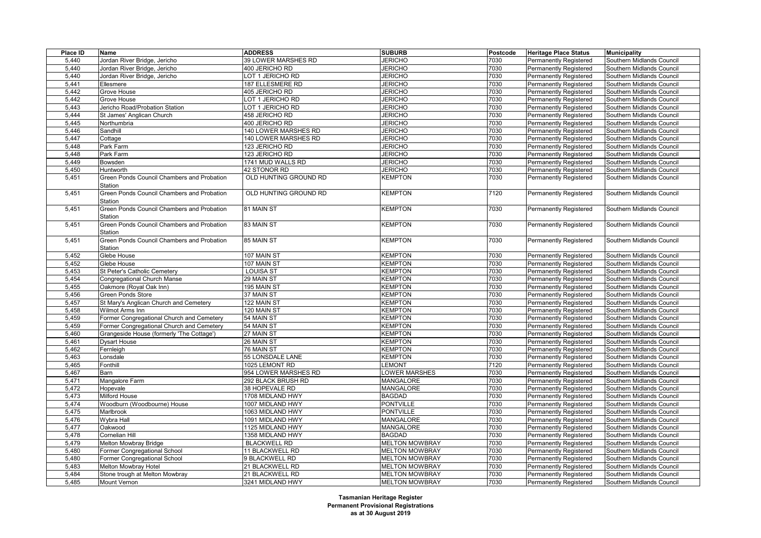| Place ID | Name | ADDRESS | SUBURB | Postcode | Heritage Place Status | Municipality |
|---|---|---|---|---|---|---|
| 5,440 | Jordan River Bridge, Jericho | 39 LOWER MARSHES RD | JERICHO | 7030 | Permanently Registered | Southern Midlands Council |
| 5,440 | Jordan River Bridge, Jericho | 400 JERICHO RD | JERICHO | 7030 | Permanently Registered | Southern Midlands Council |
| 5,440 | Jordan River Bridge, Jericho | LOT 1 JERICHO RD | JERICHO | 7030 | Permanently Registered | Southern Midlands Council |
| 5,441 | Ellesmere | 187 ELLESMERE RD | JERICHO | 7030 | Permanently Registered | Southern Midlands Council |
| 5,442 | Grove House | 405 JERICHO RD | JERICHO | 7030 | Permanently Registered | Southern Midlands Council |
| 5,442 | Grove House | LOT 1 JERICHO RD | JERICHO | 7030 | Permanently Registered | Southern Midlands Council |
| 5,443 | Jericho Road/Probation Station | LOT 1 JERICHO RD | JERICHO | 7030 | Permanently Registered | Southern Midlands Council |
| 5,444 | St James' Anglican Church | 458 JERICHO RD | JERICHO | 7030 | Permanently Registered | Southern Midlands Council |
| 5,445 | Northumbria | 400 JERICHO RD | JERICHO | 7030 | Permanently Registered | Southern Midlands Council |
| 5,446 | Sandhill | 140 LOWER MARSHES RD | JERICHO | 7030 | Permanently Registered | Southern Midlands Council |
| 5,447 | Cottage | 140 LOWER MARSHES RD | JERICHO | 7030 | Permanently Registered | Southern Midlands Council |
| 5,448 | Park Farm | 123 JERICHO RD | JERICHO | 7030 | Permanently Registered | Southern Midlands Council |
| 5,448 | Park Farm | 123 JERICHO RD | JERICHO | 7030 | Permanently Registered | Southern Midlands Council |
| 5,449 | Bowsden | 1741 MUD WALLS RD | JERICHO | 7030 | Permanently Registered | Southern Midlands Council |
| 5,450 | Huntworth | 42 STONOR RD | JERICHO | 7030 | Permanently Registered | Southern Midlands Council |
| 5,451 | Green Ponds Council Chambers and Probation Station | OLD HUNTING GROUND RD | KEMPTON | 7030 | Permanently Registered | Southern Midlands Council |
| 5,451 | Green Ponds Council Chambers and Probation Station | OLD HUNTING GROUND RD | KEMPTON | 7120 | Permanently Registered | Southern Midlands Council |
| 5,451 | Green Ponds Council Chambers and Probation Station | 81 MAIN ST | KEMPTON | 7030 | Permanently Registered | Southern Midlands Council |
| 5,451 | Green Ponds Council Chambers and Probation Station | 83 MAIN ST | KEMPTON | 7030 | Permanently Registered | Southern Midlands Council |
| 5,451 | Green Ponds Council Chambers and Probation Station | 85 MAIN ST | KEMPTON | 7030 | Permanently Registered | Southern Midlands Council |
| 5,452 | Glebe House | 107 MAIN ST | KEMPTON | 7030 | Permanently Registered | Southern Midlands Council |
| 5,452 | Glebe House | 107 MAIN ST | KEMPTON | 7030 | Permanently Registered | Southern Midlands Council |
| 5,453 | St Peter's Catholic Cemetery | LOUISA ST | KEMPTON | 7030 | Permanently Registered | Southern Midlands Council |
| 5,454 | Congregational Church Manse | 29 MAIN ST | KEMPTON | 7030 | Permanently Registered | Southern Midlands Council |
| 5,455 | Oakmore (Royal Oak Inn) | 195 MAIN ST | KEMPTON | 7030 | Permanently Registered | Southern Midlands Council |
| 5,456 | Green Ponds Store | 37 MAIN ST | KEMPTON | 7030 | Permanently Registered | Southern Midlands Council |
| 5,457 | St Mary's Anglican Church and Cemetery | 122 MAIN ST | KEMPTON | 7030 | Permanently Registered | Southern Midlands Council |
| 5,458 | Wilmot Arms Inn | 120 MAIN ST | KEMPTON | 7030 | Permanently Registered | Southern Midlands Council |
| 5,459 | Former Congregational Church and Cemetery | 54 MAIN ST | KEMPTON | 7030 | Permanently Registered | Southern Midlands Council |
| 5,459 | Former Congregational Church and Cemetery | 54 MAIN ST | KEMPTON | 7030 | Permanently Registered | Southern Midlands Council |
| 5,460 | Grangeside House (formerly 'The Cottage') | 27 MAIN ST | KEMPTON | 7030 | Permanently Registered | Southern Midlands Council |
| 5,461 | Dysart House | 26 MAIN ST | KEMPTON | 7030 | Permanently Registered | Southern Midlands Council |
| 5,462 | Fernleigh | 76 MAIN ST | KEMPTON | 7030 | Permanently Registered | Southern Midlands Council |
| 5,463 | Lonsdale | 55 LONSDALE LANE | KEMPTON | 7030 | Permanently Registered | Southern Midlands Council |
| 5,465 | Fonthill | 1025 LEMONT RD | LEMONT | 7120 | Permanently Registered | Southern Midlands Council |
| 5,467 | Barn | 954 LOWER MARSHES RD | LOWER MARSHES | 7030 | Permanently Registered | Southern Midlands Council |
| 5,471 | Mangalore Farm | 292 BLACK BRUSH RD | MANGALORE | 7030 | Permanently Registered | Southern Midlands Council |
| 5,472 | Hopevale | 38 HOPEVALE RD | MANGALORE | 7030 | Permanently Registered | Southern Midlands Council |
| 5,473 | Milford House | 1708 MIDLAND HWY | BAGDAD | 7030 | Permanently Registered | Southern Midlands Council |
| 5,474 | Woodburn (Woodbourne) House | 1007 MIDLAND HWY | PONTVILLE | 7030 | Permanently Registered | Southern Midlands Council |
| 5,475 | Marlbrook | 1063 MIDLAND HWY | PONTVILLE | 7030 | Permanently Registered | Southern Midlands Council |
| 5,476 | Wybra Hall | 1091 MIDLAND HWY | MANGALORE | 7030 | Permanently Registered | Southern Midlands Council |
| 5,477 | Oakwood | 1125 MIDLAND HWY | MANGALORE | 7030 | Permanently Registered | Southern Midlands Council |
| 5,478 | Cornelian Hill | 1358 MIDLAND HWY | BAGDAD | 7030 | Permanently Registered | Southern Midlands Council |
| 5,479 | Melton Mowbray Bridge | BLACKWELL RD | MELTON MOWBRAY | 7030 | Permanently Registered | Southern Midlands Council |
| 5,480 | Former Congregational School | 11 BLACKWELL RD | MELTON MOWBRAY | 7030 | Permanently Registered | Southern Midlands Council |
| 5,480 | Former Congregational School | 9 BLACKWELL RD | MELTON MOWBRAY | 7030 | Permanently Registered | Southern Midlands Council |
| 5,483 | Melton Mowbray Hotel | 21 BLACKWELL RD | MELTON MOWBRAY | 7030 | Permanently Registered | Southern Midlands Council |
| 5,484 | Stone trough at Melton Mowbray | 21 BLACKWELL RD | MELTON MOWBRAY | 7030 | Permanently Registered | Southern Midlands Council |
| 5,485 | Mount Vernon | 3241 MIDLAND HWY | MELTON MOWBRAY | 7030 | Permanently Registered | Southern Midlands Council |

**Tasmanian Heritage Register**
**Permanent Provisional Registrations**
**as at 30 August 2019**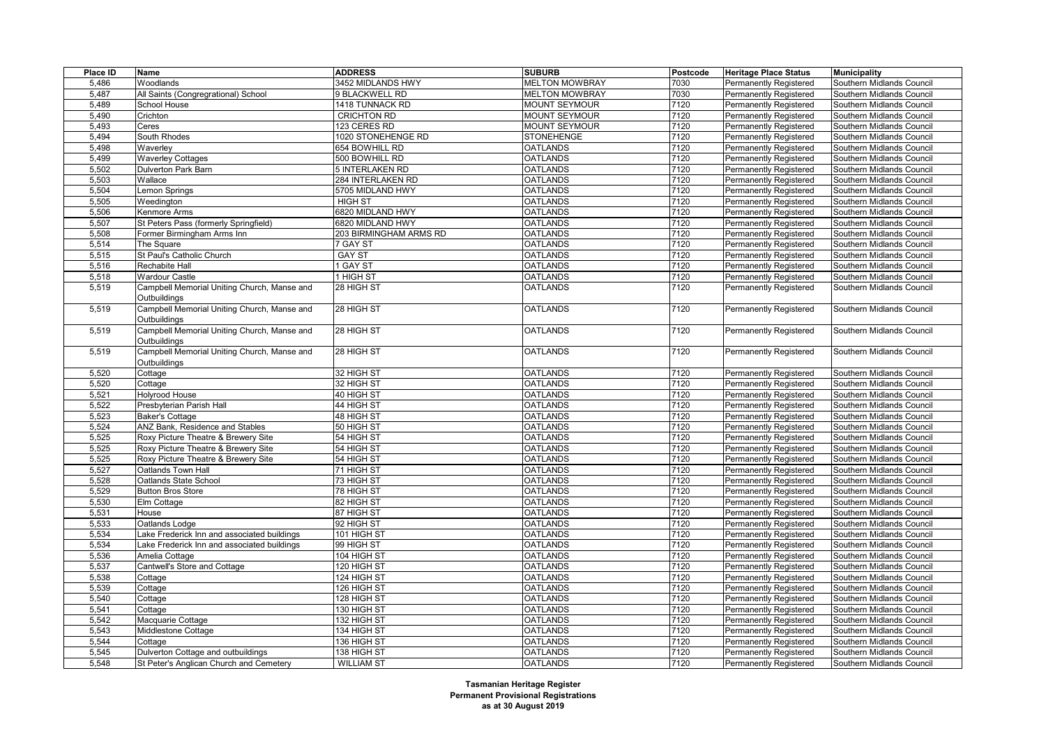| Place ID | Name | ADDRESS | SUBURB | Postcode | Heritage Place Status | Municipality |
| --- | --- | --- | --- | --- | --- | --- |
| 5,486 | Woodlands | 3452 MIDLANDS HWY | MELTON MOWBRAY | 7030 | Permanently Registered | Southern Midlands Council |
| 5,487 | All Saints (Congregrational) School | 9 BLACKWELL RD | MELTON MOWBRAY | 7030 | Permanently Registered | Southern Midlands Council |
| 5,489 | School House | 1418 TUNNACK RD | MOUNT SEYMOUR | 7120 | Permanently Registered | Southern Midlands Council |
| 5,490 | Crichton | CRICHTON RD | MOUNT SEYMOUR | 7120 | Permanently Registered | Southern Midlands Council |
| 5,493 | Ceres | 123 CERES RD | MOUNT SEYMOUR | 7120 | Permanently Registered | Southern Midlands Council |
| 5,494 | South Rhodes | 1020 STONEHENGE RD | STONEHENGE | 7120 | Permanently Registered | Southern Midlands Council |
| 5,498 | Waverley | 654 BOWHILL RD | OATLANDS | 7120 | Permanently Registered | Southern Midlands Council |
| 5,499 | Waverley Cottages | 500 BOWHILL RD | OATLANDS | 7120 | Permanently Registered | Southern Midlands Council |
| 5,502 | Dulverton Park Barn | 5 INTERLAKEN RD | OATLANDS | 7120 | Permanently Registered | Southern Midlands Council |
| 5,503 | Wallace | 284 INTERLAKEN RD | OATLANDS | 7120 | Permanently Registered | Southern Midlands Council |
| 5,504 | Lemon Springs | 5705 MIDLAND HWY | OATLANDS | 7120 | Permanently Registered | Southern Midlands Council |
| 5,505 | Weedington | HIGH ST | OATLANDS | 7120 | Permanently Registered | Southern Midlands Council |
| 5,506 | Kenmore Arms | 6820 MIDLAND HWY | OATLANDS | 7120 | Permanently Registered | Southern Midlands Council |
| 5,507 | St Peters Pass (formerly Springfield) | 6820 MIDLAND HWY | OATLANDS | 7120 | Permanently Registered | Southern Midlands Council |
| 5,508 | Former Birmingham Arms Inn | 203 BIRMINGHAM ARMS RD | OATLANDS | 7120 | Permanently Registered | Southern Midlands Council |
| 5,514 | The Square | 7 GAY ST | OATLANDS | 7120 | Permanently Registered | Southern Midlands Council |
| 5,515 | St Paul's Catholic Church | GAY ST | OATLANDS | 7120 | Permanently Registered | Southern Midlands Council |
| 5,516 | Rechabite Hall | 1 GAY ST | OATLANDS | 7120 | Permanently Registered | Southern Midlands Council |
| 5,518 | Wardour Castle | 1 HIGH ST | OATLANDS | 7120 | Permanently Registered | Southern Midlands Council |
| 5,519 | Campbell Memorial Uniting Church, Manse and Outbuildings | 28 HIGH ST | OATLANDS | 7120 | Permanently Registered | Southern Midlands Council |
| 5,519 | Campbell Memorial Uniting Church, Manse and Outbuildings | 28 HIGH ST | OATLANDS | 7120 | Permanently Registered | Southern Midlands Council |
| 5,519 | Campbell Memorial Uniting Church, Manse and Outbuildings | 28 HIGH ST | OATLANDS | 7120 | Permanently Registered | Southern Midlands Council |
| 5,519 | Campbell Memorial Uniting Church, Manse and Outbuildings | 28 HIGH ST | OATLANDS | 7120 | Permanently Registered | Southern Midlands Council |
| 5,520 | Cottage | 32 HIGH ST | OATLANDS | 7120 | Permanently Registered | Southern Midlands Council |
| 5,520 | Cottage | 32 HIGH ST | OATLANDS | 7120 | Permanently Registered | Southern Midlands Council |
| 5,521 | Holyrood House | 40 HIGH ST | OATLANDS | 7120 | Permanently Registered | Southern Midlands Council |
| 5,522 | Presbyterian Parish Hall | 44 HIGH ST | OATLANDS | 7120 | Permanently Registered | Southern Midlands Council |
| 5,523 | Baker's Cottage | 48 HIGH ST | OATLANDS | 7120 | Permanently Registered | Southern Midlands Council |
| 5,524 | ANZ Bank, Residence and Stables | 50 HIGH ST | OATLANDS | 7120 | Permanently Registered | Southern Midlands Council |
| 5,525 | Roxy Picture Theatre & Brewery Site | 54 HIGH ST | OATLANDS | 7120 | Permanently Registered | Southern Midlands Council |
| 5,525 | Roxy Picture Theatre & Brewery Site | 54 HIGH ST | OATLANDS | 7120 | Permanently Registered | Southern Midlands Council |
| 5,525 | Roxy Picture Theatre & Brewery Site | 54 HIGH ST | OATLANDS | 7120 | Permanently Registered | Southern Midlands Council |
| 5,527 | Oatlands Town Hall | 71 HIGH ST | OATLANDS | 7120 | Permanently Registered | Southern Midlands Council |
| 5,528 | Oatlands State School | 73 HIGH ST | OATLANDS | 7120 | Permanently Registered | Southern Midlands Council |
| 5,529 | Button Bros Store | 78 HIGH ST | OATLANDS | 7120 | Permanently Registered | Southern Midlands Council |
| 5,530 | Elm Cottage | 82 HIGH ST | OATLANDS | 7120 | Permanently Registered | Southern Midlands Council |
| 5,531 | House | 87 HIGH ST | OATLANDS | 7120 | Permanently Registered | Southern Midlands Council |
| 5,533 | Oatlands Lodge | 92 HIGH ST | OATLANDS | 7120 | Permanently Registered | Southern Midlands Council |
| 5,534 | Lake Frederick Inn and associated buildings | 101 HIGH ST | OATLANDS | 7120 | Permanently Registered | Southern Midlands Council |
| 5,534 | Lake Frederick Inn and associated buildings | 99 HIGH ST | OATLANDS | 7120 | Permanently Registered | Southern Midlands Council |
| 5,536 | Amelia Cottage | 104 HIGH ST | OATLANDS | 7120 | Permanently Registered | Southern Midlands Council |
| 5,537 | Cantwell's Store and Cottage | 120 HIGH ST | OATLANDS | 7120 | Permanently Registered | Southern Midlands Council |
| 5,538 | Cottage | 124 HIGH ST | OATLANDS | 7120 | Permanently Registered | Southern Midlands Council |
| 5,539 | Cottage | 126 HIGH ST | OATLANDS | 7120 | Permanently Registered | Southern Midlands Council |
| 5,540 | Cottage | 128 HIGH ST | OATLANDS | 7120 | Permanently Registered | Southern Midlands Council |
| 5,541 | Cottage | 130 HIGH ST | OATLANDS | 7120 | Permanently Registered | Southern Midlands Council |
| 5,542 | Macquarie Cottage | 132 HIGH ST | OATLANDS | 7120 | Permanently Registered | Southern Midlands Council |
| 5,543 | Middlestone Cottage | 134 HIGH ST | OATLANDS | 7120 | Permanently Registered | Southern Midlands Council |
| 5,544 | Cottage | 136 HIGH ST | OATLANDS | 7120 | Permanently Registered | Southern Midlands Council |
| 5,545 | Dulverton Cottage and outbuildings | 138 HIGH ST | OATLANDS | 7120 | Permanently Registered | Southern Midlands Council |
| 5,548 | St Peter's Anglican Church and Cemetery | WILLIAM ST | OATLANDS | 7120 | Permanently Registered | Southern Midlands Council |

**Tasmanian Heritage Register**
**Permanent Provisional Registrations**
**as at 30 August 2019**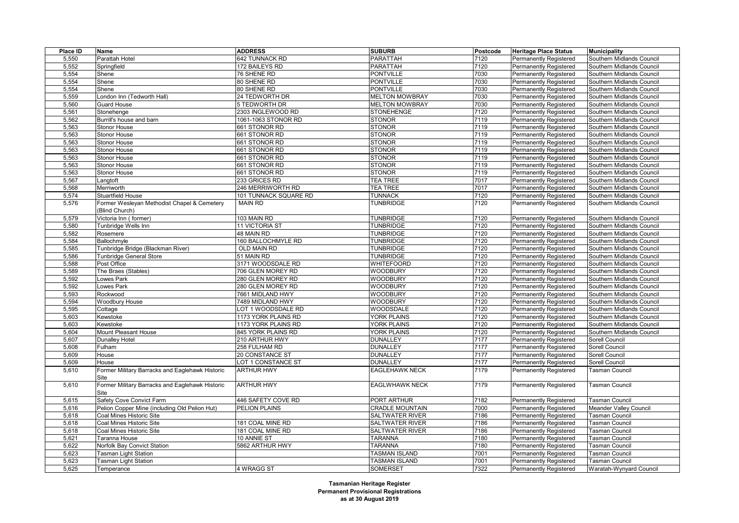| Place ID | Name | ADDRESS | SUBURB | Postcode | Heritage Place Status | Municipality |
|---|---|---|---|---|---|---|
| 5,550 | Parattah Hotel | 642 TUNNACK RD | PARATTAH | 7120 | Permanently Registered | Southern Midlands Council |
| 5,552 | Springfield | 172 BAILEYS RD | PARATTAH | 7120 | Permanently Registered | Southern Midlands Council |
| 5,554 | Shene | 76 SHENE RD | PONTVILLE | 7030 | Permanently Registered | Southern Midlands Council |
| 5,554 | Shene | 80 SHENE RD | PONTVILLE | 7030 | Permanently Registered | Southern Midlands Council |
| 5,554 | Shene | 80 SHENE RD | PONTVILLE | 7030 | Permanently Registered | Southern Midlands Council |
| 5,559 | London Inn (Tedworth Hall) | 24 TEDWORTH DR | MELTON MOWBRAY | 7030 | Permanently Registered | Southern Midlands Council |
| 5,560 | Guard House | 5 TEDWORTH DR | MELTON MOWBRAY | 7030 | Permanently Registered | Southern Midlands Council |
| 5,561 | Stonehenge | 2303 INGLEWOOD RD | STONEHENGE | 7120 | Permanently Registered | Southern Midlands Council |
| 5,562 | Burrill's house and barn | 1061-1063 STONOR RD | STONOR | 7119 | Permanently Registered | Southern Midlands Council |
| 5,563 | Stonor House | 661 STONOR RD | STONOR | 7119 | Permanently Registered | Southern Midlands Council |
| 5,563 | Stonor House | 661 STONOR RD | STONOR | 7119 | Permanently Registered | Southern Midlands Council |
| 5,563 | Stonor House | 661 STONOR RD | STONOR | 7119 | Permanently Registered | Southern Midlands Council |
| 5,563 | Stonor House | 661 STONOR RD | STONOR | 7119 | Permanently Registered | Southern Midlands Council |
| 5,563 | Stonor House | 661 STONOR RD | STONOR | 7119 | Permanently Registered | Southern Midlands Council |
| 5,563 | Stonor House | 661 STONOR RD | STONOR | 7119 | Permanently Registered | Southern Midlands Council |
| 5,563 | Stonor House | 661 STONOR RD | STONOR | 7119 | Permanently Registered | Southern Midlands Council |
| 5,567 | Langtoft | 233 GRICES RD | TEA TREE | 7017 | Permanently Registered | Southern Midlands Council |
| 5,568 | Merriworth | 246 MERRIWORTH RD | TEA TREE | 7017 | Permanently Registered | Southern Midlands Council |
| 5,574 | Stuartfield House | 101 TUNNACK SQUARE RD | TUNNACK | 7120 | Permanently Registered | Southern Midlands Council |
| 5,576 | Former Wesleyan Methodist Chapel & Cemetery (Blind Church) | MAIN RD | TUNBRIDGE | 7120 | Permanently Registered | Southern Midlands Council |
| 5,579 | Victoria Inn ( former) | 103 MAIN RD | TUNBRIDGE | 7120 | Permanently Registered | Southern Midlands Council |
| 5,580 | Tunbridge Wells Inn | 11 VICTORIA ST | TUNBRIDGE | 7120 | Permanently Registered | Southern Midlands Council |
| 5,582 | Rosemere | 48 MAIN RD | TUNBRIDGE | 7120 | Permanently Registered | Southern Midlands Council |
| 5,584 | Ballochmyle | 160 BALLOCHMYLE RD | TUNBRIDGE | 7120 | Permanently Registered | Southern Midlands Council |
| 5,585 | Tunbridge Bridge (Blackman River) | OLD MAIN RD | TUNBRIDGE | 7120 | Permanently Registered | Southern Midlands Council |
| 5,586 | Tunbridge General Store | 51 MAIN RD | TUNBRIDGE | 7120 | Permanently Registered | Southern Midlands Council |
| 5,588 | Post Office | 3171 WOODSDALE RD | WHITEFOORD | 7120 | Permanently Registered | Southern Midlands Council |
| 5,589 | The Braes (Stables) | 706 GLEN MOREY RD | WOODBURY | 7120 | Permanently Registered | Southern Midlands Council |
| 5,592 | Lowes Park | 280 GLEN MOREY RD | WOODBURY | 7120 | Permanently Registered | Southern Midlands Council |
| 5,592 | Lowes Park | 280 GLEN MOREY RD | WOODBURY | 7120 | Permanently Registered | Southern Midlands Council |
| 5,593 | Rockwood | 7661 MIDLAND HWY | WOODBURY | 7120 | Permanently Registered | Southern Midlands Council |
| 5,594 | Woodbury House | 7489 MIDLAND HWY | WOODBURY | 7120 | Permanently Registered | Southern Midlands Council |
| 5,595 | Cottage | LOT 1 WOODSDALE RD | WOODSDALE | 7120 | Permanently Registered | Southern Midlands Council |
| 5,603 | Kewstoke | 1173 YORK PLAINS RD | YORK PLAINS | 7120 | Permanently Registered | Southern Midlands Council |
| 5,603 | Kewstoke | 1173 YORK PLAINS RD | YORK PLAINS | 7120 | Permanently Registered | Southern Midlands Council |
| 5,604 | Mount Pleasant House | 845 YORK PLAINS RD | YORK PLAINS | 7120 | Permanently Registered | Southern Midlands Council |
| 5,607 | Dunalley Hotel | 210 ARTHUR HWY | DUNALLEY | 7177 | Permanently Registered | Sorell Council |
| 5,608 | Fulham | 258 FULHAM RD | DUNALLEY | 7177 | Permanently Registered | Sorell Council |
| 5,609 | House | 20 CONSTANCE ST | DUNALLEY | 7177 | Permanently Registered | Sorell Council |
| 5,609 | House | LOT 1 CONSTANCE ST | DUNALLEY | 7177 | Permanently Registered | Sorell Council |
| 5,610 | Former Military Barracks and Eaglehawk Historic Site | ARTHUR HWY | EAGLEHAWK NECK | 7179 | Permanently Registered | Tasman Council |
| 5,610 | Former Military Barracks and Eaglehawk Historic Site | ARTHUR HWY | EAGLWHAWK NECK | 7179 | Permanently Registered | Tasman Council |
| 5,615 | Safety Cove Convict Farm | 446 SAFETY COVE RD | PORT ARTHUR | 7182 | Permanently Registered | Tasman Council |
| 5,616 | Pelion Copper Mine (including Old Pelion Hut) | PELION PLAINS | CRADLE MOUNTAIN | 7000 | Permanently Registered | Meander Valley Council |
| 5,618 | Coal Mines Historic Site | | SALTWATER RIVER | 7186 | Permanently Registered | Tasman Council |
| 5,618 | Coal Mines Historic Site | 181 COAL MINE RD | SALTWATER RIVER | 7186 | Permanently Registered | Tasman Council |
| 5,618 | Coal Mines Historic Site | 181 COAL MINE RD | SALTWATER RIVER | 7186 | Permanently Registered | Tasman Council |
| 5,621 | Taranna House | 10 ANNIE ST | TARANNA | 7180 | Permanently Registered | Tasman Council |
| 5,622 | Norfolk Bay Convict Station | 5862 ARTHUR HWY | TARANNA | 7180 | Permanently Registered | Tasman Council |
| 5,623 | Tasman Light Station | | TASMAN ISLAND | 7001 | Permanently Registered | Tasman Council |
| 5,623 | Tasman Light Station | | TASMAN ISLAND | 7001 | Permanently Registered | Tasman Council |
| 5,625 | Temperance | 4 WRAGG ST | SOMERSET | 7322 | Permanently Registered | Waratah-Wynyard Council |

**Tasmanian Heritage Register**
**Permanent Provisional Registrations**
**as at 30 August 2019**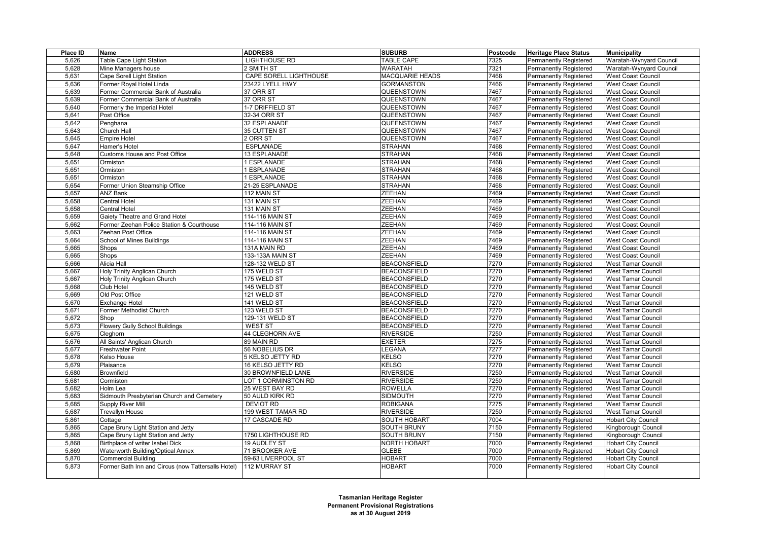| Place ID | Name | ADDRESS | SUBURB | Postcode | Heritage Place Status | Municipality |
|---|---|---|---|---|---|---|
| 5,626 | Table Cape Light Station | LIGHTHOUSE RD | TABLE CAPE | 7325 | Permanently Registered | Waratah-Wynyard Council |
| 5,628 | Mine Managers house | 2 SMITH ST | WARATAH | 7321 | Permanently Registered | Waratah-Wynyard Council |
| 5,631 | Cape Sorell Light Station | CAPE SORELL LIGHTHOUSE | MACQUARIE HEADS | 7468 | Permanently Registered | West Coast Council |
| 5,636 | Former Royal Hotel Linda | 23422 LYELL HWY | GORMANSTON | 7466 | Permanently Registered | West Coast Council |
| 5,639 | Former Commercial Bank of Australia | 37 ORR ST | QUEENSTOWN | 7467 | Permanently Registered | West Coast Council |
| 5,639 | Former Commercial Bank of Australia | 37 ORR ST | QUEENSTOWN | 7467 | Permanently Registered | West Coast Council |
| 5,640 | Formerly the Imperial Hotel | 1-7 DRIFFIELD ST | QUEENSTOWN | 7467 | Permanently Registered | West Coast Council |
| 5,641 | Post Office | 32-34 ORR ST | QUEENSTOWN | 7467 | Permanently Registered | West Coast Council |
| 5,642 | Penghana | 32 ESPLANADE | QUEENSTOWN | 7467 | Permanently Registered | West Coast Council |
| 5,643 | Church Hall | 35 CUTTEN ST | QUEENSTOWN | 7467 | Permanently Registered | West Coast Council |
| 5,645 | Empire Hotel | 2 ORR ST | QUEENSTOWN | 7467 | Permanently Registered | West Coast Council |
| 5,647 | Hamer's Hotel | ESPLANADE | STRAHAN | 7468 | Permanently Registered | West Coast Council |
| 5,648 | Customs House and Post Office | 13 ESPLANADE | STRAHAN | 7468 | Permanently Registered | West Coast Council |
| 5,651 | Ormiston | 1 ESPLANADE | STRAHAN | 7468 | Permanently Registered | West Coast Council |
| 5,651 | Ormiston | 1 ESPLANADE | STRAHAN | 7468 | Permanently Registered | West Coast Council |
| 5,651 | Ormiston | 1 ESPLANADE | STRAHAN | 7468 | Permanently Registered | West Coast Council |
| 5,654 | Former Union Steamship Office | 21-25 ESPLANADE | STRAHAN | 7468 | Permanently Registered | West Coast Council |
| 5,657 | ANZ Bank | 112 MAIN ST | ZEEHAN | 7469 | Permanently Registered | West Coast Council |
| 5,658 | Central Hotel | 131 MAIN ST | ZEEHAN | 7469 | Permanently Registered | West Coast Council |
| 5,658 | Central Hotel | 131 MAIN ST | ZEEHAN | 7469 | Permanently Registered | West Coast Council |
| 5,659 | Gaiety Theatre and Grand Hotel | 114-116 MAIN ST | ZEEHAN | 7469 | Permanently Registered | West Coast Council |
| 5,662 | Former Zeehan Police Station & Courthouse | 114-116 MAIN ST | ZEEHAN | 7469 | Permanently Registered | West Coast Council |
| 5,663 | Zeehan Post Office | 114-116 MAIN ST | ZEEHAN | 7469 | Permanently Registered | West Coast Council |
| 5,664 | School of Mines Buildings | 114-116 MAIN ST | ZEEHAN | 7469 | Permanently Registered | West Coast Council |
| 5,665 | Shops | 131A MAIN RD | ZEEHAN | 7469 | Permanently Registered | West Coast Council |
| 5,665 | Shops | 133-133A MAIN ST | ZEEHAN | 7469 | Permanently Registered | West Coast Council |
| 5,666 | Alicia Hall | 128-132 WELD ST | BEACONSFIELD | 7270 | Permanently Registered | West Tamar Council |
| 5,667 | Holy Trinity Anglican Church | 175 WELD ST | BEACONSFIELD | 7270 | Permanently Registered | West Tamar Council |
| 5,667 | Holy Trinity Anglican Church | 175 WELD ST | BEACONSFIELD | 7270 | Permanently Registered | West Tamar Council |
| 5,668 | Club Hotel | 145 WELD ST | BEACONSFIELD | 7270 | Permanently Registered | West Tamar Council |
| 5,669 | Old Post Office | 121 WELD ST | BEACONSFIELD | 7270 | Permanently Registered | West Tamar Council |
| 5,670 | Exchange Hotel | 141 WELD ST | BEACONSFIELD | 7270 | Permanently Registered | West Tamar Council |
| 5,671 | Former Methodist Church | 123 WELD ST | BEACONSFIELD | 7270 | Permanently Registered | West Tamar Council |
| 5,672 | Shop | 129-131 WELD ST | BEACONSFIELD | 7270 | Permanently Registered | West Tamar Council |
| 5,673 | Flowery Gully School Buildings | WEST ST | BEACONSFIELD | 7270 | Permanently Registered | West Tamar Council |
| 5,675 | Cleghorn | 44 CLEGHORN AVE | RIVERSIDE | 7250 | Permanently Registered | West Tamar Council |
| 5,676 | All Saints' Anglican Church | 89 MAIN RD | EXETER | 7275 | Permanently Registered | West Tamar Council |
| 5,677 | Freshwater Point | 56 NOBELIUS DR | LEGANA | 7277 | Permanently Registered | West Tamar Council |
| 5,678 | Kelso House | 5 KELSO JETTY RD | KELSO | 7270 | Permanently Registered | West Tamar Council |
| 5,679 | Plaisance | 16 KELSO JETTY RD | KELSO | 7270 | Permanently Registered | West Tamar Council |
| 5,680 | Brownfield | 30 BROWNFIELD LANE | RIVERSIDE | 7250 | Permanently Registered | West Tamar Council |
| 5,681 | Cormiston | LOT 1 CORMINSTON RD | RIVERSIDE | 7250 | Permanently Registered | West Tamar Council |
| 5,682 | Holm Lea | 25 WEST BAY RD | ROWELLA | 7270 | Permanently Registered | West Tamar Council |
| 5,683 | Sidmouth Presbyterian Church and Cemetery | 50 AULD KIRK RD | SIDMOUTH | 7270 | Permanently Registered | West Tamar Council |
| 5,685 | Supply River Mill | DEVIOT RD | ROBIGANA | 7275 | Permanently Registered | West Tamar Council |
| 5,687 | Trevallyn House | 199 WEST TAMAR RD | RIVERSIDE | 7250 | Permanently Registered | West Tamar Council |
| 5,861 | Cottage | 17 CASCADE RD | SOUTH HOBART | 7004 | Permanently Registered | Hobart City Council |
| 5,865 | Cape Bruny Light Station and Jetty | | SOUTH BRUNY | 7150 | Permanently Registered | Kingborough Council |
| 5,865 | Cape Bruny Light Station and Jetty | 1750 LIGHTHOUSE RD | SOUTH BRUNY | 7150 | Permanently Registered | Kingborough Council |
| 5,868 | Birthplace of writer Isabel Dick | 19 AUDLEY ST | NORTH HOBART | 7000 | Permanently Registered | Hobart City Council |
| 5,869 | Waterworth Building/Optical Annex | 71 BROOKER AVE | GLEBE | 7000 | Permanently Registered | Hobart City Council |
| 5,870 | Commercial Building | 59-63 LIVERPOOL ST | HOBART | 7000 | Permanently Registered | Hobart City Council |
| 5,873 | Former Bath Inn and Circus (now Tattersalls Hotel) | 112 MURRAY ST | HOBART | 7000 | Permanently Registered | Hobart City Council |

**Tasmanian Heritage Register**
**Permanent Provisional Registrations**
**as at 30 August 2019**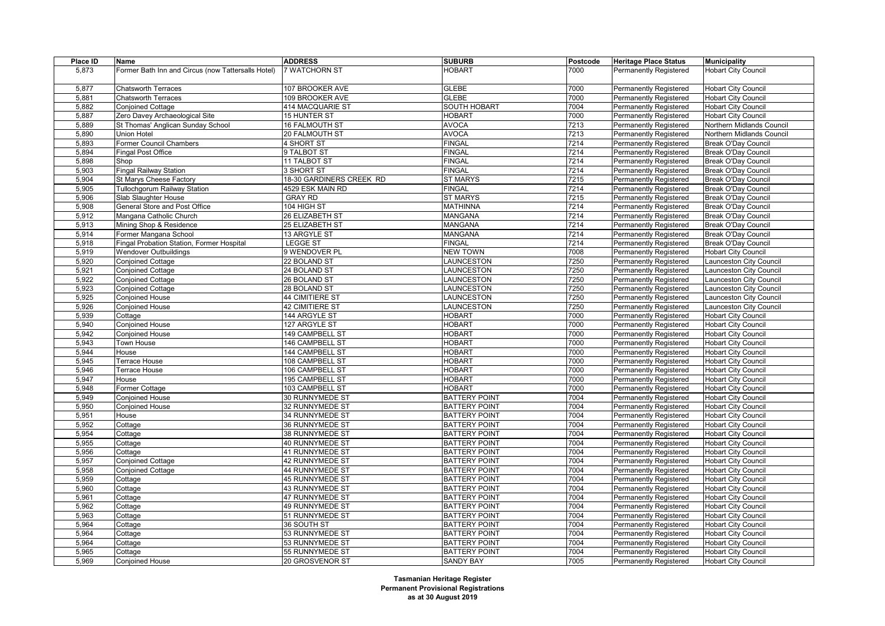| Place ID | Name | ADDRESS | SUBURB | Postcode | Heritage Place Status | Municipality |
|---|---|---|---|---|---|---|
| 5,873 | Former Bath Inn and Circus (now Tattersalls Hotel) | 7 WATCHORN ST | HOBART | 7000 | Permanently Registered | Hobart City Council |
| 5,877 | Chatsworth Terraces | 107 BROOKER AVE | GLEBE | 7000 | Permanently Registered | Hobart City Council |
| 5,881 | Chatsworth Terraces | 109 BROOKER AVE | GLEBE | 7000 | Permanently Registered | Hobart City Council |
| 5,882 | Conjoined Cottage | 414 MACQUARIE ST | SOUTH HOBART | 7004 | Permanently Registered | Hobart City Council |
| 5,887 | Zero Davey Archaeological Site | 15 HUNTER ST | HOBART | 7000 | Permanently Registered | Hobart City Council |
| 5,889 | St Thomas' Anglican Sunday School | 16 FALMOUTH ST | AVOCA | 7213 | Permanently Registered | Northern Midlands Council |
| 5,890 | Union Hotel | 20 FALMOUTH ST | AVOCA | 7213 | Permanently Registered | Northern Midlands Council |
| 5,893 | Former Council Chambers | 4 SHORT ST | FINGAL | 7214 | Permanently Registered | Break O'Day Council |
| 5,894 | Fingal Post Office | 9 TALBOT ST | FINGAL | 7214 | Permanently Registered | Break O'Day Council |
| 5,898 | Shop | 11 TALBOT ST | FINGAL | 7214 | Permanently Registered | Break O'Day Council |
| 5,903 | Fingal Railway Station | 3 SHORT ST | FINGAL | 7214 | Permanently Registered | Break O'Day Council |
| 5,904 | St Marys Cheese Factory | 18-30 GARDINERS CREEK RD | ST MARYS | 7215 | Permanently Registered | Break O'Day Council |
| 5,905 | Tullochgorum Railway Station | 4529 ESK MAIN RD | FINGAL | 7214 | Permanently Registered | Break O'Day Council |
| 5,906 | Slab Slaughter House | GRAY RD | ST MARYS | 7215 | Permanently Registered | Break O'Day Council |
| 5,908 | General Store and Post Office | 104 HIGH ST | MATHINNA | 7214 | Permanently Registered | Break O'Day Council |
| 5,912 | Mangana Catholic Church | 26 ELIZABETH ST | MANGANA | 7214 | Permanently Registered | Break O'Day Council |
| 5,913 | Mining Shop & Residence | 25 ELIZABETH ST | MANGANA | 7214 | Permanently Registered | Break O'Day Council |
| 5,914 | Former Mangana School | 13 ARGYLE ST | MANGANA | 7214 | Permanently Registered | Break O'Day Council |
| 5,918 | Fingal Probation Station, Former Hospital | LEGGE ST | FINGAL | 7214 | Permanently Registered | Break O'Day Council |
| 5,919 | Wendover Outbuildings | 9 WENDOVER PL | NEW TOWN | 7008 | Permanently Registered | Hobart City Council |
| 5,920 | Conjoined Cottage | 22 BOLAND ST | LAUNCESTON | 7250 | Permanently Registered | Launceston City Council |
| 5,921 | Conjoined Cottage | 24 BOLAND ST | LAUNCESTON | 7250 | Permanently Registered | Launceston City Council |
| 5,922 | Conjoined Cottage | 26 BOLAND ST | LAUNCESTON | 7250 | Permanently Registered | Launceston City Council |
| 5,923 | Conjoined Cottage | 28 BOLAND ST | LAUNCESTON | 7250 | Permanently Registered | Launceston City Council |
| 5,925 | Conjoined House | 44 CIMITIERE ST | LAUNCESTON | 7250 | Permanently Registered | Launceston City Council |
| 5,926 | Conjoined House | 42 CIMITIERE ST | LAUNCESTON | 7250 | Permanently Registered | Launceston City Council |
| 5,939 | Cottage | 144 ARGYLE ST | HOBART | 7000 | Permanently Registered | Hobart City Council |
| 5,940 | Conjoined House | 127 ARGYLE ST | HOBART | 7000 | Permanently Registered | Hobart City Council |
| 5,942 | Conjoined House | 149 CAMPBELL ST | HOBART | 7000 | Permanently Registered | Hobart City Council |
| 5,943 | Town House | 146 CAMPBELL ST | HOBART | 7000 | Permanently Registered | Hobart City Council |
| 5,944 | House | 144 CAMPBELL ST | HOBART | 7000 | Permanently Registered | Hobart City Council |
| 5,945 | Terrace House | 108 CAMPBELL ST | HOBART | 7000 | Permanently Registered | Hobart City Council |
| 5,946 | Terrace House | 106 CAMPBELL ST | HOBART | 7000 | Permanently Registered | Hobart City Council |
| 5,947 | House | 195 CAMPBELL ST | HOBART | 7000 | Permanently Registered | Hobart City Council |
| 5,948 | Former Cottage | 103 CAMPBELL ST | HOBART | 7000 | Permanently Registered | Hobart City Council |
| 5,949 | Conjoined House | 30 RUNNYMEDE ST | BATTERY POINT | 7004 | Permanently Registered | Hobart City Council |
| 5,950 | Conjoined House | 32 RUNNYMEDE ST | BATTERY POINT | 7004 | Permanently Registered | Hobart City Council |
| 5,951 | House | 34 RUNNYMEDE ST | BATTERY POINT | 7004 | Permanently Registered | Hobart City Council |
| 5,952 | Cottage | 36 RUNNYMEDE ST | BATTERY POINT | 7004 | Permanently Registered | Hobart City Council |
| 5,954 | Cottage | 38 RUNNYMEDE ST | BATTERY POINT | 7004 | Permanently Registered | Hobart City Council |
| 5,955 | Cottage | 40 RUNNYMEDE ST | BATTERY POINT | 7004 | Permanently Registered | Hobart City Council |
| 5,956 | Cottage | 41 RUNNYMEDE ST | BATTERY POINT | 7004 | Permanently Registered | Hobart City Council |
| 5,957 | Conjoined Cottage | 42 RUNNYMEDE ST | BATTERY POINT | 7004 | Permanently Registered | Hobart City Council |
| 5,958 | Conjoined Cottage | 44 RUNNYMEDE ST | BATTERY POINT | 7004 | Permanently Registered | Hobart City Council |
| 5,959 | Cottage | 45 RUNNYMEDE ST | BATTERY POINT | 7004 | Permanently Registered | Hobart City Council |
| 5,960 | Cottage | 43 RUNNYMEDE ST | BATTERY POINT | 7004 | Permanently Registered | Hobart City Council |
| 5,961 | Cottage | 47 RUNNYMEDE ST | BATTERY POINT | 7004 | Permanently Registered | Hobart City Council |
| 5,962 | Cottage | 49 RUNNYMEDE ST | BATTERY POINT | 7004 | Permanently Registered | Hobart City Council |
| 5,963 | Cottage | 51 RUNNYMEDE ST | BATTERY POINT | 7004 | Permanently Registered | Hobart City Council |
| 5,964 | Cottage | 36 SOUTH ST | BATTERY POINT | 7004 | Permanently Registered | Hobart City Council |
| 5,964 | Cottage | 53 RUNNYMEDE ST | BATTERY POINT | 7004 | Permanently Registered | Hobart City Council |
| 5,964 | Cottage | 53 RUNNYMEDE ST | BATTERY POINT | 7004 | Permanently Registered | Hobart City Council |
| 5,965 | Cottage | 55 RUNNYMEDE ST | BATTERY POINT | 7004 | Permanently Registered | Hobart City Council |
| 5,969 | Conjoined House | 20 GROSVENOR ST | SANDY BAY | 7005 | Permanently Registered | Hobart City Council |

**Tasmanian Heritage Register**
**Permanent Provisional Registrations**
**as at 30 August 2019**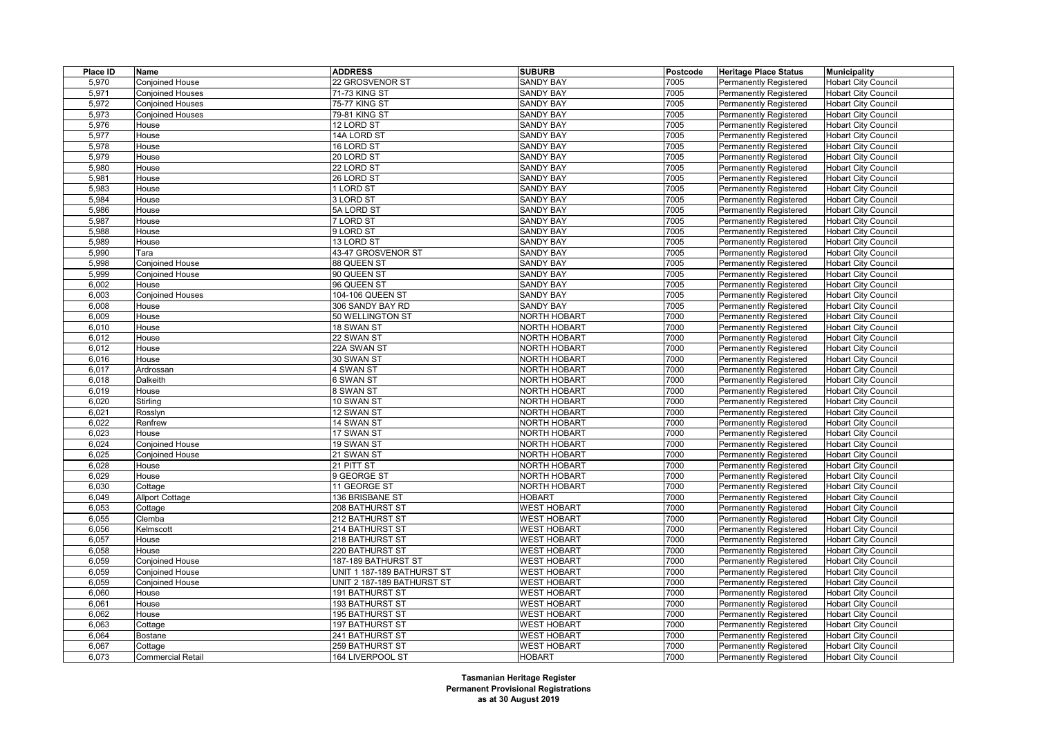| Place ID | Name | ADDRESS | SUBURB | Postcode | Heritage Place Status | Municipality |
|---|---|---|---|---|---|---|
| 5,970 | Conjoined House | 22 GROSVENOR ST | SANDY BAY | 7005 | Permanently Registered | Hobart City Council |
| 5,971 | Conjoined Houses | 71-73 KING ST | SANDY BAY | 7005 | Permanently Registered | Hobart City Council |
| 5,972 | Conjoined Houses | 75-77 KING ST | SANDY BAY | 7005 | Permanently Registered | Hobart City Council |
| 5,973 | Conjoined Houses | 79-81 KING ST | SANDY BAY | 7005 | Permanently Registered | Hobart City Council |
| 5,976 | House | 12 LORD ST | SANDY BAY | 7005 | Permanently Registered | Hobart City Council |
| 5,977 | House | 14A LORD ST | SANDY BAY | 7005 | Permanently Registered | Hobart City Council |
| 5,978 | House | 16 LORD ST | SANDY BAY | 7005 | Permanently Registered | Hobart City Council |
| 5,979 | House | 20 LORD ST | SANDY BAY | 7005 | Permanently Registered | Hobart City Council |
| 5,980 | House | 22 LORD ST | SANDY BAY | 7005 | Permanently Registered | Hobart City Council |
| 5,981 | House | 26 LORD ST | SANDY BAY | 7005 | Permanently Registered | Hobart City Council |
| 5,983 | House | 1 LORD ST | SANDY BAY | 7005 | Permanently Registered | Hobart City Council |
| 5,984 | House | 3 LORD ST | SANDY BAY | 7005 | Permanently Registered | Hobart City Council |
| 5,986 | House | 5A LORD ST | SANDY BAY | 7005 | Permanently Registered | Hobart City Council |
| 5,987 | House | 7 LORD ST | SANDY BAY | 7005 | Permanently Registered | Hobart City Council |
| 5,988 | House | 9 LORD ST | SANDY BAY | 7005 | Permanently Registered | Hobart City Council |
| 5,989 | House | 13 LORD ST | SANDY BAY | 7005 | Permanently Registered | Hobart City Council |
| 5,990 | Tara | 43-47 GROSVENOR ST | SANDY BAY | 7005 | Permanently Registered | Hobart City Council |
| 5,998 | Conjoined House | 88 QUEEN ST | SANDY BAY | 7005 | Permanently Registered | Hobart City Council |
| 5,999 | Conjoined House | 90 QUEEN ST | SANDY BAY | 7005 | Permanently Registered | Hobart City Council |
| 6,002 | House | 96 QUEEN ST | SANDY BAY | 7005 | Permanently Registered | Hobart City Council |
| 6,003 | Conjoined Houses | 104-106 QUEEN ST | SANDY BAY | 7005 | Permanently Registered | Hobart City Council |
| 6,008 | House | 306 SANDY BAY RD | SANDY BAY | 7005 | Permanently Registered | Hobart City Council |
| 6,009 | House | 50 WELLINGTON ST | NORTH HOBART | 7000 | Permanently Registered | Hobart City Council |
| 6,010 | House | 18 SWAN ST | NORTH HOBART | 7000 | Permanently Registered | Hobart City Council |
| 6,012 | House | 22 SWAN ST | NORTH HOBART | 7000 | Permanently Registered | Hobart City Council |
| 6,012 | House | 22A SWAN ST | NORTH HOBART | 7000 | Permanently Registered | Hobart City Council |
| 6,016 | House | 30 SWAN ST | NORTH HOBART | 7000 | Permanently Registered | Hobart City Council |
| 6,017 | Ardrossan | 4 SWAN ST | NORTH HOBART | 7000 | Permanently Registered | Hobart City Council |
| 6,018 | Dalkeith | 6 SWAN ST | NORTH HOBART | 7000 | Permanently Registered | Hobart City Council |
| 6,019 | House | 8 SWAN ST | NORTH HOBART | 7000 | Permanently Registered | Hobart City Council |
| 6,020 | Stirling | 10 SWAN ST | NORTH HOBART | 7000 | Permanently Registered | Hobart City Council |
| 6,021 | Rosslyn | 12 SWAN ST | NORTH HOBART | 7000 | Permanently Registered | Hobart City Council |
| 6,022 | Renfrew | 14 SWAN ST | NORTH HOBART | 7000 | Permanently Registered | Hobart City Council |
| 6,023 | House | 17 SWAN ST | NORTH HOBART | 7000 | Permanently Registered | Hobart City Council |
| 6,024 | Conjoined House | 19 SWAN ST | NORTH HOBART | 7000 | Permanently Registered | Hobart City Council |
| 6,025 | Conjoined House | 21 SWAN ST | NORTH HOBART | 7000 | Permanently Registered | Hobart City Council |
| 6,028 | House | 21 PITT ST | NORTH HOBART | 7000 | Permanently Registered | Hobart City Council |
| 6,029 | House | 9 GEORGE ST | NORTH HOBART | 7000 | Permanently Registered | Hobart City Council |
| 6,030 | Cottage | 11 GEORGE ST | NORTH HOBART | 7000 | Permanently Registered | Hobart City Council |
| 6,049 | Allport Cottage | 136 BRISBANE ST | HOBART | 7000 | Permanently Registered | Hobart City Council |
| 6,053 | Cottage | 208 BATHURST ST | WEST HOBART | 7000 | Permanently Registered | Hobart City Council |
| 6,055 | Clemba | 212 BATHURST ST | WEST HOBART | 7000 | Permanently Registered | Hobart City Council |
| 6,056 | Kelmscott | 214 BATHURST ST | WEST HOBART | 7000 | Permanently Registered | Hobart City Council |
| 6,057 | House | 218 BATHURST ST | WEST HOBART | 7000 | Permanently Registered | Hobart City Council |
| 6,058 | House | 220 BATHURST ST | WEST HOBART | 7000 | Permanently Registered | Hobart City Council |
| 6,059 | Conjoined House | 187-189 BATHURST ST | WEST HOBART | 7000 | Permanently Registered | Hobart City Council |
| 6,059 | Conjoined House | UNIT 1 187-189 BATHURST ST | WEST HOBART | 7000 | Permanently Registered | Hobart City Council |
| 6,059 | Conjoined House | UNIT 2 187-189 BATHURST ST | WEST HOBART | 7000 | Permanently Registered | Hobart City Council |
| 6,060 | House | 191 BATHURST ST | WEST HOBART | 7000 | Permanently Registered | Hobart City Council |
| 6,061 | House | 193 BATHURST ST | WEST HOBART | 7000 | Permanently Registered | Hobart City Council |
| 6,062 | House | 195 BATHURST ST | WEST HOBART | 7000 | Permanently Registered | Hobart City Council |
| 6,063 | Cottage | 197 BATHURST ST | WEST HOBART | 7000 | Permanently Registered | Hobart City Council |
| 6,064 | Bostane | 241 BATHURST ST | WEST HOBART | 7000 | Permanently Registered | Hobart City Council |
| 6,067 | Cottage | 259 BATHURST ST | WEST HOBART | 7000 | Permanently Registered | Hobart City Council |
| 6,073 | Commercial Retail | 164 LIVERPOOL ST | HOBART | 7000 | Permanently Registered | Hobart City Council |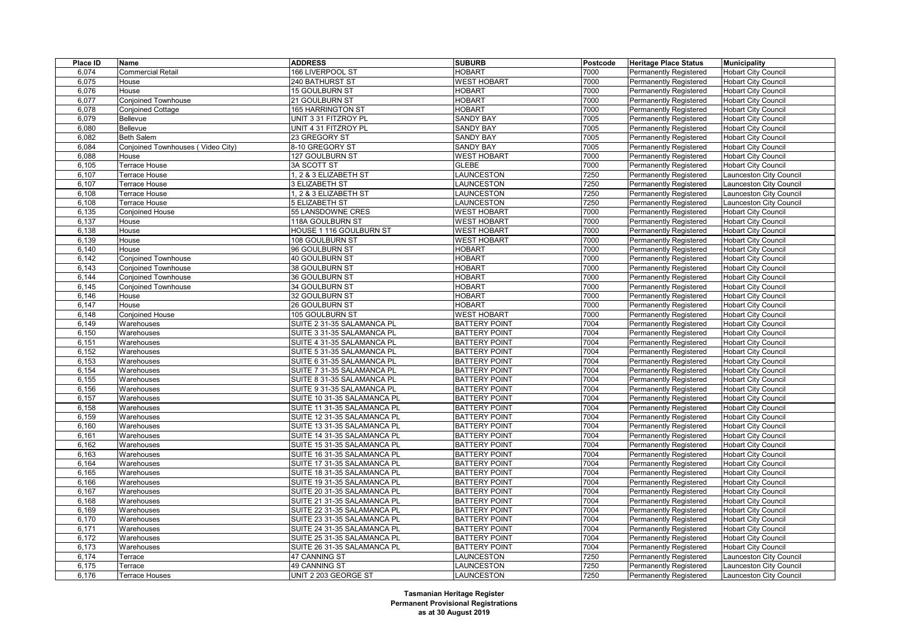| Place ID | Name | ADDRESS | SUBURB | Postcode | Heritage Place Status | Municipality |
|---|---|---|---|---|---|---|
| 6,074 | Commercial Retail | 166 LIVERPOOL ST | HOBART | 7000 | Permanently Registered | Hobart City Council |
| 6,075 | House | 240 BATHURST ST | WEST HOBART | 7000 | Permanently Registered | Hobart City Council |
| 6,076 | House | 15 GOULBURN ST | HOBART | 7000 | Permanently Registered | Hobart City Council |
| 6,077 | Conjoined Townhouse | 21 GOULBURN ST | HOBART | 7000 | Permanently Registered | Hobart City Council |
| 6,078 | Conjoined Cottage | 165 HARRINGTON ST | HOBART | 7000 | Permanently Registered | Hobart City Council |
| 6,079 | Bellevue | UNIT 3 31 FITZROY PL | SANDY BAY | 7005 | Permanently Registered | Hobart City Council |
| 6,080 | Bellevue | UNIT 4 31 FITZROY PL | SANDY BAY | 7005 | Permanently Registered | Hobart City Council |
| 6,082 | Beth Salem | 23 GREGORY ST | SANDY BAY | 7005 | Permanently Registered | Hobart City Council |
| 6,084 | Conjoined Townhouses ( Video City) | 8-10 GREGORY ST | SANDY BAY | 7005 | Permanently Registered | Hobart City Council |
| 6,088 | House | 127 GOULBURN ST | WEST HOBART | 7000 | Permanently Registered | Hobart City Council |
| 6,105 | Terrace House | 3A SCOTT ST | GLEBE | 7000 | Permanently Registered | Hobart City Council |
| 6,107 | Terrace House | 1, 2 & 3 ELIZABETH ST | LAUNCESTON | 7250 | Permanently Registered | Launceston City Council |
| 6,107 | Terrace House | 3 ELIZABETH ST | LAUNCESTON | 7250 | Permanently Registered | Launceston City Council |
| 6,108 | Terrace House | 1, 2 & 3 ELIZABETH ST | LAUNCESTON | 7250 | Permanently Registered | Launceston City Council |
| 6,108 | Terrace House | 5 ELIZABETH ST | LAUNCESTON | 7250 | Permanently Registered | Launceston City Council |
| 6,135 | Conjoined House | 55 LANSDOWNE CRES | WEST HOBART | 7000 | Permanently Registered | Hobart City Council |
| 6,137 | House | 118A GOULBURN ST | WEST HOBART | 7000 | Permanently Registered | Hobart City Council |
| 6,138 | House | HOUSE 1 116 GOULBURN ST | WEST HOBART | 7000 | Permanently Registered | Hobart City Council |
| 6,139 | House | 108 GOULBURN ST | WEST HOBART | 7000 | Permanently Registered | Hobart City Council |
| 6,140 | House | 96 GOULBURN ST | HOBART | 7000 | Permanently Registered | Hobart City Council |
| 6,142 | Conjoined Townhouse | 40 GOULBURN ST | HOBART | 7000 | Permanently Registered | Hobart City Council |
| 6,143 | Conjoined Townhouse | 38 GOULBURN ST | HOBART | 7000 | Permanently Registered | Hobart City Council |
| 6,144 | Conjoined Townhouse | 36 GOULBURN ST | HOBART | 7000 | Permanently Registered | Hobart City Council |
| 6,145 | Conjoined Townhouse | 34 GOULBURN ST | HOBART | 7000 | Permanently Registered | Hobart City Council |
| 6,146 | House | 32 GOULBURN ST | HOBART | 7000 | Permanently Registered | Hobart City Council |
| 6,147 | House | 26 GOULBURN ST | HOBART | 7000 | Permanently Registered | Hobart City Council |
| 6,148 | Conjoined House | 105 GOULBURN ST | WEST HOBART | 7000 | Permanently Registered | Hobart City Council |
| 6,149 | Warehouses | SUITE 2 31-35 SALAMANCA PL | BATTERY POINT | 7004 | Permanently Registered | Hobart City Council |
| 6,150 | Warehouses | SUITE 3 31-35 SALAMANCA PL | BATTERY POINT | 7004 | Permanently Registered | Hobart City Council |
| 6,151 | Warehouses | SUITE 4 31-35 SALAMANCA PL | BATTERY POINT | 7004 | Permanently Registered | Hobart City Council |
| 6,152 | Warehouses | SUITE 5 31-35 SALAMANCA PL | BATTERY POINT | 7004 | Permanently Registered | Hobart City Council |
| 6,153 | Warehouses | SUITE 6 31-35 SALAMANCA PL | BATTERY POINT | 7004 | Permanently Registered | Hobart City Council |
| 6,154 | Warehouses | SUITE 7 31-35 SALAMANCA PL | BATTERY POINT | 7004 | Permanently Registered | Hobart City Council |
| 6,155 | Warehouses | SUITE 8 31-35 SALAMANCA PL | BATTERY POINT | 7004 | Permanently Registered | Hobart City Council |
| 6,156 | Warehouses | SUITE 9 31-35 SALAMANCA PL | BATTERY POINT | 7004 | Permanently Registered | Hobart City Council |
| 6,157 | Warehouses | SUITE 10 31-35 SALAMANCA PL | BATTERY POINT | 7004 | Permanently Registered | Hobart City Council |
| 6,158 | Warehouses | SUITE 11 31-35 SALAMANCA PL | BATTERY POINT | 7004 | Permanently Registered | Hobart City Council |
| 6,159 | Warehouses | SUITE 12 31-35 SALAMANCA PL | BATTERY POINT | 7004 | Permanently Registered | Hobart City Council |
| 6,160 | Warehouses | SUITE 13 31-35 SALAMANCA PL | BATTERY POINT | 7004 | Permanently Registered | Hobart City Council |
| 6,161 | Warehouses | SUITE 14 31-35 SALAMANCA PL | BATTERY POINT | 7004 | Permanently Registered | Hobart City Council |
| 6,162 | Warehouses | SUITE 15 31-35 SALAMANCA PL | BATTERY POINT | 7004 | Permanently Registered | Hobart City Council |
| 6,163 | Warehouses | SUITE 16 31-35 SALAMANCA PL | BATTERY POINT | 7004 | Permanently Registered | Hobart City Council |
| 6,164 | Warehouses | SUITE 17 31-35 SALAMANCA PL | BATTERY POINT | 7004 | Permanently Registered | Hobart City Council |
| 6,165 | Warehouses | SUITE 18 31-35 SALAMANCA PL | BATTERY POINT | 7004 | Permanently Registered | Hobart City Council |
| 6,166 | Warehouses | SUITE 19 31-35 SALAMANCA PL | BATTERY POINT | 7004 | Permanently Registered | Hobart City Council |
| 6,167 | Warehouses | SUITE 20 31-35 SALAMANCA PL | BATTERY POINT | 7004 | Permanently Registered | Hobart City Council |
| 6,168 | Warehouses | SUITE 21 31-35 SALAMANCA PL | BATTERY POINT | 7004 | Permanently Registered | Hobart City Council |
| 6,169 | Warehouses | SUITE 22 31-35 SALAMANCA PL | BATTERY POINT | 7004 | Permanently Registered | Hobart City Council |
| 6,170 | Warehouses | SUITE 23 31-35 SALAMANCA PL | BATTERY POINT | 7004 | Permanently Registered | Hobart City Council |
| 6,171 | Warehouses | SUITE 24 31-35 SALAMANCA PL | BATTERY POINT | 7004 | Permanently Registered | Hobart City Council |
| 6,172 | Warehouses | SUITE 25 31-35 SALAMANCA PL | BATTERY POINT | 7004 | Permanently Registered | Hobart City Council |
| 6,173 | Warehouses | SUITE 26 31-35 SALAMANCA PL | BATTERY POINT | 7004 | Permanently Registered | Hobart City Council |
| 6,174 | Terrace | 47 CANNING ST | LAUNCESTON | 7250 | Permanently Registered | Launceston City Council |
| 6,175 | Terrace | 49 CANNING ST | LAUNCESTON | 7250 | Permanently Registered | Launceston City Council |
| 6,176 | Terrace Houses | UNIT 2 203 GEORGE ST | LAUNCESTON | 7250 | Permanently Registered | Launceston City Council |

**Tasmanian Heritage Register**
**Permanent Provisional Registrations**
**as at 30 August 2019**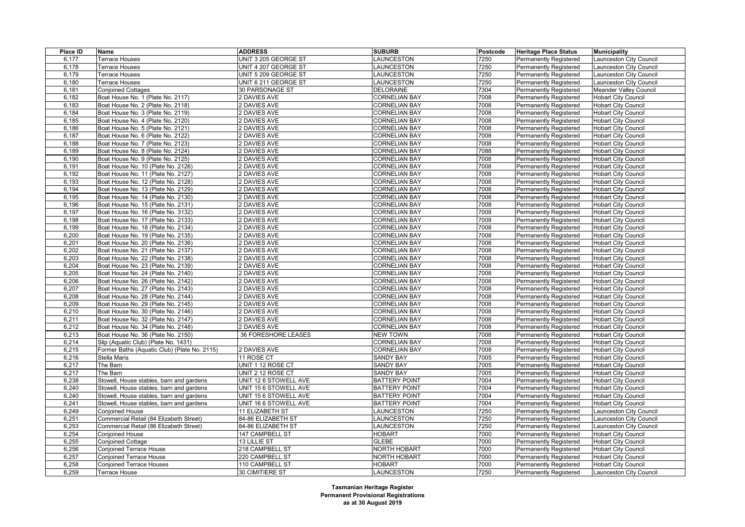| Place ID | Name | ADDRESS | SUBURB | Postcode | Heritage Place Status | Municipality |
|---|---|---|---|---|---|---|
| 6,177 | Terrace Houses | UNIT 3 205 GEORGE ST | LAUNCESTON | 7250 | Permanently Registered | Launceston City Council |
| 6,178 | Terrace Houses | UNIT 4 207 GEORGE ST | LAUNCESTON | 7250 | Permanently Registered | Launceston City Council |
| 6,179 | Terrace Houses | UNIT 5 209 GEORGE ST | LAUNCESTON | 7250 | Permanently Registered | Launceston City Council |
| 6,180 | Terrace Houses | UNIT 6 211 GEORGE ST | LAUNCESTON | 7250 | Permanently Registered | Launceston City Council |
| 6,181 | Conjoined Cottages | 30 PARSONAGE ST | DELORAINE | 7304 | Permanently Registered | Meander Valley Council |
| 6,182 | Boat House No. 1 (Plate No. 2117) | 2 DAVIES AVE | CORNELIAN BAY | 7008 | Permanently Registered | Hobart City Council |
| 6,183 | Boat House No. 2 (Plate No. 2118) | 2 DAVIES AVE | CORNELIAN BAY | 7008 | Permanently Registered | Hobart City Council |
| 6,184 | Boat House No. 3 (Plate No. 2119) | 2 DAVIES AVE | CORNELIAN BAY | 7008 | Permanently Registered | Hobart City Council |
| 6,185 | Boat House No. 4 (Plate No. 2120) | 2 DAVIES AVE | CORNELIAN BAY | 7008 | Permanently Registered | Hobart City Council |
| 6,186 | Boat House No. 5 (Plate No. 2121) | 2 DAVIES AVE | CORNELIAN BAY | 7008 | Permanently Registered | Hobart City Council |
| 6,187 | Boat House No. 6 (Plate No. 2122) | 2 DAVIES AVE | CORNELIAN BAY | 7008 | Permanently Registered | Hobart City Council |
| 6,188 | Boat House No. 7 (Plate No. 2123) | 2 DAVIES AVE | CORNELIAN BAY | 7008 | Permanently Registered | Hobart City Council |
| 6,189 | Boat House No. 8 (Plate No. 2124) | 2 DAVIES AVE | CORNELIAN BAY | 7088 | Permanently Registered | Hobart City Council |
| 6,190 | Boat House No. 9 (Plate No. 2125) | 2 DAVIES AVE | CORNELIAN BAY | 7008 | Permanently Registered | Hobart City Council |
| 6,191 | Boat House No. 10 (Plate No. 2126) | 2 DAVIES AVE | CORNELIAN BAY | 7008 | Permanently Registered | Hobart City Council |
| 6,192 | Boat House No. 11 (Plate No. 2127) | 2 DAVIES AVE | CORNELIAN BAY | 7008 | Permanently Registered | Hobart City Council |
| 6,193 | Boat House No. 12 (Plate No. 2128) | 2 DAVIES AVE | CORNELIAN BAY | 7008 | Permanently Registered | Hobart City Council |
| 6,194 | Boat House No. 13 (Plate No. 2129) | 2 DAVIES AVE | CORNELIAN BAY | 7008 | Permanently Registered | Hobart City Council |
| 6,195 | Boat House No. 14 (Plate No. 2130) | 2 DAVIES AVE | CORNELIAN BAY | 7008 | Permanently Registered | Hobart City Council |
| 6,196 | Boat House No. 15 (Plate No. 2131) | 2 DAVIES AVE | CORNELIAN BAY | 7008 | Permanently Registered | Hobart City Council |
| 6,197 | Boat House No. 16 (Plate No. 3132) | 2 DAVIES AVE | CORNELIAN BAY | 7008 | Permanently Registered | Hobart City Council |
| 6,198 | Boat House No. 17 (Plate No. 2133) | 2 DAVIES AVE | CORNELIAN BAY | 7008 | Permanently Registered | Hobart City Council |
| 6,199 | Boat House No. 18 (Plate No. 2134) | 2 DAVIES AVE | CORNELIAN BAY | 7008 | Permanently Registered | Hobart City Council |
| 6,200 | Boat House No. 19 (Plate No. 2135) | 2 DAVIES AVE | CORNELIAN BAY | 7008 | Permanently Registered | Hobart City Council |
| 6,201 | Boat House No. 20 (Plate No. 2136) | 2 DAVIES AVE | CORNELIAN BAY | 7008 | Permanently Registered | Hobart City Council |
| 6,202 | Boat House No. 21 (Plate No. 2137) | 2 DAVIES AVE | CORNELIAN BAY | 7008 | Permanently Registered | Hobart City Council |
| 6,203 | Boat House No. 22 (Plate No. 2138) | 2 DAVIES AVE | CORNELIAN BAY | 7008 | Permanently Registered | Hobart City Council |
| 6,204 | Boat House No. 23 (Plate No. 2139) | 2 DAVIES AVE | CORNELIAN BAY | 7008 | Permanently Registered | Hobart City Council |
| 6,205 | Boat House No. 24 (Plate No. 2140) | 2 DAVIES AVE | CORNELIAN BAY | 7008 | Permanently Registered | Hobart City Council |
| 6,206 | Boat House No. 26 (Plate No. 2142) | 2 DAVIES AVE | CORNELIAN BAY | 7008 | Permanently Registered | Hobart City Council |
| 6,207 | Boat House No. 27 (Plate No. 2143) | 2 DAVIES AVE | CORNELIAN BAY | 7008 | Permanently Registered | Hobart City Council |
| 6,208 | Boat House No. 28 (Plate No. 2144) | 2 DAVIES AVE | CORNELIAN BAY | 7008 | Permanently Registered | Hobart City Council |
| 6,209 | Boat House No. 29 (Plate No. 2145) | 2 DAVIES AVE | CORNELIAN BAY | 7008 | Permanently Registered | Hobart City Council |
| 6,210 | Boat House No. 30 (Plate No. 2146) | 2 DAVIES AVE | CORNELIAN BAY | 7008 | Permanently Registered | Hobart City Council |
| 6,211 | Boat House No. 32 (Plate No. 2147) | 2 DAVIES AVE | CORNELIAN BAY | 7008 | Permanently Registered | Hobart City Council |
| 6,212 | Boat House No. 34 (Plate No. 2148) | 2 DAVIES AVE | CORNELIAN BAY | 7008 | Permanently Registered | Hobart City Council |
| 6,213 | Boat House No. 36 (Plate No. 2150) | 36 FORESHORE LEASES | NEW TOWN | 7008 | Permanently Registered | Hobart City Council |
| 6,214 | Slip (Aquatic Club) (Plate No. 1431) | | CORNELIAN BAY | 7008 | Permanently Registered | Hobart City Council |
| 6,215 | Former Baths (Aquatic Club) (Plate No. 2115) | 2 DAVIES AVE | CORNELIAN BAY | 7008 | Permanently Registered | Hobart City Council |
| 6,216 | Stella Maris | 11 ROSE CT | SANDY BAY | 7005 | Permanently Registered | Hobart City Council |
| 6,217 | The Barn | UNIT 1 12 ROSE CT | SANDY BAY | 7005 | Permanently Registered | Hobart City Council |
| 6,217 | The Barn | UNIT 2 12 ROSE CT | SANDY BAY | 7005 | Permanently Registered | Hobart City Council |
| 6,238 | Stowell, House stables, barn and gardens | UNIT 12 6 STOWELL AVE | BATTERY POINT | 7004 | Permanently Registered | Hobart City Council |
| 6,240 | Stowell, House stables, barn and gardens | UNIT 15 6 STOWELL AVE | BATTERY POINT | 7004 | Permanently Registered | Hobart City Council |
| 6,240 | Stowell, House stables, barn and gardens | UNIT 15 6 STOWELL AVE | BATTERY POINT | 7004 | Permanently Registered | Hobart City Council |
| 6,241 | Stowell, House stables, barn and gardens | UNIT 16 6 STOWELL AVE | BATTERY POINT | 7004 | Permanently Registered | Hobart City Council |
| 6,249 | Conjoined House | 11 ELIZABETH ST | LAUNCESTON | 7250 | Permanently Registered | Launceston City Council |
| 6,251 | Commercial Retail (84 Elizabeth Street) | 84-86 ELIZABETH ST | LAUNCESTON | 7250 | Permanently Registered | Launceston City Council |
| 6,253 | Commercial Retail (86 Elizabeth Street) | 84-86 ELIZABETH ST | LAUNCESTON | 7250 | Permanently Registered | Launceston City Council |
| 6,254 | Conjoined House | 147 CAMPBELL ST | HOBART | 7000 | Permanently Registered | Hobart City Council |
| 6,255 | Conjoined Cottage | 13 LILLIE ST | GLEBE | 7000 | Permanently Registered | Hobart City Council |
| 6,256 | Conjoined Terrace House | 218 CAMPBELL ST | NORTH HOBART | 7000 | Permanently Registered | Hobart City Council |
| 6,257 | Conjoined Terrace House | 220 CAMPBELL ST | NORTH HOBART | 7000 | Permanently Registered | Hobart City Council |
| 6,258 | Conjoined Terrace Houses | 110 CAMPBELL ST | HOBART | 7000 | Permanently Registered | Hobart City Council |
| 6,259 | Terrace House | 30 CIMITIERE ST | LAUNCESTON | 7250 | Permanently Registered | Launceston City Council |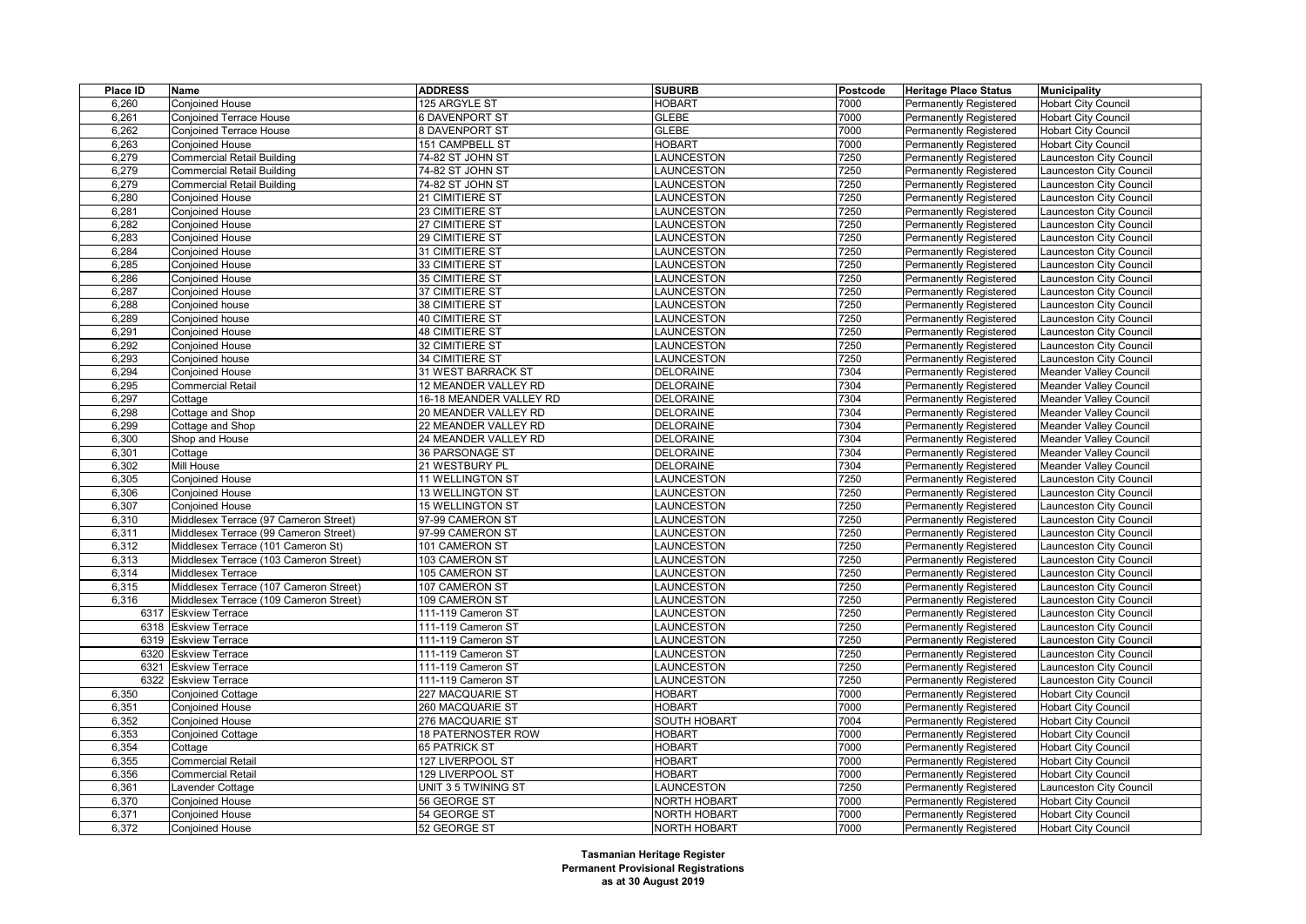| Place ID | Name | ADDRESS | SUBURB | Postcode | Heritage Place Status | Municipality |
|---|---|---|---|---|---|---|
| 6,260 | Conjoined House | 125 ARGYLE ST | HOBART | 7000 | Permanently Registered | Hobart City Council |
| 6,261 | Conjoined Terrace House | 6 DAVENPORT ST | GLEBE | 7000 | Permanently Registered | Hobart City Council |
| 6,262 | Conjoined Terrace House | 8 DAVENPORT ST | GLEBE | 7000 | Permanently Registered | Hobart City Council |
| 6,263 | Conjoined House | 151 CAMPBELL ST | HOBART | 7000 | Permanently Registered | Hobart City Council |
| 6,279 | Commercial Retail Building | 74-82 ST JOHN ST | LAUNCESTON | 7250 | Permanently Registered | Launceston City Council |
| 6,279 | Commercial Retail Building | 74-82 ST JOHN ST | LAUNCESTON | 7250 | Permanently Registered | Launceston City Council |
| 6,279 | Commercial Retail Building | 74-82 ST JOHN ST | LAUNCESTON | 7250 | Permanently Registered | Launceston City Council |
| 6,280 | Conjoined House | 21 CIMITIERE ST | LAUNCESTON | 7250 | Permanently Registered | Launceston City Council |
| 6,281 | Conjoined House | 23 CIMITIERE ST | LAUNCESTON | 7250 | Permanently Registered | Launceston City Council |
| 6,282 | Conjoined House | 27 CIMITIERE ST | LAUNCESTON | 7250 | Permanently Registered | Launceston City Council |
| 6,283 | Conjoined House | 29 CIMITIERE ST | LAUNCESTON | 7250 | Permanently Registered | Launceston City Council |
| 6,284 | Conjoined House | 31 CIMITIERE ST | LAUNCESTON | 7250 | Permanently Registered | Launceston City Council |
| 6,285 | Conjoined House | 33 CIMITIERE ST | LAUNCESTON | 7250 | Permanently Registered | Launceston City Council |
| 6,286 | Conjoined House | 35 CIMITIERE ST | LAUNCESTON | 7250 | Permanently Registered | Launceston City Council |
| 6,287 | Conjoined House | 37 CIMITIERE ST | LAUNCESTON | 7250 | Permanently Registered | Launceston City Council |
| 6,288 | Conjoined house | 38 CIMITIERE ST | LAUNCESTON | 7250 | Permanently Registered | Launceston City Council |
| 6,289 | Conjoined house | 40 CIMITIERE ST | LAUNCESTON | 7250 | Permanently Registered | Launceston City Council |
| 6,291 | Conjoined House | 48 CIMITIERE ST | LAUNCESTON | 7250 | Permanently Registered | Launceston City Council |
| 6,292 | Conjoined House | 32 CIMITIERE ST | LAUNCESTON | 7250 | Permanently Registered | Launceston City Council |
| 6,293 | Conjoined house | 34 CIMITIERE ST | LAUNCESTON | 7250 | Permanently Registered | Launceston City Council |
| 6,294 | Conjoined House | 31 WEST BARRACK ST | DELORAINE | 7304 | Permanently Registered | Meander Valley Council |
| 6,295 | Commercial Retail | 12 MEANDER VALLEY RD | DELORAINE | 7304 | Permanently Registered | Meander Valley Council |
| 6,297 | Cottage | 16-18 MEANDER VALLEY RD | DELORAINE | 7304 | Permanently Registered | Meander Valley Council |
| 6,298 | Cottage and Shop | 20 MEANDER VALLEY RD | DELORAINE | 7304 | Permanently Registered | Meander Valley Council |
| 6,299 | Cottage and Shop | 22 MEANDER VALLEY RD | DELORAINE | 7304 | Permanently Registered | Meander Valley Council |
| 6,300 | Shop and House | 24 MEANDER VALLEY RD | DELORAINE | 7304 | Permanently Registered | Meander Valley Council |
| 6,301 | Cottage | 36 PARSONAGE ST | DELORAINE | 7304 | Permanently Registered | Meander Valley Council |
| 6,302 | Mill House | 21 WESTBURY PL | DELORAINE | 7304 | Permanently Registered | Meander Valley Council |
| 6,305 | Conjoined House | 11 WELLINGTON ST | LAUNCESTON | 7250 | Permanently Registered | Launceston City Council |
| 6,306 | Conjoined House | 13 WELLINGTON ST | LAUNCESTON | 7250 | Permanently Registered | Launceston City Council |
| 6,307 | Conjoined House | 15 WELLINGTON ST | LAUNCESTON | 7250 | Permanently Registered | Launceston City Council |
| 6,310 | Middlesex Terrace (97 Cameron Street) | 97-99 CAMERON ST | LAUNCESTON | 7250 | Permanently Registered | Launceston City Council |
| 6,311 | Middlesex Terrace (99 Cameron Street) | 97-99 CAMERON ST | LAUNCESTON | 7250 | Permanently Registered | Launceston City Council |
| 6,312 | Middlesex Terrace (101 Cameron St) | 101 CAMERON ST | LAUNCESTON | 7250 | Permanently Registered | Launceston City Council |
| 6,313 | Middlesex Terrace (103 Cameron Street) | 103 CAMERON ST | LAUNCESTON | 7250 | Permanently Registered | Launceston City Council |
| 6,314 | Middlesex Terrace | 105 CAMERON ST | LAUNCESTON | 7250 | Permanently Registered | Launceston City Council |
| 6,315 | Middlesex Terrace (107 Cameron Street) | 107 CAMERON ST | LAUNCESTON | 7250 | Permanently Registered | Launceston City Council |
| 6,316 | Middlesex Terrace (109 Cameron Street) | 109 CAMERON ST | LAUNCESTON | 7250 | Permanently Registered | Launceston City Council |
| 6317 | Eskview Terrace | 111-119 Cameron ST | LAUNCESTON | 7250 | Permanently Registered | Launceston City Council |
| 6318 | Eskview Terrace | 111-119 Cameron ST | LAUNCESTON | 7250 | Permanently Registered | Launceston City Council |
| 6319 | Eskview Terrace | 111-119 Cameron ST | LAUNCESTON | 7250 | Permanently Registered | Launceston City Council |
| 6320 | Eskview Terrace | 111-119 Cameron ST | LAUNCESTON | 7250 | Permanently Registered | Launceston City Council |
| 6321 | Eskview Terrace | 111-119 Cameron ST | LAUNCESTON | 7250 | Permanently Registered | Launceston City Council |
| 6322 | Eskview Terrace | 111-119 Cameron ST | LAUNCESTON | 7250 | Permanently Registered | Launceston City Council |
| 6,350 | Conjoined Cottage | 227 MACQUARIE ST | HOBART | 7000 | Permanently Registered | Hobart City Council |
| 6,351 | Conjoined House | 260 MACQUARIE ST | HOBART | 7000 | Permanently Registered | Hobart City Council |
| 6,352 | Conjoined House | 276 MACQUARIE ST | SOUTH HOBART | 7004 | Permanently Registered | Hobart City Council |
| 6,353 | Conjoined Cottage | 18 PATERNOSTER ROW | HOBART | 7000 | Permanently Registered | Hobart City Council |
| 6,354 | Cottage | 65 PATRICK ST | HOBART | 7000 | Permanently Registered | Hobart City Council |
| 6,355 | Commercial Retail | 127 LIVERPOOL ST | HOBART | 7000 | Permanently Registered | Hobart City Council |
| 6,356 | Commercial Retail | 129 LIVERPOOL ST | HOBART | 7000 | Permanently Registered | Hobart City Council |
| 6,361 | Lavender Cottage | UNIT 3 5 TWINING ST | LAUNCESTON | 7250 | Permanently Registered | Launceston City Council |
| 6,370 | Conjoined House | 56 GEORGE ST | NORTH HOBART | 7000 | Permanently Registered | Hobart City Council |
| 6,371 | Conjoined House | 54 GEORGE ST | NORTH HOBART | 7000 | Permanently Registered | Hobart City Council |
| 6,372 | Conjoined House | 52 GEORGE ST | NORTH HOBART | 7000 | Permanently Registered | Hobart City Council |

**Tasmanian Heritage Register**
**Permanent Provisional Registrations**
**as at 30 August 2019**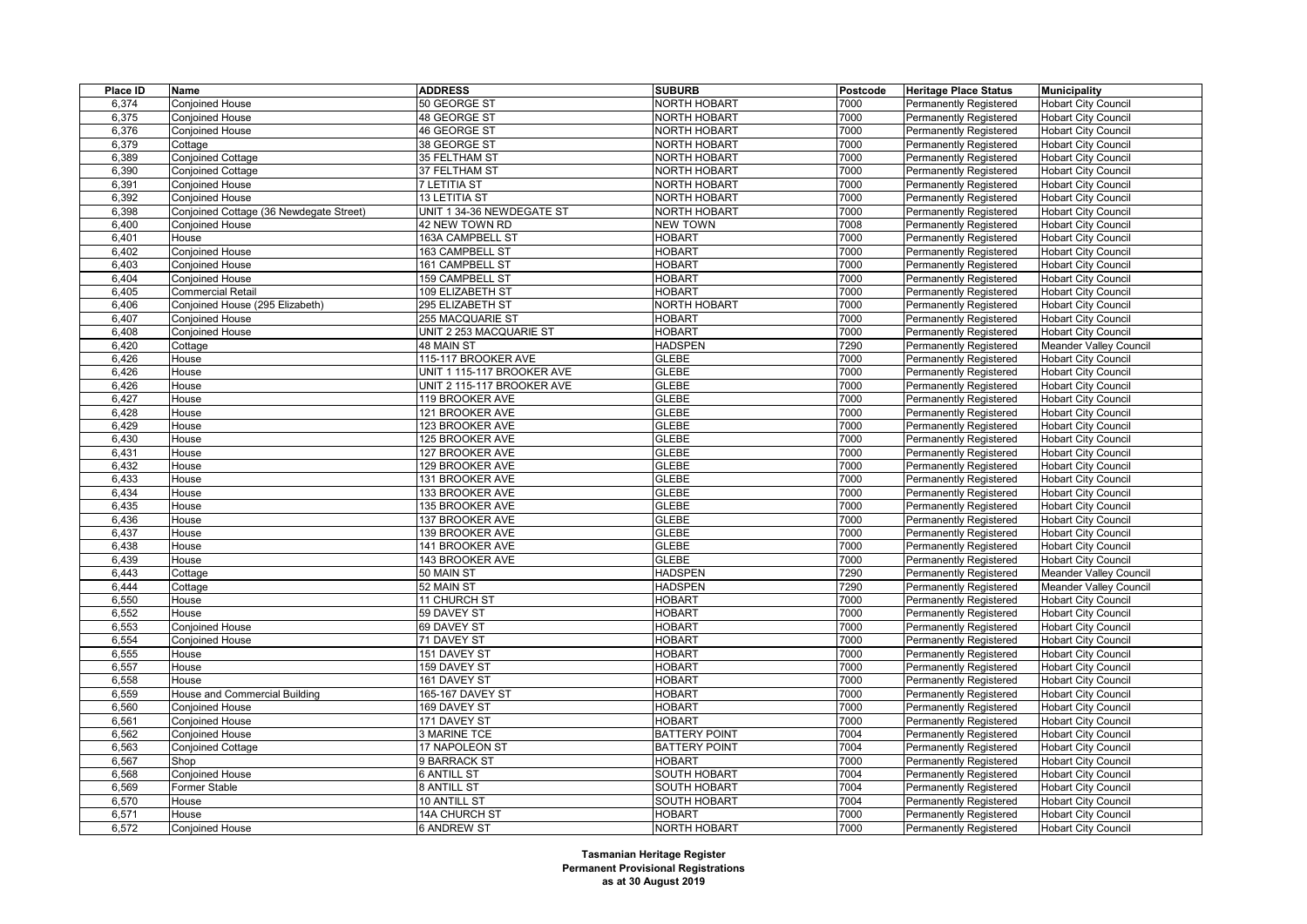| Place ID | Name | ADDRESS | SUBURB | Postcode | Heritage Place Status | Municipality |
| --- | --- | --- | --- | --- | --- | --- |
| 6,374 | Conjoined House | 50 GEORGE ST | NORTH HOBART | 7000 | Permanently Registered | Hobart City Council |
| 6,375 | Conjoined House | 48 GEORGE ST | NORTH HOBART | 7000 | Permanently Registered | Hobart City Council |
| 6,376 | Conjoined House | 46 GEORGE ST | NORTH HOBART | 7000 | Permanently Registered | Hobart City Council |
| 6,379 | Cottage | 38 GEORGE ST | NORTH HOBART | 7000 | Permanently Registered | Hobart City Council |
| 6,389 | Conjoined Cottage | 35 FELTHAM ST | NORTH HOBART | 7000 | Permanently Registered | Hobart City Council |
| 6,390 | Conjoined Cottage | 37 FELTHAM ST | NORTH HOBART | 7000 | Permanently Registered | Hobart City Council |
| 6,391 | Conjoined House | 7 LETITIA ST | NORTH HOBART | 7000 | Permanently Registered | Hobart City Council |
| 6,392 | Conjoined House | 13 LETITIA ST | NORTH HOBART | 7000 | Permanently Registered | Hobart City Council |
| 6,398 | Conjoined Cottage (36 Newdegate Street) | UNIT 1 34-36 NEWDEGATE ST | NORTH HOBART | 7000 | Permanently Registered | Hobart City Council |
| 6,400 | Conjoined House | 42 NEW TOWN RD | NEW TOWN | 7008 | Permanently Registered | Hobart City Council |
| 6,401 | House | 163A CAMPBELL ST | HOBART | 7000 | Permanently Registered | Hobart City Council |
| 6,402 | Conjoined House | 163 CAMPBELL ST | HOBART | 7000 | Permanently Registered | Hobart City Council |
| 6,403 | Conjoined House | 161 CAMPBELL ST | HOBART | 7000 | Permanently Registered | Hobart City Council |
| 6,404 | Conjoined House | 159 CAMPBELL ST | HOBART | 7000 | Permanently Registered | Hobart City Council |
| 6,405 | Commercial Retail | 109 ELIZABETH ST | HOBART | 7000 | Permanently Registered | Hobart City Council |
| 6,406 | Conjoined House (295 Elizabeth) | 295 ELIZABETH ST | NORTH HOBART | 7000 | Permanently Registered | Hobart City Council |
| 6,407 | Conjoined House | 255 MACQUARIE ST | HOBART | 7000 | Permanently Registered | Hobart City Council |
| 6,408 | Conjoined House | UNIT 2 253 MACQUARIE ST | HOBART | 7000 | Permanently Registered | Hobart City Council |
| 6,420 | Cottage | 48 MAIN ST | HADSPEN | 7290 | Permanently Registered | Meander Valley Council |
| 6,426 | House | 115-117 BROOKER AVE | GLEBE | 7000 | Permanently Registered | Hobart City Council |
| 6,426 | House | UNIT 1 115-117 BROOKER AVE | GLEBE | 7000 | Permanently Registered | Hobart City Council |
| 6,426 | House | UNIT 2 115-117 BROOKER AVE | GLEBE | 7000 | Permanently Registered | Hobart City Council |
| 6,427 | House | 119 BROOKER AVE | GLEBE | 7000 | Permanently Registered | Hobart City Council |
| 6,428 | House | 121 BROOKER AVE | GLEBE | 7000 | Permanently Registered | Hobart City Council |
| 6,429 | House | 123 BROOKER AVE | GLEBE | 7000 | Permanently Registered | Hobart City Council |
| 6,430 | House | 125 BROOKER AVE | GLEBE | 7000 | Permanently Registered | Hobart City Council |
| 6,431 | House | 127 BROOKER AVE | GLEBE | 7000 | Permanently Registered | Hobart City Council |
| 6,432 | House | 129 BROOKER AVE | GLEBE | 7000 | Permanently Registered | Hobart City Council |
| 6,433 | House | 131 BROOKER AVE | GLEBE | 7000 | Permanently Registered | Hobart City Council |
| 6,434 | House | 133 BROOKER AVE | GLEBE | 7000 | Permanently Registered | Hobart City Council |
| 6,435 | House | 135 BROOKER AVE | GLEBE | 7000 | Permanently Registered | Hobart City Council |
| 6,436 | House | 137 BROOKER AVE | GLEBE | 7000 | Permanently Registered | Hobart City Council |
| 6,437 | House | 139 BROOKER AVE | GLEBE | 7000 | Permanently Registered | Hobart City Council |
| 6,438 | House | 141 BROOKER AVE | GLEBE | 7000 | Permanently Registered | Hobart City Council |
| 6,439 | House | 143 BROOKER AVE | GLEBE | 7000 | Permanently Registered | Hobart City Council |
| 6,443 | Cottage | 50 MAIN ST | HADSPEN | 7290 | Permanently Registered | Meander Valley Council |
| 6,444 | Cottage | 52 MAIN ST | HADSPEN | 7290 | Permanently Registered | Meander Valley Council |
| 6,550 | House | 11 CHURCH ST | HOBART | 7000 | Permanently Registered | Hobart City Council |
| 6,552 | House | 59 DAVEY ST | HOBART | 7000 | Permanently Registered | Hobart City Council |
| 6,553 | Conjoined House | 69 DAVEY ST | HOBART | 7000 | Permanently Registered | Hobart City Council |
| 6,554 | Conjoined House | 71 DAVEY ST | HOBART | 7000 | Permanently Registered | Hobart City Council |
| 6,555 | House | 151 DAVEY ST | HOBART | 7000 | Permanently Registered | Hobart City Council |
| 6,557 | House | 159 DAVEY ST | HOBART | 7000 | Permanently Registered | Hobart City Council |
| 6,558 | House | 161 DAVEY ST | HOBART | 7000 | Permanently Registered | Hobart City Council |
| 6,559 | House and Commercial Building | 165-167 DAVEY ST | HOBART | 7000 | Permanently Registered | Hobart City Council |
| 6,560 | Conjoined House | 169 DAVEY ST | HOBART | 7000 | Permanently Registered | Hobart City Council |
| 6,561 | Conjoined House | 171 DAVEY ST | HOBART | 7000 | Permanently Registered | Hobart City Council |
| 6,562 | Conjoined House | 3 MARINE TCE | BATTERY POINT | 7004 | Permanently Registered | Hobart City Council |
| 6,563 | Conjoined Cottage | 17 NAPOLEON ST | BATTERY POINT | 7004 | Permanently Registered | Hobart City Council |
| 6,567 | Shop | 9 BARRACK ST | HOBART | 7000 | Permanently Registered | Hobart City Council |
| 6,568 | Conjoined House | 6 ANTILL ST | SOUTH HOBART | 7004 | Permanently Registered | Hobart City Council |
| 6,569 | Former Stable | 8 ANTILL ST | SOUTH HOBART | 7004 | Permanently Registered | Hobart City Council |
| 6,570 | House | 10 ANTILL ST | SOUTH HOBART | 7004 | Permanently Registered | Hobart City Council |
| 6,571 | House | 14A CHURCH ST | HOBART | 7000 | Permanently Registered | Hobart City Council |
| 6,572 | Conjoined House | 6 ANDREW ST | NORTH HOBART | 7000 | Permanently Registered | Hobart City Council |

**Tasmanian Heritage Register**
**Permanent Provisional Registrations**
**as at 30 August 2019**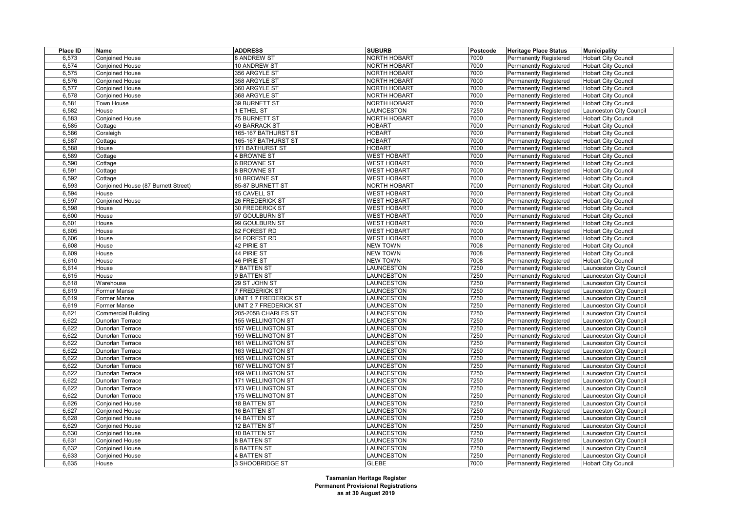| Place ID | Name | ADDRESS | SUBURB | Postcode | Heritage Place Status | Municipality |
|---|---|---|---|---|---|---|
| 6,573 | Conjoined House | 8 ANDREW ST | NORTH HOBART | 7000 | Permanently Registered | Hobart City Council |
| 6,574 | Conjoined House | 10 ANDREW ST | NORTH HOBART | 7000 | Permanently Registered | Hobart City Council |
| 6,575 | Conjoined House | 356 ARGYLE ST | NORTH HOBART | 7000 | Permanently Registered | Hobart City Council |
| 6,576 | Conjoined House | 358 ARGYLE ST | NORTH HOBART | 7000 | Permanently Registered | Hobart City Council |
| 6,577 | Conjoined House | 360 ARGYLE ST | NORTH HOBART | 7000 | Permanently Registered | Hobart City Council |
| 6,578 | Conjoined House | 368 ARGYLE ST | NORTH HOBART | 7000 | Permanently Registered | Hobart City Council |
| 6,581 | Town House | 39 BURNETT ST | NORTH HOBART | 7000 | Permanently Registered | Hobart City Council |
| 6,582 | House | 1 ETHEL ST | LAUNCESTON | 7250 | Permanently Registered | Launceston City Council |
| 6,583 | Conjoined House | 75 BURNETT ST | NORTH HOBART | 7000 | Permanently Registered | Hobart City Council |
| 6,585 | Cottage | 49 BARRACK ST | HOBART | 7000 | Permanently Registered | Hobart City Council |
| 6,586 | Coraleigh | 165-167 BATHURST ST | HOBART | 7000 | Permanently Registered | Hobart City Council |
| 6,587 | Cottage | 165-167 BATHURST ST | HOBART | 7000 | Permanently Registered | Hobart City Council |
| 6,588 | House | 171 BATHURST ST | HOBART | 7000 | Permanently Registered | Hobart City Council |
| 6,589 | Cottage | 4 BROWNE ST | WEST HOBART | 7000 | Permanently Registered | Hobart City Council |
| 6,590 | Cottage | 6 BROWNE ST | WEST HOBART | 7000 | Permanently Registered | Hobart City Council |
| 6,591 | Cottage | 8 BROWNE ST | WEST HOBART | 7000 | Permanently Registered | Hobart City Council |
| 6,592 | Cottage | 10 BROWNE ST | WEST HOBART | 7000 | Permanently Registered | Hobart City Council |
| 6,593 | Conjoined House (87 Burnett Street) | 85-87 BURNETT ST | NORTH HOBART | 7000 | Permanently Registered | Hobart City Council |
| 6,594 | House | 15 CAVELL ST | WEST HOBART | 7000 | Permanently Registered | Hobart City Council |
| 6,597 | Conjoined House | 26 FREDERICK ST | WEST HOBART | 7000 | Permanently Registered | Hobart City Council |
| 6,598 | House | 30 FREDERICK ST | WEST HOBART | 7000 | Permanently Registered | Hobart City Council |
| 6,600 | House | 97 GOULBURN ST | WEST HOBART | 7000 | Permanently Registered | Hobart City Council |
| 6,601 | House | 99 GOULBURN ST | WEST HOBART | 7000 | Permanently Registered | Hobart City Council |
| 6,605 | House | 62 FOREST RD | WEST HOBART | 7000 | Permanently Registered | Hobart City Council |
| 6,606 | House | 64 FOREST RD | WEST HOBART | 7000 | Permanently Registered | Hobart City Council |
| 6,608 | House | 42 PIRIE ST | NEW TOWN | 7008 | Permanently Registered | Hobart City Council |
| 6,609 | House | 44 PIRIE ST | NEW TOWN | 7008 | Permanently Registered | Hobart City Council |
| 6,610 | House | 46 PIRIE ST | NEW TOWN | 7008 | Permanently Registered | Hobart City Council |
| 6,614 | House | 7 BATTEN ST | LAUNCESTON | 7250 | Permanently Registered | Launceston City Council |
| 6,615 | House | 9 BATTEN ST | LAUNCESTON | 7250 | Permanently Registered | Launceston City Council |
| 6,618 | Warehouse | 29 ST JOHN ST | LAUNCESTON | 7250 | Permanently Registered | Launceston City Council |
| 6,619 | Former Manse | 7 FREDERICK ST | LAUNCESTON | 7250 | Permanently Registered | Launceston City Council |
| 6,619 | Former Manse | UNIT 1 7 FREDERICK ST | LAUNCESTON | 7250 | Permanently Registered | Launceston City Council |
| 6,619 | Former Manse | UNIT 2 7 FREDERICK ST | LAUNCESTON | 7250 | Permanently Registered | Launceston City Council |
| 6,621 | Commercial Building | 205-205B CHARLES ST | LAUNCESTON | 7250 | Permanently Registered | Launceston City Council |
| 6,622 | Dunorlan Terrace | 155 WELLINGTON ST | LAUNCESTON | 7250 | Permanently Registered | Launceston City Council |
| 6,622 | Dunorlan Terrace | 157 WELLINGTON ST | LAUNCESTON | 7250 | Permanently Registered | Launceston City Council |
| 6,622 | Dunorlan Terrace | 159 WELLINGTON ST | LAUNCESTON | 7250 | Permanently Registered | Launceston City Council |
| 6,622 | Dunorlan Terrace | 161 WELLINGTON ST | LAUNCESTON | 7250 | Permanently Registered | Launceston City Council |
| 6,622 | Dunorlan Terrace | 163 WELLINGTON ST | LAUNCESTON | 7250 | Permanently Registered | Launceston City Council |
| 6,622 | Dunorlan Terrace | 165 WELLINGTON ST | LAUNCESTON | 7250 | Permanently Registered | Launceston City Council |
| 6,622 | Dunorlan Terrace | 167 WELLINGTON ST | LAUNCESTON | 7250 | Permanently Registered | Launceston City Council |
| 6,622 | Dunorlan Terrace | 169 WELLINGTON ST | LAUNCESTON | 7250 | Permanently Registered | Launceston City Council |
| 6,622 | Dunorlan Terrace | 171 WELLINGTON ST | LAUNCESTON | 7250 | Permanently Registered | Launceston City Council |
| 6,622 | Dunorlan Terrace | 173 WELLINGTON ST | LAUNCESTON | 7250 | Permanently Registered | Launceston City Council |
| 6,622 | Dunorlan Terrace | 175 WELLINGTON ST | LAUNCESTON | 7250 | Permanently Registered | Launceston City Council |
| 6,626 | Conjoined House | 18 BATTEN ST | LAUNCESTON | 7250 | Permanently Registered | Launceston City Council |
| 6,627 | Conjoined House | 16 BATTEN ST | LAUNCESTON | 7250 | Permanently Registered | Launceston City Council |
| 6,628 | Conjoined House | 14 BATTEN ST | LAUNCESTON | 7250 | Permanently Registered | Launceston City Council |
| 6,629 | Conjoined House | 12 BATTEN ST | LAUNCESTON | 7250 | Permanently Registered | Launceston City Council |
| 6,630 | Conjoined House | 10 BATTEN ST | LAUNCESTON | 7250 | Permanently Registered | Launceston City Council |
| 6,631 | Conjoined House | 8 BATTEN ST | LAUNCESTON | 7250 | Permanently Registered | Launceston City Council |
| 6,632 | Conjoined House | 6 BATTEN ST | LAUNCESTON | 7250 | Permanently Registered | Launceston City Council |
| 6,633 | Conjoined House | 4 BATTEN ST | LAUNCESTON | 7250 | Permanently Registered | Launceston City Council |
| 6,635 | House | 3 SHOOBRIDGE ST | GLEBE | 7000 | Permanently Registered | Hobart City Council |

**Tasmanian Heritage Register**
**Permanent Provisional Registrations**
**as at 30 August 2019**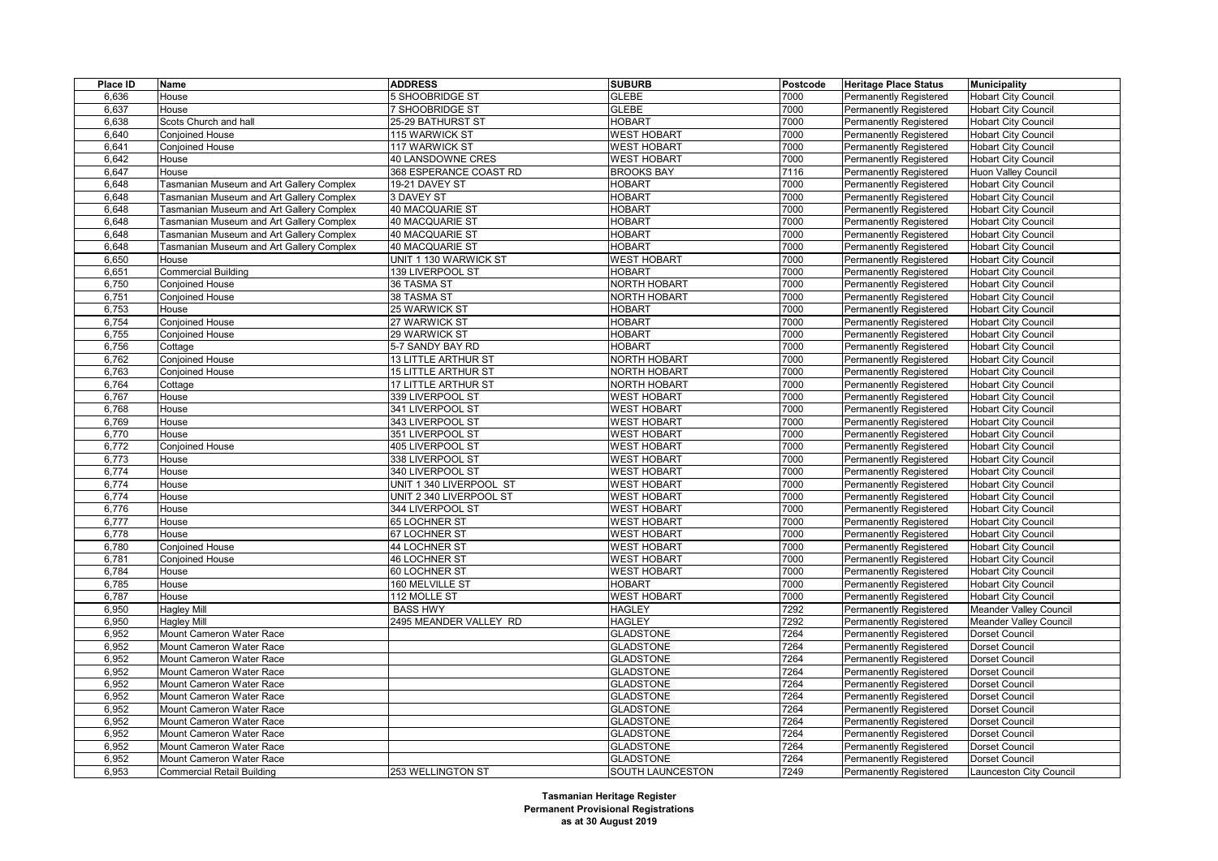| Place ID | Name | ADDRESS | SUBURB | Postcode | Heritage Place Status | Municipality |
|---|---|---|---|---|---|---|
| 6,636 | House | 5 SHOOBRIDGE ST | GLEBE | 7000 | Permanently Registered | Hobart City Council |
| 6,637 | House | 7 SHOOBRIDGE ST | GLEBE | 7000 | Permanently Registered | Hobart City Council |
| 6,638 | Scots Church and hall | 25-29 BATHURST ST | HOBART | 7000 | Permanently Registered | Hobart City Council |
| 6,640 | Conjoined House | 115 WARWICK ST | WEST HOBART | 7000 | Permanently Registered | Hobart City Council |
| 6,641 | Conjoined House | 117 WARWICK ST | WEST HOBART | 7000 | Permanently Registered | Hobart City Council |
| 6,642 | House | 40 LANSDOWNE CRES | WEST HOBART | 7000 | Permanently Registered | Hobart City Council |
| 6,647 | House | 368 ESPERANCE COAST RD | BROOKS BAY | 7116 | Permanently Registered | Huon Valley Council |
| 6,648 | Tasmanian Museum and Art Gallery Complex | 19-21 DAVEY ST | HOBART | 7000 | Permanently Registered | Hobart City Council |
| 6,648 | Tasmanian Museum and Art Gallery Complex | 3 DAVEY ST | HOBART | 7000 | Permanently Registered | Hobart City Council |
| 6,648 | Tasmanian Museum and Art Gallery Complex | 40 MACQUARIE ST | HOBART | 7000 | Permanently Registered | Hobart City Council |
| 6,648 | Tasmanian Museum and Art Gallery Complex | 40 MACQUARIE ST | HOBART | 7000 | Permanently Registered | Hobart City Council |
| 6,648 | Tasmanian Museum and Art Gallery Complex | 40 MACQUARIE ST | HOBART | 7000 | Permanently Registered | Hobart City Council |
| 6,648 | Tasmanian Museum and Art Gallery Complex | 40 MACQUARIE ST | HOBART | 7000 | Permanently Registered | Hobart City Council |
| 6,650 | House | UNIT 1 130 WARWICK ST | WEST HOBART | 7000 | Permanently Registered | Hobart City Council |
| 6,651 | Commercial Building | 139 LIVERPOOL ST | HOBART | 7000 | Permanently Registered | Hobart City Council |
| 6,750 | Conjoined House | 36 TASMA ST | NORTH HOBART | 7000 | Permanently Registered | Hobart City Council |
| 6,751 | Conjoined House | 38 TASMA ST | NORTH HOBART | 7000 | Permanently Registered | Hobart City Council |
| 6,753 | House | 25 WARWICK ST | HOBART | 7000 | Permanently Registered | Hobart City Council |
| 6,754 | Conjoined House | 27 WARWICK ST | HOBART | 7000 | Permanently Registered | Hobart City Council |
| 6,755 | Conjoined House | 29 WARWICK ST | HOBART | 7000 | Permanently Registered | Hobart City Council |
| 6,756 | Cottage | 5-7 SANDY BAY RD | HOBART | 7000 | Permanently Registered | Hobart City Council |
| 6,762 | Conjoined House | 13 LITTLE ARTHUR ST | NORTH HOBART | 7000 | Permanently Registered | Hobart City Council |
| 6,763 | Conjoined House | 15 LITTLE ARTHUR ST | NORTH HOBART | 7000 | Permanently Registered | Hobart City Council |
| 6,764 | Cottage | 17 LITTLE ARTHUR ST | NORTH HOBART | 7000 | Permanently Registered | Hobart City Council |
| 6,767 | House | 339 LIVERPOOL ST | WEST HOBART | 7000 | Permanently Registered | Hobart City Council |
| 6,768 | House | 341 LIVERPOOL ST | WEST HOBART | 7000 | Permanently Registered | Hobart City Council |
| 6,769 | House | 343 LIVERPOOL ST | WEST HOBART | 7000 | Permanently Registered | Hobart City Council |
| 6,770 | House | 351 LIVERPOOL ST | WEST HOBART | 7000 | Permanently Registered | Hobart City Council |
| 6,772 | Conjoined House | 405 LIVERPOOL ST | WEST HOBART | 7000 | Permanently Registered | Hobart City Council |
| 6,773 | House | 338 LIVERPOOL ST | WEST HOBART | 7000 | Permanently Registered | Hobart City Council |
| 6,774 | House | 340 LIVERPOOL ST | WEST HOBART | 7000 | Permanently Registered | Hobart City Council |
| 6,774 | House | UNIT 1 340 LIVERPOOL ST | WEST HOBART | 7000 | Permanently Registered | Hobart City Council |
| 6,774 | House | UNIT 2 340 LIVERPOOL ST | WEST HOBART | 7000 | Permanently Registered | Hobart City Council |
| 6,776 | House | 344 LIVERPOOL ST | WEST HOBART | 7000 | Permanently Registered | Hobart City Council |
| 6,777 | House | 65 LOCHNER ST | WEST HOBART | 7000 | Permanently Registered | Hobart City Council |
| 6,778 | House | 67 LOCHNER ST | WEST HOBART | 7000 | Permanently Registered | Hobart City Council |
| 6,780 | Conjoined House | 44 LOCHNER ST | WEST HOBART | 7000 | Permanently Registered | Hobart City Council |
| 6,781 | Conjoined House | 46 LOCHNER ST | WEST HOBART | 7000 | Permanently Registered | Hobart City Council |
| 6,784 | House | 60 LOCHNER ST | WEST HOBART | 7000 | Permanently Registered | Hobart City Council |
| 6,785 | House | 160 MELVILLE ST | HOBART | 7000 | Permanently Registered | Hobart City Council |
| 6,787 | House | 112 MOLLE ST | WEST HOBART | 7000 | Permanently Registered | Hobart City Council |
| 6,950 | Hagley Mill | BASS HWY | HAGLEY | 7292 | Permanently Registered | Meander Valley Council |
| 6,950 | Hagley Mill | 2495 MEANDER VALLEY RD | HAGLEY | 7292 | Permanently Registered | Meander Valley Council |
| 6,952 | Mount Cameron Water Race | | GLADSTONE | 7264 | Permanently Registered | Dorset Council |
| 6,952 | Mount Cameron Water Race | | GLADSTONE | 7264 | Permanently Registered | Dorset Council |
| 6,952 | Mount Cameron Water Race | | GLADSTONE | 7264 | Permanently Registered | Dorset Council |
| 6,952 | Mount Cameron Water Race | | GLADSTONE | 7264 | Permanently Registered | Dorset Council |
| 6,952 | Mount Cameron Water Race | | GLADSTONE | 7264 | Permanently Registered | Dorset Council |
| 6,952 | Mount Cameron Water Race | | GLADSTONE | 7264 | Permanently Registered | Dorset Council |
| 6,952 | Mount Cameron Water Race | | GLADSTONE | 7264 | Permanently Registered | Dorset Council |
| 6,952 | Mount Cameron Water Race | | GLADSTONE | 7264 | Permanently Registered | Dorset Council |
| 6,952 | Mount Cameron Water Race | | GLADSTONE | 7264 | Permanently Registered | Dorset Council |
| 6,952 | Mount Cameron Water Race | | GLADSTONE | 7264 | Permanently Registered | Dorset Council |
| 6,952 | Mount Cameron Water Race | | GLADSTONE | 7264 | Permanently Registered | Dorset Council |
| 6,953 | Commercial Retail Building | 253 WELLINGTON ST | SOUTH LAUNCESTON | 7249 | Permanently Registered | Launceston City Council |

**Tasmanian Heritage Register**
**Permanent Provisional Registrations**
**as at 30 August 2019**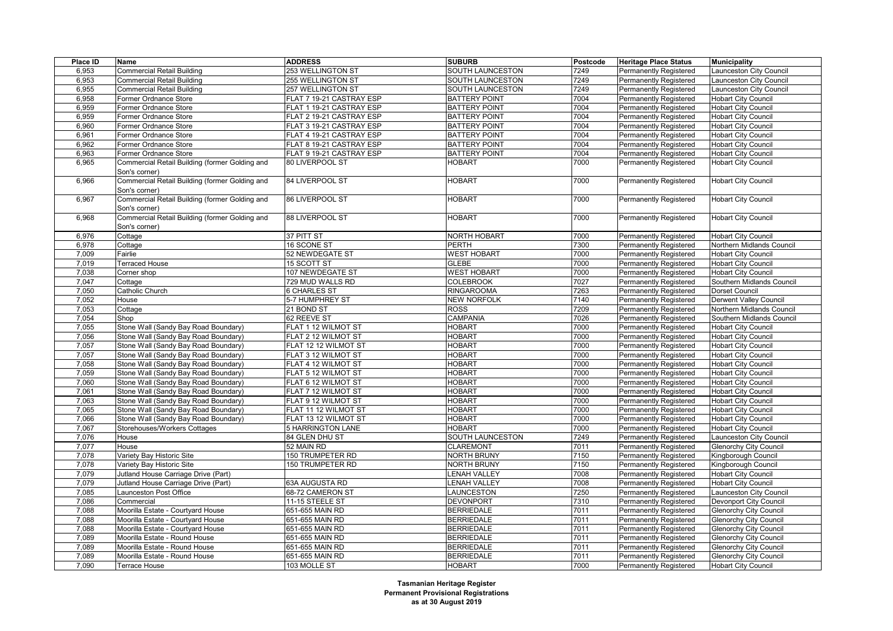| Place ID | Name | ADDRESS | SUBURB | Postcode | Heritage Place Status | Municipality |
|---|---|---|---|---|---|---|
| 6,953 | Commercial Retail Building | 253 WELLINGTON ST | SOUTH LAUNCESTON | 7249 | Permanently Registered | Launceston City Council |
| 6,953 | Commercial Retail Building | 255 WELLINGTON ST | SOUTH LAUNCESTON | 7249 | Permanently Registered | Launceston City Council |
| 6,955 | Commercial Retail Building | 257 WELLINGTON ST | SOUTH LAUNCESTON | 7249 | Permanently Registered | Launceston City Council |
| 6,958 | Former Ordnance Store | FLAT 7 19-21 CASTRAY ESP | BATTERY POINT | 7004 | Permanently Registered | Hobart City Council |
| 6,959 | Former Ordnance Store | FLAT 1 19-21 CASTRAY ESP | BATTERY POINT | 7004 | Permanently Registered | Hobart City Council |
| 6,959 | Former Ordnance Store | FLAT 2 19-21 CASTRAY ESP | BATTERY POINT | 7004 | Permanently Registered | Hobart City Council |
| 6,960 | Former Ordnance Store | FLAT 3 19-21 CASTRAY ESP | BATTERY POINT | 7004 | Permanently Registered | Hobart City Council |
| 6,961 | Former Ordnance Store | FLAT 4 19-21 CASTRAY ESP | BATTERY POINT | 7004 | Permanently Registered | Hobart City Council |
| 6,962 | Former Ordnance Store | FLAT 8 19-21 CASTRAY ESP | BATTERY POINT | 7004 | Permanently Registered | Hobart City Council |
| 6,963 | Former Ordnance Store | FLAT 9 19-21 CASTRAY ESP | BATTERY POINT | 7004 | Permanently Registered | Hobart City Council |
| 6,965 | Commercial Retail Building (former Golding and Son's corner) | 80 LIVERPOOL ST | HOBART | 7000 | Permanently Registered | Hobart City Council |
| 6,966 | Commercial Retail Building (former Golding and Son's corner) | 84 LIVERPOOL ST | HOBART | 7000 | Permanently Registered | Hobart City Council |
| 6,967 | Commercial Retail Building (former Golding and Son's corner) | 86 LIVERPOOL ST | HOBART | 7000 | Permanently Registered | Hobart City Council |
| 6,968 | Commercial Retail Building (former Golding and Son's corner) | 88 LIVERPOOL ST | HOBART | 7000 | Permanently Registered | Hobart City Council |
| 6,976 | Cottage | 37 PITT ST | NORTH HOBART | 7000 | Permanently Registered | Hobart City Council |
| 6,978 | Cottage | 16 SCONE ST | PERTH | 7300 | Permanently Registered | Northern Midlands Council |
| 7,009 | Fairlie | 52 NEWDEGATE ST | WEST HOBART | 7000 | Permanently Registered | Hobart City Council |
| 7,019 | Terraced House | 15 SCOTT ST | GLEBE | 7000 | Permanently Registered | Hobart City Council |
| 7,038 | Corner shop | 107 NEWDEGATE ST | WEST HOBART | 7000 | Permanently Registered | Hobart City Council |
| 7,047 | Cottage | 729 MUD WALLS RD | COLEBROOK | 7027 | Permanently Registered | Southern Midlands Council |
| 7,050 | Catholic Church | 6 CHARLES ST | RINGAROOMA | 7263 | Permanently Registered | Dorset Council |
| 7,052 | House | 5-7 HUMPHREY ST | NEW NORFOLK | 7140 | Permanently Registered | Derwent Valley Council |
| 7,053 | Cottage | 21 BOND ST | ROSS | 7209 | Permanently Registered | Northern Midlands Council |
| 7,054 | Shop | 62 REEVE ST | CAMPANIA | 7026 | Permanently Registered | Southern Midlands Council |
| 7,055 | Stone Wall (Sandy Bay Road Boundary) | FLAT 1 12 WILMOT ST | HOBART | 7000 | Permanently Registered | Hobart City Council |
| 7,056 | Stone Wall (Sandy Bay Road Boundary) | FLAT 2 12 WILMOT ST | HOBART | 7000 | Permanently Registered | Hobart City Council |
| 7,057 | Stone Wall (Sandy Bay Road Boundary) | FLAT 12 12 WILMOT ST | HOBART | 7000 | Permanently Registered | Hobart City Council |
| 7,057 | Stone Wall (Sandy Bay Road Boundary) | FLAT 3 12 WILMOT ST | HOBART | 7000 | Permanently Registered | Hobart City Council |
| 7,058 | Stone Wall (Sandy Bay Road Boundary) | FLAT 4 12 WILMOT ST | HOBART | 7000 | Permanently Registered | Hobart City Council |
| 7,059 | Stone Wall (Sandy Bay Road Boundary) | FLAT 5 12 WILMOT ST | HOBART | 7000 | Permanently Registered | Hobart City Council |
| 7,060 | Stone Wall (Sandy Bay Road Boundary) | FLAT 6 12 WILMOT ST | HOBART | 7000 | Permanently Registered | Hobart City Council |
| 7,061 | Stone Wall (Sandy Bay Road Boundary) | FLAT 7 12 WILMOT ST | HOBART | 7000 | Permanently Registered | Hobart City Council |
| 7,063 | Stone Wall (Sandy Bay Road Boundary) | FLAT 9 12 WILMOT ST | HOBART | 7000 | Permanently Registered | Hobart City Council |
| 7,065 | Stone Wall (Sandy Bay Road Boundary) | FLAT 11 12 WILMOT ST | HOBART | 7000 | Permanently Registered | Hobart City Council |
| 7,066 | Stone Wall (Sandy Bay Road Boundary) | FLAT 13 12 WILMOT ST | HOBART | 7000 | Permanently Registered | Hobart City Council |
| 7,067 | Storehouses/Workers Cottages | 5 HARRINGTON LANE | HOBART | 7000 | Permanently Registered | Hobart City Council |
| 7,076 | House | 84 GLEN DHU ST | SOUTH LAUNCESTON | 7249 | Permanently Registered | Launceston City Council |
| 7,077 | House | 52 MAIN RD | CLAREMONT | 7011 | Permanently Registered | Glenorchy City Council |
| 7,078 | Variety Bay Historic Site | 150 TRUMPETER RD | NORTH BRUNY | 7150 | Permanently Registered | Kingborough Council |
| 7,078 | Variety Bay Historic Site | 150 TRUMPETER RD | NORTH BRUNY | 7150 | Permanently Registered | Kingborough Council |
| 7,079 | Jutland House Carriage Drive (Part) | | LENAH VALLEY | 7008 | Permanently Registered | Hobart City Council |
| 7,079 | Jutland House Carriage Drive (Part) | 63A AUGUSTA RD | LENAH VALLEY | 7008 | Permanently Registered | Hobart City Council |
| 7,085 | Launceston Post Office | 68-72 CAMERON ST | LAUNCESTON | 7250 | Permanently Registered | Launceston City Council |
| 7,086 | Commercial | 11-15 STEELE ST | DEVONPORT | 7310 | Permanently Registered | Devonport City Council |
| 7,088 | Moorilla Estate - Courtyard House | 651-655 MAIN RD | BERRIEDALE | 7011 | Permanently Registered | Glenorchy City Council |
| 7,088 | Moorilla Estate - Courtyard House | 651-655 MAIN RD | BERRIEDALE | 7011 | Permanently Registered | Glenorchy City Council |
| 7,088 | Moorilla Estate - Courtyard House | 651-655 MAIN RD | BERRIEDALE | 7011 | Permanently Registered | Glenorchy City Council |
| 7,089 | Moorilla Estate - Round House | 651-655 MAIN RD | BERRIEDALE | 7011 | Permanently Registered | Glenorchy City Council |
| 7,089 | Moorilla Estate - Round House | 651-655 MAIN RD | BERRIEDALE | 7011 | Permanently Registered | Glenorchy City Council |
| 7,089 | Moorilla Estate - Round House | 651-655 MAIN RD | BERRIEDALE | 7011 | Permanently Registered | Glenorchy City Council |
| 7,090 | Terrace House | 103 MOLLE ST | HOBART | 7000 | Permanently Registered | Hobart City Council |

**Tasmanian Heritage Register**
**Permanent Provisional Registrations**
**as at 30 August 2019**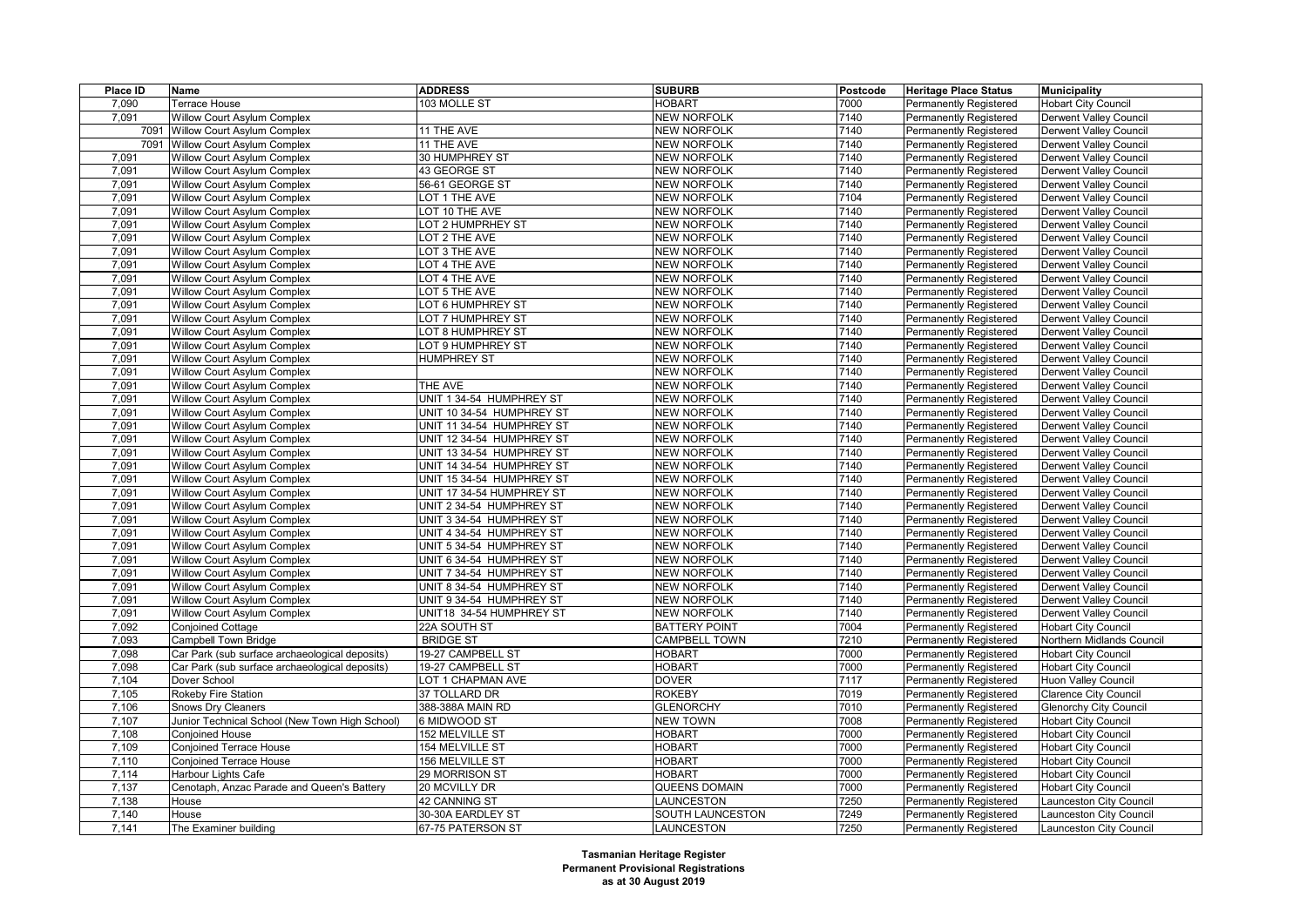| Place ID | Name | ADDRESS | SUBURB | Postcode | Heritage Place Status | Municipality |
|---|---|---|---|---|---|---|
| 7,090 | Terrace House | 103 MOLLE ST | HOBART | 7000 | Permanently Registered | Hobart City Council |
| 7,091 | Willow Court Asylum Complex | | NEW NORFOLK | 7140 | Permanently Registered | Derwent Valley Council |
| 7091 | Willow Court Asylum Complex | 11 THE AVE | NEW NORFOLK | 7140 | Permanently Registered | Derwent Valley Council |
| 7091 | Willow Court Asylum Complex | 11 THE AVE | NEW NORFOLK | 7140 | Permanently Registered | Derwent Valley Council |
| 7,091 | Willow Court Asylum Complex | 30 HUMPHREY ST | NEW NORFOLK | 7140 | Permanently Registered | Derwent Valley Council |
| 7,091 | Willow Court Asylum Complex | 43 GEORGE ST | NEW NORFOLK | 7140 | Permanently Registered | Derwent Valley Council |
| 7,091 | Willow Court Asylum Complex | 56-61 GEORGE ST | NEW NORFOLK | 7140 | Permanently Registered | Derwent Valley Council |
| 7,091 | Willow Court Asylum Complex | LOT 1 THE AVE | NEW NORFOLK | 7104 | Permanently Registered | Derwent Valley Council |
| 7,091 | Willow Court Asylum Complex | LOT 10 THE AVE | NEW NORFOLK | 7140 | Permanently Registered | Derwent Valley Council |
| 7,091 | Willow Court Asylum Complex | LOT 2 HUMPRHEY ST | NEW NORFOLK | 7140 | Permanently Registered | Derwent Valley Council |
| 7,091 | Willow Court Asylum Complex | LOT 2 THE AVE | NEW NORFOLK | 7140 | Permanently Registered | Derwent Valley Council |
| 7,091 | Willow Court Asylum Complex | LOT 3 THE AVE | NEW NORFOLK | 7140 | Permanently Registered | Derwent Valley Council |
| 7,091 | Willow Court Asylum Complex | LOT 4 THE AVE | NEW NORFOLK | 7140 | Permanently Registered | Derwent Valley Council |
| 7,091 | Willow Court Asylum Complex | LOT 4 THE AVE | NEW NORFOLK | 7140 | Permanently Registered | Derwent Valley Council |
| 7,091 | Willow Court Asylum Complex | LOT 5 THE AVE | NEW NORFOLK | 7140 | Permanently Registered | Derwent Valley Council |
| 7,091 | Willow Court Asylum Complex | LOT 6 HUMPHREY ST | NEW NORFOLK | 7140 | Permanently Registered | Derwent Valley Council |
| 7,091 | Willow Court Asylum Complex | LOT 7 HUMPHREY ST | NEW NORFOLK | 7140 | Permanently Registered | Derwent Valley Council |
| 7,091 | Willow Court Asylum Complex | LOT 8 HUMPHREY ST | NEW NORFOLK | 7140 | Permanently Registered | Derwent Valley Council |
| 7,091 | Willow Court Asylum Complex | LOT 9 HUMPHREY ST | NEW NORFOLK | 7140 | Permanently Registered | Derwent Valley Council |
| 7,091 | Willow Court Asylum Complex | HUMPHREY ST | NEW NORFOLK | 7140 | Permanently Registered | Derwent Valley Council |
| 7,091 | Willow Court Asylum Complex | | NEW NORFOLK | 7140 | Permanently Registered | Derwent Valley Council |
| 7,091 | Willow Court Asylum Complex | THE AVE | NEW NORFOLK | 7140 | Permanently Registered | Derwent Valley Council |
| 7,091 | Willow Court Asylum Complex | UNIT 1 34-54 HUMPHREY ST | NEW NORFOLK | 7140 | Permanently Registered | Derwent Valley Council |
| 7,091 | Willow Court Asylum Complex | UNIT 10 34-54 HUMPHREY ST | NEW NORFOLK | 7140 | Permanently Registered | Derwent Valley Council |
| 7,091 | Willow Court Asylum Complex | UNIT 11 34-54 HUMPHREY ST | NEW NORFOLK | 7140 | Permanently Registered | Derwent Valley Council |
| 7,091 | Willow Court Asylum Complex | UNIT 12 34-54 HUMPHREY ST | NEW NORFOLK | 7140 | Permanently Registered | Derwent Valley Council |
| 7,091 | Willow Court Asylum Complex | UNIT 13 34-54 HUMPHREY ST | NEW NORFOLK | 7140 | Permanently Registered | Derwent Valley Council |
| 7,091 | Willow Court Asylum Complex | UNIT 14 34-54 HUMPHREY ST | NEW NORFOLK | 7140 | Permanently Registered | Derwent Valley Council |
| 7,091 | Willow Court Asylum Complex | UNIT 15 34-54 HUMPHREY ST | NEW NORFOLK | 7140 | Permanently Registered | Derwent Valley Council |
| 7,091 | Willow Court Asylum Complex | UNIT 17 34-54 HUMPHREY ST | NEW NORFOLK | 7140 | Permanently Registered | Derwent Valley Council |
| 7,091 | Willow Court Asylum Complex | UNIT 2 34-54 HUMPHREY ST | NEW NORFOLK | 7140 | Permanently Registered | Derwent Valley Council |
| 7,091 | Willow Court Asylum Complex | UNIT 3 34-54 HUMPHREY ST | NEW NORFOLK | 7140 | Permanently Registered | Derwent Valley Council |
| 7,091 | Willow Court Asylum Complex | UNIT 4 34-54 HUMPHREY ST | NEW NORFOLK | 7140 | Permanently Registered | Derwent Valley Council |
| 7,091 | Willow Court Asylum Complex | UNIT 5 34-54 HUMPHREY ST | NEW NORFOLK | 7140 | Permanently Registered | Derwent Valley Council |
| 7,091 | Willow Court Asylum Complex | UNIT 6 34-54 HUMPHREY ST | NEW NORFOLK | 7140 | Permanently Registered | Derwent Valley Council |
| 7,091 | Willow Court Asylum Complex | UNIT 7 34-54 HUMPHREY ST | NEW NORFOLK | 7140 | Permanently Registered | Derwent Valley Council |
| 7,091 | Willow Court Asylum Complex | UNIT 8 34-54 HUMPHREY ST | NEW NORFOLK | 7140 | Permanently Registered | Derwent Valley Council |
| 7,091 | Willow Court Asylum Complex | UNIT 9 34-54 HUMPHREY ST | NEW NORFOLK | 7140 | Permanently Registered | Derwent Valley Council |
| 7,091 | Willow Court Asylum Complex | UNIT18 34-54 HUMPHREY ST | NEW NORFOLK | 7140 | Permanently Registered | Derwent Valley Council |
| 7,092 | Conjoined Cottage | 22A SOUTH ST | BATTERY POINT | 7004 | Permanently Registered | Hobart City Council |
| 7,093 | Campbell Town Bridge | BRIDGE ST | CAMPBELL TOWN | 7210 | Permanently Registered | Northern Midlands Council |
| 7,098 | Car Park (sub surface archaeological deposits) | 19-27 CAMPBELL ST | HOBART | 7000 | Permanently Registered | Hobart City Council |
| 7,098 | Car Park (sub surface archaeological deposits) | 19-27 CAMPBELL ST | HOBART | 7000 | Permanently Registered | Hobart City Council |
| 7,104 | Dover School | LOT 1 CHAPMAN AVE | DOVER | 7117 | Permanently Registered | Huon Valley Council |
| 7,105 | Rokeby Fire Station | 37 TOLLARD DR | ROKEBY | 7019 | Permanently Registered | Clarence City Council |
| 7,106 | Snows Dry Cleaners | 388-388A MAIN RD | GLENORCHY | 7010 | Permanently Registered | Glenorchy City Council |
| 7,107 | Junior Technical School (New Town High School) | 6 MIDWOOD ST | NEW TOWN | 7008 | Permanently Registered | Hobart City Council |
| 7,108 | Conjoined House | 152 MELVILLE ST | HOBART | 7000 | Permanently Registered | Hobart City Council |
| 7,109 | Conjoined Terrace House | 154 MELVILLE ST | HOBART | 7000 | Permanently Registered | Hobart City Council |
| 7,110 | Conjoined Terrace House | 156 MELVILLE ST | HOBART | 7000 | Permanently Registered | Hobart City Council |
| 7,114 | Harbour Lights Cafe | 29 MORRISON ST | HOBART | 7000 | Permanently Registered | Hobart City Council |
| 7,137 | Cenotaph, Anzac Parade and Queen's Battery | 20 MCVILLY DR | QUEENS DOMAIN | 7000 | Permanently Registered | Hobart City Council |
| 7,138 | House | 42 CANNING ST | LAUNCESTON | 7250 | Permanently Registered | Launceston City Council |
| 7,140 | House | 30-30A EARDLEY ST | SOUTH LAUNCESTON | 7249 | Permanently Registered | Launceston City Council |
| 7,141 | The Examiner building | 67-75 PATERSON ST | LAUNCESTON | 7250 | Permanently Registered | Launceston City Council |

**Tasmanian Heritage Register**
**Permanent Provisional Registrations**
**as at 30 August 2019**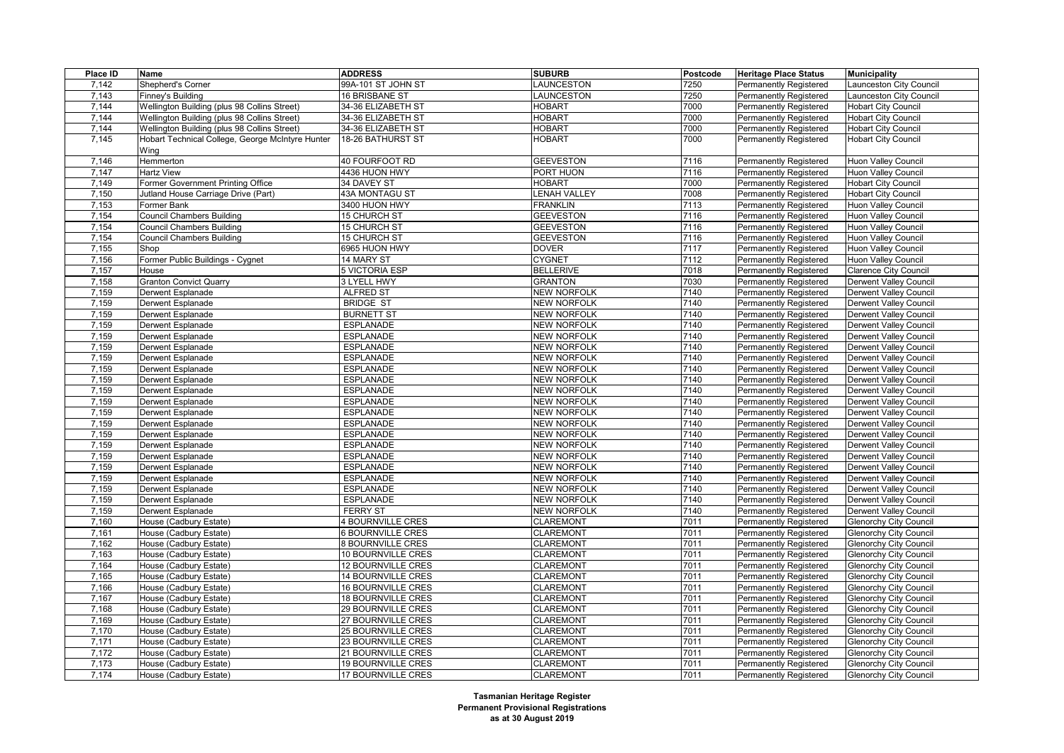| Place ID | Name | ADDRESS | SUBURB | Postcode | Heritage Place Status | Municipality |
|---|---|---|---|---|---|---|
| 7,142 | Shepherd's Corner | 99A-101 ST JOHN ST | LAUNCESTON | 7250 | Permanently Registered | Launceston City Council |
| 7,143 | Finney's Building | 16 BRISBANE ST | LAUNCESTON | 7250 | Permanently Registered | Launceston City Council |
| 7,144 | Wellington Building (plus 98 Collins Street) | 34-36 ELIZABETH ST | HOBART | 7000 | Permanently Registered | Hobart City Council |
| 7,144 | Wellington Building (plus 98 Collins Street) | 34-36 ELIZABETH ST | HOBART | 7000 | Permanently Registered | Hobart City Council |
| 7,144 | Wellington Building (plus 98 Collins Street) | 34-36 ELIZABETH ST | HOBART | 7000 | Permanently Registered | Hobart City Council |
| 7,145 | Hobart Technical College, George McIntyre Hunter Wing | 18-26 BATHURST ST | HOBART | 7000 | Permanently Registered | Hobart City Council |
| 7,146 | Hemmerton | 40 FOURFOOT RD | GEEVESTON | 7116 | Permanently Registered | Huon Valley Council |
| 7,147 | Hartz View | 4436 HUON HWY | PORT HUON | 7116 | Permanently Registered | Huon Valley Council |
| 7,149 | Former Government Printing Office | 34 DAVEY ST | HOBART | 7000 | Permanently Registered | Hobart City Council |
| 7,150 | Jutland House Carriage Drive (Part) | 43A MONTAGU ST | LENAH VALLEY | 7008 | Permanently Registered | Hobart City Council |
| 7,153 | Former Bank | 3400 HUON HWY | FRANKLIN | 7113 | Permanently Registered | Huon Valley Council |
| 7,154 | Council Chambers Building | 15 CHURCH ST | GEEVESTON | 7116 | Permanently Registered | Huon Valley Council |
| 7,154 | Council Chambers Building | 15 CHURCH ST | GEEVESTON | 7116 | Permanently Registered | Huon Valley Council |
| 7,154 | Council Chambers Building | 15 CHURCH ST | GEEVESTON | 7116 | Permanently Registered | Huon Valley Council |
| 7,155 | Shop | 6965 HUON HWY | DOVER | 7117 | Permanently Registered | Huon Valley Council |
| 7,156 | Former Public Buildings - Cygnet | 14 MARY ST | CYGNET | 7112 | Permanently Registered | Huon Valley Council |
| 7,157 | House | 5 VICTORIA ESP | BELLERIVE | 7018 | Permanently Registered | Clarence City Council |
| 7,158 | Granton Convict Quarry | 3 LYELL HWY | GRANTON | 7030 | Permanently Registered | Derwent Valley Council |
| 7,159 | Derwent Esplanade | ALFRED ST | NEW NORFOLK | 7140 | Permanently Registered | Derwent Valley Council |
| 7,159 | Derwent Esplanade | BRIDGE ST | NEW NORFOLK | 7140 | Permanently Registered | Derwent Valley Council |
| 7,159 | Derwent Esplanade | BURNETT ST | NEW NORFOLK | 7140 | Permanently Registered | Derwent Valley Council |
| 7,159 | Derwent Esplanade | ESPLANADE | NEW NORFOLK | 7140 | Permanently Registered | Derwent Valley Council |
| 7,159 | Derwent Esplanade | ESPLANADE | NEW NORFOLK | 7140 | Permanently Registered | Derwent Valley Council |
| 7,159 | Derwent Esplanade | ESPLANADE | NEW NORFOLK | 7140 | Permanently Registered | Derwent Valley Council |
| 7,159 | Derwent Esplanade | ESPLANADE | NEW NORFOLK | 7140 | Permanently Registered | Derwent Valley Council |
| 7,159 | Derwent Esplanade | ESPLANADE | NEW NORFOLK | 7140 | Permanently Registered | Derwent Valley Council |
| 7,159 | Derwent Esplanade | ESPLANADE | NEW NORFOLK | 7140 | Permanently Registered | Derwent Valley Council |
| 7,159 | Derwent Esplanade | ESPLANADE | NEW NORFOLK | 7140 | Permanently Registered | Derwent Valley Council |
| 7,159 | Derwent Esplanade | ESPLANADE | NEW NORFOLK | 7140 | Permanently Registered | Derwent Valley Council |
| 7,159 | Derwent Esplanade | ESPLANADE | NEW NORFOLK | 7140 | Permanently Registered | Derwent Valley Council |
| 7,159 | Derwent Esplanade | ESPLANADE | NEW NORFOLK | 7140 | Permanently Registered | Derwent Valley Council |
| 7,159 | Derwent Esplanade | ESPLANADE | NEW NORFOLK | 7140 | Permanently Registered | Derwent Valley Council |
| 7,159 | Derwent Esplanade | ESPLANADE | NEW NORFOLK | 7140 | Permanently Registered | Derwent Valley Council |
| 7,159 | Derwent Esplanade | ESPLANADE | NEW NORFOLK | 7140 | Permanently Registered | Derwent Valley Council |
| 7,159 | Derwent Esplanade | ESPLANADE | NEW NORFOLK | 7140 | Permanently Registered | Derwent Valley Council |
| 7,159 | Derwent Esplanade | ESPLANADE | NEW NORFOLK | 7140 | Permanently Registered | Derwent Valley Council |
| 7,159 | Derwent Esplanade | ESPLANADE | NEW NORFOLK | 7140 | Permanently Registered | Derwent Valley Council |
| 7,159 | Derwent Esplanade | ESPLANADE | NEW NORFOLK | 7140 | Permanently Registered | Derwent Valley Council |
| 7,159 | Derwent Esplanade | ESPLANADE | NEW NORFOLK | 7140 | Permanently Registered | Derwent Valley Council |
| 7,159 | Derwent Esplanade | FERRY ST | NEW NORFOLK | 7140 | Permanently Registered | Derwent Valley Council |
| 7,160 | House (Cadbury Estate) | 4 BOURNVILLE CRES | CLAREMONT | 7011 | Permanently Registered | Glenorchy City Council |
| 7,161 | House (Cadbury Estate) | 6 BOURNVILLE CRES | CLAREMONT | 7011 | Permanently Registered | Glenorchy City Council |
| 7,162 | House (Cadbury Estate) | 8 BOURNVILLE CRES | CLAREMONT | 7011 | Permanently Registered | Glenorchy City Council |
| 7,163 | House (Cadbury Estate) | 10 BOURNVILLE CRES | CLAREMONT | 7011 | Permanently Registered | Glenorchy City Council |
| 7,164 | House (Cadbury Estate) | 12 BOURNVILLE CRES | CLAREMONT | 7011 | Permanently Registered | Glenorchy City Council |
| 7,165 | House (Cadbury Estate) | 14 BOURNVILLE CRES | CLAREMONT | 7011 | Permanently Registered | Glenorchy City Council |
| 7,166 | House (Cadbury Estate) | 16 BOURNVILLE CRES | CLAREMONT | 7011 | Permanently Registered | Glenorchy City Council |
| 7,167 | House (Cadbury Estate) | 18 BOURNVILLE CRES | CLAREMONT | 7011 | Permanently Registered | Glenorchy City Council |
| 7,168 | House (Cadbury Estate) | 29 BOURNVILLE CRES | CLAREMONT | 7011 | Permanently Registered | Glenorchy City Council |
| 7,169 | House (Cadbury Estate) | 27 BOURNVILLE CRES | CLAREMONT | 7011 | Permanently Registered | Glenorchy City Council |
| 7,170 | House (Cadbury Estate) | 25 BOURNVILLE CRES | CLAREMONT | 7011 | Permanently Registered | Glenorchy City Council |
| 7,171 | House (Cadbury Estate) | 23 BOURNVILLE CRES | CLAREMONT | 7011 | Permanently Registered | Glenorchy City Council |
| 7,172 | House (Cadbury Estate) | 21 BOURNVILLE CRES | CLAREMONT | 7011 | Permanently Registered | Glenorchy City Council |
| 7,173 | House (Cadbury Estate) | 19 BOURNVILLE CRES | CLAREMONT | 7011 | Permanently Registered | Glenorchy City Council |
| 7,174 | House (Cadbury Estate) | 17 BOURNVILLE CRES | CLAREMONT | 7011 | Permanently Registered | Glenorchy City Council |

**Tasmanian Heritage Register**
**Permanent Provisional Registrations**
**as at 30 August 2019**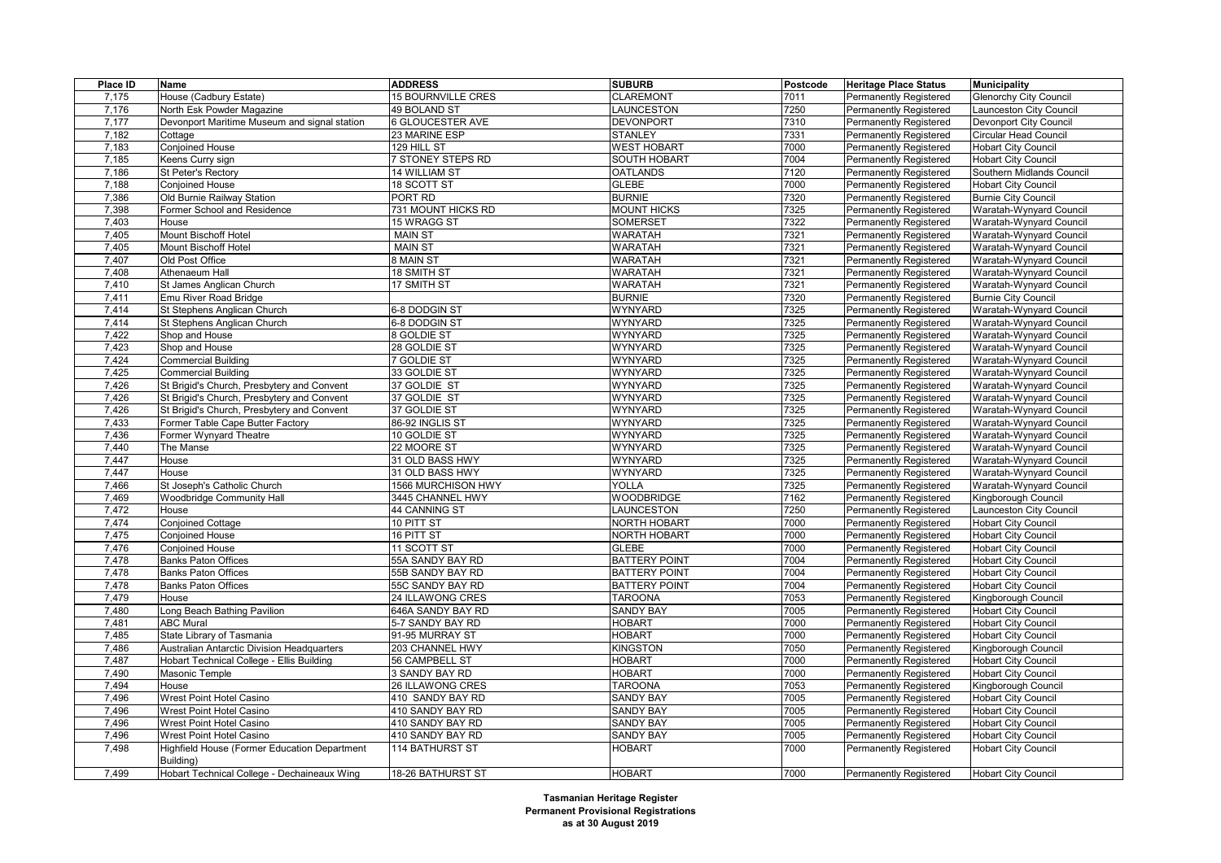| Place ID | Name | ADDRESS | SUBURB | Postcode | Heritage Place Status | Municipality |
|---|---|---|---|---|---|---|
| 7,175 | House (Cadbury Estate) | 15 BOURNVILLE CRES | CLAREMONT | 7011 | Permanently Registered | Glenorchy City Council |
| 7,176 | North Esk Powder Magazine | 49 BOLAND ST | LAUNCESTON | 7250 | Permanently Registered | Launceston City Council |
| 7,177 | Devonport Maritime Museum and signal station | 6 GLOUCESTER AVE | DEVONPORT | 7310 | Permanently Registered | Devonport City Council |
| 7,182 | Cottage | 23 MARINE ESP | STANLEY | 7331 | Permanently Registered | Circular Head Council |
| 7,183 | Conjoined House | 129 HILL ST | WEST HOBART | 7000 | Permanently Registered | Hobart City Council |
| 7,185 | Keens Curry sign | 7 STONEY STEPS RD | SOUTH HOBART | 7004 | Permanently Registered | Hobart City Council |
| 7,186 | St Peter's Rectory | 14 WILLIAM ST | OATLANDS | 7120 | Permanently Registered | Southern Midlands Council |
| 7,188 | Conjoined House | 18 SCOTT ST | GLEBE | 7000 | Permanently Registered | Hobart City Council |
| 7,386 | Old Burnie Railway Station | PORT RD | BURNIE | 7320 | Permanently Registered | Burnie City Council |
| 7,398 | Former School and Residence | 731 MOUNT HICKS RD | MOUNT HICKS | 7325 | Permanently Registered | Waratah-Wynyard Council |
| 7,403 | House | 15 WRAGG ST | SOMERSET | 7322 | Permanently Registered | Waratah-Wynyard Council |
| 7,405 | Mount Bischoff Hotel | MAIN ST | WARATAH | 7321 | Permanently Registered | Waratah-Wynyard Council |
| 7,405 | Mount Bischoff Hotel | MAIN ST | WARATAH | 7321 | Permanently Registered | Waratah-Wynyard Council |
| 7,407 | Old Post Office | 8 MAIN ST | WARATAH | 7321 | Permanently Registered | Waratah-Wynyard Council |
| 7,408 | Athenaeum Hall | 18 SMITH ST | WARATAH | 7321 | Permanently Registered | Waratah-Wynyard Council |
| 7,410 | St James Anglican Church | 17 SMITH ST | WARATAH | 7321 | Permanently Registered | Waratah-Wynyard Council |
| 7,411 | Emu River Road Bridge | | BURNIE | 7320 | Permanently Registered | Burnie City Council |
| 7,414 | St Stephens Anglican Church | 6-8 DODGIN ST | WYNYARD | 7325 | Permanently Registered | Waratah-Wynyard Council |
| 7,414 | St Stephens Anglican Church | 6-8 DODGIN ST | WYNYARD | 7325 | Permanently Registered | Waratah-Wynyard Council |
| 7,422 | Shop and House | 8 GOLDIE ST | WYNYARD | 7325 | Permanently Registered | Waratah-Wynyard Council |
| 7,423 | Shop and House | 28 GOLDIE ST | WYNYARD | 7325 | Permanently Registered | Waratah-Wynyard Council |
| 7,424 | Commercial Building | 7 GOLDIE ST | WYNYARD | 7325 | Permanently Registered | Waratah-Wynyard Council |
| 7,425 | Commercial Building | 33 GOLDIE ST | WYNYARD | 7325 | Permanently Registered | Waratah-Wynyard Council |
| 7,426 | St Brigid's Church, Presbytery and Convent | 37 GOLDIE ST | WYNYARD | 7325 | Permanently Registered | Waratah-Wynyard Council |
| 7,426 | St Brigid's Church, Presbytery and Convent | 37 GOLDIE ST | WYNYARD | 7325 | Permanently Registered | Waratah-Wynyard Council |
| 7,426 | St Brigid's Church, Presbytery and Convent | 37 GOLDIE ST | WYNYARD | 7325 | Permanently Registered | Waratah-Wynyard Council |
| 7,433 | Former Table Cape Butter Factory | 86-92 INGLIS ST | WYNYARD | 7325 | Permanently Registered | Waratah-Wynyard Council |
| 7,436 | Former Wynyard Theatre | 10 GOLDIE ST | WYNYARD | 7325 | Permanently Registered | Waratah-Wynyard Council |
| 7,440 | The Manse | 22 MOORE ST | WYNYARD | 7325 | Permanently Registered | Waratah-Wynyard Council |
| 7,447 | House | 31 OLD BASS HWY | WYNYARD | 7325 | Permanently Registered | Waratah-Wynyard Council |
| 7,447 | House | 31 OLD BASS HWY | WYNYARD | 7325 | Permanently Registered | Waratah-Wynyard Council |
| 7,466 | St Joseph's Catholic Church | 1566 MURCHISON HWY | YOLLA | 7325 | Permanently Registered | Waratah-Wynyard Council |
| 7,469 | Woodbridge Community Hall | 3445 CHANNEL HWY | WOODBRIDGE | 7162 | Permanently Registered | Kingborough Council |
| 7,472 | House | 44 CANNING ST | LAUNCESTON | 7250 | Permanently Registered | Launceston City Council |
| 7,474 | Conjoined Cottage | 10 PITT ST | NORTH HOBART | 7000 | Permanently Registered | Hobart City Council |
| 7,475 | Conjoined House | 16 PITT ST | NORTH HOBART | 7000 | Permanently Registered | Hobart City Council |
| 7,476 | Conjoined House | 11 SCOTT ST | GLEBE | 7000 | Permanently Registered | Hobart City Council |
| 7,478 | Banks Paton Offices | 55A SANDY BAY RD | BATTERY POINT | 7004 | Permanently Registered | Hobart City Council |
| 7,478 | Banks Paton Offices | 55B SANDY BAY RD | BATTERY POINT | 7004 | Permanently Registered | Hobart City Council |
| 7,478 | Banks Paton Offices | 55C SANDY BAY RD | BATTERY POINT | 7004 | Permanently Registered | Hobart City Council |
| 7,479 | House | 24 ILLAWONG CRES | TAROONA | 7053 | Permanently Registered | Kingborough Council |
| 7,480 | Long Beach Bathing Pavilion | 646A SANDY BAY RD | SANDY BAY | 7005 | Permanently Registered | Hobart City Council |
| 7,481 | ABC Mural | 5-7 SANDY BAY RD | HOBART | 7000 | Permanently Registered | Hobart City Council |
| 7,485 | State Library of Tasmania | 91-95 MURRAY ST | HOBART | 7000 | Permanently Registered | Hobart City Council |
| 7,486 | Australian Antarctic Division Headquarters | 203 CHANNEL HWY | KINGSTON | 7050 | Permanently Registered | Kingborough Council |
| 7,487 | Hobart Technical College - Ellis Building | 56 CAMPBELL ST | HOBART | 7000 | Permanently Registered | Hobart City Council |
| 7,490 | Masonic Temple | 3 SANDY BAY RD | HOBART | 7000 | Permanently Registered | Hobart City Council |
| 7,494 | House | 26 ILLAWONG CRES | TAROONA | 7053 | Permanently Registered | Kingborough Council |
| 7,496 | Wrest Point Hotel Casino | 410 SANDY BAY RD | SANDY BAY | 7005 | Permanently Registered | Hobart City Council |
| 7,496 | Wrest Point Hotel Casino | 410 SANDY BAY RD | SANDY BAY | 7005 | Permanently Registered | Hobart City Council |
| 7,496 | Wrest Point Hotel Casino | 410 SANDY BAY RD | SANDY BAY | 7005 | Permanently Registered | Hobart City Council |
| 7,496 | Wrest Point Hotel Casino | 410 SANDY BAY RD | SANDY BAY | 7005 | Permanently Registered | Hobart City Council |
| 7,498 | Highfield House (Former Education Department Building) | 114 BATHURST ST | HOBART | 7000 | Permanently Registered | Hobart City Council |
| 7,499 | Hobart Technical College - Dechaineaux Wing | 18-26 BATHURST ST | HOBART | 7000 | Permanently Registered | Hobart City Council |

**Tasmanian Heritage Register**
**Permanent Provisional Registrations**
**as at 30 August 2019**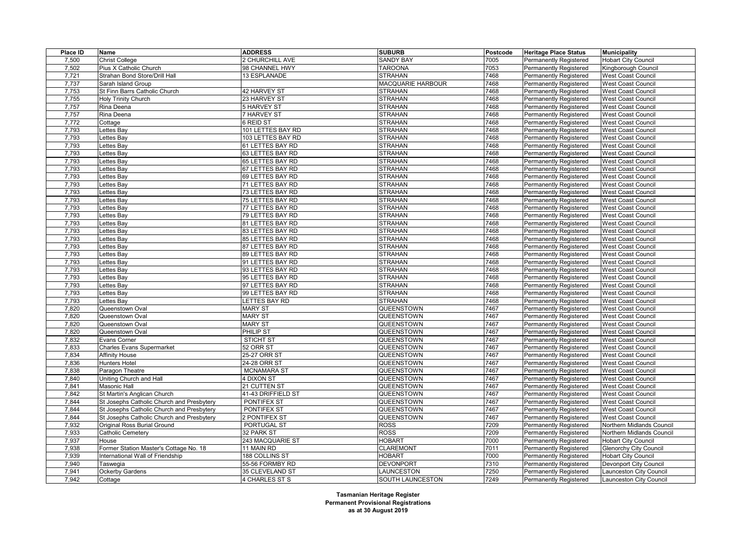| Place ID | Name | ADDRESS | SUBURB | Postcode | Heritage Place Status | Municipality |
|---|---|---|---|---|---|---|
| 7,500 | Christ College | 2 CHURCHILL AVE | SANDY BAY | 7005 | Permanently Registered | Hobart City Council |
| 7,502 | Pius X Catholic Church | 98 CHANNEL HWY | TAROONA | 7053 | Permanently Registered | Kingborough Council |
| 7,721 | Strahan Bond Store/Drill Hall | 13 ESPLANADE | STRAHAN | 7468 | Permanently Registered | West Coast Council |
| 7,737 | Sarah Island Group | | MACQUARIE HARBOUR | 7468 | Permanently Registered | West Coast Council |
| 7,753 | St Finn Barrs Catholic Church | 42 HARVEY ST | STRAHAN | 7468 | Permanently Registered | West Coast Council |
| 7,755 | Holy Trinity Church | 23 HARVEY ST | STRAHAN | 7468 | Permanently Registered | West Coast Council |
| 7,757 | Rina Deena | 5 HARVEY ST | STRAHAN | 7468 | Permanently Registered | West Coast Council |
| 7,757 | Rina Deena | 7 HARVEY ST | STRAHAN | 7468 | Permanently Registered | West Coast Council |
| 7,772 | Cottage | 6 REID ST | STRAHAN | 7468 | Permanently Registered | West Coast Council |
| 7,793 | Lettes Bay | 101 LETTES BAY RD | STRAHAN | 7468 | Permanently Registered | West Coast Council |
| 7,793 | Lettes Bay | 103 LETTES BAY RD | STRAHAN | 7468 | Permanently Registered | West Coast Council |
| 7,793 | Lettes Bay | 61 LETTES BAY RD | STRAHAN | 7468 | Permanently Registered | West Coast Council |
| 7,793 | Lettes Bay | 63 LETTES BAY RD | STRAHAN | 7468 | Permanently Registered | West Coast Council |
| 7,793 | Lettes Bay | 65 LETTES BAY RD | STRAHAN | 7468 | Permanently Registered | West Coast Council |
| 7,793 | Lettes Bay | 67 LETTES BAY RD | STRAHAN | 7468 | Permanently Registered | West Coast Council |
| 7,793 | Lettes Bay | 69 LETTES BAY RD | STRAHAN | 7468 | Permanently Registered | West Coast Council |
| 7,793 | Lettes Bay | 71 LETTES BAY RD | STRAHAN | 7468 | Permanently Registered | West Coast Council |
| 7,793 | Lettes Bay | 73 LETTES BAY RD | STRAHAN | 7468 | Permanently Registered | West Coast Council |
| 7,793 | Lettes Bay | 75 LETTES BAY RD | STRAHAN | 7468 | Permanently Registered | West Coast Council |
| 7,793 | Lettes Bay | 77 LETTES BAY RD | STRAHAN | 7468 | Permanently Registered | West Coast Council |
| 7,793 | Lettes Bay | 79 LETTES BAY RD | STRAHAN | 7468 | Permanently Registered | West Coast Council |
| 7,793 | Lettes Bay | 81 LETTES BAY RD | STRAHAN | 7468 | Permanently Registered | West Coast Council |
| 7,793 | Lettes Bay | 83 LETTES BAY RD | STRAHAN | 7468 | Permanently Registered | West Coast Council |
| 7,793 | Lettes Bay | 85 LETTES BAY RD | STRAHAN | 7468 | Permanently Registered | West Coast Council |
| 7,793 | Lettes Bay | 87 LETTES BAY RD | STRAHAN | 7468 | Permanently Registered | West Coast Council |
| 7,793 | Lettes Bay | 89 LETTES BAY RD | STRAHAN | 7468 | Permanently Registered | West Coast Council |
| 7,793 | Lettes Bay | 91 LETTES BAY RD | STRAHAN | 7468 | Permanently Registered | West Coast Council |
| 7,793 | Lettes Bay | 93 LETTES BAY RD | STRAHAN | 7468 | Permanently Registered | West Coast Council |
| 7,793 | Lettes Bay | 95 LETTES BAY RD | STRAHAN | 7468 | Permanently Registered | West Coast Council |
| 7,793 | Lettes Bay | 97 LETTES BAY RD | STRAHAN | 7468 | Permanently Registered | West Coast Council |
| 7,793 | Lettes Bay | 99 LETTES BAY RD | STRAHAN | 7468 | Permanently Registered | West Coast Council |
| 7,793 | Lettes Bay | LETTES BAY RD | STRAHAN | 7468 | Permanently Registered | West Coast Council |
| 7,820 | Queenstown Oval | MARY ST | QUEENSTOWN | 7467 | Permanently Registered | West Coast Council |
| 7,820 | Queenstown Oval | MARY ST | QUEENSTOWN | 7467 | Permanently Registered | West Coast Council |
| 7,820 | Queenstown Oval | MARY ST | QUEENSTOWN | 7467 | Permanently Registered | West Coast Council |
| 7,820 | Queenstown Oval | PHILIP ST | QUEENSTOWN | 7467 | Permanently Registered | West Coast Council |
| 7,832 | Evans Corner | STICHT ST | QUEENSTOWN | 7467 | Permanently Registered | West Coast Council |
| 7,833 | Charles Evans Supermarket | 52 ORR ST | QUEENSTOWN | 7467 | Permanently Registered | West Coast Council |
| 7,834 | Affinity House | 25-27 ORR ST | QUEENSTOWN | 7467 | Permanently Registered | West Coast Council |
| 7,836 | Hunters Hotel | 24-28 ORR ST | QUEENSTOWN | 7467 | Permanently Registered | West Coast Council |
| 7,838 | Paragon Theatre | MCNAMARA ST | QUEENSTOWN | 7467 | Permanently Registered | West Coast Council |
| 7,840 | Uniting Church and Hall | 4 DIXON ST | QUEENSTOWN | 7467 | Permanently Registered | West Coast Council |
| 7,841 | Masonic Hall | 21 CUTTEN ST | QUEENSTOWN | 7467 | Permanently Registered | West Coast Council |
| 7,842 | St Martin's Anglican Church | 41-43 DRIFFIELD ST | QUEENSTOWN | 7467 | Permanently Registered | West Coast Council |
| 7,844 | St Josephs Catholic Church and Presbytery | PONTIFEX ST | QUEENSTOWN | 7467 | Permanently Registered | West Coast Council |
| 7,844 | St Josephs Catholic Church and Presbytery | PONTIFEX ST | QUEENSTOWN | 7467 | Permanently Registered | West Coast Council |
| 7,844 | St Josephs Catholic Church and Presbytery | 2 PONTIFEX ST | QUEENSTOWN | 7467 | Permanently Registered | West Coast Council |
| 7,932 | Original Ross Burial Ground | PORTUGAL ST | ROSS | 7209 | Permanently Registered | Northern Midlands Council |
| 7,933 | Catholic Cemetery | 32 PARK ST | ROSS | 7209 | Permanently Registered | Northern Midlands Council |
| 7,937 | House | 243 MACQUARIE ST | HOBART | 7000 | Permanently Registered | Hobart City Council |
| 7,938 | Former Station Master's Cottage No. 18 | 11 MAIN RD | CLAREMONT | 7011 | Permanently Registered | Glenorchy City Council |
| 7,939 | International Wall of Friendship | 188 COLLINS ST | HOBART | 7000 | Permanently Registered | Hobart City Council |
| 7,940 | Taswegia | 55-56 FORMBY RD | DEVONPORT | 7310 | Permanently Registered | Devonport City Council |
| 7,941 | Ockerby Gardens | 35 CLEVELAND ST | LAUNCESTON | 7250 | Permanently Registered | Launceston City Council |
| 7,942 | Cottage | 4 CHARLES ST S | SOUTH LAUNCESTON | 7249 | Permanently Registered | Launceston City Council |

**Tasmanian Heritage Register**
**Permanent Provisional Registrations**
**as at 30 August 2019**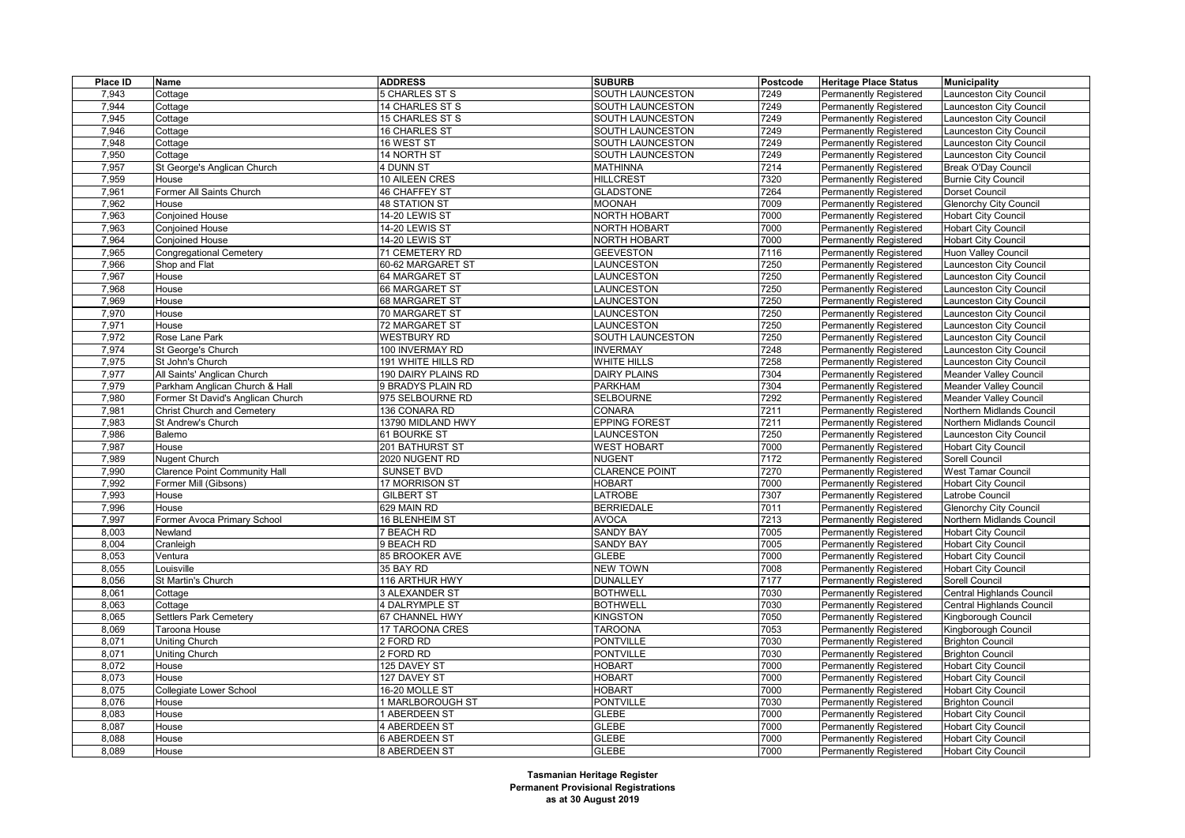| Place ID | Name | ADDRESS | SUBURB | Postcode | Heritage Place Status | Municipality |
|---|---|---|---|---|---|---|
| 7,943 | Cottage | 5 CHARLES ST S | SOUTH LAUNCESTON | 7249 | Permanently Registered | Launceston City Council |
| 7,944 | Cottage | 14 CHARLES ST S | SOUTH LAUNCESTON | 7249 | Permanently Registered | Launceston City Council |
| 7,945 | Cottage | 15 CHARLES ST S | SOUTH LAUNCESTON | 7249 | Permanently Registered | Launceston City Council |
| 7,946 | Cottage | 16 CHARLES ST | SOUTH LAUNCESTON | 7249 | Permanently Registered | Launceston City Council |
| 7,948 | Cottage | 16 WEST ST | SOUTH LAUNCESTON | 7249 | Permanently Registered | Launceston City Council |
| 7,950 | Cottage | 14 NORTH ST | SOUTH LAUNCESTON | 7249 | Permanently Registered | Launceston City Council |
| 7,957 | St George's Anglican Church | 4 DUNN ST | MATHINNA | 7214 | Permanently Registered | Break O'Day Council |
| 7,959 | House | 10 AILEEN CRES | HILLCREST | 7320 | Permanently Registered | Burnie City Council |
| 7,961 | Former All Saints Church | 46 CHAFFEY ST | GLADSTONE | 7264 | Permanently Registered | Dorset Council |
| 7,962 | House | 48 STATION ST | MOONAH | 7009 | Permanently Registered | Glenorchy City Council |
| 7,963 | Conjoined House | 14-20 LEWIS ST | NORTH HOBART | 7000 | Permanently Registered | Hobart City Council |
| 7,963 | Conjoined House | 14-20 LEWIS ST | NORTH HOBART | 7000 | Permanently Registered | Hobart City Council |
| 7,964 | Conjoined House | 14-20 LEWIS ST | NORTH HOBART | 7000 | Permanently Registered | Hobart City Council |
| 7,965 | Congregational Cemetery | 71 CEMETERY RD | GEEVESTON | 7116 | Permanently Registered | Huon Valley Council |
| 7,966 | Shop and Flat | 60-62 MARGARET ST | LAUNCESTON | 7250 | Permanently Registered | Launceston City Council |
| 7,967 | House | 64 MARGARET ST | LAUNCESTON | 7250 | Permanently Registered | Launceston City Council |
| 7,968 | House | 66 MARGARET ST | LAUNCESTON | 7250 | Permanently Registered | Launceston City Council |
| 7,969 | House | 68 MARGARET ST | LAUNCESTON | 7250 | Permanently Registered | Launceston City Council |
| 7,970 | House | 70 MARGARET ST | LAUNCESTON | 7250 | Permanently Registered | Launceston City Council |
| 7,971 | House | 72 MARGARET ST | LAUNCESTON | 7250 | Permanently Registered | Launceston City Council |
| 7,972 | Rose Lane Park | WESTBURY RD | SOUTH LAUNCESTON | 7250 | Permanently Registered | Launceston City Council |
| 7,974 | St George's Church | 100 INVERMAY RD | INVERMAY | 7248 | Permanently Registered | Launceston City Council |
| 7,975 | St John's Church | 191 WHITE HILLS RD | WHITE HILLS | 7258 | Permanently Registered | Launceston City Council |
| 7,977 | All Saints' Anglican Church | 190 DAIRY PLAINS RD | DAIRY PLAINS | 7304 | Permanently Registered | Meander Valley Council |
| 7,979 | Parkham Anglican Church & Hall | 9 BRADYS PLAIN RD | PARKHAM | 7304 | Permanently Registered | Meander Valley Council |
| 7,980 | Former St David's Anglican Church | 975 SELBOURNE RD | SELBOURNE | 7292 | Permanently Registered | Meander Valley Council |
| 7,981 | Christ Church and Cemetery | 136 CONARA RD | CONARA | 7211 | Permanently Registered | Northern Midlands Council |
| 7,983 | St Andrew's Church | 13790 MIDLAND HWY | EPPING FOREST | 7211 | Permanently Registered | Northern Midlands Council |
| 7,986 | Balemo | 61 BOURKE ST | LAUNCESTON | 7250 | Permanently Registered | Launceston City Council |
| 7,987 | House | 201 BATHURST ST | WEST HOBART | 7000 | Permanently Registered | Hobart City Council |
| 7,989 | Nugent Church | 2020 NUGENT RD | NUGENT | 7172 | Permanently Registered | Sorell Council |
| 7,990 | Clarence Point Community Hall | SUNSET BVD | CLARENCE POINT | 7270 | Permanently Registered | West Tamar Council |
| 7,992 | Former Mill (Gibsons) | 17 MORRISON ST | HOBART | 7000 | Permanently Registered | Hobart City Council |
| 7,993 | House | GILBERT ST | LATROBE | 7307 | Permanently Registered | Latrobe Council |
| 7,996 | House | 629 MAIN RD | BERRIEDALE | 7011 | Permanently Registered | Glenorchy City Council |
| 7,997 | Former Avoca Primary School | 16 BLENHEIM ST | AVOCA | 7213 | Permanently Registered | Northern Midlands Council |
| 8,003 | Newland | 7 BEACH RD | SANDY BAY | 7005 | Permanently Registered | Hobart City Council |
| 8,004 | Cranleigh | 9 BEACH RD | SANDY BAY | 7005 | Permanently Registered | Hobart City Council |
| 8,053 | Ventura | 85 BROOKER AVE | GLEBE | 7000 | Permanently Registered | Hobart City Council |
| 8,055 | Louisville | 35 BAY RD | NEW TOWN | 7008 | Permanently Registered | Hobart City Council |
| 8,056 | St Martin's Church | 116 ARTHUR HWY | DUNALLEY | 7177 | Permanently Registered | Sorell Council |
| 8,061 | Cottage | 3 ALEXANDER ST | BOTHWELL | 7030 | Permanently Registered | Central Highlands Council |
| 8,063 | Cottage | 4 DALRYMPLE ST | BOTHWELL | 7030 | Permanently Registered | Central Highlands Council |
| 8,065 | Settlers Park Cemetery | 67 CHANNEL HWY | KINGSTON | 7050 | Permanently Registered | Kingborough Council |
| 8,069 | Taroona House | 17 TAROONA CRES | TAROONA | 7053 | Permanently Registered | Kingborough Council |
| 8,071 | Uniting Church | 2 FORD RD | PONTVILLE | 7030 | Permanently Registered | Brighton Council |
| 8,071 | Uniting Church | 2 FORD RD | PONTVILLE | 7030 | Permanently Registered | Brighton Council |
| 8,072 | House | 125 DAVEY ST | HOBART | 7000 | Permanently Registered | Hobart City Council |
| 8,073 | House | 127 DAVEY ST | HOBART | 7000 | Permanently Registered | Hobart City Council |
| 8,075 | Collegiate Lower School | 16-20 MOLLE ST | HOBART | 7000 | Permanently Registered | Hobart City Council |
| 8,076 | House | 1 MARLBOROUGH ST | PONTVILLE | 7030 | Permanently Registered | Brighton Council |
| 8,083 | House | 1 ABERDEEN ST | GLEBE | 7000 | Permanently Registered | Hobart City Council |
| 8,087 | House | 4 ABERDEEN ST | GLEBE | 7000 | Permanently Registered | Hobart City Council |
| 8,088 | House | 6 ABERDEEN ST | GLEBE | 7000 | Permanently Registered | Hobart City Council |
| 8,089 | House | 8 ABERDEEN ST | GLEBE | 7000 | Permanently Registered | Hobart City Council |

**Tasmanian Heritage Register**
**Permanent Provisional Registrations**
**as at 30 August 2019**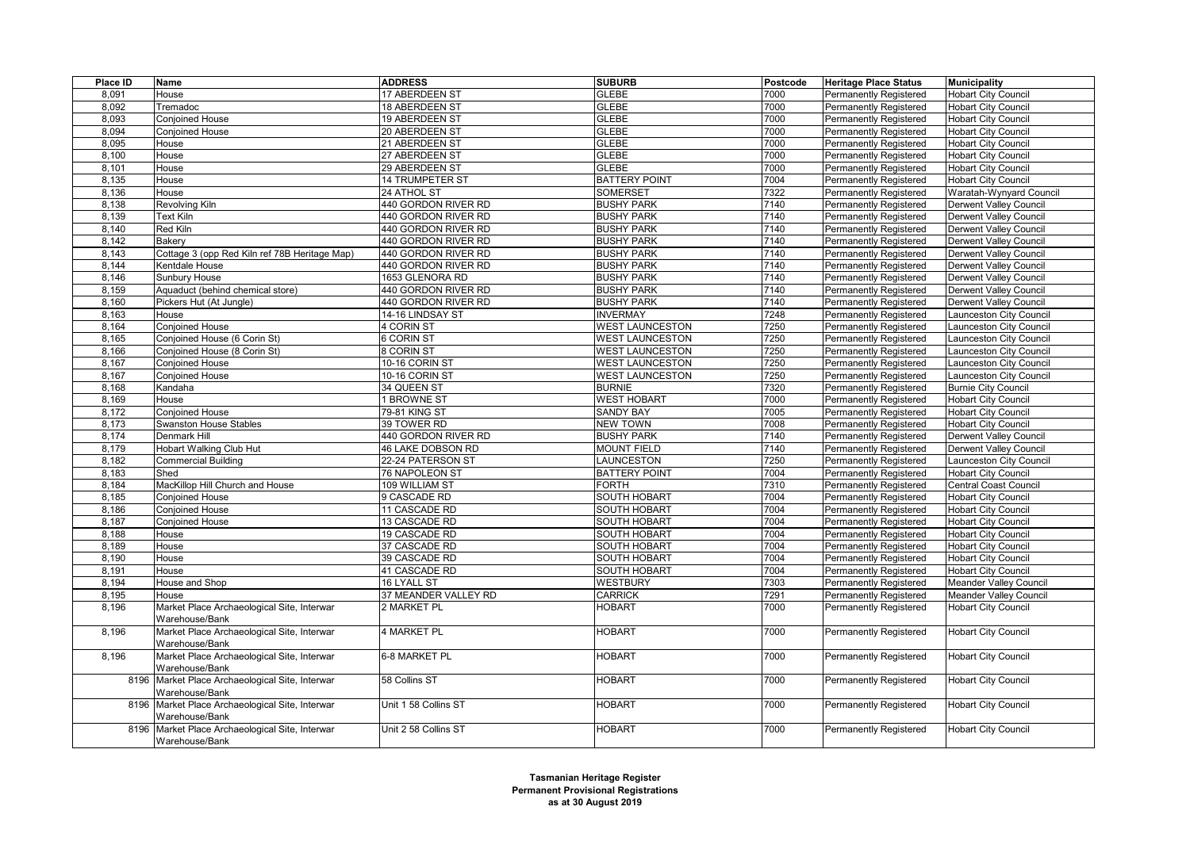| Place ID | Name | ADDRESS | SUBURB | Postcode | Heritage Place Status | Municipality |
|---|---|---|---|---|---|---|
| 8,091 | House | 17 ABERDEEN ST | GLEBE | 7000 | Permanently Registered | Hobart City Council |
| 8,092 | Tremadoc | 18 ABERDEEN ST | GLEBE | 7000 | Permanently Registered | Hobart City Council |
| 8,093 | Conjoined House | 19 ABERDEEN ST | GLEBE | 7000 | Permanently Registered | Hobart City Council |
| 8,094 | Conjoined House | 20 ABERDEEN ST | GLEBE | 7000 | Permanently Registered | Hobart City Council |
| 8,095 | House | 21 ABERDEEN ST | GLEBE | 7000 | Permanently Registered | Hobart City Council |
| 8,100 | House | 27 ABERDEEN ST | GLEBE | 7000 | Permanently Registered | Hobart City Council |
| 8,101 | House | 29 ABERDEEN ST | GLEBE | 7000 | Permanently Registered | Hobart City Council |
| 8,135 | House | 14 TRUMPETER ST | BATTERY POINT | 7004 | Permanently Registered | Hobart City Council |
| 8,136 | House | 24 ATHOL ST | SOMERSET | 7322 | Permanently Registered | Waratah-Wynyard Council |
| 8,138 | Revolving Kiln | 440 GORDON RIVER RD | BUSHY PARK | 7140 | Permanently Registered | Derwent Valley Council |
| 8,139 | Text Kiln | 440 GORDON RIVER RD | BUSHY PARK | 7140 | Permanently Registered | Derwent Valley Council |
| 8,140 | Red Kiln | 440 GORDON RIVER RD | BUSHY PARK | 7140 | Permanently Registered | Derwent Valley Council |
| 8,142 | Bakery | 440 GORDON RIVER RD | BUSHY PARK | 7140 | Permanently Registered | Derwent Valley Council |
| 8,143 | Cottage 3 (opp Red Kiln ref 78B Heritage Map) | 440 GORDON RIVER RD | BUSHY PARK | 7140 | Permanently Registered | Derwent Valley Council |
| 8,144 | Kentdale House | 440 GORDON RIVER RD | BUSHY PARK | 7140 | Permanently Registered | Derwent Valley Council |
| 8,146 | Sunbury House | 1653 GLENORA RD | BUSHY PARK | 7140 | Permanently Registered | Derwent Valley Council |
| 8,159 | Aquaduct (behind chemical store) | 440 GORDON RIVER RD | BUSHY PARK | 7140 | Permanently Registered | Derwent Valley Council |
| 8,160 | Pickers Hut (At Jungle) | 440 GORDON RIVER RD | BUSHY PARK | 7140 | Permanently Registered | Derwent Valley Council |
| 8,163 | House | 14-16 LINDSAY ST | INVERMAY | 7248 | Permanently Registered | Launceston City Council |
| 8,164 | Conjoined House | 4 CORIN ST | WEST LAUNCESTON | 7250 | Permanently Registered | Launceston City Council |
| 8,165 | Conjoined House (6 Corin St) | 6 CORIN ST | WEST LAUNCESTON | 7250 | Permanently Registered | Launceston City Council |
| 8,166 | Conjoined House (8 Corin St) | 8 CORIN ST | WEST LAUNCESTON | 7250 | Permanently Registered | Launceston City Council |
| 8,167 | Conjoined House | 10-16 CORIN ST | WEST LAUNCESTON | 7250 | Permanently Registered | Launceston City Council |
| 8,167 | Conjoined House | 10-16 CORIN ST | WEST LAUNCESTON | 7250 | Permanently Registered | Launceston City Council |
| 8,168 | Kandaha | 34 QUEEN ST | BURNIE | 7320 | Permanently Registered | Burnie City Council |
| 8,169 | House | 1 BROWNE ST | WEST HOBART | 7000 | Permanently Registered | Hobart City Council |
| 8,172 | Conjoined House | 79-81 KING ST | SANDY BAY | 7005 | Permanently Registered | Hobart City Council |
| 8,173 | Swanston House Stables | 39 TOWER RD | NEW TOWN | 7008 | Permanently Registered | Hobart City Council |
| 8,174 | Denmark Hill | 440 GORDON RIVER RD | BUSHY PARK | 7140 | Permanently Registered | Derwent Valley Council |
| 8,179 | Hobart Walking Club Hut | 46 LAKE DOBSON RD | MOUNT FIELD | 7140 | Permanently Registered | Derwent Valley Council |
| 8,182 | Commercial Building | 22-24 PATERSON ST | LAUNCESTON | 7250 | Permanently Registered | Launceston City Council |
| 8,183 | Shed | 76 NAPOLEON ST | BATTERY POINT | 7004 | Permanently Registered | Hobart City Council |
| 8,184 | MacKillop Hill Church and House | 109 WILLIAM ST | FORTH | 7310 | Permanently Registered | Central Coast Council |
| 8,185 | Conjoined House | 9 CASCADE RD | SOUTH HOBART | 7004 | Permanently Registered | Hobart City Council |
| 8,186 | Conjoined House | 11 CASCADE RD | SOUTH HOBART | 7004 | Permanently Registered | Hobart City Council |
| 8,187 | Conjoined House | 13 CASCADE RD | SOUTH HOBART | 7004 | Permanently Registered | Hobart City Council |
| 8,188 | House | 19 CASCADE RD | SOUTH HOBART | 7004 | Permanently Registered | Hobart City Council |
| 8,189 | House | 37 CASCADE RD | SOUTH HOBART | 7004 | Permanently Registered | Hobart City Council |
| 8,190 | House | 39 CASCADE RD | SOUTH HOBART | 7004 | Permanently Registered | Hobart City Council |
| 8,191 | House | 41 CASCADE RD | SOUTH HOBART | 7004 | Permanently Registered | Hobart City Council |
| 8,194 | House and Shop | 16 LYALL ST | WESTBURY | 7303 | Permanently Registered | Meander Valley Council |
| 8,195 | House | 37 MEANDER VALLEY RD | CARRICK | 7291 | Permanently Registered | Meander Valley Council |
| 8,196 | Market Place Archaeological Site, Interwar Warehouse/Bank | 2 MARKET PL | HOBART | 7000 | Permanently Registered | Hobart City Council |
| 8,196 | Market Place Archaeological Site, Interwar Warehouse/Bank | 4 MARKET PL | HOBART | 7000 | Permanently Registered | Hobart City Council |
| 8,196 | Market Place Archaeological Site, Interwar Warehouse/Bank | 6-8 MARKET PL | HOBART | 7000 | Permanently Registered | Hobart City Council |
| 8196 | Market Place Archaeological Site, Interwar Warehouse/Bank | 58 Collins ST | HOBART | 7000 | Permanently Registered | Hobart City Council |
| 8196 | Market Place Archaeological Site, Interwar Warehouse/Bank | Unit 1 58 Collins ST | HOBART | 7000 | Permanently Registered | Hobart City Council |
| 8196 | Market Place Archaeological Site, Interwar Warehouse/Bank | Unit 2 58 Collins ST | HOBART | 7000 | Permanently Registered | Hobart City Council |

**Tasmanian Heritage Register**
**Permanent Provisional Registrations**
**as at 30 August 2019**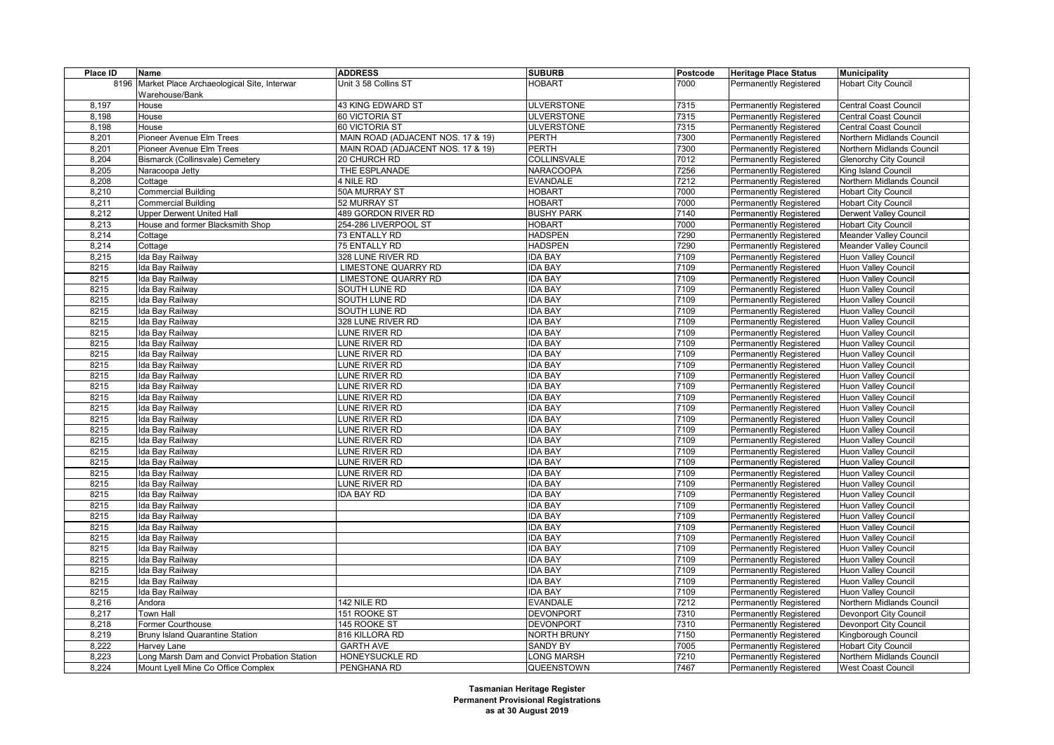| Place ID | Name | ADDRESS | SUBURB | Postcode | Heritage Place Status | Municipality |
|---|---|---|---|---|---|---|
| 8196 | Market Place Archaeological Site, Interwar Warehouse/Bank | Unit 3 58 Collins ST | HOBART | 7000 | Permanently Registered | Hobart City Council |
| 8,197 | House | 43 KING EDWARD ST | ULVERSTONE | 7315 | Permanently Registered | Central Coast Council |
| 8,198 | House | 60 VICTORIA ST | ULVERSTONE | 7315 | Permanently Registered | Central Coast Council |
| 8,198 | House | 60 VICTORIA ST | ULVERSTONE | 7315 | Permanently Registered | Central Coast Council |
| 8,201 | Pioneer Avenue Elm Trees | MAIN ROAD (ADJACENT NOS. 17 & 19) | PERTH | 7300 | Permanently Registered | Northern Midlands Council |
| 8,201 | Pioneer Avenue Elm Trees | MAIN ROAD (ADJACENT NOS. 17 & 19) | PERTH | 7300 | Permanently Registered | Northern Midlands Council |
| 8,204 | Bismarck (Collinsvale) Cemetery | 20 CHURCH RD | COLLINSVALE | 7012 | Permanently Registered | Glenorchy City Council |
| 8,205 | Naracoopa Jetty | THE ESPLANADE | NARACOOPA | 7256 | Permanently Registered | King Island Council |
| 8,208 | Cottage | 4 NILE RD | EVANDALE | 7212 | Permanently Registered | Northern Midlands Council |
| 8,210 | Commercial Building | 50A MURRAY ST | HOBART | 7000 | Permanently Registered | Hobart City Council |
| 8,211 | Commercial Building | 52 MURRAY ST | HOBART | 7000 | Permanently Registered | Hobart City Council |
| 8,212 | Upper Derwent United Hall | 489 GORDON RIVER RD | BUSHY PARK | 7140 | Permanently Registered | Derwent Valley Council |
| 8,213 | House and former Blacksmith Shop | 254-286 LIVERPOOL ST | HOBART | 7000 | Permanently Registered | Hobart City Council |
| 8,214 | Cottage | 73 ENTALLY RD | HADSPEN | 7290 | Permanently Registered | Meander Valley Council |
| 8,214 | Cottage | 75 ENTALLY RD | HADSPEN | 7290 | Permanently Registered | Meander Valley Council |
| 8,215 | Ida Bay Railway | 328 LUNE RIVER RD | IDA BAY | 7109 | Permanently Registered | Huon Valley Council |
| 8215 | Ida Bay Railway | LIMESTONE QUARRY RD | IDA BAY | 7109 | Permanently Registered | Huon Valley Council |
| 8215 | Ida Bay Railway | LIMESTONE QUARRY RD | IDA BAY | 7109 | Permanently Registered | Huon Valley Council |
| 8215 | Ida Bay Railway | SOUTH LUNE RD | IDA BAY | 7109 | Permanently Registered | Huon Valley Council |
| 8215 | Ida Bay Railway | SOUTH LUNE RD | IDA BAY | 7109 | Permanently Registered | Huon Valley Council |
| 8215 | Ida Bay Railway | SOUTH LUNE RD | IDA BAY | 7109 | Permanently Registered | Huon Valley Council |
| 8215 | Ida Bay Railway | 328 LUNE RIVER RD | IDA BAY | 7109 | Permanently Registered | Huon Valley Council |
| 8215 | Ida Bay Railway | LUNE RIVER RD | IDA BAY | 7109 | Permanently Registered | Huon Valley Council |
| 8215 | Ida Bay Railway | LUNE RIVER RD | IDA BAY | 7109 | Permanently Registered | Huon Valley Council |
| 8215 | Ida Bay Railway | LUNE RIVER RD | IDA BAY | 7109 | Permanently Registered | Huon Valley Council |
| 8215 | Ida Bay Railway | LUNE RIVER RD | IDA BAY | 7109 | Permanently Registered | Huon Valley Council |
| 8215 | Ida Bay Railway | LUNE RIVER RD | IDA BAY | 7109 | Permanently Registered | Huon Valley Council |
| 8215 | Ida Bay Railway | LUNE RIVER RD | IDA BAY | 7109 | Permanently Registered | Huon Valley Council |
| 8215 | Ida Bay Railway | LUNE RIVER RD | IDA BAY | 7109 | Permanently Registered | Huon Valley Council |
| 8215 | Ida Bay Railway | LUNE RIVER RD | IDA BAY | 7109 | Permanently Registered | Huon Valley Council |
| 8215 | Ida Bay Railway | LUNE RIVER RD | IDA BAY | 7109 | Permanently Registered | Huon Valley Council |
| 8215 | Ida Bay Railway | LUNE RIVER RD | IDA BAY | 7109 | Permanently Registered | Huon Valley Council |
| 8215 | Ida Bay Railway | LUNE RIVER RD | IDA BAY | 7109 | Permanently Registered | Huon Valley Council |
| 8215 | Ida Bay Railway | LUNE RIVER RD | IDA BAY | 7109 | Permanently Registered | Huon Valley Council |
| 8215 | Ida Bay Railway | LUNE RIVER RD | IDA BAY | 7109 | Permanently Registered | Huon Valley Council |
| 8215 | Ida Bay Railway | LUNE RIVER RD | IDA BAY | 7109 | Permanently Registered | Huon Valley Council |
| 8215 | Ida Bay Railway | LUNE RIVER RD | IDA BAY | 7109 | Permanently Registered | Huon Valley Council |
| 8215 | Ida Bay Railway | IDA BAY RD | IDA BAY | 7109 | Permanently Registered | Huon Valley Council |
| 8215 | Ida Bay Railway | | IDA BAY | 7109 | Permanently Registered | Huon Valley Council |
| 8215 | Ida Bay Railway | | IDA BAY | 7109 | Permanently Registered | Huon Valley Council |
| 8215 | Ida Bay Railway | | IDA BAY | 7109 | Permanently Registered | Huon Valley Council |
| 8215 | Ida Bay Railway | | IDA BAY | 7109 | Permanently Registered | Huon Valley Council |
| 8215 | Ida Bay Railway | | IDA BAY | 7109 | Permanently Registered | Huon Valley Council |
| 8215 | Ida Bay Railway | | IDA BAY | 7109 | Permanently Registered | Huon Valley Council |
| 8215 | Ida Bay Railway | | IDA BAY | 7109 | Permanently Registered | Huon Valley Council |
| 8215 | Ida Bay Railway | | IDA BAY | 7109 | Permanently Registered | Huon Valley Council |
| 8215 | Ida Bay Railway | | IDA BAY | 7109 | Permanently Registered | Huon Valley Council |
| 8,216 | Andora | 142 NILE RD | EVANDALE | 7212 | Permanently Registered | Northern Midlands Council |
| 8,217 | Town Hall | 151 ROOKE ST | DEVONPORT | 7310 | Permanently Registered | Devonport City Council |
| 8,218 | Former Courthouse | 145 ROOKE ST | DEVONPORT | 7310 | Permanently Registered | Devonport City Council |
| 8,219 | Bruny Island Quarantine Station | 816 KILLORA RD | NORTH BRUNY | 7150 | Permanently Registered | Kingborough Council |
| 8,222 | Harvey Lane | GARTH AVE | SANDY BY | 7005 | Permanently Registered | Hobart City Council |
| 8,223 | Long Marsh Dam and Convict Probation Station | HONEYSUCKLE RD | LONG MARSH | 7210 | Permanently Registered | Northern Midlands Council |
| 8,224 | Mount Lyell Mine Co Office Complex | PENGHANA RD | QUEENSTOWN | 7467 | Permanently Registered | West Coast Council |

**Tasmanian Heritage Register**
**Permanent Provisional Registrations**
**as at 30 August 2019**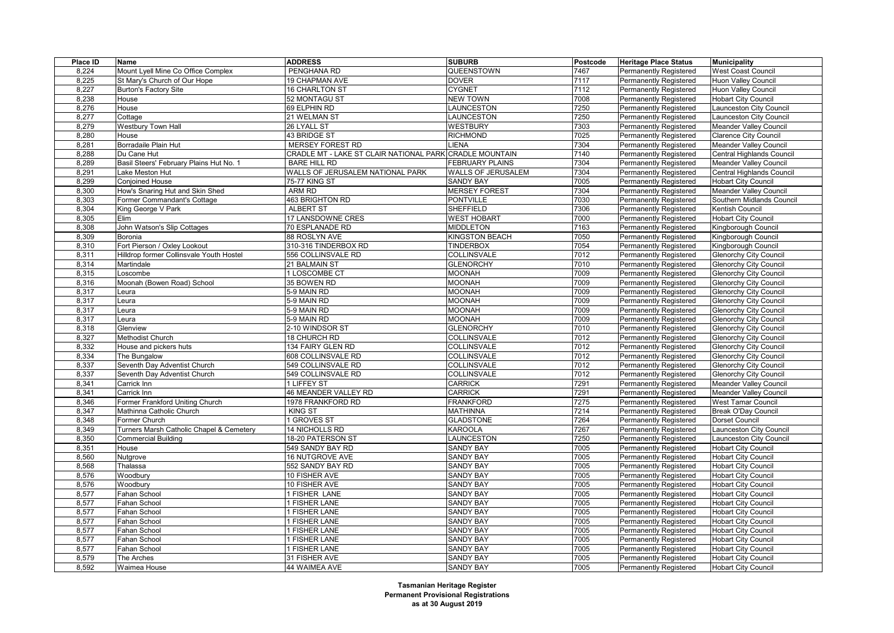| Place ID | Name | ADDRESS | SUBURB | Postcode | Heritage Place Status | Municipality |
|---|---|---|---|---|---|---|
| 8,224 | Mount Lyell Mine Co Office Complex | PENGHANA RD | QUEENSTOWN | 7467 | Permanently Registered | West Coast Council |
| 8,225 | St Mary's Church of Our Hope | 19 CHAPMAN AVE | DOVER | 7117 | Permanently Registered | Huon Valley Council |
| 8,227 | Burton's Factory Site | 16 CHARLTON ST | CYGNET | 7112 | Permanently Registered | Huon Valley Council |
| 8,238 | House | 52 MONTAGU ST | NEW TOWN | 7008 | Permanently Registered | Hobart City Council |
| 8,276 | House | 69 ELPHIN RD | LAUNCESTON | 7250 | Permanently Registered | Launceston City Council |
| 8,277 | Cottage | 21 WELMAN ST | LAUNCESTON | 7250 | Permanently Registered | Launceston City Council |
| 8,279 | Westbury Town Hall | 26 LYALL ST | WESTBURY | 7303 | Permanently Registered | Meander Valley Council |
| 8,280 | House | 43 BRIDGE ST | RICHMOND | 7025 | Permanently Registered | Clarence City Council |
| 8,281 | Borradaile Plain Hut | MERSEY FOREST RD | LIENA | 7304 | Permanently Registered | Meander Valley Council |
| 8,288 | Du Cane Hut | CRADLE MT - LAKE ST CLAIR NATIONAL PARK | CRADLE MOUNTAIN | 7140 | Permanently Registered | Central Highlands Council |
| 8,289 | Basil Steers' February Plains Hut No. 1 | BARE HILL RD | FEBRUARY PLAINS | 7304 | Permanently Registered | Meander Valley Council |
| 8,291 | Lake Meston Hut | WALLS OF JERUSALEM NATIONAL PARK | WALLS OF JERUSALEM | 7304 | Permanently Registered | Central Highlands Council |
| 8,299 | Conjoined House | 75-77 KING ST | SANDY BAY | 7005 | Permanently Registered | Hobart City Council |
| 8,300 | How's Snaring Hut and Skin Shed | ARM RD | MERSEY FOREST | 7304 | Permanently Registered | Meander Valley Council |
| 8,303 | Former Commandant's Cottage | 463 BRIGHTON RD | PONTVILLE | 7030 | Permanently Registered | Southern Midlands Council |
| 8,304 | King George V Park | ALBERT ST | SHEFFIELD | 7306 | Permanently Registered | Kentish Council |
| 8,305 | Elim | 17 LANSDOWNE CRES | WEST HOBART | 7000 | Permanently Registered | Hobart City Council |
| 8,308 | John Watson's Slip Cottages | 70 ESPLANADE RD | MIDDLETON | 7163 | Permanently Registered | Kingborough Council |
| 8,309 | Boronia | 88 ROSLYN AVE | KINGSTON BEACH | 7050 | Permanently Registered | Kingborough Council |
| 8,310 | Fort Pierson / Oxley Lookout | 310-316 TINDERBOX RD | TINDERBOX | 7054 | Permanently Registered | Kingborough Council |
| 8,311 | Hilldrop former Collinsvale Youth Hostel | 556 COLLINSVALE RD | COLLINSVALE | 7012 | Permanently Registered | Glenorchy City Council |
| 8,314 | Martindale | 21 BALMAIN ST | GLENORCHY | 7010 | Permanently Registered | Glenorchy City Council |
| 8,315 | Loscombe | 1 LOSCOMBE CT | MOONAH | 7009 | Permanently Registered | Glenorchy City Council |
| 8,316 | Moonah (Bowen Road) School | 35 BOWEN RD | MOONAH | 7009 | Permanently Registered | Glenorchy City Council |
| 8,317 | Leura | 5-9 MAIN RD | MOONAH | 7009 | Permanently Registered | Glenorchy City Council |
| 8,317 | Leura | 5-9 MAIN RD | MOONAH | 7009 | Permanently Registered | Glenorchy City Council |
| 8,317 | Leura | 5-9 MAIN RD | MOONAH | 7009 | Permanently Registered | Glenorchy City Council |
| 8,317 | Leura | 5-9 MAIN RD | MOONAH | 7009 | Permanently Registered | Glenorchy City Council |
| 8,318 | Glenview | 2-10 WINDSOR ST | GLENORCHY | 7010 | Permanently Registered | Glenorchy City Council |
| 8,327 | Methodist Church | 18 CHURCH RD | COLLINSVALE | 7012 | Permanently Registered | Glenorchy City Council |
| 8,332 | House and pickers huts | 134 FAIRY GLEN RD | COLLINSVALE | 7012 | Permanently Registered | Glenorchy City Council |
| 8,334 | The Bungalow | 608 COLLINSVALE RD | COLLINSVALE | 7012 | Permanently Registered | Glenorchy City Council |
| 8,337 | Seventh Day Adventist Church | 549 COLLINSVALE RD | COLLINSVALE | 7012 | Permanently Registered | Glenorchy City Council |
| 8,337 | Seventh Day Adventist Church | 549 COLLINSVALE RD | COLLINSVALE | 7012 | Permanently Registered | Glenorchy City Council |
| 8,341 | Carrick Inn | 1 LIFFEY ST | CARRICK | 7291 | Permanently Registered | Meander Valley Council |
| 8,341 | Carrick Inn | 46 MEANDER VALLEY RD | CARRICK | 7291 | Permanently Registered | Meander Valley Council |
| 8,346 | Former Frankford Uniting Church | 1978 FRANKFORD RD | FRANKFORD | 7275 | Permanently Registered | West Tamar Council |
| 8,347 | Mathinna Catholic Church | KING ST | MATHINNA | 7214 | Permanently Registered | Break O'Day Council |
| 8,348 | Former Church | 1 GROVES ST | GLADSTONE | 7264 | Permanently Registered | Dorset Council |
| 8,349 | Turners Marsh Catholic Chapel & Cemetery | 14 NICHOLLS RD | KAROOLA | 7267 | Permanently Registered | Launceston City Council |
| 8,350 | Commercial Building | 18-20 PATERSON ST | LAUNCESTON | 7250 | Permanently Registered | Launceston City Council |
| 8,351 | House | 549 SANDY BAY RD | SANDY BAY | 7005 | Permanently Registered | Hobart City Council |
| 8,560 | Nutgrove | 16 NUTGROVE AVE | SANDY BAY | 7005 | Permanently Registered | Hobart City Council |
| 8,568 | Thalassa | 552 SANDY BAY RD | SANDY BAY | 7005 | Permanently Registered | Hobart City Council |
| 8,576 | Woodbury | 10 FISHER AVE | SANDY BAY | 7005 | Permanently Registered | Hobart City Council |
| 8,576 | Woodbury | 10 FISHER AVE | SANDY BAY | 7005 | Permanently Registered | Hobart City Council |
| 8,577 | Fahan School | 1 FISHER LANE | SANDY BAY | 7005 | Permanently Registered | Hobart City Council |
| 8,577 | Fahan School | 1 FISHER LANE | SANDY BAY | 7005 | Permanently Registered | Hobart City Council |
| 8,577 | Fahan School | 1 FISHER LANE | SANDY BAY | 7005 | Permanently Registered | Hobart City Council |
| 8,577 | Fahan School | 1 FISHER LANE | SANDY BAY | 7005 | Permanently Registered | Hobart City Council |
| 8,577 | Fahan School | 1 FISHER LANE | SANDY BAY | 7005 | Permanently Registered | Hobart City Council |
| 8,577 | Fahan School | 1 FISHER LANE | SANDY BAY | 7005 | Permanently Registered | Hobart City Council |
| 8,577 | Fahan School | 1 FISHER LANE | SANDY BAY | 7005 | Permanently Registered | Hobart City Council |
| 8,579 | The Arches | 31 FISHER AVE | SANDY BAY | 7005 | Permanently Registered | Hobart City Council |
| 8,592 | Waimea House | 44 WAIMEA AVE | SANDY BAY | 7005 | Permanently Registered | Hobart City Council |

**Tasmanian Heritage Register**
**Permanent Provisional Registrations**
**as at 30 August 2019**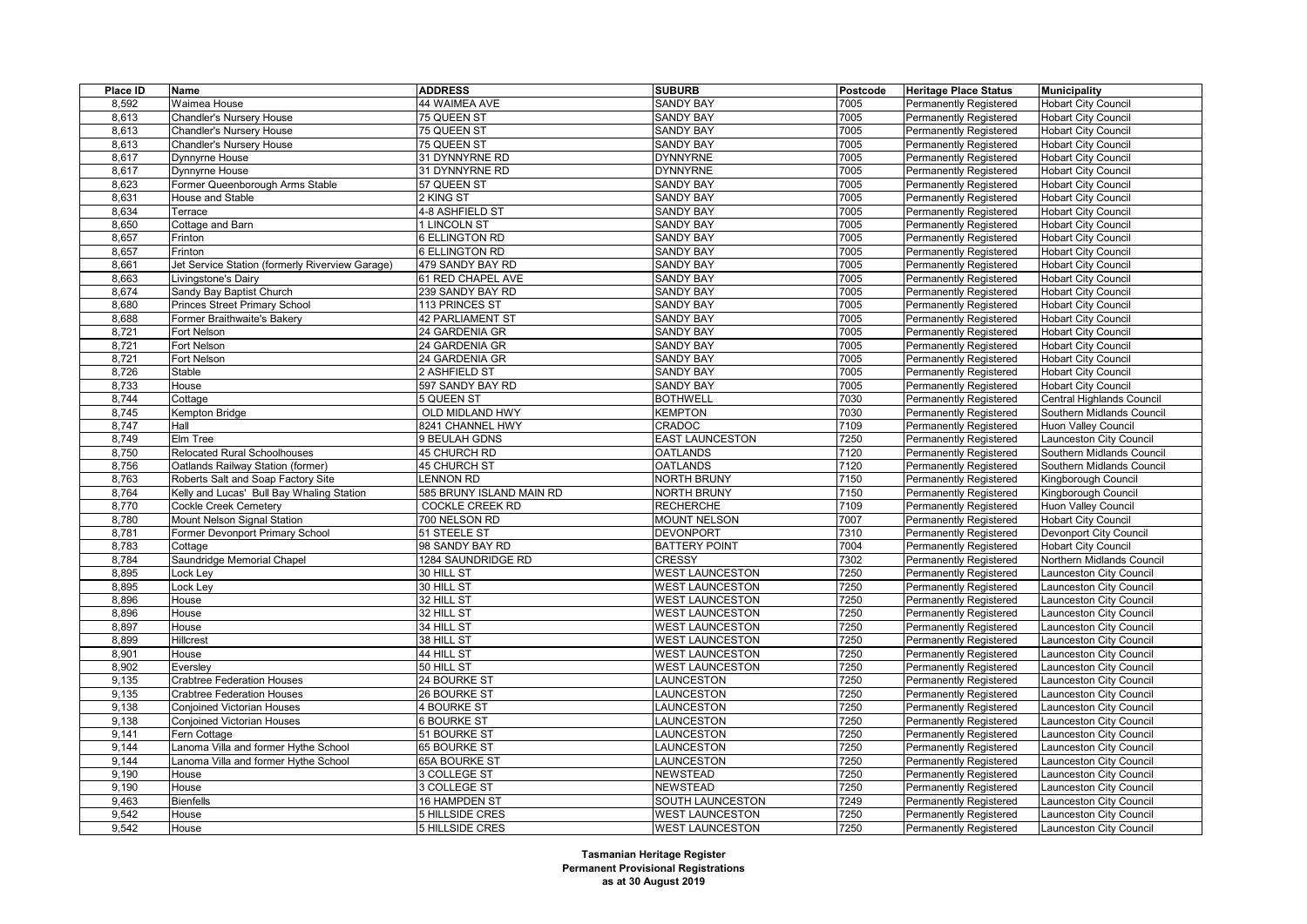| Place ID | Name | ADDRESS | SUBURB | Postcode | Heritage Place Status | Municipality |
|---|---|---|---|---|---|---|
| 8,592 | Waimea House | 44 WAIMEA AVE | SANDY BAY | 7005 | Permanently Registered | Hobart City Council |
| 8,613 | Chandler's Nursery House | 75 QUEEN ST | SANDY BAY | 7005 | Permanently Registered | Hobart City Council |
| 8,613 | Chandler's Nursery House | 75 QUEEN ST | SANDY BAY | 7005 | Permanently Registered | Hobart City Council |
| 8,613 | Chandler's Nursery House | 75 QUEEN ST | SANDY BAY | 7005 | Permanently Registered | Hobart City Council |
| 8,617 | Dynnyrne House | 31 DYNNYRNE RD | DYNNYRNE | 7005 | Permanently Registered | Hobart City Council |
| 8,617 | Dynnyrne House | 31 DYNNYRNE RD | DYNNYRNE | 7005 | Permanently Registered | Hobart City Council |
| 8,623 | Former Queenborough Arms Stable | 57 QUEEN ST | SANDY BAY | 7005 | Permanently Registered | Hobart City Council |
| 8,631 | House and Stable | 2 KING ST | SANDY BAY | 7005 | Permanently Registered | Hobart City Council |
| 8,634 | Terrace | 4-8 ASHFIELD ST | SANDY BAY | 7005 | Permanently Registered | Hobart City Council |
| 8,650 | Cottage and Barn | 1 LINCOLN ST | SANDY BAY | 7005 | Permanently Registered | Hobart City Council |
| 8,657 | Frinton | 6 ELLINGTON RD | SANDY BAY | 7005 | Permanently Registered | Hobart City Council |
| 8,657 | Frinton | 6 ELLINGTON RD | SANDY BAY | 7005 | Permanently Registered | Hobart City Council |
| 8,661 | Jet Service Station (formerly Riverview Garage) | 479 SANDY BAY RD | SANDY BAY | 7005 | Permanently Registered | Hobart City Council |
| 8,663 | Livingstone's Dairy | 61 RED CHAPEL AVE | SANDY BAY | 7005 | Permanently Registered | Hobart City Council |
| 8,674 | Sandy Bay Baptist Church | 239 SANDY BAY RD | SANDY BAY | 7005 | Permanently Registered | Hobart City Council |
| 8,680 | Princes Street Primary School | 113 PRINCES ST | SANDY BAY | 7005 | Permanently Registered | Hobart City Council |
| 8,688 | Former Braithwaite's Bakery | 42 PARLIAMENT ST | SANDY BAY | 7005 | Permanently Registered | Hobart City Council |
| 8,721 | Fort Nelson | 24 GARDENIA GR | SANDY BAY | 7005 | Permanently Registered | Hobart City Council |
| 8,721 | Fort Nelson | 24 GARDENIA GR | SANDY BAY | 7005 | Permanently Registered | Hobart City Council |
| 8,721 | Fort Nelson | 24 GARDENIA GR | SANDY BAY | 7005 | Permanently Registered | Hobart City Council |
| 8,726 | Stable | 2 ASHFIELD ST | SANDY BAY | 7005 | Permanently Registered | Hobart City Council |
| 8,733 | House | 597 SANDY BAY RD | SANDY BAY | 7005 | Permanently Registered | Hobart City Council |
| 8,744 | Cottage | 5 QUEEN ST | BOTHWELL | 7030 | Permanently Registered | Central Highlands Council |
| 8,745 | Kempton Bridge | OLD MIDLAND HWY | KEMPTON | 7030 | Permanently Registered | Southern Midlands Council |
| 8,747 | Hall | 8241 CHANNEL HWY | CRADOC | 7109 | Permanently Registered | Huon Valley Council |
| 8,749 | Elm Tree | 9 BEULAH GDNS | EAST LAUNCESTON | 7250 | Permanently Registered | Launceston City Council |
| 8,750 | Relocated Rural Schoolhouses | 45 CHURCH RD | OATLANDS | 7120 | Permanently Registered | Southern Midlands Council |
| 8,756 | Oatlands Railway Station (former) | 45 CHURCH ST | OATLANDS | 7120 | Permanently Registered | Southern Midlands Council |
| 8,763 | Roberts Salt and Soap Factory Site | LENNON RD | NORTH BRUNY | 7150 | Permanently Registered | Kingborough Council |
| 8,764 | Kelly and Lucas' Bull Bay Whaling Station | 585 BRUNY ISLAND MAIN RD | NORTH BRUNY | 7150 | Permanently Registered | Kingborough Council |
| 8,770 | Cockle Creek Cemetery | COCKLE CREEK RD | RECHERCHE | 7109 | Permanently Registered | Huon Valley Council |
| 8,780 | Mount Nelson Signal Station | 700 NELSON RD | MOUNT NELSON | 7007 | Permanently Registered | Hobart City Council |
| 8,781 | Former Devonport Primary School | 51 STEELE ST | DEVONPORT | 7310 | Permanently Registered | Devonport City Council |
| 8,783 | Cottage | 98 SANDY BAY RD | BATTERY POINT | 7004 | Permanently Registered | Hobart City Council |
| 8,784 | Saundridge Memorial Chapel | 1284 SAUNDRIDGE RD | CRESSY | 7302 | Permanently Registered | Northern Midlands Council |
| 8,895 | Lock Ley | 30 HILL ST | WEST LAUNCESTON | 7250 | Permanently Registered | Launceston City Council |
| 8,895 | Lock Ley | 30 HILL ST | WEST LAUNCESTON | 7250 | Permanently Registered | Launceston City Council |
| 8,896 | House | 32 HILL ST | WEST LAUNCESTON | 7250 | Permanently Registered | Launceston City Council |
| 8,896 | House | 32 HILL ST | WEST LAUNCESTON | 7250 | Permanently Registered | Launceston City Council |
| 8,897 | House | 34 HILL ST | WEST LAUNCESTON | 7250 | Permanently Registered | Launceston City Council |
| 8,899 | Hillcrest | 38 HILL ST | WEST LAUNCESTON | 7250 | Permanently Registered | Launceston City Council |
| 8,901 | House | 44 HILL ST | WEST LAUNCESTON | 7250 | Permanently Registered | Launceston City Council |
| 8,902 | Eversley | 50 HILL ST | WEST LAUNCESTON | 7250 | Permanently Registered | Launceston City Council |
| 9,135 | Crabtree Federation Houses | 24 BOURKE ST | LAUNCESTON | 7250 | Permanently Registered | Launceston City Council |
| 9,135 | Crabtree Federation Houses | 26 BOURKE ST | LAUNCESTON | 7250 | Permanently Registered | Launceston City Council |
| 9,138 | Conjoined Victorian Houses | 4 BOURKE ST | LAUNCESTON | 7250 | Permanently Registered | Launceston City Council |
| 9,138 | Conjoined Victorian Houses | 6 BOURKE ST | LAUNCESTON | 7250 | Permanently Registered | Launceston City Council |
| 9,141 | Fern Cottage | 51 BOURKE ST | LAUNCESTON | 7250 | Permanently Registered | Launceston City Council |
| 9,144 | Lanoma Villa and former Hythe School | 65 BOURKE ST | LAUNCESTON | 7250 | Permanently Registered | Launceston City Council |
| 9,144 | Lanoma Villa and former Hythe School | 65A BOURKE ST | LAUNCESTON | 7250 | Permanently Registered | Launceston City Council |
| 9,190 | House | 3 COLLEGE ST | NEWSTEAD | 7250 | Permanently Registered | Launceston City Council |
| 9,190 | House | 3 COLLEGE ST | NEWSTEAD | 7250 | Permanently Registered | Launceston City Council |
| 9,463 | Bienfells | 16 HAMPDEN ST | SOUTH LAUNCESTON | 7249 | Permanently Registered | Launceston City Council |
| 9,542 | House | 5 HILLSIDE CRES | WEST LAUNCESTON | 7250 | Permanently Registered | Launceston City Council |
| 9,542 | House | 5 HILLSIDE CRES | WEST LAUNCESTON | 7250 | Permanently Registered | Launceston City Council |

**Tasmanian Heritage Register**
**Permanent Provisional Registrations**
**as at 30 August 2019**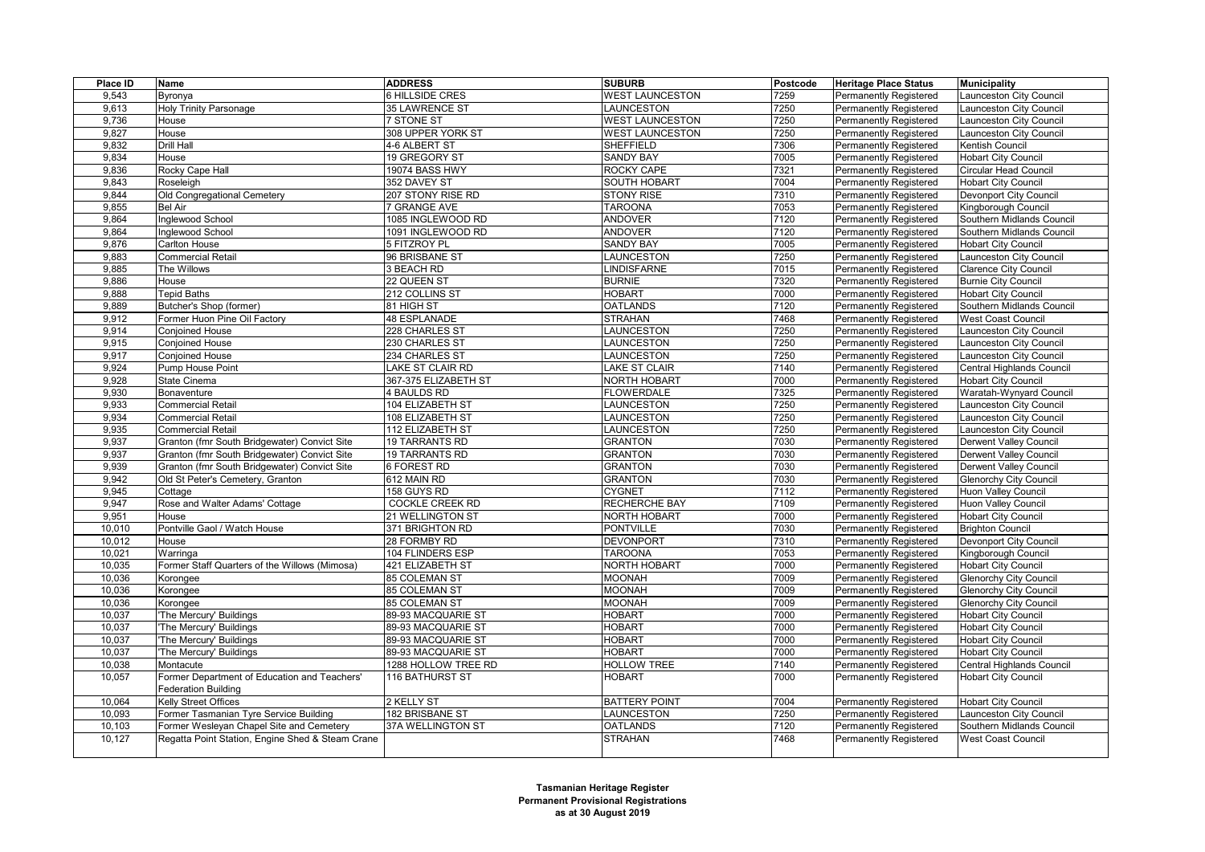| Place ID | Name | ADDRESS | SUBURB | Postcode | Heritage Place Status | Municipality |
|---|---|---|---|---|---|---|
| 9,543 | Byronya | 6 HILLSIDE CRES | WEST LAUNCESTON | 7259 | Permanently Registered | Launceston City Council |
| 9,613 | Holy Trinity Parsonage | 35 LAWRENCE ST | LAUNCESTON | 7250 | Permanently Registered | Launceston City Council |
| 9,736 | House | 7 STONE ST | WEST LAUNCESTON | 7250 | Permanently Registered | Launceston City Council |
| 9,827 | House | 308 UPPER YORK ST | WEST LAUNCESTON | 7250 | Permanently Registered | Launceston City Council |
| 9,832 | Drill Hall | 4-6 ALBERT ST | SHEFFIELD | 7306 | Permanently Registered | Kentish Council |
| 9,834 | House | 19 GREGORY ST | SANDY BAY | 7005 | Permanently Registered | Hobart City Council |
| 9,836 | Rocky Cape Hall | 19074 BASS HWY | ROCKY CAPE | 7321 | Permanently Registered | Circular Head Council |
| 9,843 | Roseleigh | 352 DAVEY ST | SOUTH HOBART | 7004 | Permanently Registered | Hobart City Council |
| 9,844 | Old Congregational Cemetery | 207 STONY RISE RD | STONY RISE | 7310 | Permanently Registered | Devonport City Council |
| 9,855 | Bel Air | 7 GRANGE AVE | TAROONA | 7053 | Permanently Registered | Kingborough Council |
| 9,864 | Inglewood School | 1085 INGLEWOOD RD | ANDOVER | 7120 | Permanently Registered | Southern Midlands Council |
| 9,864 | Inglewood School | 1091 INGLEWOOD RD | ANDOVER | 7120 | Permanently Registered | Southern Midlands Council |
| 9,876 | Carlton House | 5 FITZROY PL | SANDY BAY | 7005 | Permanently Registered | Hobart City Council |
| 9,883 | Commercial Retail | 96 BRISBANE ST | LAUNCESTON | 7250 | Permanently Registered | Launceston City Council |
| 9,885 | The Willows | 3 BEACH RD | LINDISFARNE | 7015 | Permanently Registered | Clarence City Council |
| 9,886 | House | 22 QUEEN ST | BURNIE | 7320 | Permanently Registered | Burnie City Council |
| 9,888 | Tepid Baths | 212 COLLINS ST | HOBART | 7000 | Permanently Registered | Hobart City Council |
| 9,889 | Butcher's Shop (former) | 81 HIGH ST | OATLANDS | 7120 | Permanently Registered | Southern Midlands Council |
| 9,912 | Former Huon Pine Oil Factory | 48 ESPLANADE | STRAHAN | 7468 | Permanently Registered | West Coast Council |
| 9,914 | Conjoined House | 228 CHARLES ST | LAUNCESTON | 7250 | Permanently Registered | Launceston City Council |
| 9,915 | Conjoined House | 230 CHARLES ST | LAUNCESTON | 7250 | Permanently Registered | Launceston City Council |
| 9,917 | Conjoined House | 234 CHARLES ST | LAUNCESTON | 7250 | Permanently Registered | Launceston City Council |
| 9,924 | Pump House Point | LAKE ST CLAIR RD | LAKE ST CLAIR | 7140 | Permanently Registered | Central Highlands Council |
| 9,928 | State Cinema | 367-375 ELIZABETH ST | NORTH HOBART | 7000 | Permanently Registered | Hobart City Council |
| 9,930 | Bonaventure | 4 BAULDS RD | FLOWERDALE | 7325 | Permanently Registered | Waratah-Wynyard Council |
| 9,933 | Commercial Retail | 104 ELIZABETH ST | LAUNCESTON | 7250 | Permanently Registered | Launceston City Council |
| 9,934 | Commercial Retail | 108 ELIZABETH ST | LAUNCESTON | 7250 | Permanently Registered | Launceston City Council |
| 9,935 | Commercial Retail | 112 ELIZABETH ST | LAUNCESTON | 7250 | Permanently Registered | Launceston City Council |
| 9,937 | Granton (fmr South Bridgewater) Convict Site | 19 TARRANTS RD | GRANTON | 7030 | Permanently Registered | Derwent Valley Council |
| 9,937 | Granton (fmr South Bridgewater) Convict Site | 19 TARRANTS RD | GRANTON | 7030 | Permanently Registered | Derwent Valley Council |
| 9,939 | Granton (fmr South Bridgewater) Convict Site | 6 FOREST RD | GRANTON | 7030 | Permanently Registered | Derwent Valley Council |
| 9,942 | Old St Peter's Cemetery, Granton | 612 MAIN RD | GRANTON | 7030 | Permanently Registered | Glenorchy City Council |
| 9,945 | Cottage | 158 GUYS RD | CYGNET | 7112 | Permanently Registered | Huon Valley Council |
| 9,947 | Rose and Walter Adams' Cottage | COCKLE CREEK RD | RECHERCHE BAY | 7109 | Permanently Registered | Huon Valley Council |
| 9,951 | House | 21 WELLINGTON ST | NORTH HOBART | 7000 | Permanently Registered | Hobart City Council |
| 10,010 | Pontville Gaol / Watch House | 371 BRIGHTON RD | PONTVILLE | 7030 | Permanently Registered | Brighton Council |
| 10,012 | House | 28 FORMBY RD | DEVONPORT | 7310 | Permanently Registered | Devonport City Council |
| 10,021 | Warringa | 104 FLINDERS ESP | TAROONA | 7053 | Permanently Registered | Kingborough Council |
| 10,035 | Former Staff Quarters of the Willows (Mimosa) | 421 ELIZABETH ST | NORTH HOBART | 7000 | Permanently Registered | Hobart City Council |
| 10,036 | Korongee | 85 COLEMAN ST | MOONAH | 7009 | Permanently Registered | Glenorchy City Council |
| 10,036 | Korongee | 85 COLEMAN ST | MOONAH | 7009 | Permanently Registered | Glenorchy City Council |
| 10,036 | Korongee | 85 COLEMAN ST | MOONAH | 7009 | Permanently Registered | Glenorchy City Council |
| 10,037 | 'The Mercury' Buildings | 89-93 MACQUARIE ST | HOBART | 7000 | Permanently Registered | Hobart City Council |
| 10,037 | 'The Mercury' Buildings | 89-93 MACQUARIE ST | HOBART | 7000 | Permanently Registered | Hobart City Council |
| 10,037 | 'The Mercury' Buildings | 89-93 MACQUARIE ST | HOBART | 7000 | Permanently Registered | Hobart City Council |
| 10,037 | 'The Mercury' Buildings | 89-93 MACQUARIE ST | HOBART | 7000 | Permanently Registered | Hobart City Council |
| 10,038 | Montacute | 1288 HOLLOW TREE RD | HOLLOW TREE | 7140 | Permanently Registered | Central Highlands Council |
| 10,057 | Former Department of Education and Teachers' Federation Building | 116 BATHURST ST | HOBART | 7000 | Permanently Registered | Hobart City Council |
| 10,064 | Kelly Street Offices | 2 KELLY ST | BATTERY POINT | 7004 | Permanently Registered | Hobart City Council |
| 10,093 | Former Tasmanian Tyre Service Building | 182 BRISBANE ST | LAUNCESTON | 7250 | Permanently Registered | Launceston City Council |
| 10,103 | Former Wesleyan Chapel Site and Cemetery | 37A WELLINGTON ST | OATLANDS | 7120 | Permanently Registered | Southern Midlands Council |
| 10,127 | Regatta Point Station, Engine Shed & Steam Crane | | STRAHAN | 7468 | Permanently Registered | West Coast Council |

**Tasmanian Heritage Register**
**Permanent Provisional Registrations**
**as at 30 August 2019**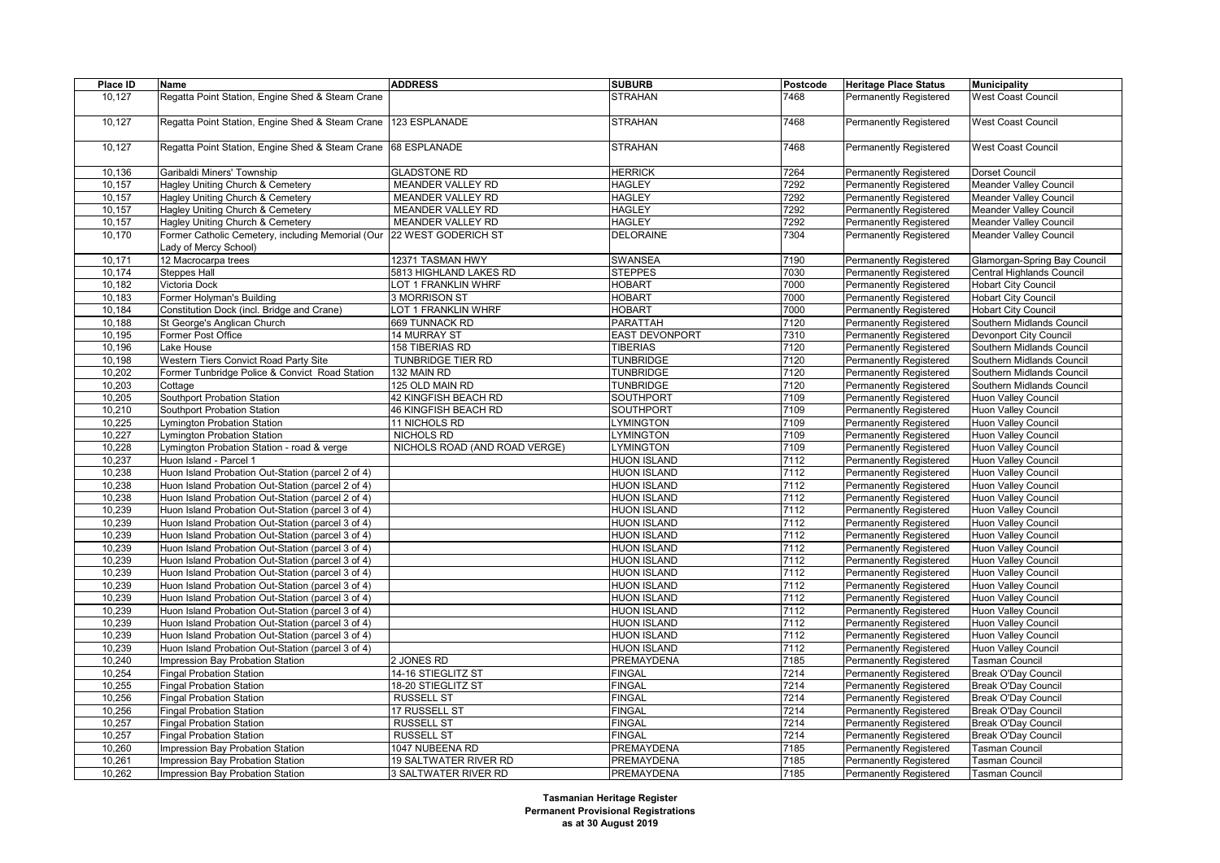| Place ID | Name | ADDRESS | SUBURB | Postcode | Heritage Place Status | Municipality |
|---|---|---|---|---|---|---|
| 10,127 | Regatta Point Station, Engine Shed & Steam Crane | | STRAHAN | 7468 | Permanently Registered | West Coast Council |
| 10,127 | Regatta Point Station, Engine Shed & Steam Crane | 123 ESPLANADE | STRAHAN | 7468 | Permanently Registered | West Coast Council |
| 10,127 | Regatta Point Station, Engine Shed & Steam Crane | 68 ESPLANADE | STRAHAN | 7468 | Permanently Registered | West Coast Council |
| 10,136 | Garibaldi Miners' Township | GLADSTONE RD | HERRICK | 7264 | Permanently Registered | Dorset Council |
| 10,157 | Hagley Uniting Church & Cemetery | MEANDER VALLEY RD | HAGLEY | 7292 | Permanently Registered | Meander Valley Council |
| 10,157 | Hagley Uniting Church & Cemetery | MEANDER VALLEY RD | HAGLEY | 7292 | Permanently Registered | Meander Valley Council |
| 10,157 | Hagley Uniting Church & Cemetery | MEANDER VALLEY RD | HAGLEY | 7292 | Permanently Registered | Meander Valley Council |
| 10,157 | Hagley Uniting Church & Cemetery | MEANDER VALLEY RD | HAGLEY | 7292 | Permanently Registered | Meander Valley Council |
| 10,170 | Former Catholic Cemetery, including Memorial (Our Lady of Mercy School) | 22 WEST GODERICH ST | DELORAINE | 7304 | Permanently Registered | Meander Valley Council |
| 10,171 | 12 Macrocarpa trees | 12371 TASMAN HWY | SWANSEA | 7190 | Permanently Registered | Glamorgan-Spring Bay Council |
| 10,174 | Steppes Hall | 5813 HIGHLAND LAKES RD | STEPPES | 7030 | Permanently Registered | Central Highlands Council |
| 10,182 | Victoria Dock | LOT 1 FRANKLIN WHRF | HOBART | 7000 | Permanently Registered | Hobart City Council |
| 10,183 | Former Holyman's Building | 3 MORRISON ST | HOBART | 7000 | Permanently Registered | Hobart City Council |
| 10,184 | Constitution Dock (incl. Bridge and Crane) | LOT 1 FRANKLIN WHRF | HOBART | 7000 | Permanently Registered | Hobart City Council |
| 10,188 | St George's Anglican Church | 669 TUNNACK RD | PARATTAH | 7120 | Permanently Registered | Southern Midlands Council |
| 10,195 | Former Post Office | 14 MURRAY ST | EAST DEVONPORT | 7310 | Permanently Registered | Devonport City Council |
| 10,196 | Lake House | 158 TIBERIAS RD | TIBERIAS | 7120 | Permanently Registered | Southern Midlands Council |
| 10,198 | Western Tiers Convict Road Party Site | TUNBRIDGE TIER RD | TUNBRIDGE | 7120 | Permanently Registered | Southern Midlands Council |
| 10,202 | Former Tunbridge Police & Convict Road Station | 132 MAIN RD | TUNBRIDGE | 7120 | Permanently Registered | Southern Midlands Council |
| 10,203 | Cottage | 125 OLD MAIN RD | TUNBRIDGE | 7120 | Permanently Registered | Southern Midlands Council |
| 10,205 | Southport Probation Station | 42 KINGFISH BEACH RD | SOUTHPORT | 7109 | Permanently Registered | Huon Valley Council |
| 10,210 | Southport Probation Station | 46 KINGFISH BEACH RD | SOUTHPORT | 7109 | Permanently Registered | Huon Valley Council |
| 10,225 | Lymington Probation Station | 11 NICHOLS RD | LYMINGTON | 7109 | Permanently Registered | Huon Valley Council |
| 10,227 | Lymington Probation Station | NICHOLS RD | LYMINGTON | 7109 | Permanently Registered | Huon Valley Council |
| 10,228 | Lymington Probation Station - road & verge | NICHOLS ROAD (AND ROAD VERGE) | LYMINGTON | 7109 | Permanently Registered | Huon Valley Council |
| 10,237 | Huon Island - Parcel 1 | | HUON ISLAND | 7112 | Permanently Registered | Huon Valley Council |
| 10,238 | Huon Island Probation Out-Station (parcel 2 of 4) | | HUON ISLAND | 7112 | Permanently Registered | Huon Valley Council |
| 10,238 | Huon Island Probation Out-Station (parcel 2 of 4) | | HUON ISLAND | 7112 | Permanently Registered | Huon Valley Council |
| 10,238 | Huon Island Probation Out-Station (parcel 2 of 4) | | HUON ISLAND | 7112 | Permanently Registered | Huon Valley Council |
| 10,239 | Huon Island Probation Out-Station (parcel 3 of 4) | | HUON ISLAND | 7112 | Permanently Registered | Huon Valley Council |
| 10,239 | Huon Island Probation Out-Station (parcel 3 of 4) | | HUON ISLAND | 7112 | Permanently Registered | Huon Valley Council |
| 10,239 | Huon Island Probation Out-Station (parcel 3 of 4) | | HUON ISLAND | 7112 | Permanently Registered | Huon Valley Council |
| 10,239 | Huon Island Probation Out-Station (parcel 3 of 4) | | HUON ISLAND | 7112 | Permanently Registered | Huon Valley Council |
| 10,239 | Huon Island Probation Out-Station (parcel 3 of 4) | | HUON ISLAND | 7112 | Permanently Registered | Huon Valley Council |
| 10,239 | Huon Island Probation Out-Station (parcel 3 of 4) | | HUON ISLAND | 7112 | Permanently Registered | Huon Valley Council |
| 10,239 | Huon Island Probation Out-Station (parcel 3 of 4) | | HUON ISLAND | 7112 | Permanently Registered | Huon Valley Council |
| 10,239 | Huon Island Probation Out-Station (parcel 3 of 4) | | HUON ISLAND | 7112 | Permanently Registered | Huon Valley Council |
| 10,239 | Huon Island Probation Out-Station (parcel 3 of 4) | | HUON ISLAND | 7112 | Permanently Registered | Huon Valley Council |
| 10,239 | Huon Island Probation Out-Station (parcel 3 of 4) | | HUON ISLAND | 7112 | Permanently Registered | Huon Valley Council |
| 10,239 | Huon Island Probation Out-Station (parcel 3 of 4) | | HUON ISLAND | 7112 | Permanently Registered | Huon Valley Council |
| 10,239 | Huon Island Probation Out-Station (parcel 3 of 4) | | HUON ISLAND | 7112 | Permanently Registered | Huon Valley Council |
| 10,240 | Impression Bay Probation Station | 2 JONES RD | PREMAYDENA | 7185 | Permanently Registered | Tasman Council |
| 10,254 | Fingal Probation Station | 14-16 STIEGLITZ ST | FINGAL | 7214 | Permanently Registered | Break O'Day Council |
| 10,255 | Fingal Probation Station | 18-20 STIEGLITZ ST | FINGAL | 7214 | Permanently Registered | Break O'Day Council |
| 10,256 | Fingal Probation Station | RUSSELL ST | FINGAL | 7214 | Permanently Registered | Break O'Day Council |
| 10,256 | Fingal Probation Station | 17 RUSSELL ST | FINGAL | 7214 | Permanently Registered | Break O'Day Council |
| 10,257 | Fingal Probation Station | RUSSELL ST | FINGAL | 7214 | Permanently Registered | Break O'Day Council |
| 10,257 | Fingal Probation Station | RUSSELL ST | FINGAL | 7214 | Permanently Registered | Break O'Day Council |
| 10,260 | Impression Bay Probation Station | 1047 NUBEENA RD | PREMAYDENA | 7185 | Permanently Registered | Tasman Council |
| 10,261 | Impression Bay Probation Station | 19 SALTWATER RIVER RD | PREMAYDENA | 7185 | Permanently Registered | Tasman Council |
| 10,262 | Impression Bay Probation Station | 3 SALTWATER RIVER RD | PREMAYDENA | 7185 | Permanently Registered | Tasman Council |

**Tasmanian Heritage Register**
**Permanent Provisional Registrations**
**as at 30 August 2019**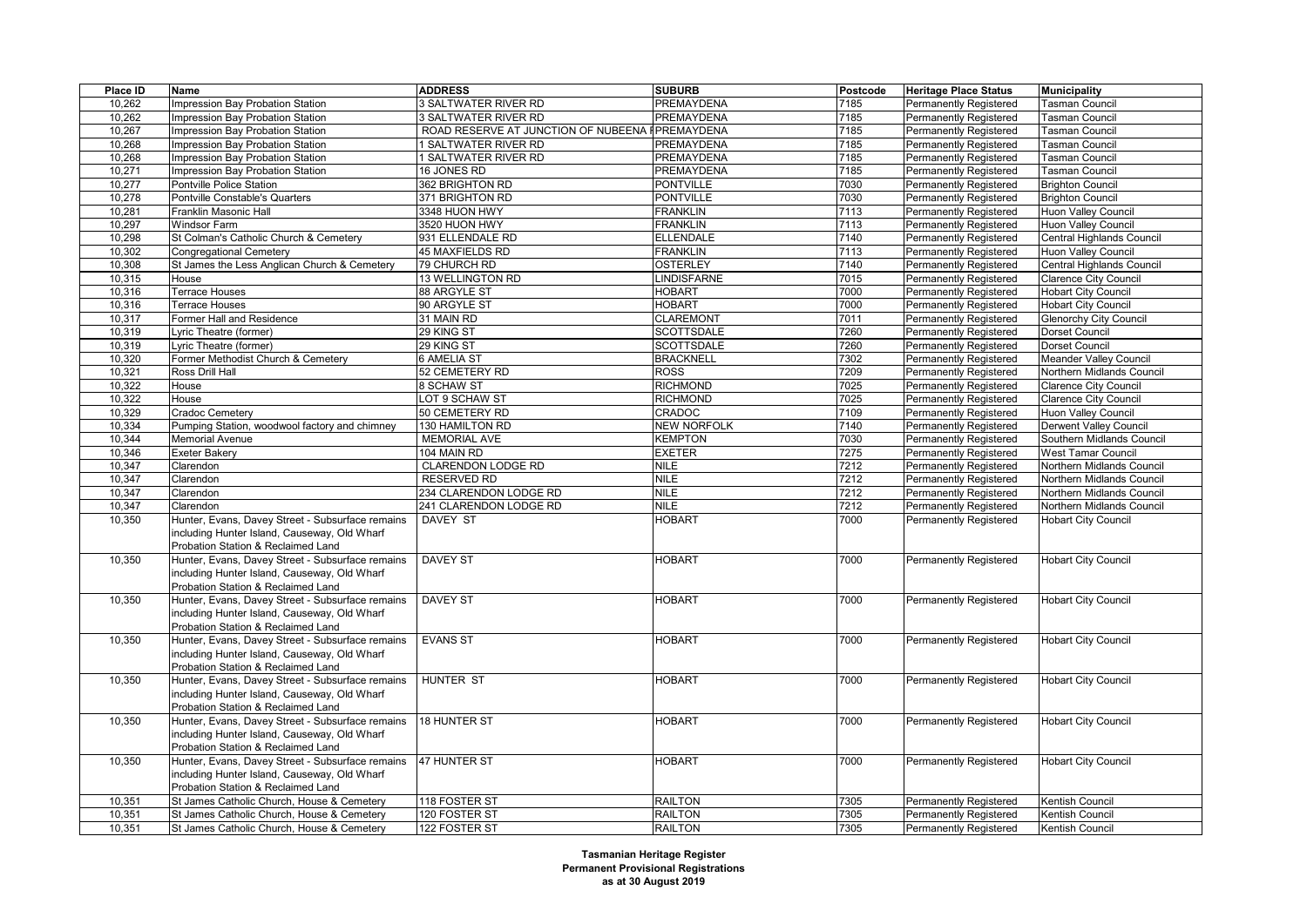| Place ID | Name | ADDRESS | SUBURB | Postcode | Heritage Place Status | Municipality |
|---|---|---|---|---|---|---|
| 10,262 | Impression Bay Probation Station | 3 SALTWATER RIVER RD | PREMAYDENA | 7185 | Permanently Registered | Tasman Council |
| 10,262 | Impression Bay Probation Station | 3 SALTWATER RIVER RD | PREMAYDENA | 7185 | Permanently Registered | Tasman Council |
| 10,267 | Impression Bay Probation Station | ROAD RESERVE AT JUNCTION OF NUBEENA I | PREMAYDENA | 7185 | Permanently Registered | Tasman Council |
| 10,268 | Impression Bay Probation Station | 1 SALTWATER RIVER RD | PREMAYDENA | 7185 | Permanently Registered | Tasman Council |
| 10,268 | Impression Bay Probation Station | 1 SALTWATER RIVER RD | PREMAYDENA | 7185 | Permanently Registered | Tasman Council |
| 10,271 | Impression Bay Probation Station | 16 JONES RD | PREMAYDENA | 7185 | Permanently Registered | Tasman Council |
| 10,277 | Pontville Police Station | 362 BRIGHTON RD | PONTVILLE | 7030 | Permanently Registered | Brighton Council |
| 10,278 | Pontville Constable's Quarters | 371 BRIGHTON RD | PONTVILLE | 7030 | Permanently Registered | Brighton Council |
| 10,281 | Franklin Masonic Hall | 3348 HUON HWY | FRANKLIN | 7113 | Permanently Registered | Huon Valley Council |
| 10,297 | Windsor Farm | 3520 HUON HWY | FRANKLIN | 7113 | Permanently Registered | Huon Valley Council |
| 10,298 | St Colman's Catholic Church & Cemetery | 931 ELLENDALE RD | ELLENDALE | 7140 | Permanently Registered | Central Highlands Council |
| 10,302 | Congregational Cemetery | 45 MAXFIELDS RD | FRANKLIN | 7113 | Permanently Registered | Huon Valley Council |
| 10,308 | St James the Less Anglican Church & Cemetery | 79 CHURCH RD | OSTERLEY | 7140 | Permanently Registered | Central Highlands Council |
| 10,315 | House | 13 WELLINGTON RD | LINDISFARNE | 7015 | Permanently Registered | Clarence City Council |
| 10,316 | Terrace Houses | 88 ARGYLE ST | HOBART | 7000 | Permanently Registered | Hobart City Council |
| 10,316 | Terrace Houses | 90 ARGYLE ST | HOBART | 7000 | Permanently Registered | Hobart City Council |
| 10,317 | Former Hall and Residence | 31 MAIN RD | CLAREMONT | 7011 | Permanently Registered | Glenorchy City Council |
| 10,319 | Lyric Theatre (former) | 29 KING ST | SCOTTSDALE | 7260 | Permanently Registered | Dorset Council |
| 10,319 | Lyric Theatre (former) | 29 KING ST | SCOTTSDALE | 7260 | Permanently Registered | Dorset Council |
| 10,320 | Former Methodist Church & Cemetery | 6 AMELIA ST | BRACKNELL | 7302 | Permanently Registered | Meander Valley Council |
| 10,321 | Ross Drill Hall | 52 CEMETERY RD | ROSS | 7209 | Permanently Registered | Northern Midlands Council |
| 10,322 | House | 8 SCHAW ST | RICHMOND | 7025 | Permanently Registered | Clarence City Council |
| 10,322 | House | LOT 9 SCHAW ST | RICHMOND | 7025 | Permanently Registered | Clarence City Council |
| 10,329 | Cradoc Cemetery | 50 CEMETERY RD | CRADOC | 7109 | Permanently Registered | Huon Valley Council |
| 10,334 | Pumping Station, woodwool factory and chimney | 130 HAMILTON RD | NEW NORFOLK | 7140 | Permanently Registered | Derwent Valley Council |
| 10,344 | Memorial Avenue | MEMORIAL AVE | KEMPTON | 7030 | Permanently Registered | Southern Midlands Council |
| 10,346 | Exeter Bakery | 104 MAIN RD | EXETER | 7275 | Permanently Registered | West Tamar Council |
| 10,347 | Clarendon | CLARENDON LODGE RD | NILE | 7212 | Permanently Registered | Northern Midlands Council |
| 10,347 | Clarendon | RESERVED RD | NILE | 7212 | Permanently Registered | Northern Midlands Council |
| 10,347 | Clarendon | 234 CLARENDON LODGE RD | NILE | 7212 | Permanently Registered | Northern Midlands Council |
| 10,347 | Clarendon | 241 CLARENDON LODGE RD | NILE | 7212 | Permanently Registered | Northern Midlands Council |
| 10,350 | Hunter, Evans, Davey Street - Subsurface remains including Hunter Island, Causeway, Old Wharf Probation Station & Reclaimed Land | DAVEY ST | HOBART | 7000 | Permanently Registered | Hobart City Council |
| 10,350 | Hunter, Evans, Davey Street - Subsurface remains including Hunter Island, Causeway, Old Wharf Probation Station & Reclaimed Land | DAVEY ST | HOBART | 7000 | Permanently Registered | Hobart City Council |
| 10,350 | Hunter, Evans, Davey Street - Subsurface remains including Hunter Island, Causeway, Old Wharf Probation Station & Reclaimed Land | DAVEY ST | HOBART | 7000 | Permanently Registered | Hobart City Council |
| 10,350 | Hunter, Evans, Davey Street - Subsurface remains including Hunter Island, Causeway, Old Wharf Probation Station & Reclaimed Land | EVANS ST | HOBART | 7000 | Permanently Registered | Hobart City Council |
| 10,350 | Hunter, Evans, Davey Street - Subsurface remains including Hunter Island, Causeway, Old Wharf Probation Station & Reclaimed Land | HUNTER ST | HOBART | 7000 | Permanently Registered | Hobart City Council |
| 10,350 | Hunter, Evans, Davey Street - Subsurface remains including Hunter Island, Causeway, Old Wharf Probation Station & Reclaimed Land | 18 HUNTER ST | HOBART | 7000 | Permanently Registered | Hobart City Council |
| 10,350 | Hunter, Evans, Davey Street - Subsurface remains including Hunter Island, Causeway, Old Wharf Probation Station & Reclaimed Land | 47 HUNTER ST | HOBART | 7000 | Permanently Registered | Hobart City Council |
| 10,351 | St James Catholic Church, House & Cemetery | 118 FOSTER ST | RAILTON | 7305 | Permanently Registered | Kentish Council |
| 10,351 | St James Catholic Church, House & Cemetery | 120 FOSTER ST | RAILTON | 7305 | Permanently Registered | Kentish Council |
| 10,351 | St James Catholic Church, House & Cemetery | 122 FOSTER ST | RAILTON | 7305 | Permanently Registered | Kentish Council |

**Tasmanian Heritage Register**
**Permanent Provisional Registrations**
**as at 30 August 2019**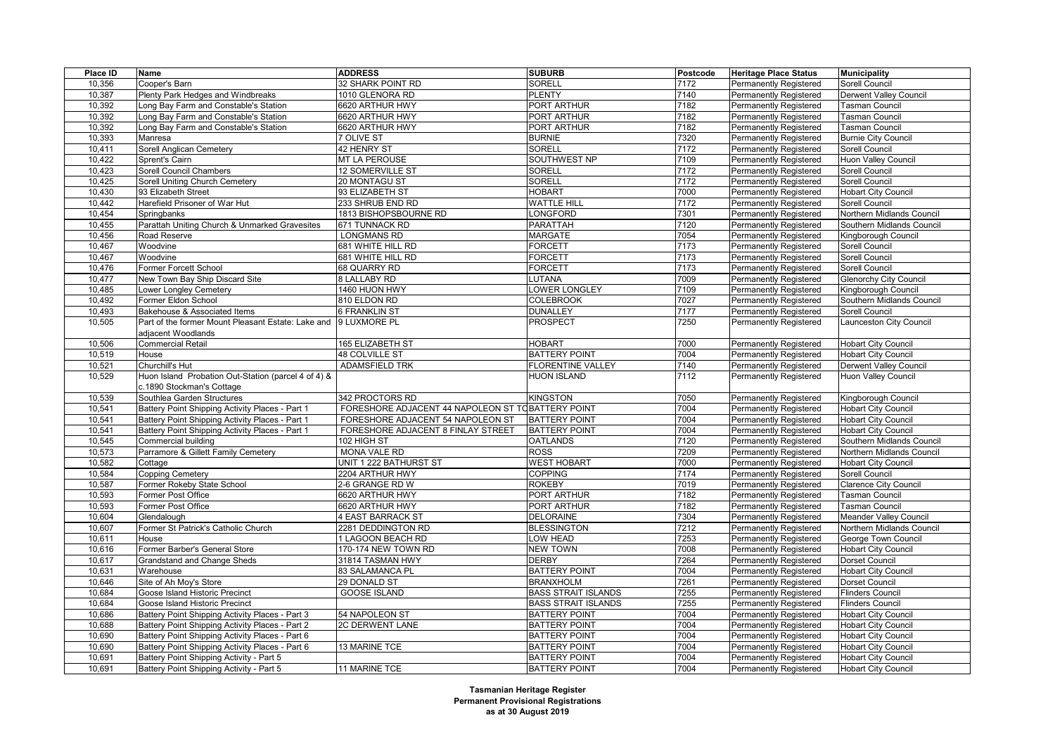| Place ID | Name | ADDRESS | SUBURB | Postcode | Heritage Place Status | Municipality |
|---|---|---|---|---|---|---|
| 10,356 | Cooper's Barn | 32 SHARK POINT RD | SORELL | 7172 | Permanently Registered | Sorell Council |
| 10,387 | Plenty Park Hedges and Windbreaks | 1010 GLENORA RD | PLENTY | 7140 | Permanently Registered | Derwent Valley Council |
| 10,392 | Long Bay Farm and Constable's Station | 6620 ARTHUR HWY | PORT ARTHUR | 7182 | Permanently Registered | Tasman Council |
| 10,392 | Long Bay Farm and Constable's Station | 6620 ARTHUR HWY | PORT ARTHUR | 7182 | Permanently Registered | Tasman Council |
| 10,392 | Long Bay Farm and Constable's Station | 6620 ARTHUR HWY | PORT ARTHUR | 7182 | Permanently Registered | Tasman Council |
| 10,393 | Manresa | 7 OLIVE ST | BURNIE | 7320 | Permanently Registered | Burnie City Council |
| 10,411 | Sorell Anglican Cemetery | 42 HENRY ST | SORELL | 7172 | Permanently Registered | Sorell Council |
| 10,422 | Sprent's Cairn | MT LA PEROUSE | SOUTHWEST NP | 7109 | Permanently Registered | Huon Valley Council |
| 10,423 | Sorell Council Chambers | 12 SOMERVILLE ST | SORELL | 7172 | Permanently Registered | Sorell Council |
| 10,425 | Sorell Uniting Church Cemetery | 20 MONTAGU ST | SORELL | 7172 | Permanently Registered | Sorell Council |
| 10,430 | 93 Elizabeth Street | 93 ELIZABETH ST | HOBART | 7000 | Permanently Registered | Hobart City Council |
| 10,442 | Harefield Prisoner of War Hut | 233 SHRUB END RD | WATTLE HILL | 7172 | Permanently Registered | Sorell Council |
| 10,454 | Springbanks | 1813 BISHOPSBOURNE RD | LONGFORD | 7301 | Permanently Registered | Northern Midlands Council |
| 10,455 | Parattah Uniting Church & Unmarked Gravesites | 671 TUNNACK RD | PARATTAH | 7120 | Permanently Registered | Southern Midlands Council |
| 10,456 | Road Reserve | LONGMANS RD | MARGATE | 7054 | Permanently Registered | Kingborough Council |
| 10,467 | Woodvine | 681 WHITE HILL RD | FORCETT | 7173 | Permanently Registered | Sorell Council |
| 10,467 | Woodvine | 681 WHITE HILL RD | FORCETT | 7173 | Permanently Registered | Sorell Council |
| 10,476 | Former Forcett School | 68 QUARRY RD | FORCETT | 7173 | Permanently Registered | Sorell Council |
| 10,477 | New Town Bay Ship Discard Site | 8 LALLABY RD | LUTANA | 7009 | Permanently Registered | Glenorchy City Council |
| 10,485 | Lower Longley Cemetery | 1460 HUON HWY | LOWER LONGLEY | 7109 | Permanently Registered | Kingborough Council |
| 10,492 | Former Eldon School | 810 ELDON RD | COLEBROOK | 7027 | Permanently Registered | Southern Midlands Council |
| 10,493 | Bakehouse & Associated Items | 6 FRANKLIN ST | DUNALLEY | 7177 | Permanently Registered | Sorell Council |
| 10,505 | Part of the former Mount Pleasant Estate: Lake and adjacent Woodlands | 9 LUXMORE PL | PROSPECT | 7250 | Permanently Registered | Launceston City Council |
| 10,506 | Commercial Retail | 165 ELIZABETH ST | HOBART | 7000 | Permanently Registered | Hobart City Council |
| 10,519 | House | 48 COLVILLE ST | BATTERY POINT | 7004 | Permanently Registered | Hobart City Council |
| 10,521 | Churchill's Hut | ADAMSFIELD TRK | FLORENTINE VALLEY | 7140 | Permanently Registered | Derwent Valley Council |
| 10,529 | Huon Island Probation Out-Station (parcel 4 of 4) & c.1890 Stockman's Cottage | | HUON ISLAND | 7112 | Permanently Registered | Huon Valley Council |
| 10,539 | Southlea Garden Structures | 342 PROCTORS RD | KINGSTON | 7050 | Permanently Registered | Kingborough Council |
| 10,541 | Battery Point Shipping Activity Places - Part 1 | FORESHORE ADJACENT 44 NAPOLEON ST TO | BATTERY POINT | 7004 | Permanently Registered | Hobart City Council |
| 10,541 | Battery Point Shipping Activity Places - Part 1 | FORESHORE ADJACENT 54 NAPOLEON ST | BATTERY POINT | 7004 | Permanently Registered | Hobart City Council |
| 10,541 | Battery Point Shipping Activity Places - Part 1 | FORESHORE ADJACENT 8 FINLAY STREET | BATTERY POINT | 7004 | Permanently Registered | Hobart City Council |
| 10,545 | Commercial building | 102 HIGH ST | OATLANDS | 7120 | Permanently Registered | Southern Midlands Council |
| 10,573 | Parramore & Gillett Family Cemetery | MONA VALE RD | ROSS | 7209 | Permanently Registered | Northern Midlands Council |
| 10,582 | Cottage | UNIT 1 222 BATHURST ST | WEST HOBART | 7000 | Permanently Registered | Hobart City Council |
| 10,584 | Copping Cemetery | 2204 ARTHUR HWY | COPPING | 7174 | Permanently Registered | Sorell Council |
| 10,587 | Former Rokeby State School | 2-6 GRANGE RD W | ROKEBY | 7019 | Permanently Registered | Clarence City Council |
| 10,593 | Former Post Office | 6620 ARTHUR HWY | PORT ARTHUR | 7182 | Permanently Registered | Tasman Council |
| 10,593 | Former Post Office | 6620 ARTHUR HWY | PORT ARTHUR | 7182 | Permanently Registered | Tasman Council |
| 10,604 | Glendalough | 4 EAST BARRACK ST | DELORAINE | 7304 | Permanently Registered | Meander Valley Council |
| 10,607 | Former St Patrick's Catholic Church | 2281 DEDDINGTON RD | BLESSINGTON | 7212 | Permanently Registered | Northern Midlands Council |
| 10,611 | House | 1 LAGOON BEACH RD | LOW HEAD | 7253 | Permanently Registered | George Town Council |
| 10,616 | Former Barber's General Store | 170-174 NEW TOWN RD | NEW TOWN | 7008 | Permanently Registered | Hobart City Council |
| 10,617 | Grandstand and Change Sheds | 31814 TASMAN HWY | DERBY | 7264 | Permanently Registered | Dorset Council |
| 10,631 | Warehouse | 83 SALAMANCA PL | BATTERY POINT | 7004 | Permanently Registered | Hobart City Council |
| 10,646 | Site of Ah Moy's Store | 29 DONALD ST | BRANXHOLM | 7261 | Permanently Registered | Dorset Council |
| 10,684 | Goose Island Historic Precinct | GOOSE ISLAND | BASS STRAIT ISLANDS | 7255 | Permanently Registered | Flinders Council |
| 10,684 | Goose Island Historic Precinct | | BASS STRAIT ISLANDS | 7255 | Permanently Registered | Flinders Council |
| 10,686 | Battery Point Shipping Activity Places - Part 3 | 54 NAPOLEON ST | BATTERY POINT | 7004 | Permanently Registered | Hobart City Council |
| 10,688 | Battery Point Shipping Activity Places - Part 2 | 2C DERWENT LANE | BATTERY POINT | 7004 | Permanently Registered | Hobart City Council |
| 10,690 | Battery Point Shipping Activity Places - Part 6 | | BATTERY POINT | 7004 | Permanently Registered | Hobart City Council |
| 10,690 | Battery Point Shipping Activity Places - Part 6 | 13 MARINE TCE | BATTERY POINT | 7004 | Permanently Registered | Hobart City Council |
| 10,691 | Battery Point Shipping Activity - Part 5 | | BATTERY POINT | 7004 | Permanently Registered | Hobart City Council |
| 10,691 | Battery Point Shipping Activity - Part 5 | 11 MARINE TCE | BATTERY POINT | 7004 | Permanently Registered | Hobart City Council |

**Tasmanian Heritage Register**
**Permanent Provisional Registrations**
**as at 30 August 2019**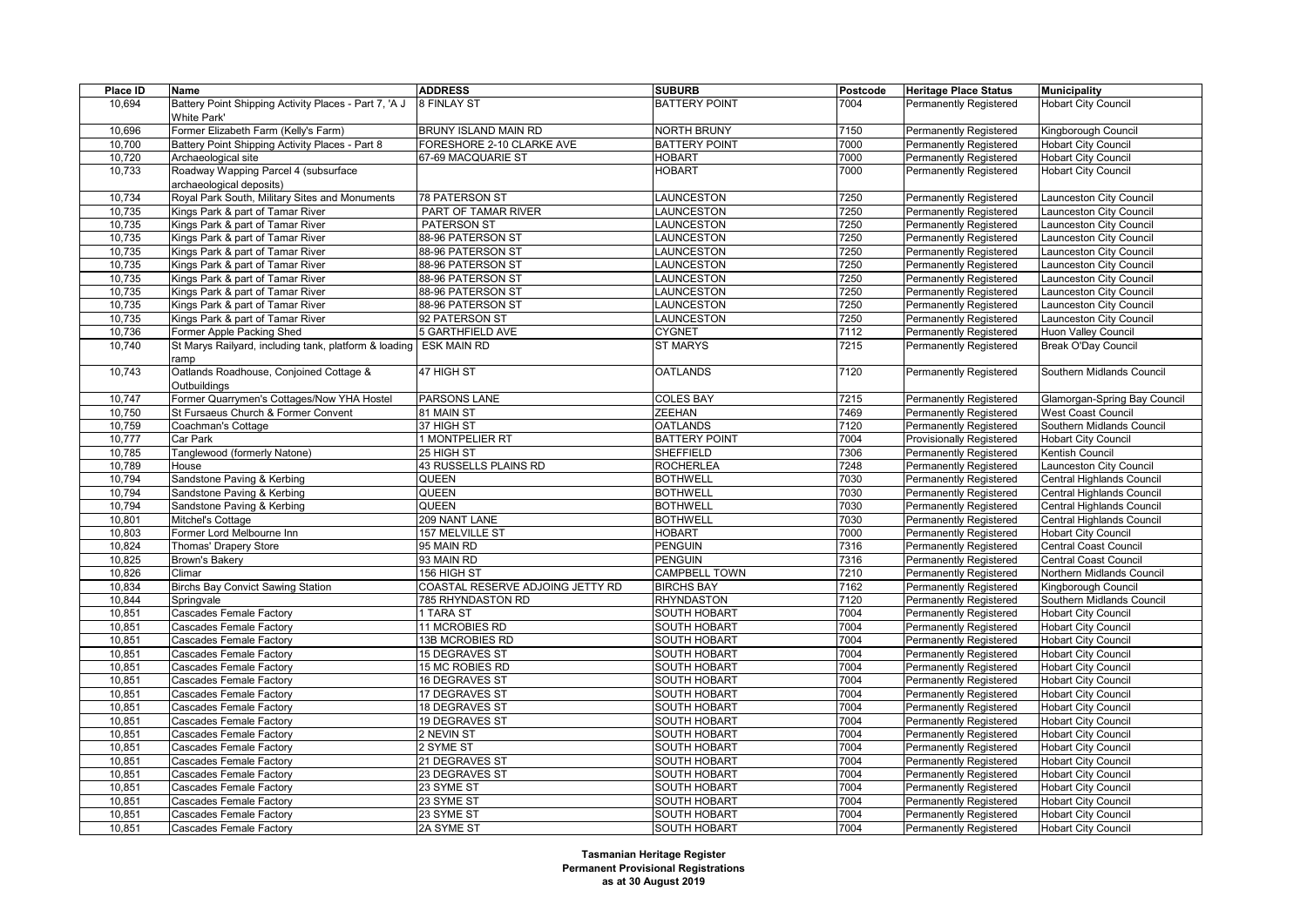| Place ID | Name | ADDRESS | SUBURB | Postcode | Heritage Place Status | Municipality |
|---|---|---|---|---|---|---|
| 10,694 | Battery Point Shipping Activity Places - Part 7, 'A J White Park' | 8 FINLAY ST | BATTERY POINT | 7004 | Permanently Registered | Hobart City Council |
| 10,696 | Former Elizabeth Farm (Kelly's Farm) | BRUNY ISLAND MAIN RD | NORTH BRUNY | 7150 | Permanently Registered | Kingborough Council |
| 10,700 | Battery Point Shipping Activity Places - Part 8 | FORESHORE 2-10 CLARKE AVE | BATTERY POINT | 7000 | Permanently Registered | Hobart City Council |
| 10,720 | Archaeological site | 67-69 MACQUARIE ST | HOBART | 7000 | Permanently Registered | Hobart City Council |
| 10,733 | Roadway Wapping Parcel 4 (subsurface archaeological deposits) | | HOBART | 7000 | Permanently Registered | Hobart City Council |
| 10,734 | Royal Park South, Military Sites and Monuments | 78 PATERSON ST | LAUNCESTON | 7250 | Permanently Registered | Launceston City Council |
| 10,735 | Kings Park & part of Tamar River | PART OF TAMAR RIVER | LAUNCESTON | 7250 | Permanently Registered | Launceston City Council |
| 10,735 | Kings Park & part of Tamar River | PATERSON ST | LAUNCESTON | 7250 | Permanently Registered | Launceston City Council |
| 10,735 | Kings Park & part of Tamar River | 88-96 PATERSON ST | LAUNCESTON | 7250 | Permanently Registered | Launceston City Council |
| 10,735 | Kings Park & part of Tamar River | 88-96 PATERSON ST | LAUNCESTON | 7250 | Permanently Registered | Launceston City Council |
| 10,735 | Kings Park & part of Tamar River | 88-96 PATERSON ST | LAUNCESTON | 7250 | Permanently Registered | Launceston City Council |
| 10,735 | Kings Park & part of Tamar River | 88-96 PATERSON ST | LAUNCESTON | 7250 | Permanently Registered | Launceston City Council |
| 10,735 | Kings Park & part of Tamar River | 88-96 PATERSON ST | LAUNCESTON | 7250 | Permanently Registered | Launceston City Council |
| 10,735 | Kings Park & part of Tamar River | 88-96 PATERSON ST | LAUNCESTON | 7250 | Permanently Registered | Launceston City Council |
| 10,735 | Kings Park & part of Tamar River | 92 PATERSON ST | LAUNCESTON | 7250 | Permanently Registered | Launceston City Council |
| 10,736 | Former Apple Packing Shed | 5 GARTHFIELD AVE | CYGNET | 7112 | Permanently Registered | Huon Valley Council |
| 10,740 | St Marys Railyard, including tank, platform & loading ramp | ESK MAIN RD | ST MARYS | 7215 | Permanently Registered | Break O'Day Council |
| 10,743 | Oatlands Roadhouse, Conjoined Cottage & Outbuildings | 47 HIGH ST | OATLANDS | 7120 | Permanently Registered | Southern Midlands Council |
| 10,747 | Former Quarrymen's Cottages/Now YHA Hostel | PARSONS LANE | COLES BAY | 7215 | Permanently Registered | Glamorgan-Spring Bay Council |
| 10,750 | St Fursaeus Church & Former Convent | 81 MAIN ST | ZEEHAN | 7469 | Permanently Registered | West Coast Council |
| 10,759 | Coachman's Cottage | 37 HIGH ST | OATLANDS | 7120 | Permanently Registered | Southern Midlands Council |
| 10,777 | Car Park | 1 MONTPELIER RT | BATTERY POINT | 7004 | Provisionally Registered | Hobart City Council |
| 10,785 | Tanglewood (formerly Natone) | 25 HIGH ST | SHEFFIELD | 7306 | Permanently Registered | Kentish Council |
| 10,789 | House | 43 RUSSELLS PLAINS RD | ROCHERLEA | 7248 | Permanently Registered | Launceston City Council |
| 10,794 | Sandstone Paving & Kerbing | QUEEN | BOTHWELL | 7030 | Permanently Registered | Central Highlands Council |
| 10,794 | Sandstone Paving & Kerbing | QUEEN | BOTHWELL | 7030 | Permanently Registered | Central Highlands Council |
| 10,794 | Sandstone Paving & Kerbing | QUEEN | BOTHWELL | 7030 | Permanently Registered | Central Highlands Council |
| 10,801 | Mitchel's Cottage | 209 NANT LANE | BOTHWELL | 7030 | Permanently Registered | Central Highlands Council |
| 10,803 | Former Lord Melbourne Inn | 157 MELVILLE ST | HOBART | 7000 | Permanently Registered | Hobart City Council |
| 10,824 | Thomas' Drapery Store | 95 MAIN RD | PENGUIN | 7316 | Permanently Registered | Central Coast Council |
| 10,825 | Brown's Bakery | 93 MAIN RD | PENGUIN | 7316 | Permanently Registered | Central Coast Council |
| 10,826 | Climar | 156 HIGH ST | CAMPBELL TOWN | 7210 | Permanently Registered | Northern Midlands Council |
| 10,834 | Birchs Bay Convict Sawing Station | COASTAL RESERVE ADJOING JETTY RD | BIRCHS BAY | 7162 | Permanently Registered | Kingborough Council |
| 10,844 | Springvale | 785 RHYNDASTON RD | RHYNDASTON | 7120 | Permanently Registered | Southern Midlands Council |
| 10,851 | Cascades Female Factory | 1 TARA ST | SOUTH HOBART | 7004 | Permanently Registered | Hobart City Council |
| 10,851 | Cascades Female Factory | 11 MCROBIES RD | SOUTH HOBART | 7004 | Permanently Registered | Hobart City Council |
| 10,851 | Cascades Female Factory | 13B MCROBIES RD | SOUTH HOBART | 7004 | Permanently Registered | Hobart City Council |
| 10,851 | Cascades Female Factory | 15 DEGRAVES ST | SOUTH HOBART | 7004 | Permanently Registered | Hobart City Council |
| 10,851 | Cascades Female Factory | 15 MC ROBIES RD | SOUTH HOBART | 7004 | Permanently Registered | Hobart City Council |
| 10,851 | Cascades Female Factory | 16 DEGRAVES ST | SOUTH HOBART | 7004 | Permanently Registered | Hobart City Council |
| 10,851 | Cascades Female Factory | 17 DEGRAVES ST | SOUTH HOBART | 7004 | Permanently Registered | Hobart City Council |
| 10,851 | Cascades Female Factory | 18 DEGRAVES ST | SOUTH HOBART | 7004 | Permanently Registered | Hobart City Council |
| 10,851 | Cascades Female Factory | 19 DEGRAVES ST | SOUTH HOBART | 7004 | Permanently Registered | Hobart City Council |
| 10,851 | Cascades Female Factory | 2 NEVIN ST | SOUTH HOBART | 7004 | Permanently Registered | Hobart City Council |
| 10,851 | Cascades Female Factory | 2 SYME ST | SOUTH HOBART | 7004 | Permanently Registered | Hobart City Council |
| 10,851 | Cascades Female Factory | 21 DEGRAVES ST | SOUTH HOBART | 7004 | Permanently Registered | Hobart City Council |
| 10,851 | Cascades Female Factory | 23 DEGRAVES ST | SOUTH HOBART | 7004 | Permanently Registered | Hobart City Council |
| 10,851 | Cascades Female Factory | 23 SYME ST | SOUTH HOBART | 7004 | Permanently Registered | Hobart City Council |
| 10,851 | Cascades Female Factory | 23 SYME ST | SOUTH HOBART | 7004 | Permanently Registered | Hobart City Council |
| 10,851 | Cascades Female Factory | 23 SYME ST | SOUTH HOBART | 7004 | Permanently Registered | Hobart City Council |
| 10,851 | Cascades Female Factory | 2A SYME ST | SOUTH HOBART | 7004 | Permanently Registered | Hobart City Council |

**Tasmanian Heritage Register**
**Permanent Provisional Registrations**
**as at 30 August 2019**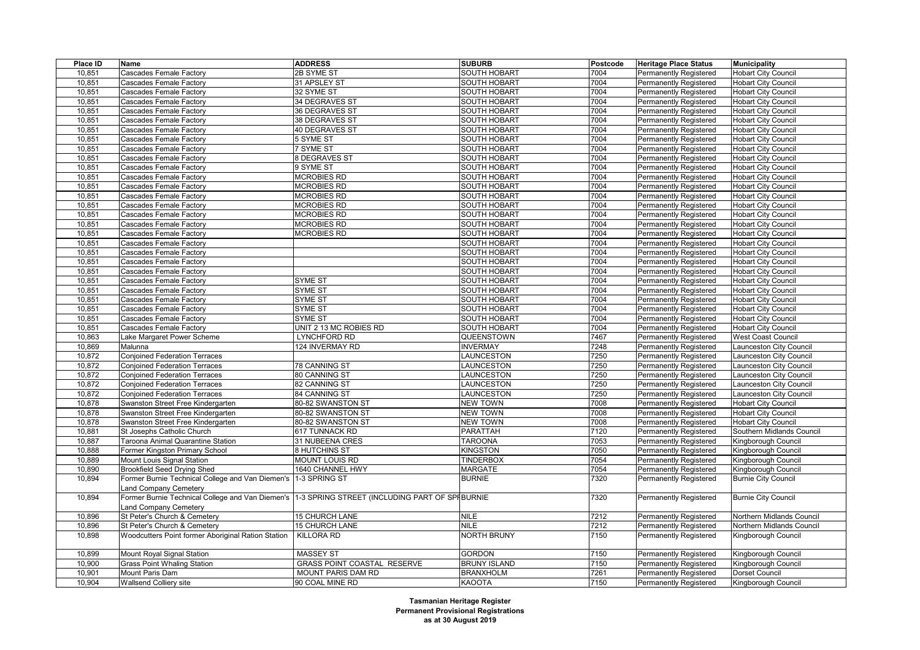| Place ID | Name | ADDRESS | SUBURB | Postcode | Heritage Place Status | Municipality |
|---|---|---|---|---|---|---|
| 10,851 | Cascades Female Factory | 2B SYME ST | SOUTH HOBART | 7004 | Permanently Registered | Hobart City Council |
| 10,851 | Cascades Female Factory | 31 APSLEY ST | SOUTH HOBART | 7004 | Permanently Registered | Hobart City Council |
| 10,851 | Cascades Female Factory | 32 SYME ST | SOUTH HOBART | 7004 | Permanently Registered | Hobart City Council |
| 10,851 | Cascades Female Factory | 34 DEGRAVES ST | SOUTH HOBART | 7004 | Permanently Registered | Hobart City Council |
| 10,851 | Cascades Female Factory | 36 DEGRAVES ST | SOUTH HOBART | 7004 | Permanently Registered | Hobart City Council |
| 10,851 | Cascades Female Factory | 38 DEGRAVES ST | SOUTH HOBART | 7004 | Permanently Registered | Hobart City Council |
| 10,851 | Cascades Female Factory | 40 DEGRAVES ST | SOUTH HOBART | 7004 | Permanently Registered | Hobart City Council |
| 10,851 | Cascades Female Factory | 5 SYME ST | SOUTH HOBART | 7004 | Permanently Registered | Hobart City Council |
| 10,851 | Cascades Female Factory | 7 SYME ST | SOUTH HOBART | 7004 | Permanently Registered | Hobart City Council |
| 10,851 | Cascades Female Factory | 8 DEGRAVES ST | SOUTH HOBART | 7004 | Permanently Registered | Hobart City Council |
| 10,851 | Cascades Female Factory | 9 SYME ST | SOUTH HOBART | 7004 | Permanently Registered | Hobart City Council |
| 10,851 | Cascades Female Factory | MCROBIES RD | SOUTH HOBART | 7004 | Permanently Registered | Hobart City Council |
| 10,851 | Cascades Female Factory | MCROBIES RD | SOUTH HOBART | 7004 | Permanently Registered | Hobart City Council |
| 10,851 | Cascades Female Factory | MCROBIES RD | SOUTH HOBART | 7004 | Permanently Registered | Hobart City Council |
| 10,851 | Cascades Female Factory | MCROBIES RD | SOUTH HOBART | 7004 | Permanently Registered | Hobart City Council |
| 10,851 | Cascades Female Factory | MCROBIES RD | SOUTH HOBART | 7004 | Permanently Registered | Hobart City Council |
| 10,851 | Cascades Female Factory | MCROBIES RD | SOUTH HOBART | 7004 | Permanently Registered | Hobart City Council |
| 10,851 | Cascades Female Factory | MCROBIES RD | SOUTH HOBART | 7004 | Permanently Registered | Hobart City Council |
| 10,851 | Cascades Female Factory | | SOUTH HOBART | 7004 | Permanently Registered | Hobart City Council |
| 10,851 | Cascades Female Factory | | SOUTH HOBART | 7004 | Permanently Registered | Hobart City Council |
| 10,851 | Cascades Female Factory | | SOUTH HOBART | 7004 | Permanently Registered | Hobart City Council |
| 10,851 | Cascades Female Factory | | SOUTH HOBART | 7004 | Permanently Registered | Hobart City Council |
| 10,851 | Cascades Female Factory | SYME ST | SOUTH HOBART | 7004 | Permanently Registered | Hobart City Council |
| 10,851 | Cascades Female Factory | SYME ST | SOUTH HOBART | 7004 | Permanently Registered | Hobart City Council |
| 10,851 | Cascades Female Factory | SYME ST | SOUTH HOBART | 7004 | Permanently Registered | Hobart City Council |
| 10,851 | Cascades Female Factory | SYME ST | SOUTH HOBART | 7004 | Permanently Registered | Hobart City Council |
| 10,851 | Cascades Female Factory | SYME ST | SOUTH HOBART | 7004 | Permanently Registered | Hobart City Council |
| 10,851 | Cascades Female Factory | UNIT 2 13 MC ROBIES RD | SOUTH HOBART | 7004 | Permanently Registered | Hobart City Council |
| 10,863 | Lake Margaret Power Scheme | LYNCHFORD RD | QUEENSTOWN | 7467 | Permanently Registered | West Coast Council |
| 10,869 | Malunna | 124 INVERMAY RD | INVERMAY | 7248 | Permanently Registered | Launceston City Council |
| 10,872 | Conjoined Federation Terraces | | LAUNCESTON | 7250 | Permanently Registered | Launceston City Council |
| 10,872 | Conjoined Federation Terraces | 78 CANNING ST | LAUNCESTON | 7250 | Permanently Registered | Launceston City Council |
| 10,872 | Conjoined Federation Terraces | 80 CANNING ST | LAUNCESTON | 7250 | Permanently Registered | Launceston City Council |
| 10,872 | Conjoined Federation Terraces | 82 CANNING ST | LAUNCESTON | 7250 | Permanently Registered | Launceston City Council |
| 10,872 | Conjoined Federation Terraces | 84 CANNING ST | LAUNCESTON | 7250 | Permanently Registered | Launceston City Council |
| 10,878 | Swanston Street Free Kindergarten | 80-82 SWANSTON ST | NEW TOWN | 7008 | Permanently Registered | Hobart City Council |
| 10,878 | Swanston Street Free Kindergarten | 80-82 SWANSTON ST | NEW TOWN | 7008 | Permanently Registered | Hobart City Council |
| 10,878 | Swanston Street Free Kindergarten | 80-82 SWANSTON ST | NEW TOWN | 7008 | Permanently Registered | Hobart City Council |
| 10,881 | St Josephs Catholic Church | 617 TUNNACK RD | PARATTAH | 7120 | Permanently Registered | Southern Midlands Council |
| 10,887 | Taroona Animal Quarantine Station | 31 NUBEENA CRES | TAROONA | 7053 | Permanently Registered | Kingborough Council |
| 10,888 | Former Kingston Primary School | 8 HUTCHINS ST | KINGSTON | 7050 | Permanently Registered | Kingborough Council |
| 10,889 | Mount Louis Signal Station | MOUNT LOUIS RD | TINDERBOX | 7054 | Permanently Registered | Kingborough Council |
| 10,890 | Brookfield Seed Drying Shed | 1640 CHANNEL HWY | MARGATE | 7054 | Permanently Registered | Kingborough Council |
| 10,894 | Former Burnie Technical College and Van Diemen's Land Company Cemetery | 1-3 SPRING ST | BURNIE | 7320 | Permanently Registered | Burnie City Council |
| 10,894 | Former Burnie Technical College and Van Diemen's Land Company Cemetery | 1-3 SPRING STREET (INCLUDING PART OF SPI | BURNIE | 7320 | Permanently Registered | Burnie City Council |
| 10,896 | St Peter's Church & Cemetery | 15 CHURCH LANE | NILE | 7212 | Permanently Registered | Northern Midlands Council |
| 10,896 | St Peter's Church & Cemetery | 15 CHURCH LANE | NILE | 7212 | Permanently Registered | Northern Midlands Council |
| 10,898 | Woodcutters Point former Aboriginal Ration Station | KILLORA RD | NORTH BRUNY | 7150 | Permanently Registered | Kingborough Council |
| 10,899 | Mount Royal Signal Station | MASSEY ST | GORDON | 7150 | Permanently Registered | Kingborough Council |
| 10,900 | Grass Point Whaling Station | GRASS POINT COASTAL RESERVE | BRUNY ISLAND | 7150 | Permanently Registered | Kingborough Council |
| 10,901 | Mount Paris Dam | MOUNT PARIS DAM RD | BRANXHOLM | 7261 | Permanently Registered | Dorset Council |
| 10,904 | Wallsend Colliery site | 90 COAL MINE RD | KAOOTA | 7150 | Permanently Registered | Kingborough Council |

**Tasmanian Heritage Register**
**Permanent Provisional Registrations**
**as at 30 August 2019**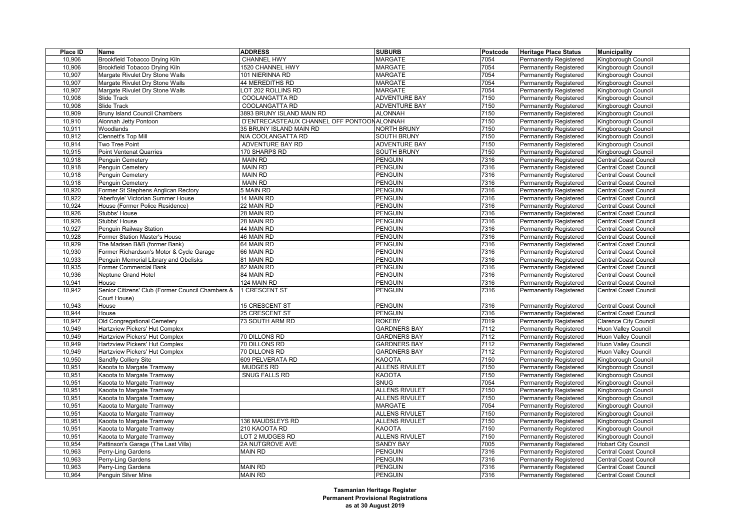| Place ID | Name | ADDRESS | SUBURB | Postcode | Heritage Place Status | Municipality |
| --- | --- | --- | --- | --- | --- | --- |
| 10,906 | Brookfield Tobacco Drying Kiln | CHANNEL HWY | MARGATE | 7054 | Permanently Registered | Kingborough Council |
| 10,906 | Brookfield Tobacco Drying Kiln | 1520 CHANNEL HWY | MARGATE | 7054 | Permanently Registered | Kingborough Council |
| 10,907 | Margate Rivulet Dry Stone Walls | 101 NIERINNA RD | MARGATE | 7054 | Permanently Registered | Kingborough Council |
| 10,907 | Margate Rivulet Dry Stone Walls | 44 MEREDITHS RD | MARGATE | 7054 | Permanently Registered | Kingborough Council |
| 10,907 | Margate Rivulet Dry Stone Walls | LOT 202 ROLLINS RD | MARGATE | 7054 | Permanently Registered | Kingborough Council |
| 10,908 | Slide Track | COOLANGATTA RD | ADVENTURE BAY | 7150 | Permanently Registered | Kingborough Council |
| 10,908 | Slide Track | COOLANGATTA RD | ADVENTURE BAY | 7150 | Permanently Registered | Kingborough Council |
| 10,909 | Bruny Island Council Chambers | 3893 BRUNY ISLAND MAIN RD | ALONNAH | 7150 | Permanently Registered | Kingborough Council |
| 10,910 | Alonnah Jetty Pontoon | D'ENTRECASTEAUX CHANNEL OFF PONTOON | ALONNAH | 7150 | Permanently Registered | Kingborough Council |
| 10,911 | Woodlands | 35 BRUNY ISLAND MAIN RD | NORTH BRUNY | 7150 | Permanently Registered | Kingborough Council |
| 10,912 | Clennett's Top Mill | N/A COOLANGATTA RD | SOUTH BRUNY | 7150 | Permanently Registered | Kingborough Council |
| 10,914 | Two Tree Point | ADVENTURE BAY RD | ADVENTURE BAY | 7150 | Permanently Registered | Kingborough Council |
| 10,915 | Point Ventenat Quarries | 170 SHARPS RD | SOUTH BRUNY | 7150 | Permanently Registered | Kingborough Council |
| 10,918 | Penguin Cemetery | MAIN RD | PENGUIN | 7316 | Permanently Registered | Central Coast Council |
| 10,918 | Penguin Cemetery | MAIN RD | PENGUIN | 7316 | Permanently Registered | Central Coast Council |
| 10,918 | Penguin Cemetery | MAIN RD | PENGUIN | 7316 | Permanently Registered | Central Coast Council |
| 10,918 | Penguin Cemetery | MAIN RD | PENGUIN | 7316 | Permanently Registered | Central Coast Council |
| 10,920 | Former St Stephens Anglican Rectory | 5 MAIN RD | PENGUIN | 7316 | Permanently Registered | Central Coast Council |
| 10,922 | 'Aberfoyle' Victorian Summer House | 14 MAIN RD | PENGUIN | 7316 | Permanently Registered | Central Coast Council |
| 10,924 | House (Former Police Residence) | 22 MAIN RD | PENGUIN | 7316 | Permanently Registered | Central Coast Council |
| 10,926 | Stubbs' House | 28 MAIN RD | PENGUIN | 7316 | Permanently Registered | Central Coast Council |
| 10,926 | Stubbs' House | 28 MAIN RD | PENGUIN | 7316 | Permanently Registered | Central Coast Council |
| 10,927 | Penguin Railway Station | 44 MAIN RD | PENGUIN | 7316 | Permanently Registered | Central Coast Council |
| 10,928 | Former Station Master's House | 46 MAIN RD | PENGUIN | 7316 | Permanently Registered | Central Coast Council |
| 10,929 | The Madsen B&B (former Bank) | 64 MAIN RD | PENGUIN | 7316 | Permanently Registered | Central Coast Council |
| 10,930 | Former Richardson's Motor & Cycle Garage | 66 MAIN RD | PENGUIN | 7316 | Permanently Registered | Central Coast Council |
| 10,933 | Penguin Memorial Library and Obelisks | 81 MAIN RD | PENGUIN | 7316 | Permanently Registered | Central Coast Council |
| 10,935 | Former Commercial Bank | 82 MAIN RD | PENGUIN | 7316 | Permanently Registered | Central Coast Council |
| 10,936 | Neptune Grand Hotel | 84 MAIN RD | PENGUIN | 7316 | Permanently Registered | Central Coast Council |
| 10,941 | House | 124 MAIN RD | PENGUIN | 7316 | Permanently Registered | Central Coast Council |
| 10,942 | Senior Citizens' Club (Former Council Chambers & Court House) | 1 CRESCENT ST | PENGUIN | 7316 | Permanently Registered | Central Coast Council |
| 10,943 | House | 15 CRESCENT ST | PENGUIN | 7316 | Permanently Registered | Central Coast Council |
| 10,944 | House | 25 CRESCENT ST | PENGUIN | 7316 | Permanently Registered | Central Coast Council |
| 10,947 | Old Congregational Cemetery | 73 SOUTH ARM RD | ROKEBY | 7019 | Permanently Registered | Clarence City Council |
| 10,949 | Hartzview Pickers' Hut Complex | | GARDNERS BAY | 7112 | Permanently Registered | Huon Valley Council |
| 10,949 | Hartzview Pickers' Hut Complex | 70 DILLONS RD | GARDNERS BAY | 7112 | Permanently Registered | Huon Valley Council |
| 10,949 | Hartzview Pickers' Hut Complex | 70 DILLONS RD | GARDNERS BAY | 7112 | Permanently Registered | Huon Valley Council |
| 10,949 | Hartzview Pickers' Hut Complex | 70 DILLONS RD | GARDNERS BAY | 7112 | Permanently Registered | Huon Valley Council |
| 10,950 | Sandfly Colliery Site | 609 PELVERATA RD | KAOOTA | 7150 | Permanently Registered | Kingborough Council |
| 10,951 | Kaoota to Margate Tramway | MUDGES RD | ALLENS RIVULET | 7150 | Permanently Registered | Kingborough Council |
| 10,951 | Kaoota to Margate Tramway | SNUG FALLS RD | KAOOTA | 7150 | Permanently Registered | Kingborough Council |
| 10,951 | Kaoota to Margate Tramway | | SNUG | 7054 | Permanently Registered | Kingborough Council |
| 10,951 | Kaoota to Margate Tramway | | ALLENS RIVULET | 7150 | Permanently Registered | Kingborough Council |
| 10,951 | Kaoota to Margate Tramway | | ALLENS RIVULET | 7150 | Permanently Registered | Kingborough Council |
| 10,951 | Kaoota to Margate Tramway | | MARGATE | 7054 | Permanently Registered | Kingborough Council |
| 10,951 | Kaoota to Margate Tramway | | ALLENS RIVULET | 7150 | Permanently Registered | Kingborough Council |
| 10,951 | Kaoota to Margate Tramway | 136 MAUDSLEYS RD | ALLENS RIVULET | 7150 | Permanently Registered | Kingborough Council |
| 10,951 | Kaoota to Margate Tramway | 210 KAOOTA RD | KAOOTA | 7150 | Permanently Registered | Kingborough Council |
| 10,951 | Kaoota to Margate Tramway | LOT 2 MUDGES RD | ALLENS RIVULET | 7150 | Permanently Registered | Kingborough Council |
| 10,954 | Pattinson's Garage (The Last Villa) | 2A NUTGROVE AVE | SANDY BAY | 7005 | Permanently Registered | Hobart City Council |
| 10,963 | Perry-Ling Gardens | MAIN RD | PENGUIN | 7316 | Permanently Registered | Central Coast Council |
| 10,963 | Perry-Ling Gardens | | PENGUIN | 7316 | Permanently Registered | Central Coast Council |
| 10,963 | Perry-Ling Gardens | MAIN RD | PENGUIN | 7316 | Permanently Registered | Central Coast Council |
| 10,964 | Penguin Silver Mine | MAIN RD | PENGUIN | 7316 | Permanently Registered | Central Coast Council |

**Tasmanian Heritage Register**
**Permanent Provisional Registrations**
**as at 30 August 2019**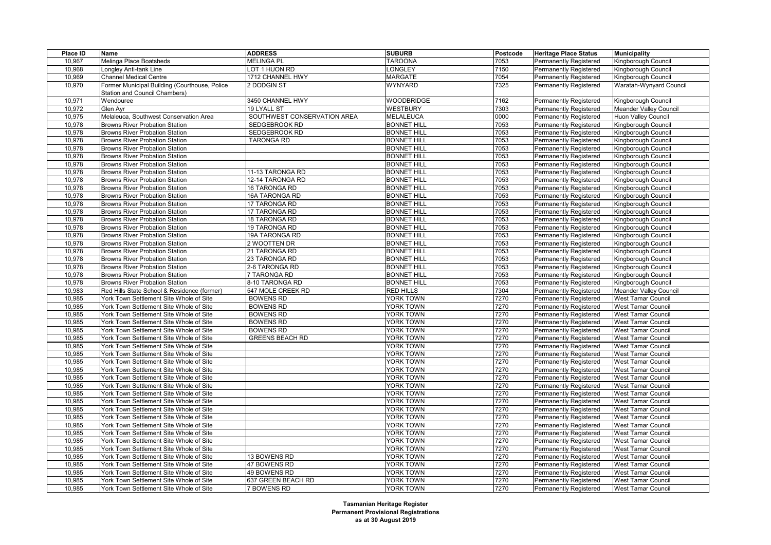| Place ID | Name | ADDRESS | SUBURB | Postcode | Heritage Place Status | Municipality |
|---|---|---|---|---|---|---|
| 10,967 | Melinga Place Boatsheds | MELINGA PL | TAROONA | 7053 | Permanently Registered | Kingborough Council |
| 10,968 | Longley Anti-tank Line | LOT 1 HUON RD | LONGLEY | 7150 | Permanently Registered | Kingborough Council |
| 10,969 | Channel Medical Centre | 1712 CHANNEL HWY | MARGATE | 7054 | Permanently Registered | Kingborough Council |
| 10,970 | Former Municipal Building (Courthouse, Police Station and Council Chambers) | 2 DODGIN ST | WYNYARD | 7325 | Permanently Registered | Waratah-Wynyard Council |
| 10,971 | Wendouree | 3450 CHANNEL HWY | WOODBRIDGE | 7162 | Permanently Registered | Kingborough Council |
| 10,972 | Glen Ayr | 19 LYALL ST | WESTBURY | 7303 | Permanently Registered | Meander Valley Council |
| 10,975 | Melaleuca, Southwest Conservation Area | SOUTHWEST CONSERVATION AREA | MELALEUCA | 0000 | Permanently Registered | Huon Valley Council |
| 10,978 | Browns River Probation Station | SEDGEBROOK RD | BONNET HILL | 7053 | Permanently Registered | Kingborough Council |
| 10,978 | Browns River Probation Station | SEDGEBROOK RD | BONNET HILL | 7053 | Permanently Registered | Kingborough Council |
| 10,978 | Browns River Probation Station | TARONGA RD | BONNET HILL | 7053 | Permanently Registered | Kingborough Council |
| 10,978 | Browns River Probation Station | | BONNET HILL | 7053 | Permanently Registered | Kingborough Council |
| 10,978 | Browns River Probation Station | | BONNET HILL | 7053 | Permanently Registered | Kingborough Council |
| 10,978 | Browns River Probation Station | | BONNET HILL | 7053 | Permanently Registered | Kingborough Council |
| 10,978 | Browns River Probation Station | 11-13 TARONGA RD | BONNET HILL | 7053 | Permanently Registered | Kingborough Council |
| 10,978 | Browns River Probation Station | 12-14 TARONGA RD | BONNET HILL | 7053 | Permanently Registered | Kingborough Council |
| 10,978 | Browns River Probation Station | 16 TARONGA RD | BONNET HILL | 7053 | Permanently Registered | Kingborough Council |
| 10,978 | Browns River Probation Station | 16A TARONGA RD | BONNET HILL | 7053 | Permanently Registered | Kingborough Council |
| 10,978 | Browns River Probation Station | 17 TARONGA RD | BONNET HILL | 7053 | Permanently Registered | Kingborough Council |
| 10,978 | Browns River Probation Station | 17 TARONGA RD | BONNET HILL | 7053 | Permanently Registered | Kingborough Council |
| 10,978 | Browns River Probation Station | 18 TARONGA RD | BONNET HILL | 7053 | Permanently Registered | Kingborough Council |
| 10,978 | Browns River Probation Station | 19 TARONGA RD | BONNET HILL | 7053 | Permanently Registered | Kingborough Council |
| 10,978 | Browns River Probation Station | 19A TARONGA RD | BONNET HILL | 7053 | Permanently Registered | Kingborough Council |
| 10,978 | Browns River Probation Station | 2 WOOTTEN DR | BONNET HILL | 7053 | Permanently Registered | Kingborough Council |
| 10,978 | Browns River Probation Station | 21 TARONGA RD | BONNET HILL | 7053 | Permanently Registered | Kingborough Council |
| 10,978 | Browns River Probation Station | 23 TARONGA RD | BONNET HILL | 7053 | Permanently Registered | Kingborough Council |
| 10,978 | Browns River Probation Station | 2-6 TARONGA RD | BONNET HILL | 7053 | Permanently Registered | Kingborough Council |
| 10,978 | Browns River Probation Station | 7 TARONGA RD | BONNET HILL | 7053 | Permanently Registered | Kingborough Council |
| 10,978 | Browns River Probation Station | 8-10 TARONGA RD | BONNET HILL | 7053 | Permanently Registered | Kingborough Council |
| 10,983 | Red Hills State School & Residence (former) | 547 MOLE CREEK RD | RED HILLS | 7304 | Permanently Registered | Meander Valley Council |
| 10,985 | York Town Settlement Site Whole of Site | BOWENS RD | YORK TOWN | 7270 | Permanently Registered | West Tamar Council |
| 10,985 | York Town Settlement Site Whole of Site | BOWENS RD | YORK TOWN | 7270 | Permanently Registered | West Tamar Council |
| 10,985 | York Town Settlement Site Whole of Site | BOWENS RD | YORK TOWN | 7270 | Permanently Registered | West Tamar Council |
| 10,985 | York Town Settlement Site Whole of Site | BOWENS RD | YORK TOWN | 7270 | Permanently Registered | West Tamar Council |
| 10,985 | York Town Settlement Site Whole of Site | BOWENS RD | YORK TOWN | 7270 | Permanently Registered | West Tamar Council |
| 10,985 | York Town Settlement Site Whole of Site | GREENS BEACH RD | YORK TOWN | 7270 | Permanently Registered | West Tamar Council |
| 10,985 | York Town Settlement Site Whole of Site | | YORK TOWN | 7270 | Permanently Registered | West Tamar Council |
| 10,985 | York Town Settlement Site Whole of Site | | YORK TOWN | 7270 | Permanently Registered | West Tamar Council |
| 10,985 | York Town Settlement Site Whole of Site | | YORK TOWN | 7270 | Permanently Registered | West Tamar Council |
| 10,985 | York Town Settlement Site Whole of Site | | YORK TOWN | 7270 | Permanently Registered | West Tamar Council |
| 10,985 | York Town Settlement Site Whole of Site | | YORK TOWN | 7270 | Permanently Registered | West Tamar Council |
| 10,985 | York Town Settlement Site Whole of Site | | YORK TOWN | 7270 | Permanently Registered | West Tamar Council |
| 10,985 | York Town Settlement Site Whole of Site | | YORK TOWN | 7270 | Permanently Registered | West Tamar Council |
| 10,985 | York Town Settlement Site Whole of Site | | YORK TOWN | 7270 | Permanently Registered | West Tamar Council |
| 10,985 | York Town Settlement Site Whole of Site | | YORK TOWN | 7270 | Permanently Registered | West Tamar Council |
| 10,985 | York Town Settlement Site Whole of Site | | YORK TOWN | 7270 | Permanently Registered | West Tamar Council |
| 10,985 | York Town Settlement Site Whole of Site | | YORK TOWN | 7270 | Permanently Registered | West Tamar Council |
| 10,985 | York Town Settlement Site Whole of Site | | YORK TOWN | 7270 | Permanently Registered | West Tamar Council |
| 10,985 | York Town Settlement Site Whole of Site | | YORK TOWN | 7270 | Permanently Registered | West Tamar Council |
| 10,985 | York Town Settlement Site Whole of Site | | YORK TOWN | 7270 | Permanently Registered | West Tamar Council |
| 10,985 | York Town Settlement Site Whole of Site | 13 BOWENS RD | YORK TOWN | 7270 | Permanently Registered | West Tamar Council |
| 10,985 | York Town Settlement Site Whole of Site | 47 BOWENS RD | YORK TOWN | 7270 | Permanently Registered | West Tamar Council |
| 10,985 | York Town Settlement Site Whole of Site | 49 BOWENS RD | YORK TOWN | 7270 | Permanently Registered | West Tamar Council |
| 10,985 | York Town Settlement Site Whole of Site | 637 GREEN BEACH RD | YORK TOWN | 7270 | Permanently Registered | West Tamar Council |
| 10,985 | York Town Settlement Site Whole of Site | 7 BOWENS RD | YORK TOWN | 7270 | Permanently Registered | West Tamar Council |

**Tasmanian Heritage Register**
**Permanent Provisional Registrations**
**as at 30 August 2019**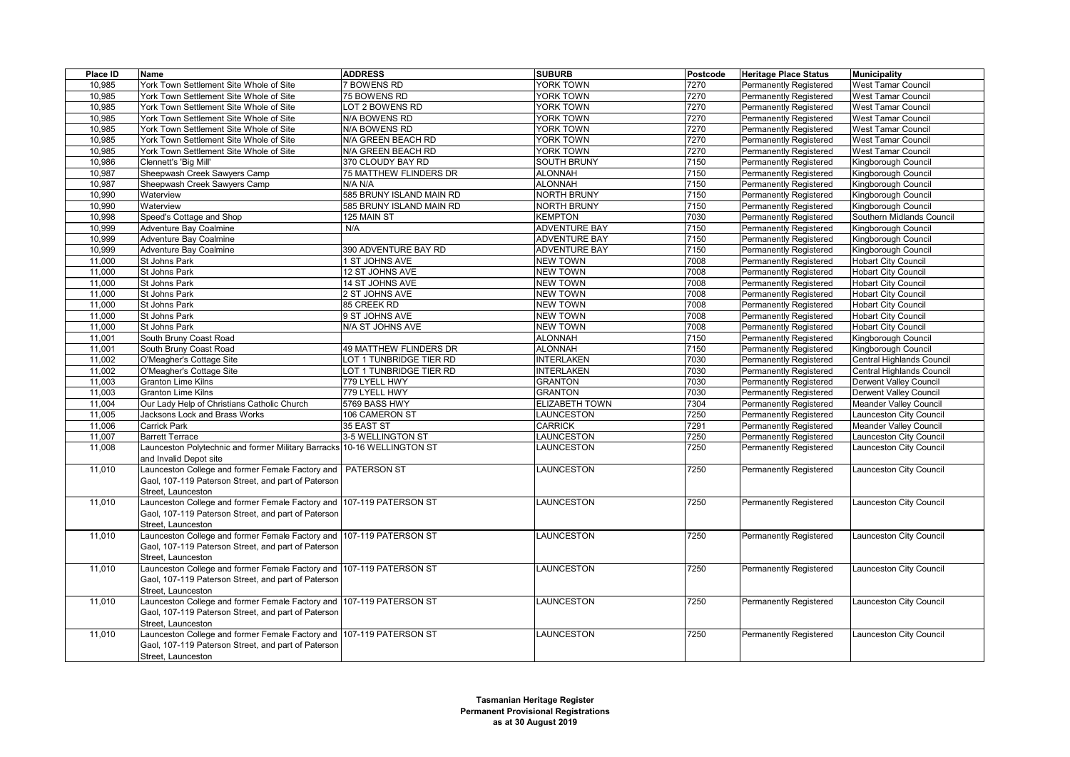| Place ID | Name | ADDRESS | SUBURB | Postcode | Heritage Place Status | Municipality |
|---|---|---|---|---|---|---|
| 10,985 | York Town Settlement Site Whole of Site | 7 BOWENS RD | YORK TOWN | 7270 | Permanently Registered | West Tamar Council |
| 10,985 | York Town Settlement Site Whole of Site | 75 BOWENS RD | YORK TOWN | 7270 | Permanently Registered | West Tamar Council |
| 10,985 | York Town Settlement Site Whole of Site | LOT 2 BOWENS RD | YORK TOWN | 7270 | Permanently Registered | West Tamar Council |
| 10,985 | York Town Settlement Site Whole of Site | N/A BOWENS RD | YORK TOWN | 7270 | Permanently Registered | West Tamar Council |
| 10,985 | York Town Settlement Site Whole of Site | N/A BOWENS RD | YORK TOWN | 7270 | Permanently Registered | West Tamar Council |
| 10,985 | York Town Settlement Site Whole of Site | N/A GREEN BEACH RD | YORK TOWN | 7270 | Permanently Registered | West Tamar Council |
| 10,985 | York Town Settlement Site Whole of Site | N/A GREEN BEACH RD | YORK TOWN | 7270 | Permanently Registered | West Tamar Council |
| 10,986 | Clennett's 'Big Mill' | 370 CLOUDY BAY RD | SOUTH BRUNY | 7150 | Permanently Registered | Kingborough Council |
| 10,987 | Sheepwash Creek Sawyers Camp | 75 MATTHEW FLINDERS DR | ALONNAH | 7150 | Permanently Registered | Kingborough Council |
| 10,987 | Sheepwash Creek Sawyers Camp | N/A N/A | ALONNAH | 7150 | Permanently Registered | Kingborough Council |
| 10,990 | Waterview | 585 BRUNY ISLAND MAIN RD | NORTH BRUNY | 7150 | Permanently Registered | Kingborough Council |
| 10,990 | Waterview | 585 BRUNY ISLAND MAIN RD | NORTH BRUNY | 7150 | Permanently Registered | Kingborough Council |
| 10,998 | Speed's Cottage and Shop | 125 MAIN ST | KEMPTON | 7030 | Permanently Registered | Southern Midlands Council |
| 10,999 | Adventure Bay Coalmine | N/A | ADVENTURE BAY | 7150 | Permanently Registered | Kingborough Council |
| 10,999 | Adventure Bay Coalmine | | ADVENTURE BAY | 7150 | Permanently Registered | Kingborough Council |
| 10,999 | Adventure Bay Coalmine | 390 ADVENTURE BAY RD | ADVENTURE BAY | 7150 | Permanently Registered | Kingborough Council |
| 11,000 | St Johns Park | 1 ST JOHNS AVE | NEW TOWN | 7008 | Permanently Registered | Hobart City Council |
| 11,000 | St Johns Park | 12 ST JOHNS AVE | NEW TOWN | 7008 | Permanently Registered | Hobart City Council |
| 11,000 | St Johns Park | 14 ST JOHNS AVE | NEW TOWN | 7008 | Permanently Registered | Hobart City Council |
| 11,000 | St Johns Park | 2 ST JOHNS AVE | NEW TOWN | 7008 | Permanently Registered | Hobart City Council |
| 11,000 | St Johns Park | 85 CREEK RD | NEW TOWN | 7008 | Permanently Registered | Hobart City Council |
| 11,000 | St Johns Park | 9 ST JOHNS AVE | NEW TOWN | 7008 | Permanently Registered | Hobart City Council |
| 11,000 | St Johns Park | N/A ST JOHNS AVE | NEW TOWN | 7008 | Permanently Registered | Hobart City Council |
| 11,001 | South Bruny Coast Road | | ALONNAH | 7150 | Permanently Registered | Kingborough Council |
| 11,001 | South Bruny Coast Road | 49 MATTHEW FLINDERS DR | ALONNAH | 7150 | Permanently Registered | Kingborough Council |
| 11,002 | O'Meagher's Cottage Site | LOT 1 TUNBRIDGE TIER RD | INTERLAKEN | 7030 | Permanently Registered | Central Highlands Council |
| 11,002 | O'Meagher's Cottage Site | LOT 1 TUNBRIDGE TIER RD | INTERLAKEN | 7030 | Permanently Registered | Central Highlands Council |
| 11,003 | Granton Lime Kilns | 779 LYELL HWY | GRANTON | 7030 | Permanently Registered | Derwent Valley Council |
| 11,003 | Granton Lime Kilns | 779 LYELL HWY | GRANTON | 7030 | Permanently Registered | Derwent Valley Council |
| 11,004 | Our Lady Help of Christians Catholic Church | 5769 BASS HWY | ELIZABETH TOWN | 7304 | Permanently Registered | Meander Valley Council |
| 11,005 | Jacksons Lock and Brass Works | 106 CAMERON ST | LAUNCESTON | 7250 | Permanently Registered | Launceston City Council |
| 11,006 | Carrick Park | 35 EAST ST | CARRICK | 7291 | Permanently Registered | Meander Valley Council |
| 11,007 | Barrett Terrace | 3-5 WELLINGTON ST | LAUNCESTON | 7250 | Permanently Registered | Launceston City Council |
| 11,008 | Launceston Polytechnic and former Military Barracks and Invalid Depot site | 10-16 WELLINGTON ST | LAUNCESTON | 7250 | Permanently Registered | Launceston City Council |
| 11,010 | Launceston College and former Female Factory and Gaol, 107-119 Paterson Street, and part of Paterson Street, Launceston | PATERSON ST | LAUNCESTON | 7250 | Permanently Registered | Launceston City Council |
| 11,010 | Launceston College and former Female Factory and Gaol, 107-119 Paterson Street, and part of Paterson Street, Launceston | 107-119 PATERSON ST | LAUNCESTON | 7250 | Permanently Registered | Launceston City Council |
| 11,010 | Launceston College and former Female Factory and Gaol, 107-119 Paterson Street, and part of Paterson Street, Launceston | 107-119 PATERSON ST | LAUNCESTON | 7250 | Permanently Registered | Launceston City Council |
| 11,010 | Launceston College and former Female Factory and Gaol, 107-119 Paterson Street, and part of Paterson Street, Launceston | 107-119 PATERSON ST | LAUNCESTON | 7250 | Permanently Registered | Launceston City Council |
| 11,010 | Launceston College and former Female Factory and Gaol, 107-119 Paterson Street, and part of Paterson Street, Launceston | 107-119 PATERSON ST | LAUNCESTON | 7250 | Permanently Registered | Launceston City Council |
| 11,010 | Launceston College and former Female Factory and Gaol, 107-119 Paterson Street, and part of Paterson Street, Launceston | 107-119 PATERSON ST | LAUNCESTON | 7250 | Permanently Registered | Launceston City Council |

**Tasmanian Heritage Register**
**Permanent Provisional Registrations**
**as at 30 August 2019**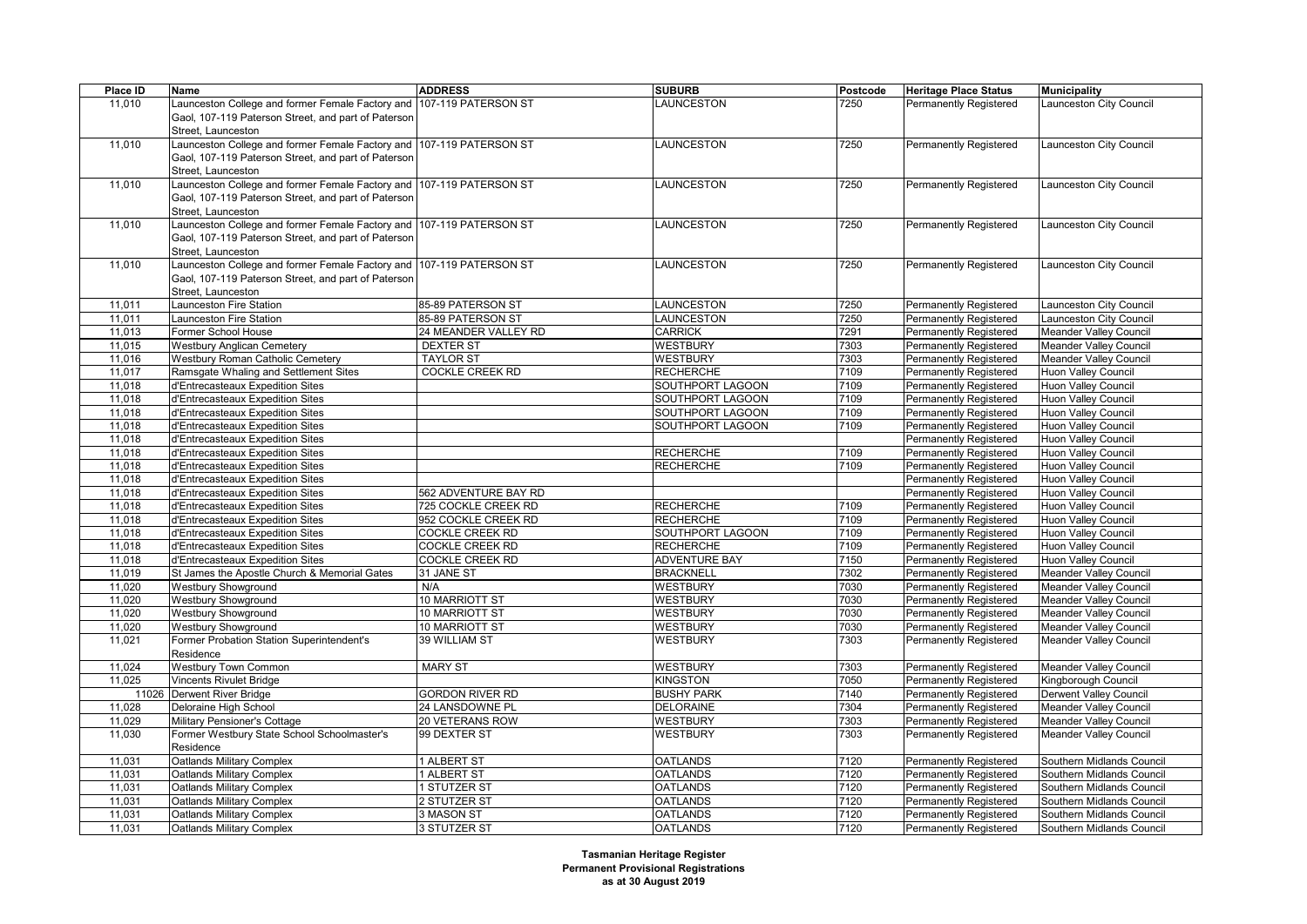| Place ID | Name | ADDRESS | SUBURB | Postcode | Heritage Place Status | Municipality |
|---|---|---|---|---|---|---|
| 11,010 | Launceston College and former Female Factory and Gaol, 107-119 Paterson Street, and part of Paterson Street, Launceston | 107-119 PATERSON ST | LAUNCESTON | 7250 | Permanently Registered | Launceston City Council |
| 11,010 | Launceston College and former Female Factory and Gaol, 107-119 Paterson Street, and part of Paterson Street, Launceston | 107-119 PATERSON ST | LAUNCESTON | 7250 | Permanently Registered | Launceston City Council |
| 11,010 | Launceston College and former Female Factory and Gaol, 107-119 Paterson Street, and part of Paterson Street, Launceston | 107-119 PATERSON ST | LAUNCESTON | 7250 | Permanently Registered | Launceston City Council |
| 11,010 | Launceston College and former Female Factory and Gaol, 107-119 Paterson Street, and part of Paterson Street, Launceston | 107-119 PATERSON ST | LAUNCESTON | 7250 | Permanently Registered | Launceston City Council |
| 11,010 | Launceston College and former Female Factory and Gaol, 107-119 Paterson Street, and part of Paterson Street, Launceston | 107-119 PATERSON ST | LAUNCESTON | 7250 | Permanently Registered | Launceston City Council |
| 11,011 | Launceston Fire Station | 85-89 PATERSON ST | LAUNCESTON | 7250 | Permanently Registered | Launceston City Council |
| 11,011 | Launceston Fire Station | 85-89 PATERSON ST | LAUNCESTON | 7250 | Permanently Registered | Launceston City Council |
| 11,013 | Former School House | 24 MEANDER VALLEY RD | CARRICK | 7291 | Permanently Registered | Meander Valley Council |
| 11,015 | Westbury Anglican Cemetery | DEXTER ST | WESTBURY | 7303 | Permanently Registered | Meander Valley Council |
| 11,016 | Westbury Roman Catholic Cemetery | TAYLOR ST | WESTBURY | 7303 | Permanently Registered | Meander Valley Council |
| 11,017 | Ramsgate Whaling and Settlement Sites | COCKLE CREEK RD | RECHERCHE | 7109 | Permanently Registered | Huon Valley Council |
| 11,018 | d'Entrecasteaux Expedition Sites | | SOUTHPORT LAGOON | 7109 | Permanently Registered | Huon Valley Council |
| 11,018 | d'Entrecasteaux Expedition Sites | | SOUTHPORT LAGOON | 7109 | Permanently Registered | Huon Valley Council |
| 11,018 | d'Entrecasteaux Expedition Sites | | SOUTHPORT LAGOON | 7109 | Permanently Registered | Huon Valley Council |
| 11,018 | d'Entrecasteaux Expedition Sites | | SOUTHPORT LAGOON | 7109 | Permanently Registered | Huon Valley Council |
| 11,018 | d'Entrecasteaux Expedition Sites | | | | Permanently Registered | Huon Valley Council |
| 11,018 | d'Entrecasteaux Expedition Sites | | RECHERCHE | 7109 | Permanently Registered | Huon Valley Council |
| 11,018 | d'Entrecasteaux Expedition Sites | | RECHERCHE | 7109 | Permanently Registered | Huon Valley Council |
| 11,018 | d'Entrecasteaux Expedition Sites | | | | Permanently Registered | Huon Valley Council |
| 11,018 | d'Entrecasteaux Expedition Sites | 562 ADVENTURE BAY RD | | | Permanently Registered | Huon Valley Council |
| 11,018 | d'Entrecasteaux Expedition Sites | 725 COCKLE CREEK RD | RECHERCHE | 7109 | Permanently Registered | Huon Valley Council |
| 11,018 | d'Entrecasteaux Expedition Sites | 952 COCKLE CREEK RD | RECHERCHE | 7109 | Permanently Registered | Huon Valley Council |
| 11,018 | d'Entrecasteaux Expedition Sites | COCKLE CREEK RD | SOUTHPORT LAGOON | 7109 | Permanently Registered | Huon Valley Council |
| 11,018 | d'Entrecasteaux Expedition Sites | COCKLE CREEK RD | RECHERCHE | 7109 | Permanently Registered | Huon Valley Council |
| 11,018 | d'Entrecasteaux Expedition Sites | COCKLE CREEK RD | ADVENTURE BAY | 7150 | Permanently Registered | Huon Valley Council |
| 11,019 | St James the Apostle Church & Memorial Gates | 31 JANE ST | BRACKNELL | 7302 | Permanently Registered | Meander Valley Council |
| 11,020 | Westbury Showground | N/A | WESTBURY | 7030 | Permanently Registered | Meander Valley Council |
| 11,020 | Westbury Showground | 10 MARRIOTT ST | WESTBURY | 7030 | Permanently Registered | Meander Valley Council |
| 11,020 | Westbury Showground | 10 MARRIOTT ST | WESTBURY | 7030 | Permanently Registered | Meander Valley Council |
| 11,020 | Westbury Showground | 10 MARRIOTT ST | WESTBURY | 7030 | Permanently Registered | Meander Valley Council |
| 11,021 | Former Probation Station Superintendent's Residence | 39 WILLIAM ST | WESTBURY | 7303 | Permanently Registered | Meander Valley Council |
| 11,024 | Westbury Town Common | MARY ST | WESTBURY | 7303 | Permanently Registered | Meander Valley Council |
| 11,025 | Vincents Rivulet Bridge | | KINGSTON | 7050 | Permanently Registered | Kingborough Council |
| 11026 | Derwent River Bridge | GORDON RIVER RD | BUSHY PARK | 7140 | Permanently Registered | Derwent Valley Council |
| 11,028 | Deloraine High School | 24 LANSDOWNE PL | DELORAINE | 7304 | Permanently Registered | Meander Valley Council |
| 11,029 | Military Pensioner's Cottage | 20 VETERANS ROW | WESTBURY | 7303 | Permanently Registered | Meander Valley Council |
| 11,030 | Former Westbury State School Schoolmaster's Residence | 99 DEXTER ST | WESTBURY | 7303 | Permanently Registered | Meander Valley Council |
| 11,031 | Oatlands Military Complex | 1 ALBERT ST | OATLANDS | 7120 | Permanently Registered | Southern Midlands Council |
| 11,031 | Oatlands Military Complex | 1 ALBERT ST | OATLANDS | 7120 | Permanently Registered | Southern Midlands Council |
| 11,031 | Oatlands Military Complex | 1 STUTZER ST | OATLANDS | 7120 | Permanently Registered | Southern Midlands Council |
| 11,031 | Oatlands Military Complex | 2 STUTZER ST | OATLANDS | 7120 | Permanently Registered | Southern Midlands Council |
| 11,031 | Oatlands Military Complex | 3 MASON ST | OATLANDS | 7120 | Permanently Registered | Southern Midlands Council |
| 11,031 | Oatlands Military Complex | 3 STUTZER ST | OATLANDS | 7120 | Permanently Registered | Southern Midlands Council |

**Tasmanian Heritage Register**
**Permanent Provisional Registrations**
**as at 30 August 2019**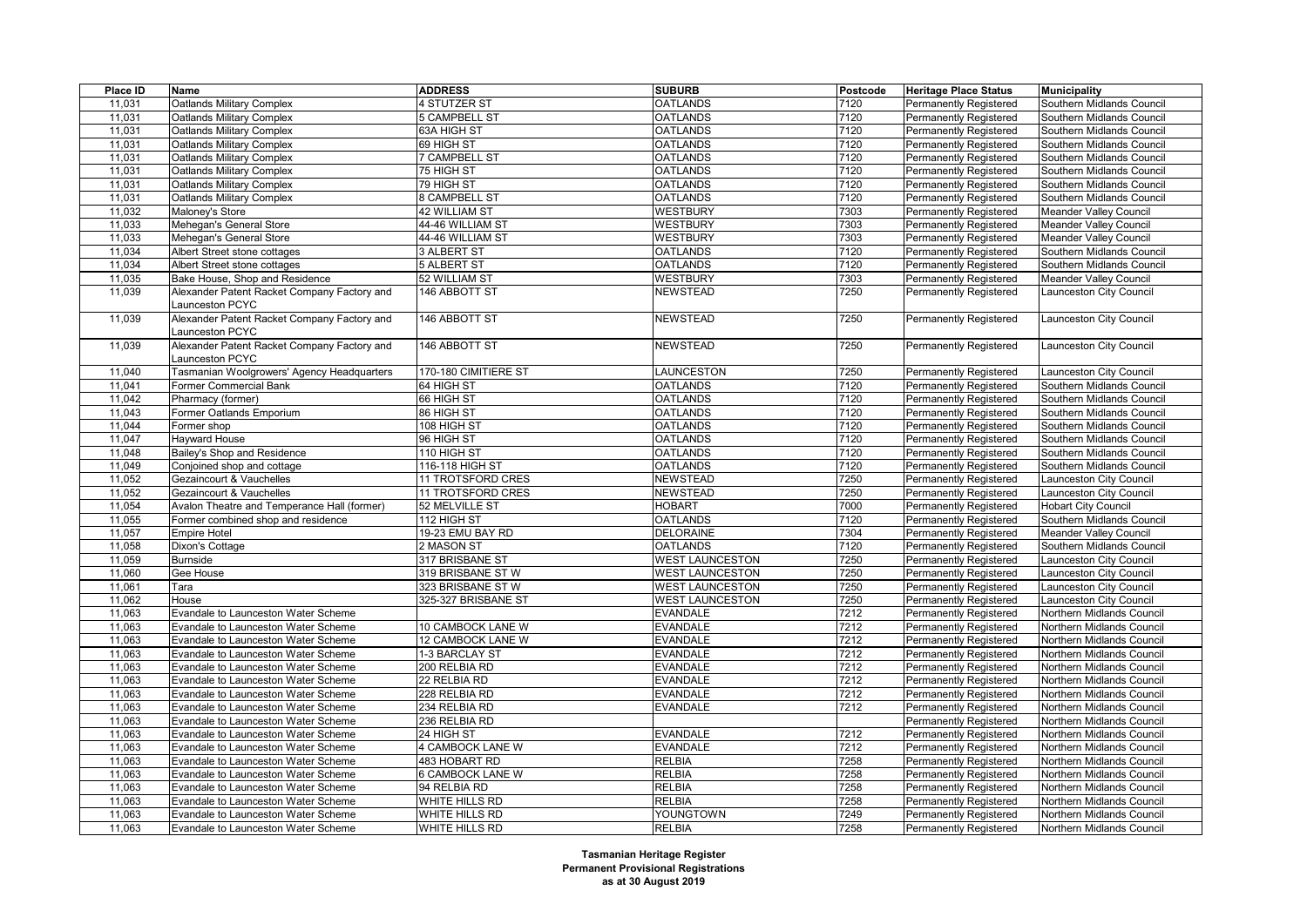| Place ID | Name | ADDRESS | SUBURB | Postcode | Heritage Place Status | Municipality |
|---|---|---|---|---|---|---|
| 11,031 | Oatlands Military Complex | 4 STUTZER ST | OATLANDS | 7120 | Permanently Registered | Southern Midlands Council |
| 11,031 | Oatlands Military Complex | 5 CAMPBELL ST | OATLANDS | 7120 | Permanently Registered | Southern Midlands Council |
| 11,031 | Oatlands Military Complex | 63A HIGH ST | OATLANDS | 7120 | Permanently Registered | Southern Midlands Council |
| 11,031 | Oatlands Military Complex | 69 HIGH ST | OATLANDS | 7120 | Permanently Registered | Southern Midlands Council |
| 11,031 | Oatlands Military Complex | 7 CAMPBELL ST | OATLANDS | 7120 | Permanently Registered | Southern Midlands Council |
| 11,031 | Oatlands Military Complex | 75 HIGH ST | OATLANDS | 7120 | Permanently Registered | Southern Midlands Council |
| 11,031 | Oatlands Military Complex | 79 HIGH ST | OATLANDS | 7120 | Permanently Registered | Southern Midlands Council |
| 11,031 | Oatlands Military Complex | 8 CAMPBELL ST | OATLANDS | 7120 | Permanently Registered | Southern Midlands Council |
| 11,032 | Maloney's Store | 42 WILLIAM ST | WESTBURY | 7303 | Permanently Registered | Meander Valley Council |
| 11,033 | Mehegan's General Store | 44-46 WILLIAM ST | WESTBURY | 7303 | Permanently Registered | Meander Valley Council |
| 11,033 | Mehegan's General Store | 44-46 WILLIAM ST | WESTBURY | 7303 | Permanently Registered | Meander Valley Council |
| 11,034 | Albert Street stone cottages | 3 ALBERT ST | OATLANDS | 7120 | Permanently Registered | Southern Midlands Council |
| 11,034 | Albert Street stone cottages | 5 ALBERT ST | OATLANDS | 7120 | Permanently Registered | Southern Midlands Council |
| 11,035 | Bake House, Shop and Residence | 52 WILLIAM ST | WESTBURY | 7303 | Permanently Registered | Meander Valley Council |
| 11,039 | Alexander Patent Racket Company Factory and Launceston PCYC | 146 ABBOTT ST | NEWSTEAD | 7250 | Permanently Registered | Launceston City Council |
| 11,039 | Alexander Patent Racket Company Factory and Launceston PCYC | 146 ABBOTT ST | NEWSTEAD | 7250 | Permanently Registered | Launceston City Council |
| 11,039 | Alexander Patent Racket Company Factory and Launceston PCYC | 146 ABBOTT ST | NEWSTEAD | 7250 | Permanently Registered | Launceston City Council |
| 11,040 | Tasmanian Woolgrowers' Agency Headquarters | 170-180 CIMITIERE ST | LAUNCESTON | 7250 | Permanently Registered | Launceston City Council |
| 11,041 | Former Commercial Bank | 64 HIGH ST | OATLANDS | 7120 | Permanently Registered | Southern Midlands Council |
| 11,042 | Pharmacy (former) | 66 HIGH ST | OATLANDS | 7120 | Permanently Registered | Southern Midlands Council |
| 11,043 | Former Oatlands Emporium | 86 HIGH ST | OATLANDS | 7120 | Permanently Registered | Southern Midlands Council |
| 11,044 | Former shop | 108 HIGH ST | OATLANDS | 7120 | Permanently Registered | Southern Midlands Council |
| 11,047 | Hayward House | 96 HIGH ST | OATLANDS | 7120 | Permanently Registered | Southern Midlands Council |
| 11,048 | Bailey's Shop and Residence | 110 HIGH ST | OATLANDS | 7120 | Permanently Registered | Southern Midlands Council |
| 11,049 | Conjoined shop and cottage | 116-118 HIGH ST | OATLANDS | 7120 | Permanently Registered | Southern Midlands Council |
| 11,052 | Gezaincourt & Vauchelles | 11 TROTSFORD CRES | NEWSTEAD | 7250 | Permanently Registered | Launceston City Council |
| 11,052 | Gezaincourt & Vauchelles | 11 TROTSFORD CRES | NEWSTEAD | 7250 | Permanently Registered | Launceston City Council |
| 11,054 | Avalon Theatre and Temperance Hall (former) | 52 MELVILLE ST | HOBART | 7000 | Permanently Registered | Hobart City Council |
| 11,055 | Former combined shop and residence | 112 HIGH ST | OATLANDS | 7120 | Permanently Registered | Southern Midlands Council |
| 11,057 | Empire Hotel | 19-23 EMU BAY RD | DELORAINE | 7304 | Permanently Registered | Meander Valley Council |
| 11,058 | Dixon's Cottage | 2 MASON ST | OATLANDS | 7120 | Permanently Registered | Southern Midlands Council |
| 11,059 | Burnside | 317 BRISBANE ST | WEST LAUNCESTON | 7250 | Permanently Registered | Launceston City Council |
| 11,060 | Gee House | 319 BRISBANE ST W | WEST LAUNCESTON | 7250 | Permanently Registered | Launceston City Council |
| 11,061 | Tara | 323 BRISBANE ST W | WEST LAUNCESTON | 7250 | Permanently Registered | Launceston City Council |
| 11,062 | House | 325-327 BRISBANE ST | WEST LAUNCESTON | 7250 | Permanently Registered | Launceston City Council |
| 11,063 | Evandale to Launceston Water Scheme | | EVANDALE | 7212 | Permanently Registered | Northern Midlands Council |
| 11,063 | Evandale to Launceston Water Scheme | 10 CAMBOCK LANE W | EVANDALE | 7212 | Permanently Registered | Northern Midlands Council |
| 11,063 | Evandale to Launceston Water Scheme | 12 CAMBOCK LANE W | EVANDALE | 7212 | Permanently Registered | Northern Midlands Council |
| 11,063 | Evandale to Launceston Water Scheme | 1-3 BARCLAY ST | EVANDALE | 7212 | Permanently Registered | Northern Midlands Council |
| 11,063 | Evandale to Launceston Water Scheme | 200 RELBIA RD | EVANDALE | 7212 | Permanently Registered | Northern Midlands Council |
| 11,063 | Evandale to Launceston Water Scheme | 22 RELBIA RD | EVANDALE | 7212 | Permanently Registered | Northern Midlands Council |
| 11,063 | Evandale to Launceston Water Scheme | 228 RELBIA RD | EVANDALE | 7212 | Permanently Registered | Northern Midlands Council |
| 11,063 | Evandale to Launceston Water Scheme | 234 RELBIA RD | EVANDALE | 7212 | Permanently Registered | Northern Midlands Council |
| 11,063 | Evandale to Launceston Water Scheme | 236 RELBIA RD | | | Permanently Registered | Northern Midlands Council |
| 11,063 | Evandale to Launceston Water Scheme | 24 HIGH ST | EVANDALE | 7212 | Permanently Registered | Northern Midlands Council |
| 11,063 | Evandale to Launceston Water Scheme | 4 CAMBOCK LANE W | EVANDALE | 7212 | Permanently Registered | Northern Midlands Council |
| 11,063 | Evandale to Launceston Water Scheme | 483 HOBART RD | RELBIA | 7258 | Permanently Registered | Northern Midlands Council |
| 11,063 | Evandale to Launceston Water Scheme | 6 CAMBOCK LANE W | RELBIA | 7258 | Permanently Registered | Northern Midlands Council |
| 11,063 | Evandale to Launceston Water Scheme | 94 RELBIA RD | RELBIA | 7258 | Permanently Registered | Northern Midlands Council |
| 11,063 | Evandale to Launceston Water Scheme | WHITE HILLS RD | RELBIA | 7258 | Permanently Registered | Northern Midlands Council |
| 11,063 | Evandale to Launceston Water Scheme | WHITE HILLS RD | YOUNGTOWN | 7249 | Permanently Registered | Northern Midlands Council |
| 11,063 | Evandale to Launceston Water Scheme | WHITE HILLS RD | RELBIA | 7258 | Permanently Registered | Northern Midlands Council |

**Tasmanian Heritage Register**
**Permanent Provisional Registrations**
**as at 30 August 2019**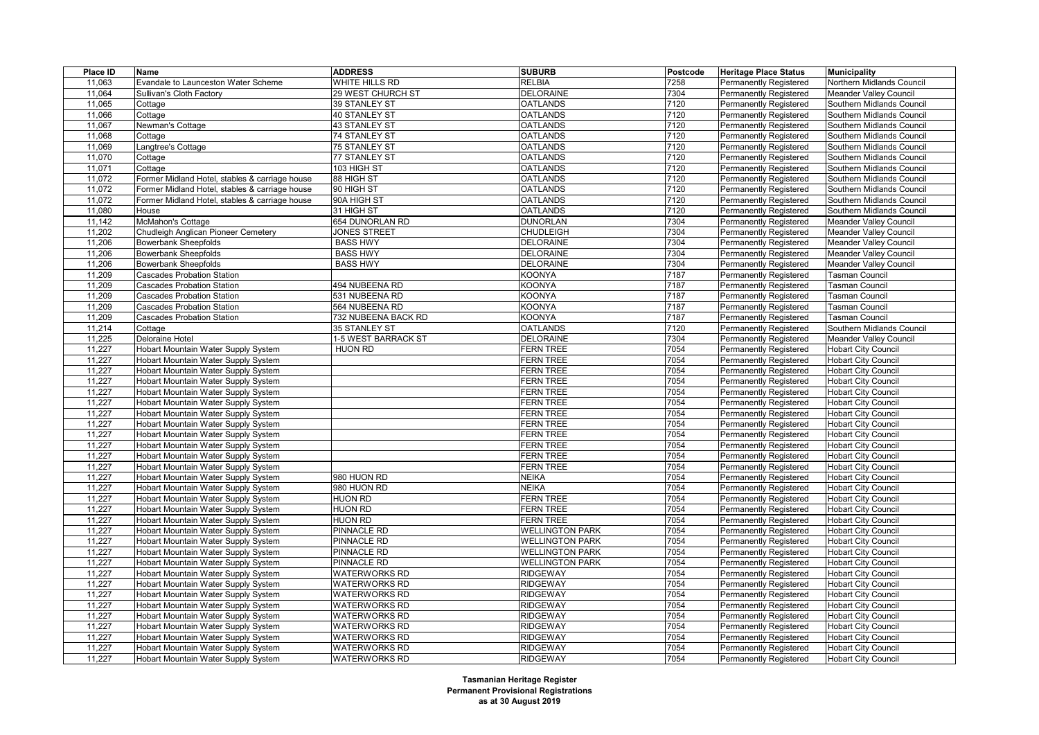| Place ID | Name | ADDRESS | SUBURB | Postcode | Heritage Place Status | Municipality |
|---|---|---|---|---|---|---|
| 11,063 | Evandale to Launceston Water Scheme | WHITE HILLS RD | RELBIA | 7258 | Permanently Registered | Northern Midlands Council |
| 11,064 | Sullivan's Cloth Factory | 29 WEST CHURCH ST | DELORAINE | 7304 | Permanently Registered | Meander Valley Council |
| 11,065 | Cottage | 39 STANLEY ST | OATLANDS | 7120 | Permanently Registered | Southern Midlands Council |
| 11,066 | Cottage | 40 STANLEY ST | OATLANDS | 7120 | Permanently Registered | Southern Midlands Council |
| 11,067 | Newman's Cottage | 43 STANLEY ST | OATLANDS | 7120 | Permanently Registered | Southern Midlands Council |
| 11,068 | Cottage | 74 STANLEY ST | OATLANDS | 7120 | Permanently Registered | Southern Midlands Council |
| 11,069 | Langtree's Cottage | 75 STANLEY ST | OATLANDS | 7120 | Permanently Registered | Southern Midlands Council |
| 11,070 | Cottage | 77 STANLEY ST | OATLANDS | 7120 | Permanently Registered | Southern Midlands Council |
| 11,071 | Cottage | 103 HIGH ST | OATLANDS | 7120 | Permanently Registered | Southern Midlands Council |
| 11,072 | Former Midland Hotel, stables & carriage house | 88 HIGH ST | OATLANDS | 7120 | Permanently Registered | Southern Midlands Council |
| 11,072 | Former Midland Hotel, stables & carriage house | 90 HIGH ST | OATLANDS | 7120 | Permanently Registered | Southern Midlands Council |
| 11,072 | Former Midland Hotel, stables & carriage house | 90A HIGH ST | OATLANDS | 7120 | Permanently Registered | Southern Midlands Council |
| 11,080 | House | 31 HIGH ST | OATLANDS | 7120 | Permanently Registered | Southern Midlands Council |
| 11,142 | McMahon's Cottage | 654 DUNORLAN RD | DUNORLAN | 7304 | Permanently Registered | Meander Valley Council |
| 11,202 | Chudleigh Anglican Pioneer Cemetery | JONES STREET | CHUDLEIGH | 7304 | Permanently Registered | Meander Valley Council |
| 11,206 | Bowerbank Sheepfolds | BASS HWY | DELORAINE | 7304 | Permanently Registered | Meander Valley Council |
| 11,206 | Bowerbank Sheepfolds | BASS HWY | DELORAINE | 7304 | Permanently Registered | Meander Valley Council |
| 11,206 | Bowerbank Sheepfolds | BASS HWY | DELORAINE | 7304 | Permanently Registered | Meander Valley Council |
| 11,209 | Cascades Probation Station | | KOONYA | 7187 | Permanently Registered | Tasman Council |
| 11,209 | Cascades Probation Station | 494 NUBEENA RD | KOONYA | 7187 | Permanently Registered | Tasman Council |
| 11,209 | Cascades Probation Station | 531 NUBEENA RD | KOONYA | 7187 | Permanently Registered | Tasman Council |
| 11,209 | Cascades Probation Station | 564 NUBEENA RD | KOONYA | 7187 | Permanently Registered | Tasman Council |
| 11,209 | Cascades Probation Station | 732 NUBEENA BACK RD | KOONYA | 7187 | Permanently Registered | Tasman Council |
| 11,214 | Cottage | 35 STANLEY ST | OATLANDS | 7120 | Permanently Registered | Southern Midlands Council |
| 11,225 | Deloraine Hotel | 1-5 WEST BARRACK ST | DELORAINE | 7304 | Permanently Registered | Meander Valley Council |
| 11,227 | Hobart Mountain Water Supply System | HUON RD | FERN TREE | 7054 | Permanently Registered | Hobart City Council |
| 11,227 | Hobart Mountain Water Supply System | | FERN TREE | 7054 | Permanently Registered | Hobart City Council |
| 11,227 | Hobart Mountain Water Supply System | | FERN TREE | 7054 | Permanently Registered | Hobart City Council |
| 11,227 | Hobart Mountain Water Supply System | | FERN TREE | 7054 | Permanently Registered | Hobart City Council |
| 11,227 | Hobart Mountain Water Supply System | | FERN TREE | 7054 | Permanently Registered | Hobart City Council |
| 11,227 | Hobart Mountain Water Supply System | | FERN TREE | 7054 | Permanently Registered | Hobart City Council |
| 11,227 | Hobart Mountain Water Supply System | | FERN TREE | 7054 | Permanently Registered | Hobart City Council |
| 11,227 | Hobart Mountain Water Supply System | | FERN TREE | 7054 | Permanently Registered | Hobart City Council |
| 11,227 | Hobart Mountain Water Supply System | | FERN TREE | 7054 | Permanently Registered | Hobart City Council |
| 11,227 | Hobart Mountain Water Supply System | | FERN TREE | 7054 | Permanently Registered | Hobart City Council |
| 11,227 | Hobart Mountain Water Supply System | | FERN TREE | 7054 | Permanently Registered | Hobart City Council |
| 11,227 | Hobart Mountain Water Supply System | | FERN TREE | 7054 | Permanently Registered | Hobart City Council |
| 11,227 | Hobart Mountain Water Supply System | 980 HUON RD | NEIKA | 7054 | Permanently Registered | Hobart City Council |
| 11,227 | Hobart Mountain Water Supply System | 980 HUON RD | NEIKA | 7054 | Permanently Registered | Hobart City Council |
| 11,227 | Hobart Mountain Water Supply System | HUON RD | FERN TREE | 7054 | Permanently Registered | Hobart City Council |
| 11,227 | Hobart Mountain Water Supply System | HUON RD | FERN TREE | 7054 | Permanently Registered | Hobart City Council |
| 11,227 | Hobart Mountain Water Supply System | HUON RD | FERN TREE | 7054 | Permanently Registered | Hobart City Council |
| 11,227 | Hobart Mountain Water Supply System | PINNACLE RD | WELLINGTON PARK | 7054 | Permanently Registered | Hobart City Council |
| 11,227 | Hobart Mountain Water Supply System | PINNACLE RD | WELLINGTON PARK | 7054 | Permanently Registered | Hobart City Council |
| 11,227 | Hobart Mountain Water Supply System | PINNACLE RD | WELLINGTON PARK | 7054 | Permanently Registered | Hobart City Council |
| 11,227 | Hobart Mountain Water Supply System | PINNACLE RD | WELLINGTON PARK | 7054 | Permanently Registered | Hobart City Council |
| 11,227 | Hobart Mountain Water Supply System | WATERWORKS RD | RIDGEWAY | 7054 | Permanently Registered | Hobart City Council |
| 11,227 | Hobart Mountain Water Supply System | WATERWORKS RD | RIDGEWAY | 7054 | Permanently Registered | Hobart City Council |
| 11,227 | Hobart Mountain Water Supply System | WATERWORKS RD | RIDGEWAY | 7054 | Permanently Registered | Hobart City Council |
| 11,227 | Hobart Mountain Water Supply System | WATERWORKS RD | RIDGEWAY | 7054 | Permanently Registered | Hobart City Council |
| 11,227 | Hobart Mountain Water Supply System | WATERWORKS RD | RIDGEWAY | 7054 | Permanently Registered | Hobart City Council |
| 11,227 | Hobart Mountain Water Supply System | WATERWORKS RD | RIDGEWAY | 7054 | Permanently Registered | Hobart City Council |
| 11,227 | Hobart Mountain Water Supply System | WATERWORKS RD | RIDGEWAY | 7054 | Permanently Registered | Hobart City Council |
| 11,227 | Hobart Mountain Water Supply System | WATERWORKS RD | RIDGEWAY | 7054 | Permanently Registered | Hobart City Council |
| 11,227 | Hobart Mountain Water Supply System | WATERWORKS RD | RIDGEWAY | 7054 | Permanently Registered | Hobart City Council |

**Tasmanian Heritage Register**
**Permanent Provisional Registrations**
**as at 30 August 2019**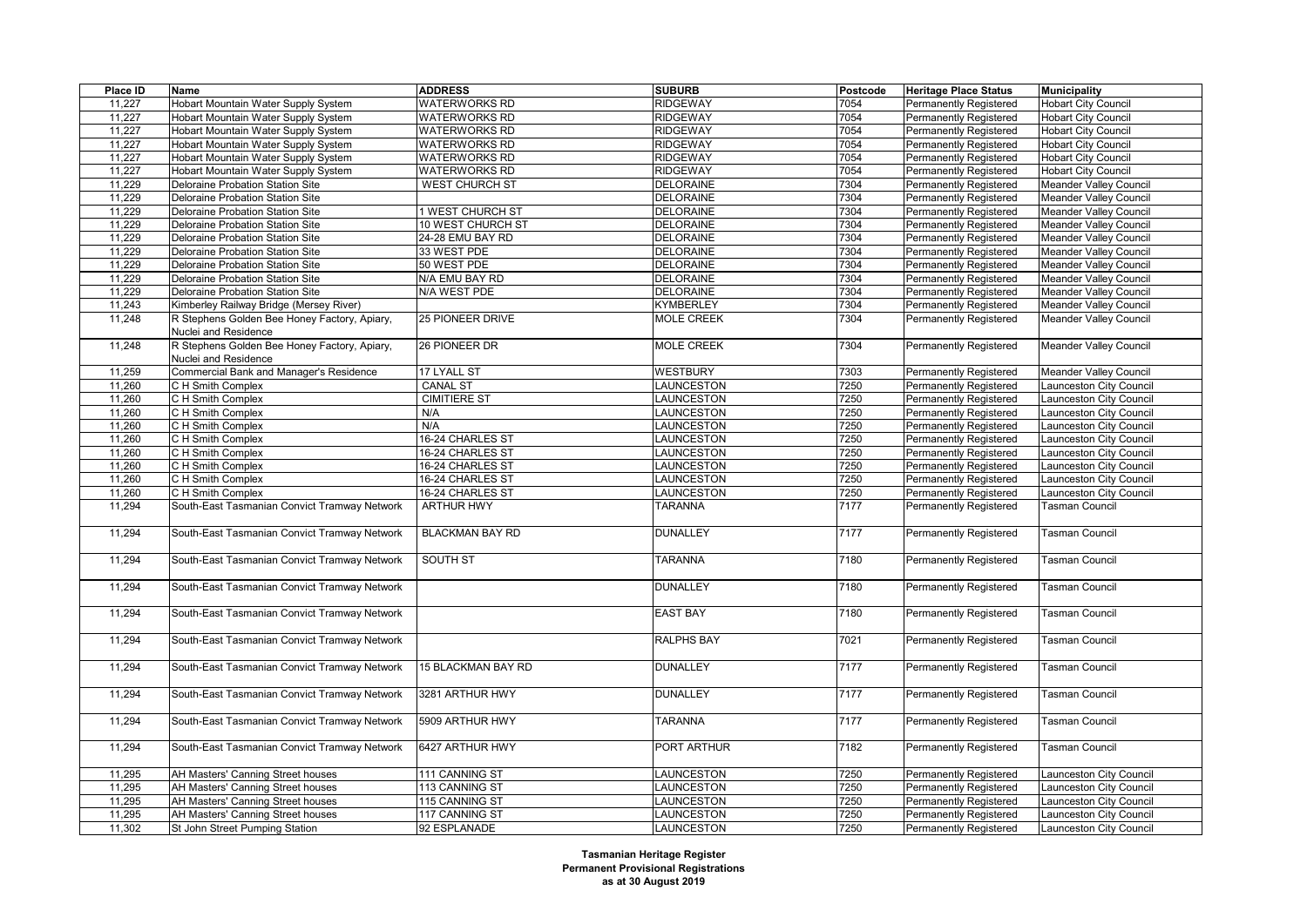| Place ID | Name | ADDRESS | SUBURB | Postcode | Heritage Place Status | Municipality |
|---|---|---|---|---|---|---|
| 11,227 | Hobart Mountain Water Supply System | WATERWORKS RD | RIDGEWAY | 7054 | Permanently Registered | Hobart City Council |
| 11,227 | Hobart Mountain Water Supply System | WATERWORKS RD | RIDGEWAY | 7054 | Permanently Registered | Hobart City Council |
| 11,227 | Hobart Mountain Water Supply System | WATERWORKS RD | RIDGEWAY | 7054 | Permanently Registered | Hobart City Council |
| 11,227 | Hobart Mountain Water Supply System | WATERWORKS RD | RIDGEWAY | 7054 | Permanently Registered | Hobart City Council |
| 11,227 | Hobart Mountain Water Supply System | WATERWORKS RD | RIDGEWAY | 7054 | Permanently Registered | Hobart City Council |
| 11,227 | Hobart Mountain Water Supply System | WATERWORKS RD | RIDGEWAY | 7054 | Permanently Registered | Hobart City Council |
| 11,229 | Deloraine Probation Station Site | WEST CHURCH ST | DELORAINE | 7304 | Permanently Registered | Meander Valley Council |
| 11,229 | Deloraine Probation Station Site | | DELORAINE | 7304 | Permanently Registered | Meander Valley Council |
| 11,229 | Deloraine Probation Station Site | 1 WEST CHURCH ST | DELORAINE | 7304 | Permanently Registered | Meander Valley Council |
| 11,229 | Deloraine Probation Station Site | 10 WEST CHURCH ST | DELORAINE | 7304 | Permanently Registered | Meander Valley Council |
| 11,229 | Deloraine Probation Station Site | 24-28 EMU BAY RD | DELORAINE | 7304 | Permanently Registered | Meander Valley Council |
| 11,229 | Deloraine Probation Station Site | 33 WEST PDE | DELORAINE | 7304 | Permanently Registered | Meander Valley Council |
| 11,229 | Deloraine Probation Station Site | 50 WEST PDE | DELORAINE | 7304 | Permanently Registered | Meander Valley Council |
| 11,229 | Deloraine Probation Station Site | N/A EMU BAY RD | DELORAINE | 7304 | Permanently Registered | Meander Valley Council |
| 11,229 | Deloraine Probation Station Site | N/A WEST PDE | DELORAINE | 7304 | Permanently Registered | Meander Valley Council |
| 11,243 | Kimberley Railway Bridge (Mersey River) | | KYMBERLEY | 7304 | Permanently Registered | Meander Valley Council |
| 11,248 | R Stephens Golden Bee Honey Factory, Apiary, Nuclei and Residence | 25 PIONEER DRIVE | MOLE CREEK | 7304 | Permanently Registered | Meander Valley Council |
| 11,248 | R Stephens Golden Bee Honey Factory, Apiary, Nuclei and Residence | 26 PIONEER DR | MOLE CREEK | 7304 | Permanently Registered | Meander Valley Council |
| 11,259 | Commercial Bank and Manager's Residence | 17 LYALL ST | WESTBURY | 7303 | Permanently Registered | Meander Valley Council |
| 11,260 | C H Smith Complex | CANAL ST | LAUNCESTON | 7250 | Permanently Registered | Launceston City Council |
| 11,260 | C H Smith Complex | CIMITIERE ST | LAUNCESTON | 7250 | Permanently Registered | Launceston City Council |
| 11,260 | C H Smith Complex | N/A | LAUNCESTON | 7250 | Permanently Registered | Launceston City Council |
| 11,260 | C H Smith Complex | N/A | LAUNCESTON | 7250 | Permanently Registered | Launceston City Council |
| 11,260 | C H Smith Complex | 16-24 CHARLES ST | LAUNCESTON | 7250 | Permanently Registered | Launceston City Council |
| 11,260 | C H Smith Complex | 16-24 CHARLES ST | LAUNCESTON | 7250 | Permanently Registered | Launceston City Council |
| 11,260 | C H Smith Complex | 16-24 CHARLES ST | LAUNCESTON | 7250 | Permanently Registered | Launceston City Council |
| 11,260 | C H Smith Complex | 16-24 CHARLES ST | LAUNCESTON | 7250 | Permanently Registered | Launceston City Council |
| 11,260 | C H Smith Complex | 16-24 CHARLES ST | LAUNCESTON | 7250 | Permanently Registered | Launceston City Council |
| 11,294 | South-East Tasmanian Convict Tramway Network | ARTHUR HWY | TARANNA | 7177 | Permanently Registered | Tasman Council |
| 11,294 | South-East Tasmanian Convict Tramway Network | BLACKMAN BAY RD | DUNALLEY | 7177 | Permanently Registered | Tasman Council |
| 11,294 | South-East Tasmanian Convict Tramway Network | SOUTH ST | TARANNA | 7180 | Permanently Registered | Tasman Council |
| 11,294 | South-East Tasmanian Convict Tramway Network | | DUNALLEY | 7180 | Permanently Registered | Tasman Council |
| 11,294 | South-East Tasmanian Convict Tramway Network | | EAST BAY | 7180 | Permanently Registered | Tasman Council |
| 11,294 | South-East Tasmanian Convict Tramway Network | | RALPHS BAY | 7021 | Permanently Registered | Tasman Council |
| 11,294 | South-East Tasmanian Convict Tramway Network | 15 BLACKMAN BAY RD | DUNALLEY | 7177 | Permanently Registered | Tasman Council |
| 11,294 | South-East Tasmanian Convict Tramway Network | 3281 ARTHUR HWY | DUNALLEY | 7177 | Permanently Registered | Tasman Council |
| 11,294 | South-East Tasmanian Convict Tramway Network | 5909 ARTHUR HWY | TARANNA | 7177 | Permanently Registered | Tasman Council |
| 11,294 | South-East Tasmanian Convict Tramway Network | 6427 ARTHUR HWY | PORT ARTHUR | 7182 | Permanently Registered | Tasman Council |
| 11,295 | AH Masters' Canning Street houses | 111 CANNING ST | LAUNCESTON | 7250 | Permanently Registered | Launceston City Council |
| 11,295 | AH Masters' Canning Street houses | 113 CANNING ST | LAUNCESTON | 7250 | Permanently Registered | Launceston City Council |
| 11,295 | AH Masters' Canning Street houses | 115 CANNING ST | LAUNCESTON | 7250 | Permanently Registered | Launceston City Council |
| 11,295 | AH Masters' Canning Street houses | 117 CANNING ST | LAUNCESTON | 7250 | Permanently Registered | Launceston City Council |
| 11,302 | St John Street Pumping Station | 92 ESPLANADE | LAUNCESTON | 7250 | Permanently Registered | Launceston City Council |

**Tasmanian Heritage Register**
**Permanent Provisional Registrations**
**as at 30 August 2019**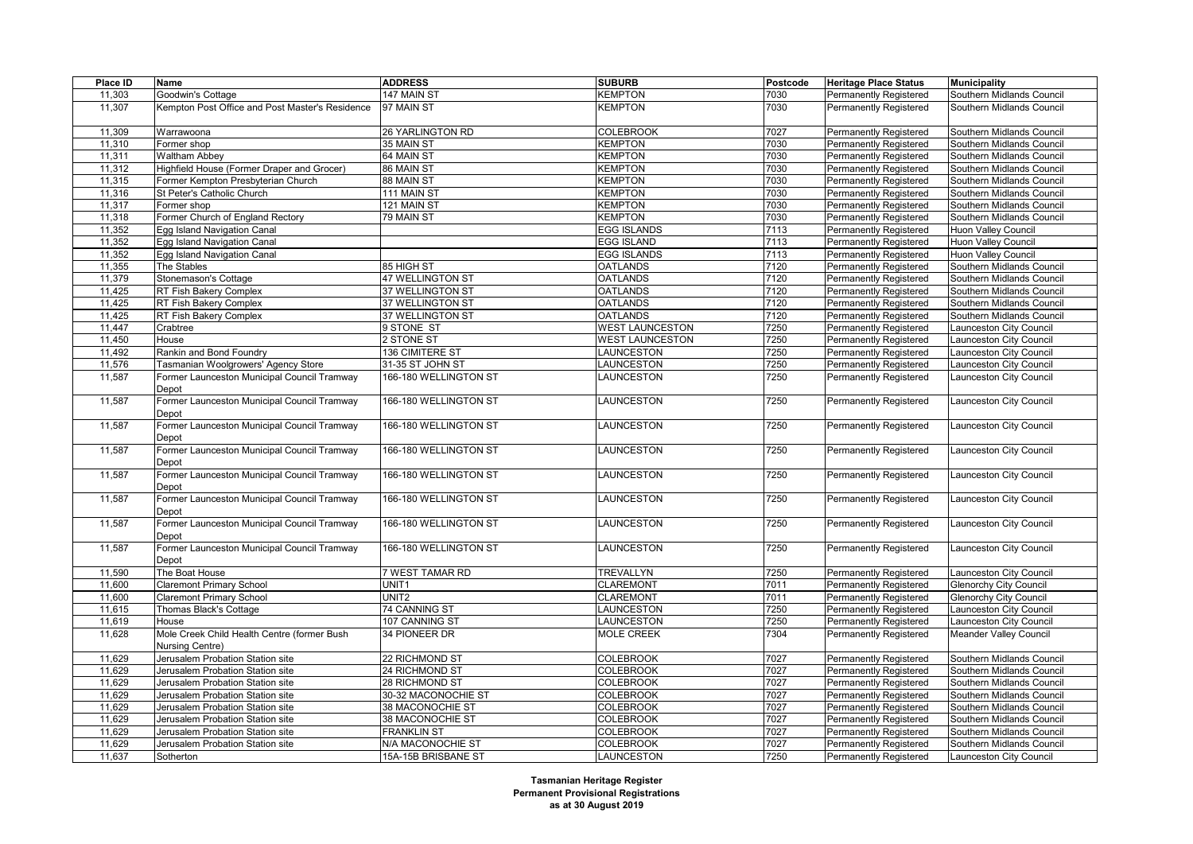| Place ID | Name | ADDRESS | SUBURB | Postcode | Heritage Place Status | Municipality |
|---|---|---|---|---|---|---|
| 11,303 | Goodwin's Cottage | 147 MAIN ST | KEMPTON | 7030 | Permanently Registered | Southern Midlands Council |
| 11,307 | Kempton Post Office and Post Master's Residence | 97 MAIN ST | KEMPTON | 7030 | Permanently Registered | Southern Midlands Council |
| 11,309 | Warrawoona | 26 YARLINGTON RD | COLEBROOK | 7027 | Permanently Registered | Southern Midlands Council |
| 11,310 | Former shop | 35 MAIN ST | KEMPTON | 7030 | Permanently Registered | Southern Midlands Council |
| 11,311 | Waltham Abbey | 64 MAIN ST | KEMPTON | 7030 | Permanently Registered | Southern Midlands Council |
| 11,312 | Highfield House (Former Draper and Grocer) | 86 MAIN ST | KEMPTON | 7030 | Permanently Registered | Southern Midlands Council |
| 11,315 | Former Kempton Presbyterian Church | 88 MAIN ST | KEMPTON | 7030 | Permanently Registered | Southern Midlands Council |
| 11,316 | St Peter's Catholic Church | 111 MAIN ST | KEMPTON | 7030 | Permanently Registered | Southern Midlands Council |
| 11,317 | Former shop | 121 MAIN ST | KEMPTON | 7030 | Permanently Registered | Southern Midlands Council |
| 11,318 | Former Church of England Rectory | 79 MAIN ST | KEMPTON | 7030 | Permanently Registered | Southern Midlands Council |
| 11,352 | Egg Island Navigation Canal | | EGG ISLANDS | 7113 | Permanently Registered | Huon Valley Council |
| 11,352 | Egg Island Navigation Canal | | EGG ISLAND | 7113 | Permanently Registered | Huon Valley Council |
| 11,352 | Egg Island Navigation Canal | | EGG ISLANDS | 7113 | Permanently Registered | Huon Valley Council |
| 11,355 | The Stables | 85 HIGH ST | OATLANDS | 7120 | Permanently Registered | Southern Midlands Council |
| 11,379 | Stonemason's Cottage | 47 WELLINGTON ST | OATLANDS | 7120 | Permanently Registered | Southern Midlands Council |
| 11,425 | RT Fish Bakery Complex | 37 WELLINGTON ST | OATLANDS | 7120 | Permanently Registered | Southern Midlands Council |
| 11,425 | RT Fish Bakery Complex | 37 WELLINGTON ST | OATLANDS | 7120 | Permanently Registered | Southern Midlands Council |
| 11,425 | RT Fish Bakery Complex | 37 WELLINGTON ST | OATLANDS | 7120 | Permanently Registered | Southern Midlands Council |
| 11,447 | Crabtree | 9 STONE ST | WEST LAUNCESTON | 7250 | Permanently Registered | Launceston City Council |
| 11,450 | House | 2 STONE ST | WEST LAUNCESTON | 7250 | Permanently Registered | Launceston City Council |
| 11,492 | Rankin and Bond Foundry | 136 CIMITERE ST | LAUNCESTON | 7250 | Permanently Registered | Launceston City Council |
| 11,576 | Tasmanian Woolgrowers' Agency Store | 31-35 ST JOHN ST | LAUNCESTON | 7250 | Permanently Registered | Launceston City Council |
| 11,587 | Former Launceston Municipal Council Tramway Depot | 166-180 WELLINGTON ST | LAUNCESTON | 7250 | Permanently Registered | Launceston City Council |
| 11,587 | Former Launceston Municipal Council Tramway Depot | 166-180 WELLINGTON ST | LAUNCESTON | 7250 | Permanently Registered | Launceston City Council |
| 11,587 | Former Launceston Municipal Council Tramway Depot | 166-180 WELLINGTON ST | LAUNCESTON | 7250 | Permanently Registered | Launceston City Council |
| 11,587 | Former Launceston Municipal Council Tramway Depot | 166-180 WELLINGTON ST | LAUNCESTON | 7250 | Permanently Registered | Launceston City Council |
| 11,587 | Former Launceston Municipal Council Tramway Depot | 166-180 WELLINGTON ST | LAUNCESTON | 7250 | Permanently Registered | Launceston City Council |
| 11,587 | Former Launceston Municipal Council Tramway Depot | 166-180 WELLINGTON ST | LAUNCESTON | 7250 | Permanently Registered | Launceston City Council |
| 11,587 | Former Launceston Municipal Council Tramway Depot | 166-180 WELLINGTON ST | LAUNCESTON | 7250 | Permanently Registered | Launceston City Council |
| 11,587 | Former Launceston Municipal Council Tramway Depot | 166-180 WELLINGTON ST | LAUNCESTON | 7250 | Permanently Registered | Launceston City Council |
| 11,590 | The Boat House | 7 WEST TAMAR RD | TREVALLYN | 7250 | Permanently Registered | Launceston City Council |
| 11,600 | Claremont Primary School | UNIT1 | CLAREMONT | 7011 | Permanently Registered | Glenorchy City Council |
| 11,600 | Claremont Primary School | UNIT2 | CLAREMONT | 7011 | Permanently Registered | Glenorchy City Council |
| 11,615 | Thomas Black's Cottage | 74 CANNING ST | LAUNCESTON | 7250 | Permanently Registered | Launceston City Council |
| 11,619 | House | 107 CANNING ST | LAUNCESTON | 7250 | Permanently Registered | Launceston City Council |
| 11,628 | Mole Creek Child Health Centre (former Bush Nursing Centre) | 34 PIONEER DR | MOLE CREEK | 7304 | Permanently Registered | Meander Valley Council |
| 11,629 | Jerusalem Probation Station site | 22 RICHMOND ST | COLEBROOK | 7027 | Permanently Registered | Southern Midlands Council |
| 11,629 | Jerusalem Probation Station site | 24 RICHMOND ST | COLEBROOK | 7027 | Permanently Registered | Southern Midlands Council |
| 11,629 | Jerusalem Probation Station site | 28 RICHMOND ST | COLEBROOK | 7027 | Permanently Registered | Southern Midlands Council |
| 11,629 | Jerusalem Probation Station site | 30-32 MACONOCHIE ST | COLEBROOK | 7027 | Permanently Registered | Southern Midlands Council |
| 11,629 | Jerusalem Probation Station site | 38 MACONOCHIE ST | COLEBROOK | 7027 | Permanently Registered | Southern Midlands Council |
| 11,629 | Jerusalem Probation Station site | 38 MACONOCHIE ST | COLEBROOK | 7027 | Permanently Registered | Southern Midlands Council |
| 11,629 | Jerusalem Probation Station site | FRANKLIN ST | COLEBROOK | 7027 | Permanently Registered | Southern Midlands Council |
| 11,629 | Jerusalem Probation Station site | N/A MACONOCHIE ST | COLEBROOK | 7027 | Permanently Registered | Southern Midlands Council |
| 11,637 | Sotherton | 15A-15B BRISBANE ST | LAUNCESTON | 7250 | Permanently Registered | Launceston City Council |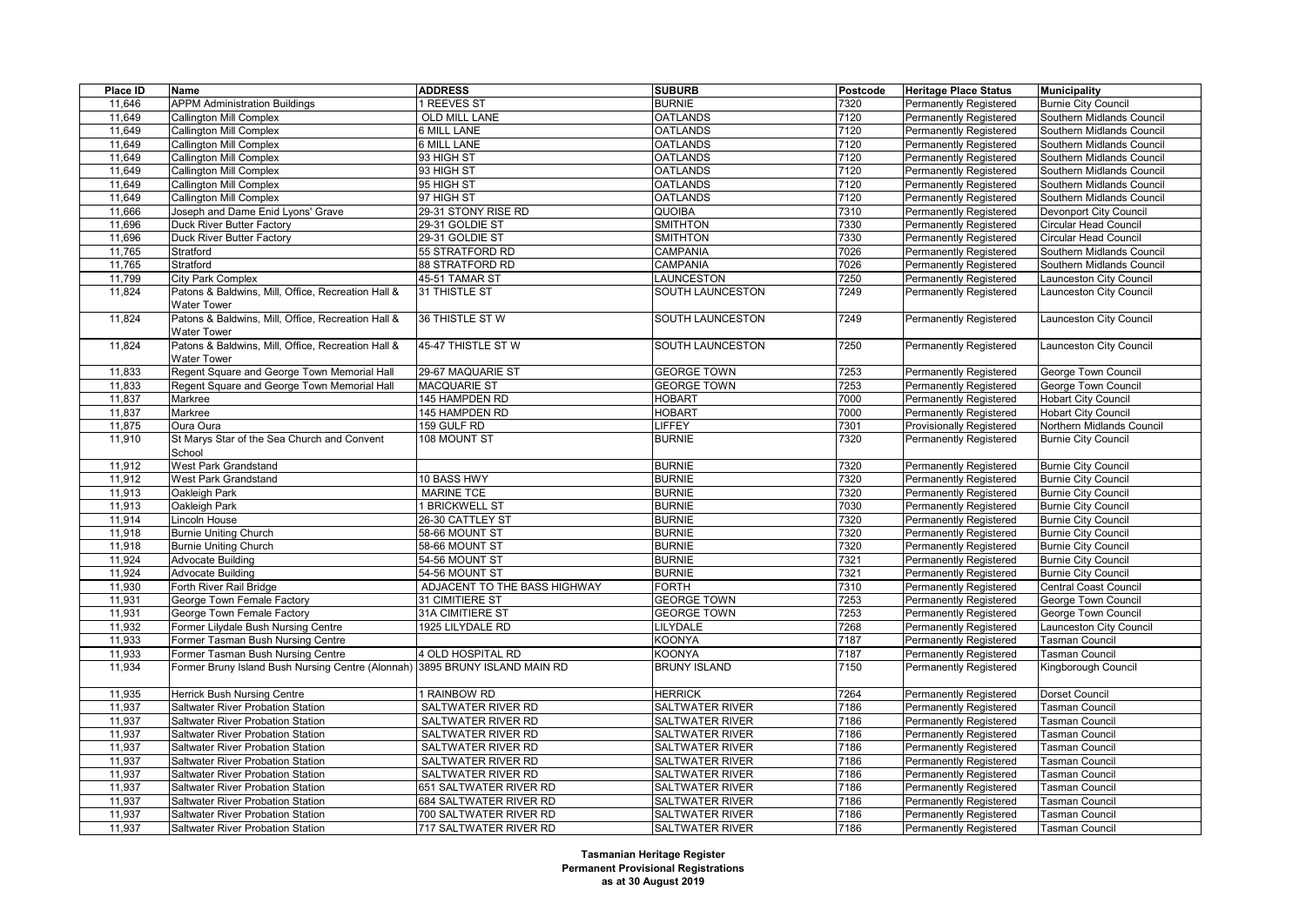| Place ID | Name | ADDRESS | SUBURB | Postcode | Heritage Place Status | Municipality |
|---|---|---|---|---|---|---|
| 11,646 | APPM Administration Buildings | 1 REEVES ST | BURNIE | 7320 | Permanently Registered | Burnie City Council |
| 11,649 | Callington Mill Complex | OLD MILL LANE | OATLANDS | 7120 | Permanently Registered | Southern Midlands Council |
| 11,649 | Callington Mill Complex | 6 MILL LANE | OATLANDS | 7120 | Permanently Registered | Southern Midlands Council |
| 11,649 | Callington Mill Complex | 6 MILL LANE | OATLANDS | 7120 | Permanently Registered | Southern Midlands Council |
| 11,649 | Callington Mill Complex | 93 HIGH ST | OATLANDS | 7120 | Permanently Registered | Southern Midlands Council |
| 11,649 | Callington Mill Complex | 93 HIGH ST | OATLANDS | 7120 | Permanently Registered | Southern Midlands Council |
| 11,649 | Callington Mill Complex | 95 HIGH ST | OATLANDS | 7120 | Permanently Registered | Southern Midlands Council |
| 11,649 | Callington Mill Complex | 97 HIGH ST | OATLANDS | 7120 | Permanently Registered | Southern Midlands Council |
| 11,666 | Joseph and Dame Enid Lyons' Grave | 29-31 STONY RISE RD | QUOIBA | 7310 | Permanently Registered | Devonport City Council |
| 11,696 | Duck River Butter Factory | 29-31 GOLDIE ST | SMITHTON | 7330 | Permanently Registered | Circular Head Council |
| 11,696 | Duck River Butter Factory | 29-31 GOLDIE ST | SMITHTON | 7330 | Permanently Registered | Circular Head Council |
| 11,765 | Stratford | 55 STRATFORD RD | CAMPANIA | 7026 | Permanently Registered | Southern Midlands Council |
| 11,765 | Stratford | 88 STRATFORD RD | CAMPANIA | 7026 | Permanently Registered | Southern Midlands Council |
| 11,799 | City Park Complex | 45-51 TAMAR ST | LAUNCESTON | 7250 | Permanently Registered | Launceston City Council |
| 11,824 | Patons & Baldwins, Mill, Office, Recreation Hall & Water Tower | 31 THISTLE ST | SOUTH LAUNCESTON | 7249 | Permanently Registered | Launceston City Council |
| 11,824 | Patons & Baldwins, Mill, Office, Recreation Hall & Water Tower | 36 THISTLE ST W | SOUTH LAUNCESTON | 7249 | Permanently Registered | Launceston City Council |
| 11,824 | Patons & Baldwins, Mill, Office, Recreation Hall & Water Tower | 45-47 THISTLE ST W | SOUTH LAUNCESTON | 7250 | Permanently Registered | Launceston City Council |
| 11,833 | Regent Square and George Town Memorial Hall | 29-67 MAQUARIE ST | GEORGE TOWN | 7253 | Permanently Registered | George Town Council |
| 11,833 | Regent Square and George Town Memorial Hall | MACQUARIE ST | GEORGE TOWN | 7253 | Permanently Registered | George Town Council |
| 11,837 | Markree | 145 HAMPDEN RD | HOBART | 7000 | Permanently Registered | Hobart City Council |
| 11,837 | Markree | 145 HAMPDEN RD | HOBART | 7000 | Permanently Registered | Hobart City Council |
| 11,875 | Oura Oura | 159 GULF RD | LIFFEY | 7301 | Provisionally Registered | Northern Midlands Council |
| 11,910 | St Marys Star of the Sea Church and Convent School | 108 MOUNT ST | BURNIE | 7320 | Permanently Registered | Burnie City Council |
| 11,912 | West Park Grandstand | | BURNIE | 7320 | Permanently Registered | Burnie City Council |
| 11,912 | West Park Grandstand | 10 BASS HWY | BURNIE | 7320 | Permanently Registered | Burnie City Council |
| 11,913 | Oakleigh Park | MARINE TCE | BURNIE | 7320 | Permanently Registered | Burnie City Council |
| 11,913 | Oakleigh Park | 1 BRICKWELL ST | BURNIE | 7030 | Permanently Registered | Burnie City Council |
| 11,914 | Lincoln House | 26-30 CATTLEY ST | BURNIE | 7320 | Permanently Registered | Burnie City Council |
| 11,918 | Burnie Uniting Church | 58-66 MOUNT ST | BURNIE | 7320 | Permanently Registered | Burnie City Council |
| 11,918 | Burnie Uniting Church | 58-66 MOUNT ST | BURNIE | 7320 | Permanently Registered | Burnie City Council |
| 11,924 | Advocate Building | 54-56 MOUNT ST | BURNIE | 7321 | Permanently Registered | Burnie City Council |
| 11,924 | Advocate Building | 54-56 MOUNT ST | BURNIE | 7321 | Permanently Registered | Burnie City Council |
| 11,930 | Forth River Rail Bridge | ADJACENT TO THE BASS HIGHWAY | FORTH | 7310 | Permanently Registered | Central Coast Council |
| 11,931 | George Town Female Factory | 31 CIMITIERE ST | GEORGE TOWN | 7253 | Permanently Registered | George Town Council |
| 11,931 | George Town Female Factory | 31A CIMITIERE ST | GEORGE TOWN | 7253 | Permanently Registered | George Town Council |
| 11,932 | Former Lilydale Bush Nursing Centre | 1925 LILYDALE RD | LILYDALE | 7268 | Permanently Registered | Launceston City Council |
| 11,933 | Former Tasman Bush Nursing Centre | | KOONYA | 7187 | Permanently Registered | Tasman Council |
| 11,933 | Former Tasman Bush Nursing Centre | 4 OLD HOSPITAL RD | KOONYA | 7187 | Permanently Registered | Tasman Council |
| 11,934 | Former Bruny Island Bush Nursing Centre (Alonnah) | 3895 BRUNY ISLAND MAIN RD | BRUNY ISLAND | 7150 | Permanently Registered | Kingborough Council |
| 11,935 | Herrick Bush Nursing Centre | 1 RAINBOW RD | HERRICK | 7264 | Permanently Registered | Dorset Council |
| 11,937 | Saltwater River Probation Station | SALTWATER RIVER RD | SALTWATER RIVER | 7186 | Permanently Registered | Tasman Council |
| 11,937 | Saltwater River Probation Station | SALTWATER RIVER RD | SALTWATER RIVER | 7186 | Permanently Registered | Tasman Council |
| 11,937 | Saltwater River Probation Station | SALTWATER RIVER RD | SALTWATER RIVER | 7186 | Permanently Registered | Tasman Council |
| 11,937 | Saltwater River Probation Station | SALTWATER RIVER RD | SALTWATER RIVER | 7186 | Permanently Registered | Tasman Council |
| 11,937 | Saltwater River Probation Station | SALTWATER RIVER RD | SALTWATER RIVER | 7186 | Permanently Registered | Tasman Council |
| 11,937 | Saltwater River Probation Station | SALTWATER RIVER RD | SALTWATER RIVER | 7186 | Permanently Registered | Tasman Council |
| 11,937 | Saltwater River Probation Station | 651 SALTWATER RIVER RD | SALTWATER RIVER | 7186 | Permanently Registered | Tasman Council |
| 11,937 | Saltwater River Probation Station | 684 SALTWATER RIVER RD | SALTWATER RIVER | 7186 | Permanently Registered | Tasman Council |
| 11,937 | Saltwater River Probation Station | 700 SALTWATER RIVER RD | SALTWATER RIVER | 7186 | Permanently Registered | Tasman Council |
| 11,937 | Saltwater River Probation Station | 717 SALTWATER RIVER RD | SALTWATER RIVER | 7186 | Permanently Registered | Tasman Council |

**Tasmanian Heritage Register**
**Permanent Provisional Registrations**
**as at 30 August 2019**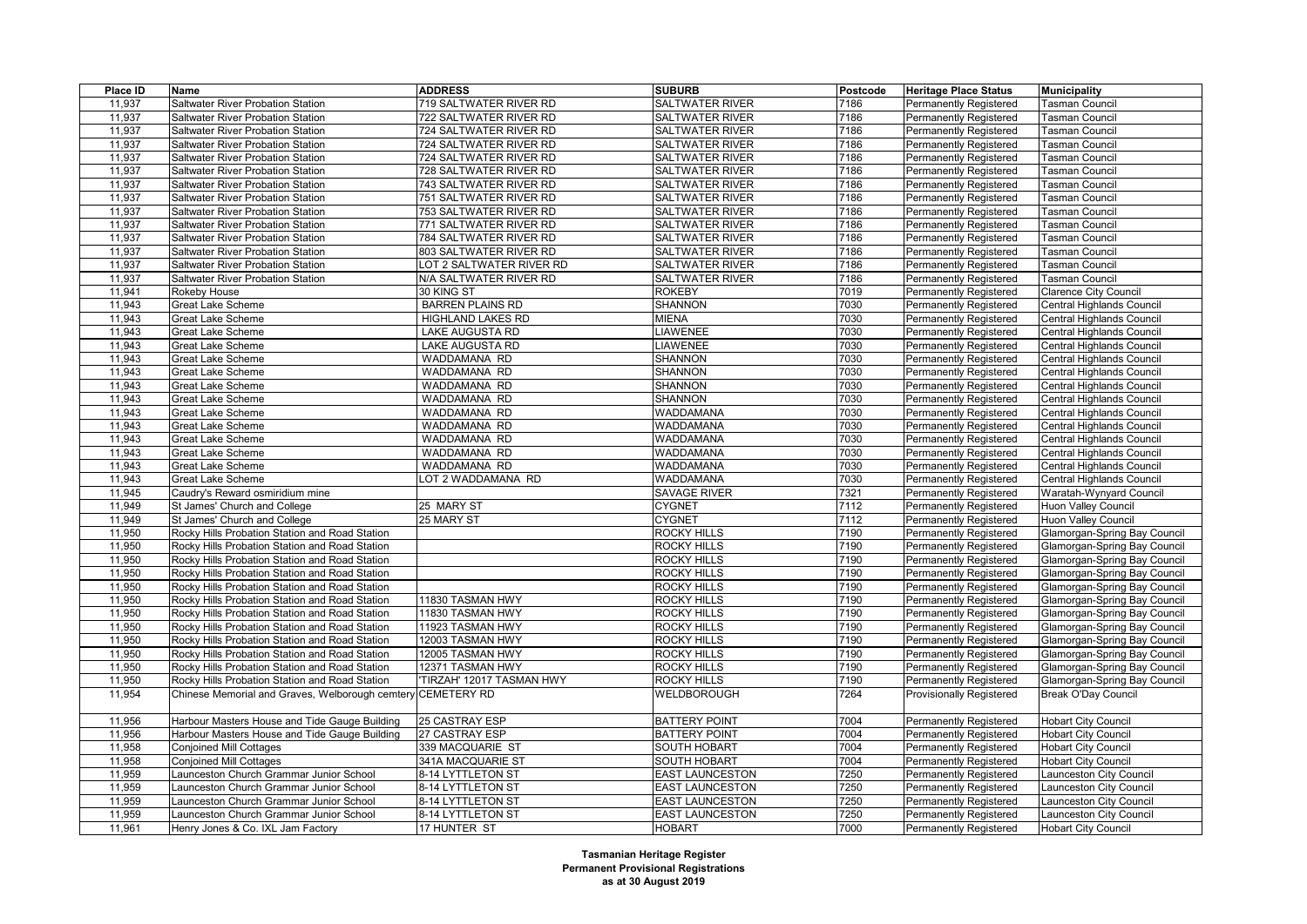| Place ID | Name | ADDRESS | SUBURB | Postcode | Heritage Place Status | Municipality |
|---|---|---|---|---|---|---|
| 11,937 | Saltwater River Probation Station | 719 SALTWATER RIVER RD | SALTWATER RIVER | 7186 | Permanently Registered | Tasman Council |
| 11,937 | Saltwater River Probation Station | 722 SALTWATER RIVER RD | SALTWATER RIVER | 7186 | Permanently Registered | Tasman Council |
| 11,937 | Saltwater River Probation Station | 724 SALTWATER RIVER RD | SALTWATER RIVER | 7186 | Permanently Registered | Tasman Council |
| 11,937 | Saltwater River Probation Station | 724 SALTWATER RIVER RD | SALTWATER RIVER | 7186 | Permanently Registered | Tasman Council |
| 11,937 | Saltwater River Probation Station | 724 SALTWATER RIVER RD | SALTWATER RIVER | 7186 | Permanently Registered | Tasman Council |
| 11,937 | Saltwater River Probation Station | 728 SALTWATER RIVER RD | SALTWATER RIVER | 7186 | Permanently Registered | Tasman Council |
| 11,937 | Saltwater River Probation Station | 743 SALTWATER RIVER RD | SALTWATER RIVER | 7186 | Permanently Registered | Tasman Council |
| 11,937 | Saltwater River Probation Station | 751 SALTWATER RIVER RD | SALTWATER RIVER | 7186 | Permanently Registered | Tasman Council |
| 11,937 | Saltwater River Probation Station | 753 SALTWATER RIVER RD | SALTWATER RIVER | 7186 | Permanently Registered | Tasman Council |
| 11,937 | Saltwater River Probation Station | 771 SALTWATER RIVER RD | SALTWATER RIVER | 7186 | Permanently Registered | Tasman Council |
| 11,937 | Saltwater River Probation Station | 784 SALTWATER RIVER RD | SALTWATER RIVER | 7186 | Permanently Registered | Tasman Council |
| 11,937 | Saltwater River Probation Station | 803 SALTWATER RIVER RD | SALTWATER RIVER | 7186 | Permanently Registered | Tasman Council |
| 11,937 | Saltwater River Probation Station | LOT 2 SALTWATER RIVER RD | SALTWATER RIVER | 7186 | Permanently Registered | Tasman Council |
| 11,937 | Saltwater River Probation Station | N/A SALTWATER RIVER RD | SALTWATER RIVER | 7186 | Permanently Registered | Tasman Council |
| 11,941 | Rokeby House | 30 KING ST | ROKEBY | 7019 | Permanently Registered | Clarence City Council |
| 11,943 | Great Lake Scheme | BARREN PLAINS RD | SHANNON | 7030 | Permanently Registered | Central Highlands Council |
| 11,943 | Great Lake Scheme | HIGHLAND LAKES RD | MIENA | 7030 | Permanently Registered | Central Highlands Council |
| 11,943 | Great Lake Scheme | LAKE AUGUSTA RD | LIAWENEE | 7030 | Permanently Registered | Central Highlands Council |
| 11,943 | Great Lake Scheme | LAKE AUGUSTA RD | LIAWENEE | 7030 | Permanently Registered | Central Highlands Council |
| 11,943 | Great Lake Scheme | WADDAMANA RD | SHANNON | 7030 | Permanently Registered | Central Highlands Council |
| 11,943 | Great Lake Scheme | WADDAMANA RD | SHANNON | 7030 | Permanently Registered | Central Highlands Council |
| 11,943 | Great Lake Scheme | WADDAMANA RD | SHANNON | 7030 | Permanently Registered | Central Highlands Council |
| 11,943 | Great Lake Scheme | WADDAMANA RD | SHANNON | 7030 | Permanently Registered | Central Highlands Council |
| 11,943 | Great Lake Scheme | WADDAMANA RD | WADDAMANA | 7030 | Permanently Registered | Central Highlands Council |
| 11,943 | Great Lake Scheme | WADDAMANA RD | WADDAMANA | 7030 | Permanently Registered | Central Highlands Council |
| 11,943 | Great Lake Scheme | WADDAMANA RD | WADDAMANA | 7030 | Permanently Registered | Central Highlands Council |
| 11,943 | Great Lake Scheme | WADDAMANA RD | WADDAMANA | 7030 | Permanently Registered | Central Highlands Council |
| 11,943 | Great Lake Scheme | WADDAMANA RD | WADDAMANA | 7030 | Permanently Registered | Central Highlands Council |
| 11,943 | Great Lake Scheme | LOT 2 WADDAMANA RD | WADDAMANA | 7030 | Permanently Registered | Central Highlands Council |
| 11,945 | Caudry's Reward osmiridium mine | | SAVAGE RIVER | 7321 | Permanently Registered | Waratah-Wynyard Council |
| 11,949 | St James' Church and College | 25 MARY ST | CYGNET | 7112 | Permanently Registered | Huon Valley Council |
| 11,949 | St James' Church and College | 25 MARY ST | CYGNET | 7112 | Permanently Registered | Huon Valley Council |
| 11,950 | Rocky Hills Probation Station and Road Station | | ROCKY HILLS | 7190 | Permanently Registered | Glamorgan-Spring Bay Council |
| 11,950 | Rocky Hills Probation Station and Road Station | | ROCKY HILLS | 7190 | Permanently Registered | Glamorgan-Spring Bay Council |
| 11,950 | Rocky Hills Probation Station and Road Station | | ROCKY HILLS | 7190 | Permanently Registered | Glamorgan-Spring Bay Council |
| 11,950 | Rocky Hills Probation Station and Road Station | | ROCKY HILLS | 7190 | Permanently Registered | Glamorgan-Spring Bay Council |
| 11,950 | Rocky Hills Probation Station and Road Station | | ROCKY HILLS | 7190 | Permanently Registered | Glamorgan-Spring Bay Council |
| 11,950 | Rocky Hills Probation Station and Road Station | 11830 TASMAN HWY | ROCKY HILLS | 7190 | Permanently Registered | Glamorgan-Spring Bay Council |
| 11,950 | Rocky Hills Probation Station and Road Station | 11830 TASMAN HWY | ROCKY HILLS | 7190 | Permanently Registered | Glamorgan-Spring Bay Council |
| 11,950 | Rocky Hills Probation Station and Road Station | 11923 TASMAN HWY | ROCKY HILLS | 7190 | Permanently Registered | Glamorgan-Spring Bay Council |
| 11,950 | Rocky Hills Probation Station and Road Station | 12003 TASMAN HWY | ROCKY HILLS | 7190 | Permanently Registered | Glamorgan-Spring Bay Council |
| 11,950 | Rocky Hills Probation Station and Road Station | 12005 TASMAN HWY | ROCKY HILLS | 7190 | Permanently Registered | Glamorgan-Spring Bay Council |
| 11,950 | Rocky Hills Probation Station and Road Station | 12371 TASMAN HWY | ROCKY HILLS | 7190 | Permanently Registered | Glamorgan-Spring Bay Council |
| 11,950 | Rocky Hills Probation Station and Road Station | 'TIRZAH' 12017 TASMAN HWY | ROCKY HILLS | 7190 | Permanently Registered | Glamorgan-Spring Bay Council |
| 11,954 | Chinese Memorial and Graves, Welborough cemtery | CEMETERY RD | WELDBOROUGH | 7264 | Provisionally Registered | Break O'Day Council |
| 11,956 | Harbour Masters House and Tide Gauge Building | 25 CASTRAY ESP | BATTERY POINT | 7004 | Permanently Registered | Hobart City Council |
| 11,956 | Harbour Masters House and Tide Gauge Building | 27 CASTRAY ESP | BATTERY POINT | 7004 | Permanently Registered | Hobart City Council |
| 11,958 | Conjoined Mill Cottages | 339 MACQUARIE ST | SOUTH HOBART | 7004 | Permanently Registered | Hobart City Council |
| 11,958 | Conjoined Mill Cottages | 341A MACQUARIE ST | SOUTH HOBART | 7004 | Permanently Registered | Hobart City Council |
| 11,959 | Launceston Church Grammar Junior School | 8-14 LYTTLETON ST | EAST LAUNCESTON | 7250 | Permanently Registered | Launceston City Council |
| 11,959 | Launceston Church Grammar Junior School | 8-14 LYTTLETON ST | EAST LAUNCESTON | 7250 | Permanently Registered | Launceston City Council |
| 11,959 | Launceston Church Grammar Junior School | 8-14 LYTTLETON ST | EAST LAUNCESTON | 7250 | Permanently Registered | Launceston City Council |
| 11,959 | Launceston Church Grammar Junior School | 8-14 LYTTLETON ST | EAST LAUNCESTON | 7250 | Permanently Registered | Launceston City Council |
| 11,961 | Henry Jones & Co. IXL Jam Factory | 17 HUNTER ST | HOBART | 7000 | Permanently Registered | Hobart City Council |

**Tasmanian Heritage Register**
**Permanent Provisional Registrations**
**as at 30 August 2019**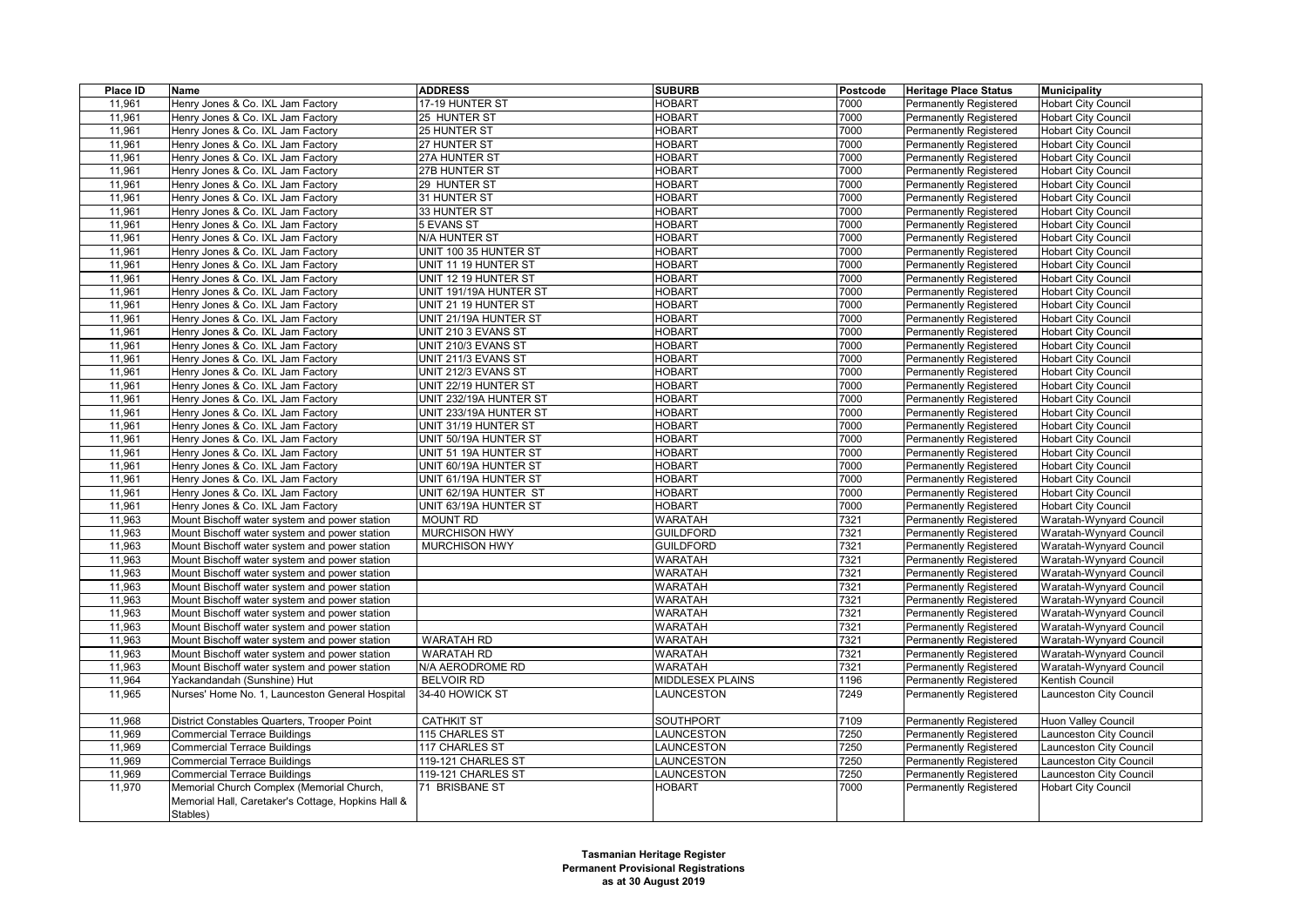| Place ID | Name | ADDRESS | SUBURB | Postcode | Heritage Place Status | Municipality |
|---|---|---|---|---|---|---|
| 11,961 | Henry Jones & Co. IXL Jam Factory | 17-19 HUNTER ST | HOBART | 7000 | Permanently Registered | Hobart City Council |
| 11,961 | Henry Jones & Co. IXL Jam Factory | 25 HUNTER ST | HOBART | 7000 | Permanently Registered | Hobart City Council |
| 11,961 | Henry Jones & Co. IXL Jam Factory | 25 HUNTER ST | HOBART | 7000 | Permanently Registered | Hobart City Council |
| 11,961 | Henry Jones & Co. IXL Jam Factory | 27 HUNTER ST | HOBART | 7000 | Permanently Registered | Hobart City Council |
| 11,961 | Henry Jones & Co. IXL Jam Factory | 27A HUNTER ST | HOBART | 7000 | Permanently Registered | Hobart City Council |
| 11,961 | Henry Jones & Co. IXL Jam Factory | 27B HUNTER ST | HOBART | 7000 | Permanently Registered | Hobart City Council |
| 11,961 | Henry Jones & Co. IXL Jam Factory | 29 HUNTER ST | HOBART | 7000 | Permanently Registered | Hobart City Council |
| 11,961 | Henry Jones & Co. IXL Jam Factory | 31 HUNTER ST | HOBART | 7000 | Permanently Registered | Hobart City Council |
| 11,961 | Henry Jones & Co. IXL Jam Factory | 33 HUNTER ST | HOBART | 7000 | Permanently Registered | Hobart City Council |
| 11,961 | Henry Jones & Co. IXL Jam Factory | 5 EVANS ST | HOBART | 7000 | Permanently Registered | Hobart City Council |
| 11,961 | Henry Jones & Co. IXL Jam Factory | N/A HUNTER ST | HOBART | 7000 | Permanently Registered | Hobart City Council |
| 11,961 | Henry Jones & Co. IXL Jam Factory | UNIT 100 35 HUNTER ST | HOBART | 7000 | Permanently Registered | Hobart City Council |
| 11,961 | Henry Jones & Co. IXL Jam Factory | UNIT 11 19 HUNTER ST | HOBART | 7000 | Permanently Registered | Hobart City Council |
| 11,961 | Henry Jones & Co. IXL Jam Factory | UNIT 12 19 HUNTER ST | HOBART | 7000 | Permanently Registered | Hobart City Council |
| 11,961 | Henry Jones & Co. IXL Jam Factory | UNIT 191/19A HUNTER ST | HOBART | 7000 | Permanently Registered | Hobart City Council |
| 11,961 | Henry Jones & Co. IXL Jam Factory | UNIT 21 19 HUNTER ST | HOBART | 7000 | Permanently Registered | Hobart City Council |
| 11,961 | Henry Jones & Co. IXL Jam Factory | UNIT 21/19A HUNTER ST | HOBART | 7000 | Permanently Registered | Hobart City Council |
| 11,961 | Henry Jones & Co. IXL Jam Factory | UNIT 210 3 EVANS ST | HOBART | 7000 | Permanently Registered | Hobart City Council |
| 11,961 | Henry Jones & Co. IXL Jam Factory | UNIT 210/3 EVANS ST | HOBART | 7000 | Permanently Registered | Hobart City Council |
| 11,961 | Henry Jones & Co. IXL Jam Factory | UNIT 211/3 EVANS ST | HOBART | 7000 | Permanently Registered | Hobart City Council |
| 11,961 | Henry Jones & Co. IXL Jam Factory | UNIT 212/3 EVANS ST | HOBART | 7000 | Permanently Registered | Hobart City Council |
| 11,961 | Henry Jones & Co. IXL Jam Factory | UNIT 22/19 HUNTER ST | HOBART | 7000 | Permanently Registered | Hobart City Council |
| 11,961 | Henry Jones & Co. IXL Jam Factory | UNIT 232/19A HUNTER ST | HOBART | 7000 | Permanently Registered | Hobart City Council |
| 11,961 | Henry Jones & Co. IXL Jam Factory | UNIT 233/19A HUNTER ST | HOBART | 7000 | Permanently Registered | Hobart City Council |
| 11,961 | Henry Jones & Co. IXL Jam Factory | UNIT 31/19 HUNTER ST | HOBART | 7000 | Permanently Registered | Hobart City Council |
| 11,961 | Henry Jones & Co. IXL Jam Factory | UNIT 50/19A HUNTER ST | HOBART | 7000 | Permanently Registered | Hobart City Council |
| 11,961 | Henry Jones & Co. IXL Jam Factory | UNIT 51 19A HUNTER ST | HOBART | 7000 | Permanently Registered | Hobart City Council |
| 11,961 | Henry Jones & Co. IXL Jam Factory | UNIT 60/19A HUNTER ST | HOBART | 7000 | Permanently Registered | Hobart City Council |
| 11,961 | Henry Jones & Co. IXL Jam Factory | UNIT 61/19A HUNTER ST | HOBART | 7000 | Permanently Registered | Hobart City Council |
| 11,961 | Henry Jones & Co. IXL Jam Factory | UNIT 62/19A HUNTER ST | HOBART | 7000 | Permanently Registered | Hobart City Council |
| 11,961 | Henry Jones & Co. IXL Jam Factory | UNIT 63/19A HUNTER ST | HOBART | 7000 | Permanently Registered | Hobart City Council |
| 11,963 | Mount Bischoff water system and power station | MOUNT RD | WARATAH | 7321 | Permanently Registered | Waratah-Wynyard Council |
| 11,963 | Mount Bischoff water system and power station | MURCHISON HWY | GUILDFORD | 7321 | Permanently Registered | Waratah-Wynyard Council |
| 11,963 | Mount Bischoff water system and power station | MURCHISON HWY | GUILDFORD | 7321 | Permanently Registered | Waratah-Wynyard Council |
| 11,963 | Mount Bischoff water system and power station | | WARATAH | 7321 | Permanently Registered | Waratah-Wynyard Council |
| 11,963 | Mount Bischoff water system and power station | | WARATAH | 7321 | Permanently Registered | Waratah-Wynyard Council |
| 11,963 | Mount Bischoff water system and power station | | WARATAH | 7321 | Permanently Registered | Waratah-Wynyard Council |
| 11,963 | Mount Bischoff water system and power station | | WARATAH | 7321 | Permanently Registered | Waratah-Wynyard Council |
| 11,963 | Mount Bischoff water system and power station | | WARATAH | 7321 | Permanently Registered | Waratah-Wynyard Council |
| 11,963 | Mount Bischoff water system and power station | | WARATAH | 7321 | Permanently Registered | Waratah-Wynyard Council |
| 11,963 | Mount Bischoff water system and power station | WARATAH RD | WARATAH | 7321 | Permanently Registered | Waratah-Wynyard Council |
| 11,963 | Mount Bischoff water system and power station | WARATAH RD | WARATAH | 7321 | Permanently Registered | Waratah-Wynyard Council |
| 11,963 | Mount Bischoff water system and power station | N/A AERODROME RD | WARATAH | 7321 | Permanently Registered | Waratah-Wynyard Council |
| 11,964 | Yackandandah (Sunshine) Hut | BELVOIR RD | MIDDLESEX PLAINS | 1196 | Permanently Registered | Kentish Council |
| 11,965 | Nurses' Home No. 1, Launceston General Hospital | 34-40 HOWICK ST | LAUNCESTON | 7249 | Permanently Registered | Launceston City Council |
| 11,968 | District Constables Quarters, Trooper Point | CATHKIT ST | SOUTHPORT | 7109 | Permanently Registered | Huon Valley Council |
| 11,969 | Commercial Terrace Buildings | 115 CHARLES ST | LAUNCESTON | 7250 | Permanently Registered | Launceston City Council |
| 11,969 | Commercial Terrace Buildings | 117 CHARLES ST | LAUNCESTON | 7250 | Permanently Registered | Launceston City Council |
| 11,969 | Commercial Terrace Buildings | 119-121 CHARLES ST | LAUNCESTON | 7250 | Permanently Registered | Launceston City Council |
| 11,969 | Commercial Terrace Buildings | 119-121 CHARLES ST | LAUNCESTON | 7250 | Permanently Registered | Launceston City Council |
| 11,970 | Memorial Church Complex (Memorial Church, Memorial Hall, Caretaker's Cottage, Hopkins Hall & Stables) | 71 BRISBANE ST | HOBART | 7000 | Permanently Registered | Hobart City Council |

**Tasmanian Heritage Register**
**Permanent Provisional Registrations**
**as at 30 August 2019**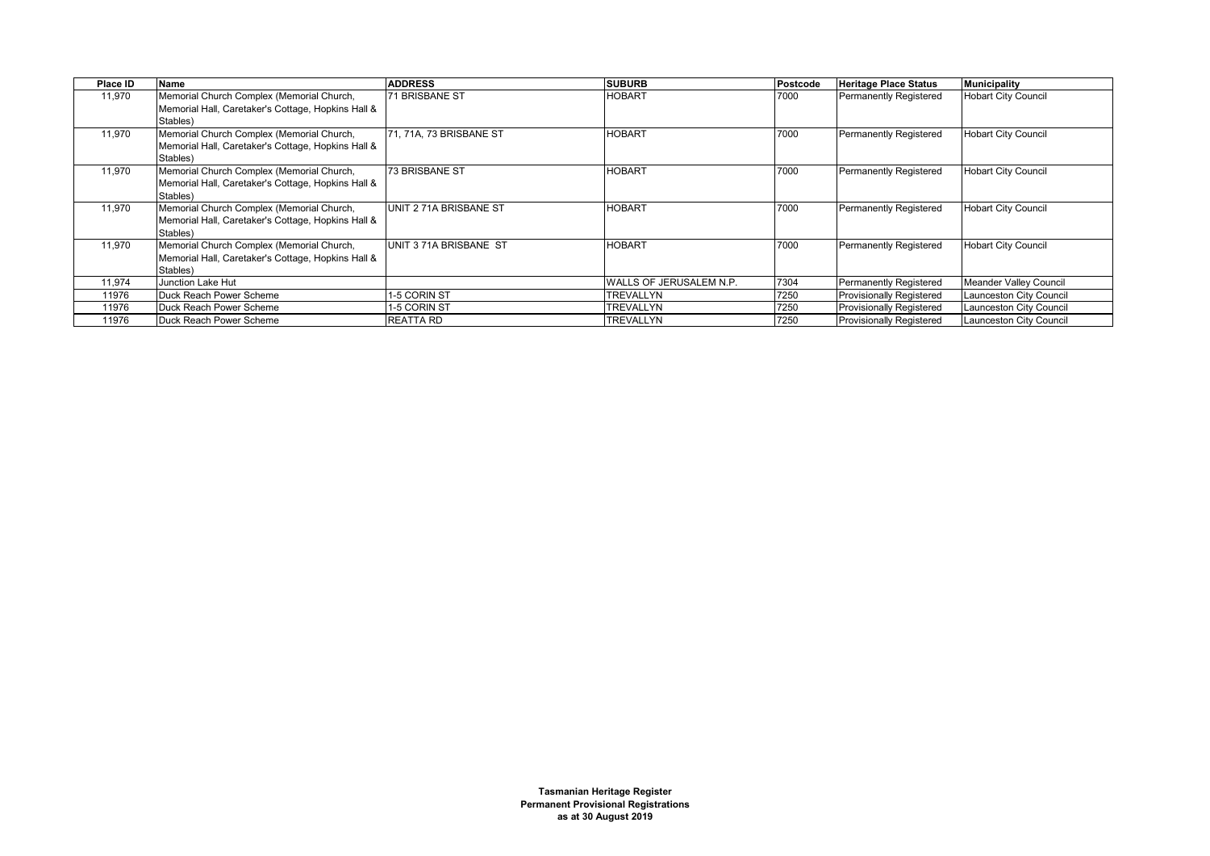| Place ID | Name | ADDRESS | SUBURB | Postcode | Heritage Place Status | Municipality |
|---|---|---|---|---|---|---|
| 11,970 | Memorial Church Complex (Memorial Church, Memorial Hall, Caretaker's Cottage, Hopkins Hall & Stables) | 71 BRISBANE ST | HOBART | 7000 | Permanently Registered | Hobart City Council |
| 11,970 | Memorial Church Complex (Memorial Church, Memorial Hall, Caretaker's Cottage, Hopkins Hall & Stables) | 71, 71A, 73 BRISBANE ST | HOBART | 7000 | Permanently Registered | Hobart City Council |
| 11,970 | Memorial Church Complex (Memorial Church, Memorial Hall, Caretaker's Cottage, Hopkins Hall & Stables) | 73 BRISBANE ST | HOBART | 7000 | Permanently Registered | Hobart City Council |
| 11,970 | Memorial Church Complex (Memorial Church, Memorial Hall, Caretaker's Cottage, Hopkins Hall & Stables) | UNIT 2 71A BRISBANE ST | HOBART | 7000 | Permanently Registered | Hobart City Council |
| 11,970 | Memorial Church Complex (Memorial Church, Memorial Hall, Caretaker's Cottage, Hopkins Hall & Stables) | UNIT 3 71A BRISBANE ST | HOBART | 7000 | Permanently Registered | Hobart City Council |
| 11,974 | Junction Lake Hut | | WALLS OF JERUSALEM N.P. | 7304 | Permanently Registered | Meander Valley Council |
| 11976 | Duck Reach Power Scheme | 1-5 CORIN ST | TREVALLYN | 7250 | Provisionally Registered | Launceston City Council |
| 11976 | Duck Reach Power Scheme | 1-5 CORIN ST | TREVALLYN | 7250 | Provisionally Registered | Launceston City Council |
| 11976 | Duck Reach Power Scheme | REATTA RD | TREVALLYN | 7250 | Provisionally Registered | Launceston City Council |

**Tasmanian Heritage Register**
**Permanent Provisional Registrations**
**as at 30 August 2019**